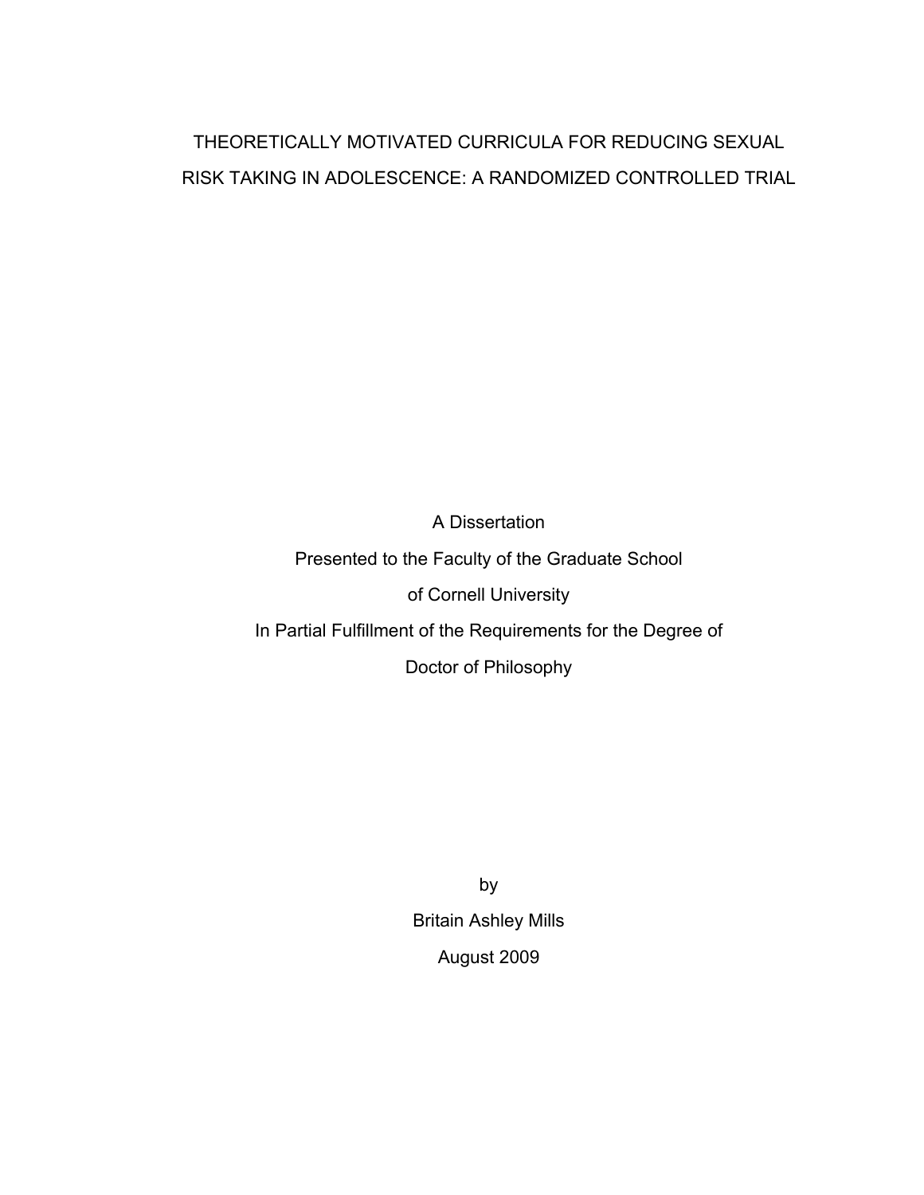# THEORETICALLY MOTIVATED CURRICULA FOR REDUCING SEXUAL RISK TAKING IN ADOLESCENCE: A RANDOMIZED CONTROLLED TRIAL

A Dissertation

Presented to the Faculty of the Graduate School

of Cornell University

In Partial Fulfillment of the Requirements for the Degree of

Doctor of Philosophy

by

Britain Ashley Mills

August 2009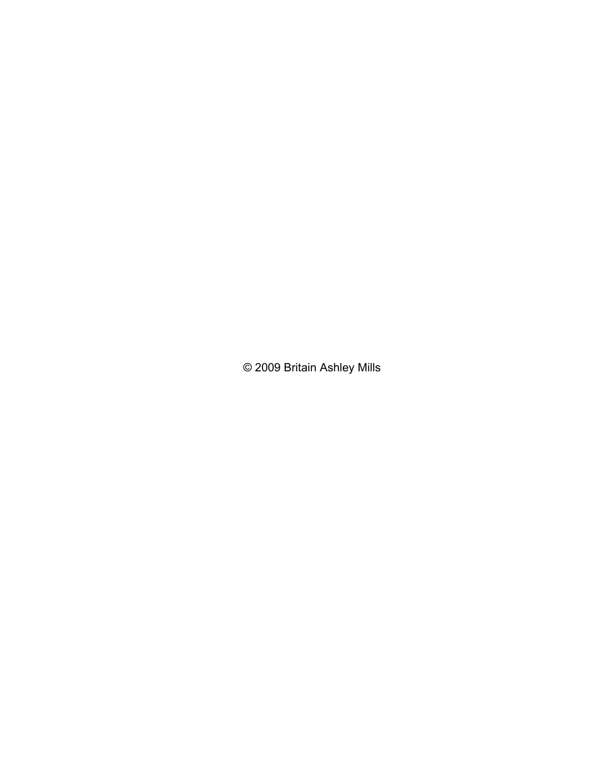© 2009 Britain Ashley Mills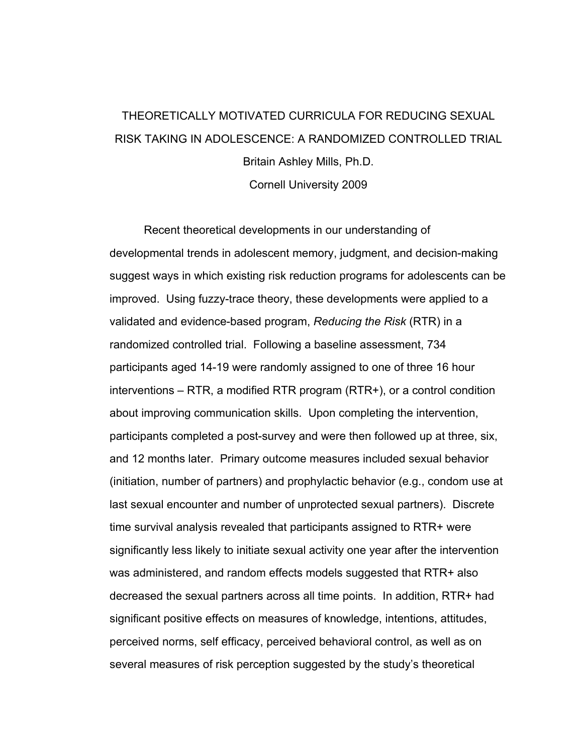# THEORETICALLY MOTIVATED CURRICULA FOR REDUCING SEXUAL RISK TAKING IN ADOLESCENCE: A RANDOMIZED CONTROLLED TRIAL

Britain Ashley Mills, Ph.D.

Cornell University 2009

Recent theoretical developments in our understanding of developmental trends in adolescent memory, judgment, and decision-making suggest ways in which existing risk reduction programs for adolescents can be improved. Using fuzzy-trace theory, these developments were applied to a validated and evidence-based program, *Reducing the Risk* (RTR) in a randomized controlled trial. Following a baseline assessment, 734 participants aged 14-19 were randomly assigned to one of three 16 hour interventions – RTR, a modified RTR program (RTR+), or a control condition about improving communication skills. Upon completing the intervention, participants completed a post-survey and were then followed up at three, six, and 12 months later. Primary outcome measures included sexual behavior (initiation, number of partners) and prophylactic behavior (e.g., condom use at last sexual encounter and number of unprotected sexual partners). Discrete time survival analysis revealed that participants assigned to RTR+ were significantly less likely to initiate sexual activity one year after the intervention was administered, and random effects models suggested that RTR+ also decreased the sexual partners across all time points. In addition, RTR+ had significant positive effects on measures of knowledge, intentions, attitudes, perceived norms, self efficacy, perceived behavioral control, as well as on several measures of risk perception suggested by the study's theoretical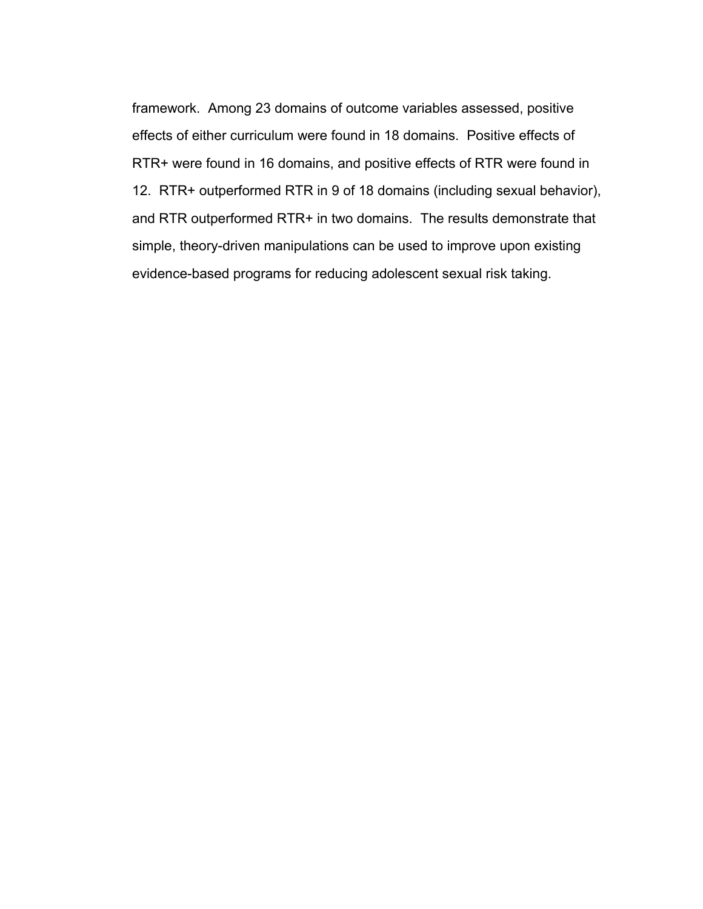framework. Among 23 domains of outcome variables assessed, positive effects of either curriculum were found in 18 domains. Positive effects of RTR+ were found in 16 domains, and positive effects of RTR were found in 12. RTR+ outperformed RTR in 9 of 18 domains (including sexual behavior), and RTR outperformed RTR+ in two domains. The results demonstrate that simple, theory-driven manipulations can be used to improve upon existing evidence-based programs for reducing adolescent sexual risk taking.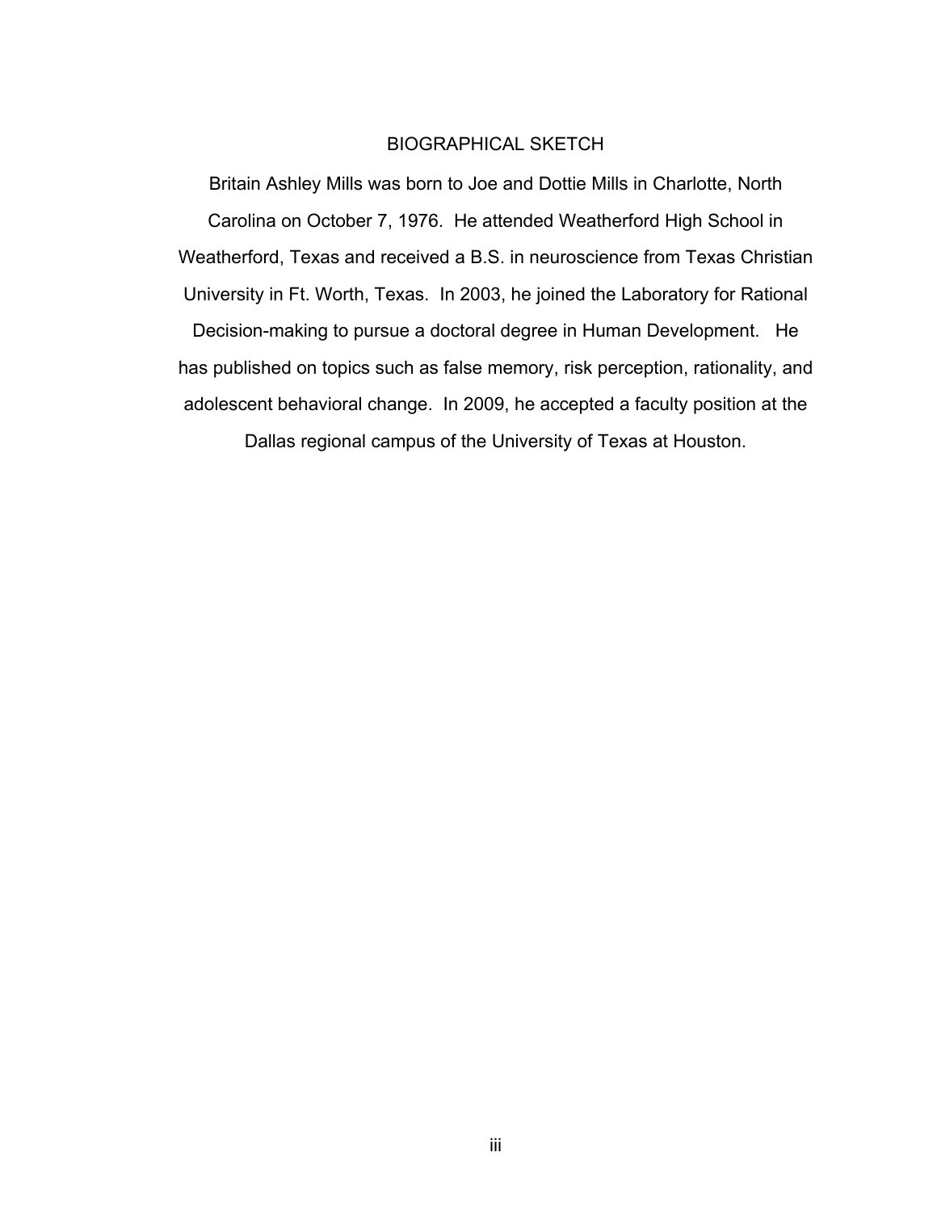# BIOGRAPHICAL SKETCH

Britain Ashley Mills was born to Joe and Dottie Mills in Charlotte, North Carolina on October 7, 1976. He attended Weatherford High School in Weatherford, Texas and received a B.S. in neuroscience from Texas Christian University in Ft. Worth, Texas. In 2003, he joined the Laboratory for Rational Decision-making to pursue a doctoral degree in Human Development. He has published on topics such as false memory, risk perception, rationality, and adolescent behavioral change. In 2009, he accepted a faculty position at the Dallas regional campus of the University of Texas at Houston.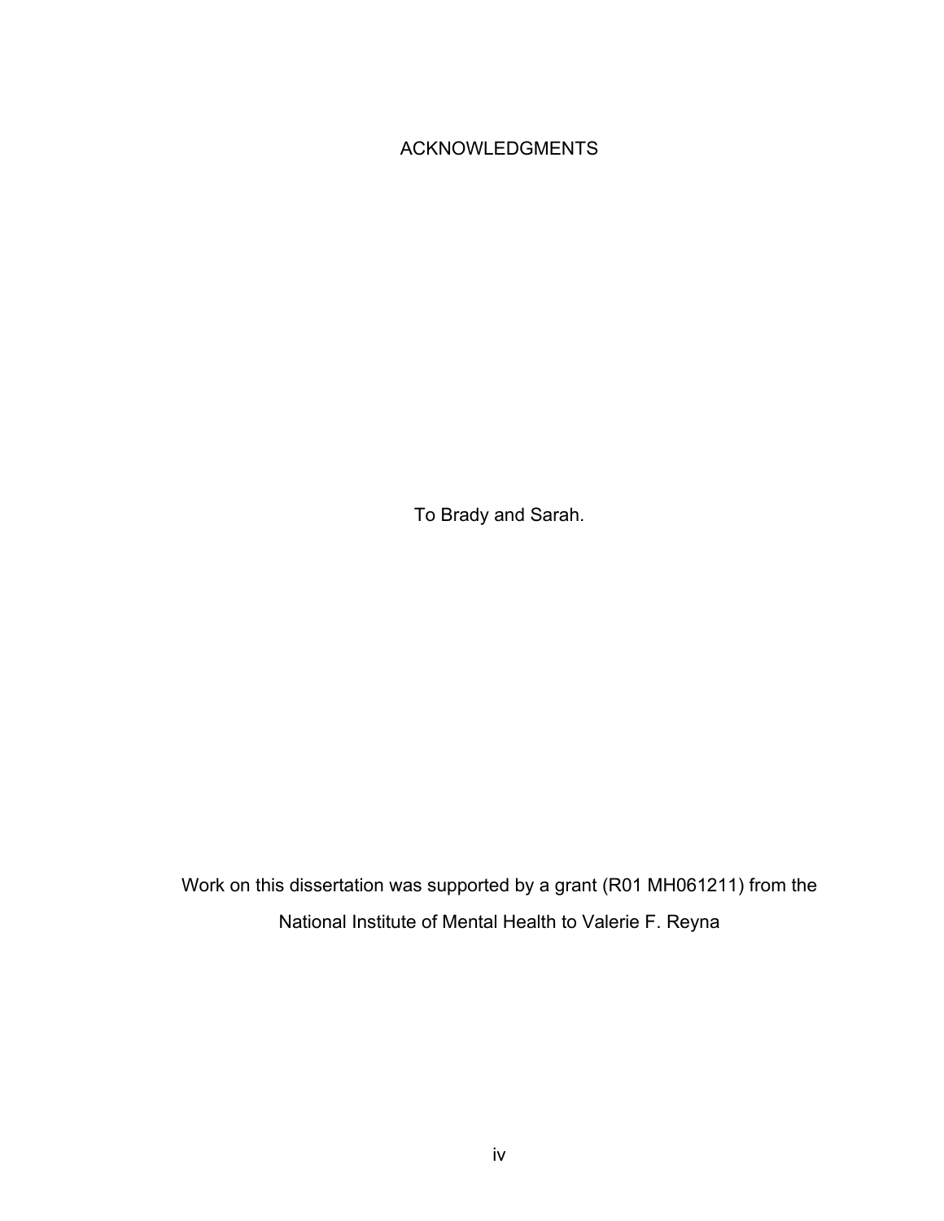# ACKNOWLEDGMENTS

To Brady and Sarah.

Work on this dissertation was supported by a grant (R01 MH061211) from the National Institute of Mental Health to Valerie F. Reyna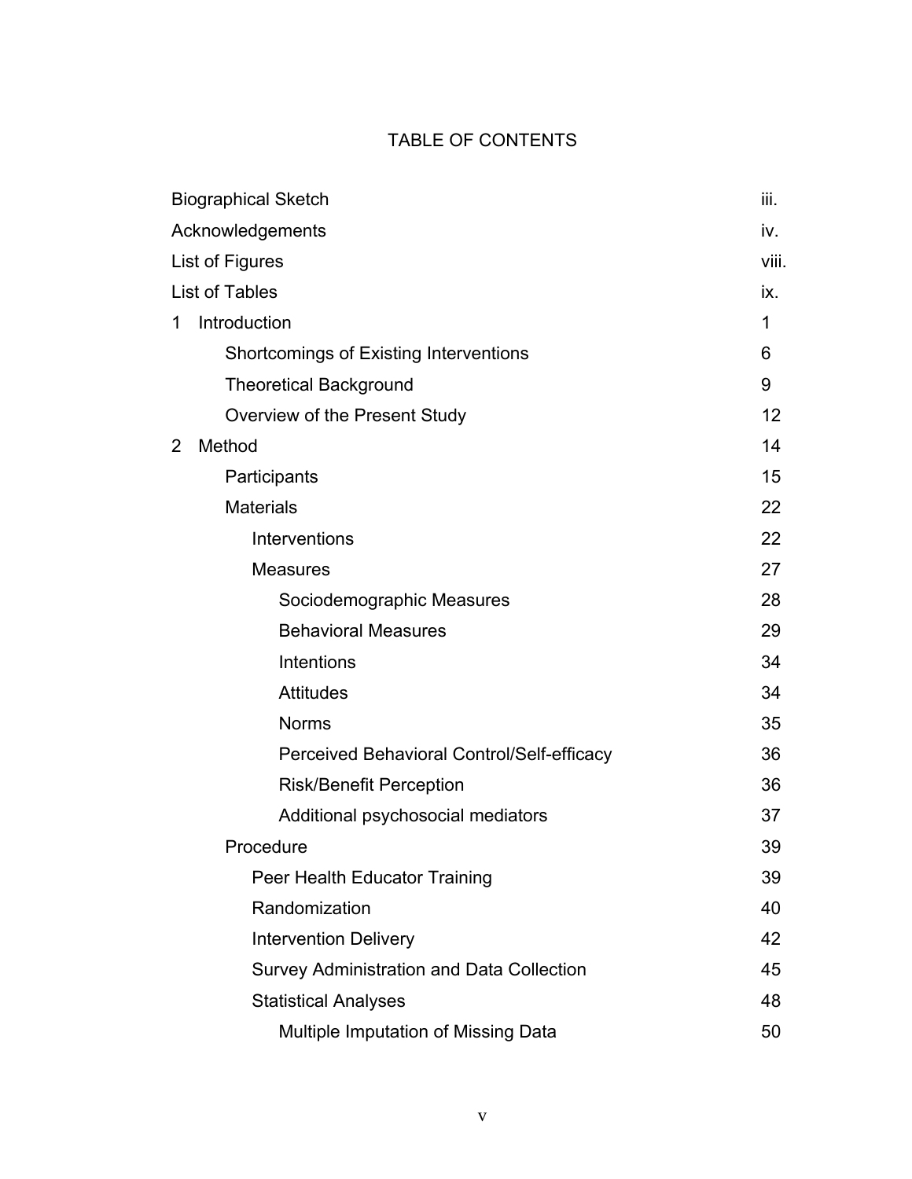# TABLE OF CONTENTS

| | |
|---|---|
| Biographical Sketch | iii. |
| Acknowledgements | iv. |
| List of Figures | viii. |
| List of Tables | ix. |
| 1 Introduction | 1 |
| Shortcomings of Existing Interventions | 6 |
| Theoretical Background | 9 |
| Overview of the Present Study | 12 |
| 2 Method | 14 |
| Participants | 15 |
| Materials | 22 |
| Interventions | 22 |
| Measures | 27 |
| Sociodemographic Measures | 28 |
| Behavioral Measures | 29 |
| Intentions | 34 |
| Attitudes | 34 |
| Norms | 35 |
| Perceived Behavioral Control/Self-efficacy | 36 |
| Risk/Benefit Perception | 36 |
| Additional psychosocial mediators | 37 |
| Procedure | 39 |
| Peer Health Educator Training | 39 |
| Randomization | 40 |
| Intervention Delivery | 42 |
| Survey Administration and Data Collection | 45 |
| Statistical Analyses | 48 |
| Multiple Imputation of Missing Data | 50 |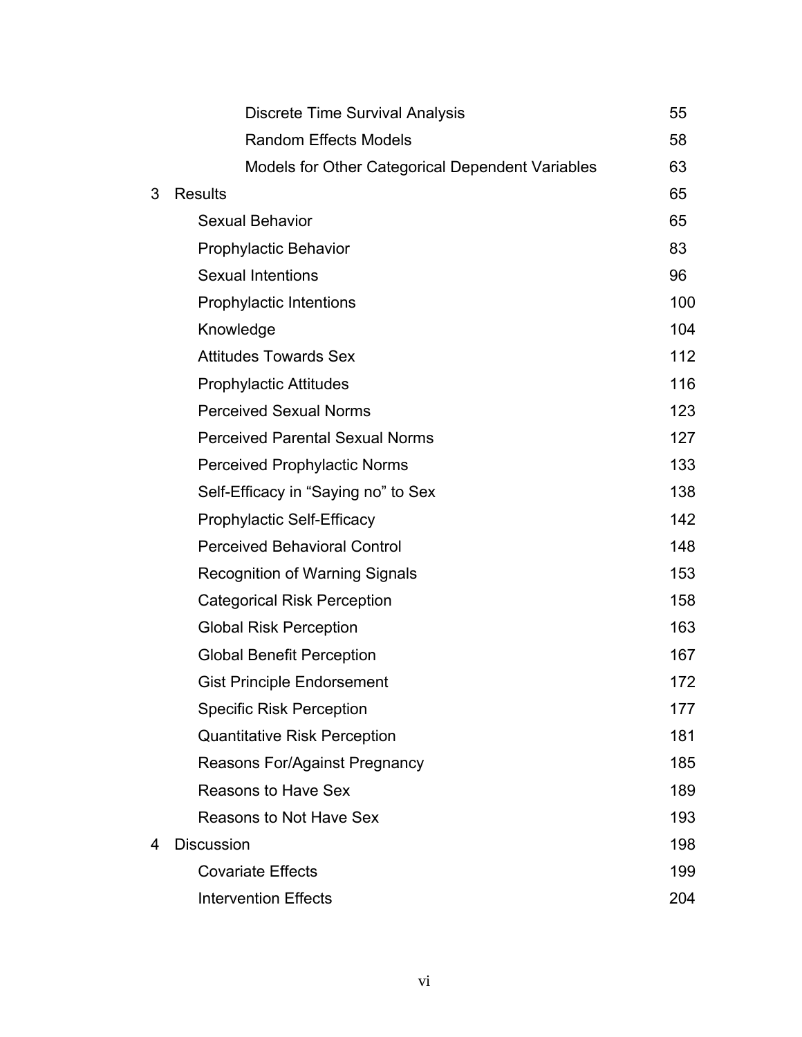| | | |
|---|---|---|
| | Discrete Time Survival Analysis | 55 |
| | Random Effects Models | 58 |
| | Models for Other Categorical Dependent Variables | 63 |
| 3 | Results | 65 |
| | Sexual Behavior | 65 |
| | Prophylactic Behavior | 83 |
| | Sexual Intentions | 96 |
| | Prophylactic Intentions | 100 |
| | Knowledge | 104 |
| | Attitudes Towards Sex | 112 |
| | Prophylactic Attitudes | 116 |
| | Perceived Sexual Norms | 123 |
| | Perceived Parental Sexual Norms | 127 |
| | Perceived Prophylactic Norms | 133 |
| | Self-Efficacy in “Saying no” to Sex | 138 |
| | Prophylactic Self-Efficacy | 142 |
| | Perceived Behavioral Control | 148 |
| | Recognition of Warning Signals | 153 |
| | Categorical Risk Perception | 158 |
| | Global Risk Perception | 163 |
| | Global Benefit Perception | 167 |
| | Gist Principle Endorsement | 172 |
| | Specific Risk Perception | 177 |
| | Quantitative Risk Perception | 181 |
| | Reasons For/Against Pregnancy | 185 |
| | Reasons to Have Sex | 189 |
| | Reasons to Not Have Sex | 193 |
| 4 | Discussion | 198 |
| | Covariate Effects | 199 |
| | Intervention Effects | 204 |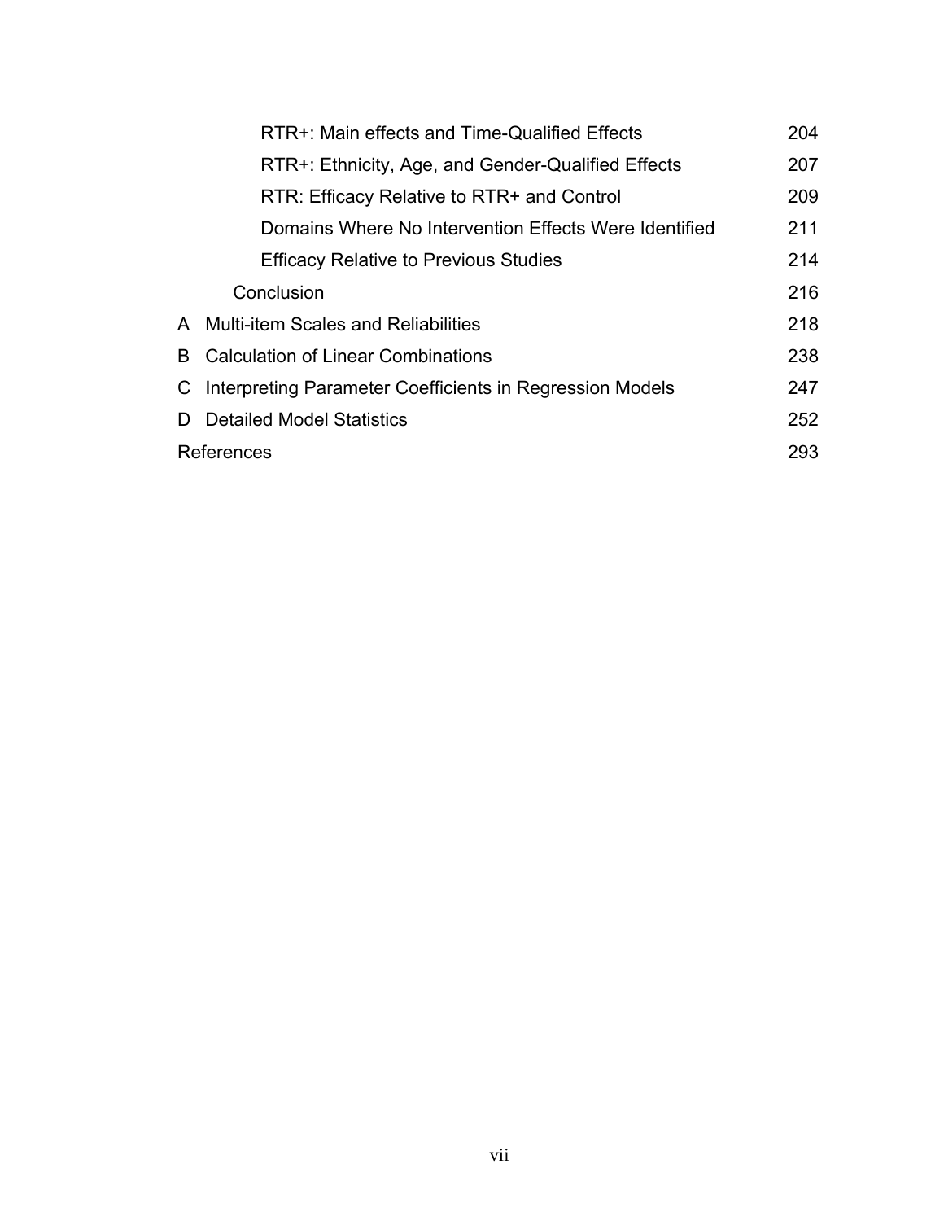RTR+: Main effects and Time-Qualified Effects 204

RTR+: Ethnicity, Age, and Gender-Qualified Effects 207

RTR: Efficacy Relative to RTR+ and Control 209

Domains Where No Intervention Effects Were Identified 211

Efficacy Relative to Previous Studies 214

Conclusion 216

A Multi-item Scales and Reliabilities 218

B Calculation of Linear Combinations 238

C Interpreting Parameter Coefficients in Regression Models 247

D Detailed Model Statistics 252

References 293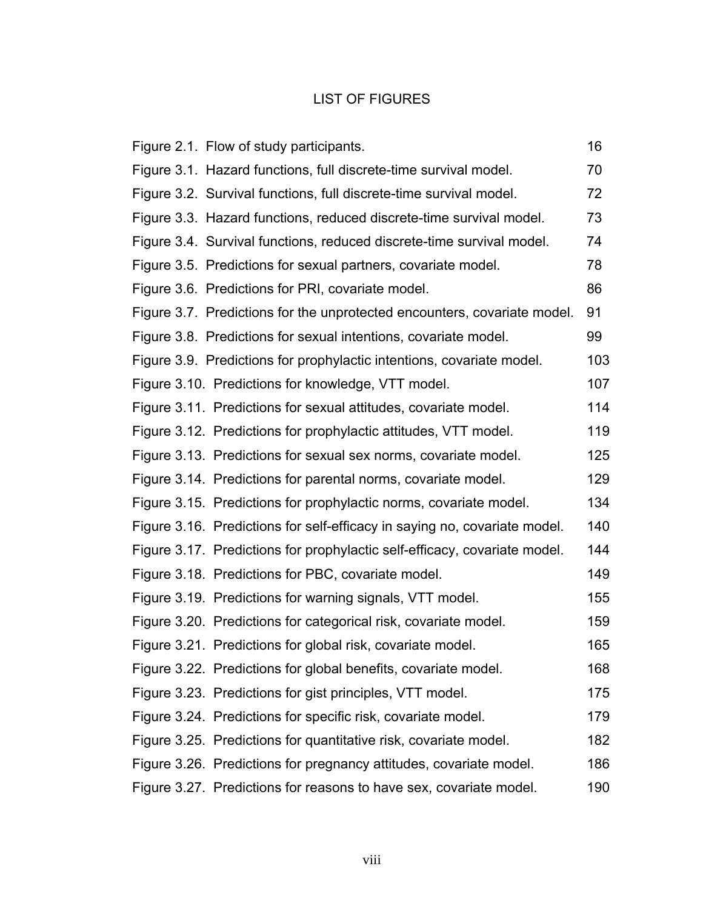# LIST OF FIGURES

| | |
|---|---|
| Figure 2.1. Flow of study participants. | 16 |
| Figure 3.1. Hazard functions, full discrete-time survival model. | 70 |
| Figure 3.2. Survival functions, full discrete-time survival model. | 72 |
| Figure 3.3. Hazard functions, reduced discrete-time survival model. | 73 |
| Figure 3.4. Survival functions, reduced discrete-time survival model. | 74 |
| Figure 3.5. Predictions for sexual partners, covariate model. | 78 |
| Figure 3.6. Predictions for PRI, covariate model. | 86 |
| Figure 3.7. Predictions for the unprotected encounters, covariate model. | 91 |
| Figure 3.8. Predictions for sexual intentions, covariate model. | 99 |
| Figure 3.9. Predictions for prophylactic intentions, covariate model. | 103 |
| Figure 3.10. Predictions for knowledge, VTT model. | 107 |
| Figure 3.11. Predictions for sexual attitudes, covariate model. | 114 |
| Figure 3.12. Predictions for prophylactic attitudes, VTT model. | 119 |
| Figure 3.13. Predictions for sexual sex norms, covariate model. | 125 |
| Figure 3.14. Predictions for parental norms, covariate model. | 129 |
| Figure 3.15. Predictions for prophylactic norms, covariate model. | 134 |
| Figure 3.16. Predictions for self-efficacy in saying no, covariate model. | 140 |
| Figure 3.17. Predictions for prophylactic self-efficacy, covariate model. | 144 |
| Figure 3.18. Predictions for PBC, covariate model. | 149 |
| Figure 3.19. Predictions for warning signals, VTT model. | 155 |
| Figure 3.20. Predictions for categorical risk, covariate model. | 159 |
| Figure 3.21. Predictions for global risk, covariate model. | 165 |
| Figure 3.22. Predictions for global benefits, covariate model. | 168 |
| Figure 3.23. Predictions for gist principles, VTT model. | 175 |
| Figure 3.24. Predictions for specific risk, covariate model. | 179 |
| Figure 3.25. Predictions for quantitative risk, covariate model. | 182 |
| Figure 3.26. Predictions for pregnancy attitudes, covariate model. | 186 |
| Figure 3.27. Predictions for reasons to have sex, covariate model. | 190 |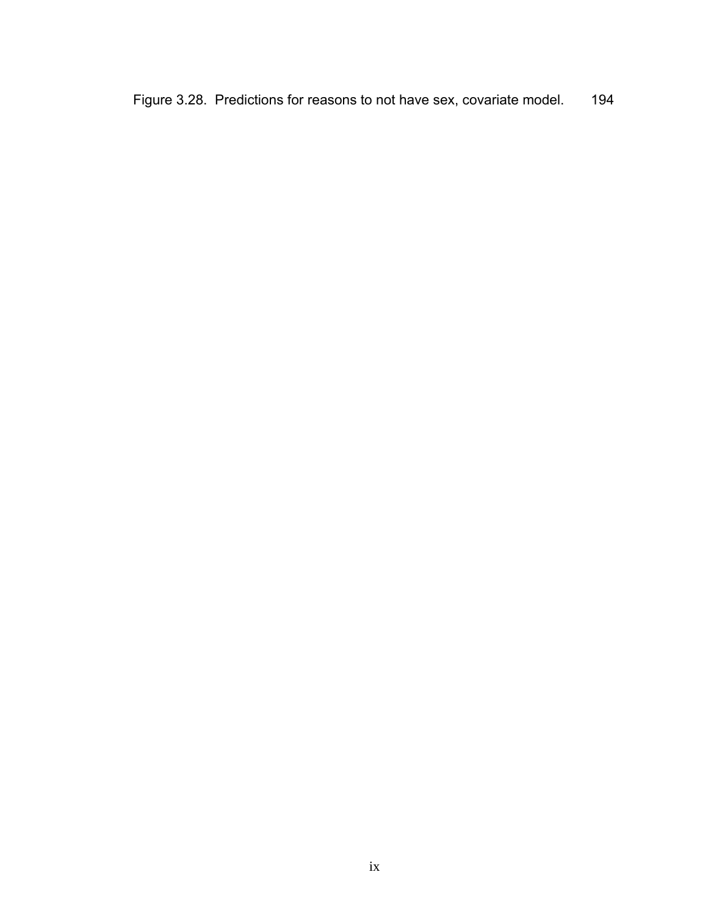Figure 3.28. Predictions for reasons to not have sex, covariate model. 194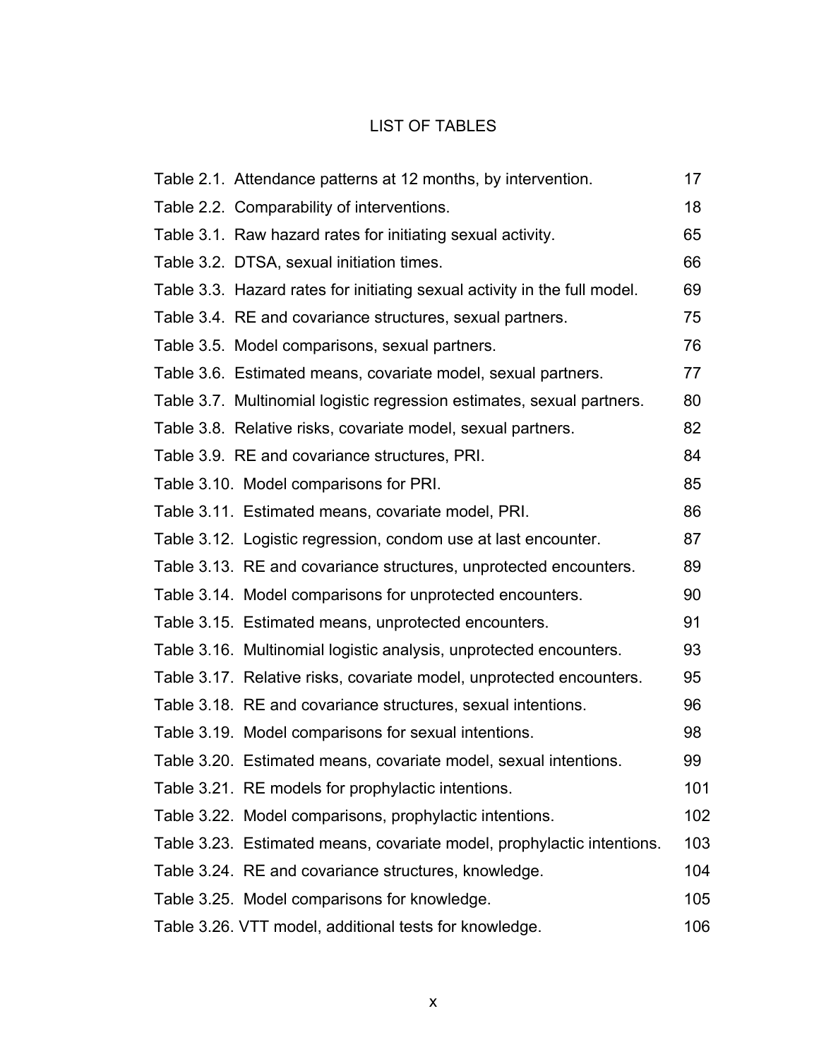# LIST OF TABLES

| | |
|---|---|
| Table 2.1. Attendance patterns at 12 months, by intervention. | 17 |
| Table 2.2. Comparability of interventions. | 18 |
| Table 3.1. Raw hazard rates for initiating sexual activity. | 65 |
| Table 3.2. DTSA, sexual initiation times. | 66 |
| Table 3.3. Hazard rates for initiating sexual activity in the full model. | 69 |
| Table 3.4. RE and covariance structures, sexual partners. | 75 |
| Table 3.5. Model comparisons, sexual partners. | 76 |
| Table 3.6. Estimated means, covariate model, sexual partners. | 77 |
| Table 3.7. Multinomial logistic regression estimates, sexual partners. | 80 |
| Table 3.8. Relative risks, covariate model, sexual partners. | 82 |
| Table 3.9. RE and covariance structures, PRI. | 84 |
| Table 3.10. Model comparisons for PRI. | 85 |
| Table 3.11. Estimated means, covariate model, PRI. | 86 |
| Table 3.12. Logistic regression, condom use at last encounter. | 87 |
| Table 3.13. RE and covariance structures, unprotected encounters. | 89 |
| Table 3.14. Model comparisons for unprotected encounters. | 90 |
| Table 3.15. Estimated means, unprotected encounters. | 91 |
| Table 3.16. Multinomial logistic analysis, unprotected encounters. | 93 |
| Table 3.17. Relative risks, covariate model, unprotected encounters. | 95 |
| Table 3.18. RE and covariance structures, sexual intentions. | 96 |
| Table 3.19. Model comparisons for sexual intentions. | 98 |
| Table 3.20. Estimated means, covariate model, sexual intentions. | 99 |
| Table 3.21. RE models for prophylactic intentions. | 101 |
| Table 3.22. Model comparisons, prophylactic intentions. | 102 |
| Table 3.23. Estimated means, covariate model, prophylactic intentions. | 103 |
| Table 3.24. RE and covariance structures, knowledge. | 104 |
| Table 3.25. Model comparisons for knowledge. | 105 |
| Table 3.26. VTT model, additional tests for knowledge. | 106 |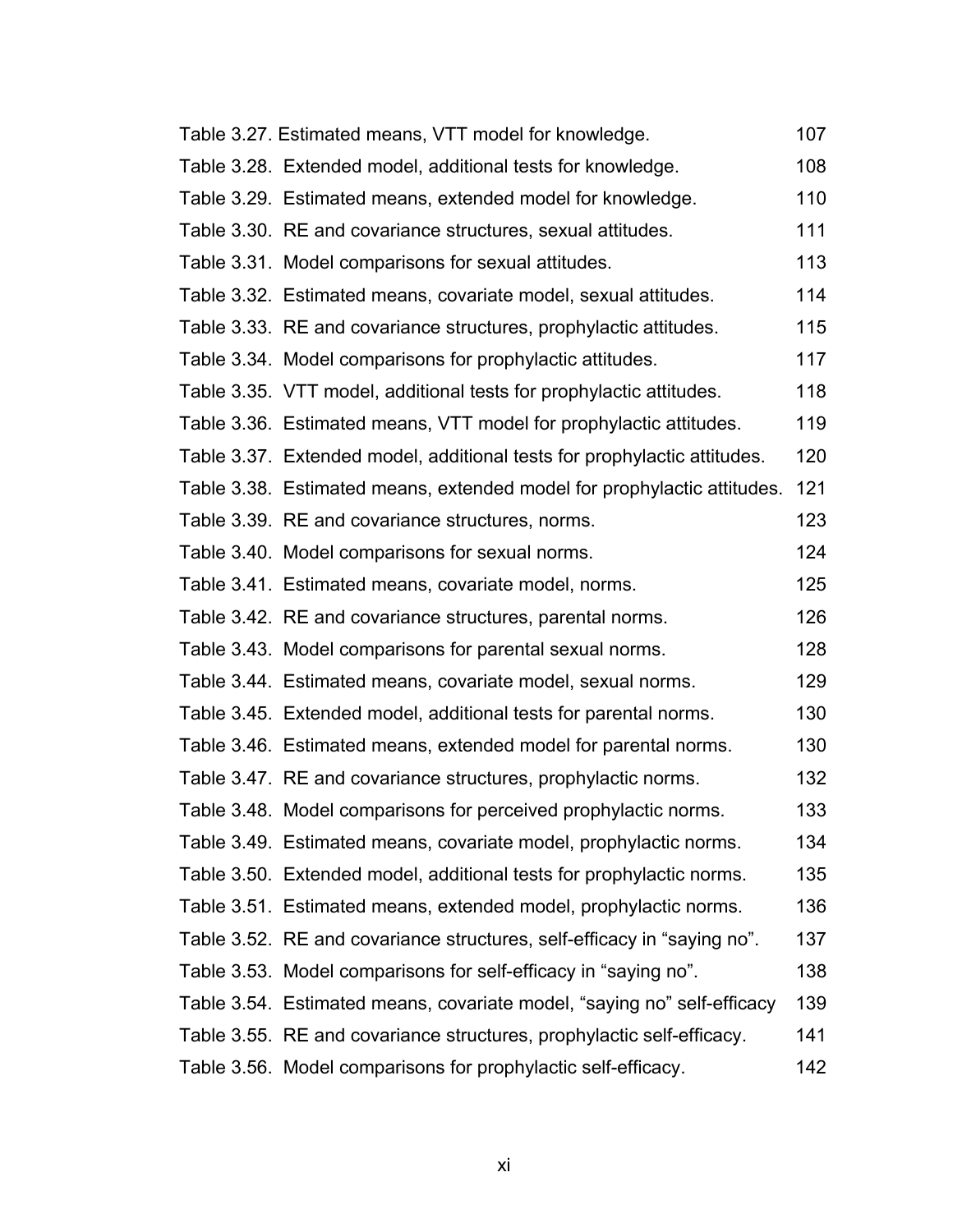Table 3.27. Estimated means, VTT model for knowledge. 107

Table 3.28. Extended model, additional tests for knowledge. 108

Table 3.29. Estimated means, extended model for knowledge. 110

Table 3.30. RE and covariance structures, sexual attitudes. 111

Table 3.31. Model comparisons for sexual attitudes. 113

Table 3.32. Estimated means, covariate model, sexual attitudes. 114

Table 3.33. RE and covariance structures, prophylactic attitudes. 115

Table 3.34. Model comparisons for prophylactic attitudes. 117

Table 3.35. VTT model, additional tests for prophylactic attitudes. 118

Table 3.36. Estimated means, VTT model for prophylactic attitudes. 119

Table 3.37. Extended model, additional tests for prophylactic attitudes. 120

Table 3.38. Estimated means, extended model for prophylactic attitudes. 121

Table 3.39. RE and covariance structures, norms. 123

Table 3.40. Model comparisons for sexual norms. 124

Table 3.41. Estimated means, covariate model, norms. 125

Table 3.42. RE and covariance structures, parental norms. 126

Table 3.43. Model comparisons for parental sexual norms. 128

Table 3.44. Estimated means, covariate model, sexual norms. 129

Table 3.45. Extended model, additional tests for parental norms. 130

Table 3.46. Estimated means, extended model for parental norms. 130

Table 3.47. RE and covariance structures, prophylactic norms. 132

Table 3.48. Model comparisons for perceived prophylactic norms. 133

Table 3.49. Estimated means, covariate model, prophylactic norms. 134

Table 3.50. Extended model, additional tests for prophylactic norms. 135

Table 3.51. Estimated means, extended model, prophylactic norms. 136

Table 3.52. RE and covariance structures, self-efficacy in "saying no". 137

Table 3.53. Model comparisons for self-efficacy in "saying no". 138

Table 3.54. Estimated means, covariate model, "saying no" self-efficacy 139

Table 3.55. RE and covariance structures, prophylactic self-efficacy. 141

Table 3.56. Model comparisons for prophylactic self-efficacy. 142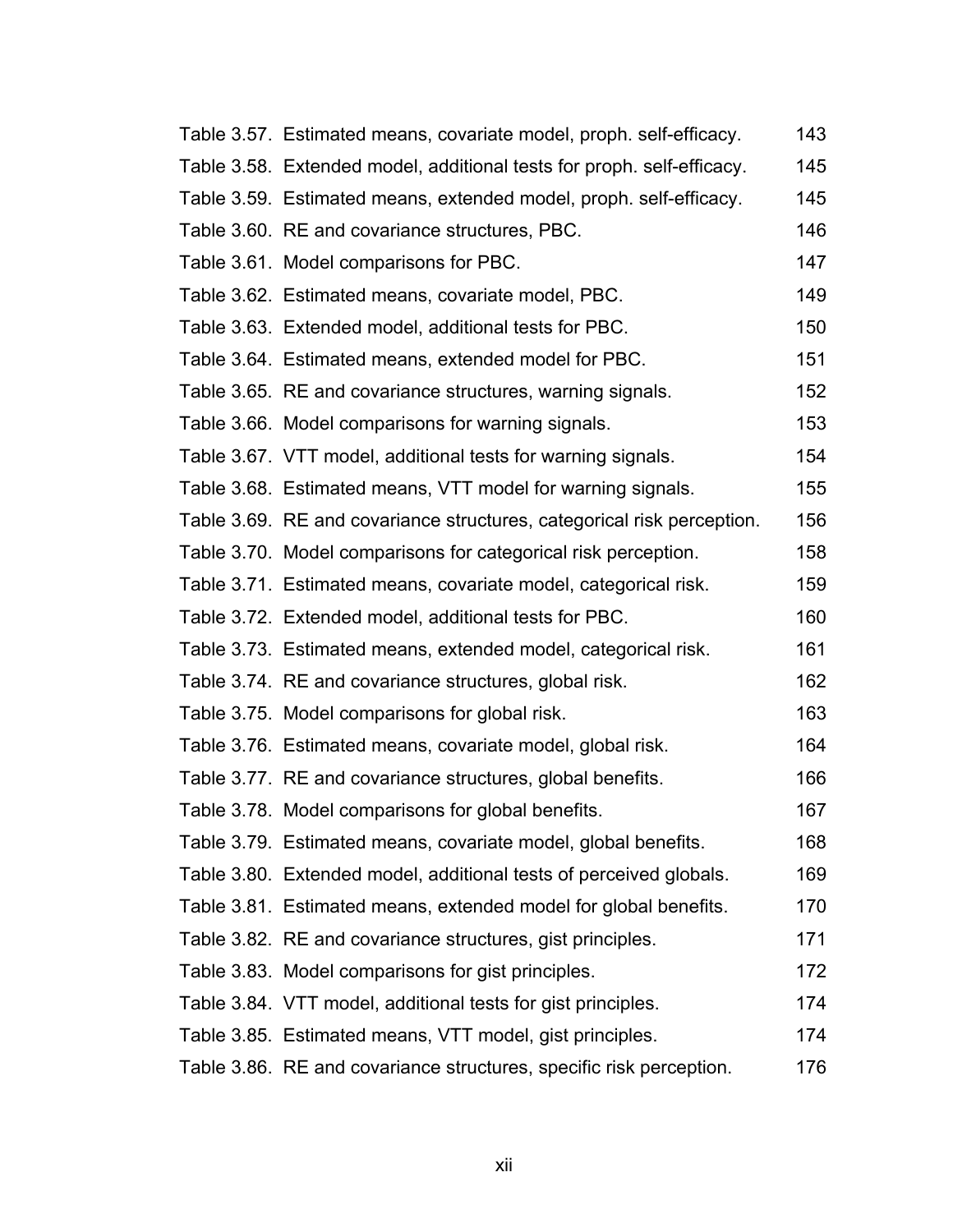| | | |
|---|---|---|
| Table 3.57. | Estimated means, covariate model, proph. self-efficacy. | 143 |
| Table 3.58. | Extended model, additional tests for proph. self-efficacy. | 145 |
| Table 3.59. | Estimated means, extended model, proph. self-efficacy. | 145 |
| Table 3.60. | RE and covariance structures, PBC. | 146 |
| Table 3.61. | Model comparisons for PBC. | 147 |
| Table 3.62. | Estimated means, covariate model, PBC. | 149 |
| Table 3.63. | Extended model, additional tests for PBC. | 150 |
| Table 3.64. | Estimated means, extended model for PBC. | 151 |
| Table 3.65. | RE and covariance structures, warning signals. | 152 |
| Table 3.66. | Model comparisons for warning signals. | 153 |
| Table 3.67. | VTT model, additional tests for warning signals. | 154 |
| Table 3.68. | Estimated means, VTT model for warning signals. | 155 |
| Table 3.69. | RE and covariance structures, categorical risk perception. | 156 |
| Table 3.70. | Model comparisons for categorical risk perception. | 158 |
| Table 3.71. | Estimated means, covariate model, categorical risk. | 159 |
| Table 3.72. | Extended model, additional tests for PBC. | 160 |
| Table 3.73. | Estimated means, extended model, categorical risk. | 161 |
| Table 3.74. | RE and covariance structures, global risk. | 162 |
| Table 3.75. | Model comparisons for global risk. | 163 |
| Table 3.76. | Estimated means, covariate model, global risk. | 164 |
| Table 3.77. | RE and covariance structures, global benefits. | 166 |
| Table 3.78. | Model comparisons for global benefits. | 167 |
| Table 3.79. | Estimated means, covariate model, global benefits. | 168 |
| Table 3.80. | Extended model, additional tests of perceived globals. | 169 |
| Table 3.81. | Estimated means, extended model for global benefits. | 170 |
| Table 3.82. | RE and covariance structures, gist principles. | 171 |
| Table 3.83. | Model comparisons for gist principles. | 172 |
| Table 3.84. | VTT model, additional tests for gist principles. | 174 |
| Table 3.85. | Estimated means, VTT model, gist principles. | 174 |
| Table 3.86. | RE and covariance structures, specific risk perception. | 176 |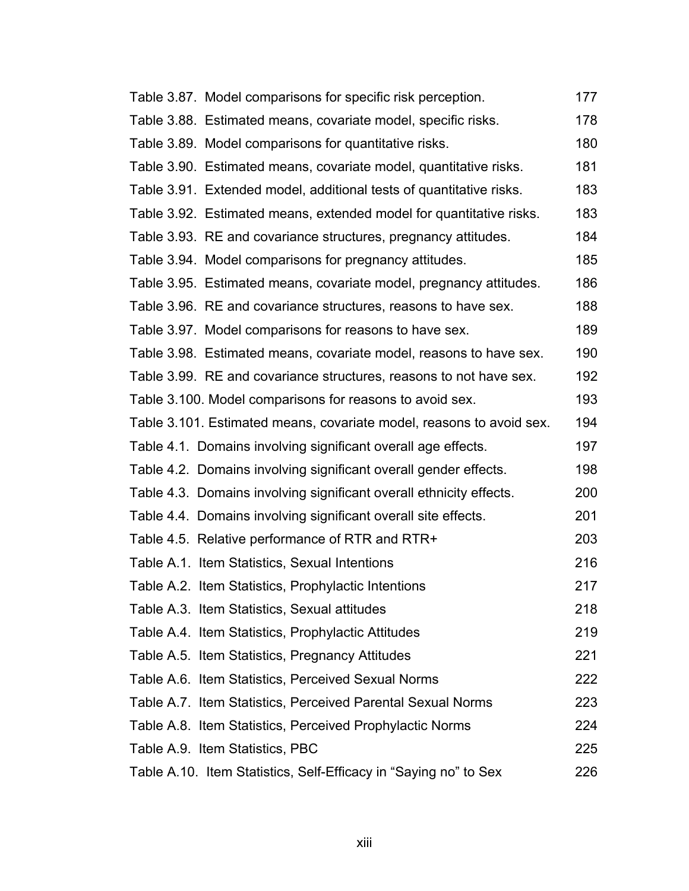Table 3.87. Model comparisons for specific risk perception. 177

Table 3.88. Estimated means, covariate model, specific risks. 178

Table 3.89. Model comparisons for quantitative risks. 180

Table 3.90. Estimated means, covariate model, quantitative risks. 181

Table 3.91. Extended model, additional tests of quantitative risks. 183

Table 3.92. Estimated means, extended model for quantitative risks. 183

Table 3.93. RE and covariance structures, pregnancy attitudes. 184

Table 3.94. Model comparisons for pregnancy attitudes. 185

Table 3.95. Estimated means, covariate model, pregnancy attitudes. 186

Table 3.96. RE and covariance structures, reasons to have sex. 188

Table 3.97. Model comparisons for reasons to have sex. 189

Table 3.98. Estimated means, covariate model, reasons to have sex. 190

Table 3.99. RE and covariance structures, reasons to not have sex. 192

Table 3.100. Model comparisons for reasons to avoid sex. 193

Table 3.101. Estimated means, covariate model, reasons to avoid sex. 194

Table 4.1. Domains involving significant overall age effects. 197

Table 4.2. Domains involving significant overall gender effects. 198

Table 4.3. Domains involving significant overall ethnicity effects. 200

Table 4.4. Domains involving significant overall site effects. 201

Table 4.5. Relative performance of RTR and RTR+ 203

Table A.1. Item Statistics, Sexual Intentions 216

Table A.2. Item Statistics, Prophylactic Intentions 217

Table A.3. Item Statistics, Sexual attitudes 218

Table A.4. Item Statistics, Prophylactic Attitudes 219

Table A.5. Item Statistics, Pregnancy Attitudes 221

Table A.6. Item Statistics, Perceived Sexual Norms 222

Table A.7. Item Statistics, Perceived Parental Sexual Norms 223

Table A.8. Item Statistics, Perceived Prophylactic Norms 224

Table A.9. Item Statistics, PBC 225

Table A.10. Item Statistics, Self-Efficacy in “Saying no” to Sex 226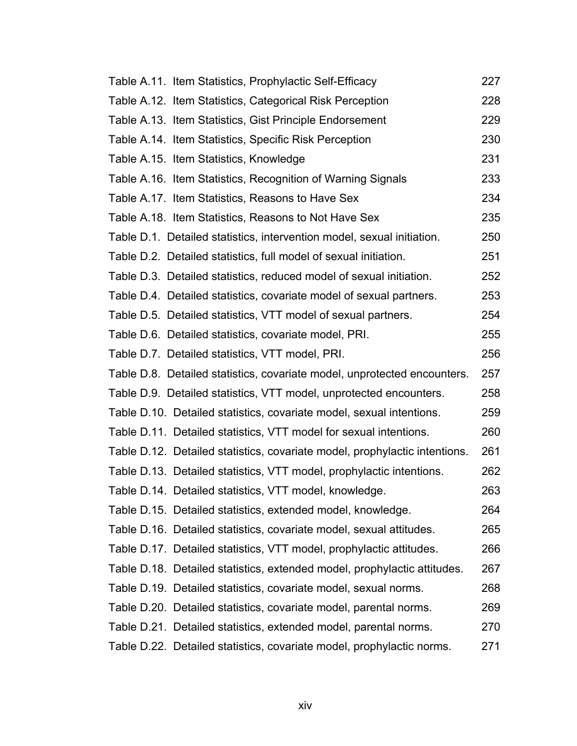Table A.11. Item Statistics, Prophylactic Self-Efficacy 227
Table A.12. Item Statistics, Categorical Risk Perception 228
Table A.13. Item Statistics, Gist Principle Endorsement 229
Table A.14. Item Statistics, Specific Risk Perception 230
Table A.15. Item Statistics, Knowledge 231
Table A.16. Item Statistics, Recognition of Warning Signals 233
Table A.17. Item Statistics, Reasons to Have Sex 234
Table A.18. Item Statistics, Reasons to Not Have Sex 235
Table D.1. Detailed statistics, intervention model, sexual initiation. 250
Table D.2. Detailed statistics, full model of sexual initiation. 251
Table D.3. Detailed statistics, reduced model of sexual initiation. 252
Table D.4. Detailed statistics, covariate model of sexual partners. 253
Table D.5. Detailed statistics, VTT model of sexual partners. 254
Table D.6. Detailed statistics, covariate model, PRI. 255
Table D.7. Detailed statistics, VTT model, PRI. 256
Table D.8. Detailed statistics, covariate model, unprotected encounters. 257
Table D.9. Detailed statistics, VTT model, unprotected encounters. 258
Table D.10. Detailed statistics, covariate model, sexual intentions. 259
Table D.11. Detailed statistics, VTT model for sexual intentions. 260
Table D.12. Detailed statistics, covariate model, prophylactic intentions. 261
Table D.13. Detailed statistics, VTT model, prophylactic intentions. 262
Table D.14. Detailed statistics, VTT model, knowledge. 263
Table D.15. Detailed statistics, extended model, knowledge. 264
Table D.16. Detailed statistics, covariate model, sexual attitudes. 265
Table D.17. Detailed statistics, VTT model, prophylactic attitudes. 266
Table D.18. Detailed statistics, extended model, prophylactic attitudes. 267
Table D.19. Detailed statistics, covariate model, sexual norms. 268
Table D.20. Detailed statistics, covariate model, parental norms. 269
Table D.21. Detailed statistics, extended model, parental norms. 270
Table D.22. Detailed statistics, covariate model, prophylactic norms. 271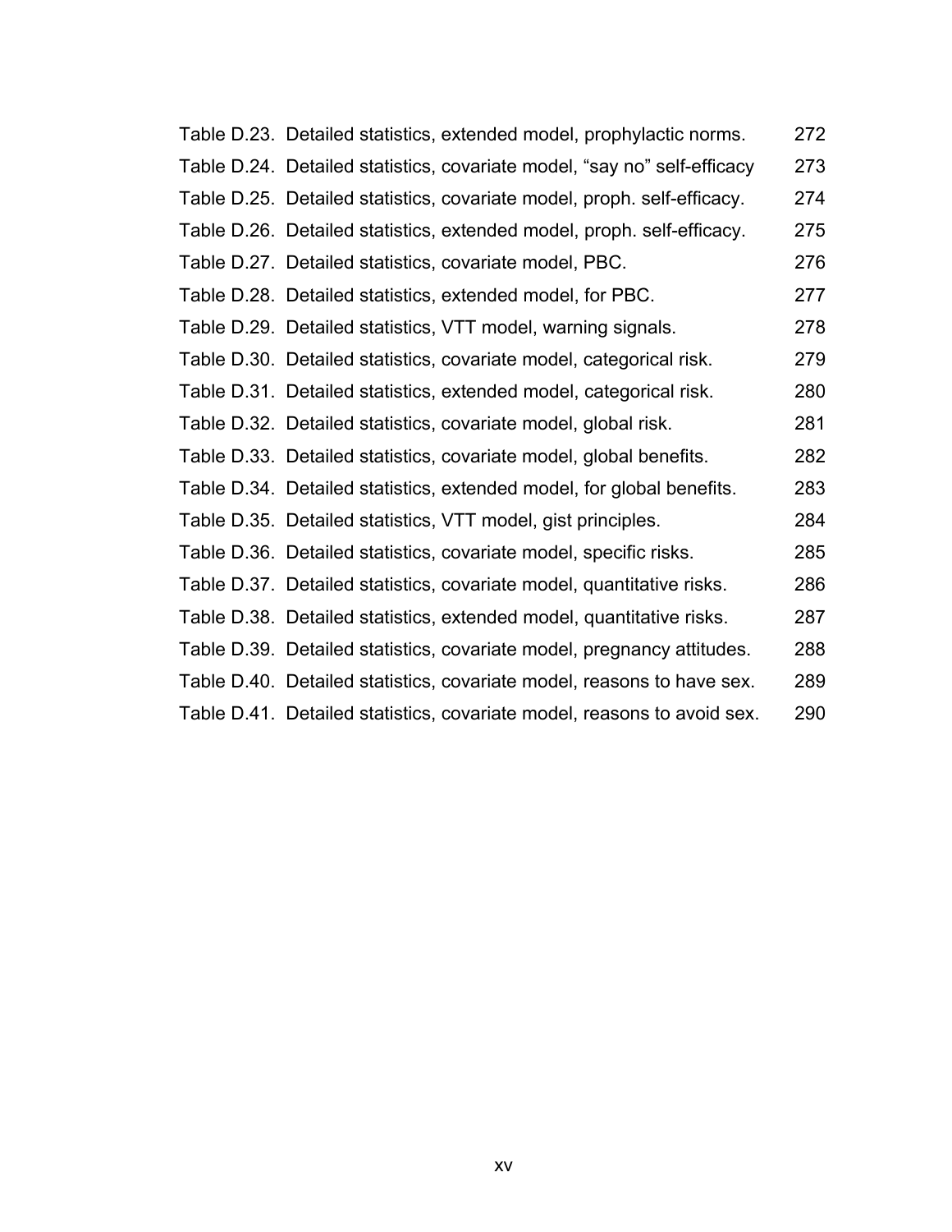Table D.23. Detailed statistics, extended model, prophylactic norms. 272

Table D.24. Detailed statistics, covariate model, “say no” self-efficacy 273

Table D.25. Detailed statistics, covariate model, proph. self-efficacy. 274

Table D.26. Detailed statistics, extended model, proph. self-efficacy. 275

Table D.27. Detailed statistics, covariate model, PBC. 276

Table D.28. Detailed statistics, extended model, for PBC. 277

Table D.29. Detailed statistics, VTT model, warning signals. 278

Table D.30. Detailed statistics, covariate model, categorical risk. 279

Table D.31. Detailed statistics, extended model, categorical risk. 280

Table D.32. Detailed statistics, covariate model, global risk. 281

Table D.33. Detailed statistics, covariate model, global benefits. 282

Table D.34. Detailed statistics, extended model, for global benefits. 283

Table D.35. Detailed statistics, VTT model, gist principles. 284

Table D.36. Detailed statistics, covariate model, specific risks. 285

Table D.37. Detailed statistics, covariate model, quantitative risks. 286

Table D.38. Detailed statistics, extended model, quantitative risks. 287

Table D.39. Detailed statistics, covariate model, pregnancy attitudes. 288

Table D.40. Detailed statistics, covariate model, reasons to have sex. 289

Table D.41. Detailed statistics, covariate model, reasons to avoid sex. 290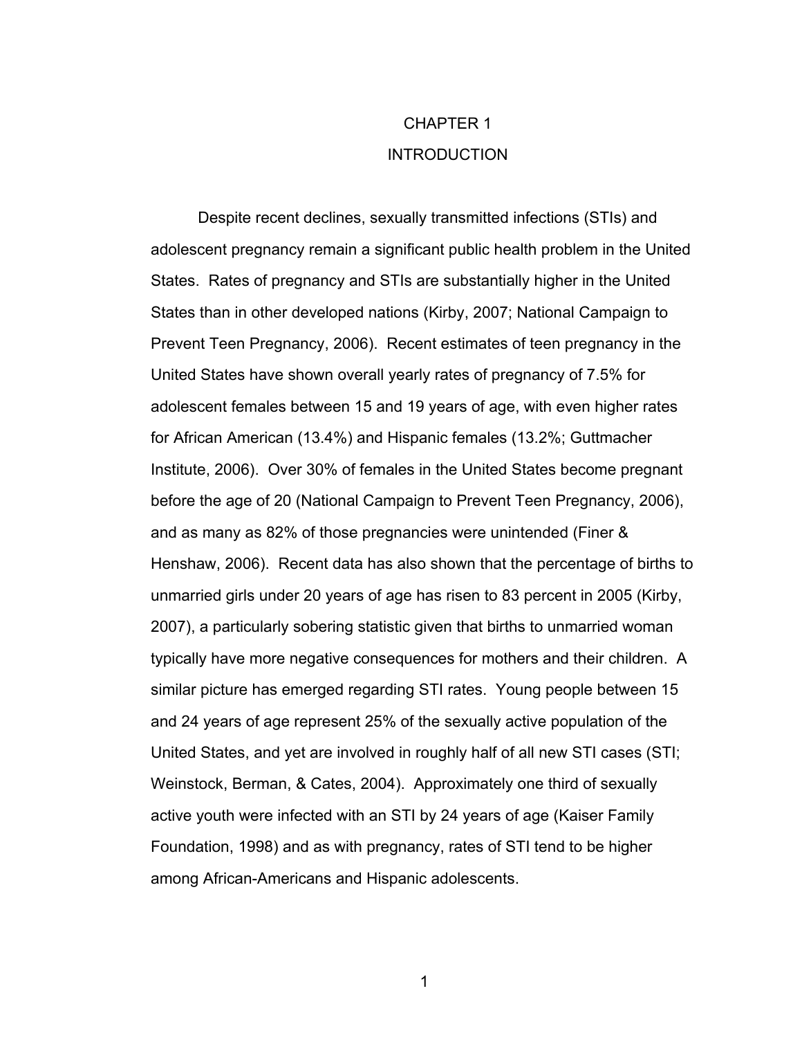# CHAPTER 1

# INTRODUCTION

Despite recent declines, sexually transmitted infections (STIs) and adolescent pregnancy remain a significant public health problem in the United States. Rates of pregnancy and STIs are substantially higher in the United States than in other developed nations (Kirby, 2007; National Campaign to Prevent Teen Pregnancy, 2006). Recent estimates of teen pregnancy in the United States have shown overall yearly rates of pregnancy of 7.5% for adolescent females between 15 and 19 years of age, with even higher rates for African American (13.4%) and Hispanic females (13.2%; Guttmacher Institute, 2006). Over 30% of females in the United States become pregnant before the age of 20 (National Campaign to Prevent Teen Pregnancy, 2006), and as many as 82% of those pregnancies were unintended (Finer & Henshaw, 2006). Recent data has also shown that the percentage of births to unmarried girls under 20 years of age has risen to 83 percent in 2005 (Kirby, 2007), a particularly sobering statistic given that births to unmarried woman typically have more negative consequences for mothers and their children. A similar picture has emerged regarding STI rates. Young people between 15 and 24 years of age represent 25% of the sexually active population of the United States, and yet are involved in roughly half of all new STI cases (STI; Weinstock, Berman, & Cates, 2004). Approximately one third of sexually active youth were infected with an STI by 24 years of age (Kaiser Family Foundation, 1998) and as with pregnancy, rates of STI tend to be higher among African-Americans and Hispanic adolescents.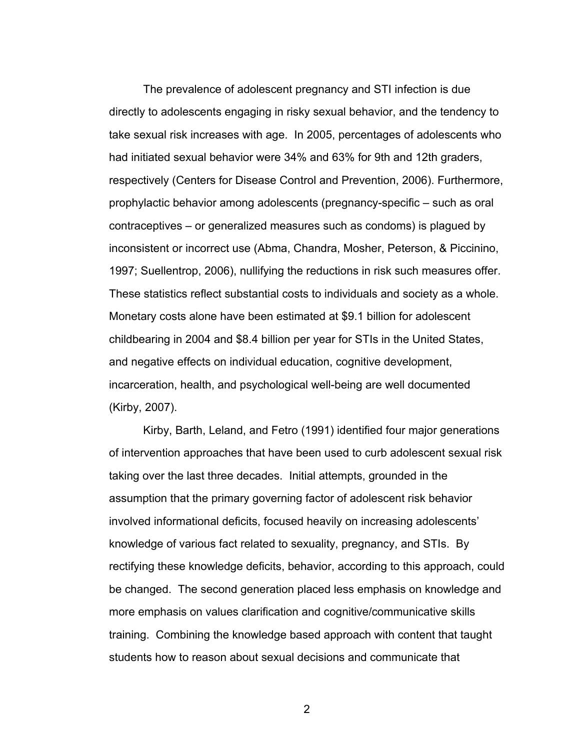The prevalence of adolescent pregnancy and STI infection is due directly to adolescents engaging in risky sexual behavior, and the tendency to take sexual risk increases with age. In 2005, percentages of adolescents who had initiated sexual behavior were 34% and 63% for 9th and 12th graders, respectively (Centers for Disease Control and Prevention, 2006). Furthermore, prophylactic behavior among adolescents (pregnancy-specific – such as oral contraceptives – or generalized measures such as condoms) is plagued by inconsistent or incorrect use (Abma, Chandra, Mosher, Peterson, & Piccinino, 1997; Suellentrop, 2006), nullifying the reductions in risk such measures offer. These statistics reflect substantial costs to individuals and society as a whole. Monetary costs alone have been estimated at $9.1 billion for adolescent childbearing in 2004 and $8.4 billion per year for STIs in the United States, and negative effects on individual education, cognitive development, incarceration, health, and psychological well-being are well documented (Kirby, 2007).

Kirby, Barth, Leland, and Fetro (1991) identified four major generations of intervention approaches that have been used to curb adolescent sexual risk taking over the last three decades. Initial attempts, grounded in the assumption that the primary governing factor of adolescent risk behavior involved informational deficits, focused heavily on increasing adolescents' knowledge of various fact related to sexuality, pregnancy, and STIs. By rectifying these knowledge deficits, behavior, according to this approach, could be changed. The second generation placed less emphasis on knowledge and more emphasis on values clarification and cognitive/communicative skills training. Combining the knowledge based approach with content that taught students how to reason about sexual decisions and communicate that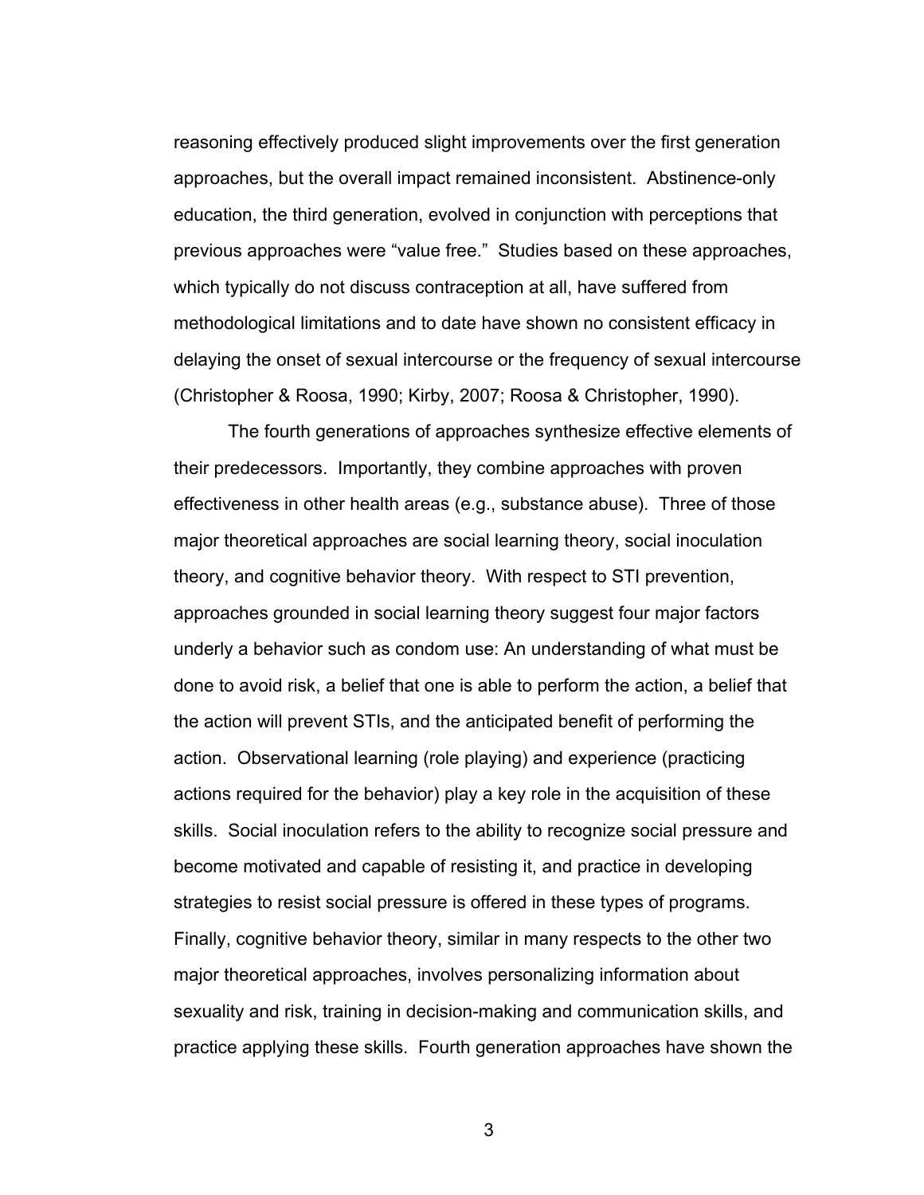reasoning effectively produced slight improvements over the first generation approaches, but the overall impact remained inconsistent. Abstinence-only education, the third generation, evolved in conjunction with perceptions that previous approaches were "value free." Studies based on these approaches, which typically do not discuss contraception at all, have suffered from methodological limitations and to date have shown no consistent efficacy in delaying the onset of sexual intercourse or the frequency of sexual intercourse (Christopher & Roosa, 1990; Kirby, 2007; Roosa & Christopher, 1990).

The fourth generations of approaches synthesize effective elements of their predecessors. Importantly, they combine approaches with proven effectiveness in other health areas (e.g., substance abuse). Three of those major theoretical approaches are social learning theory, social inoculation theory, and cognitive behavior theory. With respect to STI prevention, approaches grounded in social learning theory suggest four major factors underly a behavior such as condom use: An understanding of what must be done to avoid risk, a belief that one is able to perform the action, a belief that the action will prevent STIs, and the anticipated benefit of performing the action. Observational learning (role playing) and experience (practicing actions required for the behavior) play a key role in the acquisition of these skills. Social inoculation refers to the ability to recognize social pressure and become motivated and capable of resisting it, and practice in developing strategies to resist social pressure is offered in these types of programs. Finally, cognitive behavior theory, similar in many respects to the other two major theoretical approaches, involves personalizing information about sexuality and risk, training in decision-making and communication skills, and practice applying these skills. Fourth generation approaches have shown the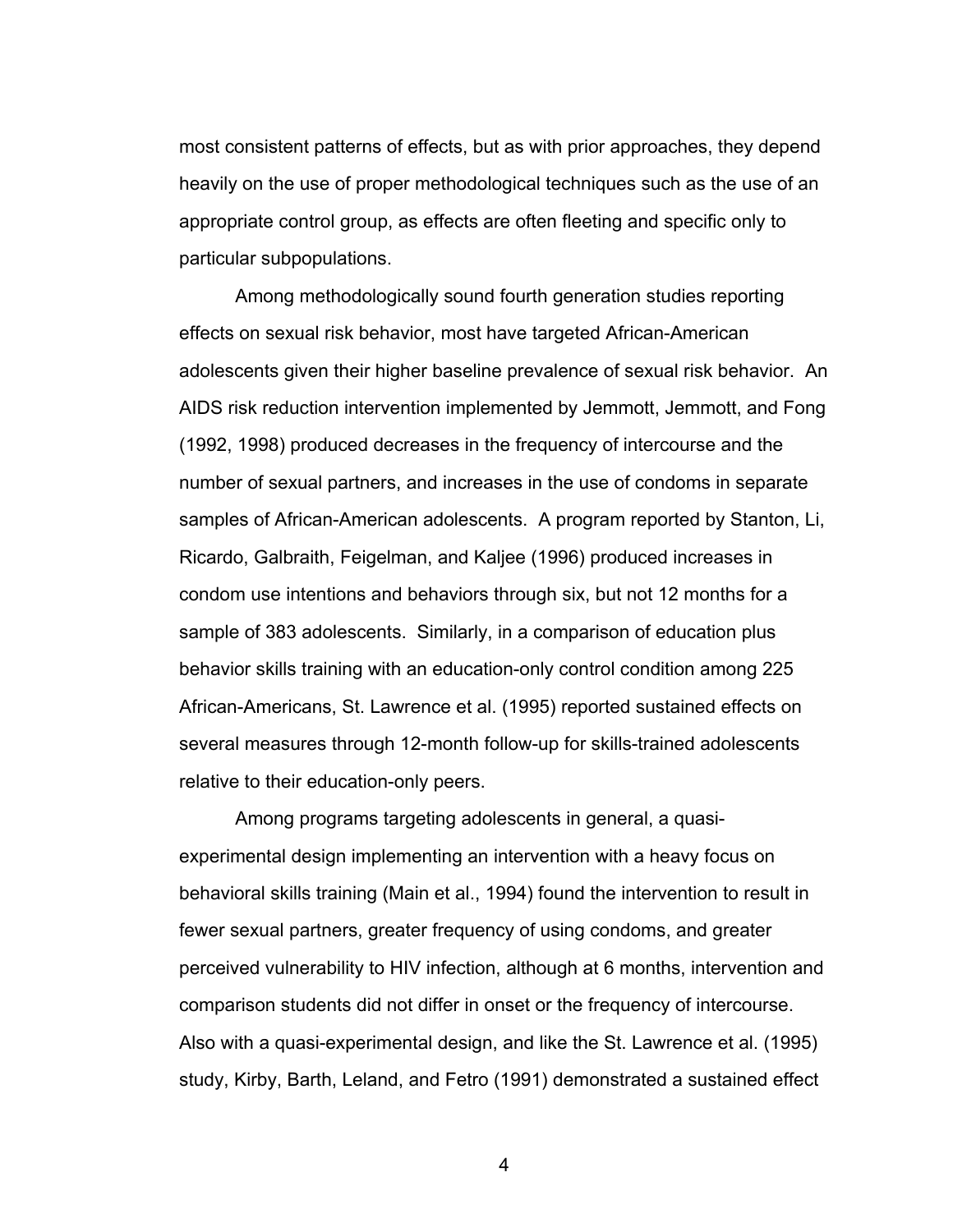most consistent patterns of effects, but as with prior approaches, they depend heavily on the use of proper methodological techniques such as the use of an appropriate control group, as effects are often fleeting and specific only to particular subpopulations.

Among methodologically sound fourth generation studies reporting effects on sexual risk behavior, most have targeted African-American adolescents given their higher baseline prevalence of sexual risk behavior. An AIDS risk reduction intervention implemented by Jemmott, Jemmott, and Fong (1992, 1998) produced decreases in the frequency of intercourse and the number of sexual partners, and increases in the use of condoms in separate samples of African-American adolescents. A program reported by Stanton, Li, Ricardo, Galbraith, Feigelman, and Kaljee (1996) produced increases in condom use intentions and behaviors through six, but not 12 months for a sample of 383 adolescents. Similarly, in a comparison of education plus behavior skills training with an education-only control condition among 225 African-Americans, St. Lawrence et al. (1995) reported sustained effects on several measures through 12-month follow-up for skills-trained adolescents relative to their education-only peers.

Among programs targeting adolescents in general, a quasi-experimental design implementing an intervention with a heavy focus on behavioral skills training (Main et al., 1994) found the intervention to result in fewer sexual partners, greater frequency of using condoms, and greater perceived vulnerability to HIV infection, although at 6 months, intervention and comparison students did not differ in onset or the frequency of intercourse. Also with a quasi-experimental design, and like the St. Lawrence et al. (1995) study, Kirby, Barth, Leland, and Fetro (1991) demonstrated a sustained effect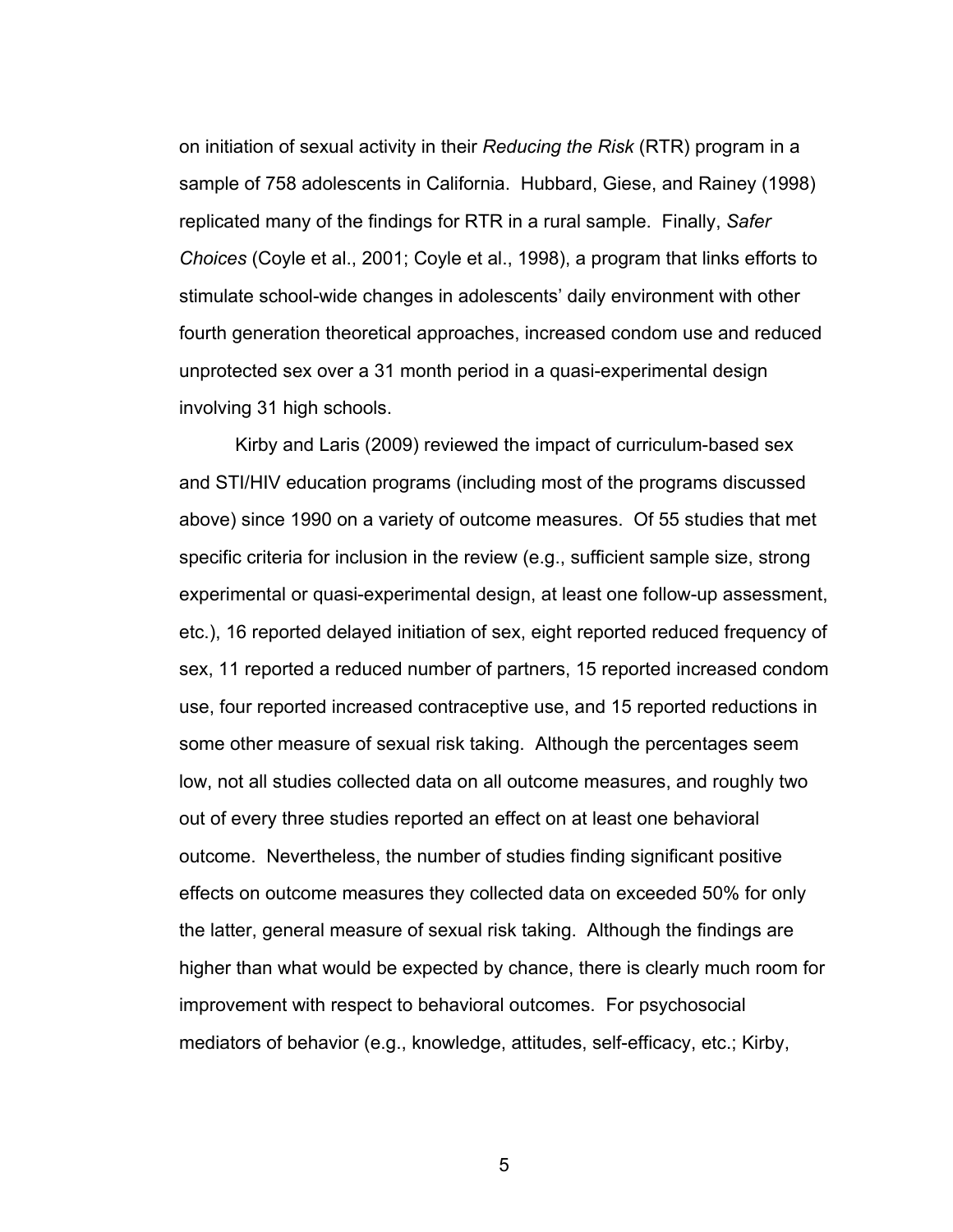on initiation of sexual activity in their *Reducing the Risk* (RTR) program in a sample of 758 adolescents in California. Hubbard, Giese, and Rainey (1998) replicated many of the findings for RTR in a rural sample. Finally, *Safer Choices* (Coyle et al., 2001; Coyle et al., 1998), a program that links efforts to stimulate school-wide changes in adolescents' daily environment with other fourth generation theoretical approaches, increased condom use and reduced unprotected sex over a 31 month period in a quasi-experimental design involving 31 high schools.

Kirby and Laris (2009) reviewed the impact of curriculum-based sex and STI/HIV education programs (including most of the programs discussed above) since 1990 on a variety of outcome measures. Of 55 studies that met specific criteria for inclusion in the review (e.g., sufficient sample size, strong experimental or quasi-experimental design, at least one follow-up assessment, etc.), 16 reported delayed initiation of sex, eight reported reduced frequency of sex, 11 reported a reduced number of partners, 15 reported increased condom use, four reported increased contraceptive use, and 15 reported reductions in some other measure of sexual risk taking. Although the percentages seem low, not all studies collected data on all outcome measures, and roughly two out of every three studies reported an effect on at least one behavioral outcome. Nevertheless, the number of studies finding significant positive effects on outcome measures they collected data on exceeded 50% for only the latter, general measure of sexual risk taking. Although the findings are higher than what would be expected by chance, there is clearly much room for improvement with respect to behavioral outcomes. For psychosocial mediators of behavior (e.g., knowledge, attitudes, self-efficacy, etc.; Kirby,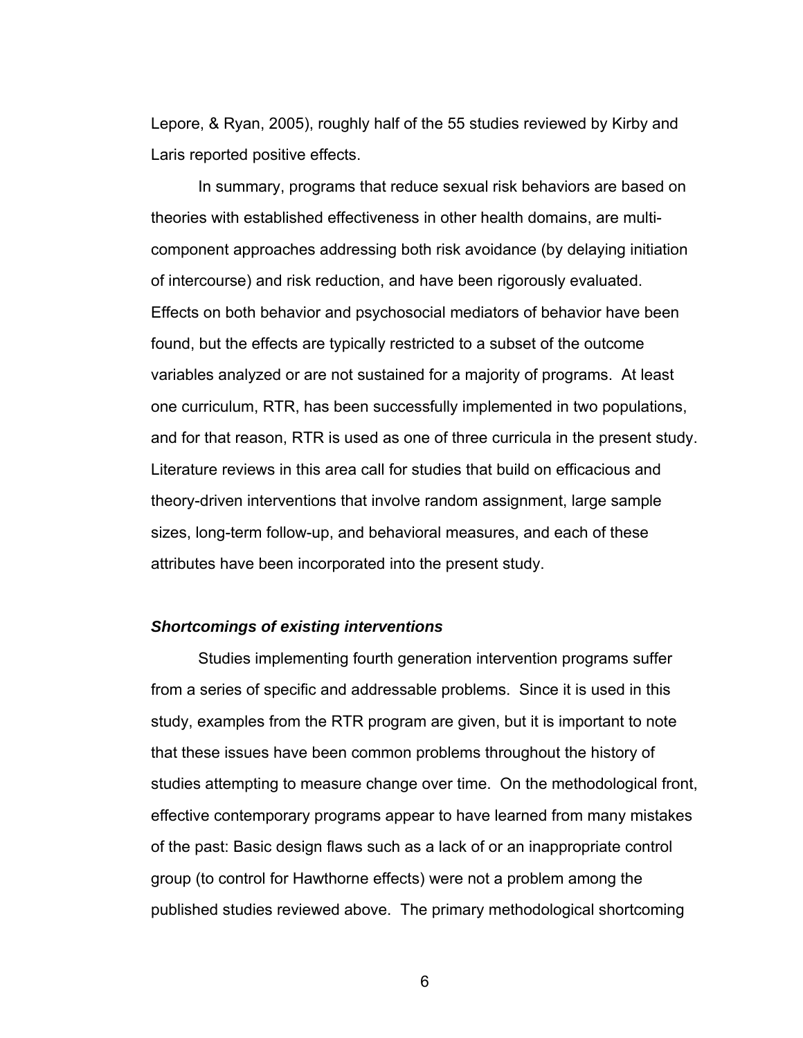Lepore, & Ryan, 2005), roughly half of the 55 studies reviewed by Kirby and Laris reported positive effects.

In summary, programs that reduce sexual risk behaviors are based on theories with established effectiveness in other health domains, are multi-component approaches addressing both risk avoidance (by delaying initiation of intercourse) and risk reduction, and have been rigorously evaluated. Effects on both behavior and psychosocial mediators of behavior have been found, but the effects are typically restricted to a subset of the outcome variables analyzed or are not sustained for a majority of programs. At least one curriculum, RTR, has been successfully implemented in two populations, and for that reason, RTR is used as one of three curricula in the present study. Literature reviews in this area call for studies that build on efficacious and theory-driven interventions that involve random assignment, large sample sizes, long-term follow-up, and behavioral measures, and each of these attributes have been incorporated into the present study.

### *Shortcomings of existing interventions*

Studies implementing fourth generation intervention programs suffer from a series of specific and addressable problems. Since it is used in this study, examples from the RTR program are given, but it is important to note that these issues have been common problems throughout the history of studies attempting to measure change over time. On the methodological front, effective contemporary programs appear to have learned from many mistakes of the past: Basic design flaws such as a lack of or an inappropriate control group (to control for Hawthorne effects) were not a problem among the published studies reviewed above. The primary methodological shortcoming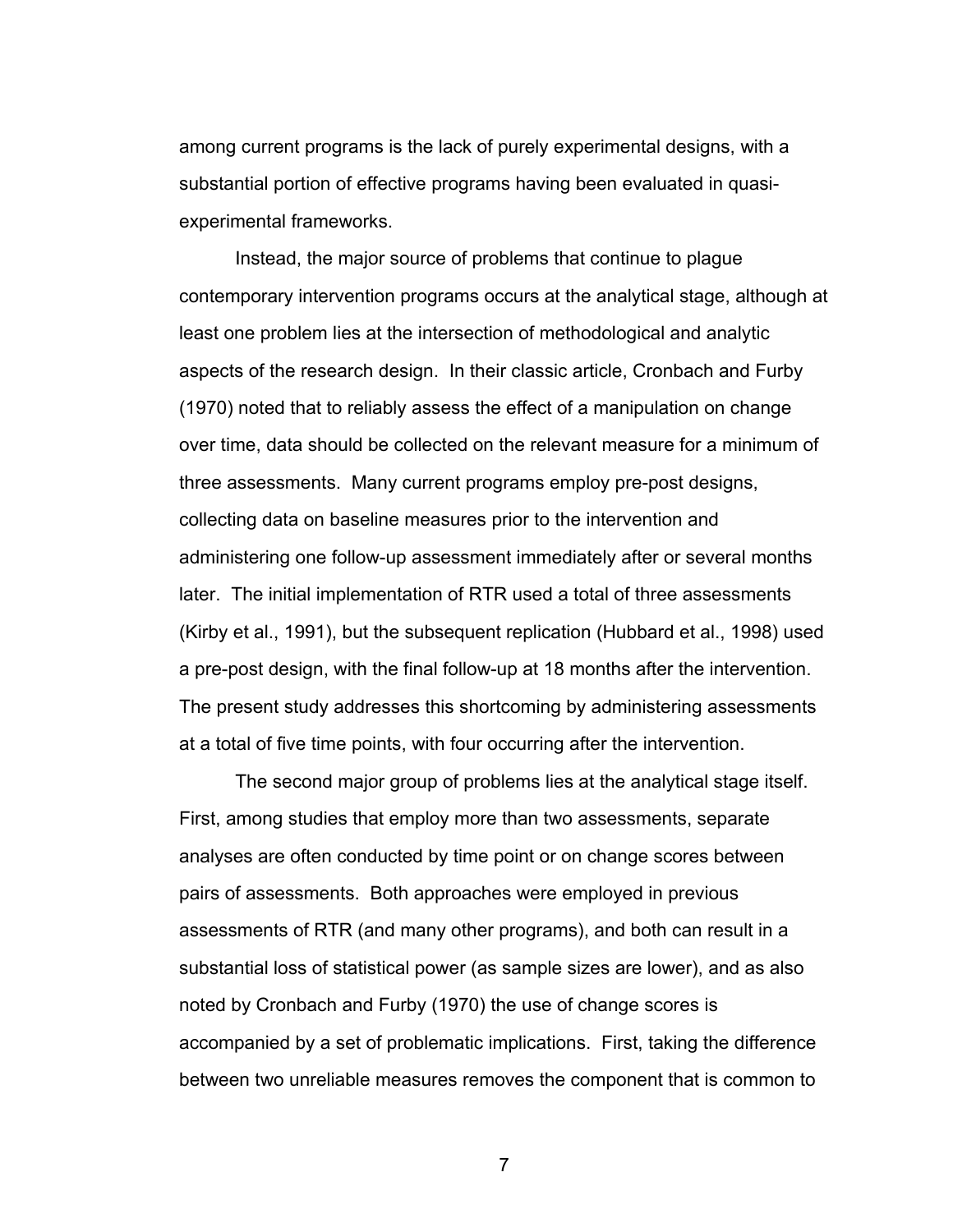among current programs is the lack of purely experimental designs, with a substantial portion of effective programs having been evaluated in quasi-experimental frameworks.

Instead, the major source of problems that continue to plague contemporary intervention programs occurs at the analytical stage, although at least one problem lies at the intersection of methodological and analytic aspects of the research design. In their classic article, Cronbach and Furby (1970) noted that to reliably assess the effect of a manipulation on change over time, data should be collected on the relevant measure for a minimum of three assessments. Many current programs employ pre-post designs, collecting data on baseline measures prior to the intervention and administering one follow-up assessment immediately after or several months later. The initial implementation of RTR used a total of three assessments (Kirby et al., 1991), but the subsequent replication (Hubbard et al., 1998) used a pre-post design, with the final follow-up at 18 months after the intervention. The present study addresses this shortcoming by administering assessments at a total of five time points, with four occurring after the intervention.

The second major group of problems lies at the analytical stage itself. First, among studies that employ more than two assessments, separate analyses are often conducted by time point or on change scores between pairs of assessments. Both approaches were employed in previous assessments of RTR (and many other programs), and both can result in a substantial loss of statistical power (as sample sizes are lower), and as also noted by Cronbach and Furby (1970) the use of change scores is accompanied by a set of problematic implications. First, taking the difference between two unreliable measures removes the component that is common to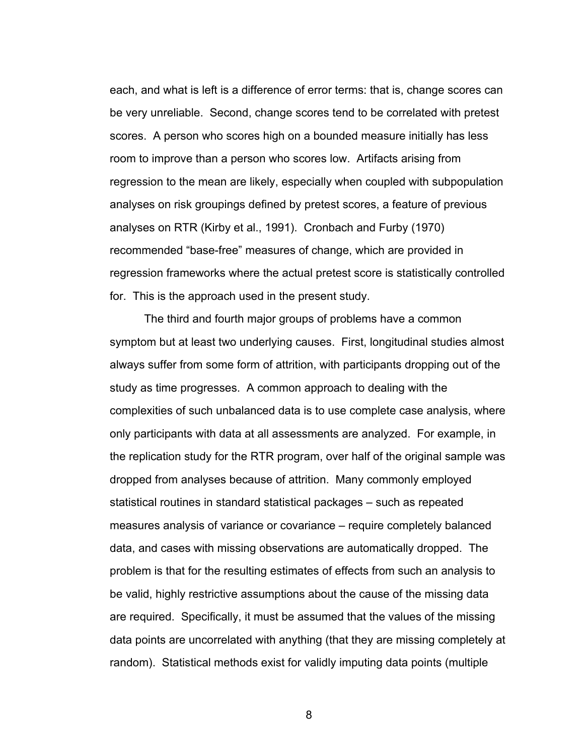each, and what is left is a difference of error terms: that is, change scores can be very unreliable. Second, change scores tend to be correlated with pretest scores. A person who scores high on a bounded measure initially has less room to improve than a person who scores low. Artifacts arising from regression to the mean are likely, especially when coupled with subpopulation analyses on risk groupings defined by pretest scores, a feature of previous analyses on RTR (Kirby et al., 1991). Cronbach and Furby (1970) recommended "base-free" measures of change, which are provided in regression frameworks where the actual pretest score is statistically controlled for. This is the approach used in the present study.

The third and fourth major groups of problems have a common symptom but at least two underlying causes. First, longitudinal studies almost always suffer from some form of attrition, with participants dropping out of the study as time progresses. A common approach to dealing with the complexities of such unbalanced data is to use complete case analysis, where only participants with data at all assessments are analyzed. For example, in the replication study for the RTR program, over half of the original sample was dropped from analyses because of attrition. Many commonly employed statistical routines in standard statistical packages – such as repeated measures analysis of variance or covariance – require completely balanced data, and cases with missing observations are automatically dropped. The problem is that for the resulting estimates of effects from such an analysis to be valid, highly restrictive assumptions about the cause of the missing data are required. Specifically, it must be assumed that the values of the missing data points are uncorrelated with anything (that they are missing completely at random). Statistical methods exist for validly imputing data points (multiple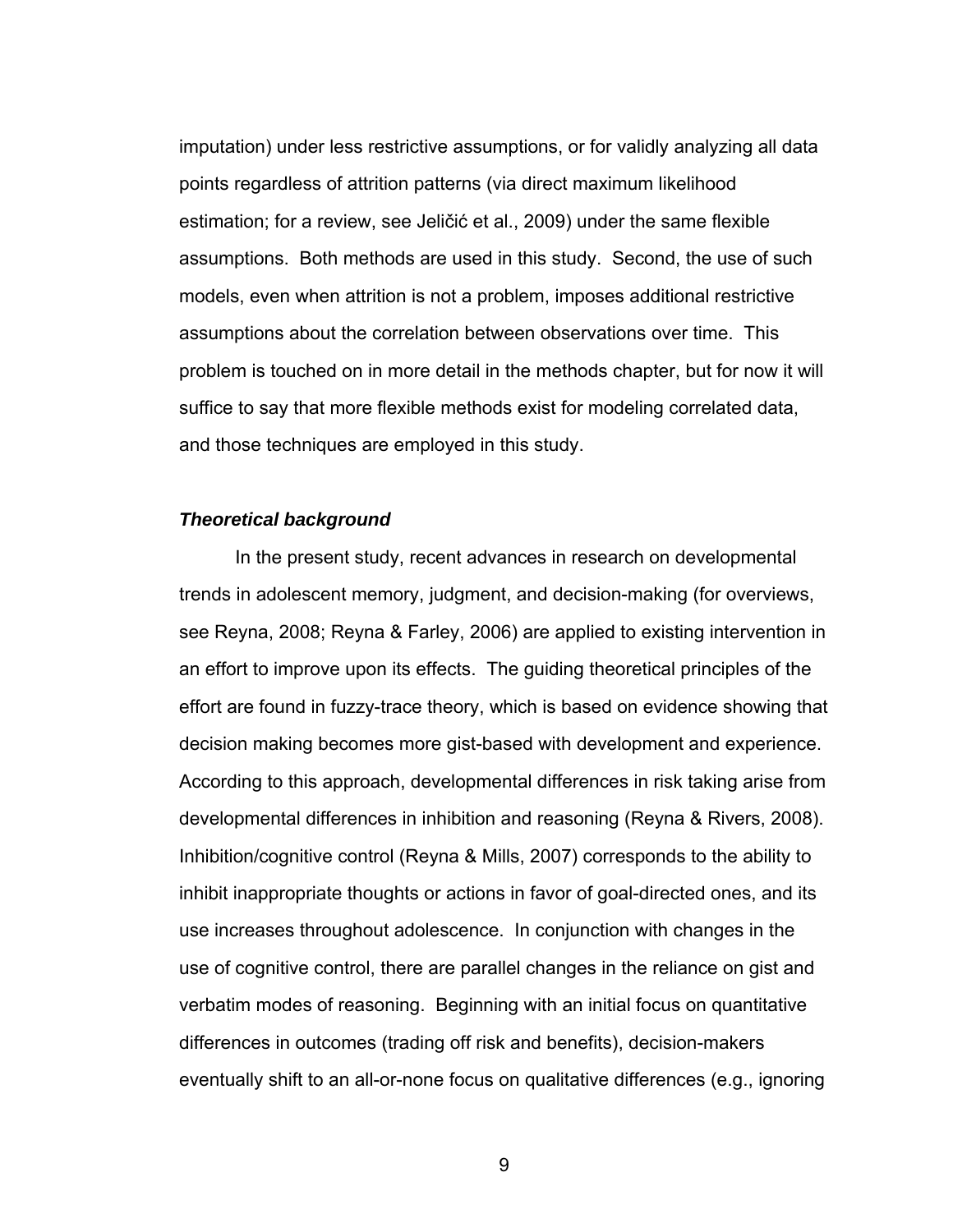imputation) under less restrictive assumptions, or for validly analyzing all data points regardless of attrition patterns (via direct maximum likelihood estimation; for a review, see Jeličić et al., 2009) under the same flexible assumptions. Both methods are used in this study. Second, the use of such models, even when attrition is not a problem, imposes additional restrictive assumptions about the correlation between observations over time. This problem is touched on in more detail in the methods chapter, but for now it will suffice to say that more flexible methods exist for modeling correlated data, and those techniques are employed in this study.

### ***Theoretical background***

In the present study, recent advances in research on developmental trends in adolescent memory, judgment, and decision-making (for overviews, see Reyna, 2008; Reyna & Farley, 2006) are applied to existing intervention in an effort to improve upon its effects. The guiding theoretical principles of the effort are found in fuzzy-trace theory, which is based on evidence showing that decision making becomes more gist-based with development and experience. According to this approach, developmental differences in risk taking arise from developmental differences in inhibition and reasoning (Reyna & Rivers, 2008). Inhibition/cognitive control (Reyna & Mills, 2007) corresponds to the ability to inhibit inappropriate thoughts or actions in favor of goal-directed ones, and its use increases throughout adolescence. In conjunction with changes in the use of cognitive control, there are parallel changes in the reliance on gist and verbatim modes of reasoning. Beginning with an initial focus on quantitative differences in outcomes (trading off risk and benefits), decision-makers eventually shift to an all-or-none focus on qualitative differences (e.g., ignoring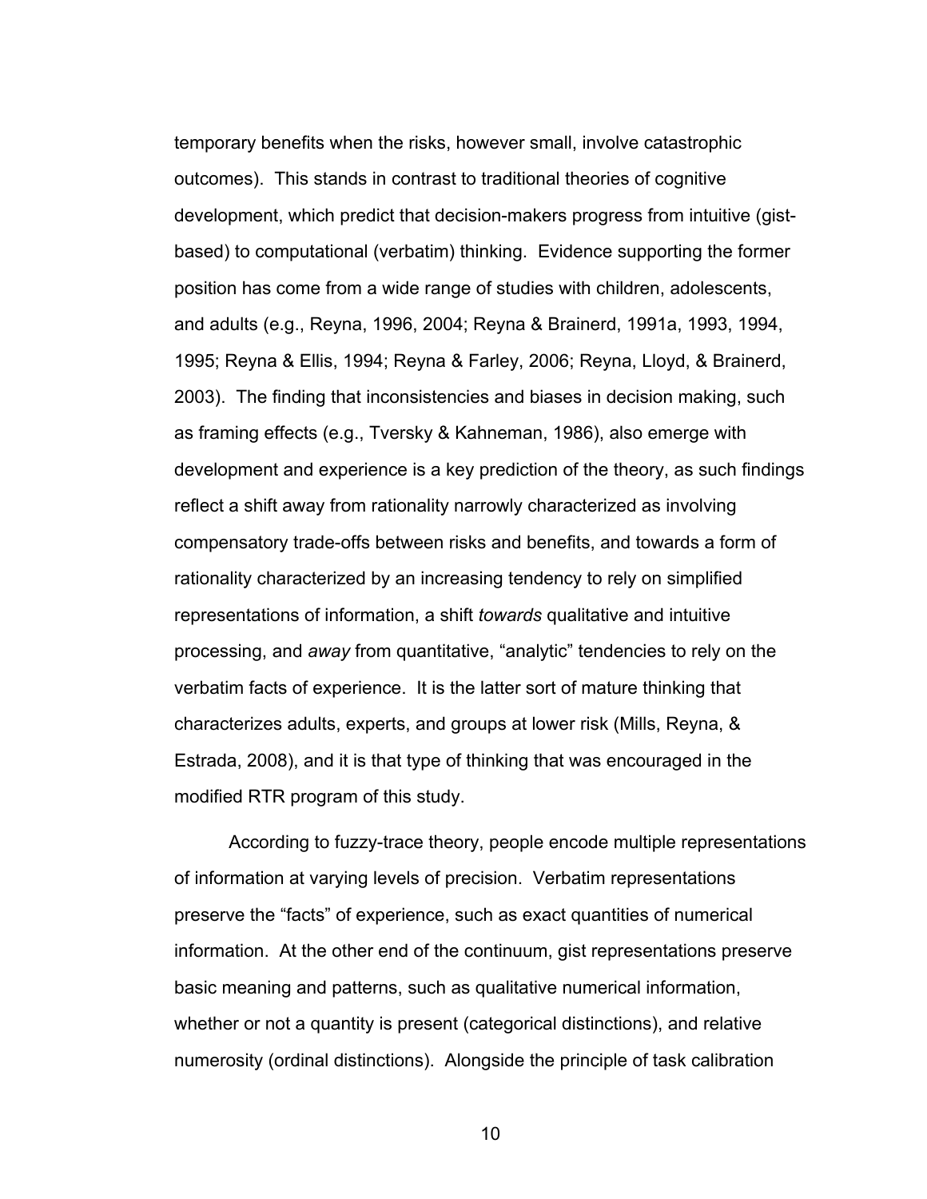temporary benefits when the risks, however small, involve catastrophic outcomes). This stands in contrast to traditional theories of cognitive development, which predict that decision-makers progress from intuitive (gist-based) to computational (verbatim) thinking. Evidence supporting the former position has come from a wide range of studies with children, adolescents, and adults (e.g., Reyna, 1996, 2004; Reyna & Brainerd, 1991a, 1993, 1994, 1995; Reyna & Ellis, 1994; Reyna & Farley, 2006; Reyna, Lloyd, & Brainerd, 2003). The finding that inconsistencies and biases in decision making, such as framing effects (e.g., Tversky & Kahneman, 1986), also emerge with development and experience is a key prediction of the theory, as such findings reflect a shift away from rationality narrowly characterized as involving compensatory trade-offs between risks and benefits, and towards a form of rationality characterized by an increasing tendency to rely on simplified representations of information, a shift *towards* qualitative and intuitive processing, and *away* from quantitative, "analytic" tendencies to rely on the verbatim facts of experience. It is the latter sort of mature thinking that characterizes adults, experts, and groups at lower risk (Mills, Reyna, & Estrada, 2008), and it is that type of thinking that was encouraged in the modified RTR program of this study.

According to fuzzy-trace theory, people encode multiple representations of information at varying levels of precision. Verbatim representations preserve the "facts" of experience, such as exact quantities of numerical information. At the other end of the continuum, gist representations preserve basic meaning and patterns, such as qualitative numerical information, whether or not a quantity is present (categorical distinctions), and relative numerosity (ordinal distinctions). Alongside the principle of task calibration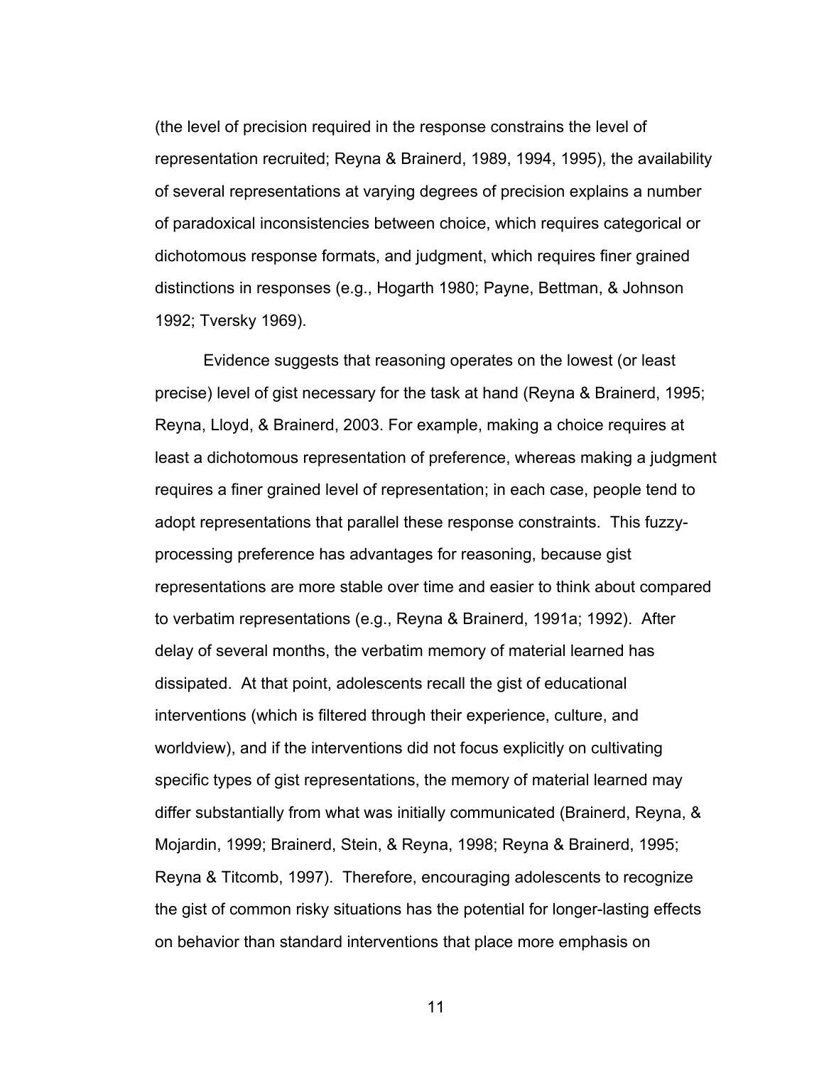(the level of precision required in the response constrains the level of representation recruited; Reyna & Brainerd, 1989, 1994, 1995), the availability of several representations at varying degrees of precision explains a number of paradoxical inconsistencies between choice, which requires categorical or dichotomous response formats, and judgment, which requires finer grained distinctions in responses (e.g., Hogarth 1980; Payne, Bettman, & Johnson 1992; Tversky 1969).

Evidence suggests that reasoning operates on the lowest (or least precise) level of gist necessary for the task at hand (Reyna & Brainerd, 1995; Reyna, Lloyd, & Brainerd, 2003. For example, making a choice requires at least a dichotomous representation of preference, whereas making a judgment requires a finer grained level of representation; in each case, people tend to adopt representations that parallel these response constraints. This fuzzy-processing preference has advantages for reasoning, because gist representations are more stable over time and easier to think about compared to verbatim representations (e.g., Reyna & Brainerd, 1991a; 1992). After delay of several months, the verbatim memory of material learned has dissipated. At that point, adolescents recall the gist of educational interventions (which is filtered through their experience, culture, and worldview), and if the interventions did not focus explicitly on cultivating specific types of gist representations, the memory of material learned may differ substantially from what was initially communicated (Brainerd, Reyna, & Mojardin, 1999; Brainerd, Stein, & Reyna, 1998; Reyna & Brainerd, 1995; Reyna & Titcomb, 1997). Therefore, encouraging adolescents to recognize the gist of common risky situations has the potential for longer-lasting effects on behavior than standard interventions that place more emphasis on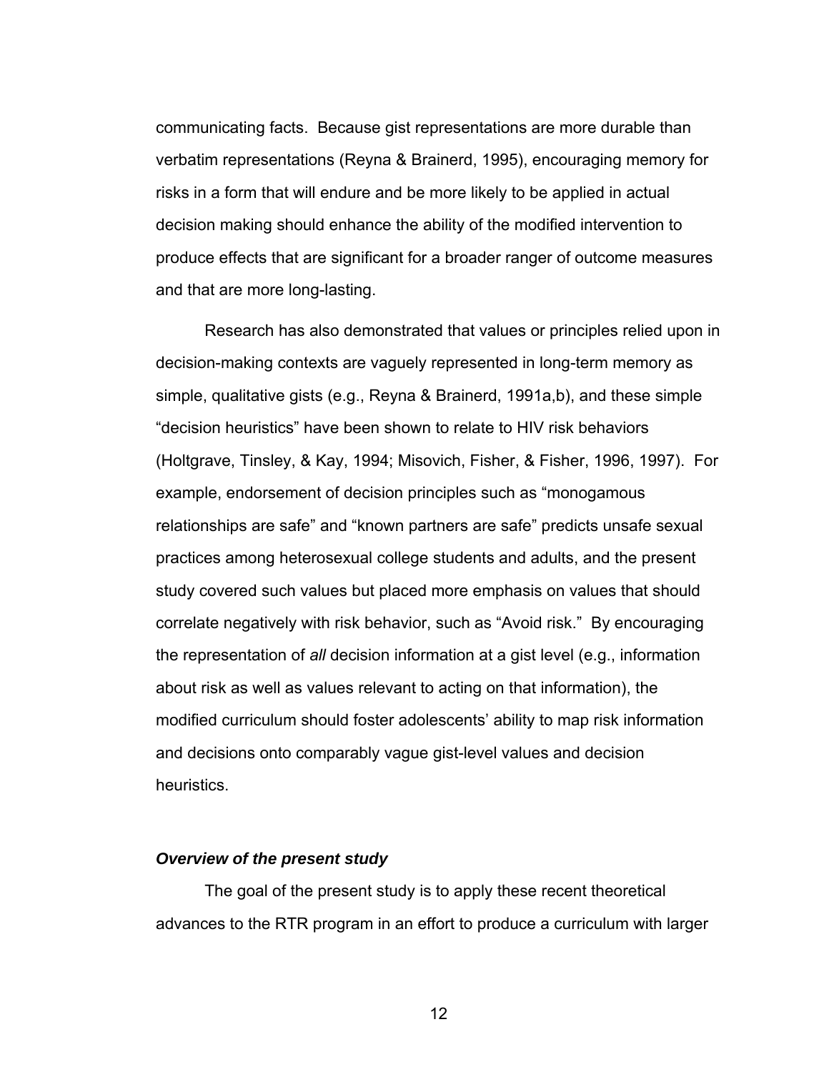communicating facts. Because gist representations are more durable than verbatim representations (Reyna & Brainerd, 1995), encouraging memory for risks in a form that will endure and be more likely to be applied in actual decision making should enhance the ability of the modified intervention to produce effects that are significant for a broader ranger of outcome measures and that are more long-lasting.

Research has also demonstrated that values or principles relied upon in decision-making contexts are vaguely represented in long-term memory as simple, qualitative gists (e.g., Reyna & Brainerd, 1991a,b), and these simple "decision heuristics" have been shown to relate to HIV risk behaviors (Holtgrave, Tinsley, & Kay, 1994; Misovich, Fisher, & Fisher, 1996, 1997). For example, endorsement of decision principles such as "monogamous relationships are safe" and "known partners are safe" predicts unsafe sexual practices among heterosexual college students and adults, and the present study covered such values but placed more emphasis on values that should correlate negatively with risk behavior, such as "Avoid risk." By encouraging the representation of *all* decision information at a gist level (e.g., information about risk as well as values relevant to acting on that information), the modified curriculum should foster adolescents' ability to map risk information and decisions onto comparably vague gist-level values and decision heuristics.

### *Overview of the present study*

The goal of the present study is to apply these recent theoretical advances to the RTR program in an effort to produce a curriculum with larger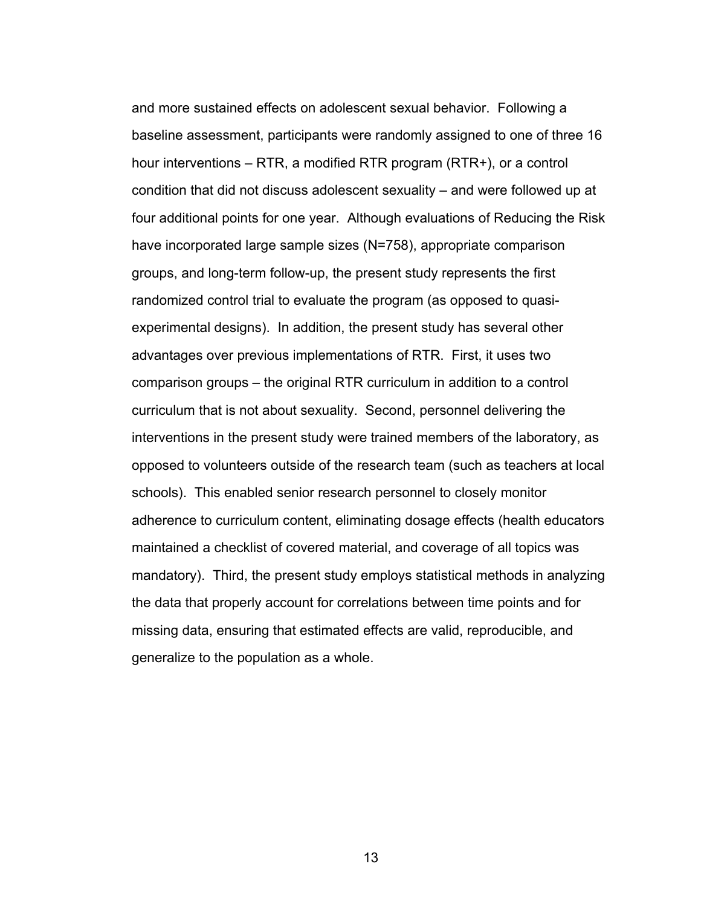and more sustained effects on adolescent sexual behavior. Following a baseline assessment, participants were randomly assigned to one of three 16 hour interventions – RTR, a modified RTR program (RTR+), or a control condition that did not discuss adolescent sexuality – and were followed up at four additional points for one year. Although evaluations of Reducing the Risk have incorporated large sample sizes (N=758), appropriate comparison groups, and long-term follow-up, the present study represents the first randomized control trial to evaluate the program (as opposed to quasi-experimental designs). In addition, the present study has several other advantages over previous implementations of RTR. First, it uses two comparison groups – the original RTR curriculum in addition to a control curriculum that is not about sexuality. Second, personnel delivering the interventions in the present study were trained members of the laboratory, as opposed to volunteers outside of the research team (such as teachers at local schools). This enabled senior research personnel to closely monitor adherence to curriculum content, eliminating dosage effects (health educators maintained a checklist of covered material, and coverage of all topics was mandatory). Third, the present study employs statistical methods in analyzing the data that properly account for correlations between time points and for missing data, ensuring that estimated effects are valid, reproducible, and generalize to the population as a whole.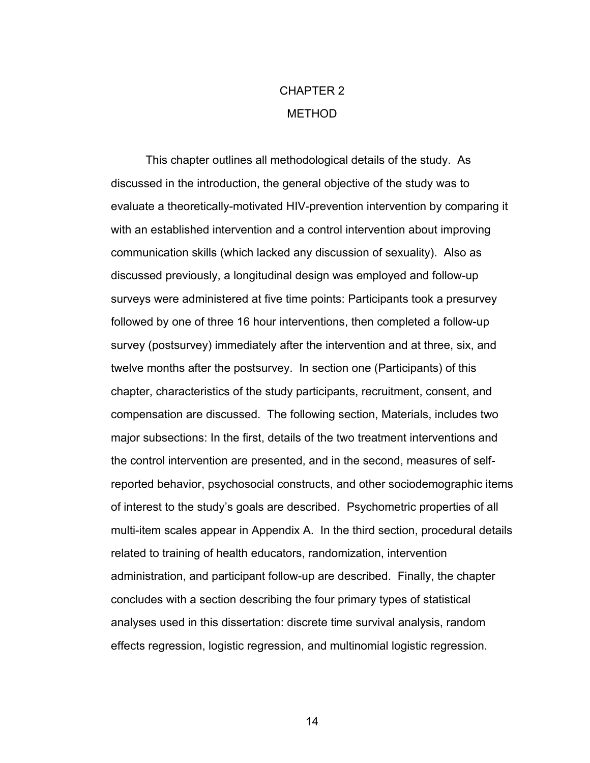# CHAPTER 2

# METHOD

This chapter outlines all methodological details of the study. As discussed in the introduction, the general objective of the study was to evaluate a theoretically-motivated HIV-prevention intervention by comparing it with an established intervention and a control intervention about improving communication skills (which lacked any discussion of sexuality). Also as discussed previously, a longitudinal design was employed and follow-up surveys were administered at five time points: Participants took a presurvey followed by one of three 16 hour interventions, then completed a follow-up survey (postsurvey) immediately after the intervention and at three, six, and twelve months after the postsurvey. In section one (Participants) of this chapter, characteristics of the study participants, recruitment, consent, and compensation are discussed. The following section, Materials, includes two major subsections: In the first, details of the two treatment interventions and the control intervention are presented, and in the second, measures of self-reported behavior, psychosocial constructs, and other sociodemographic items of interest to the study's goals are described. Psychometric properties of all multi-item scales appear in Appendix A. In the third section, procedural details related to training of health educators, randomization, intervention administration, and participant follow-up are described. Finally, the chapter concludes with a section describing the four primary types of statistical analyses used in this dissertation: discrete time survival analysis, random effects regression, logistic regression, and multinomial logistic regression.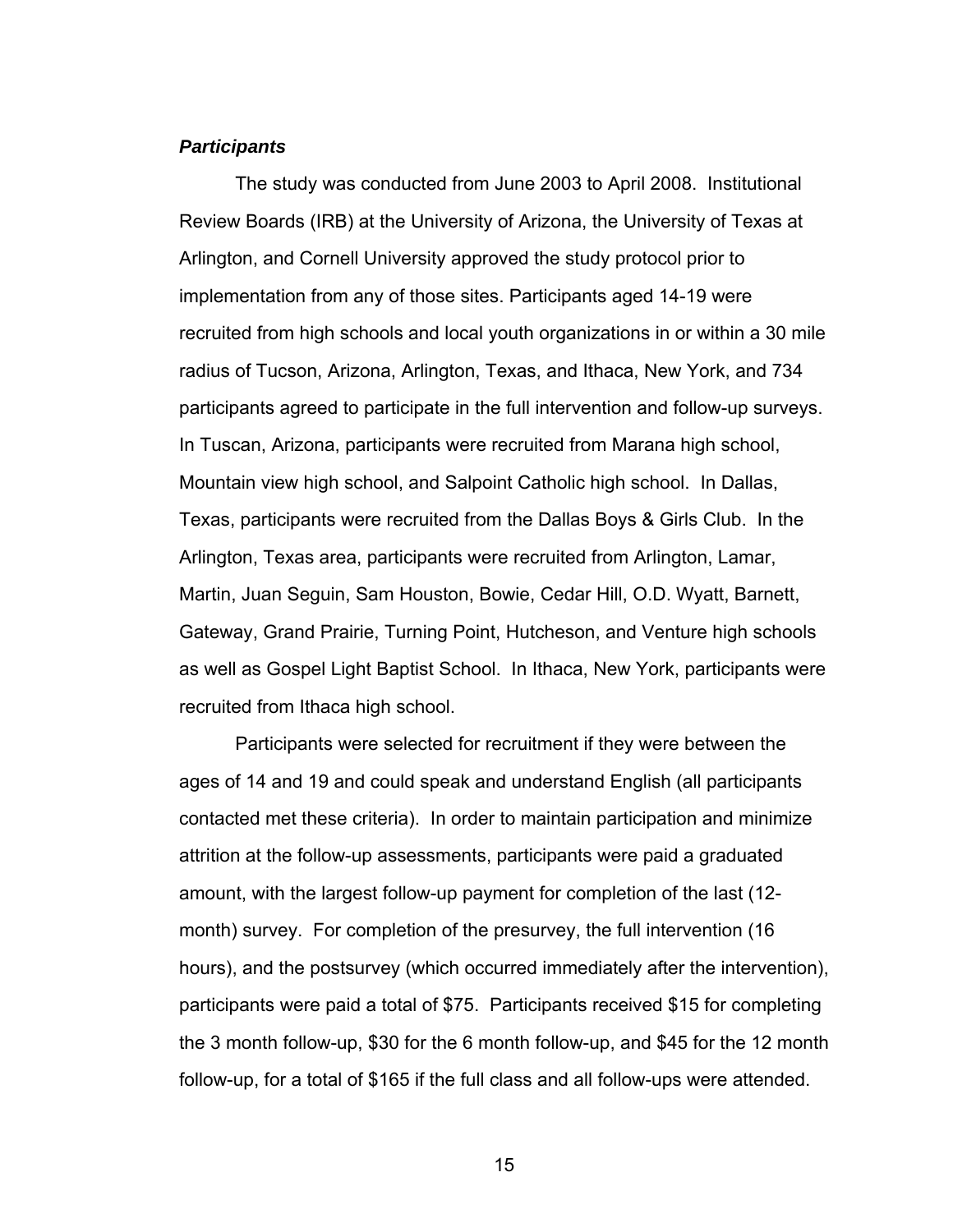***Participants***

The study was conducted from June 2003 to April 2008. Institutional Review Boards (IRB) at the University of Arizona, the University of Texas at Arlington, and Cornell University approved the study protocol prior to implementation from any of those sites. Participants aged 14-19 were recruited from high schools and local youth organizations in or within a 30 mile radius of Tucson, Arizona, Arlington, Texas, and Ithaca, New York, and 734 participants agreed to participate in the full intervention and follow-up surveys. In Tuscan, Arizona, participants were recruited from Marana high school, Mountain view high school, and Salpoint Catholic high school. In Dallas, Texas, participants were recruited from the Dallas Boys & Girls Club. In the Arlington, Texas area, participants were recruited from Arlington, Lamar, Martin, Juan Seguin, Sam Houston, Bowie, Cedar Hill, O.D. Wyatt, Barnett, Gateway, Grand Prairie, Turning Point, Hutcheson, and Venture high schools as well as Gospel Light Baptist School. In Ithaca, New York, participants were recruited from Ithaca high school.

Participants were selected for recruitment if they were between the ages of 14 and 19 and could speak and understand English (all participants contacted met these criteria). In order to maintain participation and minimize attrition at the follow-up assessments, participants were paid a graduated amount, with the largest follow-up payment for completion of the last (12-month) survey. For completion of the presurvey, the full intervention (16 hours), and the postsurvey (which occurred immediately after the intervention), participants were paid a total of $75. Participants received $15 for completing the 3 month follow-up, $30 for the 6 month follow-up, and $45 for the 12 month follow-up, for a total of $165 if the full class and all follow-ups were attended.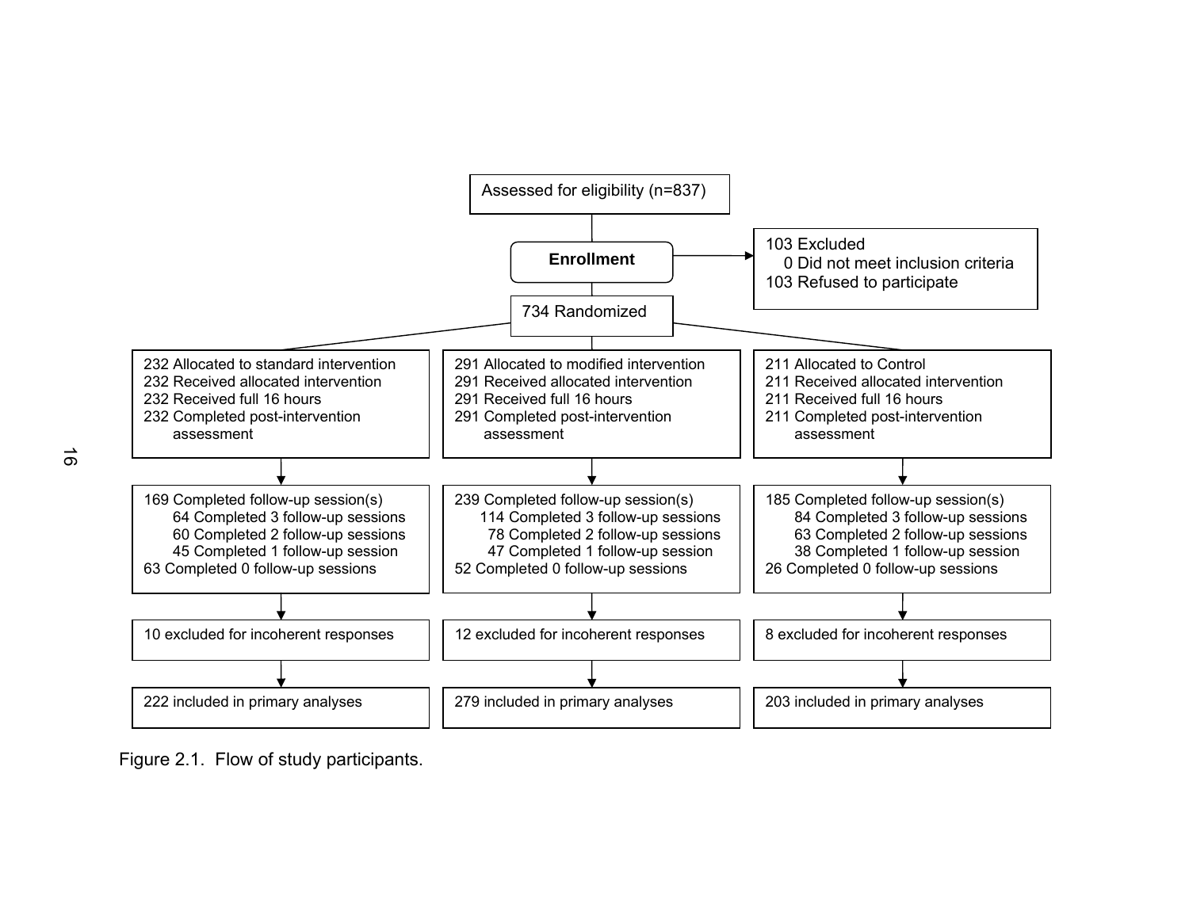Assessed for eligibility (n=837)

**Enrollment**

103 Excluded
- 0 Did not meet inclusion criteria

103 Refused to participate

734 Randomized

| Standard intervention | Modified intervention | Control |
|---|---|---|
| 232 Allocated to standard intervention<br>232 Received allocated intervention<br>232 Received full 16 hours<br>232 Completed post-intervention assessment | 291 Allocated to modified intervention<br>291 Received allocated intervention<br>291 Received full 16 hours<br>291 Completed post-intervention assessment | 211 Allocated to Control<br>211 Received allocated intervention<br>211 Received full 16 hours<br>211 Completed post-intervention assessment |
| 169 Completed follow-up session(s)<br>64 Completed 3 follow-up sessions<br>60 Completed 2 follow-up sessions<br>45 Completed 1 follow-up session<br>63 Completed 0 follow-up sessions | 239 Completed follow-up session(s)<br>114 Completed 3 follow-up sessions<br>78 Completed 2 follow-up sessions<br>47 Completed 1 follow-up session<br>52 Completed 0 follow-up sessions | 185 Completed follow-up session(s)<br>84 Completed 3 follow-up sessions<br>63 Completed 2 follow-up sessions<br>38 Completed 1 follow-up session<br>26 Completed 0 follow-up sessions |
| 10 excluded for incoherent responses | 12 excluded for incoherent responses | 8 excluded for incoherent responses |
| 222 included in primary analyses | 279 included in primary analyses | 203 included in primary analyses |

Figure 2.1. Flow of study participants.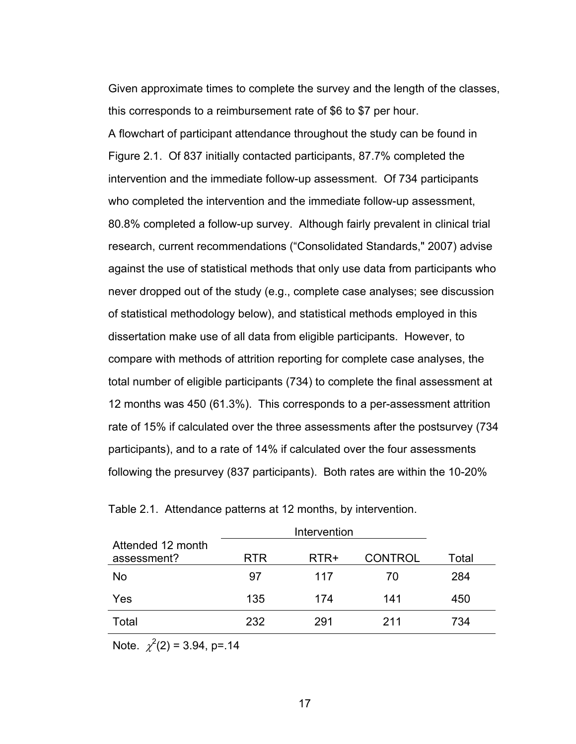Given approximate times to complete the survey and the length of the classes, this corresponds to a reimbursement rate of $6 to $7 per hour.

A flowchart of participant attendance throughout the study can be found in Figure 2.1. Of 837 initially contacted participants, 87.7% completed the intervention and the immediate follow-up assessment. Of 734 participants who completed the intervention and the immediate follow-up assessment, 80.8% completed a follow-up survey. Although fairly prevalent in clinical trial research, current recommendations ("Consolidated Standards," 2007) advise against the use of statistical methods that only use data from participants who never dropped out of the study (e.g., complete case analyses; see discussion of statistical methodology below), and statistical methods employed in this dissertation make use of all data from eligible participants. However, to compare with methods of attrition reporting for complete case analyses, the total number of eligible participants (734) to complete the final assessment at 12 months was 450 (61.3%). This corresponds to a per-assessment attrition rate of 15% if calculated over the three assessments after the postsurvey (734 participants), and to a rate of 14% if calculated over the four assessments following the presurvey (837 participants). Both rates are within the 10-20%

Table 2.1. Attendance patterns at 12 months, by intervention.

| | Intervention | | | |
|---|---|---|---|---|
| Attended 12 month assessment? | RTR | RTR+ | CONTROL | Total |
| No | 97 | 117 | 70 | 284 |
| Yes | 135 | 174 | 141 | 450 |
| Total | 232 | 291 | 211 | 734 |

Note. $\chi^2(2) = 3.94$, p=.14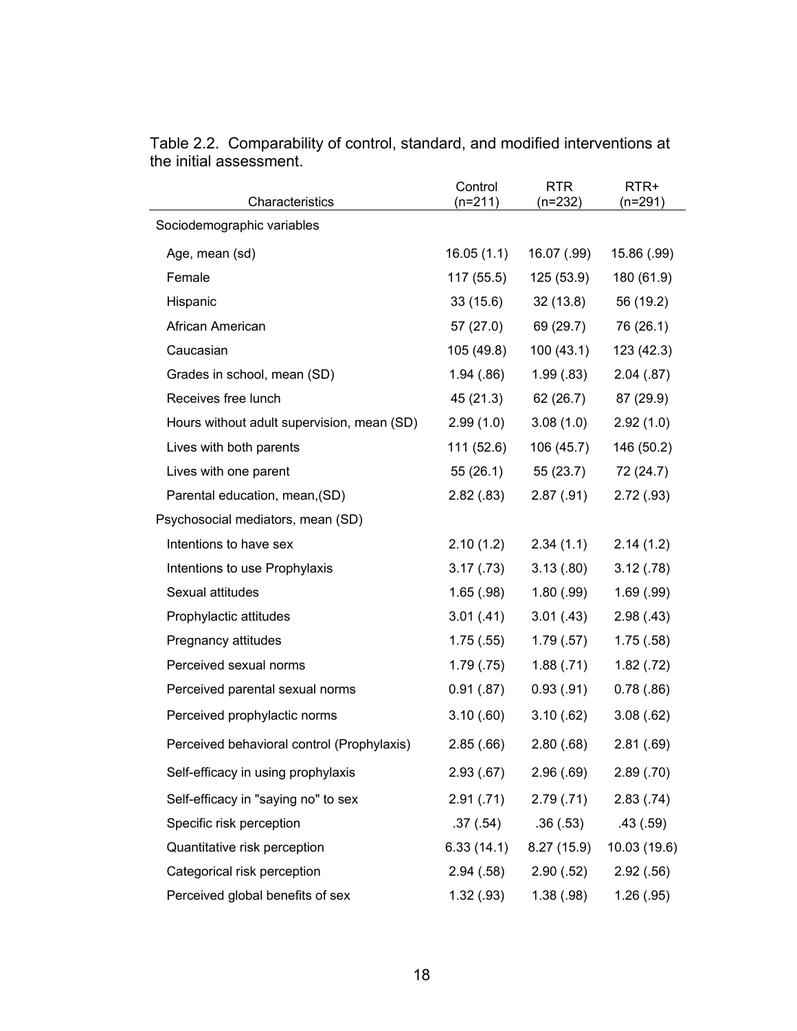Table 2.2. Comparability of control, standard, and modified interventions at the initial assessment.

| Characteristics | Control (n=211) | RTR (n=232) | RTR+ (n=291) |
|---|---|---|---|
| Sociodemographic variables | | | |
| Age, mean (sd) | 16.05 (1.1) | 16.07 (.99) | 15.86 (.99) |
| Female | 117 (55.5) | 125 (53.9) | 180 (61.9) |
| Hispanic | 33 (15.6) | 32 (13.8) | 56 (19.2) |
| African American | 57 (27.0) | 69 (29.7) | 76 (26.1) |
| Caucasian | 105 (49.8) | 100 (43.1) | 123 (42.3) |
| Grades in school, mean (SD) | 1.94 (.86) | 1.99 (.83) | 2.04 (.87) |
| Receives free lunch | 45 (21.3) | 62 (26.7) | 87 (29.9) |
| Hours without adult supervision, mean (SD) | 2.99 (1.0) | 3.08 (1.0) | 2.92 (1.0) |
| Lives with both parents | 111 (52.6) | 106 (45.7) | 146 (50.2) |
| Lives with one parent | 55 (26.1) | 55 (23.7) | 72 (24.7) |
| Parental education, mean,(SD) | 2.82 (.83) | 2.87 (.91) | 2.72 (.93) |
| Psychosocial mediators, mean (SD) | | | |
| Intentions to have sex | 2.10 (1.2) | 2.34 (1.1) | 2.14 (1.2) |
| Intentions to use Prophylaxis | 3.17 (.73) | 3.13 (.80) | 3.12 (.78) |
| Sexual attitudes | 1.65 (.98) | 1.80 (.99) | 1.69 (.99) |
| Prophylactic attitudes | 3.01 (.41) | 3.01 (.43) | 2.98 (.43) |
| Pregnancy attitudes | 1.75 (.55) | 1.79 (.57) | 1.75 (.58) |
| Perceived sexual norms | 1.79 (.75) | 1.88 (.71) | 1.82 (.72) |
| Perceived parental sexual norms | 0.91 (.87) | 0.93 (.91) | 0.78 (.86) |
| Perceived prophylactic norms | 3.10 (.60) | 3.10 (.62) | 3.08 (.62) |
| Perceived behavioral control (Prophylaxis) | 2.85 (.66) | 2.80 (.68) | 2.81 (.69) |
| Self-efficacy in using prophylaxis | 2.93 (.67) | 2.96 (.69) | 2.89 (.70) |
| Self-efficacy in "saying no" to sex | 2.91 (.71) | 2.79 (.71) | 2.83 (.74) |
| Specific risk perception | .37 (.54) | .36 (.53) | .43 (.59) |
| Quantitative risk perception | 6.33 (14.1) | 8.27 (15.9) | 10.03 (19.6) |
| Categorical risk perception | 2.94 (.58) | 2.90 (.52) | 2.92 (.56) |
| Perceived global benefits of sex | 1.32 (.93) | 1.38 (.98) | 1.26 (.95) |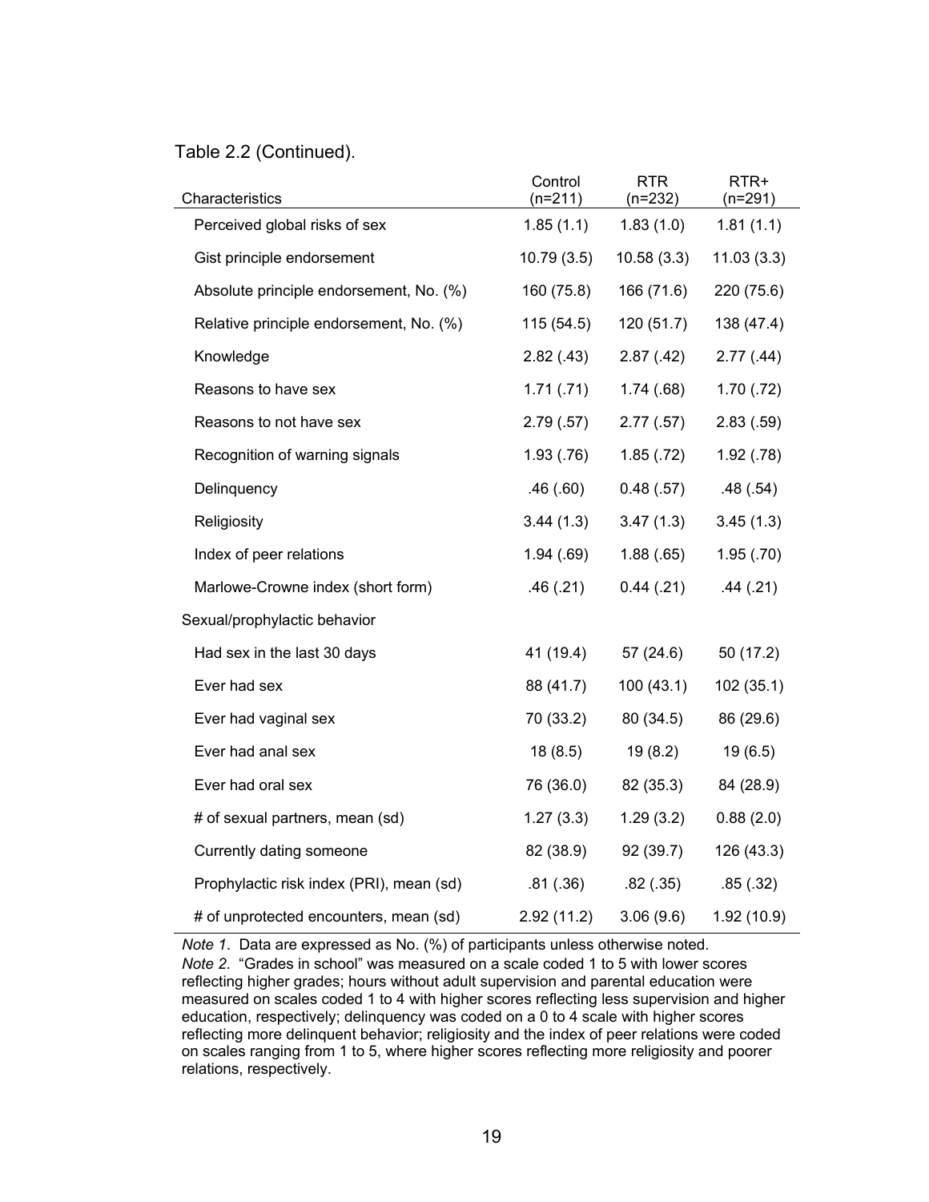Table 2.2 (Continued).

| Characteristics | Control (n=211) | RTR (n=232) | RTR+ (n=291) |
|---|---|---|---|
| Perceived global risks of sex | 1.85 (1.1) | 1.83 (1.0) | 1.81 (1.1) |
| Gist principle endorsement | 10.79 (3.5) | 10.58 (3.3) | 11.03 (3.3) |
| Absolute principle endorsement, No. (%) | 160 (75.8) | 166 (71.6) | 220 (75.6) |
| Relative principle endorsement, No. (%) | 115 (54.5) | 120 (51.7) | 138 (47.4) |
| Knowledge | 2.82 (.43) | 2.87 (.42) | 2.77 (.44) |
| Reasons to have sex | 1.71 (.71) | 1.74 (.68) | 1.70 (.72) |
| Reasons to not have sex | 2.79 (.57) | 2.77 (.57) | 2.83 (.59) |
| Recognition of warning signals | 1.93 (.76) | 1.85 (.72) | 1.92 (.78) |
| Delinquency | .46 (.60) | 0.48 (.57) | .48 (.54) |
| Religiosity | 3.44 (1.3) | 3.47 (1.3) | 3.45 (1.3) |
| Index of peer relations | 1.94 (.69) | 1.88 (.65) | 1.95 (.70) |
| Marlowe-Crowne index (short form) | .46 (.21) | 0.44 (.21) | .44 (.21) |
| Sexual/prophylactic behavior | | | |
| Had sex in the last 30 days | 41 (19.4) | 57 (24.6) | 50 (17.2) |
| Ever had sex | 88 (41.7) | 100 (43.1) | 102 (35.1) |
| Ever had vaginal sex | 70 (33.2) | 80 (34.5) | 86 (29.6) |
| Ever had anal sex | 18 (8.5) | 19 (8.2) | 19 (6.5) |
| Ever had oral sex | 76 (36.0) | 82 (35.3) | 84 (28.9) |
| # of sexual partners, mean (sd) | 1.27 (3.3) | 1.29 (3.2) | 0.88 (2.0) |
| Currently dating someone | 82 (38.9) | 92 (39.7) | 126 (43.3) |
| Prophylactic risk index (PRI), mean (sd) | .81 (.36) | .82 (.35) | .85 (.32) |
| # of unprotected encounters, mean (sd) | 2.92 (11.2) | 3.06 (9.6) | 1.92 (10.9) |

*Note 1*. Data are expressed as No. (%) of participants unless otherwise noted.
*Note 2*. "Grades in school" was measured on a scale coded 1 to 5 with lower scores reflecting higher grades; hours without adult supervision and parental education were measured on scales coded 1 to 4 with higher scores reflecting less supervision and higher education, respectively; delinquency was coded on a 0 to 4 scale with higher scores reflecting more delinquent behavior; religiosity and the index of peer relations were coded on scales ranging from 1 to 5, where higher scores reflecting more religiosity and poorer relations, respectively.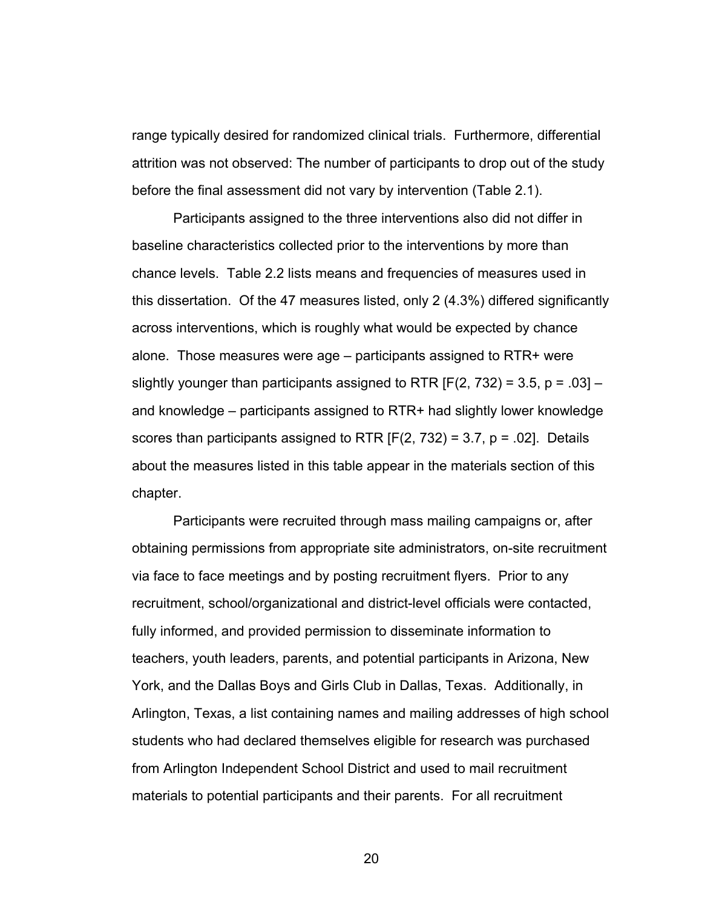range typically desired for randomized clinical trials. Furthermore, differential attrition was not observed: The number of participants to drop out of the study before the final assessment did not vary by intervention (Table 2.1).

Participants assigned to the three interventions also did not differ in baseline characteristics collected prior to the interventions by more than chance levels. Table 2.2 lists means and frequencies of measures used in this dissertation. Of the 47 measures listed, only 2 (4.3%) differed significantly across interventions, which is roughly what would be expected by chance alone. Those measures were age – participants assigned to RTR+ were slightly younger than participants assigned to RTR [$F(2, 732) = 3.5$, $p = .03$] – and knowledge – participants assigned to RTR+ had slightly lower knowledge scores than participants assigned to RTR [$F(2, 732) = 3.7$, $p = .02$]. Details about the measures listed in this table appear in the materials section of this chapter.

Participants were recruited through mass mailing campaigns or, after obtaining permissions from appropriate site administrators, on-site recruitment via face to face meetings and by posting recruitment flyers. Prior to any recruitment, school/organizational and district-level officials were contacted, fully informed, and provided permission to disseminate information to teachers, youth leaders, parents, and potential participants in Arizona, New York, and the Dallas Boys and Girls Club in Dallas, Texas. Additionally, in Arlington, Texas, a list containing names and mailing addresses of high school students who had declared themselves eligible for research was purchased from Arlington Independent School District and used to mail recruitment materials to potential participants and their parents. For all recruitment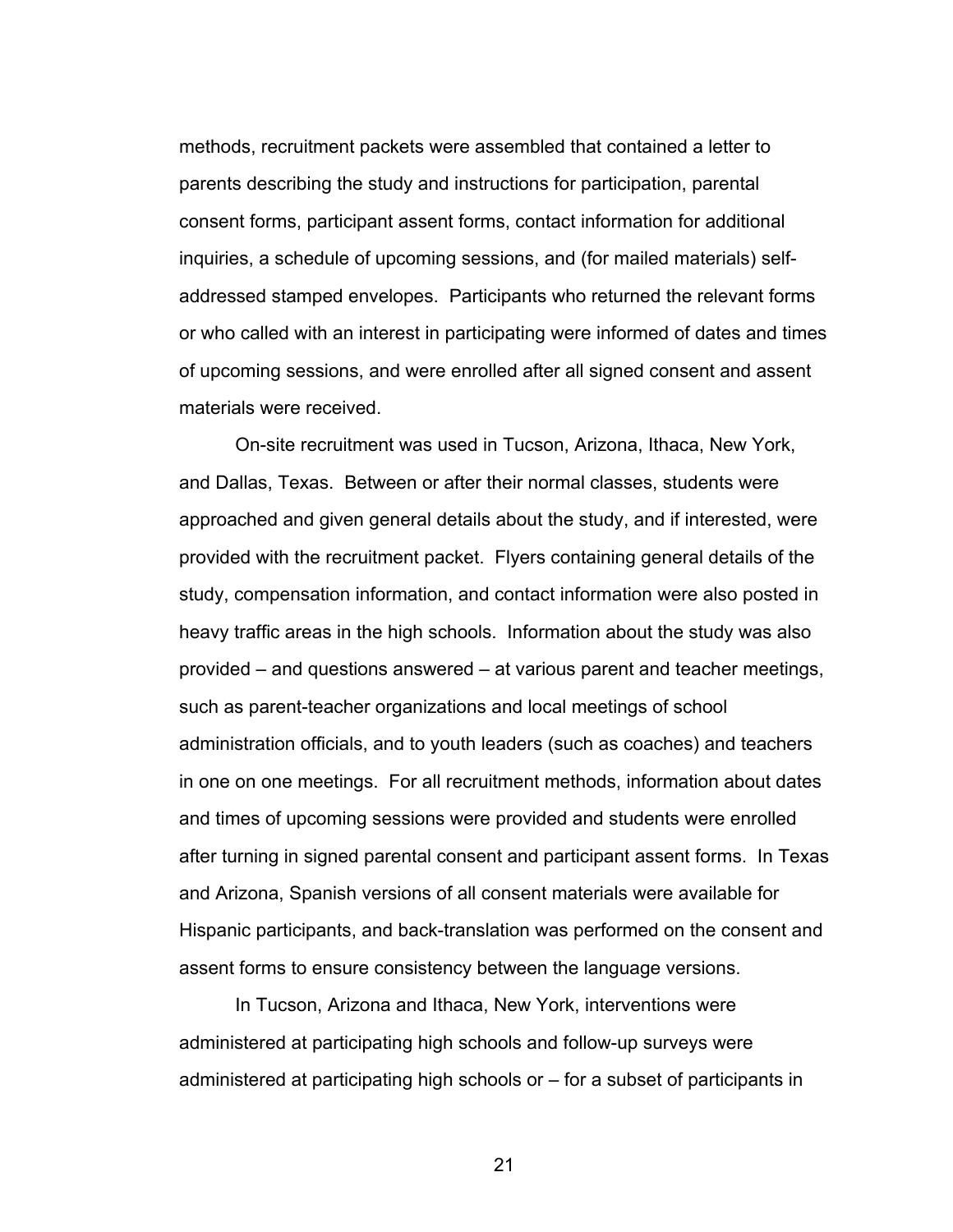methods, recruitment packets were assembled that contained a letter to parents describing the study and instructions for participation, parental consent forms, participant assent forms, contact information for additional inquiries, a schedule of upcoming sessions, and (for mailed materials) self-addressed stamped envelopes. Participants who returned the relevant forms or who called with an interest in participating were informed of dates and times of upcoming sessions, and were enrolled after all signed consent and assent materials were received.

On-site recruitment was used in Tucson, Arizona, Ithaca, New York, and Dallas, Texas. Between or after their normal classes, students were approached and given general details about the study, and if interested, were provided with the recruitment packet. Flyers containing general details of the study, compensation information, and contact information were also posted in heavy traffic areas in the high schools. Information about the study was also provided – and questions answered – at various parent and teacher meetings, such as parent-teacher organizations and local meetings of school administration officials, and to youth leaders (such as coaches) and teachers in one on one meetings. For all recruitment methods, information about dates and times of upcoming sessions were provided and students were enrolled after turning in signed parental consent and participant assent forms. In Texas and Arizona, Spanish versions of all consent materials were available for Hispanic participants, and back-translation was performed on the consent and assent forms to ensure consistency between the language versions.

In Tucson, Arizona and Ithaca, New York, interventions were administered at participating high schools and follow-up surveys were administered at participating high schools or – for a subset of participants in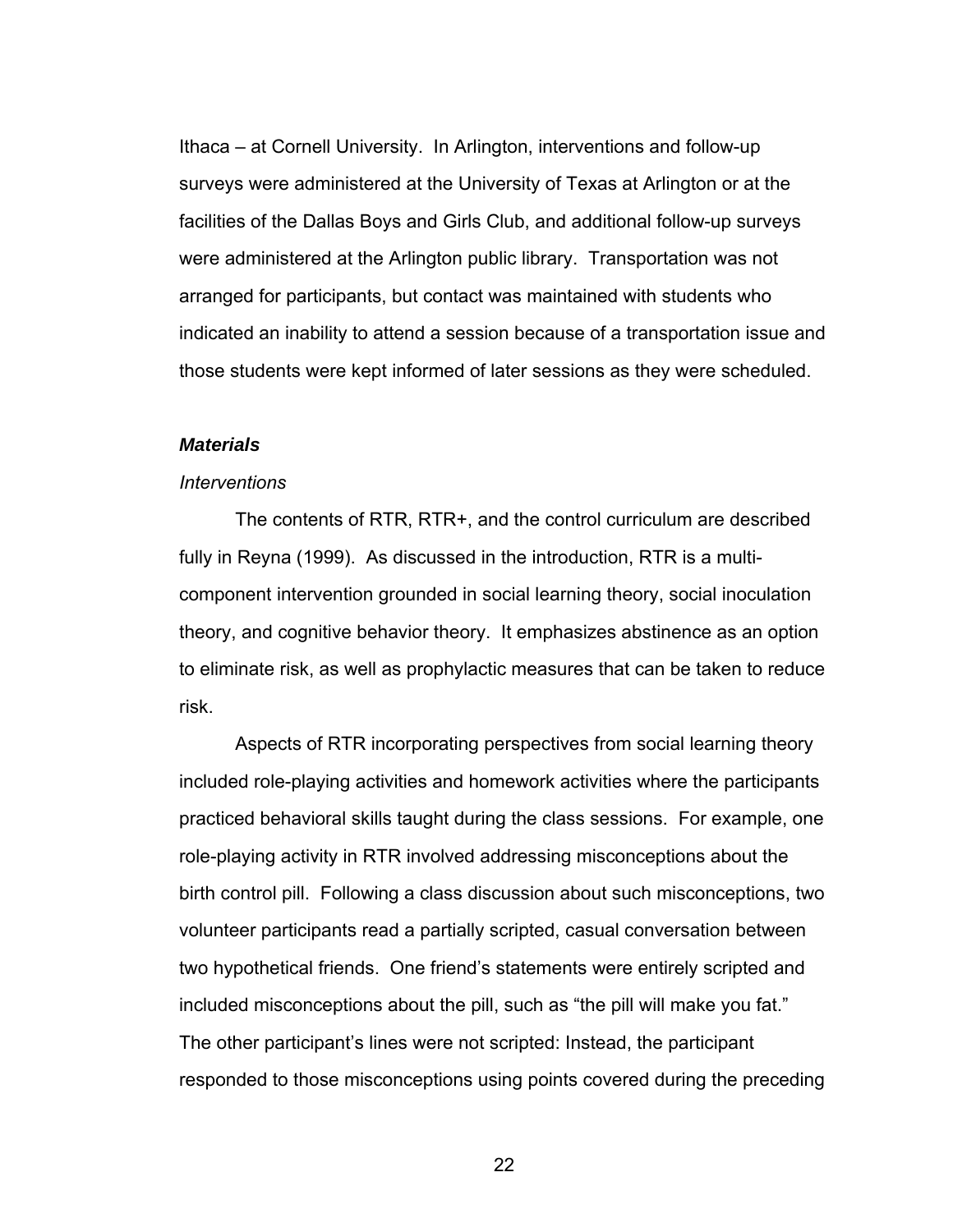Ithaca – at Cornell University. In Arlington, interventions and follow-up surveys were administered at the University of Texas at Arlington or at the facilities of the Dallas Boys and Girls Club, and additional follow-up surveys were administered at the Arlington public library. Transportation was not arranged for participants, but contact was maintained with students who indicated an inability to attend a session because of a transportation issue and those students were kept informed of later sessions as they were scheduled.

### ***Materials***

#### *Interventions*

The contents of RTR, RTR+, and the control curriculum are described fully in Reyna (1999). As discussed in the introduction, RTR is a multi-component intervention grounded in social learning theory, social inoculation theory, and cognitive behavior theory. It emphasizes abstinence as an option to eliminate risk, as well as prophylactic measures that can be taken to reduce risk.

Aspects of RTR incorporating perspectives from social learning theory included role-playing activities and homework activities where the participants practiced behavioral skills taught during the class sessions. For example, one role-playing activity in RTR involved addressing misconceptions about the birth control pill. Following a class discussion about such misconceptions, two volunteer participants read a partially scripted, casual conversation between two hypothetical friends. One friend's statements were entirely scripted and included misconceptions about the pill, such as "the pill will make you fat." The other participant's lines were not scripted: Instead, the participant responded to those misconceptions using points covered during the preceding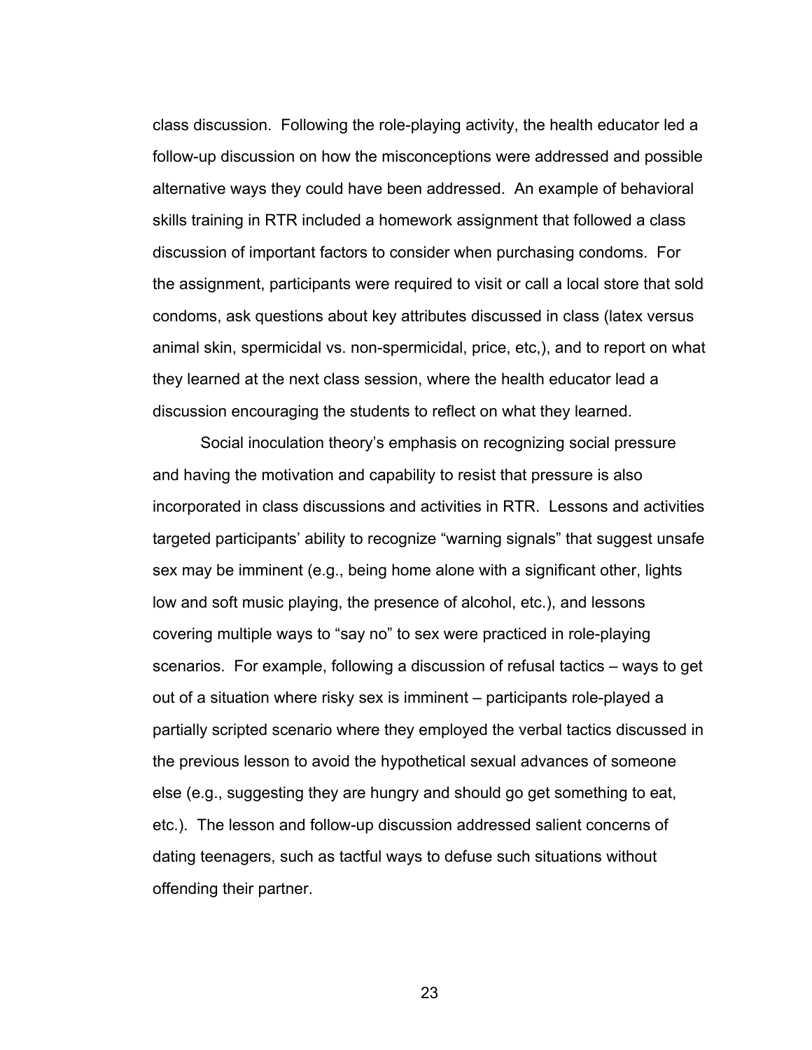class discussion. Following the role-playing activity, the health educator led a follow-up discussion on how the misconceptions were addressed and possible alternative ways they could have been addressed. An example of behavioral skills training in RTR included a homework assignment that followed a class discussion of important factors to consider when purchasing condoms. For the assignment, participants were required to visit or call a local store that sold condoms, ask questions about key attributes discussed in class (latex versus animal skin, spermicidal vs. non-spermicidal, price, etc,), and to report on what they learned at the next class session, where the health educator lead a discussion encouraging the students to reflect on what they learned.

Social inoculation theory's emphasis on recognizing social pressure and having the motivation and capability to resist that pressure is also incorporated in class discussions and activities in RTR. Lessons and activities targeted participants' ability to recognize "warning signals" that suggest unsafe sex may be imminent (e.g., being home alone with a significant other, lights low and soft music playing, the presence of alcohol, etc.), and lessons covering multiple ways to "say no" to sex were practiced in role-playing scenarios. For example, following a discussion of refusal tactics – ways to get out of a situation where risky sex is imminent – participants role-played a partially scripted scenario where they employed the verbal tactics discussed in the previous lesson to avoid the hypothetical sexual advances of someone else (e.g., suggesting they are hungry and should go get something to eat, etc.). The lesson and follow-up discussion addressed salient concerns of dating teenagers, such as tactful ways to defuse such situations without offending their partner.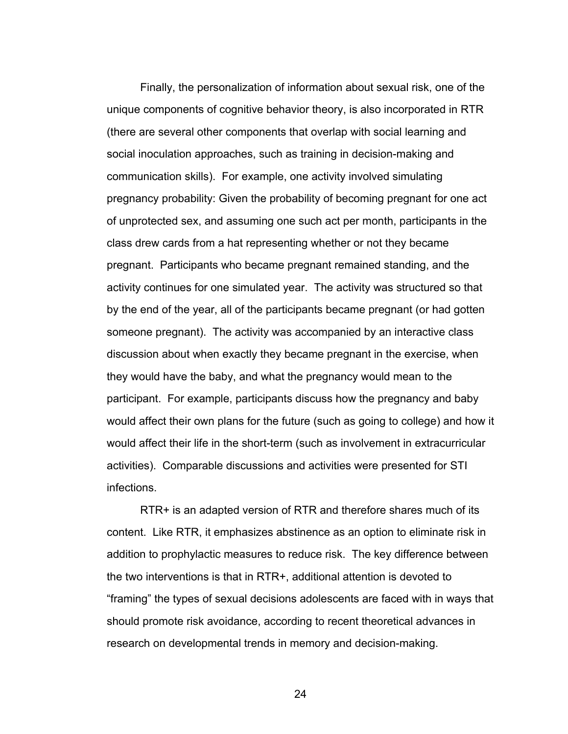Finally, the personalization of information about sexual risk, one of the unique components of cognitive behavior theory, is also incorporated in RTR (there are several other components that overlap with social learning and social inoculation approaches, such as training in decision-making and communication skills). For example, one activity involved simulating pregnancy probability: Given the probability of becoming pregnant for one act of unprotected sex, and assuming one such act per month, participants in the class drew cards from a hat representing whether or not they became pregnant. Participants who became pregnant remained standing, and the activity continues for one simulated year. The activity was structured so that by the end of the year, all of the participants became pregnant (or had gotten someone pregnant). The activity was accompanied by an interactive class discussion about when exactly they became pregnant in the exercise, when they would have the baby, and what the pregnancy would mean to the participant. For example, participants discuss how the pregnancy and baby would affect their own plans for the future (such as going to college) and how it would affect their life in the short-term (such as involvement in extracurricular activities). Comparable discussions and activities were presented for STI infections.

RTR+ is an adapted version of RTR and therefore shares much of its content. Like RTR, it emphasizes abstinence as an option to eliminate risk in addition to prophylactic measures to reduce risk. The key difference between the two interventions is that in RTR+, additional attention is devoted to "framing" the types of sexual decisions adolescents are faced with in ways that should promote risk avoidance, according to recent theoretical advances in research on developmental trends in memory and decision-making.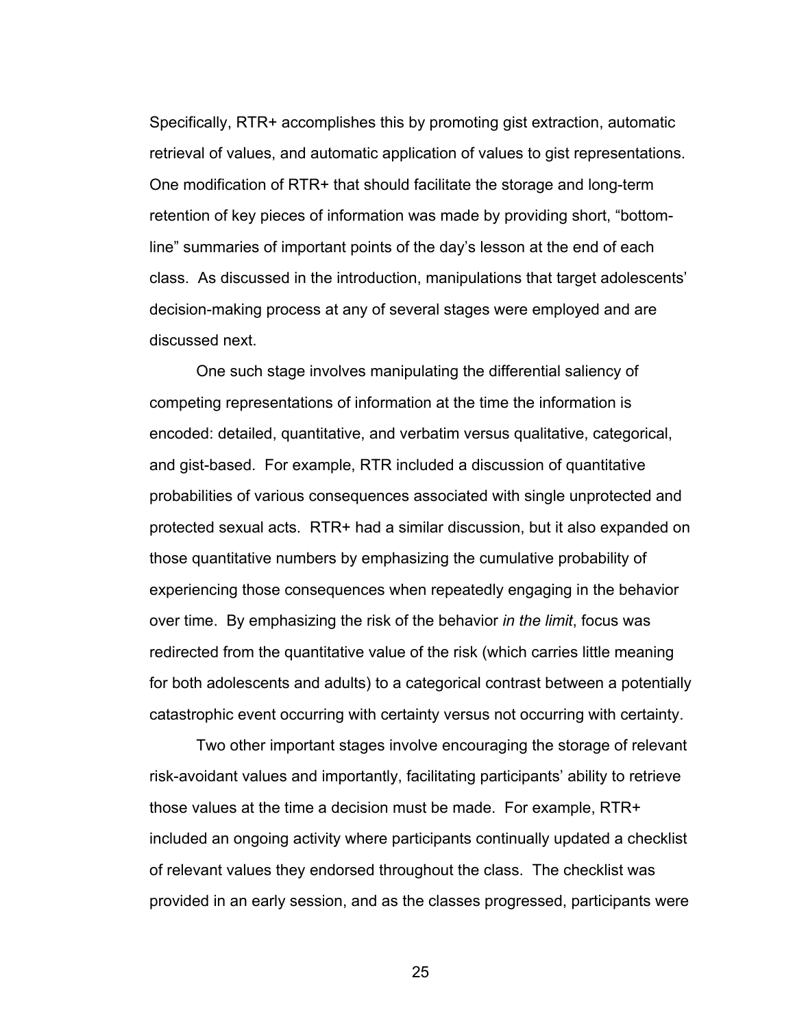Specifically, RTR+ accomplishes this by promoting gist extraction, automatic retrieval of values, and automatic application of values to gist representations. One modification of RTR+ that should facilitate the storage and long-term retention of key pieces of information was made by providing short, "bottom-line" summaries of important points of the day's lesson at the end of each class. As discussed in the introduction, manipulations that target adolescents' decision-making process at any of several stages were employed and are discussed next.

One such stage involves manipulating the differential saliency of competing representations of information at the time the information is encoded: detailed, quantitative, and verbatim versus qualitative, categorical, and gist-based. For example, RTR included a discussion of quantitative probabilities of various consequences associated with single unprotected and protected sexual acts. RTR+ had a similar discussion, but it also expanded on those quantitative numbers by emphasizing the cumulative probability of experiencing those consequences when repeatedly engaging in the behavior over time. By emphasizing the risk of the behavior *in the limit*, focus was redirected from the quantitative value of the risk (which carries little meaning for both adolescents and adults) to a categorical contrast between a potentially catastrophic event occurring with certainty versus not occurring with certainty.

Two other important stages involve encouraging the storage of relevant risk-avoidant values and importantly, facilitating participants' ability to retrieve those values at the time a decision must be made. For example, RTR+ included an ongoing activity where participants continually updated a checklist of relevant values they endorsed throughout the class. The checklist was provided in an early session, and as the classes progressed, participants were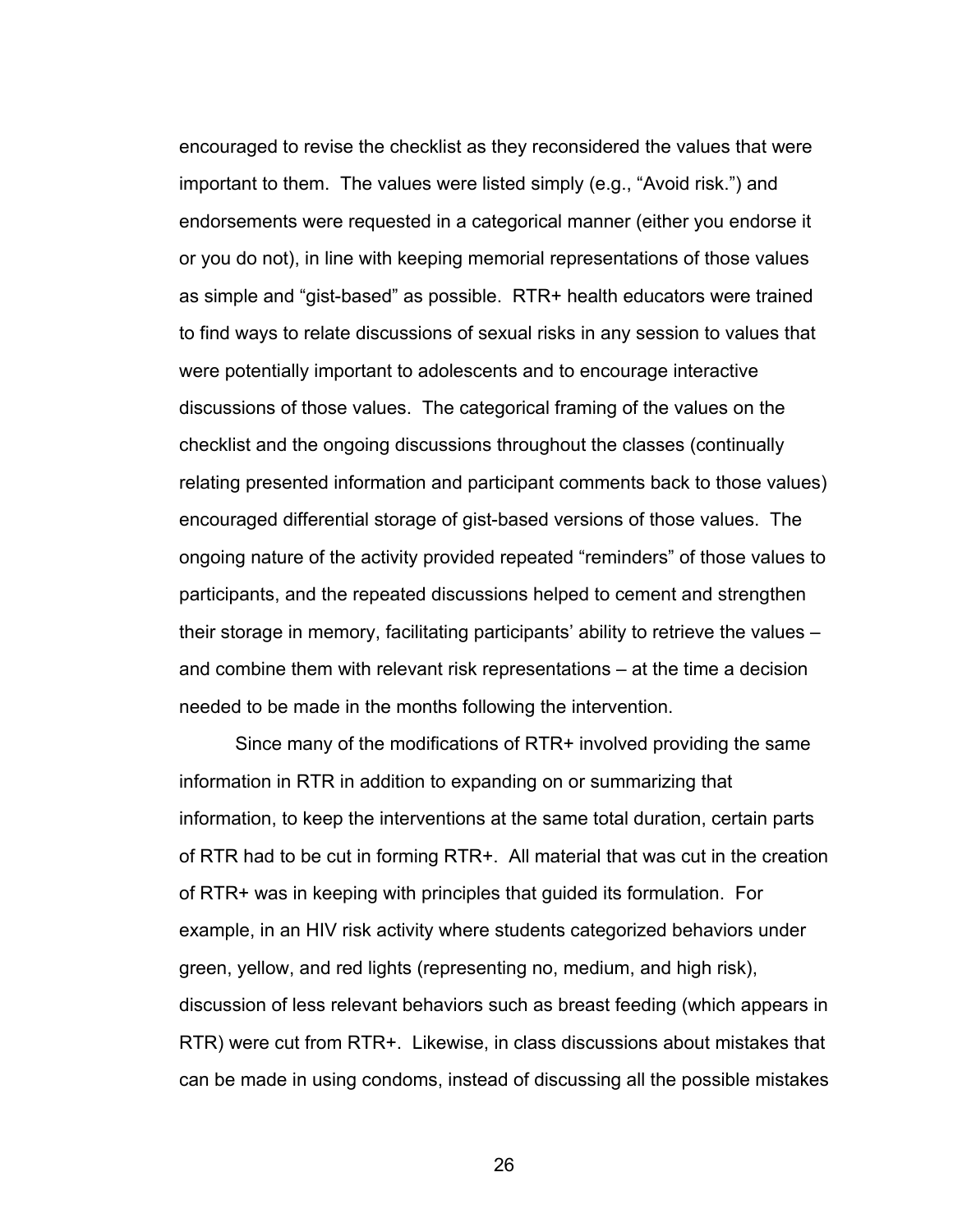encouraged to revise the checklist as they reconsidered the values that were important to them. The values were listed simply (e.g., "Avoid risk.") and endorsements were requested in a categorical manner (either you endorse it or you do not), in line with keeping memorial representations of those values as simple and "gist-based" as possible. RTR+ health educators were trained to find ways to relate discussions of sexual risks in any session to values that were potentially important to adolescents and to encourage interactive discussions of those values. The categorical framing of the values on the checklist and the ongoing discussions throughout the classes (continually relating presented information and participant comments back to those values) encouraged differential storage of gist-based versions of those values. The ongoing nature of the activity provided repeated "reminders" of those values to participants, and the repeated discussions helped to cement and strengthen their storage in memory, facilitating participants' ability to retrieve the values – and combine them with relevant risk representations – at the time a decision needed to be made in the months following the intervention.

Since many of the modifications of RTR+ involved providing the same information in RTR in addition to expanding on or summarizing that information, to keep the interventions at the same total duration, certain parts of RTR had to be cut in forming RTR+. All material that was cut in the creation of RTR+ was in keeping with principles that guided its formulation. For example, in an HIV risk activity where students categorized behaviors under green, yellow, and red lights (representing no, medium, and high risk), discussion of less relevant behaviors such as breast feeding (which appears in RTR) were cut from RTR+. Likewise, in class discussions about mistakes that can be made in using condoms, instead of discussing all the possible mistakes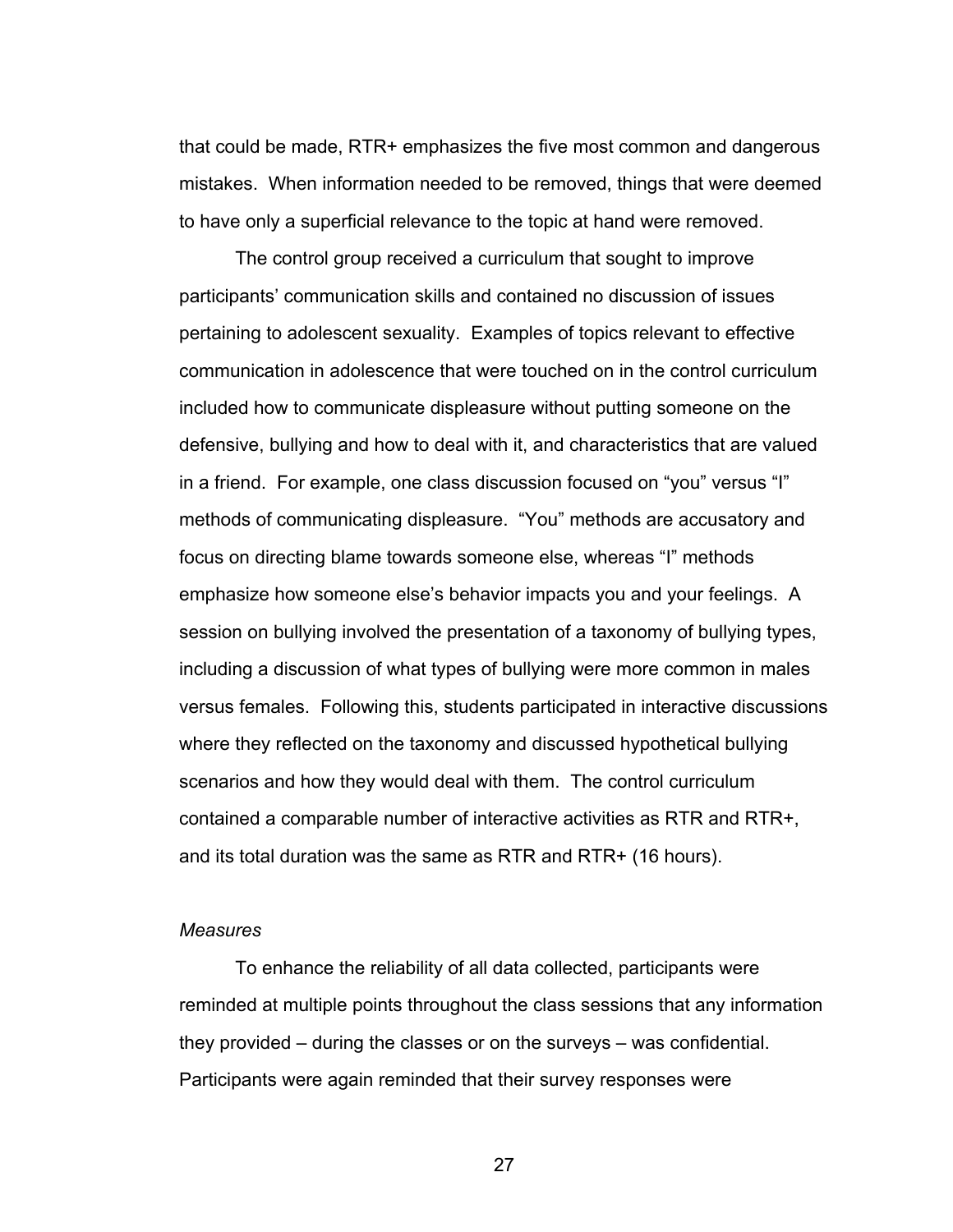that could be made, RTR+ emphasizes the five most common and dangerous mistakes. When information needed to be removed, things that were deemed to have only a superficial relevance to the topic at hand were removed.

The control group received a curriculum that sought to improve participants' communication skills and contained no discussion of issues pertaining to adolescent sexuality. Examples of topics relevant to effective communication in adolescence that were touched on in the control curriculum included how to communicate displeasure without putting someone on the defensive, bullying and how to deal with it, and characteristics that are valued in a friend. For example, one class discussion focused on "you" versus "I" methods of communicating displeasure. "You" methods are accusatory and focus on directing blame towards someone else, whereas "I" methods emphasize how someone else's behavior impacts you and your feelings. A session on bullying involved the presentation of a taxonomy of bullying types, including a discussion of what types of bullying were more common in males versus females. Following this, students participated in interactive discussions where they reflected on the taxonomy and discussed hypothetical bullying scenarios and how they would deal with them. The control curriculum contained a comparable number of interactive activities as RTR and RTR+, and its total duration was the same as RTR and RTR+ (16 hours).

*Measures*

To enhance the reliability of all data collected, participants were reminded at multiple points throughout the class sessions that any information they provided – during the classes or on the surveys – was confidential. Participants were again reminded that their survey responses were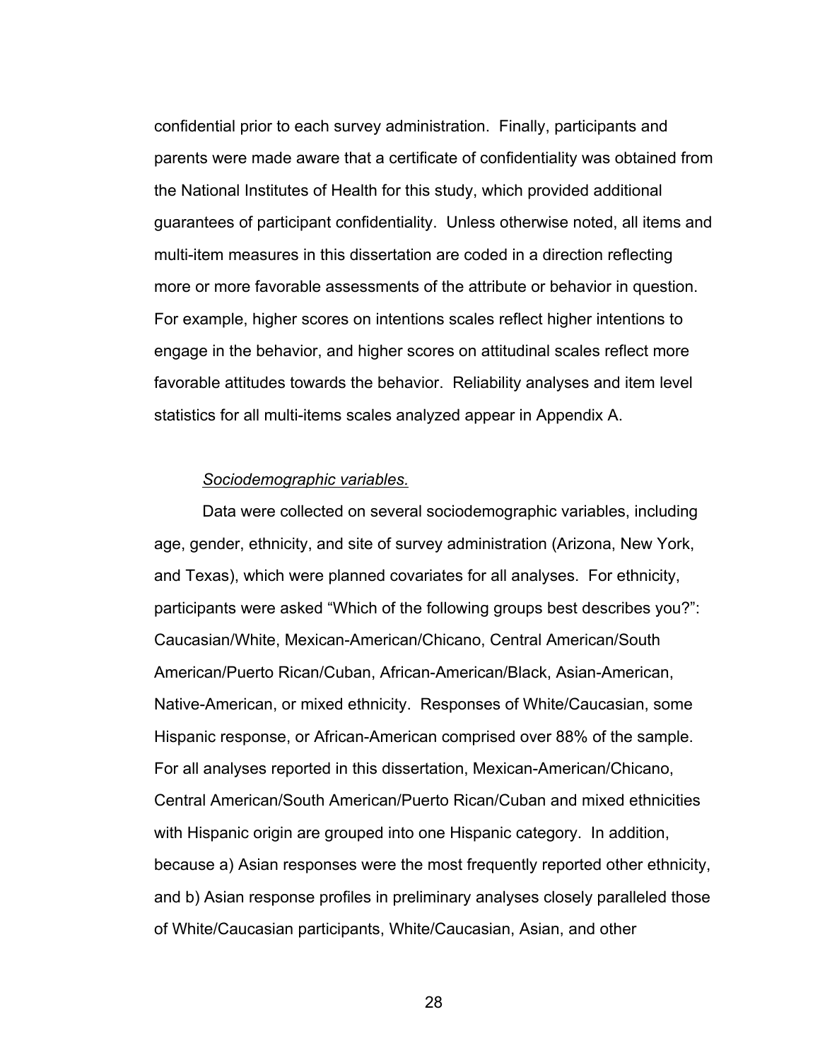confidential prior to each survey administration. Finally, participants and parents were made aware that a certificate of confidentiality was obtained from the National Institutes of Health for this study, which provided additional guarantees of participant confidentiality. Unless otherwise noted, all items and multi-item measures in this dissertation are coded in a direction reflecting more or more favorable assessments of the attribute or behavior in question. For example, higher scores on intentions scales reflect higher intentions to engage in the behavior, and higher scores on attitudinal scales reflect more favorable attitudes towards the behavior. Reliability analyses and item level statistics for all multi-items scales analyzed appear in Appendix A.

*Sociodemographic variables.*

Data were collected on several sociodemographic variables, including age, gender, ethnicity, and site of survey administration (Arizona, New York, and Texas), which were planned covariates for all analyses. For ethnicity, participants were asked "Which of the following groups best describes you?": Caucasian/White, Mexican-American/Chicano, Central American/South American/Puerto Rican/Cuban, African-American/Black, Asian-American, Native-American, or mixed ethnicity. Responses of White/Caucasian, some Hispanic response, or African-American comprised over 88% of the sample. For all analyses reported in this dissertation, Mexican-American/Chicano, Central American/South American/Puerto Rican/Cuban and mixed ethnicities with Hispanic origin are grouped into one Hispanic category. In addition, because a) Asian responses were the most frequently reported other ethnicity, and b) Asian response profiles in preliminary analyses closely paralleled those of White/Caucasian participants, White/Caucasian, Asian, and other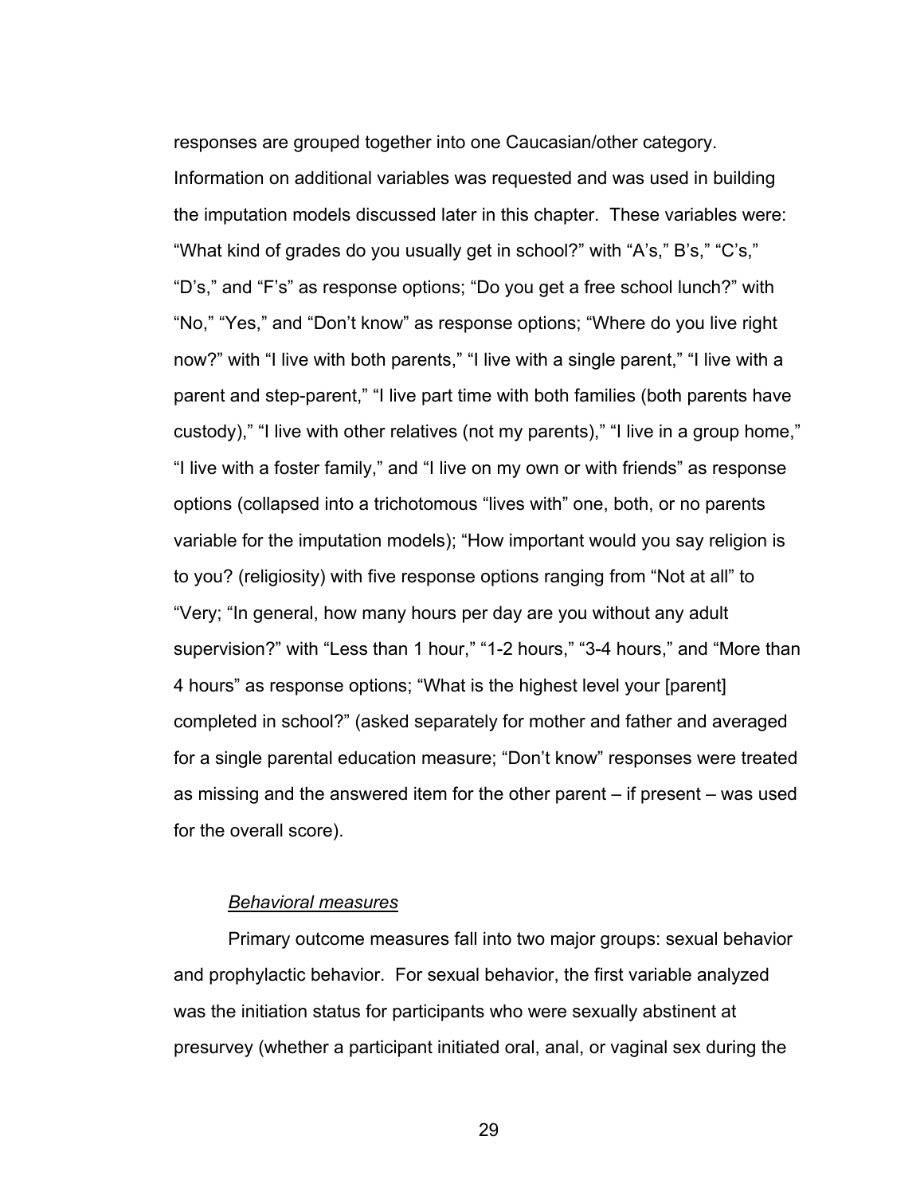responses are grouped together into one Caucasian/other category. Information on additional variables was requested and was used in building the imputation models discussed later in this chapter. These variables were: "What kind of grades do you usually get in school?" with "A's," B's," "C's," "D's," and "F's" as response options; "Do you get a free school lunch?" with "No," "Yes," and "Don't know" as response options; "Where do you live right now?" with "I live with both parents," "I live with a single parent," "I live with a parent and step-parent," "I live part time with both families (both parents have custody)," "I live with other relatives (not my parents)," "I live in a group home," "I live with a foster family," and "I live on my own or with friends" as response options (collapsed into a trichotomous "lives with" one, both, or no parents variable for the imputation models); "How important would you say religion is to you? (religiosity) with five response options ranging from "Not at all" to "Very; "In general, how many hours per day are you without any adult supervision?" with "Less than 1 hour," "1-2 hours," "3-4 hours," and "More than 4 hours" as response options; "What is the highest level your [parent] completed in school?" (asked separately for mother and father and averaged for a single parental education measure; "Don't know" responses were treated as missing and the answered item for the other parent – if present – was used for the overall score).

*Behavioral measures*

Primary outcome measures fall into two major groups: sexual behavior and prophylactic behavior. For sexual behavior, the first variable analyzed was the initiation status for participants who were sexually abstinent at presurvey (whether a participant initiated oral, anal, or vaginal sex during the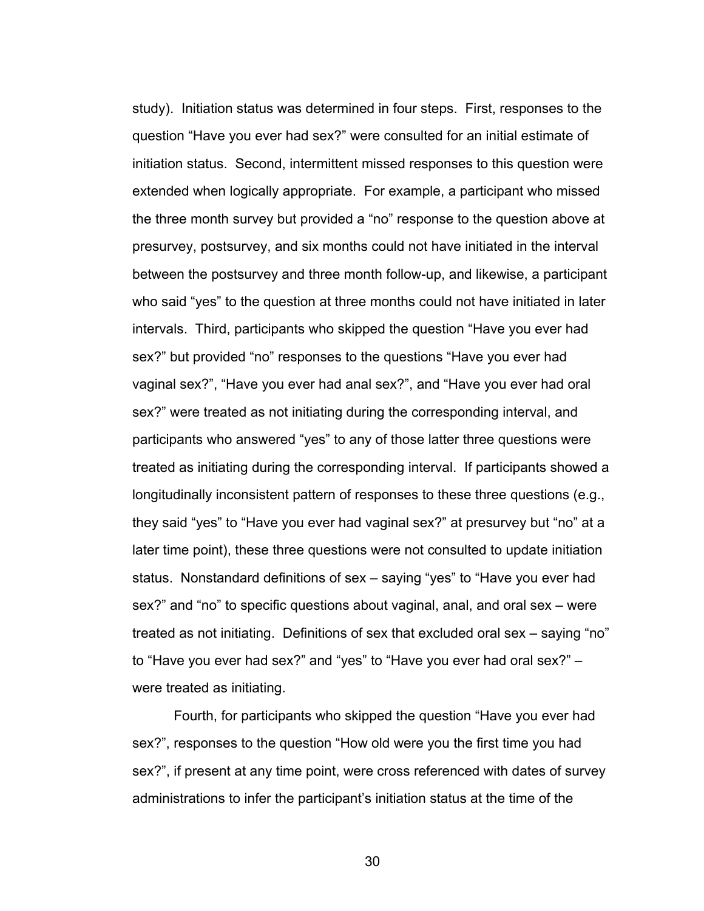study). Initiation status was determined in four steps. First, responses to the question “Have you ever had sex?” were consulted for an initial estimate of initiation status. Second, intermittent missed responses to this question were extended when logically appropriate. For example, a participant who missed the three month survey but provided a “no” response to the question above at presurvey, postsurvey, and six months could not have initiated in the interval between the postsurvey and three month follow-up, and likewise, a participant who said “yes” to the question at three months could not have initiated in later intervals. Third, participants who skipped the question “Have you ever had sex?” but provided “no” responses to the questions “Have you ever had vaginal sex?”, “Have you ever had anal sex?”, and “Have you ever had oral sex?” were treated as not initiating during the corresponding interval, and participants who answered “yes” to any of those latter three questions were treated as initiating during the corresponding interval. If participants showed a longitudinally inconsistent pattern of responses to these three questions (e.g., they said “yes” to “Have you ever had vaginal sex?” at presurvey but “no” at a later time point), these three questions were not consulted to update initiation status. Nonstandard definitions of sex – saying “yes” to “Have you ever had sex?” and “no” to specific questions about vaginal, anal, and oral sex – were treated as not initiating. Definitions of sex that excluded oral sex – saying “no” to “Have you ever had sex?” and “yes” to “Have you ever had oral sex?” – were treated as initiating.

Fourth, for participants who skipped the question “Have you ever had sex?”, responses to the question “How old were you the first time you had sex?”, if present at any time point, were cross referenced with dates of survey administrations to infer the participant’s initiation status at the time of the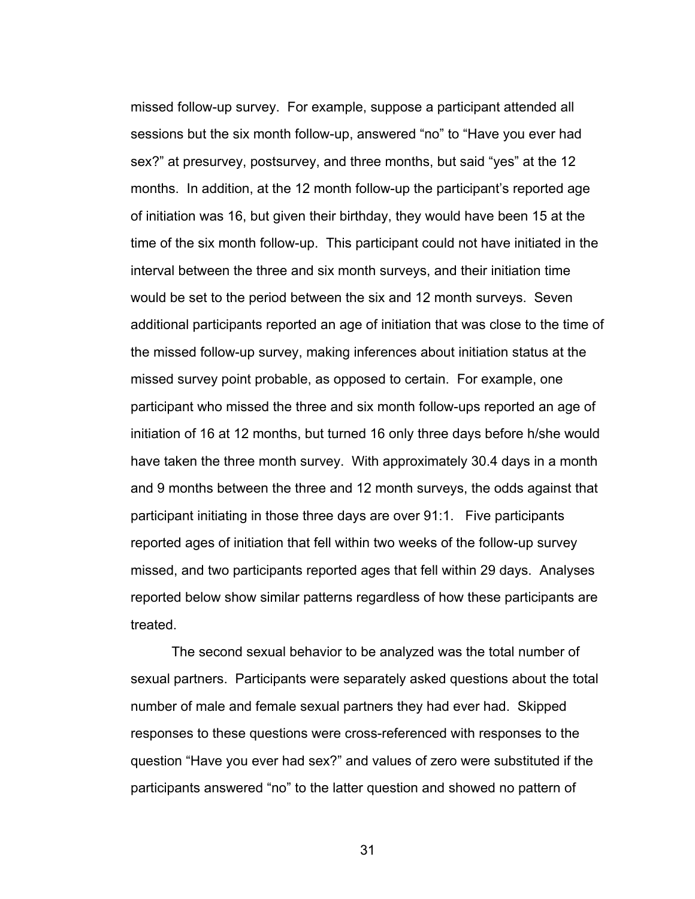missed follow-up survey. For example, suppose a participant attended all sessions but the six month follow-up, answered "no" to "Have you ever had sex?" at presurvey, postsurvey, and three months, but said "yes" at the 12 months. In addition, at the 12 month follow-up the participant's reported age of initiation was 16, but given their birthday, they would have been 15 at the time of the six month follow-up. This participant could not have initiated in the interval between the three and six month surveys, and their initiation time would be set to the period between the six and 12 month surveys. Seven additional participants reported an age of initiation that was close to the time of the missed follow-up survey, making inferences about initiation status at the missed survey point probable, as opposed to certain. For example, one participant who missed the three and six month follow-ups reported an age of initiation of 16 at 12 months, but turned 16 only three days before h/she would have taken the three month survey. With approximately 30.4 days in a month and 9 months between the three and 12 month surveys, the odds against that participant initiating in those three days are over 91:1. Five participants reported ages of initiation that fell within two weeks of the follow-up survey missed, and two participants reported ages that fell within 29 days. Analyses reported below show similar patterns regardless of how these participants are treated.

The second sexual behavior to be analyzed was the total number of sexual partners. Participants were separately asked questions about the total number of male and female sexual partners they had ever had. Skipped responses to these questions were cross-referenced with responses to the question "Have you ever had sex?" and values of zero were substituted if the participants answered "no" to the latter question and showed no pattern of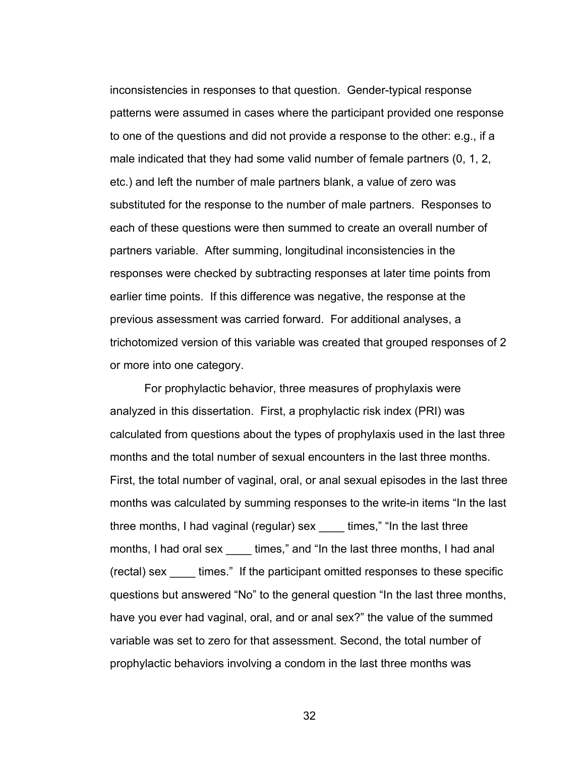inconsistencies in responses to that question. Gender-typical response patterns were assumed in cases where the participant provided one response to one of the questions and did not provide a response to the other: e.g., if a male indicated that they had some valid number of female partners (0, 1, 2, etc.) and left the number of male partners blank, a value of zero was substituted for the response to the number of male partners. Responses to each of these questions were then summed to create an overall number of partners variable. After summing, longitudinal inconsistencies in the responses were checked by subtracting responses at later time points from earlier time points. If this difference was negative, the response at the previous assessment was carried forward. For additional analyses, a trichotomized version of this variable was created that grouped responses of 2 or more into one category.

For prophylactic behavior, three measures of prophylaxis were analyzed in this dissertation. First, a prophylactic risk index (PRI) was calculated from questions about the types of prophylaxis used in the last three months and the total number of sexual encounters in the last three months. First, the total number of vaginal, oral, or anal sexual episodes in the last three months was calculated by summing responses to the write-in items "In the last three months, I had vaginal (regular) sex ____ times," "In the last three months, I had oral sex ____ times," and "In the last three months, I had anal (rectal) sex ____ times." If the participant omitted responses to these specific questions but answered "No" to the general question "In the last three months, have you ever had vaginal, oral, and or anal sex?" the value of the summed variable was set to zero for that assessment. Second, the total number of prophylactic behaviors involving a condom in the last three months was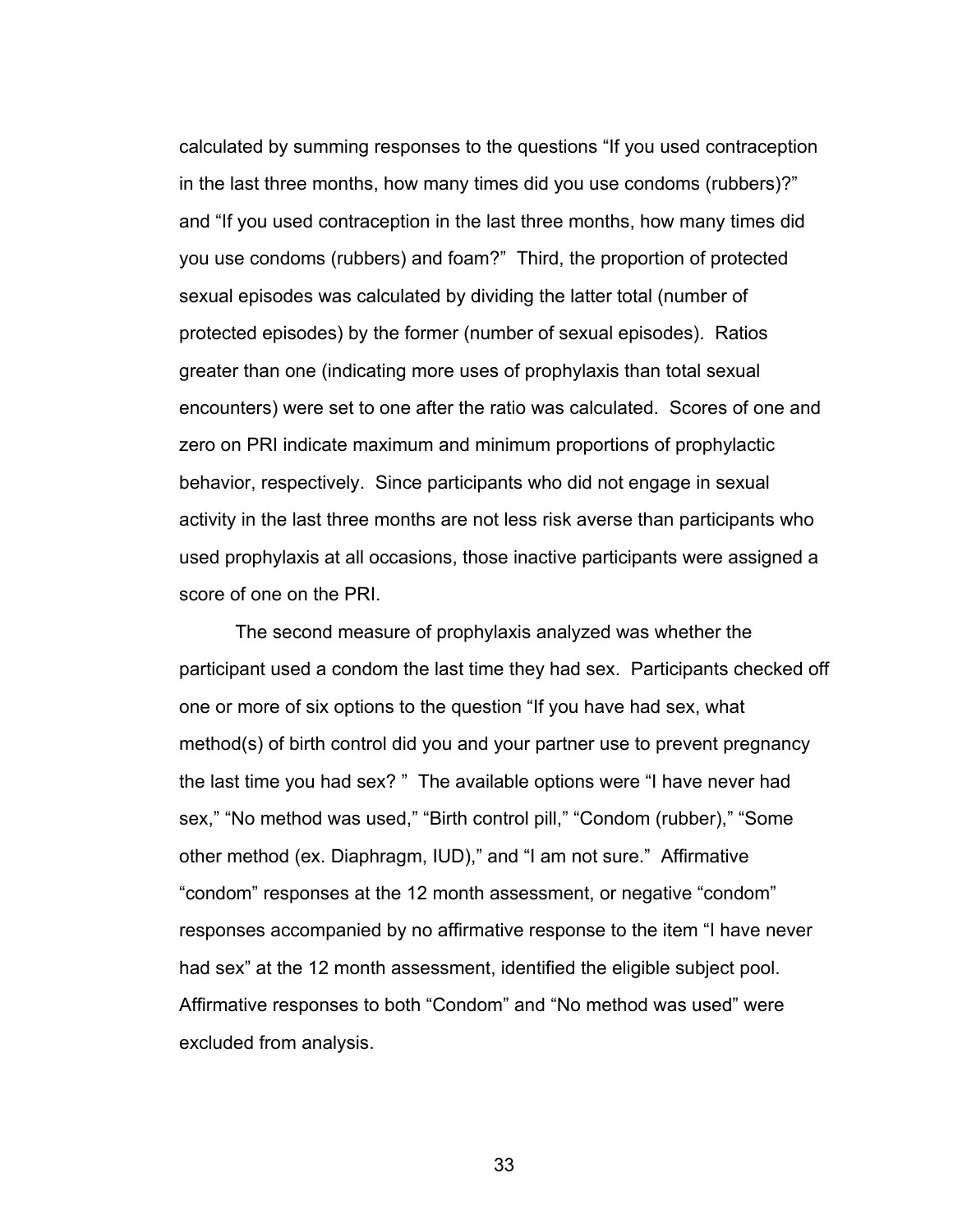calculated by summing responses to the questions “If you used contraception in the last three months, how many times did you use condoms (rubbers)?” and “If you used contraception in the last three months, how many times did you use condoms (rubbers) and foam?” Third, the proportion of protected sexual episodes was calculated by dividing the latter total (number of protected episodes) by the former (number of sexual episodes). Ratios greater than one (indicating more uses of prophylaxis than total sexual encounters) were set to one after the ratio was calculated. Scores of one and zero on PRI indicate maximum and minimum proportions of prophylactic behavior, respectively. Since participants who did not engage in sexual activity in the last three months are not less risk averse than participants who used prophylaxis at all occasions, those inactive participants were assigned a score of one on the PRI.

The second measure of prophylaxis analyzed was whether the participant used a condom the last time they had sex. Participants checked off one or more of six options to the question “If you have had sex, what method(s) of birth control did you and your partner use to prevent pregnancy the last time you had sex? ” The available options were “I have never had sex,” “No method was used,” “Birth control pill,” “Condom (rubber),” “Some other method (ex. Diaphragm, IUD),” and “I am not sure.” Affirmative “condom” responses at the 12 month assessment, or negative “condom” responses accompanied by no affirmative response to the item “I have never had sex” at the 12 month assessment, identified the eligible subject pool. Affirmative responses to both “Condom” and “No method was used” were excluded from analysis.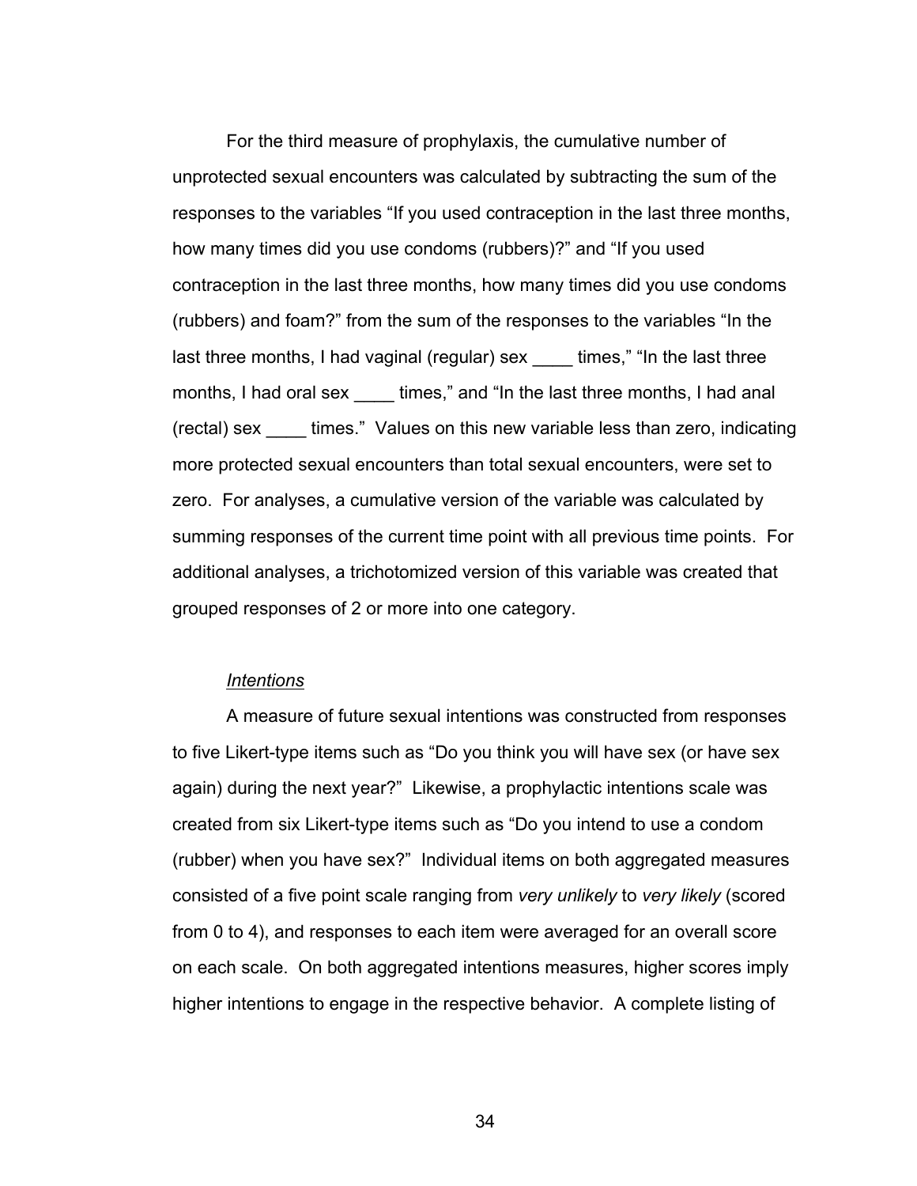For the third measure of prophylaxis, the cumulative number of unprotected sexual encounters was calculated by subtracting the sum of the responses to the variables “If you used contraception in the last three months, how many times did you use condoms (rubbers)?” and “If you used contraception in the last three months, how many times did you use condoms (rubbers) and foam?” from the sum of the responses to the variables “In the last three months, I had vaginal (regular) sex ____ times,” “In the last three months, I had oral sex ____ times,” and “In the last three months, I had anal (rectal) sex ____ times.” Values on this new variable less than zero, indicating more protected sexual encounters than total sexual encounters, were set to zero. For analyses, a cumulative version of the variable was calculated by summing responses of the current time point with all previous time points. For additional analyses, a trichotomized version of this variable was created that grouped responses of 2 or more into one category.

*Intentions*

A measure of future sexual intentions was constructed from responses to five Likert-type items such as “Do you think you will have sex (or have sex again) during the next year?” Likewise, a prophylactic intentions scale was created from six Likert-type items such as “Do you intend to use a condom (rubber) when you have sex?” Individual items on both aggregated measures consisted of a five point scale ranging from *very unlikely* to *very likely* (scored from 0 to 4), and responses to each item were averaged for an overall score on each scale. On both aggregated intentions measures, higher scores imply higher intentions to engage in the respective behavior. A complete listing of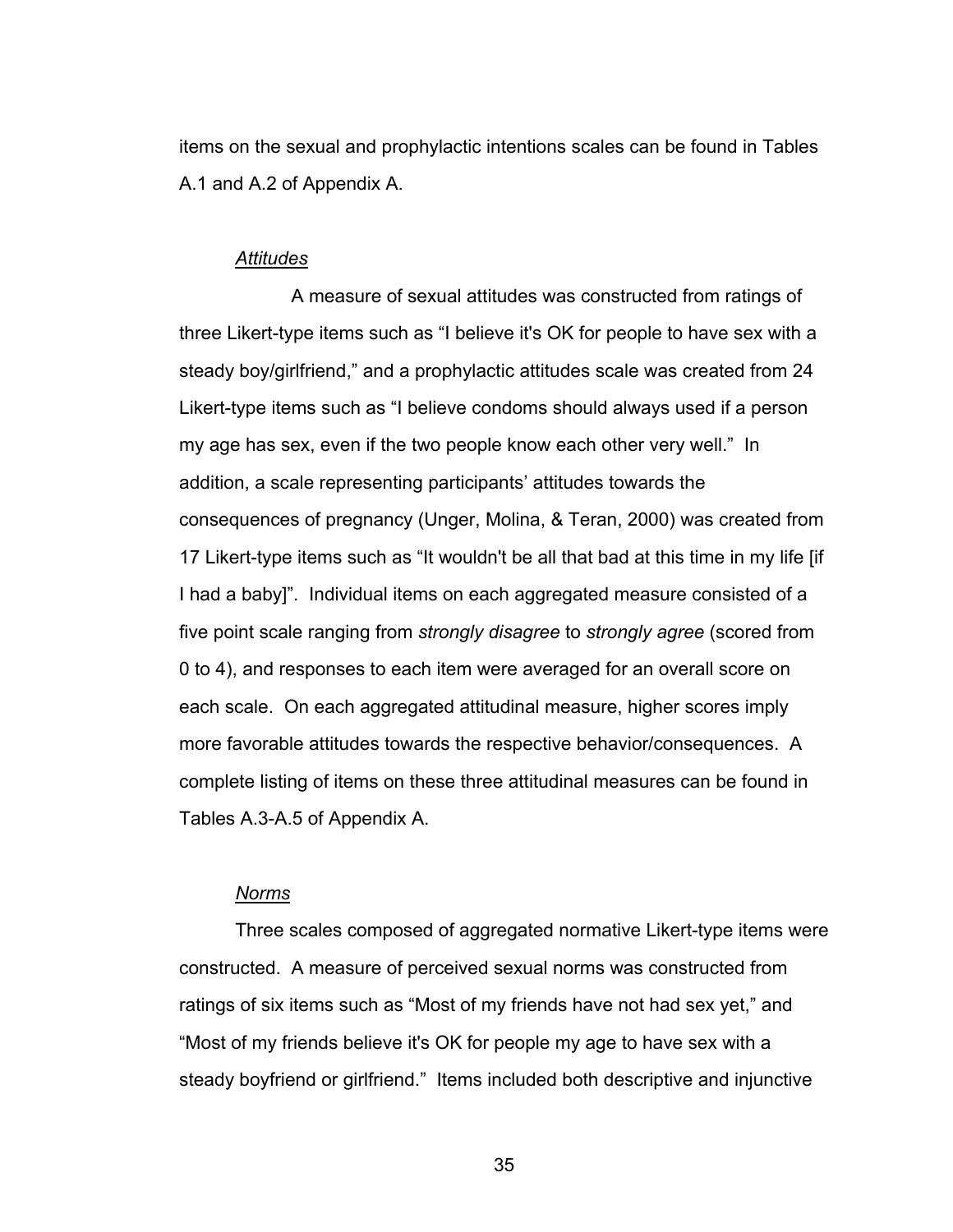items on the sexual and prophylactic intentions scales can be found in Tables A.1 and A.2 of Appendix A.

*Attitudes*

A measure of sexual attitudes was constructed from ratings of three Likert-type items such as "I believe it's OK for people to have sex with a steady boy/girlfriend," and a prophylactic attitudes scale was created from 24 Likert-type items such as "I believe condoms should always used if a person my age has sex, even if the two people know each other very well." In addition, a scale representing participants' attitudes towards the consequences of pregnancy (Unger, Molina, & Teran, 2000) was created from 17 Likert-type items such as "It wouldn't be all that bad at this time in my life [if I had a baby]". Individual items on each aggregated measure consisted of a five point scale ranging from *strongly disagree* to *strongly agree* (scored from 0 to 4), and responses to each item were averaged for an overall score on each scale. On each aggregated attitudinal measure, higher scores imply more favorable attitudes towards the respective behavior/consequences. A complete listing of items on these three attitudinal measures can be found in Tables A.3-A.5 of Appendix A.

*Norms*

Three scales composed of aggregated normative Likert-type items were constructed. A measure of perceived sexual norms was constructed from ratings of six items such as "Most of my friends have not had sex yet," and "Most of my friends believe it's OK for people my age to have sex with a steady boyfriend or girlfriend." Items included both descriptive and injunctive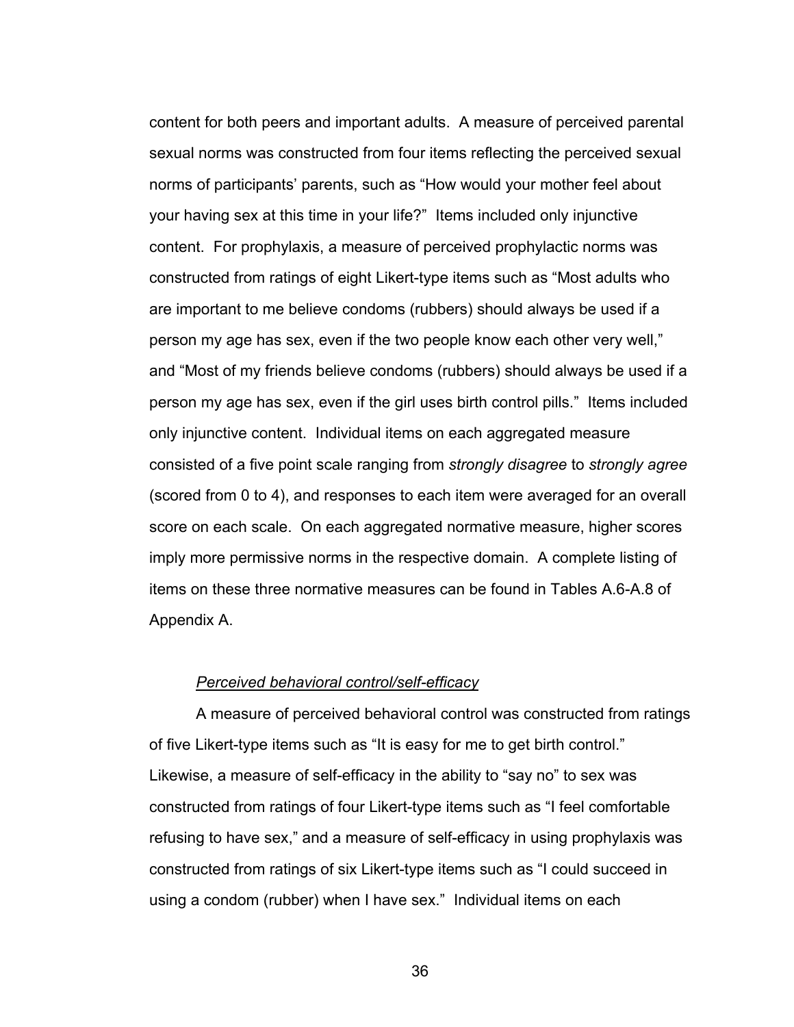content for both peers and important adults. A measure of perceived parental sexual norms was constructed from four items reflecting the perceived sexual norms of participants' parents, such as "How would your mother feel about your having sex at this time in your life?" Items included only injunctive content. For prophylaxis, a measure of perceived prophylactic norms was constructed from ratings of eight Likert-type items such as "Most adults who are important to me believe condoms (rubbers) should always be used if a person my age has sex, even if the two people know each other very well," and "Most of my friends believe condoms (rubbers) should always be used if a person my age has sex, even if the girl uses birth control pills." Items included only injunctive content. Individual items on each aggregated measure consisted of a five point scale ranging from *strongly disagree* to *strongly agree* (scored from 0 to 4), and responses to each item were averaged for an overall score on each scale. On each aggregated normative measure, higher scores imply more permissive norms in the respective domain. A complete listing of items on these three normative measures can be found in Tables A.6-A.8 of Appendix A.

#### *Perceived behavioral control/self-efficacy*

A measure of perceived behavioral control was constructed from ratings of five Likert-type items such as "It is easy for me to get birth control." Likewise, a measure of self-efficacy in the ability to "say no" to sex was constructed from ratings of four Likert-type items such as "I feel comfortable refusing to have sex," and a measure of self-efficacy in using prophylaxis was constructed from ratings of six Likert-type items such as "I could succeed in using a condom (rubber) when I have sex." Individual items on each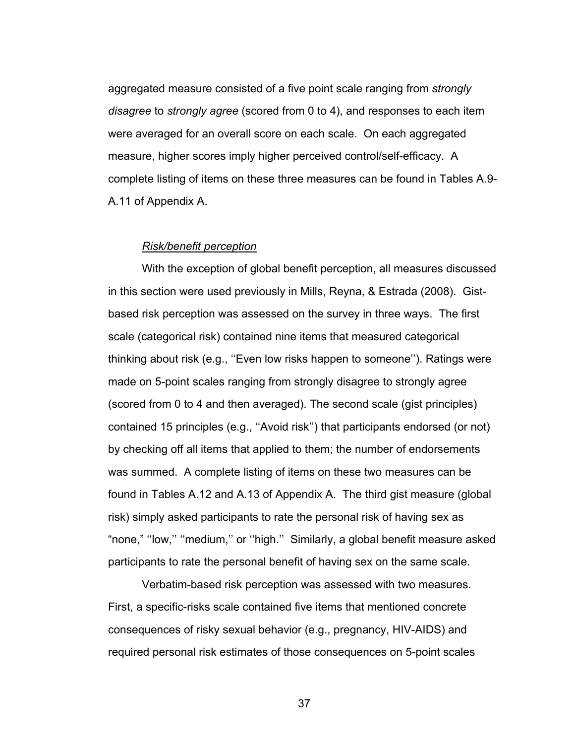aggregated measure consisted of a five point scale ranging from *strongly disagree* to *strongly agree* (scored from 0 to 4), and responses to each item were averaged for an overall score on each scale. On each aggregated measure, higher scores imply higher perceived control/self-efficacy. A complete listing of items on these three measures can be found in Tables A.9-A.11 of Appendix A.

*Risk/benefit perception*

With the exception of global benefit perception, all measures discussed in this section were used previously in Mills, Reyna, & Estrada (2008). Gist-based risk perception was assessed on the survey in three ways. The first scale (categorical risk) contained nine items that measured categorical thinking about risk (e.g., ''Even low risks happen to someone''). Ratings were made on 5-point scales ranging from strongly disagree to strongly agree (scored from 0 to 4 and then averaged). The second scale (gist principles) contained 15 principles (e.g., ''Avoid risk'') that participants endorsed (or not) by checking off all items that applied to them; the number of endorsements was summed. A complete listing of items on these two measures can be found in Tables A.12 and A.13 of Appendix A. The third gist measure (global risk) simply asked participants to rate the personal risk of having sex as "none," ''low,'' ''medium,'' or ''high.'' Similarly, a global benefit measure asked participants to rate the personal benefit of having sex on the same scale.

Verbatim-based risk perception was assessed with two measures. First, a specific-risks scale contained five items that mentioned concrete consequences of risky sexual behavior (e.g., pregnancy, HIV-AIDS) and required personal risk estimates of those consequences on 5-point scales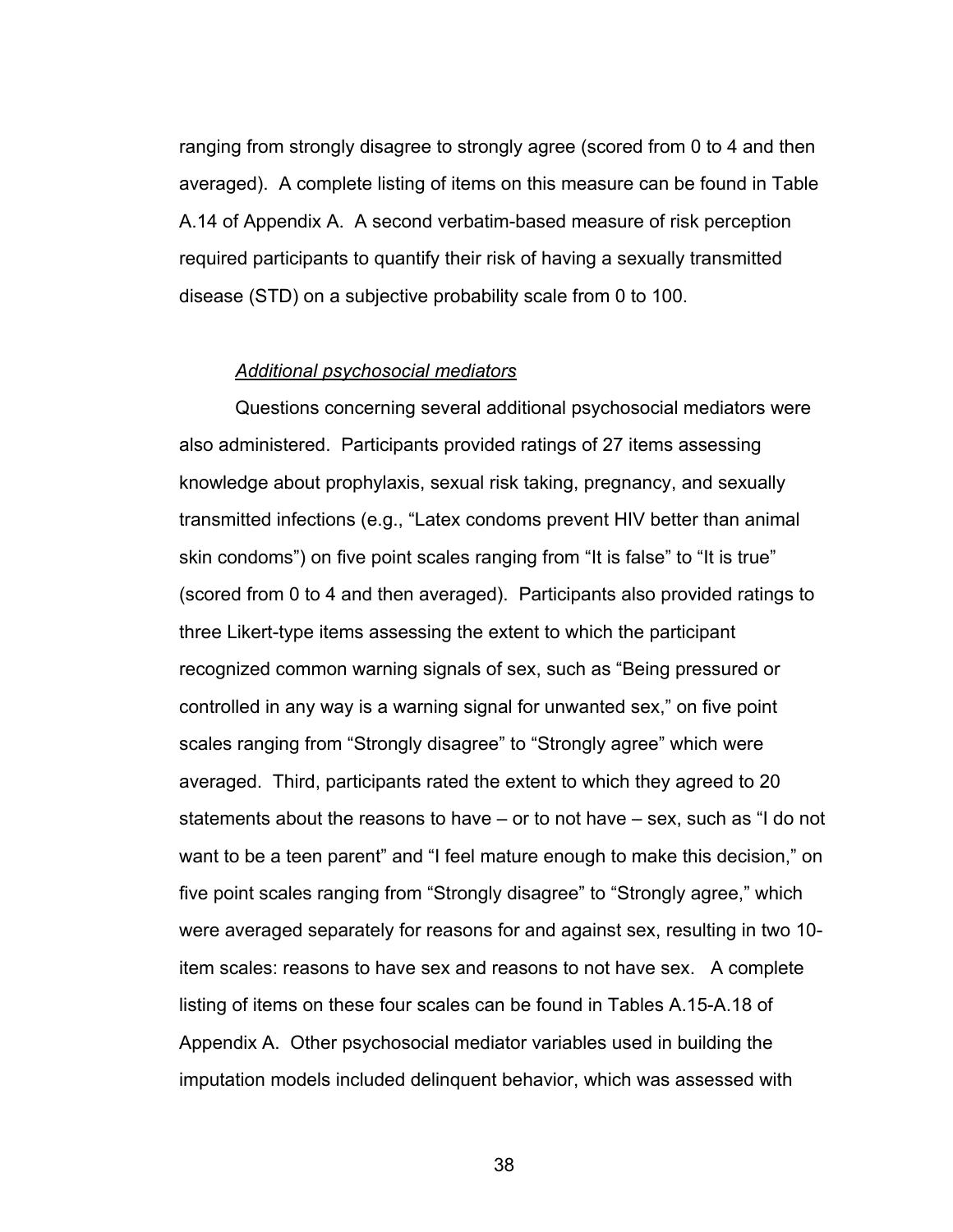ranging from strongly disagree to strongly agree (scored from 0 to 4 and then averaged). A complete listing of items on this measure can be found in Table A.14 of Appendix A. A second verbatim-based measure of risk perception required participants to quantify their risk of having a sexually transmitted disease (STD) on a subjective probability scale from 0 to 100.

*Additional psychosocial mediators*

Questions concerning several additional psychosocial mediators were also administered. Participants provided ratings of 27 items assessing knowledge about prophylaxis, sexual risk taking, pregnancy, and sexually transmitted infections (e.g., "Latex condoms prevent HIV better than animal skin condoms") on five point scales ranging from "It is false" to "It is true" (scored from 0 to 4 and then averaged). Participants also provided ratings to three Likert-type items assessing the extent to which the participant recognized common warning signals of sex, such as "Being pressured or controlled in any way is a warning signal for unwanted sex," on five point scales ranging from "Strongly disagree" to "Strongly agree" which were averaged. Third, participants rated the extent to which they agreed to 20 statements about the reasons to have – or to not have – sex, such as "I do not want to be a teen parent" and "I feel mature enough to make this decision," on five point scales ranging from "Strongly disagree" to "Strongly agree," which were averaged separately for reasons for and against sex, resulting in two 10-item scales: reasons to have sex and reasons to not have sex. A complete listing of items on these four scales can be found in Tables A.15-A.18 of Appendix A. Other psychosocial mediator variables used in building the imputation models included delinquent behavior, which was assessed with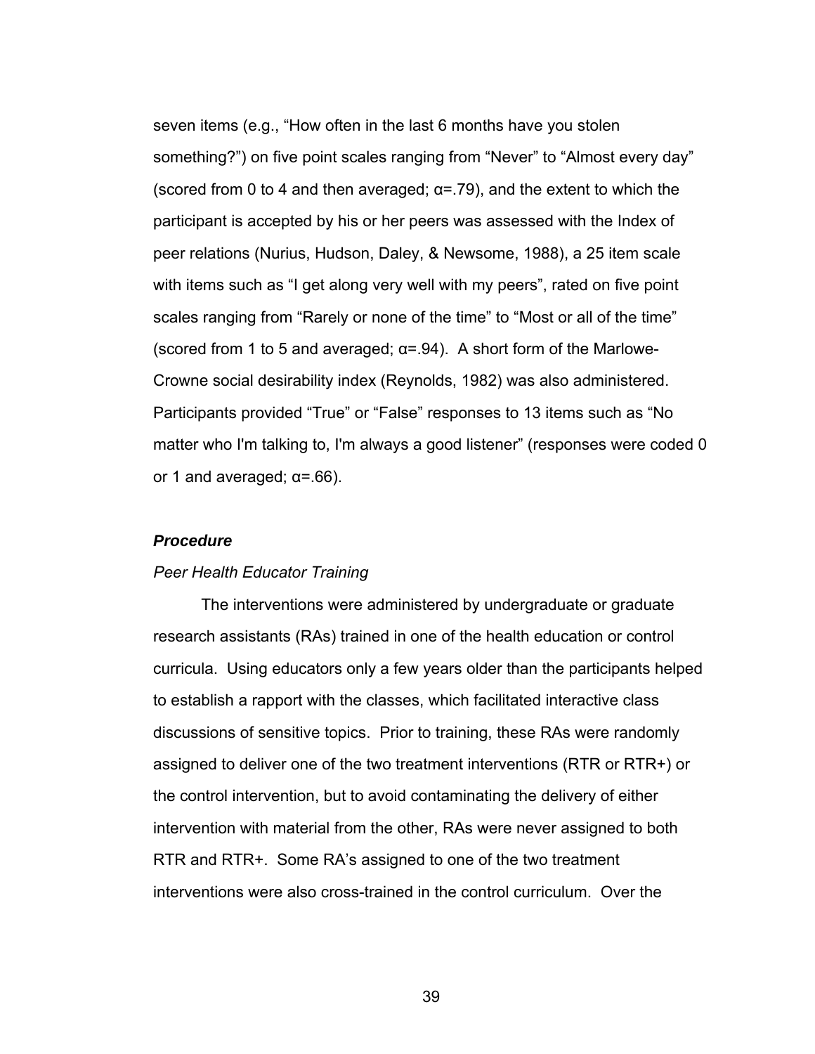seven items (e.g., “How often in the last 6 months have you stolen something?”) on five point scales ranging from “Never” to “Almost every day” (scored from 0 to 4 and then averaged; $\alpha$=.79), and the extent to which the participant is accepted by his or her peers was assessed with the Index of peer relations (Nurius, Hudson, Daley, & Newsome, 1988), a 25 item scale with items such as “I get along very well with my peers”, rated on five point scales ranging from “Rarely or none of the time” to “Most or all of the time” (scored from 1 to 5 and averaged; $\alpha$=.94). A short form of the Marlowe-Crowne social desirability index (Reynolds, 1982) was also administered. Participants provided “True” or “False” responses to 13 items such as “No matter who I'm talking to, I'm always a good listener” (responses were coded 0 or 1 and averaged; $\alpha$=.66).

### ***Procedure***

*Peer Health Educator Training*

The interventions were administered by undergraduate or graduate research assistants (RAs) trained in one of the health education or control curricula. Using educators only a few years older than the participants helped to establish a rapport with the classes, which facilitated interactive class discussions of sensitive topics. Prior to training, these RAs were randomly assigned to deliver one of the two treatment interventions (RTR or RTR+) or the control intervention, but to avoid contaminating the delivery of either intervention with material from the other, RAs were never assigned to both RTR and RTR+. Some RA’s assigned to one of the two treatment interventions were also cross-trained in the control curriculum. Over the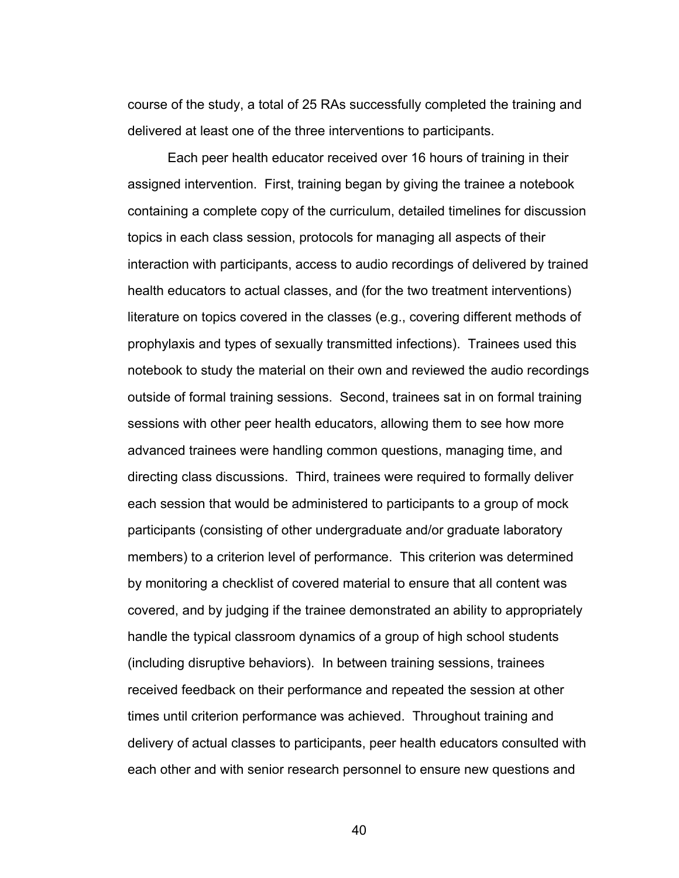course of the study, a total of 25 RAs successfully completed the training and delivered at least one of the three interventions to participants.

Each peer health educator received over 16 hours of training in their assigned intervention. First, training began by giving the trainee a notebook containing a complete copy of the curriculum, detailed timelines for discussion topics in each class session, protocols for managing all aspects of their interaction with participants, access to audio recordings of delivered by trained health educators to actual classes, and (for the two treatment interventions) literature on topics covered in the classes (e.g., covering different methods of prophylaxis and types of sexually transmitted infections). Trainees used this notebook to study the material on their own and reviewed the audio recordings outside of formal training sessions. Second, trainees sat in on formal training sessions with other peer health educators, allowing them to see how more advanced trainees were handling common questions, managing time, and directing class discussions. Third, trainees were required to formally deliver each session that would be administered to participants to a group of mock participants (consisting of other undergraduate and/or graduate laboratory members) to a criterion level of performance. This criterion was determined by monitoring a checklist of covered material to ensure that all content was covered, and by judging if the trainee demonstrated an ability to appropriately handle the typical classroom dynamics of a group of high school students (including disruptive behaviors). In between training sessions, trainees received feedback on their performance and repeated the session at other times until criterion performance was achieved. Throughout training and delivery of actual classes to participants, peer health educators consulted with each other and with senior research personnel to ensure new questions and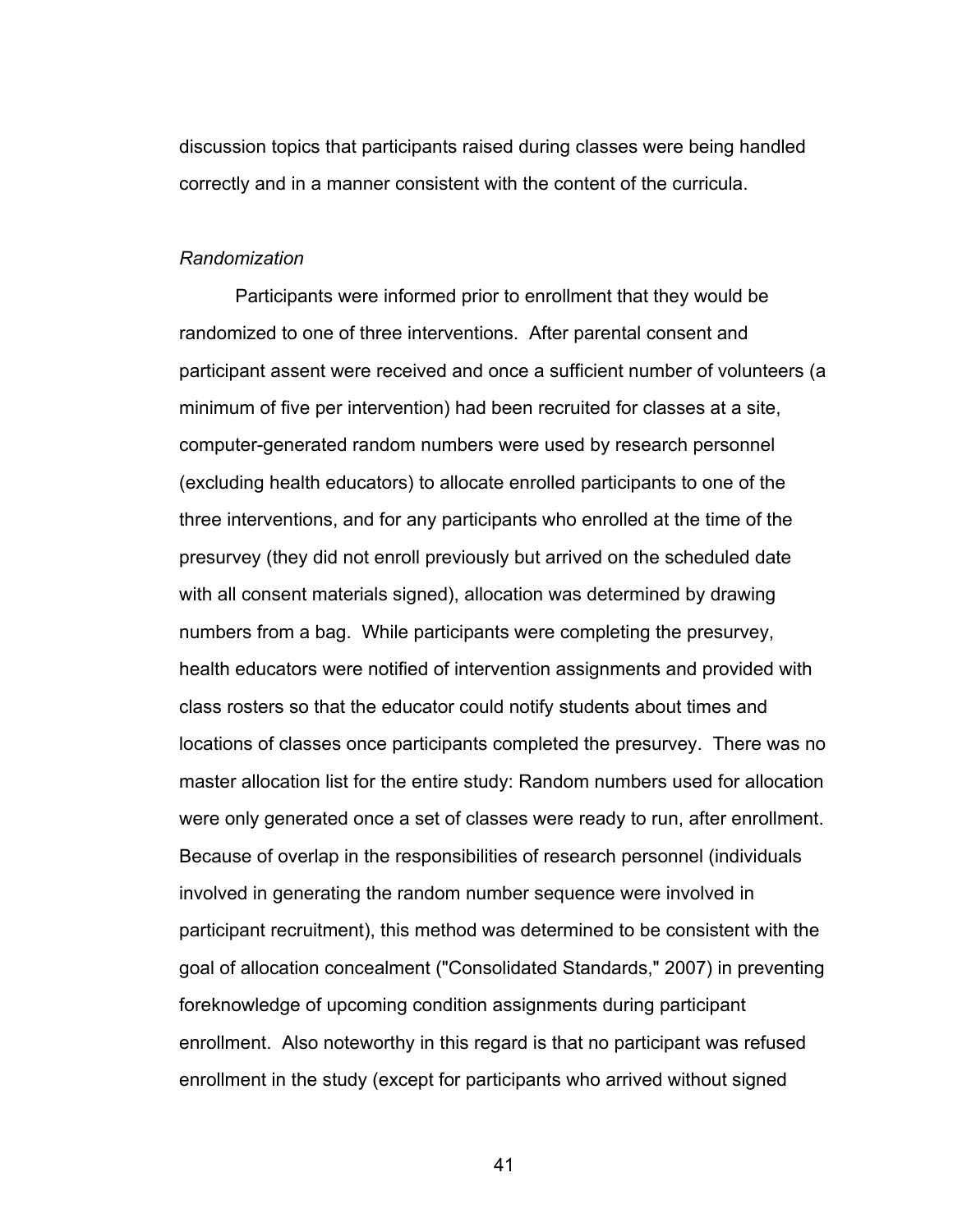discussion topics that participants raised during classes were being handled correctly and in a manner consistent with the content of the curricula.

*Randomization*

Participants were informed prior to enrollment that they would be randomized to one of three interventions. After parental consent and participant assent were received and once a sufficient number of volunteers (a minimum of five per intervention) had been recruited for classes at a site, computer-generated random numbers were used by research personnel (excluding health educators) to allocate enrolled participants to one of the three interventions, and for any participants who enrolled at the time of the presurvey (they did not enroll previously but arrived on the scheduled date with all consent materials signed), allocation was determined by drawing numbers from a bag. While participants were completing the presurvey, health educators were notified of intervention assignments and provided with class rosters so that the educator could notify students about times and locations of classes once participants completed the presurvey. There was no master allocation list for the entire study: Random numbers used for allocation were only generated once a set of classes were ready to run, after enrollment. Because of overlap in the responsibilities of research personnel (individuals involved in generating the random number sequence were involved in participant recruitment), this method was determined to be consistent with the goal of allocation concealment ("Consolidated Standards," 2007) in preventing foreknowledge of upcoming condition assignments during participant enrollment. Also noteworthy in this regard is that no participant was refused enrollment in the study (except for participants who arrived without signed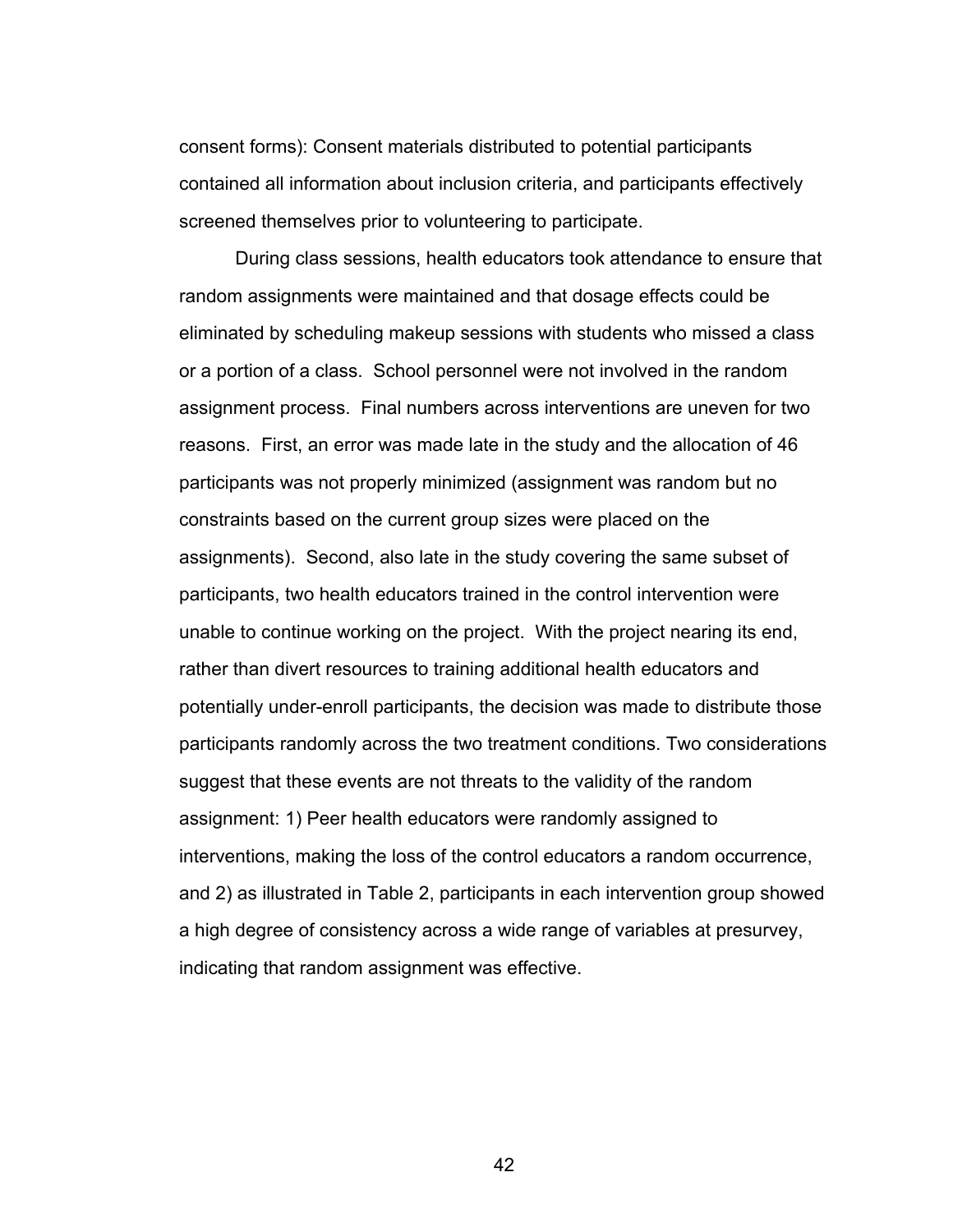consent forms): Consent materials distributed to potential participants contained all information about inclusion criteria, and participants effectively screened themselves prior to volunteering to participate.

During class sessions, health educators took attendance to ensure that random assignments were maintained and that dosage effects could be eliminated by scheduling makeup sessions with students who missed a class or a portion of a class. School personnel were not involved in the random assignment process. Final numbers across interventions are uneven for two reasons. First, an error was made late in the study and the allocation of 46 participants was not properly minimized (assignment was random but no constraints based on the current group sizes were placed on the assignments). Second, also late in the study covering the same subset of participants, two health educators trained in the control intervention were unable to continue working on the project. With the project nearing its end, rather than divert resources to training additional health educators and potentially under-enroll participants, the decision was made to distribute those participants randomly across the two treatment conditions. Two considerations suggest that these events are not threats to the validity of the random assignment: 1) Peer health educators were randomly assigned to interventions, making the loss of the control educators a random occurrence, and 2) as illustrated in Table 2, participants in each intervention group showed a high degree of consistency across a wide range of variables at presurvey, indicating that random assignment was effective.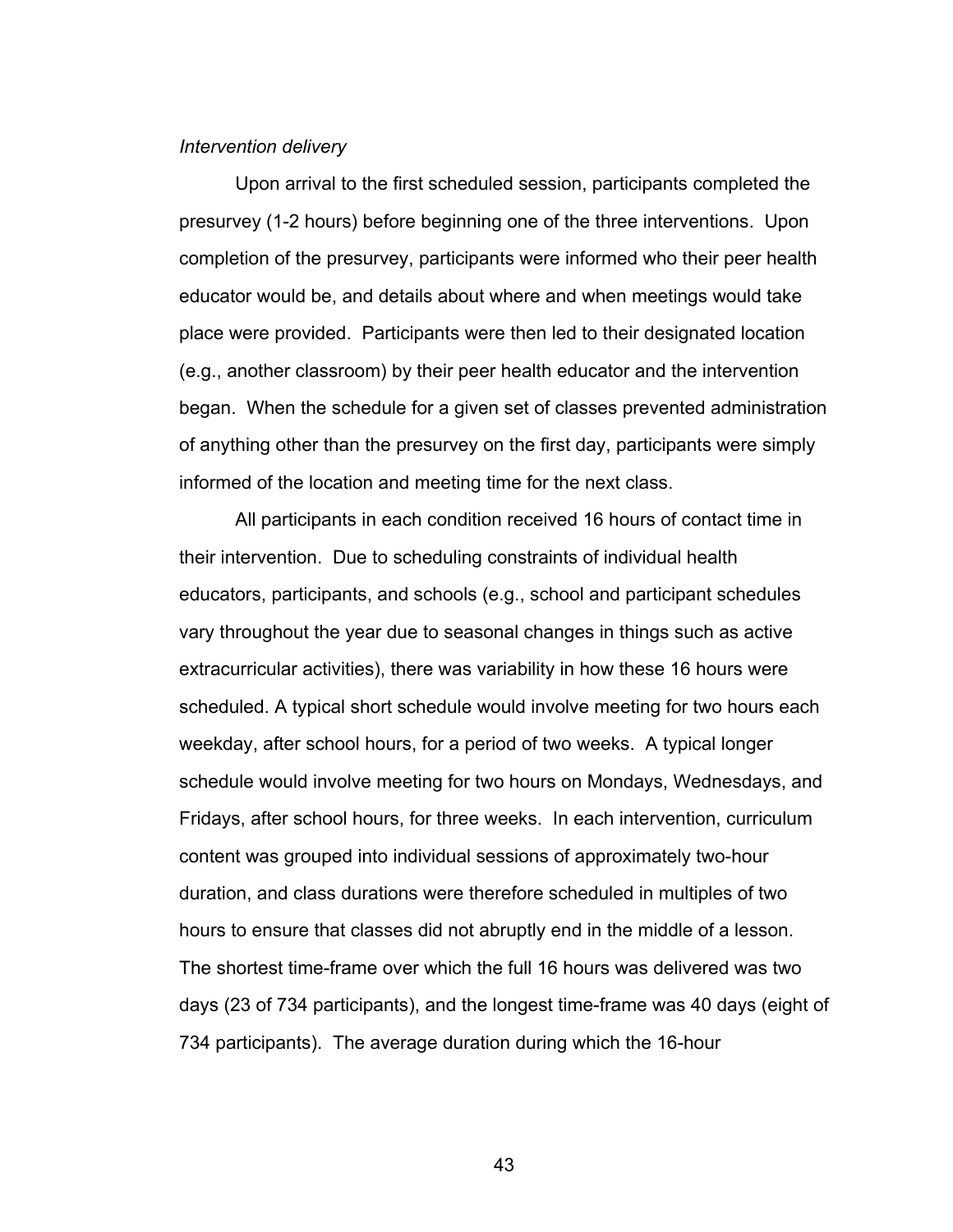*Intervention delivery*

Upon arrival to the first scheduled session, participants completed the presurvey (1-2 hours) before beginning one of the three interventions. Upon completion of the presurvey, participants were informed who their peer health educator would be, and details about where and when meetings would take place were provided. Participants were then led to their designated location (e.g., another classroom) by their peer health educator and the intervention began. When the schedule for a given set of classes prevented administration of anything other than the presurvey on the first day, participants were simply informed of the location and meeting time for the next class.

All participants in each condition received 16 hours of contact time in their intervention. Due to scheduling constraints of individual health educators, participants, and schools (e.g., school and participant schedules vary throughout the year due to seasonal changes in things such as active extracurricular activities), there was variability in how these 16 hours were scheduled. A typical short schedule would involve meeting for two hours each weekday, after school hours, for a period of two weeks. A typical longer schedule would involve meeting for two hours on Mondays, Wednesdays, and Fridays, after school hours, for three weeks. In each intervention, curriculum content was grouped into individual sessions of approximately two-hour duration, and class durations were therefore scheduled in multiples of two hours to ensure that classes did not abruptly end in the middle of a lesson. The shortest time-frame over which the full 16 hours was delivered was two days (23 of 734 participants), and the longest time-frame was 40 days (eight of 734 participants). The average duration during which the 16-hour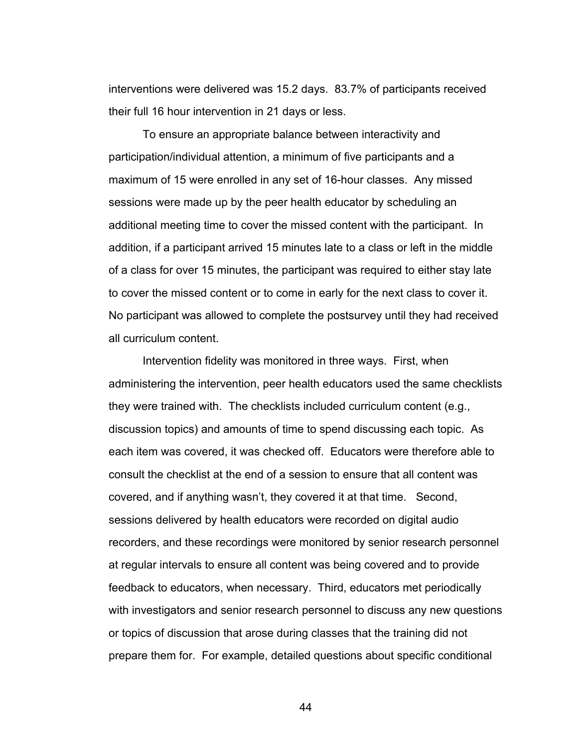interventions were delivered was 15.2 days. 83.7% of participants received their full 16 hour intervention in 21 days or less.

To ensure an appropriate balance between interactivity and participation/individual attention, a minimum of five participants and a maximum of 15 were enrolled in any set of 16-hour classes. Any missed sessions were made up by the peer health educator by scheduling an additional meeting time to cover the missed content with the participant. In addition, if a participant arrived 15 minutes late to a class or left in the middle of a class for over 15 minutes, the participant was required to either stay late to cover the missed content or to come in early for the next class to cover it. No participant was allowed to complete the postsurvey until they had received all curriculum content.

Intervention fidelity was monitored in three ways. First, when administering the intervention, peer health educators used the same checklists they were trained with. The checklists included curriculum content (e.g., discussion topics) and amounts of time to spend discussing each topic. As each item was covered, it was checked off. Educators were therefore able to consult the checklist at the end of a session to ensure that all content was covered, and if anything wasn't, they covered it at that time. Second, sessions delivered by health educators were recorded on digital audio recorders, and these recordings were monitored by senior research personnel at regular intervals to ensure all content was being covered and to provide feedback to educators, when necessary. Third, educators met periodically with investigators and senior research personnel to discuss any new questions or topics of discussion that arose during classes that the training did not prepare them for. For example, detailed questions about specific conditional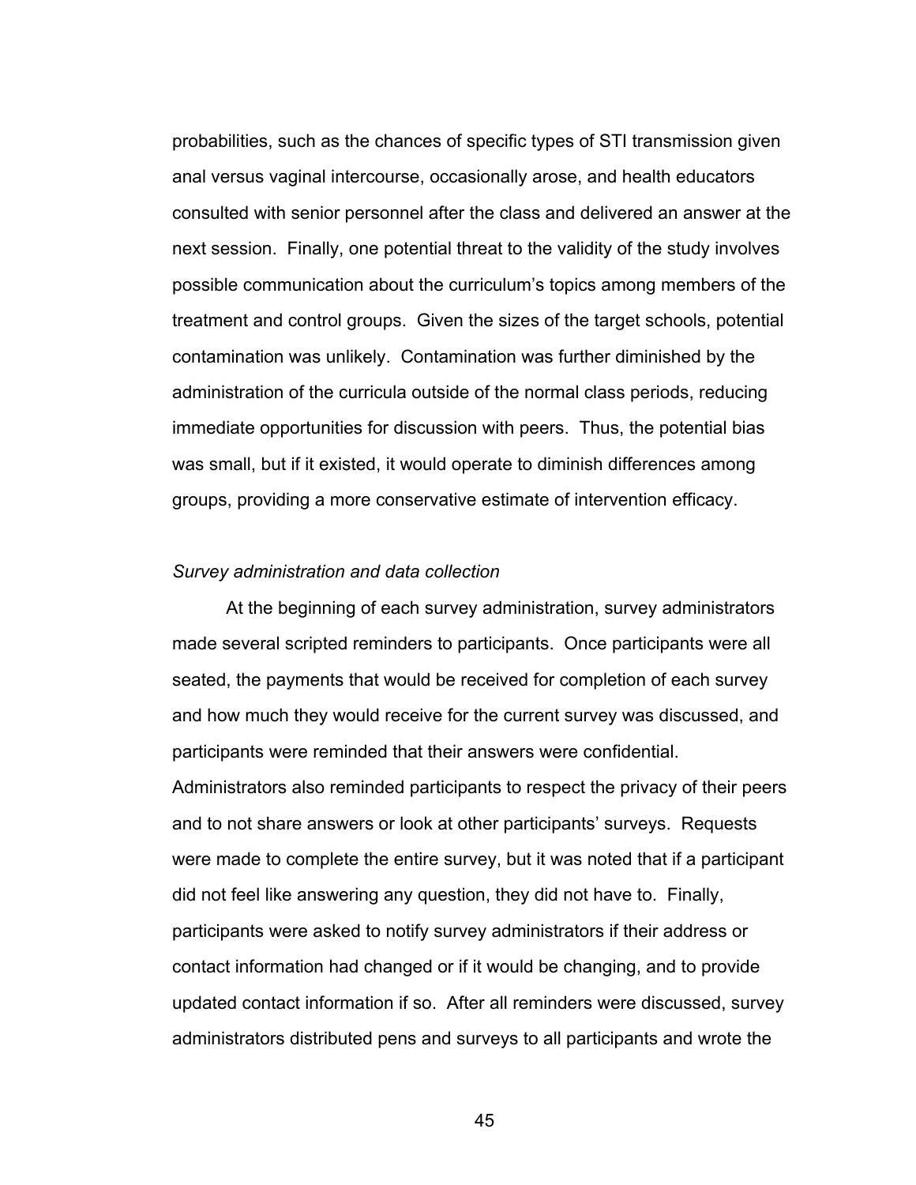probabilities, such as the chances of specific types of STI transmission given anal versus vaginal intercourse, occasionally arose, and health educators consulted with senior personnel after the class and delivered an answer at the next session. Finally, one potential threat to the validity of the study involves possible communication about the curriculum's topics among members of the treatment and control groups. Given the sizes of the target schools, potential contamination was unlikely. Contamination was further diminished by the administration of the curricula outside of the normal class periods, reducing immediate opportunities for discussion with peers. Thus, the potential bias was small, but if it existed, it would operate to diminish differences among groups, providing a more conservative estimate of intervention efficacy.

*Survey administration and data collection*

At the beginning of each survey administration, survey administrators made several scripted reminders to participants. Once participants were all seated, the payments that would be received for completion of each survey and how much they would receive for the current survey was discussed, and participants were reminded that their answers were confidential. Administrators also reminded participants to respect the privacy of their peers and to not share answers or look at other participants' surveys. Requests were made to complete the entire survey, but it was noted that if a participant did not feel like answering any question, they did not have to. Finally, participants were asked to notify survey administrators if their address or contact information had changed or if it would be changing, and to provide updated contact information if so. After all reminders were discussed, survey administrators distributed pens and surveys to all participants and wrote the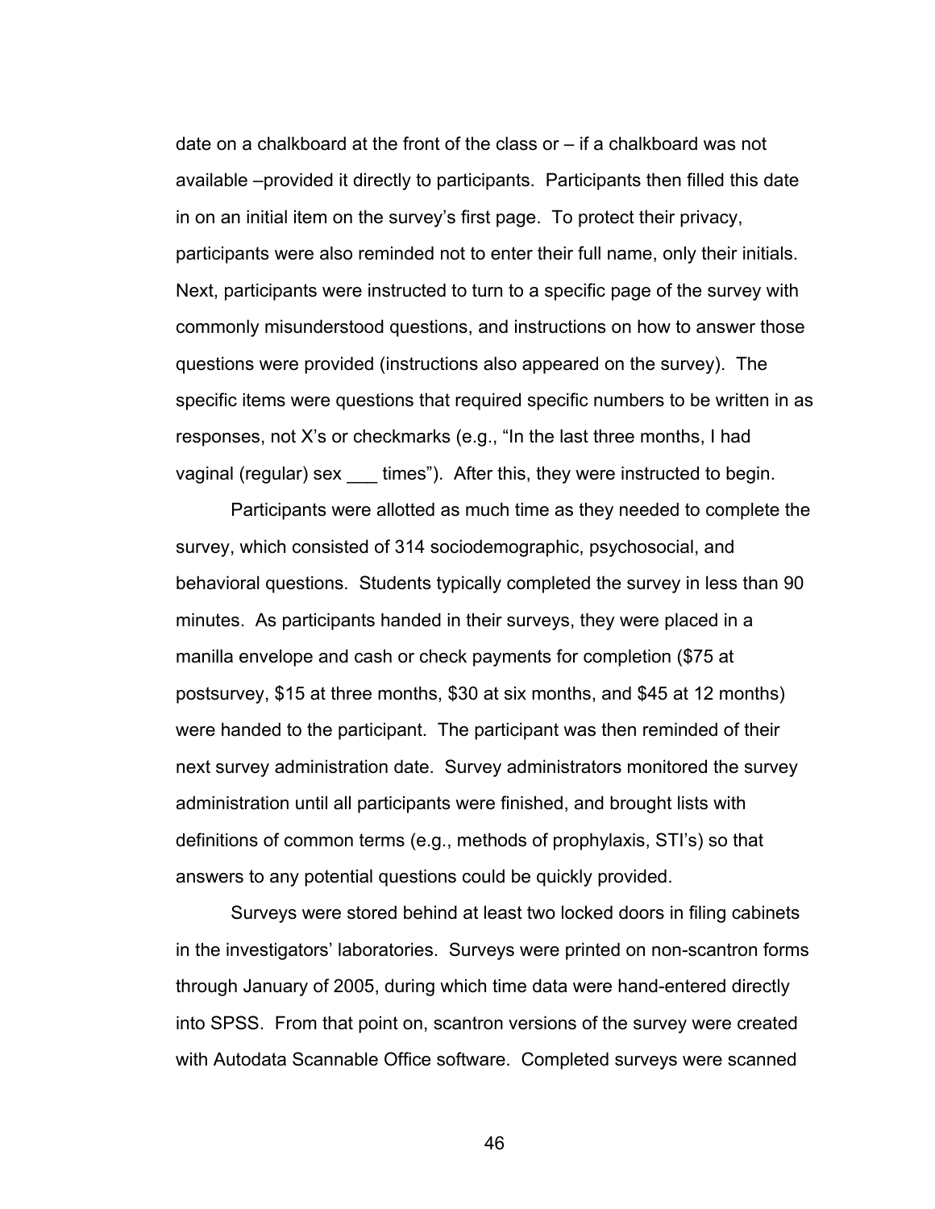date on a chalkboard at the front of the class or – if a chalkboard was not available –provided it directly to participants. Participants then filled this date in on an initial item on the survey's first page. To protect their privacy, participants were also reminded not to enter their full name, only their initials. Next, participants were instructed to turn to a specific page of the survey with commonly misunderstood questions, and instructions on how to answer those questions were provided (instructions also appeared on the survey). The specific items were questions that required specific numbers to be written in as responses, not X's or checkmarks (e.g., "In the last three months, I had vaginal (regular) sex ___ times"). After this, they were instructed to begin.

Participants were allotted as much time as they needed to complete the survey, which consisted of 314 sociodemographic, psychosocial, and behavioral questions. Students typically completed the survey in less than 90 minutes. As participants handed in their surveys, they were placed in a manilla envelope and cash or check payments for completion ($75 at postsurvey, $15 at three months, $30 at six months, and $45 at 12 months) were handed to the participant. The participant was then reminded of their next survey administration date. Survey administrators monitored the survey administration until all participants were finished, and brought lists with definitions of common terms (e.g., methods of prophylaxis, STI's) so that answers to any potential questions could be quickly provided.

Surveys were stored behind at least two locked doors in filing cabinets in the investigators' laboratories. Surveys were printed on non-scantron forms through January of 2005, during which time data were hand-entered directly into SPSS. From that point on, scantron versions of the survey were created with Autodata Scannable Office software. Completed surveys were scanned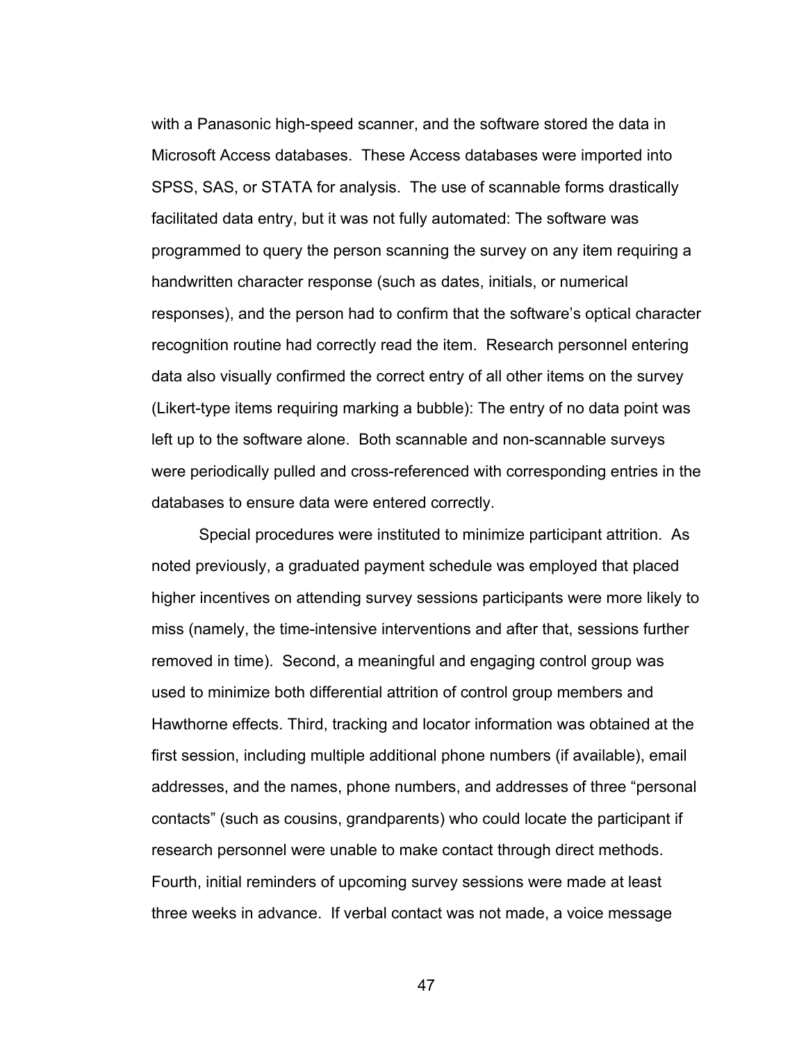with a Panasonic high-speed scanner, and the software stored the data in Microsoft Access databases. These Access databases were imported into SPSS, SAS, or STATA for analysis. The use of scannable forms drastically facilitated data entry, but it was not fully automated: The software was programmed to query the person scanning the survey on any item requiring a handwritten character response (such as dates, initials, or numerical responses), and the person had to confirm that the software's optical character recognition routine had correctly read the item. Research personnel entering data also visually confirmed the correct entry of all other items on the survey (Likert-type items requiring marking a bubble): The entry of no data point was left up to the software alone. Both scannable and non-scannable surveys were periodically pulled and cross-referenced with corresponding entries in the databases to ensure data were entered correctly.

Special procedures were instituted to minimize participant attrition. As noted previously, a graduated payment schedule was employed that placed higher incentives on attending survey sessions participants were more likely to miss (namely, the time-intensive interventions and after that, sessions further removed in time). Second, a meaningful and engaging control group was used to minimize both differential attrition of control group members and Hawthorne effects. Third, tracking and locator information was obtained at the first session, including multiple additional phone numbers (if available), email addresses, and the names, phone numbers, and addresses of three "personal contacts" (such as cousins, grandparents) who could locate the participant if research personnel were unable to make contact through direct methods. Fourth, initial reminders of upcoming survey sessions were made at least three weeks in advance. If verbal contact was not made, a voice message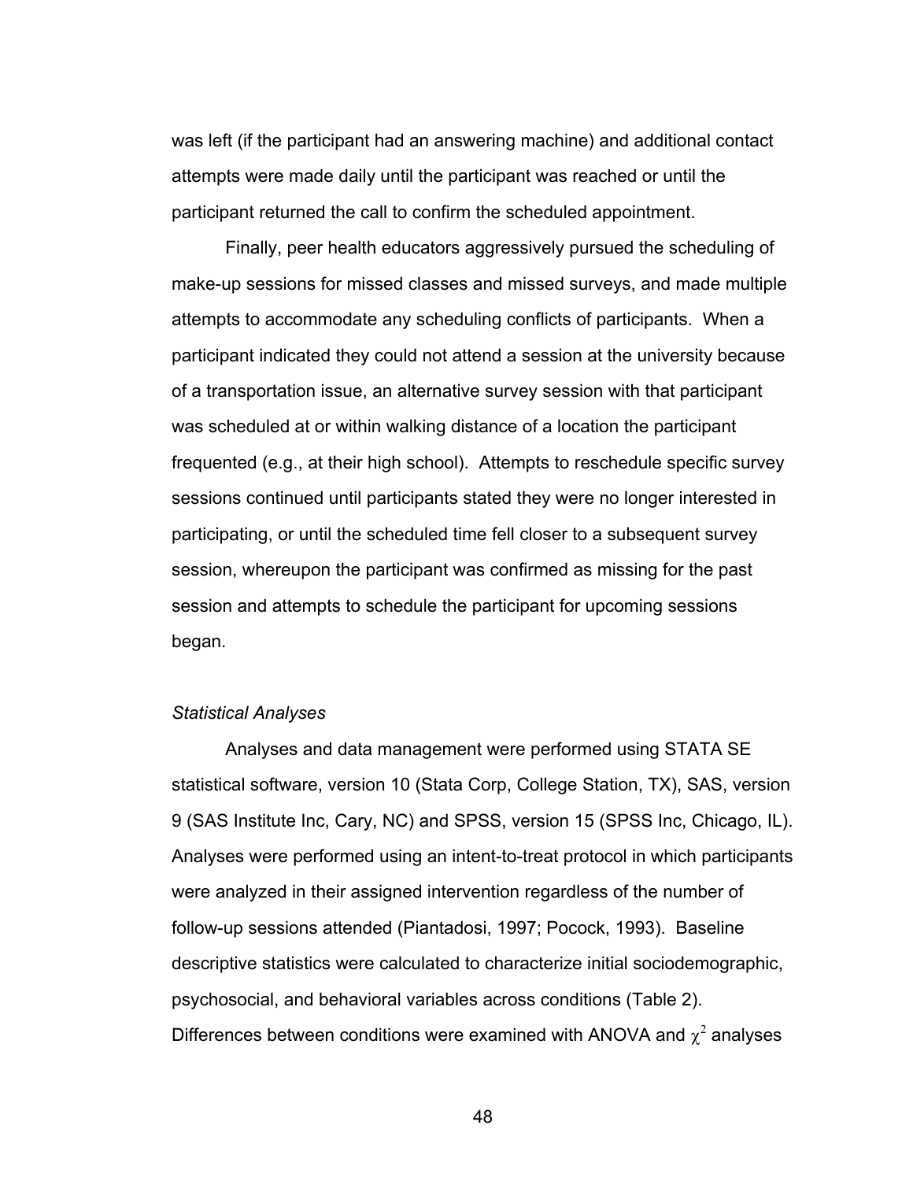was left (if the participant had an answering machine) and additional contact attempts were made daily until the participant was reached or until the participant returned the call to confirm the scheduled appointment.

Finally, peer health educators aggressively pursued the scheduling of make-up sessions for missed classes and missed surveys, and made multiple attempts to accommodate any scheduling conflicts of participants. When a participant indicated they could not attend a session at the university because of a transportation issue, an alternative survey session with that participant was scheduled at or within walking distance of a location the participant frequented (e.g., at their high school). Attempts to reschedule specific survey sessions continued until participants stated they were no longer interested in participating, or until the scheduled time fell closer to a subsequent survey session, whereupon the participant was confirmed as missing for the past session and attempts to schedule the participant for upcoming sessions began.

*Statistical Analyses*

Analyses and data management were performed using STATA SE statistical software, version 10 (Stata Corp, College Station, TX), SAS, version 9 (SAS Institute Inc, Cary, NC) and SPSS, version 15 (SPSS Inc, Chicago, IL). Analyses were performed using an intent-to-treat protocol in which participants were analyzed in their assigned intervention regardless of the number of follow-up sessions attended (Piantadosi, 1997; Pocock, 1993). Baseline descriptive statistics were calculated to characterize initial sociodemographic, psychosocial, and behavioral variables across conditions (Table 2). Differences between conditions were examined with ANOVA and $\chi^2$ analyses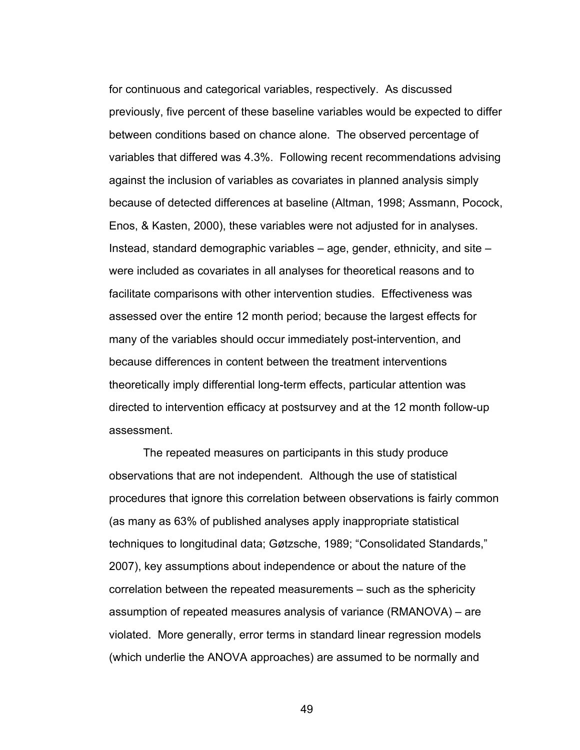for continuous and categorical variables, respectively. As discussed previously, five percent of these baseline variables would be expected to differ between conditions based on chance alone. The observed percentage of variables that differed was 4.3%. Following recent recommendations advising against the inclusion of variables as covariates in planned analysis simply because of detected differences at baseline (Altman, 1998; Assmann, Pocock, Enos, & Kasten, 2000), these variables were not adjusted for in analyses. Instead, standard demographic variables – age, gender, ethnicity, and site – were included as covariates in all analyses for theoretical reasons and to facilitate comparisons with other intervention studies. Effectiveness was assessed over the entire 12 month period; because the largest effects for many of the variables should occur immediately post-intervention, and because differences in content between the treatment interventions theoretically imply differential long-term effects, particular attention was directed to intervention efficacy at postsurvey and at the 12 month follow-up assessment.

The repeated measures on participants in this study produce observations that are not independent. Although the use of statistical procedures that ignore this correlation between observations is fairly common (as many as 63% of published analyses apply inappropriate statistical techniques to longitudinal data; Gøtzsche, 1989; "Consolidated Standards," 2007), key assumptions about independence or about the nature of the correlation between the repeated measurements – such as the sphericity assumption of repeated measures analysis of variance (RMANOVA) – are violated. More generally, error terms in standard linear regression models (which underlie the ANOVA approaches) are assumed to be normally and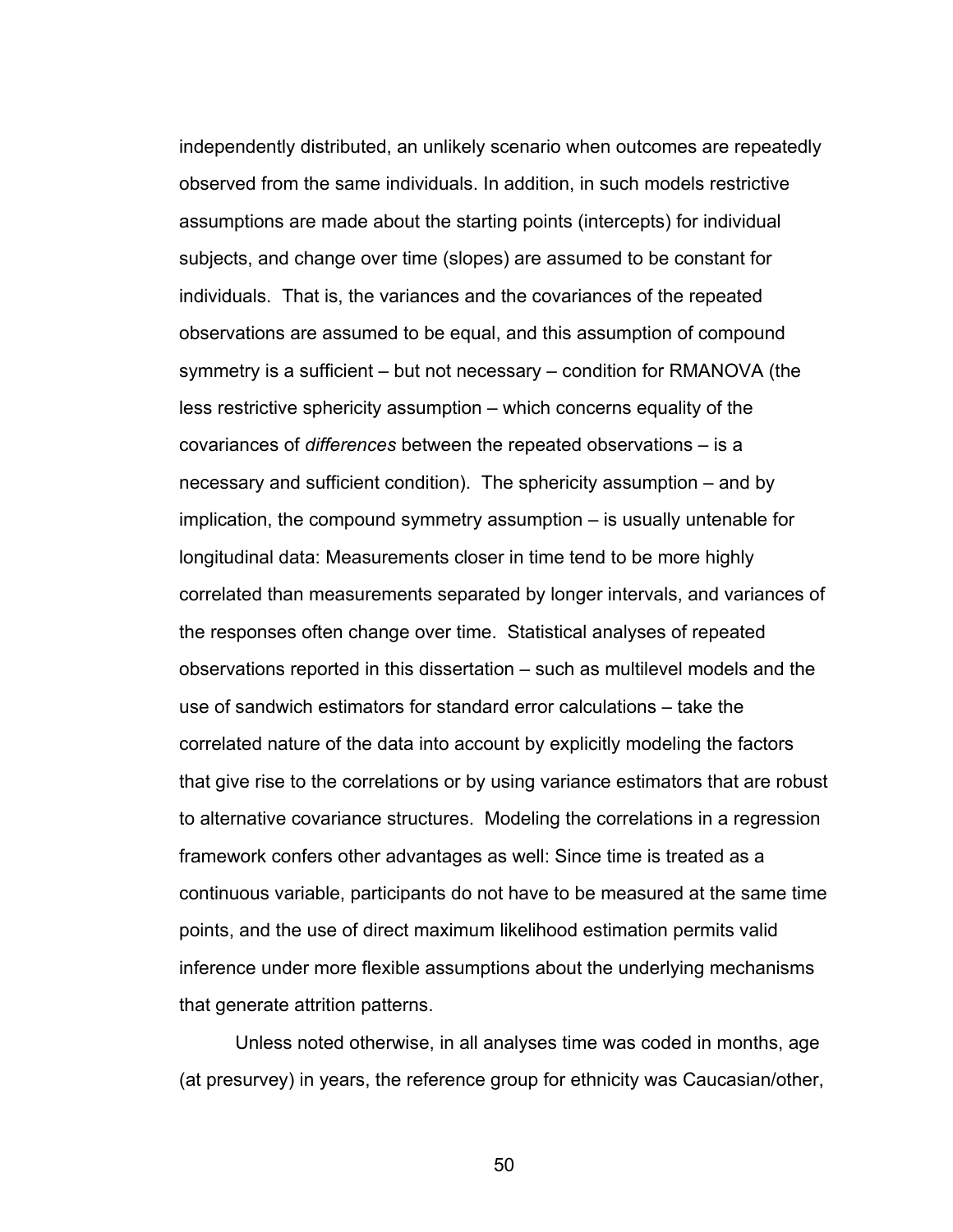independently distributed, an unlikely scenario when outcomes are repeatedly observed from the same individuals. In addition, in such models restrictive assumptions are made about the starting points (intercepts) for individual subjects, and change over time (slopes) are assumed to be constant for individuals. That is, the variances and the covariances of the repeated observations are assumed to be equal, and this assumption of compound symmetry is a sufficient – but not necessary – condition for RMANOVA (the less restrictive sphericity assumption – which concerns equality of the covariances of *differences* between the repeated observations – is a necessary and sufficient condition). The sphericity assumption – and by implication, the compound symmetry assumption – is usually untenable for longitudinal data: Measurements closer in time tend to be more highly correlated than measurements separated by longer intervals, and variances of the responses often change over time. Statistical analyses of repeated observations reported in this dissertation – such as multilevel models and the use of sandwich estimators for standard error calculations – take the correlated nature of the data into account by explicitly modeling the factors that give rise to the correlations or by using variance estimators that are robust to alternative covariance structures. Modeling the correlations in a regression framework confers other advantages as well: Since time is treated as a continuous variable, participants do not have to be measured at the same time points, and the use of direct maximum likelihood estimation permits valid inference under more flexible assumptions about the underlying mechanisms that generate attrition patterns.

Unless noted otherwise, in all analyses time was coded in months, age (at presurvey) in years, the reference group for ethnicity was Caucasian/other,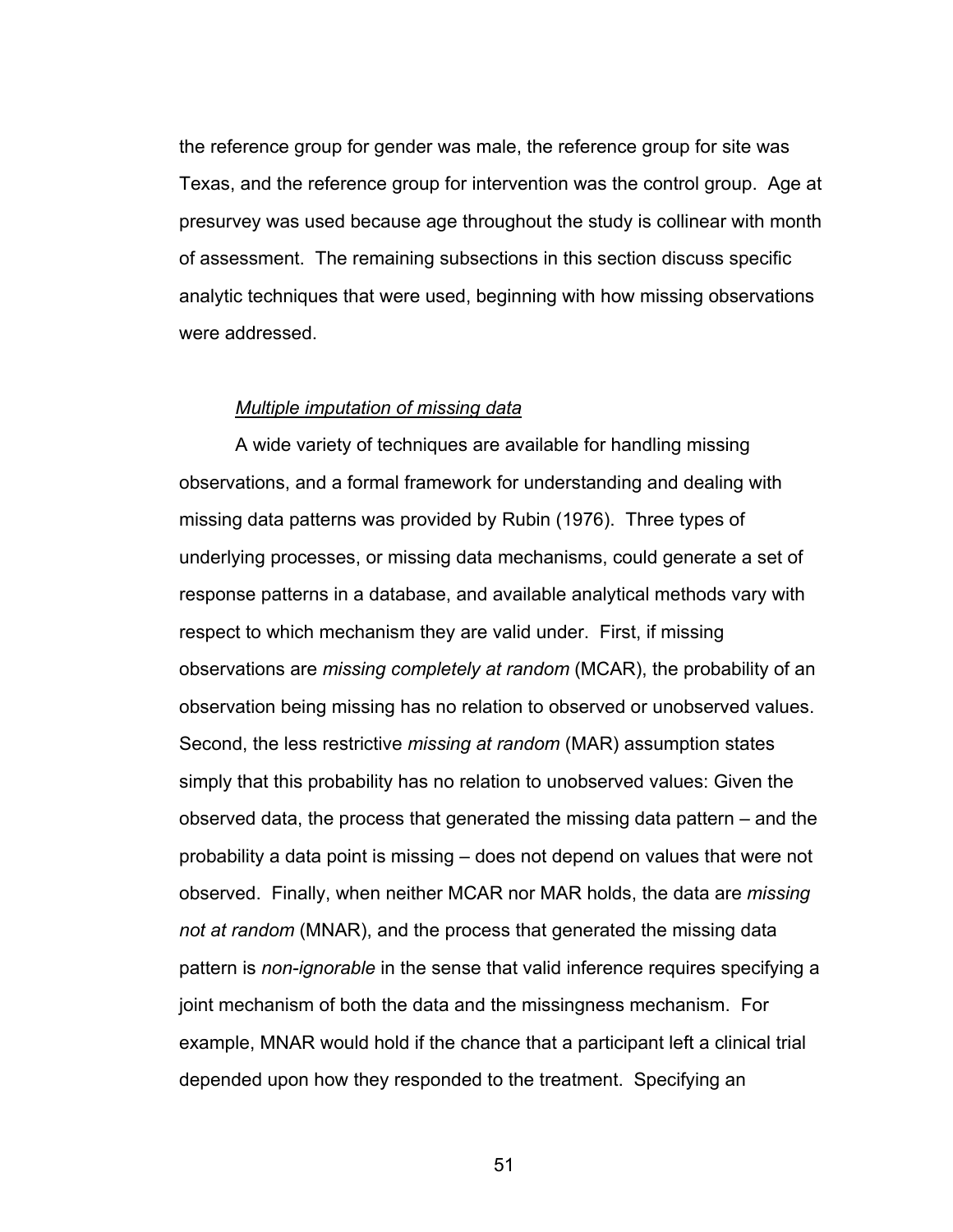the reference group for gender was male, the reference group for site was Texas, and the reference group for intervention was the control group. Age at presurvey was used because age throughout the study is collinear with month of assessment. The remaining subsections in this section discuss specific analytic techniques that were used, beginning with how missing observations were addressed.

*Multiple imputation of missing data*

A wide variety of techniques are available for handling missing observations, and a formal framework for understanding and dealing with missing data patterns was provided by Rubin (1976). Three types of underlying processes, or missing data mechanisms, could generate a set of response patterns in a database, and available analytical methods vary with respect to which mechanism they are valid under. First, if missing observations are *missing completely at random* (MCAR), the probability of an observation being missing has no relation to observed or unobserved values. Second, the less restrictive *missing at random* (MAR) assumption states simply that this probability has no relation to unobserved values: Given the observed data, the process that generated the missing data pattern – and the probability a data point is missing – does not depend on values that were not observed. Finally, when neither MCAR nor MAR holds, the data are *missing not at random* (MNAR), and the process that generated the missing data pattern is *non-ignorable* in the sense that valid inference requires specifying a joint mechanism of both the data and the missingness mechanism. For example, MNAR would hold if the chance that a participant left a clinical trial depended upon how they responded to the treatment. Specifying an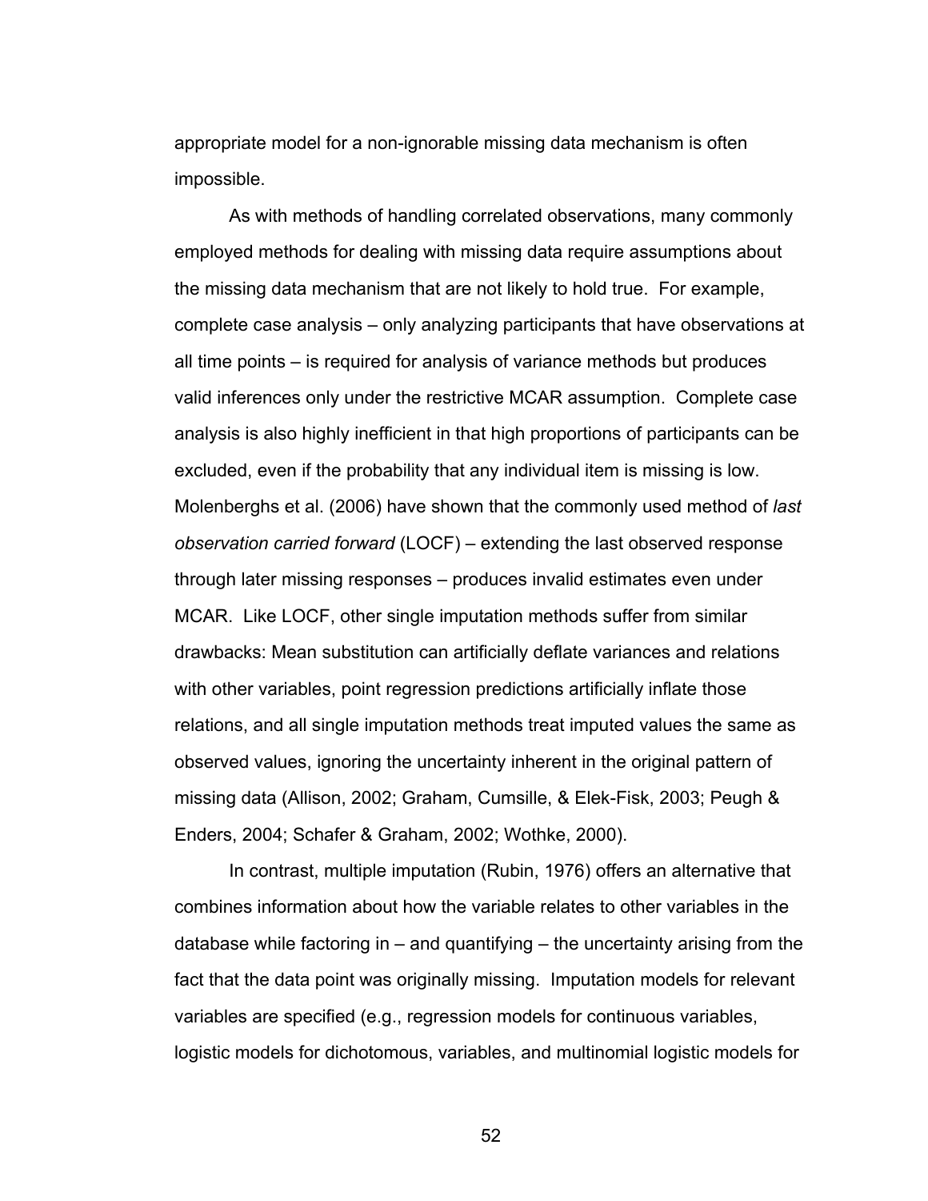appropriate model for a non-ignorable missing data mechanism is often impossible.

As with methods of handling correlated observations, many commonly employed methods for dealing with missing data require assumptions about the missing data mechanism that are not likely to hold true. For example, complete case analysis – only analyzing participants that have observations at all time points – is required for analysis of variance methods but produces valid inferences only under the restrictive MCAR assumption. Complete case analysis is also highly inefficient in that high proportions of participants can be excluded, even if the probability that any individual item is missing is low. Molenberghs et al. (2006) have shown that the commonly used method of *last observation carried forward* (LOCF) – extending the last observed response through later missing responses – produces invalid estimates even under MCAR. Like LOCF, other single imputation methods suffer from similar drawbacks: Mean substitution can artificially deflate variances and relations with other variables, point regression predictions artificially inflate those relations, and all single imputation methods treat imputed values the same as observed values, ignoring the uncertainty inherent in the original pattern of missing data (Allison, 2002; Graham, Cumsille, & Elek-Fisk, 2003; Peugh & Enders, 2004; Schafer & Graham, 2002; Wothke, 2000).

In contrast, multiple imputation (Rubin, 1976) offers an alternative that combines information about how the variable relates to other variables in the database while factoring in – and quantifying – the uncertainty arising from the fact that the data point was originally missing. Imputation models for relevant variables are specified (e.g., regression models for continuous variables, logistic models for dichotomous, variables, and multinomial logistic models for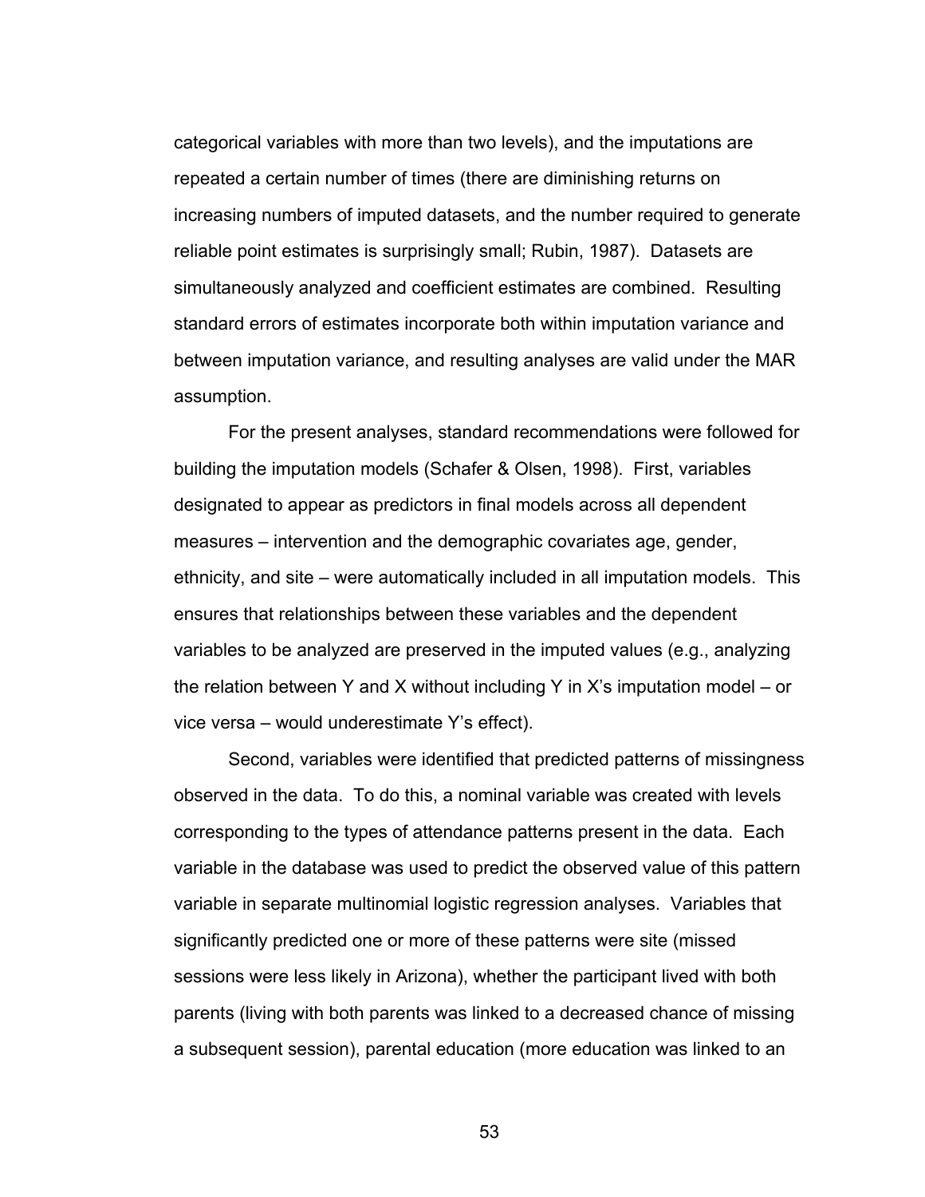categorical variables with more than two levels), and the imputations are repeated a certain number of times (there are diminishing returns on increasing numbers of imputed datasets, and the number required to generate reliable point estimates is surprisingly small; Rubin, 1987). Datasets are simultaneously analyzed and coefficient estimates are combined. Resulting standard errors of estimates incorporate both within imputation variance and between imputation variance, and resulting analyses are valid under the MAR assumption.

For the present analyses, standard recommendations were followed for building the imputation models (Schafer & Olsen, 1998). First, variables designated to appear as predictors in final models across all dependent measures – intervention and the demographic covariates age, gender, ethnicity, and site – were automatically included in all imputation models. This ensures that relationships between these variables and the dependent variables to be analyzed are preserved in the imputed values (e.g., analyzing the relation between Y and X without including Y in X's imputation model – or vice versa – would underestimate Y's effect).

Second, variables were identified that predicted patterns of missingness observed in the data. To do this, a nominal variable was created with levels corresponding to the types of attendance patterns present in the data. Each variable in the database was used to predict the observed value of this pattern variable in separate multinomial logistic regression analyses. Variables that significantly predicted one or more of these patterns were site (missed sessions were less likely in Arizona), whether the participant lived with both parents (living with both parents was linked to a decreased chance of missing a subsequent session), parental education (more education was linked to an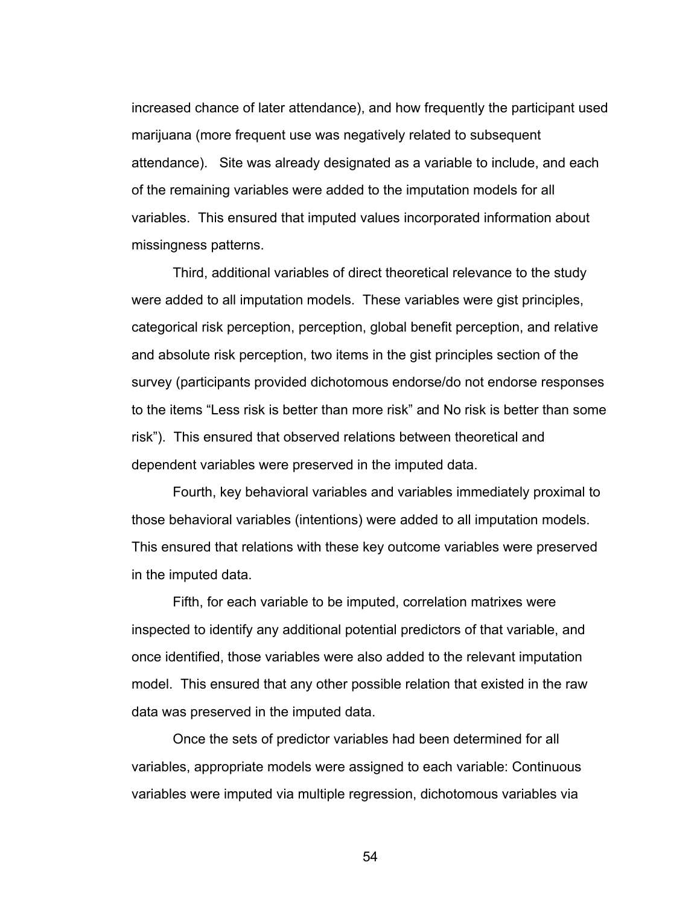increased chance of later attendance), and how frequently the participant used marijuana (more frequent use was negatively related to subsequent attendance). Site was already designated as a variable to include, and each of the remaining variables were added to the imputation models for all variables. This ensured that imputed values incorporated information about missingness patterns.

Third, additional variables of direct theoretical relevance to the study were added to all imputation models. These variables were gist principles, categorical risk perception, perception, global benefit perception, and relative and absolute risk perception, two items in the gist principles section of the survey (participants provided dichotomous endorse/do not endorse responses to the items “Less risk is better than more risk” and No risk is better than some risk”). This ensured that observed relations between theoretical and dependent variables were preserved in the imputed data.

Fourth, key behavioral variables and variables immediately proximal to those behavioral variables (intentions) were added to all imputation models. This ensured that relations with these key outcome variables were preserved in the imputed data.

Fifth, for each variable to be imputed, correlation matrixes were inspected to identify any additional potential predictors of that variable, and once identified, those variables were also added to the relevant imputation model. This ensured that any other possible relation that existed in the raw data was preserved in the imputed data.

Once the sets of predictor variables had been determined for all variables, appropriate models were assigned to each variable: Continuous variables were imputed via multiple regression, dichotomous variables via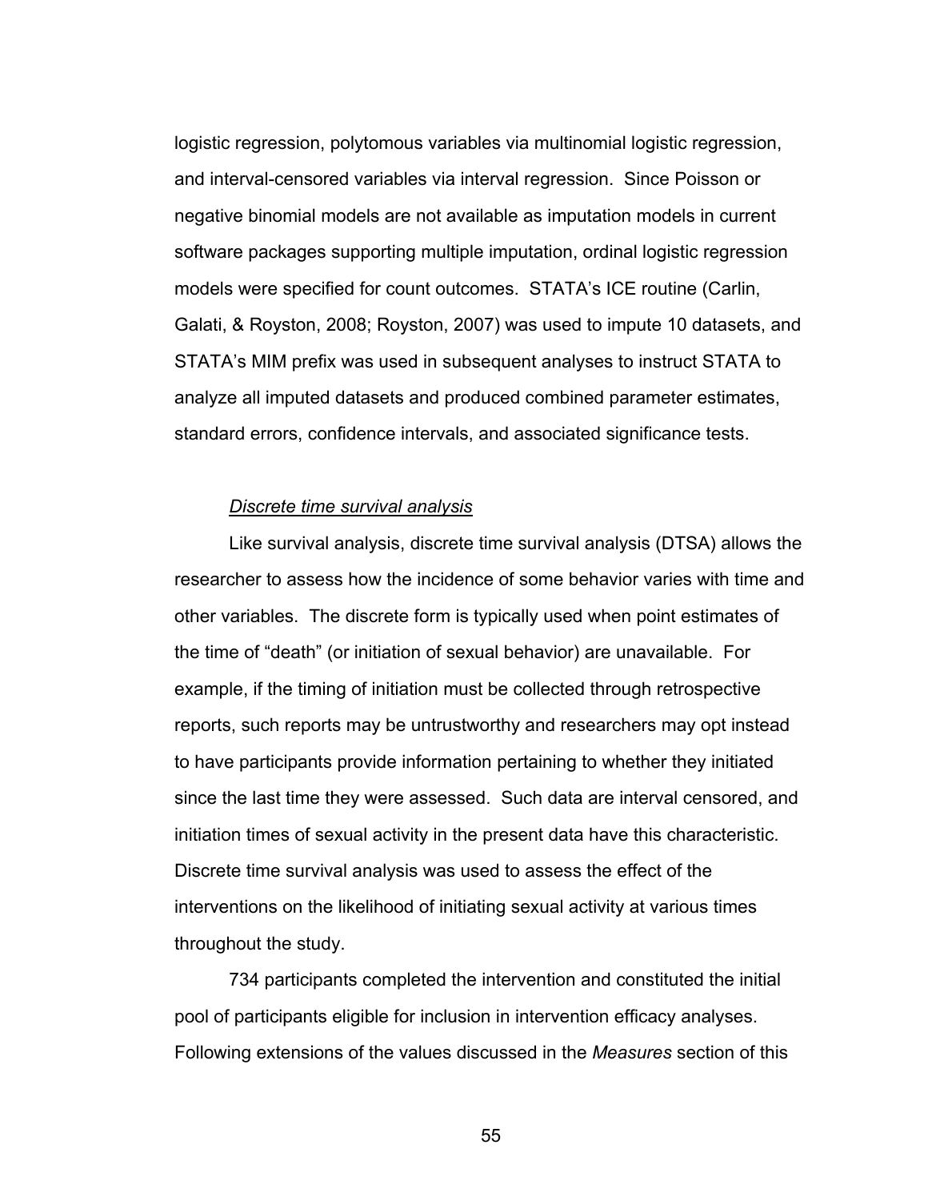logistic regression, polytomous variables via multinomial logistic regression, and interval-censored variables via interval regression. Since Poisson or negative binomial models are not available as imputation models in current software packages supporting multiple imputation, ordinal logistic regression models were specified for count outcomes. STATA's ICE routine (Carlin, Galati, & Royston, 2008; Royston, 2007) was used to impute 10 datasets, and STATA's MIM prefix was used in subsequent analyses to instruct STATA to analyze all imputed datasets and produced combined parameter estimates, standard errors, confidence intervals, and associated significance tests.

*Discrete time survival analysis*

Like survival analysis, discrete time survival analysis (DTSA) allows the researcher to assess how the incidence of some behavior varies with time and other variables. The discrete form is typically used when point estimates of the time of "death" (or initiation of sexual behavior) are unavailable. For example, if the timing of initiation must be collected through retrospective reports, such reports may be untrustworthy and researchers may opt instead to have participants provide information pertaining to whether they initiated since the last time they were assessed. Such data are interval censored, and initiation times of sexual activity in the present data have this characteristic. Discrete time survival analysis was used to assess the effect of the interventions on the likelihood of initiating sexual activity at various times throughout the study.

734 participants completed the intervention and constituted the initial pool of participants eligible for inclusion in intervention efficacy analyses. Following extensions of the values discussed in the *Measures* section of this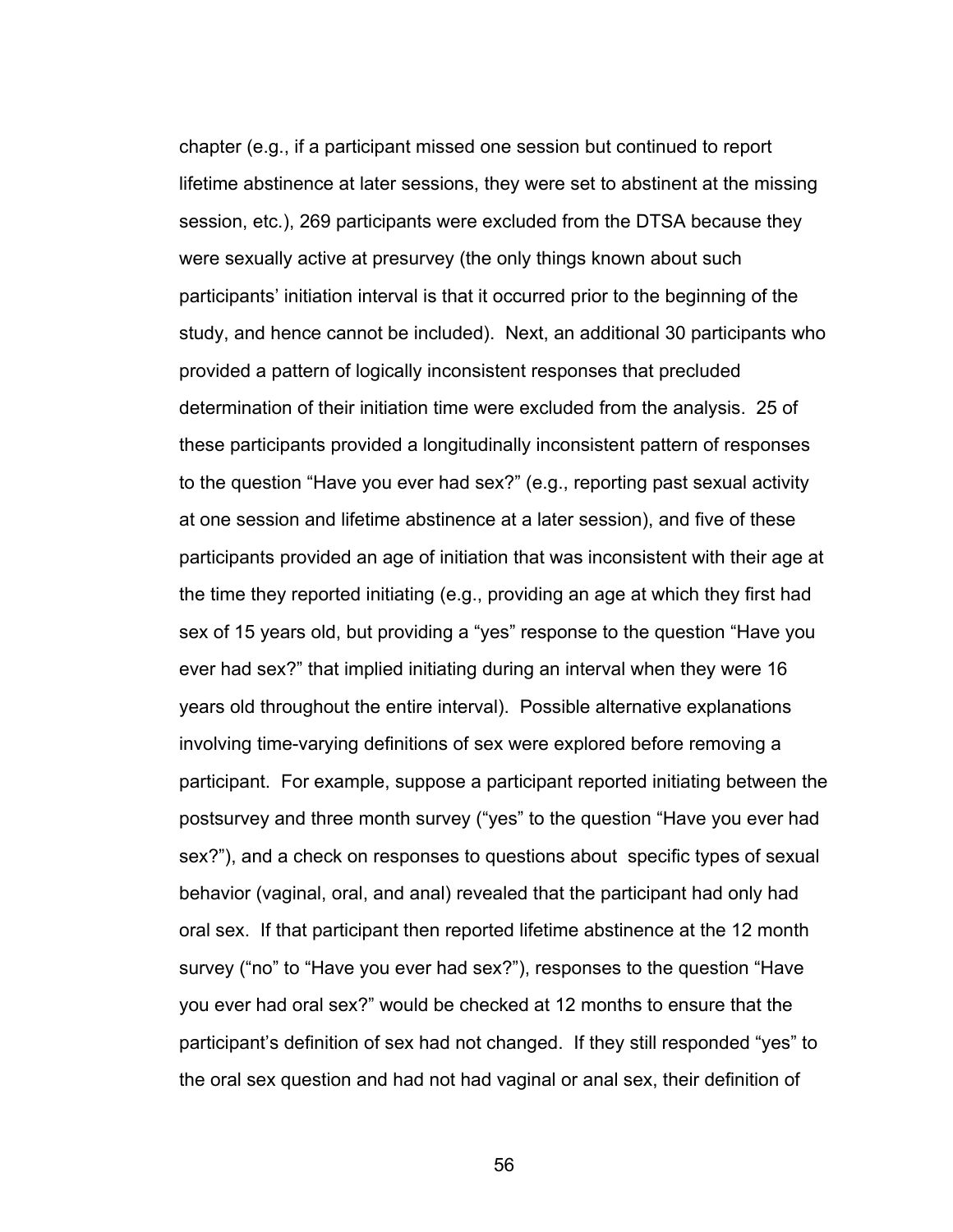chapter (e.g., if a participant missed one session but continued to report lifetime abstinence at later sessions, they were set to abstinent at the missing session, etc.), 269 participants were excluded from the DTSA because they were sexually active at presurvey (the only things known about such participants' initiation interval is that it occurred prior to the beginning of the study, and hence cannot be included). Next, an additional 30 participants who provided a pattern of logically inconsistent responses that precluded determination of their initiation time were excluded from the analysis. 25 of these participants provided a longitudinally inconsistent pattern of responses to the question "Have you ever had sex?" (e.g., reporting past sexual activity at one session and lifetime abstinence at a later session), and five of these participants provided an age of initiation that was inconsistent with their age at the time they reported initiating (e.g., providing an age at which they first had sex of 15 years old, but providing a "yes" response to the question "Have you ever had sex?" that implied initiating during an interval when they were 16 years old throughout the entire interval). Possible alternative explanations involving time-varying definitions of sex were explored before removing a participant. For example, suppose a participant reported initiating between the postsurvey and three month survey ("yes" to the question "Have you ever had sex?"), and a check on responses to questions about specific types of sexual behavior (vaginal, oral, and anal) revealed that the participant had only had oral sex. If that participant then reported lifetime abstinence at the 12 month survey ("no" to "Have you ever had sex?"), responses to the question "Have you ever had oral sex?" would be checked at 12 months to ensure that the participant's definition of sex had not changed. If they still responded "yes" to the oral sex question and had not had vaginal or anal sex, their definition of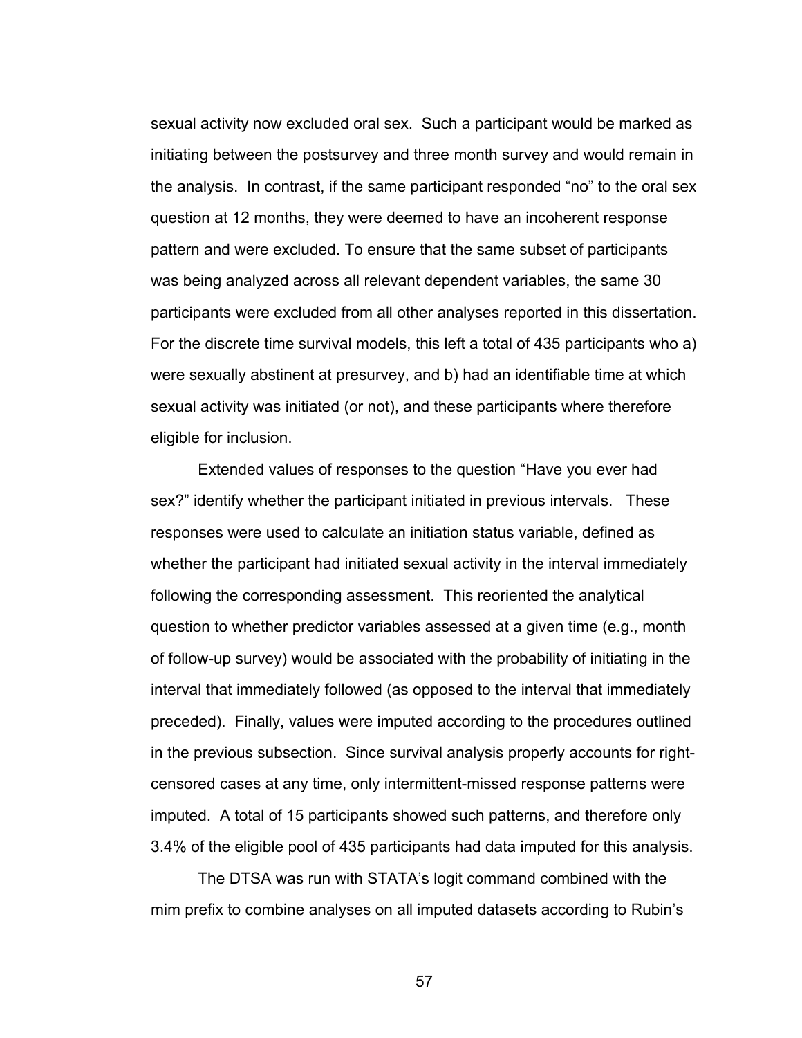sexual activity now excluded oral sex. Such a participant would be marked as initiating between the postsurvey and three month survey and would remain in the analysis. In contrast, if the same participant responded "no" to the oral sex question at 12 months, they were deemed to have an incoherent response pattern and were excluded. To ensure that the same subset of participants was being analyzed across all relevant dependent variables, the same 30 participants were excluded from all other analyses reported in this dissertation. For the discrete time survival models, this left a total of 435 participants who a) were sexually abstinent at presurvey, and b) had an identifiable time at which sexual activity was initiated (or not), and these participants where therefore eligible for inclusion.

Extended values of responses to the question "Have you ever had sex?" identify whether the participant initiated in previous intervals. These responses were used to calculate an initiation status variable, defined as whether the participant had initiated sexual activity in the interval immediately following the corresponding assessment. This reoriented the analytical question to whether predictor variables assessed at a given time (e.g., month of follow-up survey) would be associated with the probability of initiating in the interval that immediately followed (as opposed to the interval that immediately preceded). Finally, values were imputed according to the procedures outlined in the previous subsection. Since survival analysis properly accounts for right-censored cases at any time, only intermittent-missed response patterns were imputed. A total of 15 participants showed such patterns, and therefore only 3.4% of the eligible pool of 435 participants had data imputed for this analysis.

The DTSA was run with STATA's logit command combined with the mim prefix to combine analyses on all imputed datasets according to Rubin's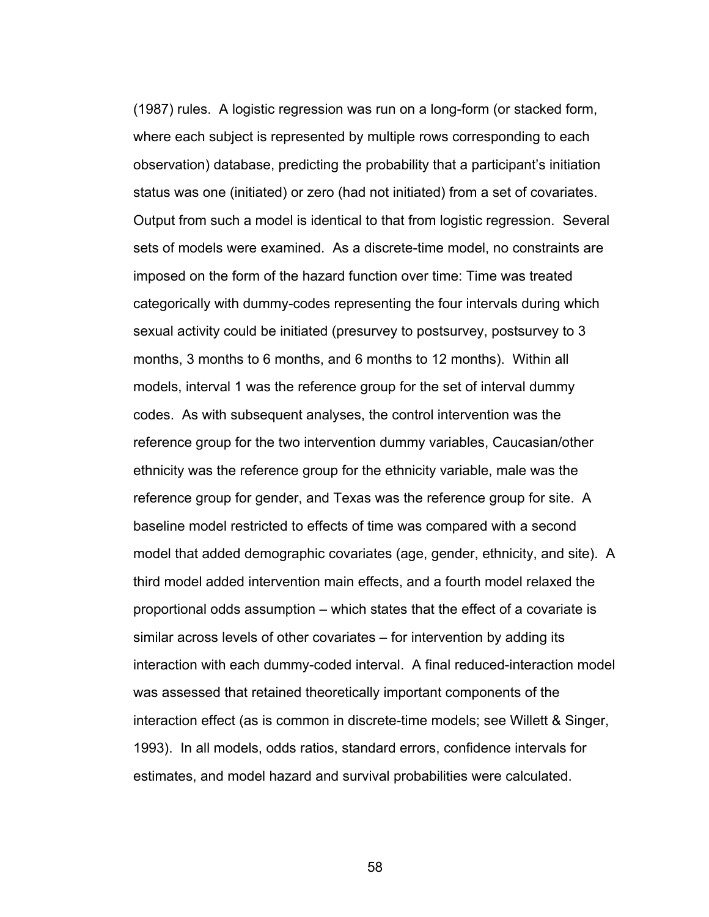(1987) rules. A logistic regression was run on a long-form (or stacked form, where each subject is represented by multiple rows corresponding to each observation) database, predicting the probability that a participant's initiation status was one (initiated) or zero (had not initiated) from a set of covariates. Output from such a model is identical to that from logistic regression. Several sets of models were examined. As a discrete-time model, no constraints are imposed on the form of the hazard function over time: Time was treated categorically with dummy-codes representing the four intervals during which sexual activity could be initiated (presurvey to postsurvey, postsurvey to 3 months, 3 months to 6 months, and 6 months to 12 months). Within all models, interval 1 was the reference group for the set of interval dummy codes. As with subsequent analyses, the control intervention was the reference group for the two intervention dummy variables, Caucasian/other ethnicity was the reference group for the ethnicity variable, male was the reference group for gender, and Texas was the reference group for site. A baseline model restricted to effects of time was compared with a second model that added demographic covariates (age, gender, ethnicity, and site). A third model added intervention main effects, and a fourth model relaxed the proportional odds assumption – which states that the effect of a covariate is similar across levels of other covariates – for intervention by adding its interaction with each dummy-coded interval. A final reduced-interaction model was assessed that retained theoretically important components of the interaction effect (as is common in discrete-time models; see Willett & Singer, 1993). In all models, odds ratios, standard errors, confidence intervals for estimates, and model hazard and survival probabilities were calculated.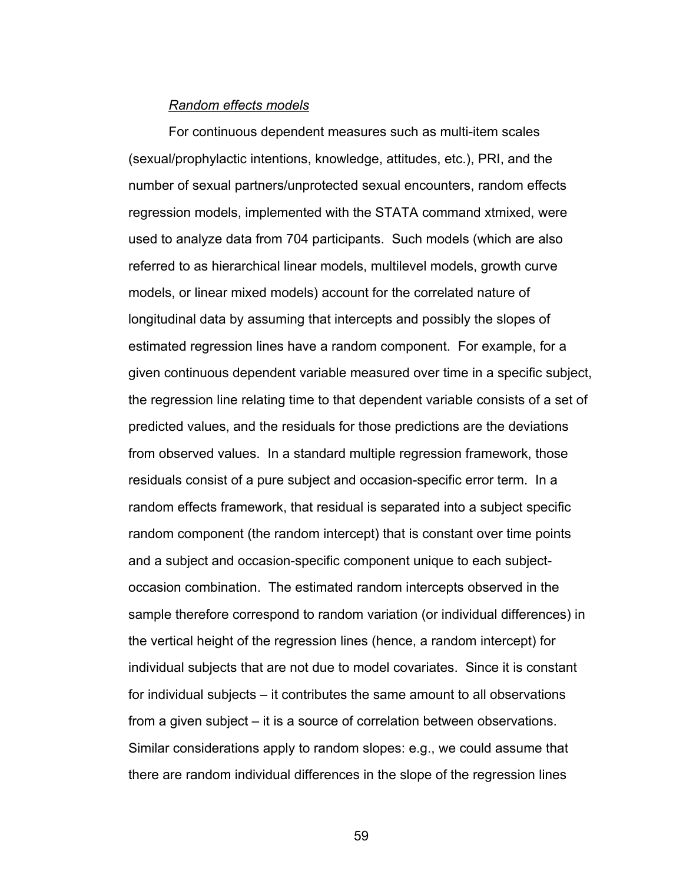*Random effects models*

For continuous dependent measures such as multi-item scales (sexual/prophylactic intentions, knowledge, attitudes, etc.), PRI, and the number of sexual partners/unprotected sexual encounters, random effects regression models, implemented with the STATA command xtmixed, were used to analyze data from 704 participants. Such models (which are also referred to as hierarchical linear models, multilevel models, growth curve models, or linear mixed models) account for the correlated nature of longitudinal data by assuming that intercepts and possibly the slopes of estimated regression lines have a random component. For example, for a given continuous dependent variable measured over time in a specific subject, the regression line relating time to that dependent variable consists of a set of predicted values, and the residuals for those predictions are the deviations from observed values. In a standard multiple regression framework, those residuals consist of a pure subject and occasion-specific error term. In a random effects framework, that residual is separated into a subject specific random component (the random intercept) that is constant over time points and a subject and occasion-specific component unique to each subject-occasion combination. The estimated random intercepts observed in the sample therefore correspond to random variation (or individual differences) in the vertical height of the regression lines (hence, a random intercept) for individual subjects that are not due to model covariates. Since it is constant for individual subjects – it contributes the same amount to all observations from a given subject – it is a source of correlation between observations. Similar considerations apply to random slopes: e.g., we could assume that there are random individual differences in the slope of the regression lines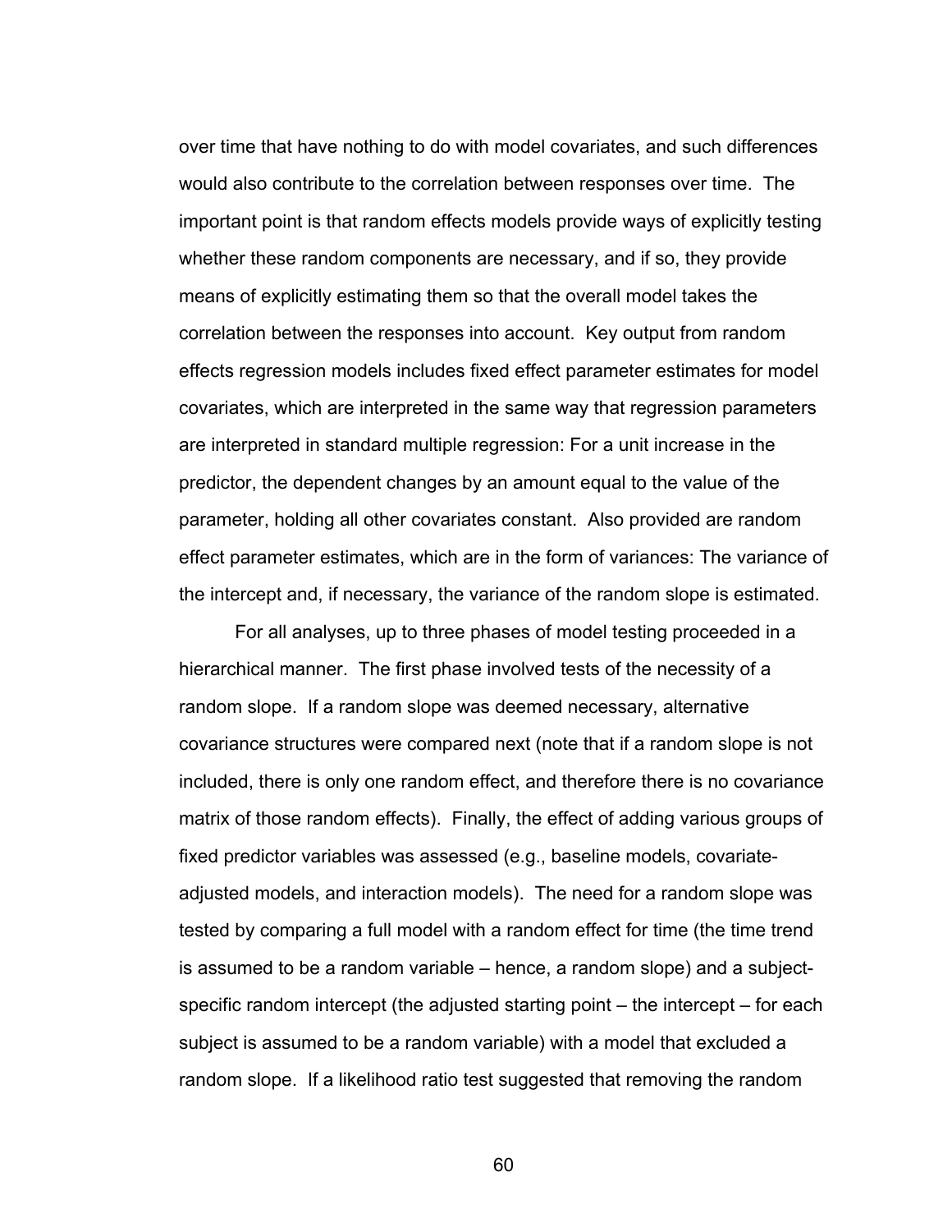over time that have nothing to do with model covariates, and such differences would also contribute to the correlation between responses over time. The important point is that random effects models provide ways of explicitly testing whether these random components are necessary, and if so, they provide means of explicitly estimating them so that the overall model takes the correlation between the responses into account. Key output from random effects regression models includes fixed effect parameter estimates for model covariates, which are interpreted in the same way that regression parameters are interpreted in standard multiple regression: For a unit increase in the predictor, the dependent changes by an amount equal to the value of the parameter, holding all other covariates constant. Also provided are random effect parameter estimates, which are in the form of variances: The variance of the intercept and, if necessary, the variance of the random slope is estimated.

For all analyses, up to three phases of model testing proceeded in a hierarchical manner. The first phase involved tests of the necessity of a random slope. If a random slope was deemed necessary, alternative covariance structures were compared next (note that if a random slope is not included, there is only one random effect, and therefore there is no covariance matrix of those random effects). Finally, the effect of adding various groups of fixed predictor variables was assessed (e.g., baseline models, covariate-adjusted models, and interaction models). The need for a random slope was tested by comparing a full model with a random effect for time (the time trend is assumed to be a random variable – hence, a random slope) and a subject-specific random intercept (the adjusted starting point – the intercept – for each subject is assumed to be a random variable) with a model that excluded a random slope. If a likelihood ratio test suggested that removing the random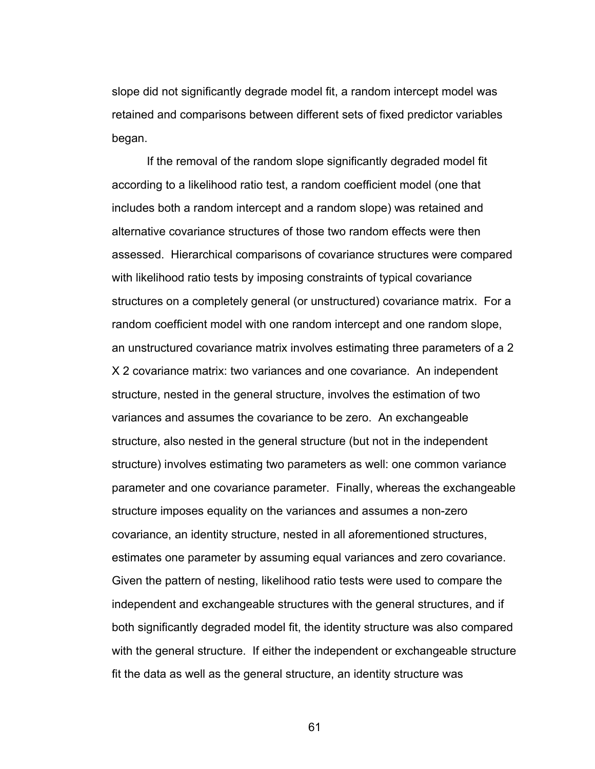slope did not significantly degrade model fit, a random intercept model was retained and comparisons between different sets of fixed predictor variables began.

If the removal of the random slope significantly degraded model fit according to a likelihood ratio test, a random coefficient model (one that includes both a random intercept and a random slope) was retained and alternative covariance structures of those two random effects were then assessed. Hierarchical comparisons of covariance structures were compared with likelihood ratio tests by imposing constraints of typical covariance structures on a completely general (or unstructured) covariance matrix. For a random coefficient model with one random intercept and one random slope, an unstructured covariance matrix involves estimating three parameters of a 2 X 2 covariance matrix: two variances and one covariance. An independent structure, nested in the general structure, involves the estimation of two variances and assumes the covariance to be zero. An exchangeable structure, also nested in the general structure (but not in the independent structure) involves estimating two parameters as well: one common variance parameter and one covariance parameter. Finally, whereas the exchangeable structure imposes equality on the variances and assumes a non-zero covariance, an identity structure, nested in all aforementioned structures, estimates one parameter by assuming equal variances and zero covariance. Given the pattern of nesting, likelihood ratio tests were used to compare the independent and exchangeable structures with the general structures, and if both significantly degraded model fit, the identity structure was also compared with the general structure. If either the independent or exchangeable structure fit the data as well as the general structure, an identity structure was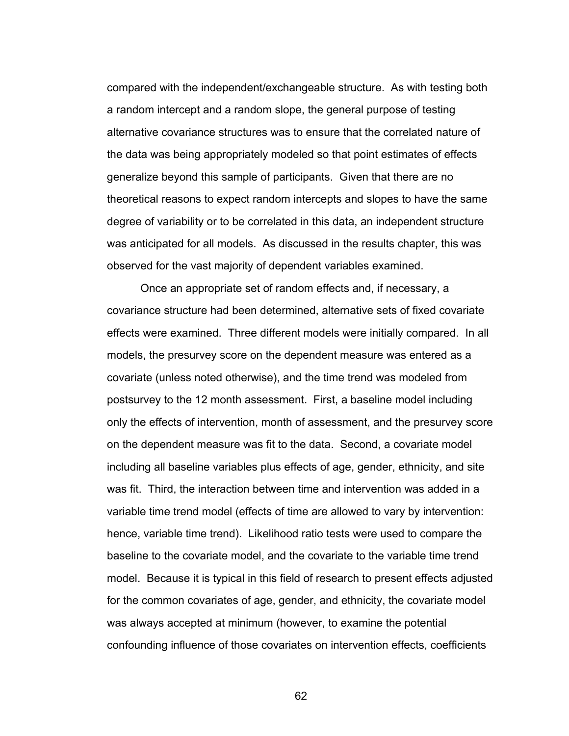compared with the independent/exchangeable structure. As with testing both a random intercept and a random slope, the general purpose of testing alternative covariance structures was to ensure that the correlated nature of the data was being appropriately modeled so that point estimates of effects generalize beyond this sample of participants. Given that there are no theoretical reasons to expect random intercepts and slopes to have the same degree of variability or to be correlated in this data, an independent structure was anticipated for all models. As discussed in the results chapter, this was observed for the vast majority of dependent variables examined.

Once an appropriate set of random effects and, if necessary, a covariance structure had been determined, alternative sets of fixed covariate effects were examined. Three different models were initially compared. In all models, the presurvey score on the dependent measure was entered as a covariate (unless noted otherwise), and the time trend was modeled from postsurvey to the 12 month assessment. First, a baseline model including only the effects of intervention, month of assessment, and the presurvey score on the dependent measure was fit to the data. Second, a covariate model including all baseline variables plus effects of age, gender, ethnicity, and site was fit. Third, the interaction between time and intervention was added in a variable time trend model (effects of time are allowed to vary by intervention: hence, variable time trend). Likelihood ratio tests were used to compare the baseline to the covariate model, and the covariate to the variable time trend model. Because it is typical in this field of research to present effects adjusted for the common covariates of age, gender, and ethnicity, the covariate model was always accepted at minimum (however, to examine the potential confounding influence of those covariates on intervention effects, coefficients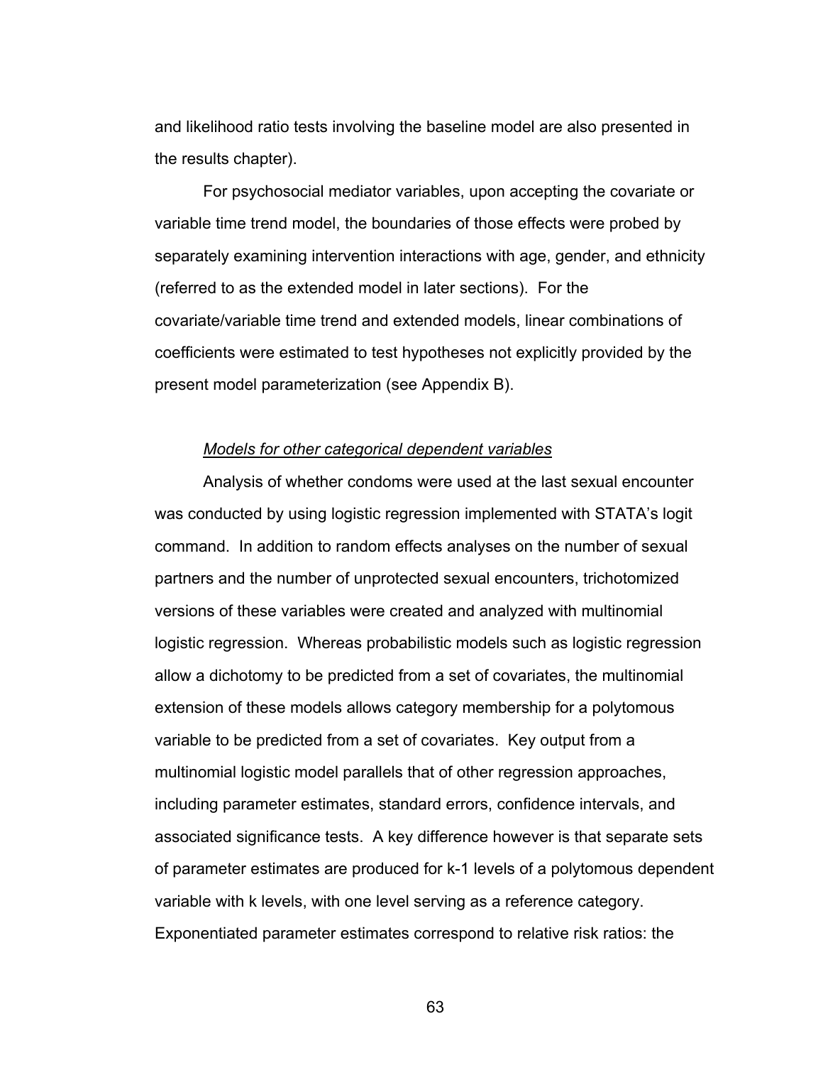and likelihood ratio tests involving the baseline model are also presented in the results chapter).

For psychosocial mediator variables, upon accepting the covariate or variable time trend model, the boundaries of those effects were probed by separately examining intervention interactions with age, gender, and ethnicity (referred to as the extended model in later sections). For the covariate/variable time trend and extended models, linear combinations of coefficients were estimated to test hypotheses not explicitly provided by the present model parameterization (see Appendix B).

*Models for other categorical dependent variables*

Analysis of whether condoms were used at the last sexual encounter was conducted by using logistic regression implemented with STATA's logit command. In addition to random effects analyses on the number of sexual partners and the number of unprotected sexual encounters, trichotomized versions of these variables were created and analyzed with multinomial logistic regression. Whereas probabilistic models such as logistic regression allow a dichotomy to be predicted from a set of covariates, the multinomial extension of these models allows category membership for a polytomous variable to be predicted from a set of covariates. Key output from a multinomial logistic model parallels that of other regression approaches, including parameter estimates, standard errors, confidence intervals, and associated significance tests. A key difference however is that separate sets of parameter estimates are produced for k-1 levels of a polytomous dependent variable with k levels, with one level serving as a reference category. Exponentiated parameter estimates correspond to relative risk ratios: the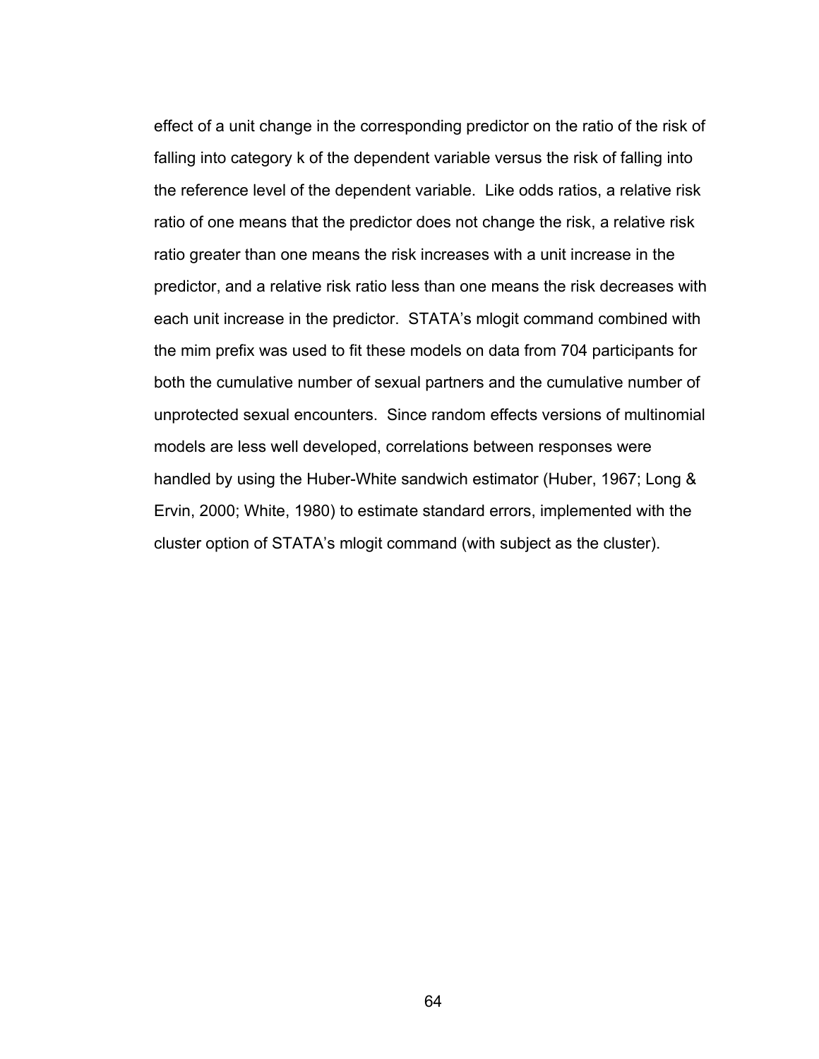effect of a unit change in the corresponding predictor on the ratio of the risk of falling into category k of the dependent variable versus the risk of falling into the reference level of the dependent variable. Like odds ratios, a relative risk ratio of one means that the predictor does not change the risk, a relative risk ratio greater than one means the risk increases with a unit increase in the predictor, and a relative risk ratio less than one means the risk decreases with each unit increase in the predictor. STATA's mlogit command combined with the mim prefix was used to fit these models on data from 704 participants for both the cumulative number of sexual partners and the cumulative number of unprotected sexual encounters. Since random effects versions of multinomial models are less well developed, correlations between responses were handled by using the Huber-White sandwich estimator (Huber, 1967; Long & Ervin, 2000; White, 1980) to estimate standard errors, implemented with the cluster option of STATA's mlogit command (with subject as the cluster).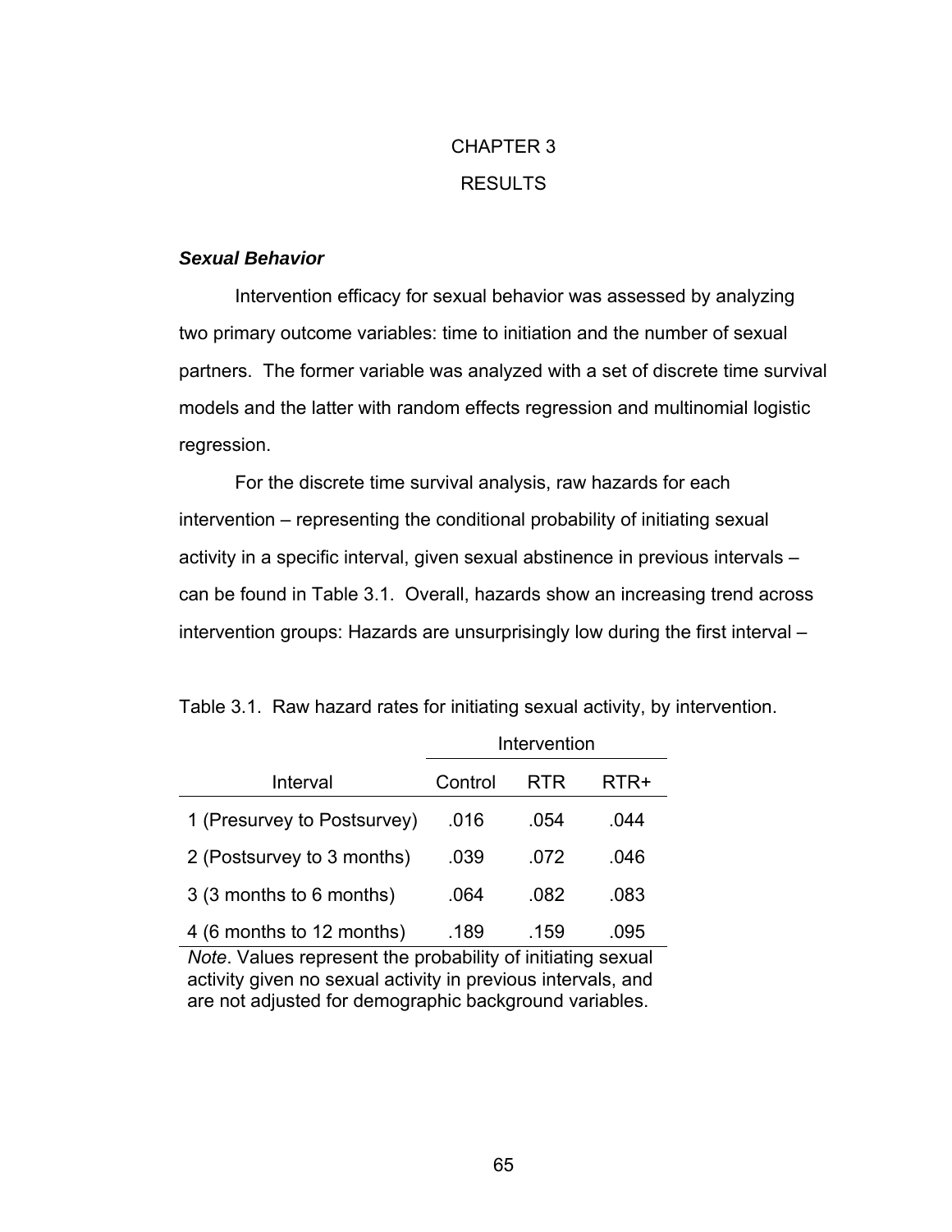# CHAPTER 3

# RESULTS

### ***Sexual Behavior***

Intervention efficacy for sexual behavior was assessed by analyzing two primary outcome variables: time to initiation and the number of sexual partners. The former variable was analyzed with a set of discrete time survival models and the latter with random effects regression and multinomial logistic regression.

For the discrete time survival analysis, raw hazards for each intervention – representing the conditional probability of initiating sexual activity in a specific interval, given sexual abstinence in previous intervals – can be found in Table 3.1. Overall, hazards show an increasing trend across intervention groups: Hazards are unsurprisingly low during the first interval –

Table 3.1. Raw hazard rates for initiating sexual activity, by intervention.

| | Intervention | | |
|---|---|---|---|
| Interval | Control | RTR | RTR+ |
| 1 (Presurvey to Postsurvey) | .016 | .054 | .044 |
| 2 (Postsurvey to 3 months) | .039 | .072 | .046 |
| 3 (3 months to 6 months) | .064 | .082 | .083 |
| 4 (6 months to 12 months) | .189 | .159 | .095 |

*Note*. Values represent the probability of initiating sexual activity given no sexual activity in previous intervals, and are not adjusted for demographic background variables.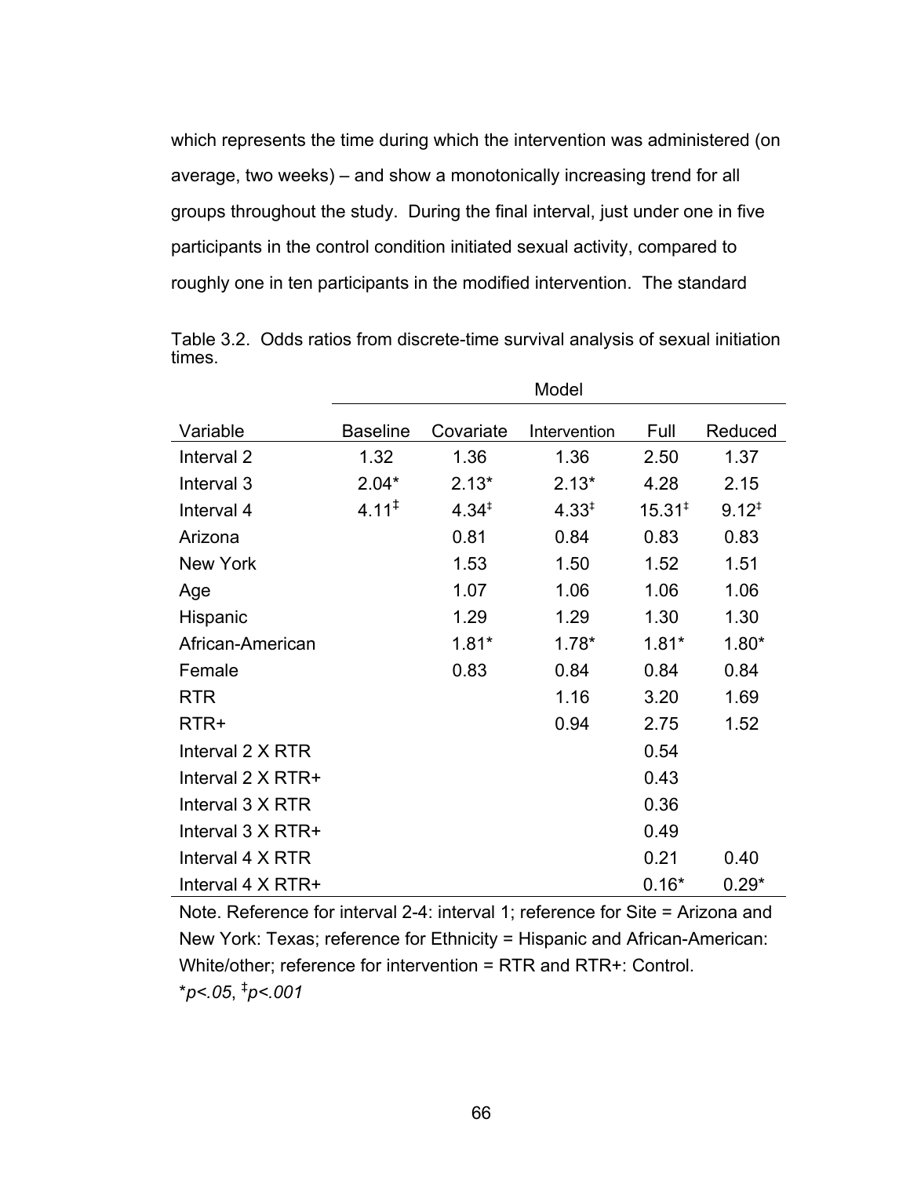which represents the time during which the intervention was administered (on average, two weeks) – and show a monotonically increasing trend for all groups throughout the study. During the final interval, just under one in five participants in the control condition initiated sexual activity, compared to roughly one in ten participants in the modified intervention. The standard

Table 3.2. Odds ratios from discrete-time survival analysis of sexual initiation times.

| | Model | | | | |
|---|---|---|---|---|---|
| Variable | Baseline | Covariate | Intervention | Full | Reduced |
| Interval 2 | 1.32 | 1.36 | 1.36 | 2.50 | 1.37 |
| Interval 3 | 2.04* | 2.13* | 2.13* | 4.28 | 2.15 |
| Interval 4 | 4.11‡ | 4.34‡ | 4.33‡ | 15.31‡ | 9.12‡ |
| Arizona | | 0.81 | 0.84 | 0.83 | 0.83 |
| New York | | 1.53 | 1.50 | 1.52 | 1.51 |
| Age | | 1.07 | 1.06 | 1.06 | 1.06 |
| Hispanic | | 1.29 | 1.29 | 1.30 | 1.30 |
| African-American | | 1.81* | 1.78* | 1.81* | 1.80* |
| Female | | 0.83 | 0.84 | 0.84 | 0.84 |
| RTR | | | 1.16 | 3.20 | 1.69 |
| RTR+ | | | 0.94 | 2.75 | 1.52 |
| Interval 2 X RTR | | | | 0.54 | |
| Interval 2 X RTR+ | | | | 0.43 | |
| Interval 3 X RTR | | | | 0.36 | |
| Interval 3 X RTR+ | | | | 0.49 | |
| Interval 4 X RTR | | | | 0.21 | 0.40 |
| Interval 4 X RTR+ | | | | 0.16* | 0.29* |

Note. Reference for interval 2-4: interval 1; reference for Site = Arizona and New York: Texas; reference for Ethnicity = Hispanic and African-American: White/other; reference for intervention = RTR and RTR+: Control.
*$p<.05$, ‡$p<.001$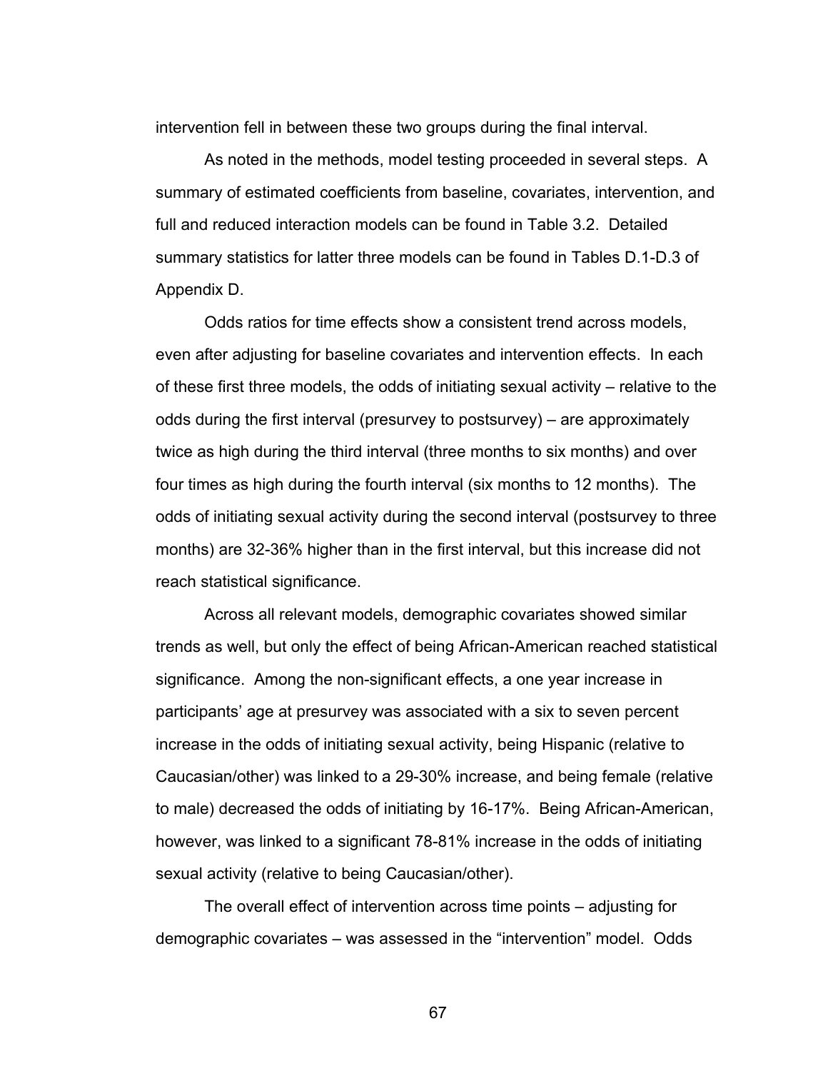intervention fell in between these two groups during the final interval.

As noted in the methods, model testing proceeded in several steps. A summary of estimated coefficients from baseline, covariates, intervention, and full and reduced interaction models can be found in Table 3.2. Detailed summary statistics for latter three models can be found in Tables D.1-D.3 of Appendix D.

Odds ratios for time effects show a consistent trend across models, even after adjusting for baseline covariates and intervention effects. In each of these first three models, the odds of initiating sexual activity – relative to the odds during the first interval (presurvey to postsurvey) – are approximately twice as high during the third interval (three months to six months) and over four times as high during the fourth interval (six months to 12 months). The odds of initiating sexual activity during the second interval (postsurvey to three months) are 32-36% higher than in the first interval, but this increase did not reach statistical significance.

Across all relevant models, demographic covariates showed similar trends as well, but only the effect of being African-American reached statistical significance. Among the non-significant effects, a one year increase in participants' age at presurvey was associated with a six to seven percent increase in the odds of initiating sexual activity, being Hispanic (relative to Caucasian/other) was linked to a 29-30% increase, and being female (relative to male) decreased the odds of initiating by 16-17%. Being African-American, however, was linked to a significant 78-81% increase in the odds of initiating sexual activity (relative to being Caucasian/other).

The overall effect of intervention across time points – adjusting for demographic covariates – was assessed in the "intervention" model. Odds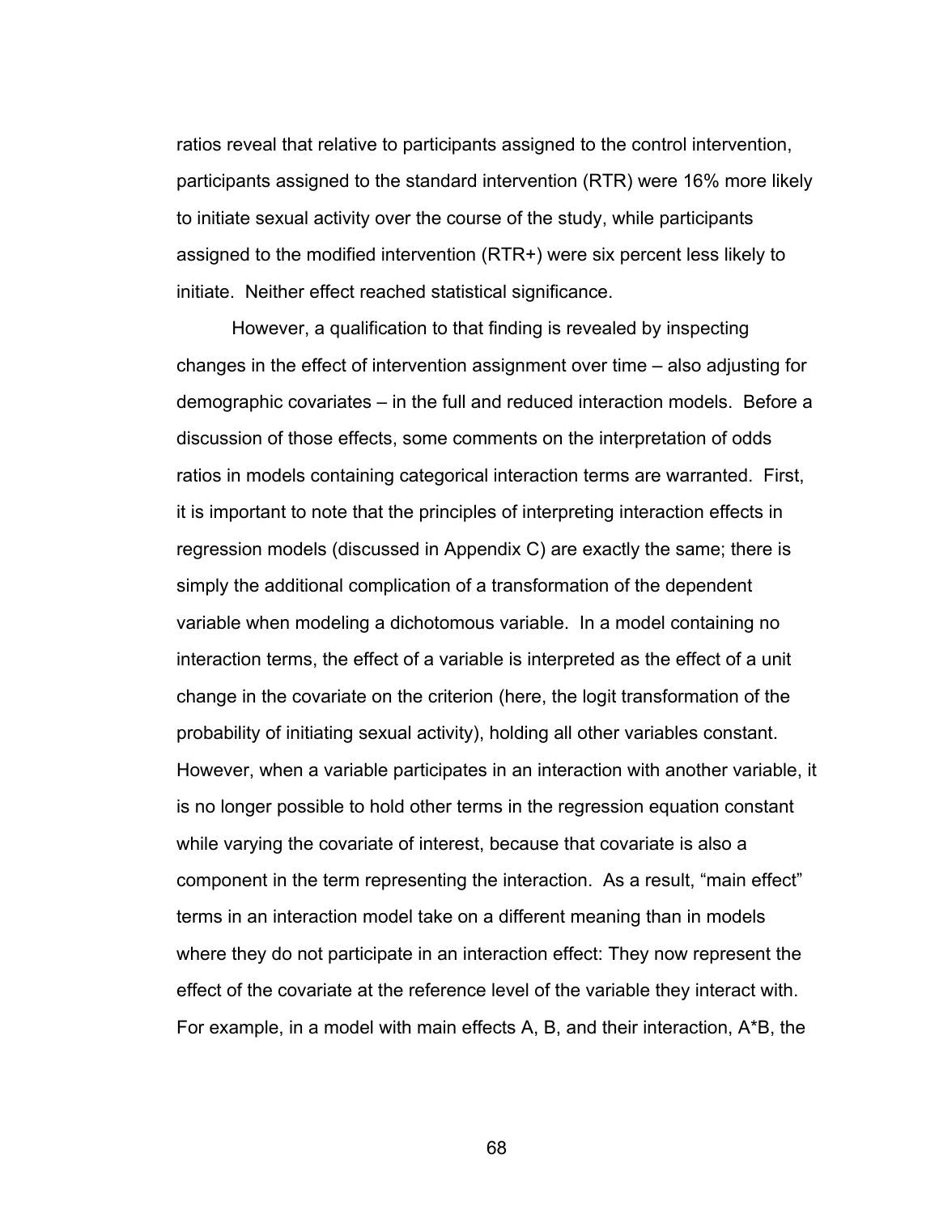ratios reveal that relative to participants assigned to the control intervention, participants assigned to the standard intervention (RTR) were 16% more likely to initiate sexual activity over the course of the study, while participants assigned to the modified intervention (RTR+) were six percent less likely to initiate. Neither effect reached statistical significance.

However, a qualification to that finding is revealed by inspecting changes in the effect of intervention assignment over time – also adjusting for demographic covariates – in the full and reduced interaction models. Before a discussion of those effects, some comments on the interpretation of odds ratios in models containing categorical interaction terms are warranted. First, it is important to note that the principles of interpreting interaction effects in regression models (discussed in Appendix C) are exactly the same; there is simply the additional complication of a transformation of the dependent variable when modeling a dichotomous variable. In a model containing no interaction terms, the effect of a variable is interpreted as the effect of a unit change in the covariate on the criterion (here, the logit transformation of the probability of initiating sexual activity), holding all other variables constant. However, when a variable participates in an interaction with another variable, it is no longer possible to hold other terms in the regression equation constant while varying the covariate of interest, because that covariate is also a component in the term representing the interaction. As a result, "main effect" terms in an interaction model take on a different meaning than in models where they do not participate in an interaction effect: They now represent the effect of the covariate at the reference level of the variable they interact with. For example, in a model with main effects A, B, and their interaction, A*B, the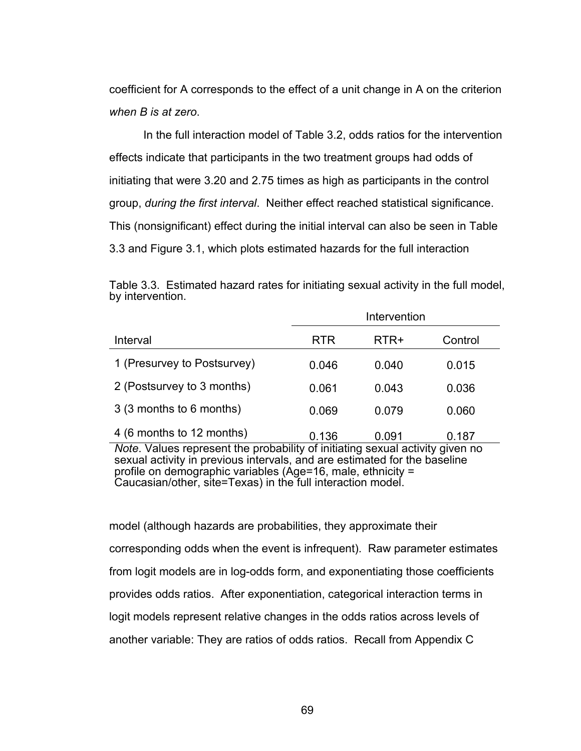coefficient for A corresponds to the effect of a unit change in A on the criterion *when B is at zero*.

In the full interaction model of Table 3.2, odds ratios for the intervention effects indicate that participants in the two treatment groups had odds of initiating that were 3.20 and 2.75 times as high as participants in the control group, *during the first interval*. Neither effect reached statistical significance. This (nonsignificant) effect during the initial interval can also be seen in Table 3.3 and Figure 3.1, which plots estimated hazards for the full interaction model (although hazards are probabilities, they approximate their corresponding odds when the event is infrequent). Raw parameter estimates from logit models are in log-odds form, and exponentiating those coefficients provides odds ratios. After exponentiation, categorical interaction terms in logit models represent relative changes in the odds ratios across levels of another variable: They are ratios of odds ratios. Recall from Appendix C

Table 3.3. Estimated hazard rates for initiating sexual activity in the full model, by intervention.

| | Intervention | | |
|---|---|---|---|
| Interval | RTR | RTR+ | Control |
| 1 (Presurvey to Postsurvey) | 0.046 | 0.040 | 0.015 |
| 2 (Postsurvey to 3 months) | 0.061 | 0.043 | 0.036 |
| 3 (3 months to 6 months) | 0.069 | 0.079 | 0.060 |
| 4 (6 months to 12 months) | 0.136 | 0.091 | 0.187 |

*Note*. Values represent the probability of initiating sexual activity given no sexual activity in previous intervals, and are estimated for the baseline profile on demographic variables (Age=16, male, ethnicity = Caucasian/other, site=Texas) in the full interaction model.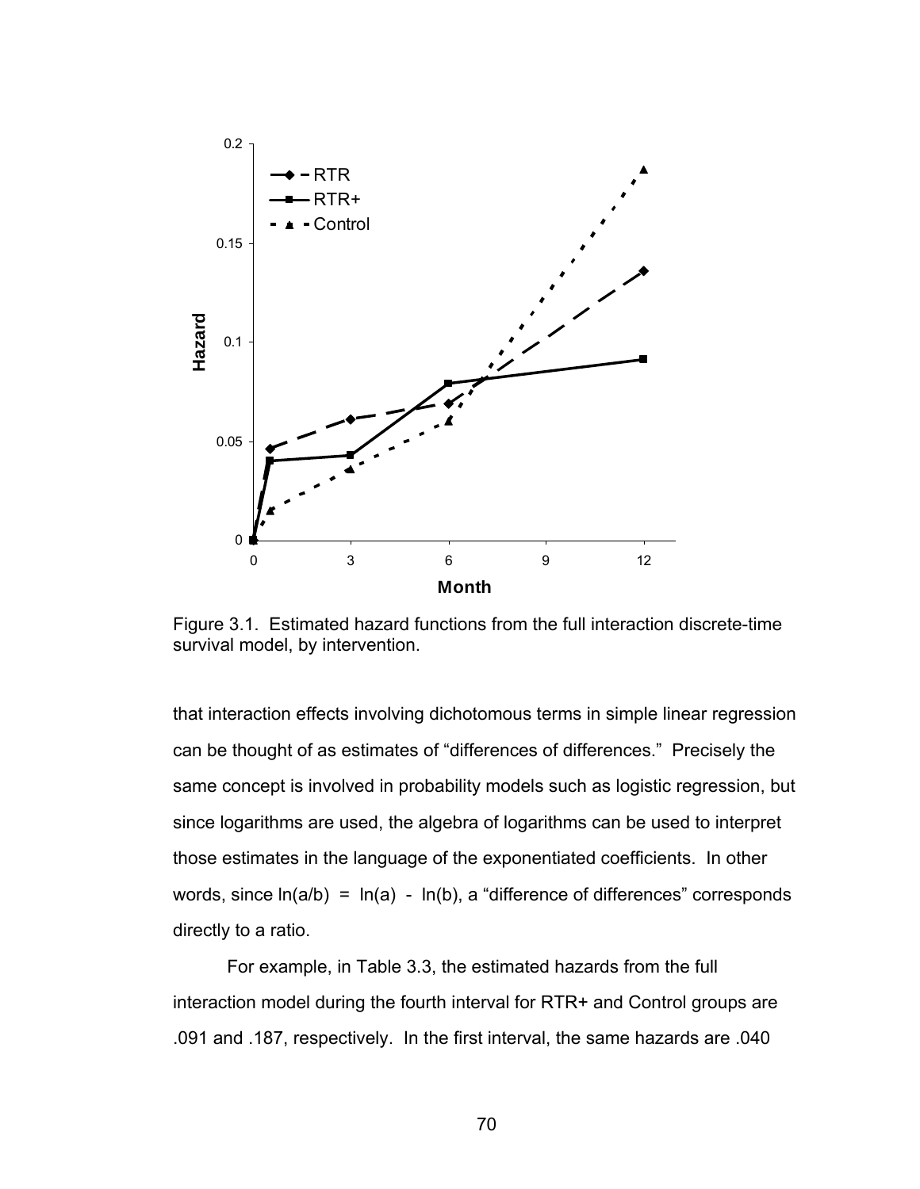Figure 3.1. Estimated hazard functions from the full interaction discrete-time survival model, by intervention.

that interaction effects involving dichotomous terms in simple linear regression can be thought of as estimates of "differences of differences." Precisely the same concept is involved in probability models such as logistic regression, but since logarithms are used, the algebra of logarithms can be used to interpret those estimates in the language of the exponentiated coefficients. In other words, since $\ln(a/b) = \ln(a) - \ln(b)$, a "difference of differences" corresponds directly to a ratio.

For example, in Table 3.3, the estimated hazards from the full interaction model during the fourth interval for RTR+ and Control groups are .091 and .187, respectively. In the first interval, the same hazards are .040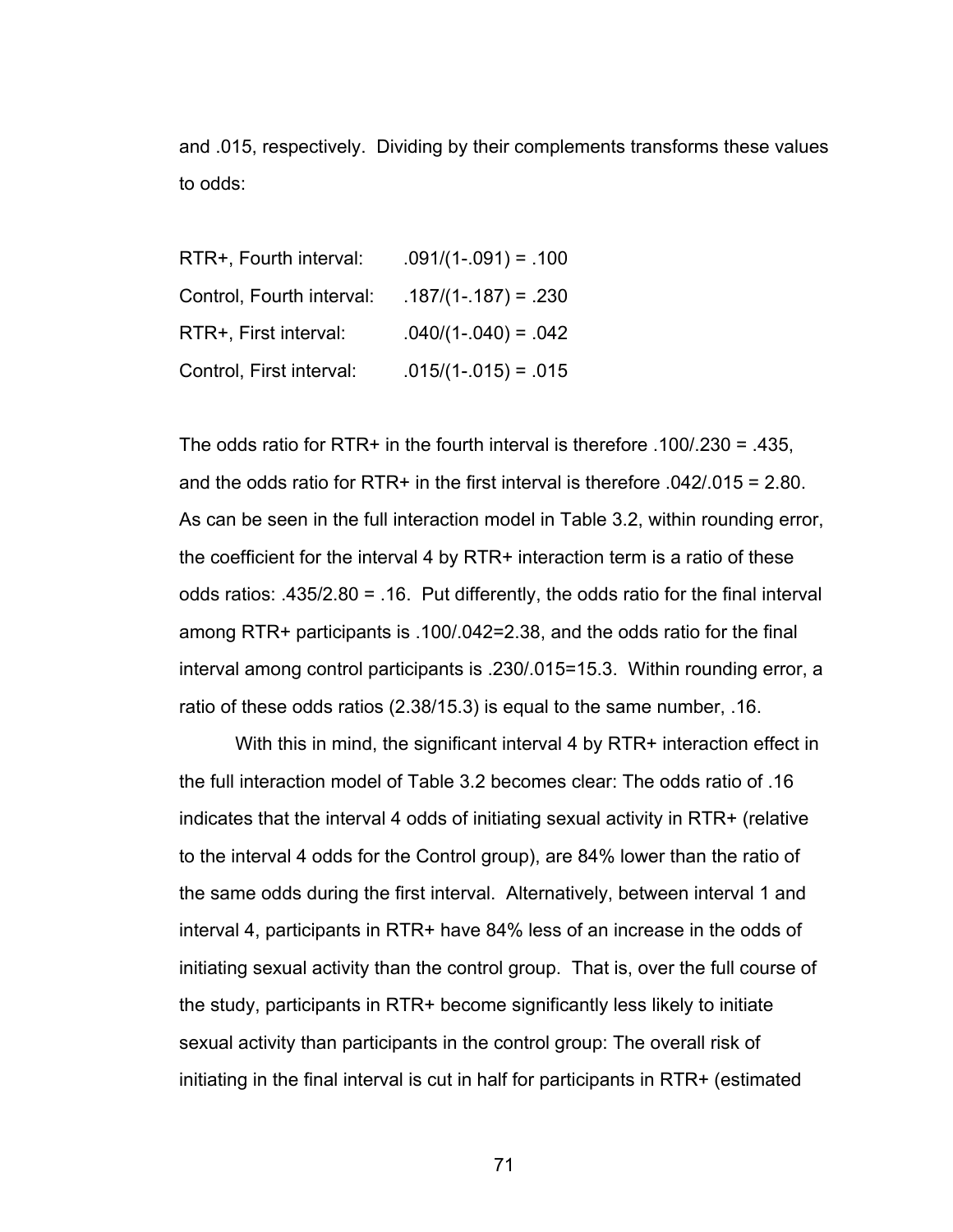and .015, respectively. Dividing by their complements transforms these values to odds:

| | |
|---|---|
| RTR+, Fourth interval: | .091/(1-.091) = .100 |
| Control, Fourth interval: | .187/(1-.187) = .230 |
| RTR+, First interval: | .040/(1-.040) = .042 |
| Control, First interval: | .015/(1-.015) = .015 |

The odds ratio for RTR+ in the fourth interval is therefore .100/.230 = .435, and the odds ratio for RTR+ in the first interval is therefore .042/.015 = 2.80. As can be seen in the full interaction model in Table 3.2, within rounding error, the coefficient for the interval 4 by RTR+ interaction term is a ratio of these odds ratios: .435/2.80 = .16. Put differently, the odds ratio for the final interval among RTR+ participants is .100/.042=2.38, and the odds ratio for the final interval among control participants is .230/.015=15.3. Within rounding error, a ratio of these odds ratios (2.38/15.3) is equal to the same number, .16.

With this in mind, the significant interval 4 by RTR+ interaction effect in the full interaction model of Table 3.2 becomes clear: The odds ratio of .16 indicates that the interval 4 odds of initiating sexual activity in RTR+ (relative to the interval 4 odds for the Control group), are 84% lower than the ratio of the same odds during the first interval. Alternatively, between interval 1 and interval 4, participants in RTR+ have 84% less of an increase in the odds of initiating sexual activity than the control group. That is, over the full course of the study, participants in RTR+ become significantly less likely to initiate sexual activity than participants in the control group: The overall risk of initiating in the final interval is cut in half for participants in RTR+ (estimated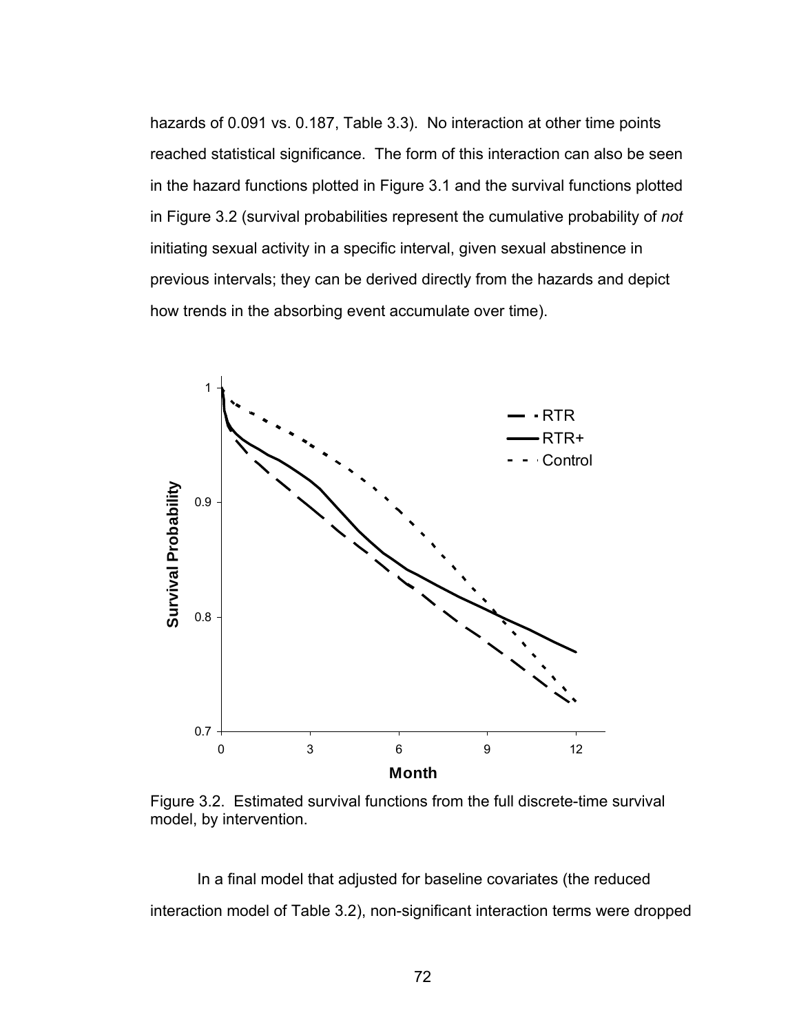hazards of 0.091 vs. 0.187, Table 3.3). No interaction at other time points reached statistical significance. The form of this interaction can also be seen in the hazard functions plotted in Figure 3.1 and the survival functions plotted in Figure 3.2 (survival probabilities represent the cumulative probability of *not* initiating sexual activity in a specific interval, given sexual abstinence in previous intervals; they can be derived directly from the hazards and depict how trends in the absorbing event accumulate over time).

Figure 3.2. Estimated survival functions from the full discrete-time survival model, by intervention.

In a final model that adjusted for baseline covariates (the reduced interaction model of Table 3.2), non-significant interaction terms were dropped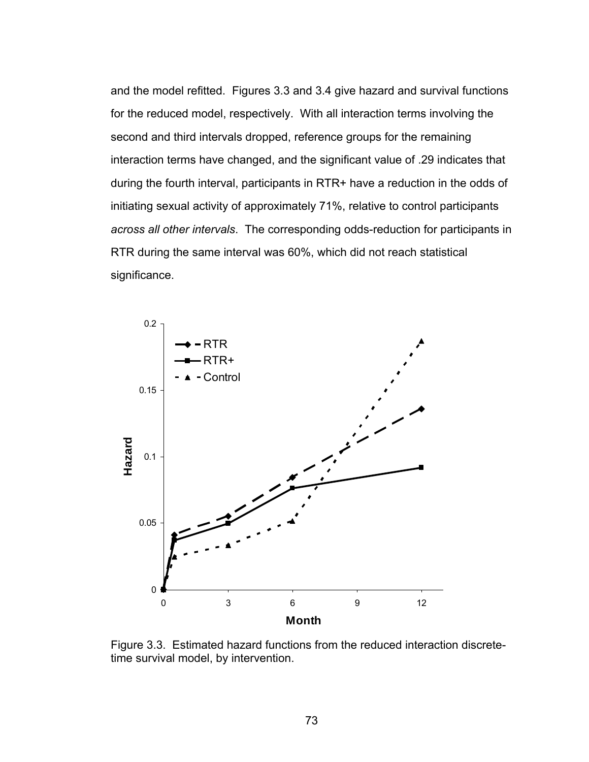and the model refitted. Figures 3.3 and 3.4 give hazard and survival functions for the reduced model, respectively. With all interaction terms involving the second and third intervals dropped, reference groups for the remaining interaction terms have changed, and the significant value of .29 indicates that during the fourth interval, participants in RTR+ have a reduction in the odds of initiating sexual activity of approximately 71%, relative to control participants *across all other intervals*. The corresponding odds-reduction for participants in RTR during the same interval was 60%, which did not reach statistical significance.

Figure 3.3. Estimated hazard functions from the reduced interaction discrete-time survival model, by intervention.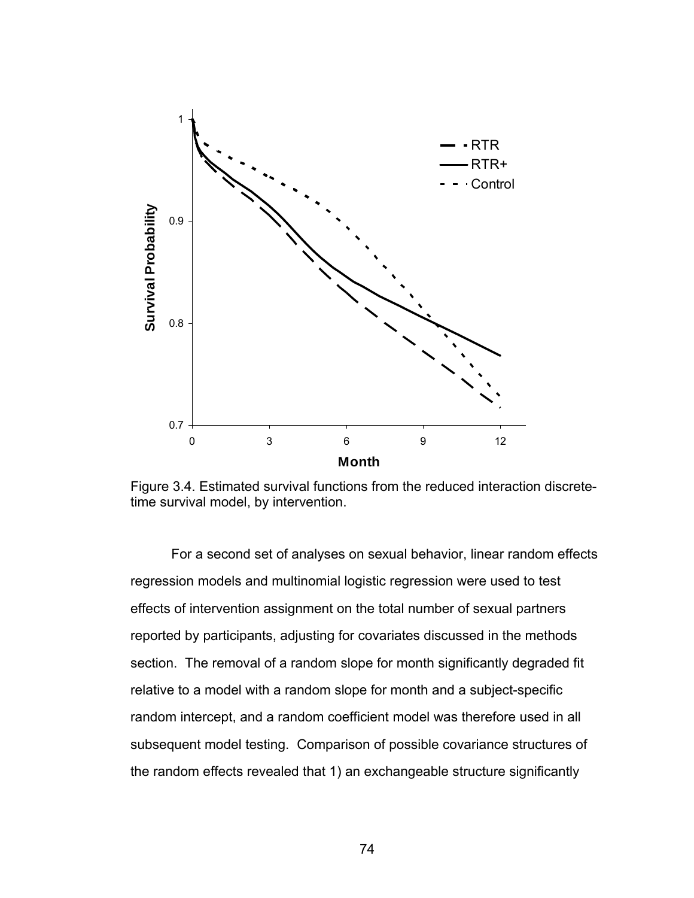Figure 3.4. Estimated survival functions from the reduced interaction discrete-time survival model, by intervention.

For a second set of analyses on sexual behavior, linear random effects regression models and multinomial logistic regression were used to test effects of intervention assignment on the total number of sexual partners reported by participants, adjusting for covariates discussed in the methods section. The removal of a random slope for month significantly degraded fit relative to a model with a random slope for month and a subject-specific random intercept, and a random coefficient model was therefore used in all subsequent model testing. Comparison of possible covariance structures of the random effects revealed that 1) an exchangeable structure significantly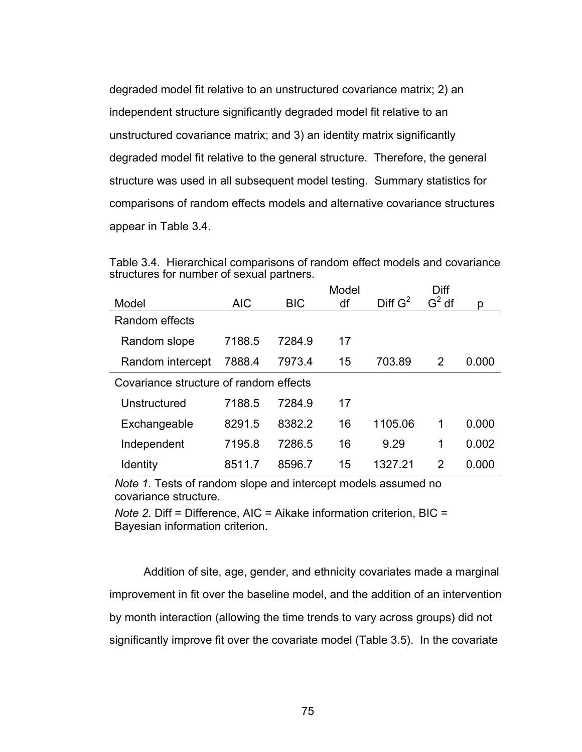degraded model fit relative to an unstructured covariance matrix; 2) an independent structure significantly degraded model fit relative to an unstructured covariance matrix; and 3) an identity matrix significantly degraded model fit relative to the general structure. Therefore, the general structure was used in all subsequent model testing. Summary statistics for comparisons of random effects models and alternative covariance structures appear in Table 3.4.

Table 3.4. Hierarchical comparisons of random effect models and covariance structures for number of sexual partners.

| Model | AIC | BIC | Model df | Diff $G^2$ | Diff $G^2$ df | p |
|---|---|---|---|---|---|---|
| Random effects | | | | | | |
| Random slope | 7188.5 | 7284.9 | 17 | | | |
| Random intercept | 7888.4 | 7973.4 | 15 | 703.89 | 2 | 0.000 |
| Covariance structure of random effects | | | | | | |
| Unstructured | 7188.5 | 7284.9 | 17 | | | |
| Exchangeable | 8291.5 | 8382.2 | 16 | 1105.06 | 1 | 0.000 |
| Independent | 7195.8 | 7286.5 | 16 | 9.29 | 1 | 0.002 |
| Identity | 8511.7 | 8596.7 | 15 | 1327.21 | 2 | 0.000 |

*Note 1.* Tests of random slope and intercept models assumed no covariance structure.

*Note 2*. Diff = Difference, AIC = Aikake information criterion, BIC = Bayesian information criterion.

Addition of site, age, gender, and ethnicity covariates made a marginal improvement in fit over the baseline model, and the addition of an intervention by month interaction (allowing the time trends to vary across groups) did not significantly improve fit over the covariate model (Table 3.5). In the covariate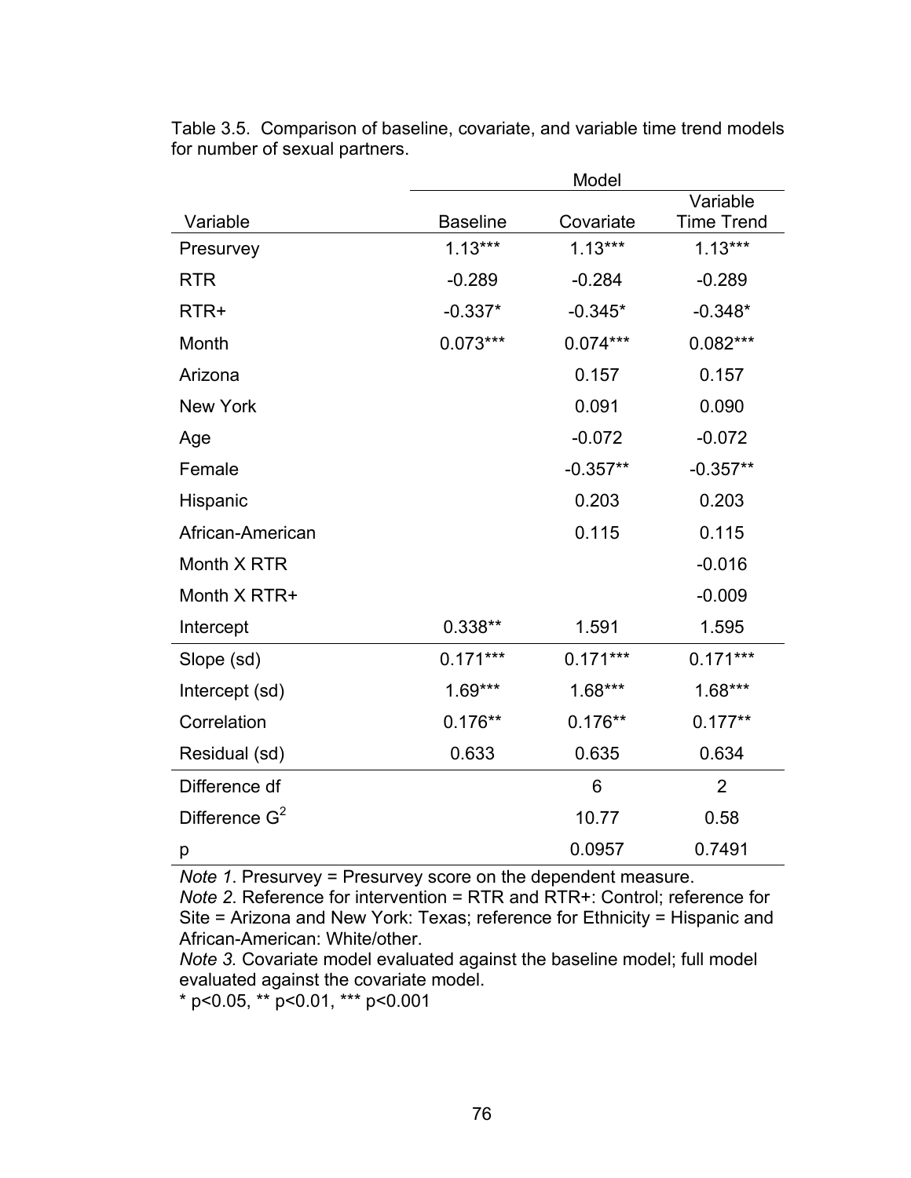Table 3.5. Comparison of baseline, covariate, and variable time trend models for number of sexual partners.

| | Model | | |
|---|---|---|---|
| Variable | Baseline | Covariate | Variable Time Trend |
| Presurvey | 1.13*** | 1.13*** | 1.13*** |
| RTR | -0.289 | -0.284 | -0.289 |
| RTR+ | -0.337* | -0.345* | -0.348* |
| Month | 0.073*** | 0.074*** | 0.082*** |
| Arizona | | 0.157 | 0.157 |
| New York | | 0.091 | 0.090 |
| Age | | -0.072 | -0.072 |
| Female | | -0.357** | -0.357** |
| Hispanic | | 0.203 | 0.203 |
| African-American | | 0.115 | 0.115 |
| Month X RTR | | | -0.016 |
| Month X RTR+ | | | -0.009 |
| Intercept | 0.338** | 1.591 | 1.595 |
| Slope (sd) | 0.171*** | 0.171*** | 0.171*** |
| Intercept (sd) | 1.69*** | 1.68*** | 1.68*** |
| Correlation | 0.176** | 0.176** | 0.177** |
| Residual (sd) | 0.633 | 0.635 | 0.634 |
| Difference df | | 6 | 2 |
| Difference $G^2$ | | 10.77 | 0.58 |
| p | | 0.0957 | 0.7491 |

*Note 1*. Presurvey = Presurvey score on the dependent measure.
*Note 2*. Reference for intervention = RTR and RTR+: Control; reference for Site = Arizona and New York: Texas; reference for Ethnicity = Hispanic and African-American: White/other.
*Note 3.* Covariate model evaluated against the baseline model; full model evaluated against the covariate model.
* p<0.05, ** p<0.01, *** p<0.001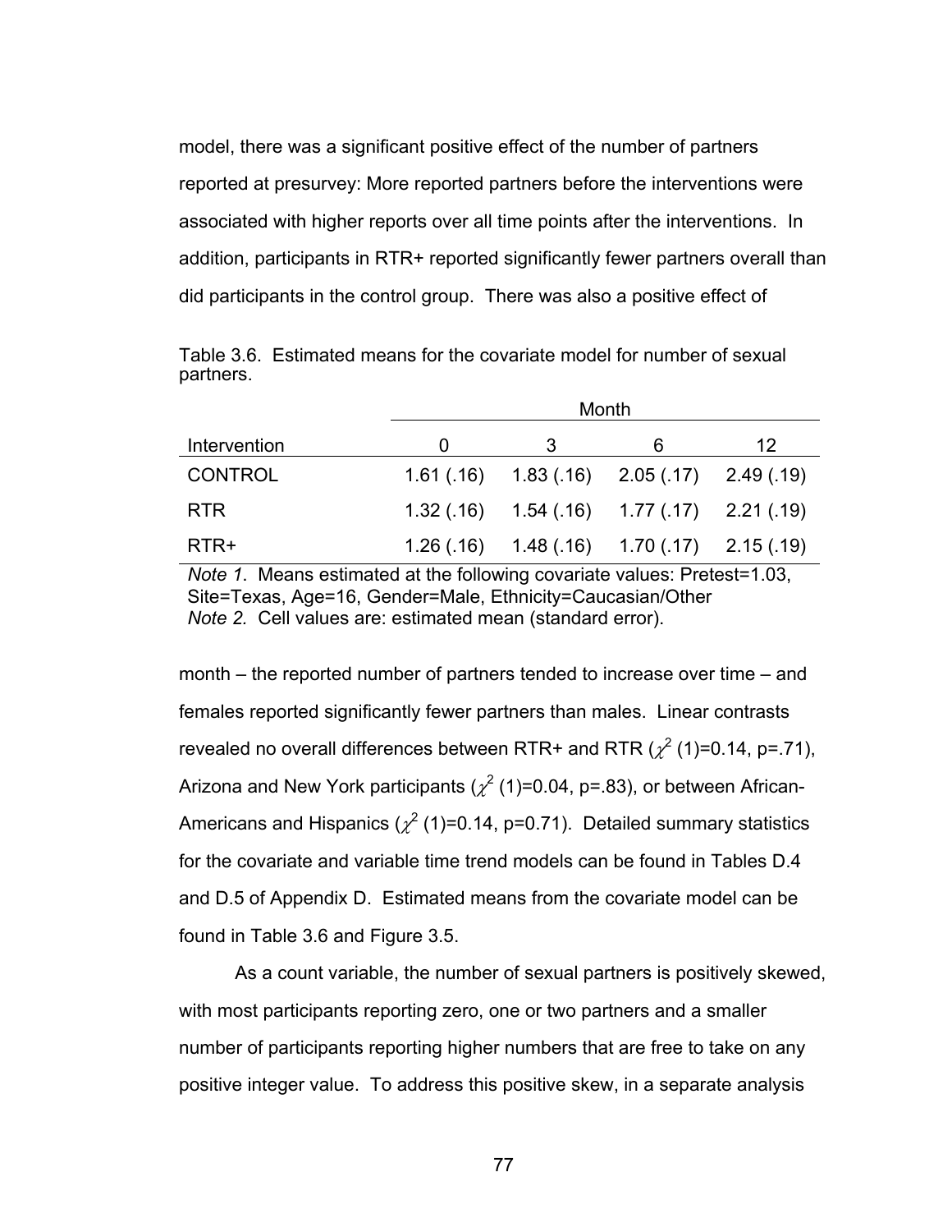model, there was a significant positive effect of the number of partners reported at presurvey: More reported partners before the interventions were associated with higher reports over all time points after the interventions. In addition, participants in RTR+ reported significantly fewer partners overall than did participants in the control group. There was also a positive effect of

Table 3.6. Estimated means for the covariate model for number of sexual partners.

| | Month | | | |
|---|---|---|---|---|
| Intervention | 0 | 3 | 6 | 12 |
| CONTROL | 1.61 (.16) | 1.83 (.16) | 2.05 (.17) | 2.49 (.19) |
| RTR | 1.32 (.16) | 1.54 (.16) | 1.77 (.17) | 2.21 (.19) |
| RTR+ | 1.26 (.16) | 1.48 (.16) | 1.70 (.17) | 2.15 (.19) |

*Note 1*. Means estimated at the following covariate values: Pretest=1.03, Site=Texas, Age=16, Gender=Male, Ethnicity=Caucasian/Other
*Note 2.* Cell values are: estimated mean (standard error).

month – the reported number of partners tended to increase over time – and females reported significantly fewer partners than males. Linear contrasts revealed no overall differences between RTR+ and RTR ($\chi^2$ (1)=0.14, p=.71), Arizona and New York participants ($\chi^2$ (1)=0.04, p=.83), or between African-Americans and Hispanics ($\chi^2$ (1)=0.14, p=0.71). Detailed summary statistics for the covariate and variable time trend models can be found in Tables D.4 and D.5 of Appendix D. Estimated means from the covariate model can be found in Table 3.6 and Figure 3.5.

As a count variable, the number of sexual partners is positively skewed, with most participants reporting zero, one or two partners and a smaller number of participants reporting higher numbers that are free to take on any positive integer value. To address this positive skew, in a separate analysis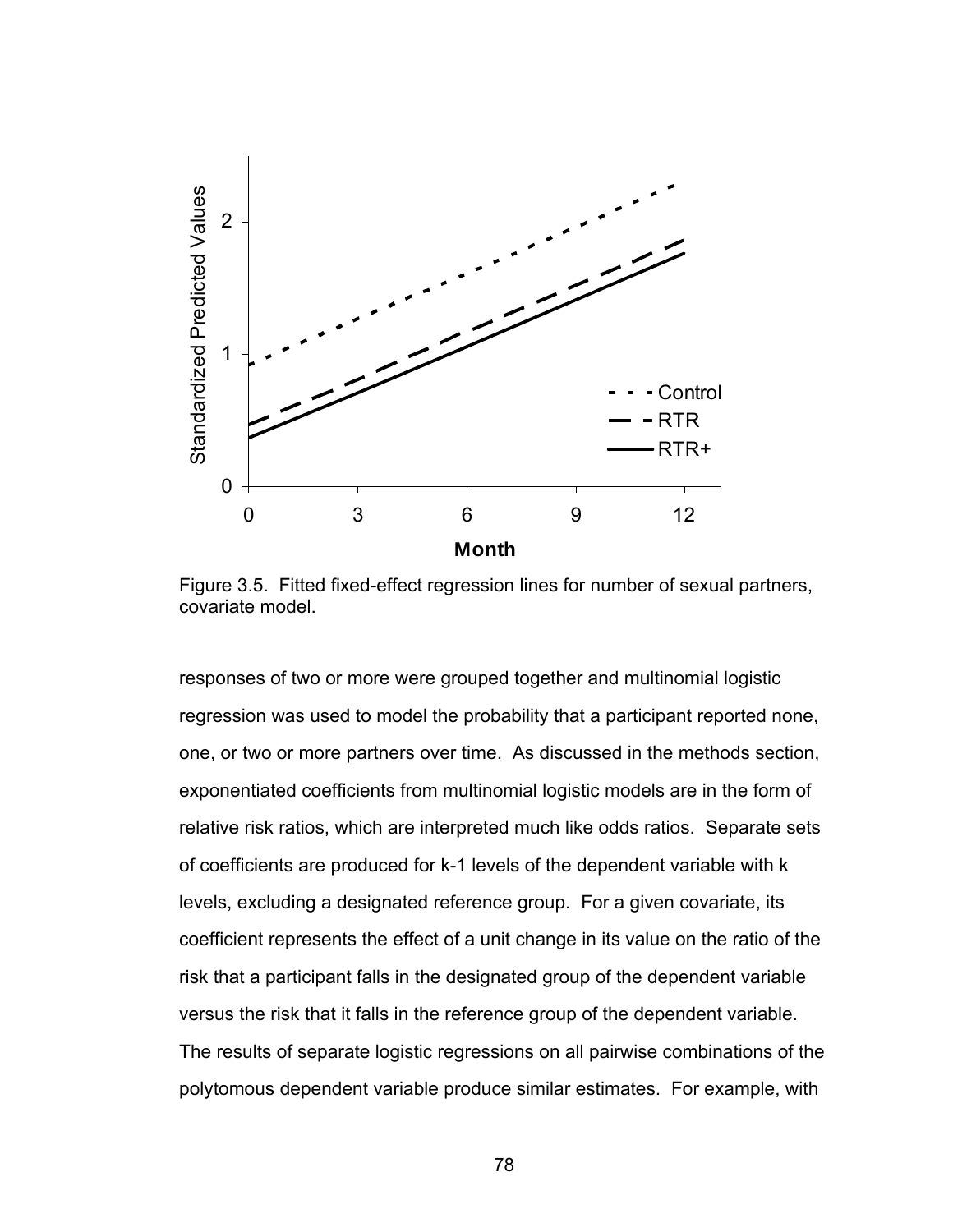Figure 3.5. Fitted fixed-effect regression lines for number of sexual partners, covariate model.

responses of two or more were grouped together and multinomial logistic regression was used to model the probability that a participant reported none, one, or two or more partners over time. As discussed in the methods section, exponentiated coefficients from multinomial logistic models are in the form of relative risk ratios, which are interpreted much like odds ratios. Separate sets of coefficients are produced for k-1 levels of the dependent variable with k levels, excluding a designated reference group. For a given covariate, its coefficient represents the effect of a unit change in its value on the ratio of the risk that a participant falls in the designated group of the dependent variable versus the risk that it falls in the reference group of the dependent variable. The results of separate logistic regressions on all pairwise combinations of the polytomous dependent variable produce similar estimates. For example, with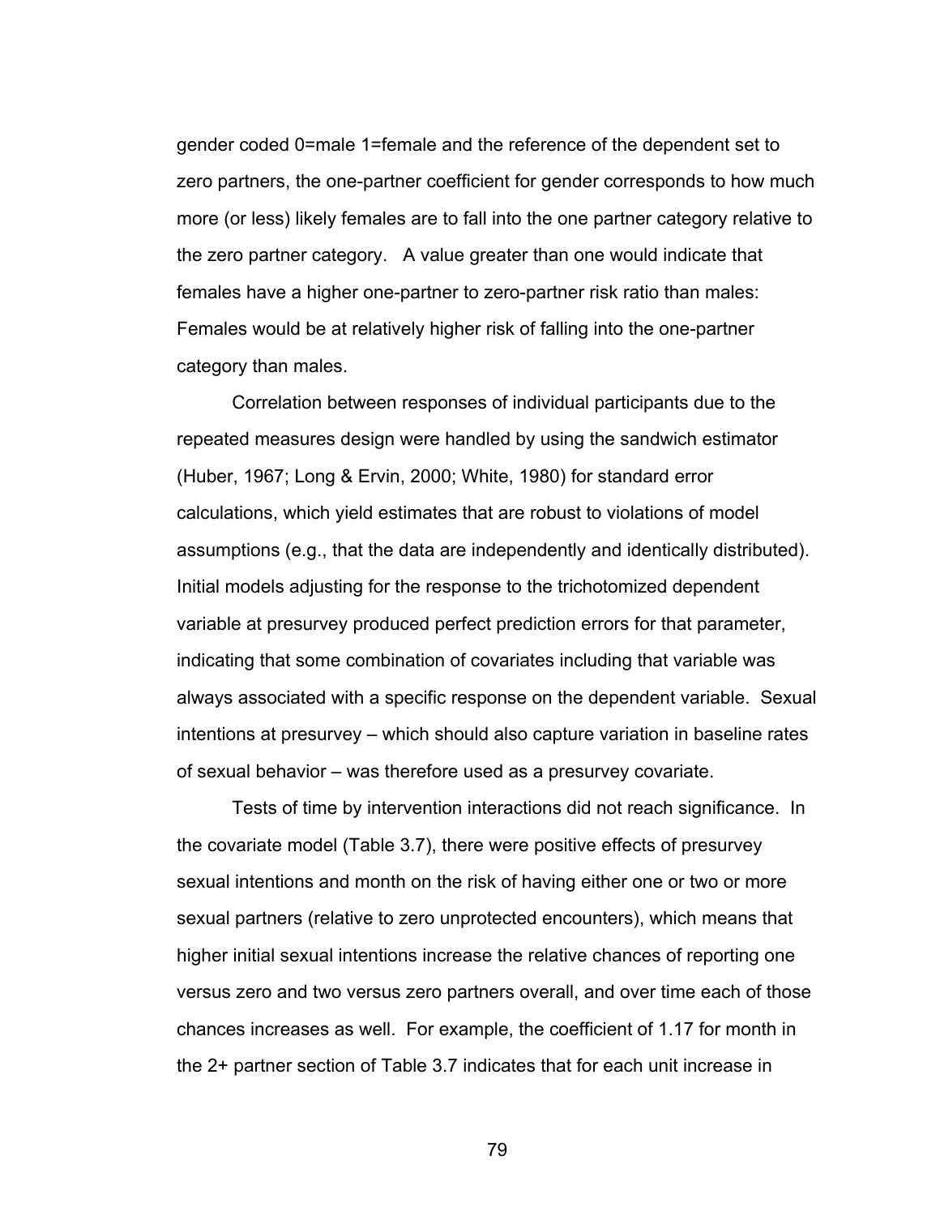gender coded 0=male 1=female and the reference of the dependent set to zero partners, the one-partner coefficient for gender corresponds to how much more (or less) likely females are to fall into the one partner category relative to the zero partner category. A value greater than one would indicate that females have a higher one-partner to zero-partner risk ratio than males: Females would be at relatively higher risk of falling into the one-partner category than males.

Correlation between responses of individual participants due to the repeated measures design were handled by using the sandwich estimator (Huber, 1967; Long & Ervin, 2000; White, 1980) for standard error calculations, which yield estimates that are robust to violations of model assumptions (e.g., that the data are independently and identically distributed). Initial models adjusting for the response to the trichotomized dependent variable at presurvey produced perfect prediction errors for that parameter, indicating that some combination of covariates including that variable was always associated with a specific response on the dependent variable. Sexual intentions at presurvey – which should also capture variation in baseline rates of sexual behavior – was therefore used as a presurvey covariate.

Tests of time by intervention interactions did not reach significance. In the covariate model (Table 3.7), there were positive effects of presurvey sexual intentions and month on the risk of having either one or two or more sexual partners (relative to zero unprotected encounters), which means that higher initial sexual intentions increase the relative chances of reporting one versus zero and two versus zero partners overall, and over time each of those chances increases as well. For example, the coefficient of 1.17 for month in the 2+ partner section of Table 3.7 indicates that for each unit increase in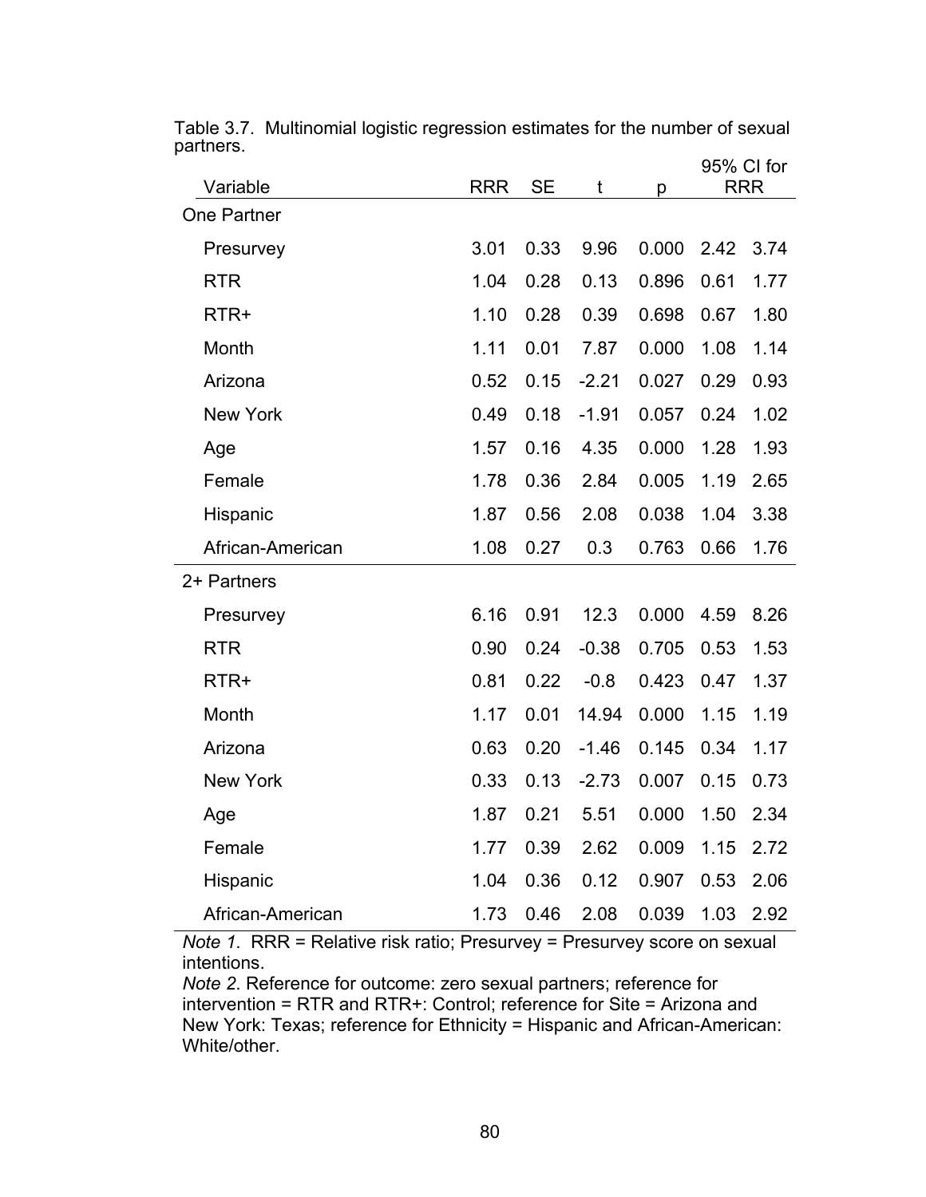Table 3.7. Multinomial logistic regression estimates for the number of sexual partners.

| Variable | RRR | SE | t | p | 95% CI for RRR | |
|---|---|---|---|---|---|---|
| One Partner | | | | | | |
| Presurvey | 3.01 | 0.33 | 9.96 | 0.000 | 2.42 | 3.74 |
| RTR | 1.04 | 0.28 | 0.13 | 0.896 | 0.61 | 1.77 |
| RTR+ | 1.10 | 0.28 | 0.39 | 0.698 | 0.67 | 1.80 |
| Month | 1.11 | 0.01 | 7.87 | 0.000 | 1.08 | 1.14 |
| Arizona | 0.52 | 0.15 | -2.21 | 0.027 | 0.29 | 0.93 |
| New York | 0.49 | 0.18 | -1.91 | 0.057 | 0.24 | 1.02 |
| Age | 1.57 | 0.16 | 4.35 | 0.000 | 1.28 | 1.93 |
| Female | 1.78 | 0.36 | 2.84 | 0.005 | 1.19 | 2.65 |
| Hispanic | 1.87 | 0.56 | 2.08 | 0.038 | 1.04 | 3.38 |
| African-American | 1.08 | 0.27 | 0.3 | 0.763 | 0.66 | 1.76 |
| 2+ Partners | | | | | | |
| Presurvey | 6.16 | 0.91 | 12.3 | 0.000 | 4.59 | 8.26 |
| RTR | 0.90 | 0.24 | -0.38 | 0.705 | 0.53 | 1.53 |
| RTR+ | 0.81 | 0.22 | -0.8 | 0.423 | 0.47 | 1.37 |
| Month | 1.17 | 0.01 | 14.94 | 0.000 | 1.15 | 1.19 |
| Arizona | 0.63 | 0.20 | -1.46 | 0.145 | 0.34 | 1.17 |
| New York | 0.33 | 0.13 | -2.73 | 0.007 | 0.15 | 0.73 |
| Age | 1.87 | 0.21 | 5.51 | 0.000 | 1.50 | 2.34 |
| Female | 1.77 | 0.39 | 2.62 | 0.009 | 1.15 | 2.72 |
| Hispanic | 1.04 | 0.36 | 0.12 | 0.907 | 0.53 | 2.06 |
| African-American | 1.73 | 0.46 | 2.08 | 0.039 | 1.03 | 2.92 |

*Note 1*. RRR = Relative risk ratio; Presurvey = Presurvey score on sexual intentions.
*Note 2*. Reference for outcome: zero sexual partners; reference for intervention = RTR and RTR+: Control; reference for Site = Arizona and New York: Texas; reference for Ethnicity = Hispanic and African-American: White/other.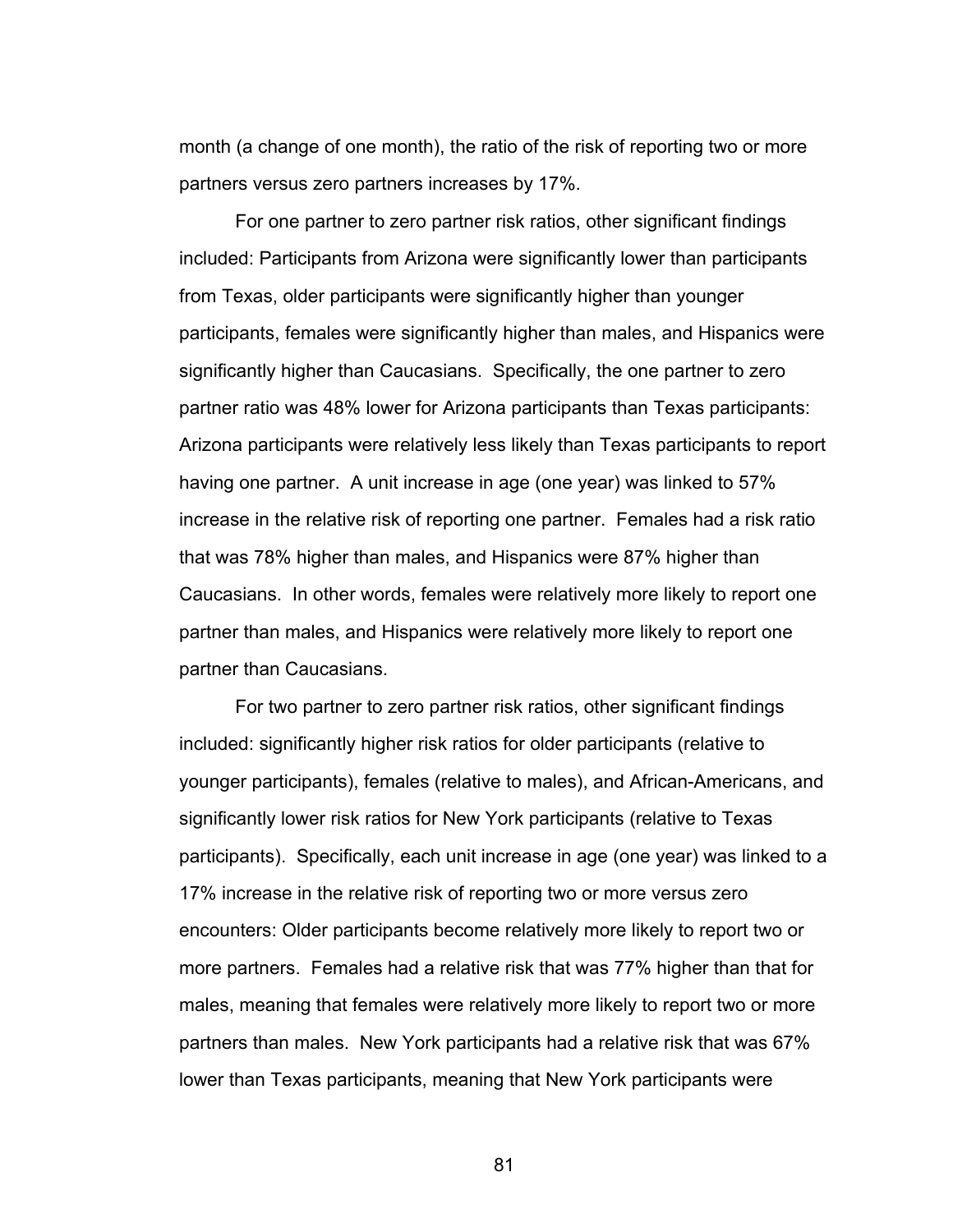month (a change of one month), the ratio of the risk of reporting two or more partners versus zero partners increases by 17%.

For one partner to zero partner risk ratios, other significant findings included: Participants from Arizona were significantly lower than participants from Texas, older participants were significantly higher than younger participants, females were significantly higher than males, and Hispanics were significantly higher than Caucasians. Specifically, the one partner to zero partner ratio was 48% lower for Arizona participants than Texas participants: Arizona participants were relatively less likely than Texas participants to report having one partner. A unit increase in age (one year) was linked to 57% increase in the relative risk of reporting one partner. Females had a risk ratio that was 78% higher than males, and Hispanics were 87% higher than Caucasians. In other words, females were relatively more likely to report one partner than males, and Hispanics were relatively more likely to report one partner than Caucasians.

For two partner to zero partner risk ratios, other significant findings included: significantly higher risk ratios for older participants (relative to younger participants), females (relative to males), and African-Americans, and significantly lower risk ratios for New York participants (relative to Texas participants). Specifically, each unit increase in age (one year) was linked to a 17% increase in the relative risk of reporting two or more versus zero encounters: Older participants become relatively more likely to report two or more partners. Females had a relative risk that was 77% higher than that for males, meaning that females were relatively more likely to report two or more partners than males. New York participants had a relative risk that was 67% lower than Texas participants, meaning that New York participants were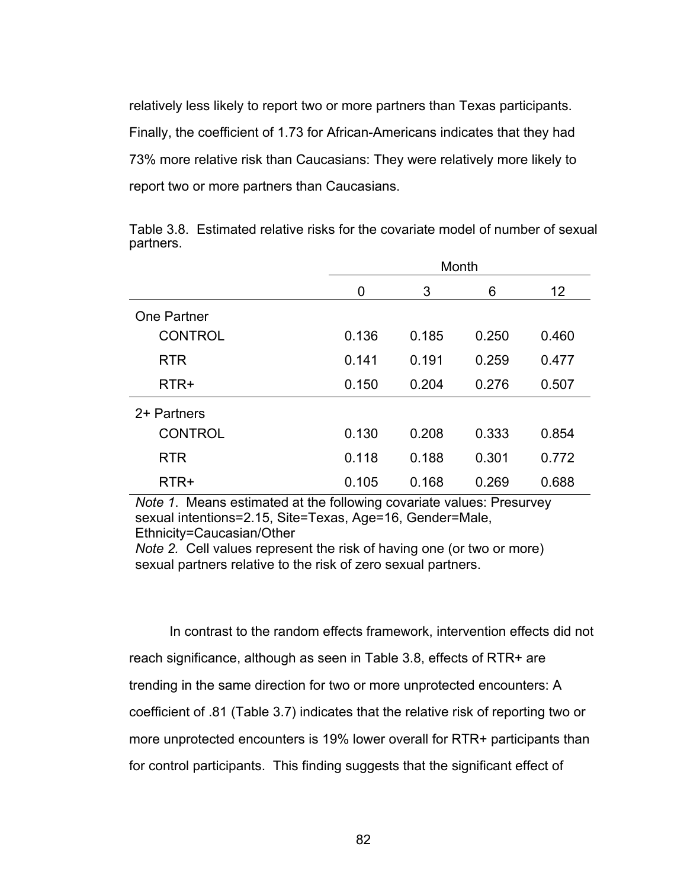relatively less likely to report two or more partners than Texas participants. Finally, the coefficient of 1.73 for African-Americans indicates that they had 73% more relative risk than Caucasians: They were relatively more likely to report two or more partners than Caucasians.

Table 3.8. Estimated relative risks for the covariate model of number of sexual partners.

| | Month | | | |
|---|---|---|---|---|
| | 0 | 3 | 6 | 12 |
| One Partner | | | | |
| CONTROL | 0.136 | 0.185 | 0.250 | 0.460 |
| RTR | 0.141 | 0.191 | 0.259 | 0.477 |
| RTR+ | 0.150 | 0.204 | 0.276 | 0.507 |
| 2+ Partners | | | | |
| CONTROL | 0.130 | 0.208 | 0.333 | 0.854 |
| RTR | 0.118 | 0.188 | 0.301 | 0.772 |
| RTR+ | 0.105 | 0.168 | 0.269 | 0.688 |

*Note 1.* Means estimated at the following covariate values: Presurvey sexual intentions=2.15, Site=Texas, Age=16, Gender=Male, Ethnicity=Caucasian/Other
*Note 2.* Cell values represent the risk of having one (or two or more) sexual partners relative to the risk of zero sexual partners.

In contrast to the random effects framework, intervention effects did not reach significance, although as seen in Table 3.8, effects of RTR+ are trending in the same direction for two or more unprotected encounters: A coefficient of .81 (Table 3.7) indicates that the relative risk of reporting two or more unprotected encounters is 19% lower overall for RTR+ participants than for control participants. This finding suggests that the significant effect of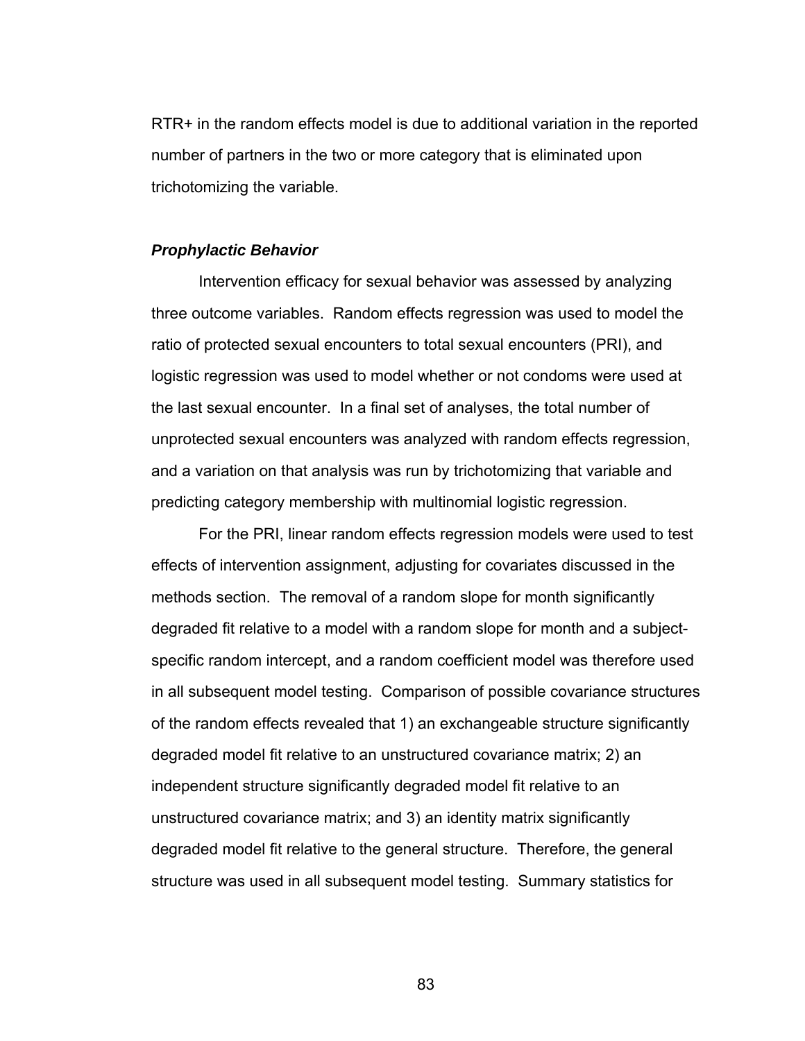RTR+ in the random effects model is due to additional variation in the reported number of partners in the two or more category that is eliminated upon trichotomizing the variable.

### ***Prophylactic Behavior***

Intervention efficacy for sexual behavior was assessed by analyzing three outcome variables. Random effects regression was used to model the ratio of protected sexual encounters to total sexual encounters (PRI), and logistic regression was used to model whether or not condoms were used at the last sexual encounter. In a final set of analyses, the total number of unprotected sexual encounters was analyzed with random effects regression, and a variation on that analysis was run by trichotomizing that variable and predicting category membership with multinomial logistic regression.

For the PRI, linear random effects regression models were used to test effects of intervention assignment, adjusting for covariates discussed in the methods section. The removal of a random slope for month significantly degraded fit relative to a model with a random slope for month and a subject-specific random intercept, and a random coefficient model was therefore used in all subsequent model testing. Comparison of possible covariance structures of the random effects revealed that 1) an exchangeable structure significantly degraded model fit relative to an unstructured covariance matrix; 2) an independent structure significantly degraded model fit relative to an unstructured covariance matrix; and 3) an identity matrix significantly degraded model fit relative to the general structure. Therefore, the general structure was used in all subsequent model testing. Summary statistics for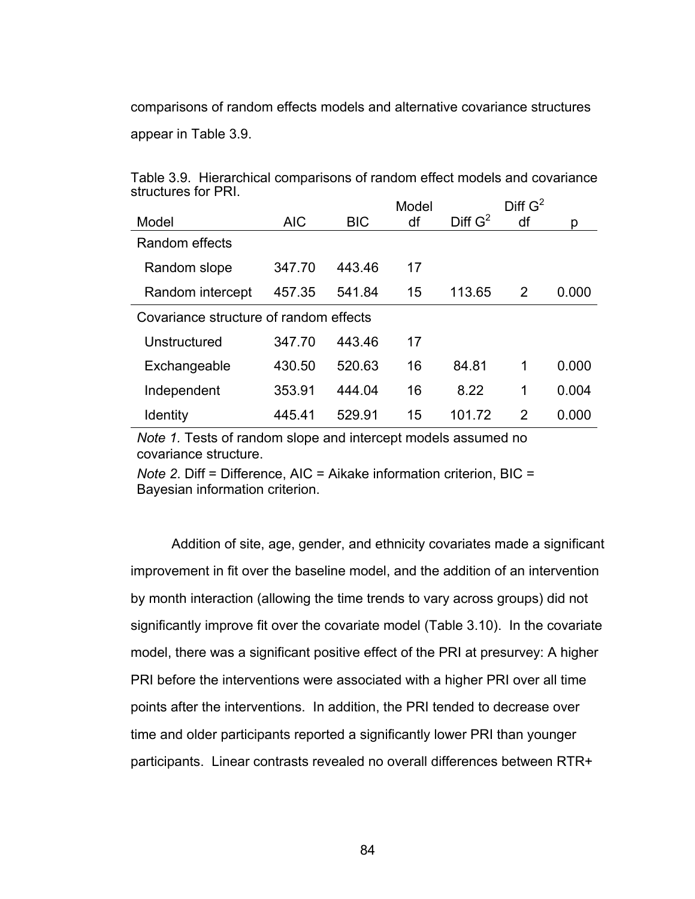comparisons of random effects models and alternative covariance structures appear in Table 3.9.

Table 3.9. Hierarchical comparisons of random effect models and covariance structures for PRI.

| Model | AIC | BIC | Model df | Diff $G^2$ | Diff $G^2$ df | p |
|---|---|---|---|---|---|---|
| Random effects | | | | | | |
| Random slope | 347.70 | 443.46 | 17 | | | |
| Random intercept | 457.35 | 541.84 | 15 | 113.65 | 2 | 0.000 |
| Covariance structure of random effects | | | | | | |
| Unstructured | 347.70 | 443.46 | 17 | | | |
| Exchangeable | 430.50 | 520.63 | 16 | 84.81 | 1 | 0.000 |
| Independent | 353.91 | 444.04 | 16 | 8.22 | 1 | 0.004 |
| Identity | 445.41 | 529.91 | 15 | 101.72 | 2 | 0.000 |

*Note 1.* Tests of random slope and intercept models assumed no covariance structure.

*Note 2.* Diff = Difference, AIC = Aikake information criterion, BIC = Bayesian information criterion.

Addition of site, age, gender, and ethnicity covariates made a significant improvement in fit over the baseline model, and the addition of an intervention by month interaction (allowing the time trends to vary across groups) did not significantly improve fit over the covariate model (Table 3.10). In the covariate model, there was a significant positive effect of the PRI at presurvey: A higher PRI before the interventions were associated with a higher PRI over all time points after the interventions. In addition, the PRI tended to decrease over time and older participants reported a significantly lower PRI than younger participants. Linear contrasts revealed no overall differences between RTR+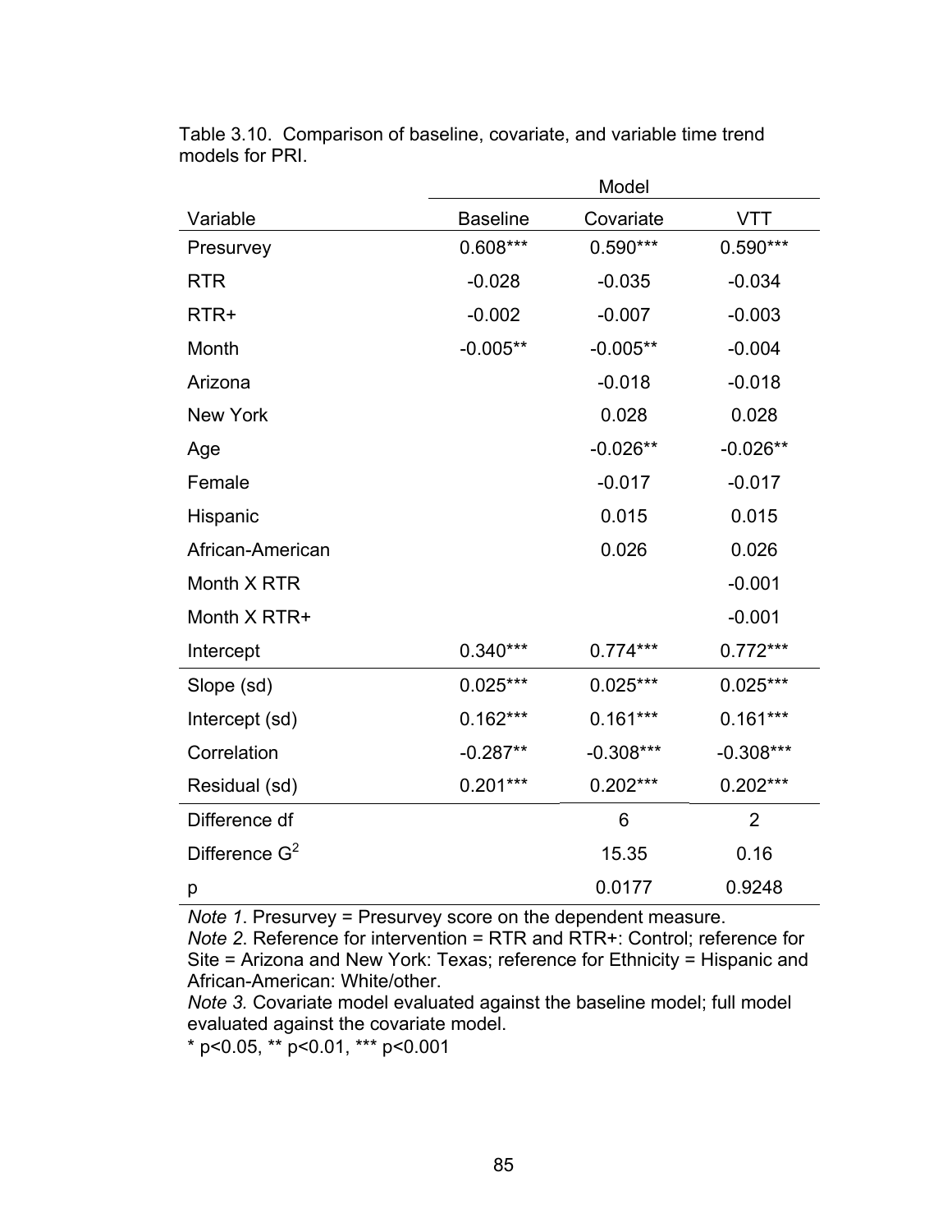Table 3.10. Comparison of baseline, covariate, and variable time trend models for PRI.

| | Model | | |
|---|---|---|---|
| Variable | Baseline | Covariate | VTT |
| Presurvey | 0.608*** | 0.590*** | 0.590*** |
| RTR | -0.028 | -0.035 | -0.034 |
| RTR+ | -0.002 | -0.007 | -0.003 |
| Month | -0.005** | -0.005** | -0.004 |
| Arizona | | -0.018 | -0.018 |
| New York | | 0.028 | 0.028 |
| Age | | -0.026** | -0.026** |
| Female | | -0.017 | -0.017 |
| Hispanic | | 0.015 | 0.015 |
| African-American | | 0.026 | 0.026 |
| Month X RTR | | | -0.001 |
| Month X RTR+ | | | -0.001 |
| Intercept | 0.340*** | 0.774*** | 0.772*** |
| Slope (sd) | 0.025*** | 0.025*** | 0.025*** |
| Intercept (sd) | 0.162*** | 0.161*** | 0.161*** |
| Correlation | -0.287** | -0.308*** | -0.308*** |
| Residual (sd) | 0.201*** | 0.202*** | 0.202*** |
| Difference df | | 6 | 2 |
| Difference $G^2$ | | 15.35 | 0.16 |
| p | | 0.0177 | 0.9248 |

*Note 1*. Presurvey = Presurvey score on the dependent measure.
*Note 2*. Reference for intervention = RTR and RTR+: Control; reference for Site = Arizona and New York: Texas; reference for Ethnicity = Hispanic and African-American: White/other.
*Note 3.* Covariate model evaluated against the baseline model; full model evaluated against the covariate model.
* p<0.05, ** p<0.01, *** p<0.001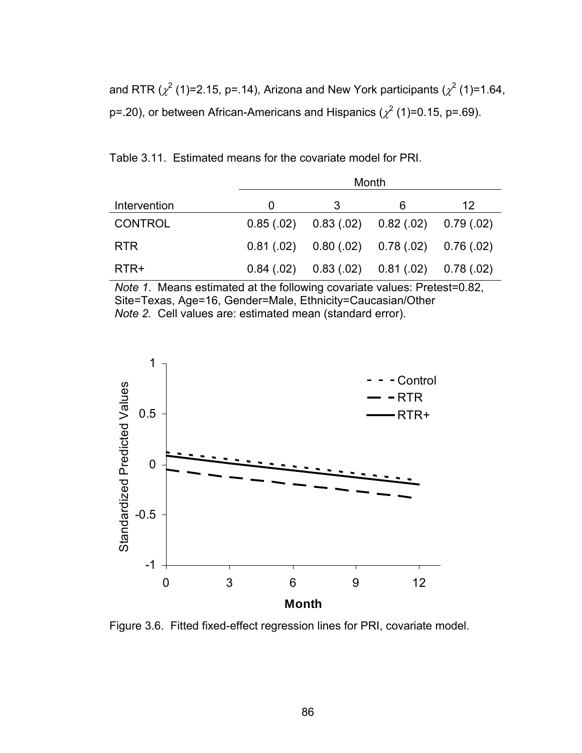and RTR ($\chi^2$ (1)=2.15, p=.14), Arizona and New York participants ($\chi^2$ (1)=1.64, p=.20), or between African-Americans and Hispanics ($\chi^2$ (1)=0.15, p=.69).

Table 3.11. Estimated means for the covariate model for PRI.

| | Month | | | |
|---|---|---|---|---|
| Intervention | 0 | 3 | 6 | 12 |
| CONTROL | 0.85 (.02) | 0.83 (.02) | 0.82 (.02) | 0.79 (.02) |
| RTR | 0.81 (.02) | 0.80 (.02) | 0.78 (.02) | 0.76 (.02) |
| RTR+ | 0.84 (.02) | 0.83 (.02) | 0.81 (.02) | 0.78 (.02) |

*Note 1.* Means estimated at the following covariate values: Pretest=0.82, Site=Texas, Age=16, Gender=Male, Ethnicity=Caucasian/Other
*Note 2.* Cell values are: estimated mean (standard error).

Figure 3.6. Fitted fixed-effect regression lines for PRI, covariate model.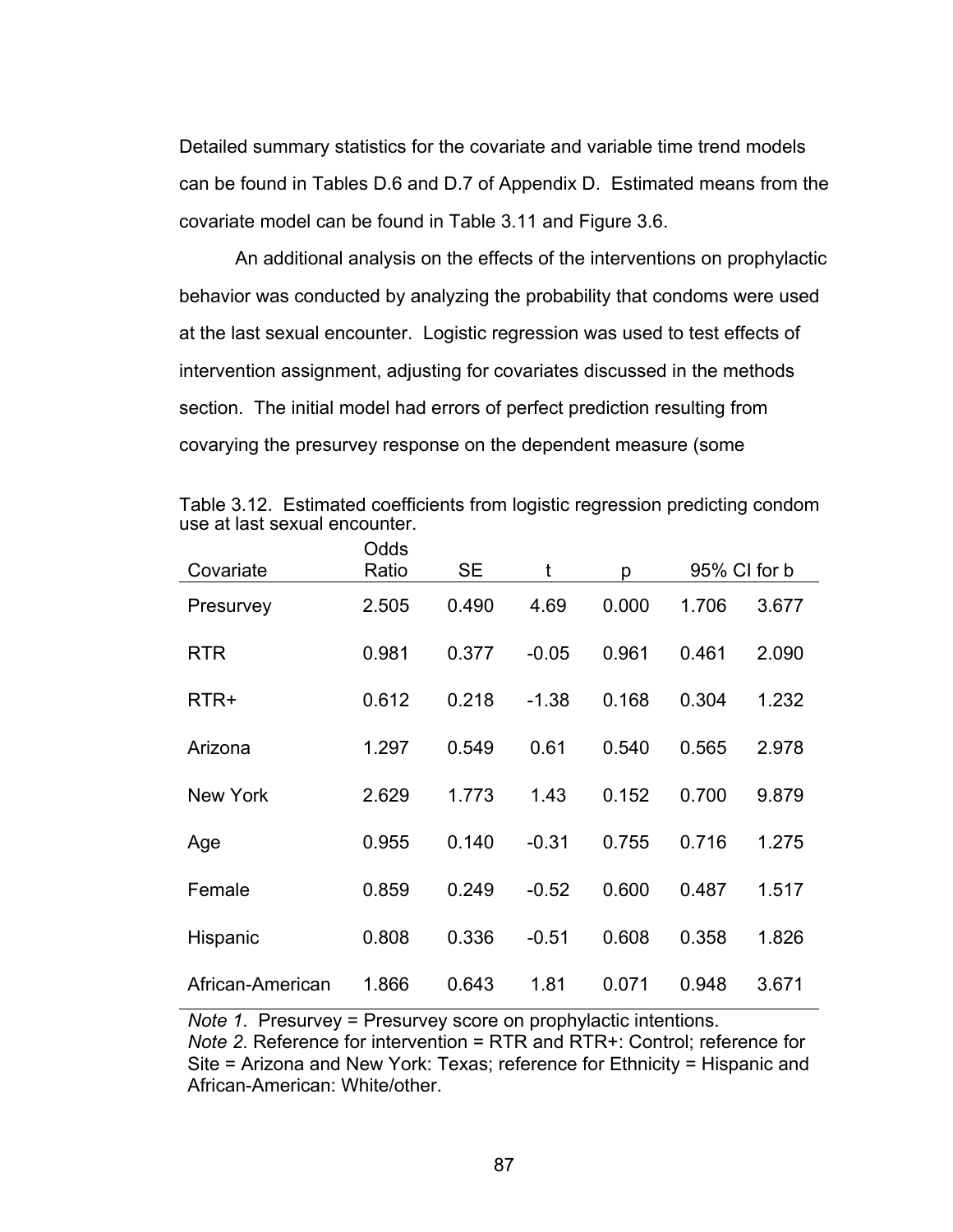Detailed summary statistics for the covariate and variable time trend models can be found in Tables D.6 and D.7 of Appendix D. Estimated means from the covariate model can be found in Table 3.11 and Figure 3.6.

An additional analysis on the effects of the interventions on prophylactic behavior was conducted by analyzing the probability that condoms were used at the last sexual encounter. Logistic regression was used to test effects of intervention assignment, adjusting for covariates discussed in the methods section. The initial model had errors of perfect prediction resulting from covarying the presurvey response on the dependent measure (some

Table 3.12. Estimated coefficients from logistic regression predicting condom use at last sexual encounter.

| Covariate | Odds Ratio | SE | t | p | 95% CI for b | |
|---|---|---|---|---|---|---|
| Presurvey | 2.505 | 0.490 | 4.69 | 0.000 | 1.706 | 3.677 |
| RTR | 0.981 | 0.377 | -0.05 | 0.961 | 0.461 | 2.090 |
| RTR+ | 0.612 | 0.218 | -1.38 | 0.168 | 0.304 | 1.232 |
| Arizona | 1.297 | 0.549 | 0.61 | 0.540 | 0.565 | 2.978 |
| New York | 2.629 | 1.773 | 1.43 | 0.152 | 0.700 | 9.879 |
| Age | 0.955 | 0.140 | -0.31 | 0.755 | 0.716 | 1.275 |
| Female | 0.859 | 0.249 | -0.52 | 0.600 | 0.487 | 1.517 |
| Hispanic | 0.808 | 0.336 | -0.51 | 0.608 | 0.358 | 1.826 |
| African-American | 1.866 | 0.643 | 1.81 | 0.071 | 0.948 | 3.671 |

*Note 1*. Presurvey = Presurvey score on prophylactic intentions.
*Note 2*. Reference for intervention = RTR and RTR+: Control; reference for Site = Arizona and New York: Texas; reference for Ethnicity = Hispanic and African-American: White/other.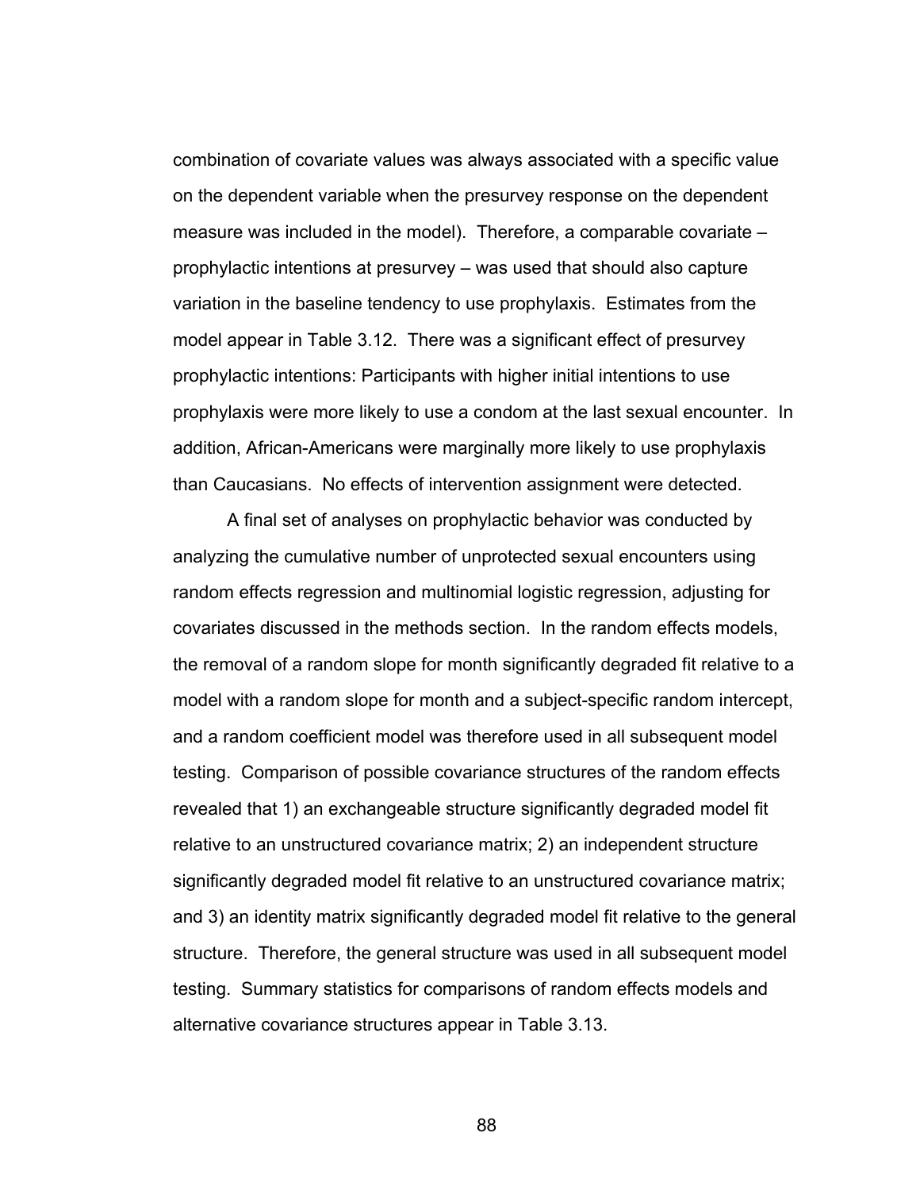combination of covariate values was always associated with a specific value on the dependent variable when the presurvey response on the dependent measure was included in the model). Therefore, a comparable covariate – prophylactic intentions at presurvey – was used that should also capture variation in the baseline tendency to use prophylaxis. Estimates from the model appear in Table 3.12. There was a significant effect of presurvey prophylactic intentions: Participants with higher initial intentions to use prophylaxis were more likely to use a condom at the last sexual encounter. In addition, African-Americans were marginally more likely to use prophylaxis than Caucasians. No effects of intervention assignment were detected.

A final set of analyses on prophylactic behavior was conducted by analyzing the cumulative number of unprotected sexual encounters using random effects regression and multinomial logistic regression, adjusting for covariates discussed in the methods section. In the random effects models, the removal of a random slope for month significantly degraded fit relative to a model with a random slope for month and a subject-specific random intercept, and a random coefficient model was therefore used in all subsequent model testing. Comparison of possible covariance structures of the random effects revealed that 1) an exchangeable structure significantly degraded model fit relative to an unstructured covariance matrix; 2) an independent structure significantly degraded model fit relative to an unstructured covariance matrix; and 3) an identity matrix significantly degraded model fit relative to the general structure. Therefore, the general structure was used in all subsequent model testing. Summary statistics for comparisons of random effects models and alternative covariance structures appear in Table 3.13.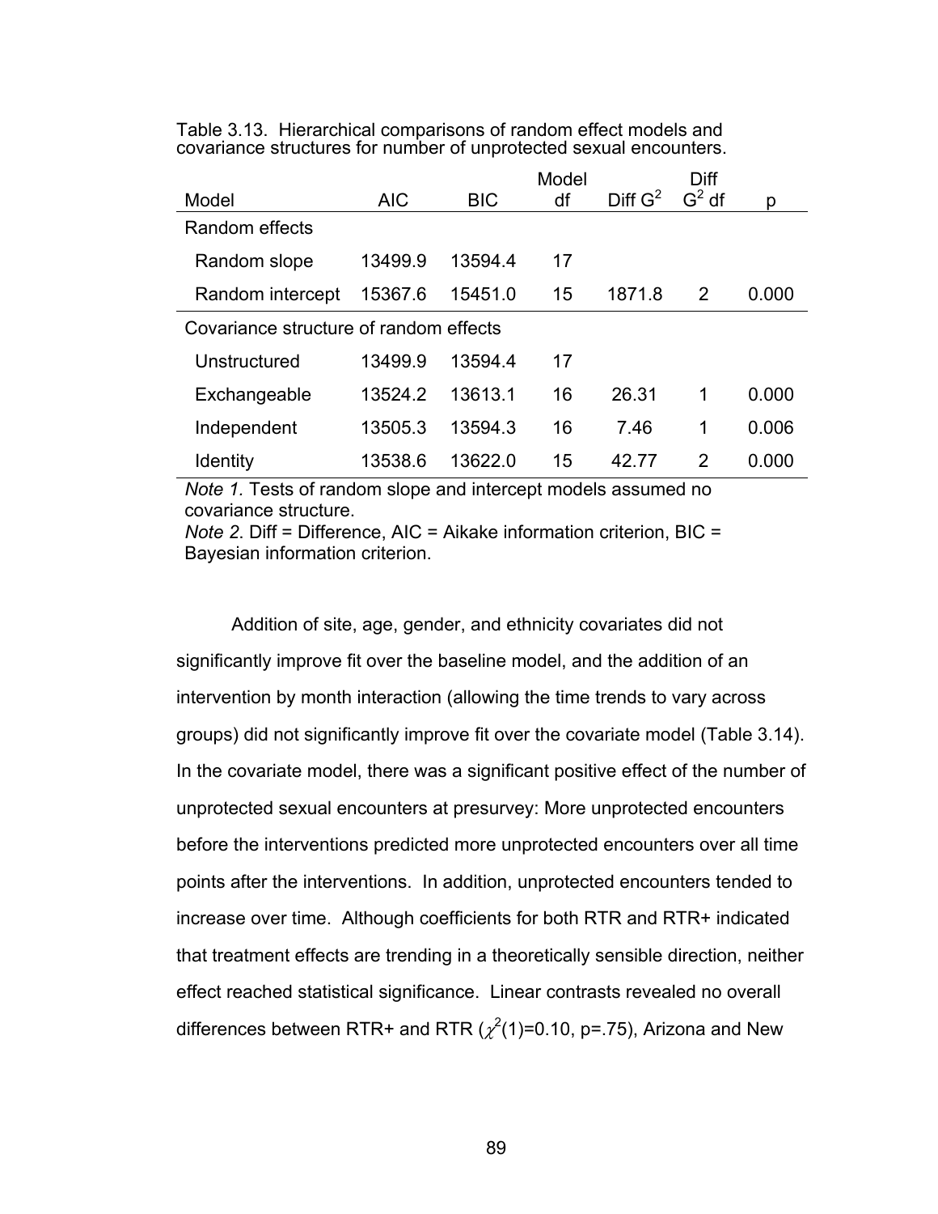Table 3.13. Hierarchical comparisons of random effect models and covariance structures for number of unprotected sexual encounters.

| Model | AIC | BIC | Model df | Diff $G^2$ | Diff $G^2$ df | p |
|---|---|---|---|---|---|---|
| Random effects | | | | | | |
| Random slope | 13499.9 | 13594.4 | 17 | | | |
| Random intercept | 15367.6 | 15451.0 | 15 | 1871.8 | 2 | 0.000 |
| Covariance structure of random effects | | | | | | |
| Unstructured | 13499.9 | 13594.4 | 17 | | | |
| Exchangeable | 13524.2 | 13613.1 | 16 | 26.31 | 1 | 0.000 |
| Independent | 13505.3 | 13594.3 | 16 | 7.46 | 1 | 0.006 |
| Identity | 13538.6 | 13622.0 | 15 | 42.77 | 2 | 0.000 |

*Note 1.* Tests of random slope and intercept models assumed no covariance structure.
*Note 2*. Diff = Difference, AIC = Aikake information criterion, BIC = Bayesian information criterion.

Addition of site, age, gender, and ethnicity covariates did not significantly improve fit over the baseline model, and the addition of an intervention by month interaction (allowing the time trends to vary across groups) did not significantly improve fit over the covariate model (Table 3.14). In the covariate model, there was a significant positive effect of the number of unprotected sexual encounters at presurvey: More unprotected encounters before the interventions predicted more unprotected encounters over all time points after the interventions. In addition, unprotected encounters tended to increase over time. Although coefficients for both RTR and RTR+ indicated that treatment effects are trending in a theoretically sensible direction, neither effect reached statistical significance. Linear contrasts revealed no overall differences between RTR+ and RTR ($\chi^2(1)=0.10$, p=.75), Arizona and New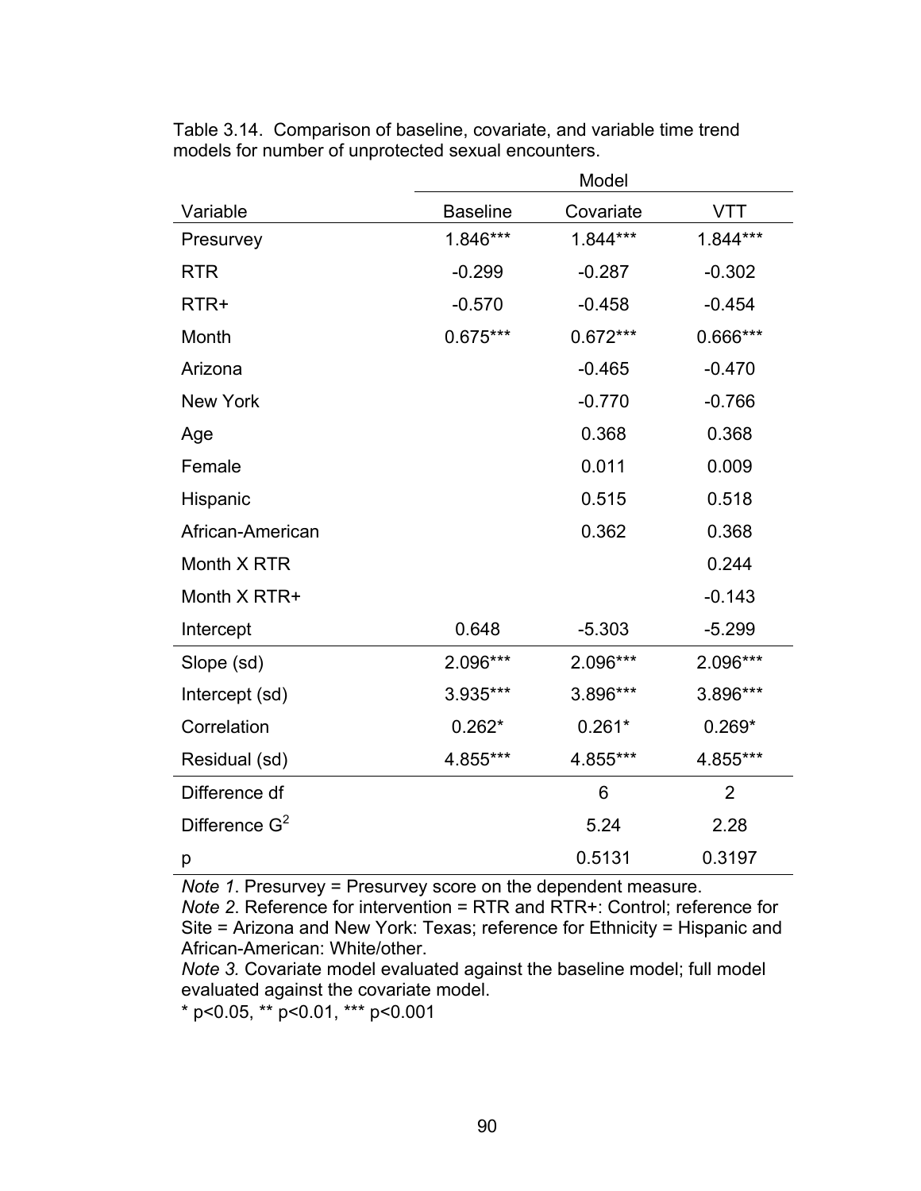Table 3.14. Comparison of baseline, covariate, and variable time trend models for number of unprotected sexual encounters.

| | Model | | |
|---|---|---|---|
| Variable | Baseline | Covariate | VTT |
| Presurvey | 1.846*** | 1.844*** | 1.844*** |
| RTR | -0.299 | -0.287 | -0.302 |
| RTR+ | -0.570 | -0.458 | -0.454 |
| Month | 0.675*** | 0.672*** | 0.666*** |
| Arizona | | -0.465 | -0.470 |
| New York | | -0.770 | -0.766 |
| Age | | 0.368 | 0.368 |
| Female | | 0.011 | 0.009 |
| Hispanic | | 0.515 | 0.518 |
| African-American | | 0.362 | 0.368 |
| Month X RTR | | | 0.244 |
| Month X RTR+ | | | -0.143 |
| Intercept | 0.648 | -5.303 | -5.299 |
| Slope (sd) | 2.096*** | 2.096*** | 2.096*** |
| Intercept (sd) | 3.935*** | 3.896*** | 3.896*** |
| Correlation | 0.262* | 0.261* | 0.269* |
| Residual (sd) | 4.855*** | 4.855*** | 4.855*** |
| Difference df | | 6 | 2 |
| Difference $G^2$ | | 5.24 | 2.28 |
| p | | 0.5131 | 0.3197 |

*Note 1*. Presurvey = Presurvey score on the dependent measure.
*Note 2*. Reference for intervention = RTR and RTR+: Control; reference for Site = Arizona and New York: Texas; reference for Ethnicity = Hispanic and African-American: White/other.
*Note 3.* Covariate model evaluated against the baseline model; full model evaluated against the covariate model.
* $p<0.05$, ** $p<0.01$, *** $p<0.001$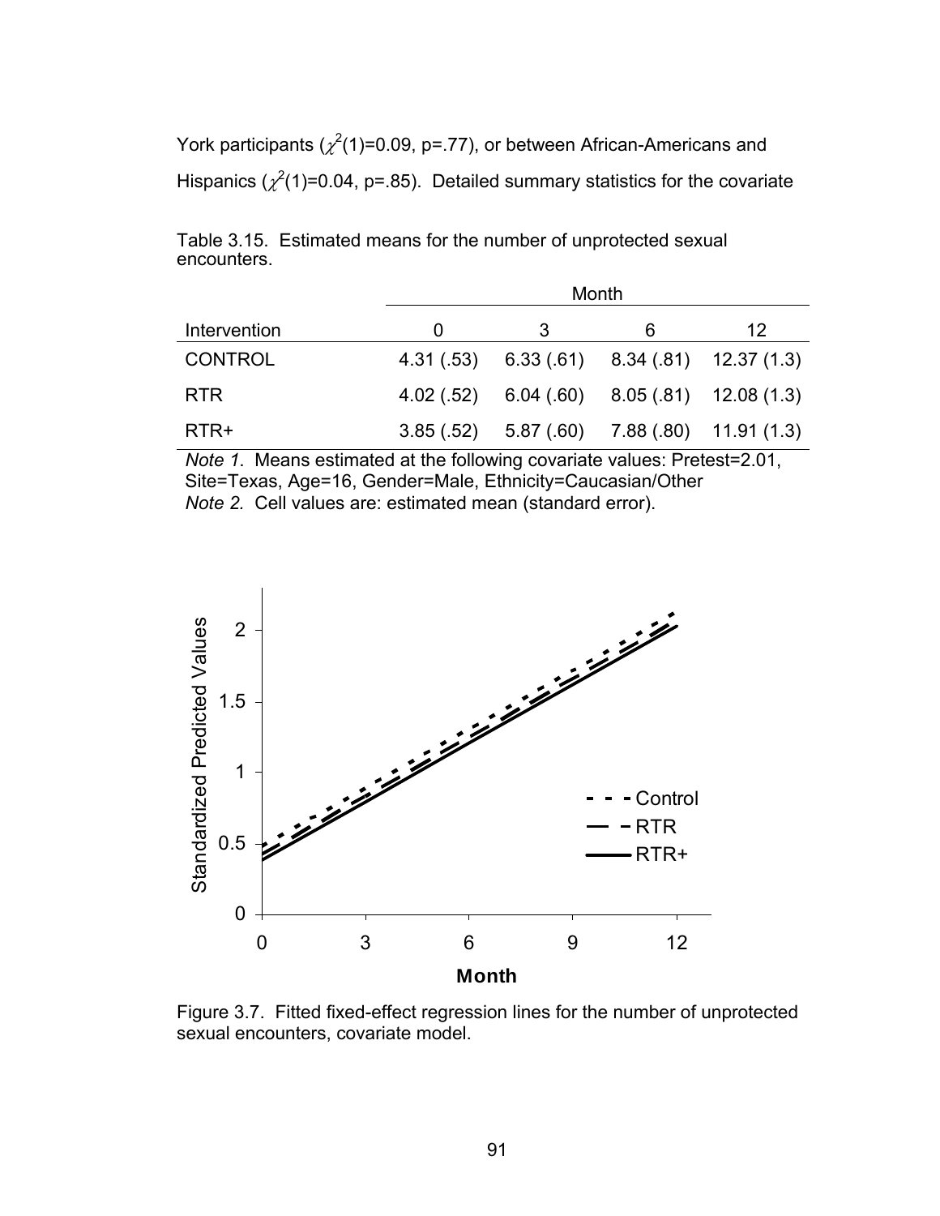York participants ($\chi^2(1)$=0.09, p=.77), or between African-Americans and Hispanics ($\chi^2(1)$=0.04, p=.85). Detailed summary statistics for the covariate

Table 3.15. Estimated means for the number of unprotected sexual encounters.

| | Month | | | |
|---|---|---|---|---|
| Intervention | 0 | 3 | 6 | 12 |
| CONTROL | 4.31 (.53) | 6.33 (.61) | 8.34 (.81) | 12.37 (1.3) |
| RTR | 4.02 (.52) | 6.04 (.60) | 8.05 (.81) | 12.08 (1.3) |
| RTR+ | 3.85 (.52) | 5.87 (.60) | 7.88 (.80) | 11.91 (1.3) |

*Note 1*. Means estimated at the following covariate values: Pretest=2.01, Site=Texas, Age=16, Gender=Male, Ethnicity=Caucasian/Other

*Note 2.* Cell values are: estimated mean (standard error).

Figure 3.7. Fitted fixed-effect regression lines for the number of unprotected sexual encounters, covariate model.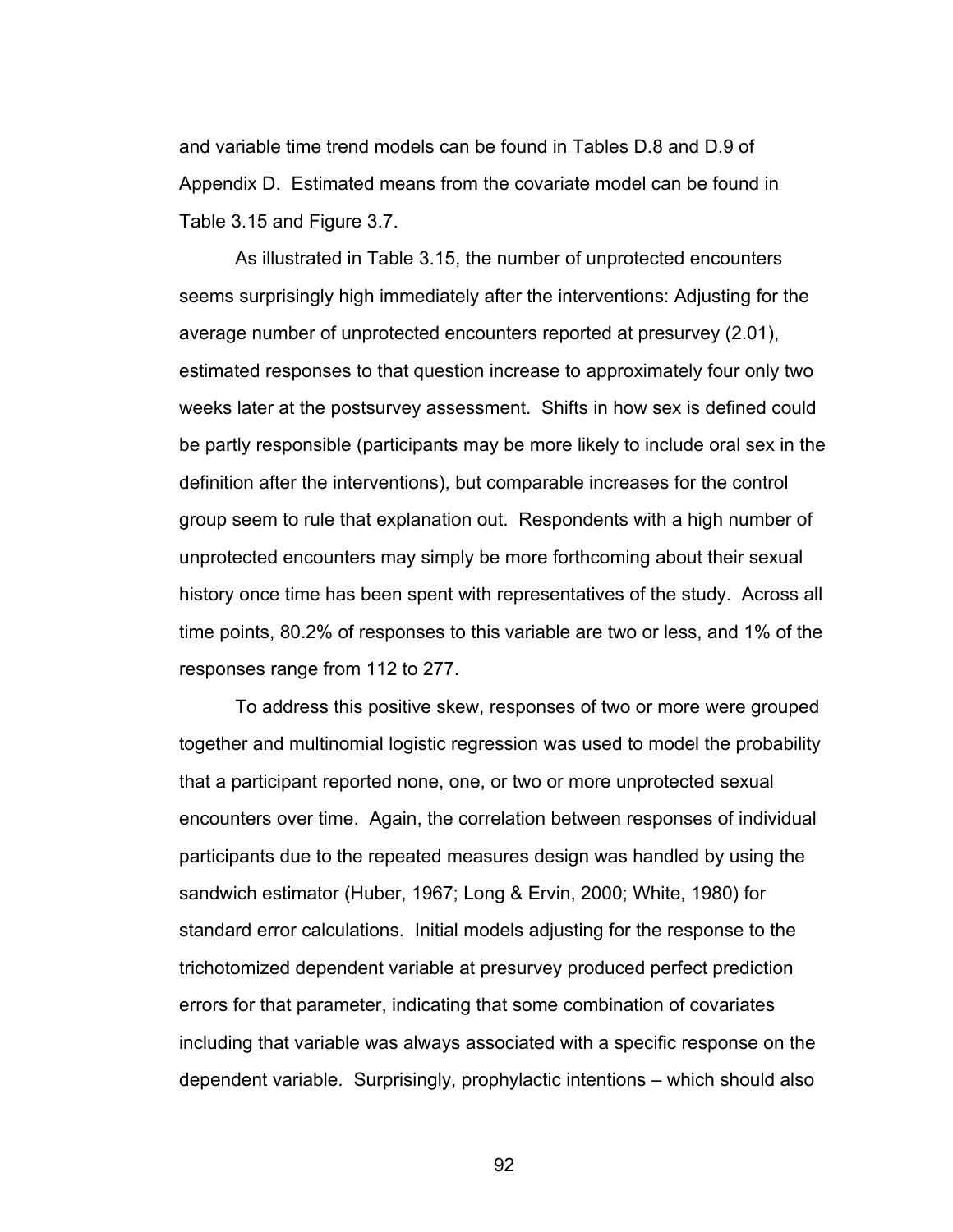and variable time trend models can be found in Tables D.8 and D.9 of Appendix D. Estimated means from the covariate model can be found in Table 3.15 and Figure 3.7.

As illustrated in Table 3.15, the number of unprotected encounters seems surprisingly high immediately after the interventions: Adjusting for the average number of unprotected encounters reported at presurvey (2.01), estimated responses to that question increase to approximately four only two weeks later at the postsurvey assessment. Shifts in how sex is defined could be partly responsible (participants may be more likely to include oral sex in the definition after the interventions), but comparable increases for the control group seem to rule that explanation out. Respondents with a high number of unprotected encounters may simply be more forthcoming about their sexual history once time has been spent with representatives of the study. Across all time points, 80.2% of responses to this variable are two or less, and 1% of the responses range from 112 to 277.

To address this positive skew, responses of two or more were grouped together and multinomial logistic regression was used to model the probability that a participant reported none, one, or two or more unprotected sexual encounters over time. Again, the correlation between responses of individual participants due to the repeated measures design was handled by using the sandwich estimator (Huber, 1967; Long & Ervin, 2000; White, 1980) for standard error calculations. Initial models adjusting for the response to the trichotomized dependent variable at presurvey produced perfect prediction errors for that parameter, indicating that some combination of covariates including that variable was always associated with a specific response on the dependent variable. Surprisingly, prophylactic intentions – which should also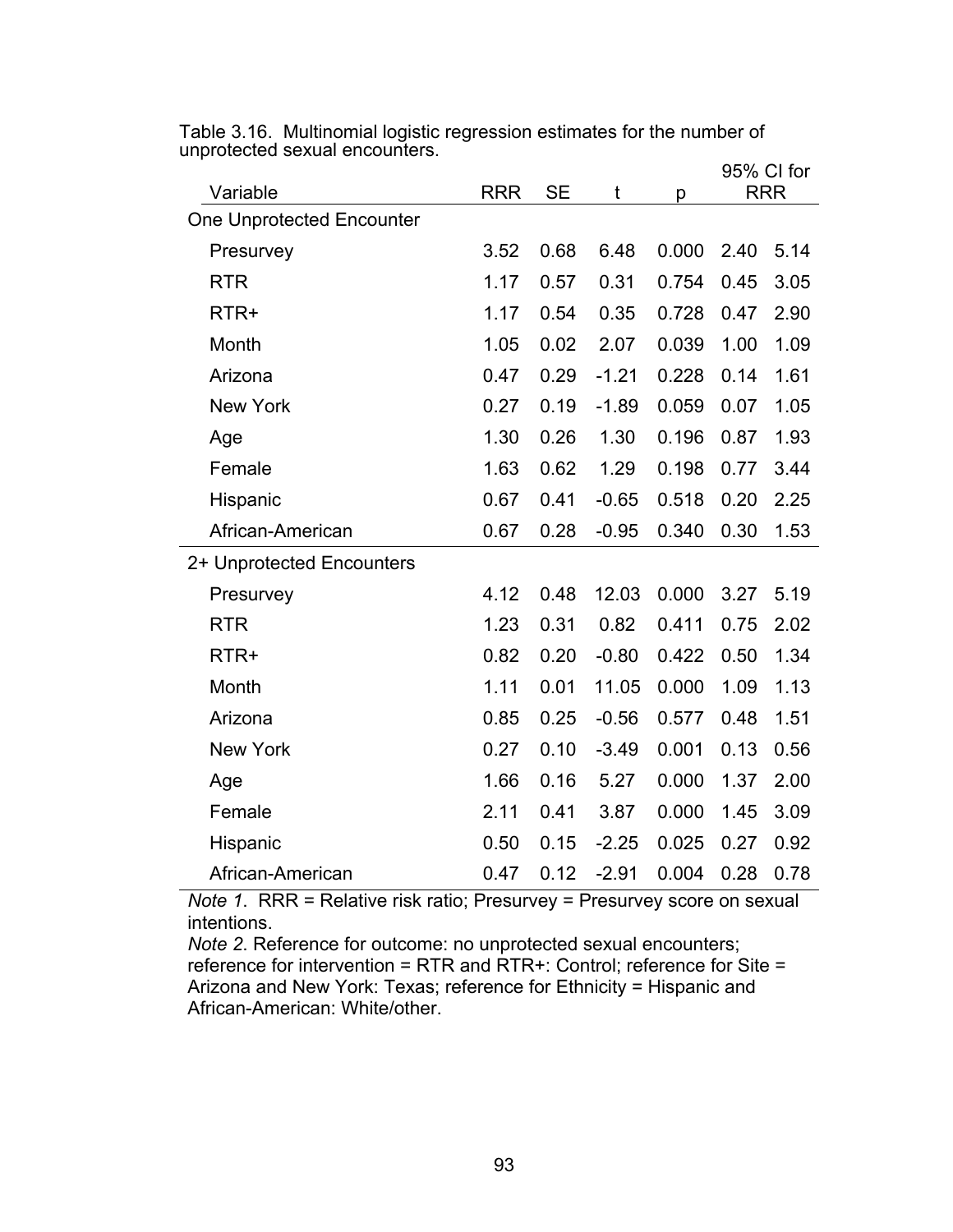Table 3.16. Multinomial logistic regression estimates for the number of unprotected sexual encounters.

| Variable | RRR | SE | t | p | 95% CI for RRR | |
|---|---|---|---|---|---|---|
| One Unprotected Encounter | | | | | | |
| Presurvey | 3.52 | 0.68 | 6.48 | 0.000 | 2.40 | 5.14 |
| RTR | 1.17 | 0.57 | 0.31 | 0.754 | 0.45 | 3.05 |
| RTR+ | 1.17 | 0.54 | 0.35 | 0.728 | 0.47 | 2.90 |
| Month | 1.05 | 0.02 | 2.07 | 0.039 | 1.00 | 1.09 |
| Arizona | 0.47 | 0.29 | -1.21 | 0.228 | 0.14 | 1.61 |
| New York | 0.27 | 0.19 | -1.89 | 0.059 | 0.07 | 1.05 |
| Age | 1.30 | 0.26 | 1.30 | 0.196 | 0.87 | 1.93 |
| Female | 1.63 | 0.62 | 1.29 | 0.198 | 0.77 | 3.44 |
| Hispanic | 0.67 | 0.41 | -0.65 | 0.518 | 0.20 | 2.25 |
| African-American | 0.67 | 0.28 | -0.95 | 0.340 | 0.30 | 1.53 |
| 2+ Unprotected Encounters | | | | | | |
| Presurvey | 4.12 | 0.48 | 12.03 | 0.000 | 3.27 | 5.19 |
| RTR | 1.23 | 0.31 | 0.82 | 0.411 | 0.75 | 2.02 |
| RTR+ | 0.82 | 0.20 | -0.80 | 0.422 | 0.50 | 1.34 |
| Month | 1.11 | 0.01 | 11.05 | 0.000 | 1.09 | 1.13 |
| Arizona | 0.85 | 0.25 | -0.56 | 0.577 | 0.48 | 1.51 |
| New York | 0.27 | 0.10 | -3.49 | 0.001 | 0.13 | 0.56 |
| Age | 1.66 | 0.16 | 5.27 | 0.000 | 1.37 | 2.00 |
| Female | 2.11 | 0.41 | 3.87 | 0.000 | 1.45 | 3.09 |
| Hispanic | 0.50 | 0.15 | -2.25 | 0.025 | 0.27 | 0.92 |
| African-American | 0.47 | 0.12 | -2.91 | 0.004 | 0.28 | 0.78 |

*Note 1*. RRR = Relative risk ratio; Presurvey = Presurvey score on sexual intentions.

*Note 2*. Reference for outcome: no unprotected sexual encounters; reference for intervention = RTR and RTR+: Control; reference for Site = Arizona and New York: Texas; reference for Ethnicity = Hispanic and African-American: White/other.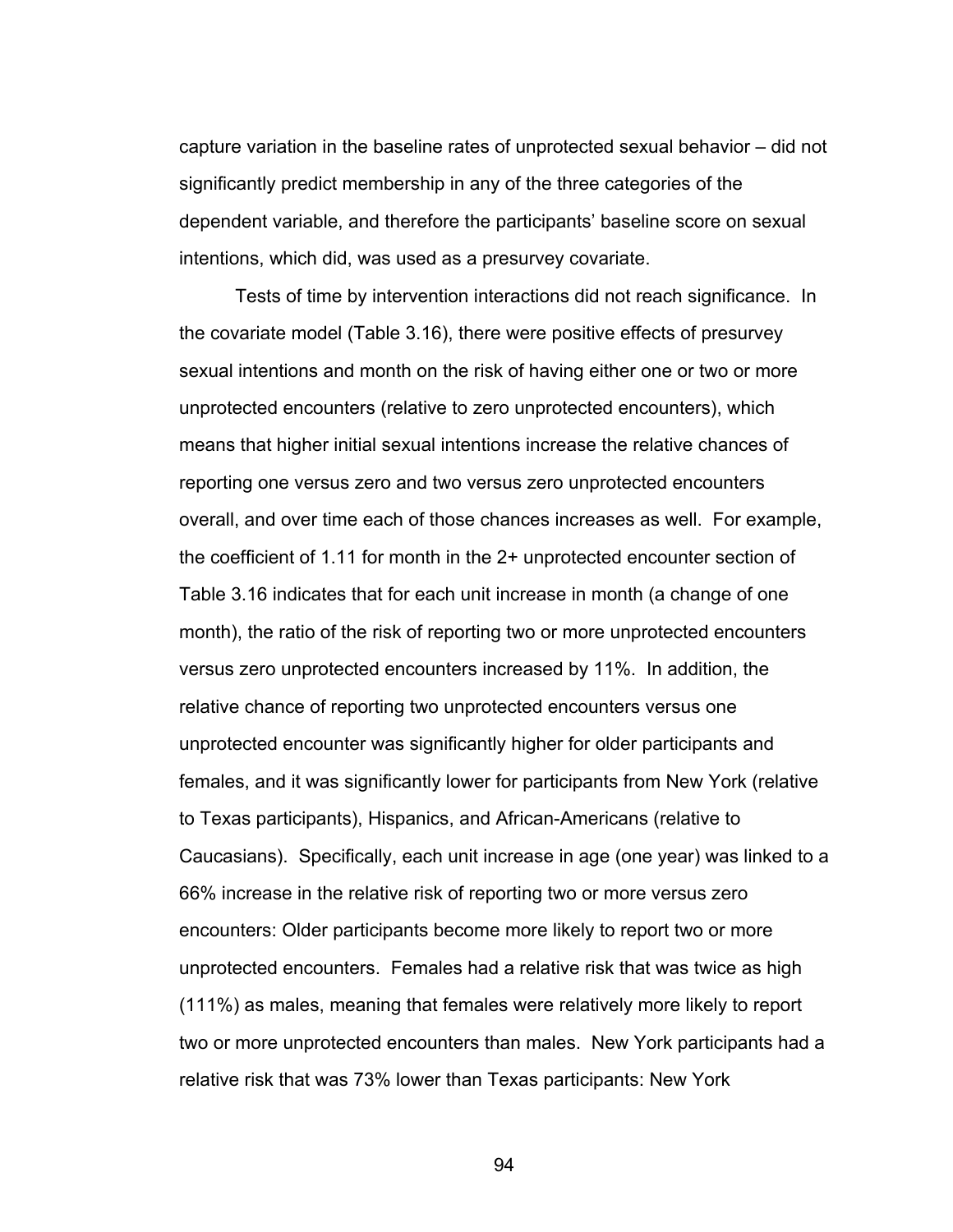capture variation in the baseline rates of unprotected sexual behavior – did not significantly predict membership in any of the three categories of the dependent variable, and therefore the participants' baseline score on sexual intentions, which did, was used as a presurvey covariate.

Tests of time by intervention interactions did not reach significance. In the covariate model (Table 3.16), there were positive effects of presurvey sexual intentions and month on the risk of having either one or two or more unprotected encounters (relative to zero unprotected encounters), which means that higher initial sexual intentions increase the relative chances of reporting one versus zero and two versus zero unprotected encounters overall, and over time each of those chances increases as well. For example, the coefficient of 1.11 for month in the 2+ unprotected encounter section of Table 3.16 indicates that for each unit increase in month (a change of one month), the ratio of the risk of reporting two or more unprotected encounters versus zero unprotected encounters increased by 11%. In addition, the relative chance of reporting two unprotected encounters versus one unprotected encounter was significantly higher for older participants and females, and it was significantly lower for participants from New York (relative to Texas participants), Hispanics, and African-Americans (relative to Caucasians). Specifically, each unit increase in age (one year) was linked to a 66% increase in the relative risk of reporting two or more versus zero encounters: Older participants become more likely to report two or more unprotected encounters. Females had a relative risk that was twice as high (111%) as males, meaning that females were relatively more likely to report two or more unprotected encounters than males. New York participants had a relative risk that was 73% lower than Texas participants: New York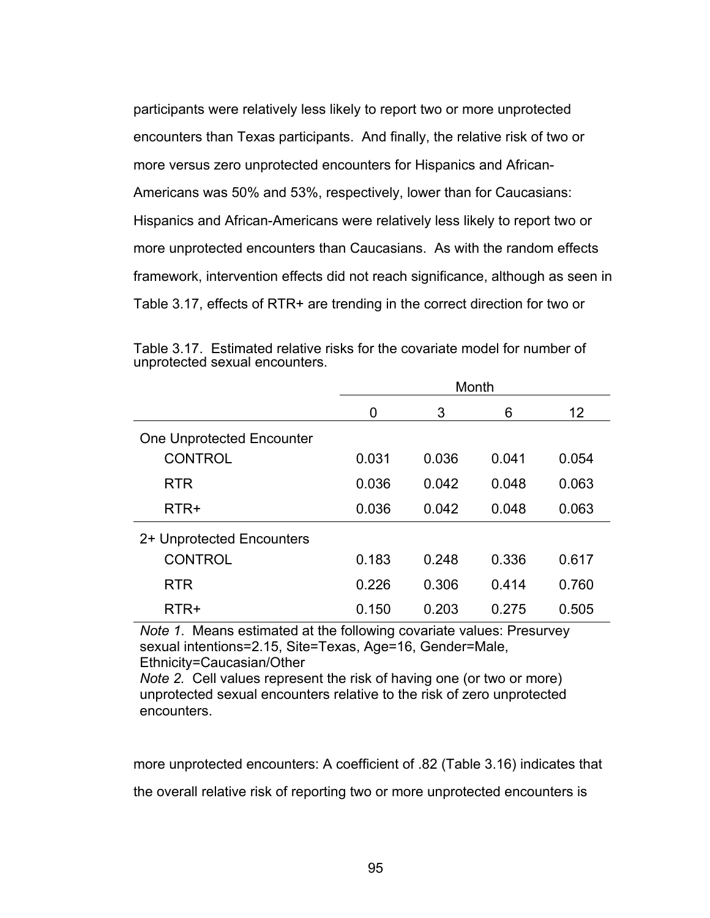participants were relatively less likely to report two or more unprotected encounters than Texas participants. And finally, the relative risk of two or more versus zero unprotected encounters for Hispanics and African-Americans was 50% and 53%, respectively, lower than for Caucasians: Hispanics and African-Americans were relatively less likely to report two or more unprotected encounters than Caucasians. As with the random effects framework, intervention effects did not reach significance, although as seen in Table 3.17, effects of RTR+ are trending in the correct direction for two or

Table 3.17. Estimated relative risks for the covariate model for number of unprotected sexual encounters.

| | Month | | | |
|---|---|---|---|---|
| | 0 | 3 | 6 | 12 |
| One Unprotected Encounter | | | | |
| CONTROL | 0.031 | 0.036 | 0.041 | 0.054 |
| RTR | 0.036 | 0.042 | 0.048 | 0.063 |
| RTR+ | 0.036 | 0.042 | 0.048 | 0.063 |
| 2+ Unprotected Encounters | | | | |
| CONTROL | 0.183 | 0.248 | 0.336 | 0.617 |
| RTR | 0.226 | 0.306 | 0.414 | 0.760 |
| RTR+ | 0.150 | 0.203 | 0.275 | 0.505 |

*Note 1.* Means estimated at the following covariate values: Presurvey sexual intentions=2.15, Site=Texas, Age=16, Gender=Male, Ethnicity=Caucasian/Other

*Note 2.* Cell values represent the risk of having one (or two or more) unprotected sexual encounters relative to the risk of zero unprotected encounters.

more unprotected encounters: A coefficient of .82 (Table 3.16) indicates that the overall relative risk of reporting two or more unprotected encounters is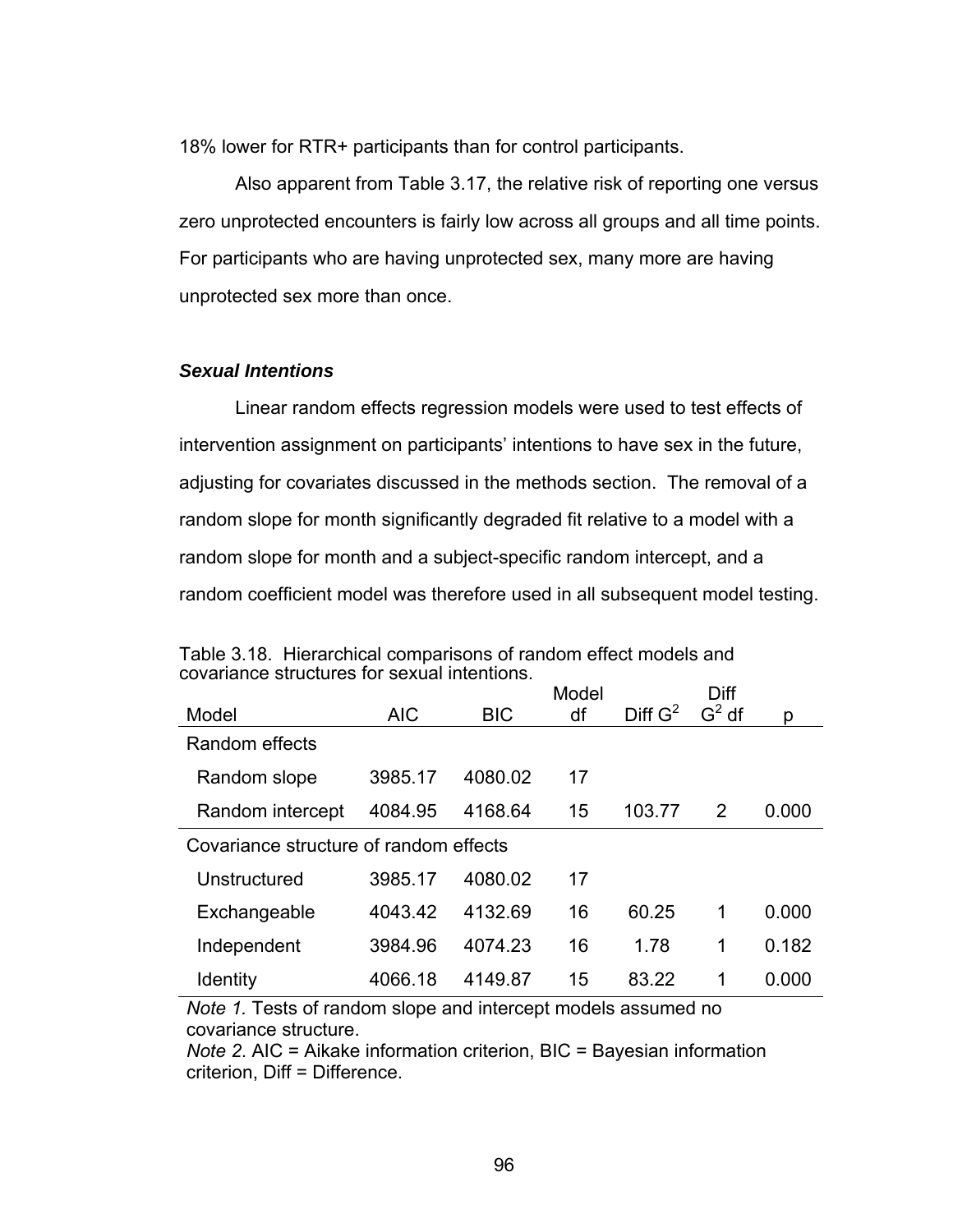18% lower for RTR+ participants than for control participants.

Also apparent from Table 3.17, the relative risk of reporting one versus zero unprotected encounters is fairly low across all groups and all time points. For participants who are having unprotected sex, many more are having unprotected sex more than once.

### ***Sexual Intentions***

Linear random effects regression models were used to test effects of intervention assignment on participants' intentions to have sex in the future, adjusting for covariates discussed in the methods section. The removal of a random slope for month significantly degraded fit relative to a model with a random slope for month and a subject-specific random intercept, and a random coefficient model was therefore used in all subsequent model testing.

Table 3.18. Hierarchical comparisons of random effect models and covariance structures for sexual intentions.

| Model | AIC | BIC | Model df | Diff $G^2$ | Diff $G^2$ df | p |
|---|---|---|---|---|---|---|
| Random effects | | | | | | |
| Random slope | 3985.17 | 4080.02 | 17 | | | |
| Random intercept | 4084.95 | 4168.64 | 15 | 103.77 | 2 | 0.000 |
| Covariance structure of random effects | | | | | | |
| Unstructured | 3985.17 | 4080.02 | 17 | | | |
| Exchangeable | 4043.42 | 4132.69 | 16 | 60.25 | 1 | 0.000 |
| Independent | 3984.96 | 4074.23 | 16 | 1.78 | 1 | 0.182 |
| Identity | 4066.18 | 4149.87 | 15 | 83.22 | 1 | 0.000 |

*Note 1.* Tests of random slope and intercept models assumed no covariance structure.
*Note 2.* AIC = Aikake information criterion, BIC = Bayesian information criterion, Diff = Difference.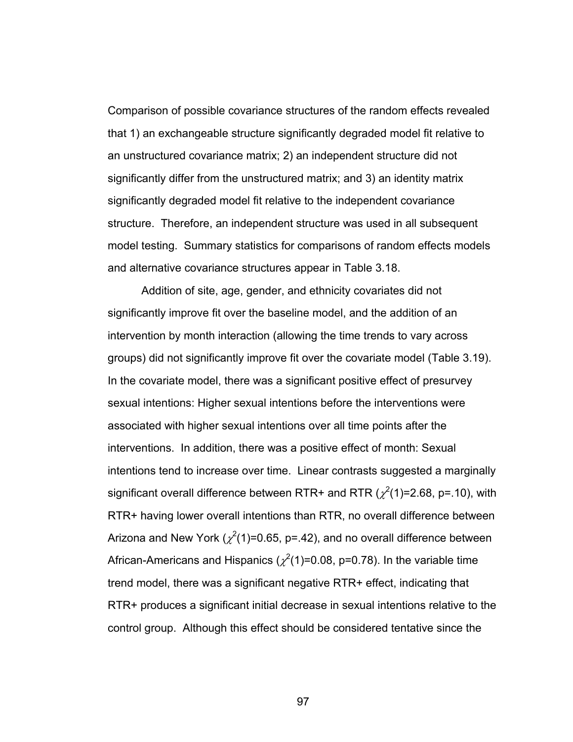Comparison of possible covariance structures of the random effects revealed that 1) an exchangeable structure significantly degraded model fit relative to an unstructured covariance matrix; 2) an independent structure did not significantly differ from the unstructured matrix; and 3) an identity matrix significantly degraded model fit relative to the independent covariance structure. Therefore, an independent structure was used in all subsequent model testing. Summary statistics for comparisons of random effects models and alternative covariance structures appear in Table 3.18.

Addition of site, age, gender, and ethnicity covariates did not significantly improve fit over the baseline model, and the addition of an intervention by month interaction (allowing the time trends to vary across groups) did not significantly improve fit over the covariate model (Table 3.19). In the covariate model, there was a significant positive effect of presurvey sexual intentions: Higher sexual intentions before the interventions were associated with higher sexual intentions over all time points after the interventions. In addition, there was a positive effect of month: Sexual intentions tend to increase over time. Linear contrasts suggested a marginally significant overall difference between RTR+ and RTR ($\chi^2(1)=2.68$, p=.10), with RTR+ having lower overall intentions than RTR, no overall difference between Arizona and New York ($\chi^2(1)=0.65$, p=.42), and no overall difference between African-Americans and Hispanics ($\chi^2(1)=0.08$, p=0.78). In the variable time trend model, there was a significant negative RTR+ effect, indicating that RTR+ produces a significant initial decrease in sexual intentions relative to the control group. Although this effect should be considered tentative since the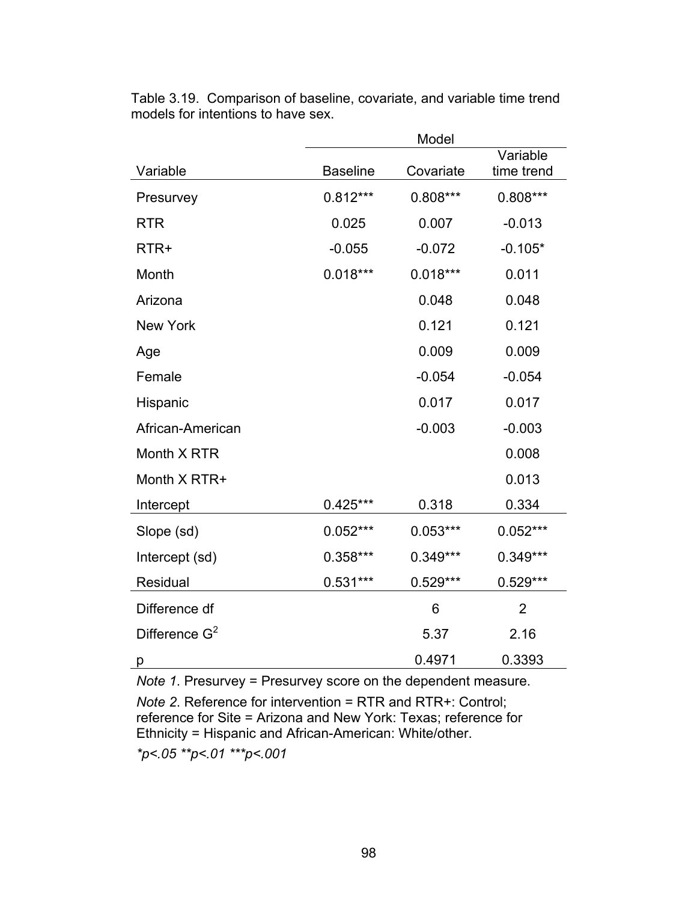Table 3.19. Comparison of baseline, covariate, and variable time trend models for intentions to have sex.

| | Model | | |
|---|---|---|---|
| Variable | Baseline | Covariate | Variable time trend |
| Presurvey | 0.812*** | 0.808*** | 0.808*** |
| RTR | 0.025 | 0.007 | -0.013 |
| RTR+ | -0.055 | -0.072 | -0.105* |
| Month | 0.018*** | 0.018*** | 0.011 |
| Arizona | | 0.048 | 0.048 |
| New York | | 0.121 | 0.121 |
| Age | | 0.009 | 0.009 |
| Female | | -0.054 | -0.054 |
| Hispanic | | 0.017 | 0.017 |
| African-American | | -0.003 | -0.003 |
| Month X RTR | | | 0.008 |
| Month X RTR+ | | | 0.013 |
| Intercept | 0.425*** | 0.318 | 0.334 |
| Slope (sd) | 0.052*** | 0.053*** | 0.052*** |
| Intercept (sd) | 0.358*** | 0.349*** | 0.349*** |
| Residual | 0.531*** | 0.529*** | 0.529*** |
| Difference df | | 6 | 2 |
| Difference $G^2$ | | 5.37 | 2.16 |
| p | | 0.4971 | 0.3393 |

*Note 1.* Presurvey = Presurvey score on the dependent measure.

*Note 2.* Reference for intervention = RTR and RTR+: Control; reference for Site = Arizona and New York: Texas; reference for Ethnicity = Hispanic and African-American: White/other.

*\*p<.05 \*\*p<.01 \*\*\*p<.001*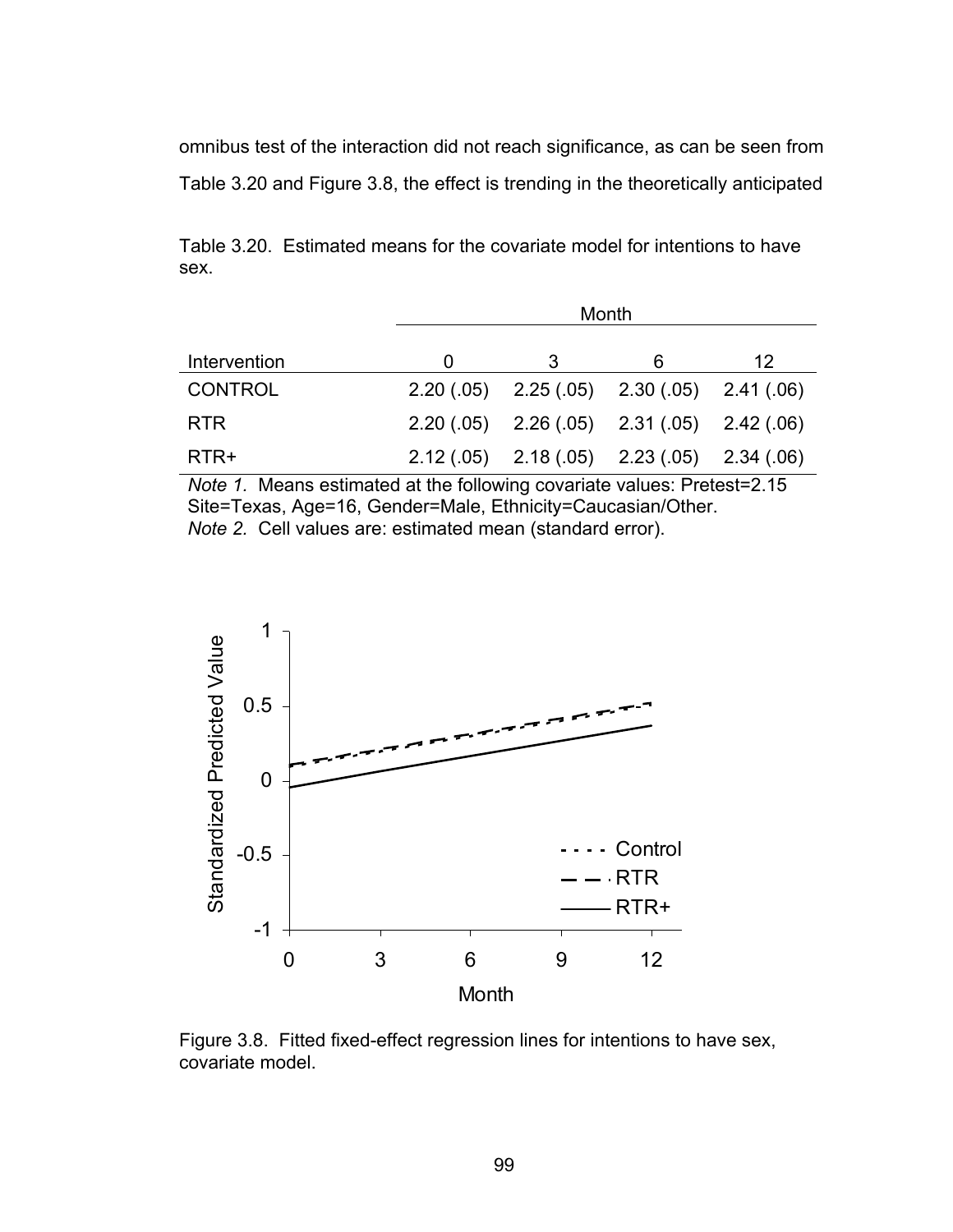omnibus test of the interaction did not reach significance, as can be seen from Table 3.20 and Figure 3.8, the effect is trending in the theoretically anticipated

Table 3.20. Estimated means for the covariate model for intentions to have sex.

| | Month | | | |
|---|---|---|---|---|
| Intervention | 0 | 3 | 6 | 12 |
| CONTROL | 2.20 (.05) | 2.25 (.05) | 2.30 (.05) | 2.41 (.06) |
| RTR | 2.20 (.05) | 2.26 (.05) | 2.31 (.05) | 2.42 (.06) |
| RTR+ | 2.12 (.05) | 2.18 (.05) | 2.23 (.05) | 2.34 (.06) |

*Note 1.* Means estimated at the following covariate values: Pretest=2.15 Site=Texas, Age=16, Gender=Male, Ethnicity=Caucasian/Other.
*Note 2.* Cell values are: estimated mean (standard error).

Figure 3.8. Fitted fixed-effect regression lines for intentions to have sex, covariate model.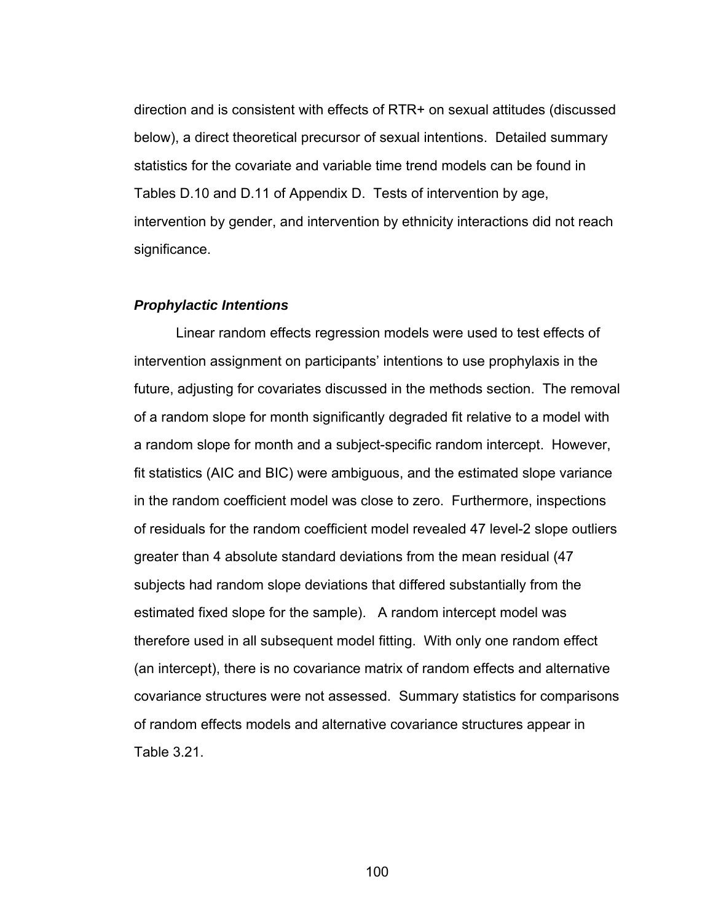direction and is consistent with effects of RTR+ on sexual attitudes (discussed below), a direct theoretical precursor of sexual intentions. Detailed summary statistics for the covariate and variable time trend models can be found in Tables D.10 and D.11 of Appendix D. Tests of intervention by age, intervention by gender, and intervention by ethnicity interactions did not reach significance.

***Prophylactic Intentions***

Linear random effects regression models were used to test effects of intervention assignment on participants' intentions to use prophylaxis in the future, adjusting for covariates discussed in the methods section. The removal of a random slope for month significantly degraded fit relative to a model with a random slope for month and a subject-specific random intercept. However, fit statistics (AIC and BIC) were ambiguous, and the estimated slope variance in the random coefficient model was close to zero. Furthermore, inspections of residuals for the random coefficient model revealed 47 level-2 slope outliers greater than 4 absolute standard deviations from the mean residual (47 subjects had random slope deviations that differed substantially from the estimated fixed slope for the sample). A random intercept model was therefore used in all subsequent model fitting. With only one random effect (an intercept), there is no covariance matrix of random effects and alternative covariance structures were not assessed. Summary statistics for comparisons of random effects models and alternative covariance structures appear in Table 3.21.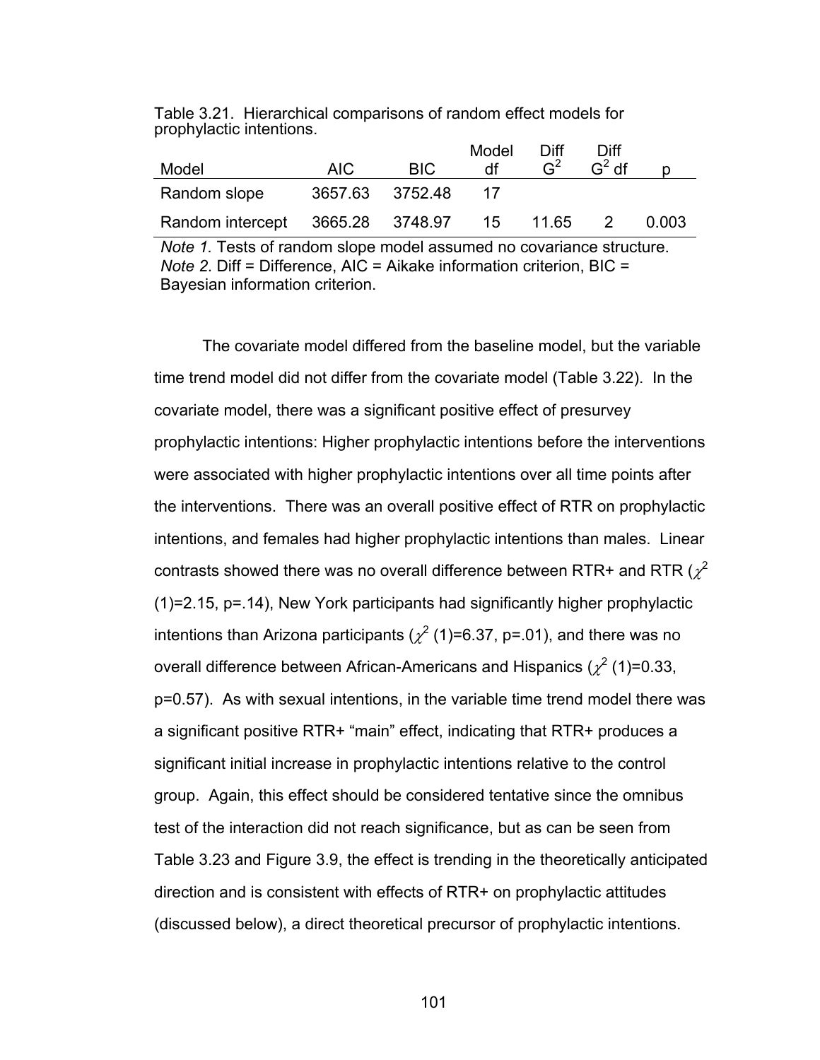Table 3.21. Hierarchical comparisons of random effect models for prophylactic intentions.

| Model | AIC | BIC | Model df | Diff $G^2$ | Diff $G^2$ df | p |
|---|---|---|---|---|---|---|
| Random slope | 3657.63 | 3752.48 | 17 | | | |
| Random intercept | 3665.28 | 3748.97 | 15 | 11.65 | 2 | 0.003 |

*Note 1.* Tests of random slope model assumed no covariance structure.
*Note 2*. Diff = Difference, AIC = Aikake information criterion, BIC = Bayesian information criterion.

The covariate model differed from the baseline model, but the variable time trend model did not differ from the covariate model (Table 3.22). In the covariate model, there was a significant positive effect of presurvey prophylactic intentions: Higher prophylactic intentions before the interventions were associated with higher prophylactic intentions over all time points after the interventions. There was an overall positive effect of RTR on prophylactic intentions, and females had higher prophylactic intentions than males. Linear contrasts showed there was no overall difference between RTR+ and RTR ($\chi^2$ (1)=2.15, p=.14), New York participants had significantly higher prophylactic intentions than Arizona participants ($\chi^2$ (1)=6.37, p=.01), and there was no overall difference between African-Americans and Hispanics ($\chi^2$ (1)=0.33, p=0.57). As with sexual intentions, in the variable time trend model there was a significant positive RTR+ "main" effect, indicating that RTR+ produces a significant initial increase in prophylactic intentions relative to the control group. Again, this effect should be considered tentative since the omnibus test of the interaction did not reach significance, but as can be seen from Table 3.23 and Figure 3.9, the effect is trending in the theoretically anticipated direction and is consistent with effects of RTR+ on prophylactic attitudes (discussed below), a direct theoretical precursor of prophylactic intentions.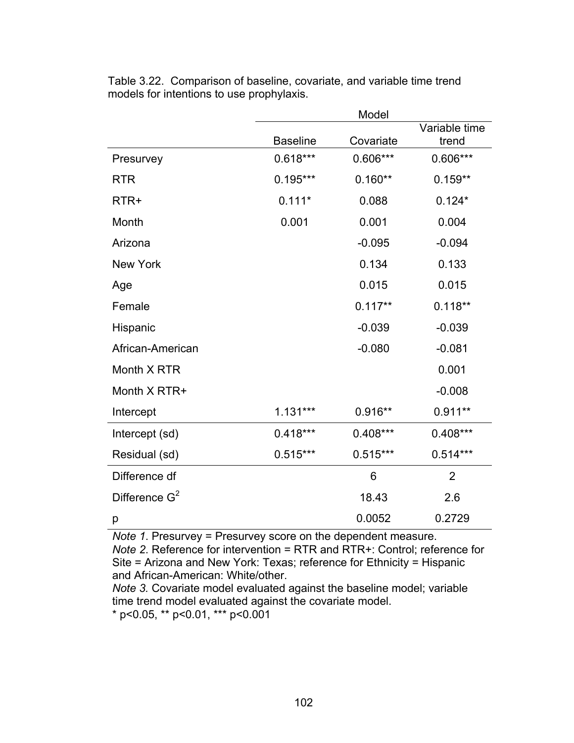Table 3.22. Comparison of baseline, covariate, and variable time trend models for intentions to use prophylaxis.

| | Model | | |
|---|---|---|---|
| | Baseline | Covariate | Variable time trend |
| Presurvey | 0.618*** | 0.606*** | 0.606*** |
| RTR | 0.195*** | 0.160** | 0.159** |
| RTR+ | 0.111* | 0.088 | 0.124* |
| Month | 0.001 | 0.001 | 0.004 |
| Arizona | | -0.095 | -0.094 |
| New York | | 0.134 | 0.133 |
| Age | | 0.015 | 0.015 |
| Female | | 0.117** | 0.118** |
| Hispanic | | -0.039 | -0.039 |
| African-American | | -0.080 | -0.081 |
| Month X RTR | | | 0.001 |
| Month X RTR+ | | | -0.008 |
| Intercept | 1.131*** | 0.916** | 0.911** |
| Intercept (sd) | 0.418*** | 0.408*** | 0.408*** |
| Residual (sd) | 0.515*** | 0.515*** | 0.514*** |
| Difference df | | 6 | 2 |
| Difference $G^2$ | | 18.43 | 2.6 |
| p | | 0.0052 | 0.2729 |

*Note 1*. Presurvey = Presurvey score on the dependent measure.
*Note 2*. Reference for intervention = RTR and RTR+: Control; reference for Site = Arizona and New York: Texas; reference for Ethnicity = Hispanic and African-American: White/other.
*Note 3.* Covariate model evaluated against the baseline model; variable time trend model evaluated against the covariate model.
* p<0.05, ** p<0.01, *** p<0.001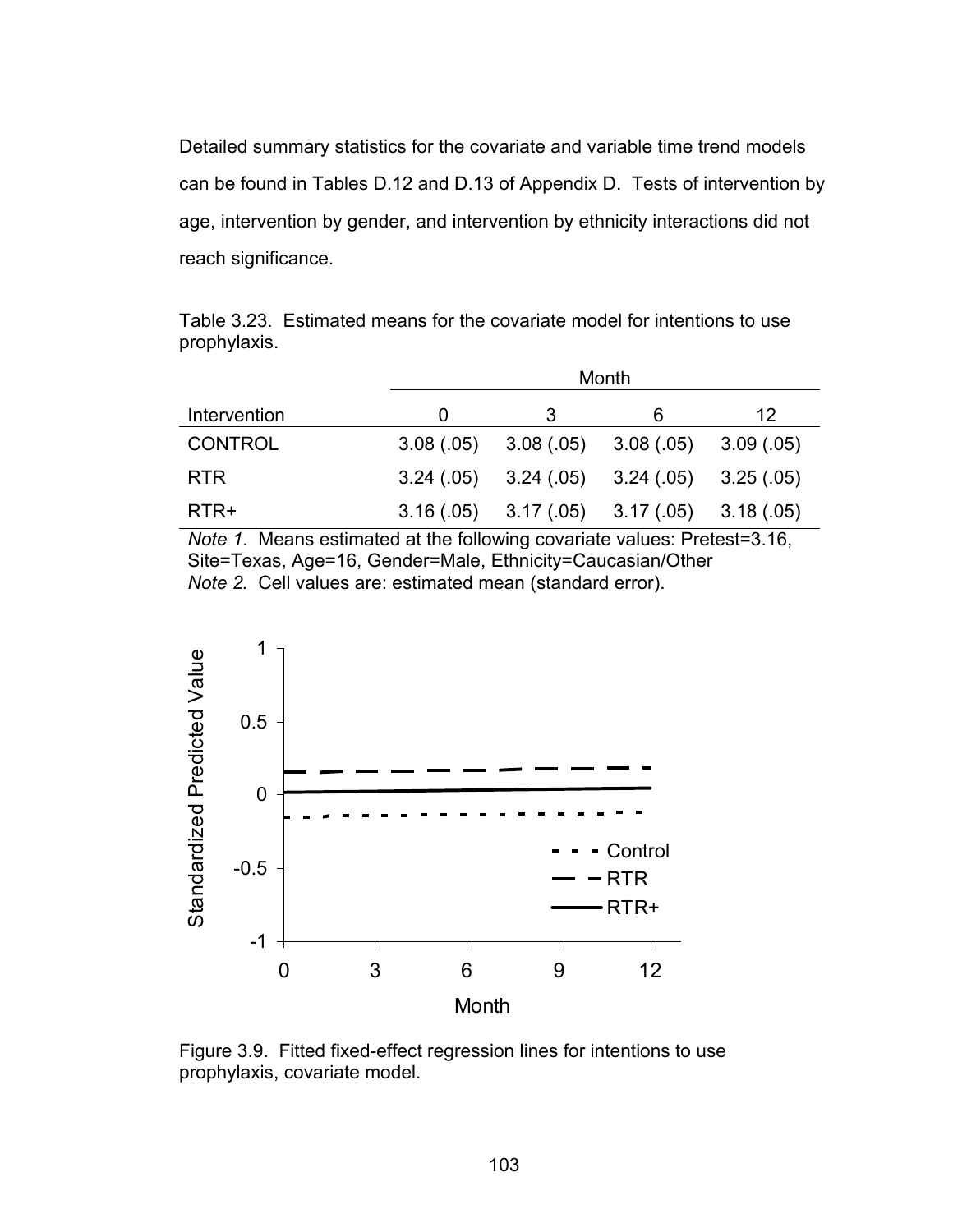Detailed summary statistics for the covariate and variable time trend models can be found in Tables D.12 and D.13 of Appendix D. Tests of intervention by age, intervention by gender, and intervention by ethnicity interactions did not reach significance.

Table 3.23. Estimated means for the covariate model for intentions to use prophylaxis.

| | Month | | | |
|---|---|---|---|---|
| Intervention | 0 | 3 | 6 | 12 |
| CONTROL | 3.08 (.05) | 3.08 (.05) | 3.08 (.05) | 3.09 (.05) |
| RTR | 3.24 (.05) | 3.24 (.05) | 3.24 (.05) | 3.25 (.05) |
| RTR+ | 3.16 (.05) | 3.17 (.05) | 3.17 (.05) | 3.18 (.05) |

*Note 1*. Means estimated at the following covariate values: Pretest=3.16, Site=Texas, Age=16, Gender=Male, Ethnicity=Caucasian/Other
*Note 2.* Cell values are: estimated mean (standard error).

Figure 3.9. Fitted fixed-effect regression lines for intentions to use prophylaxis, covariate model.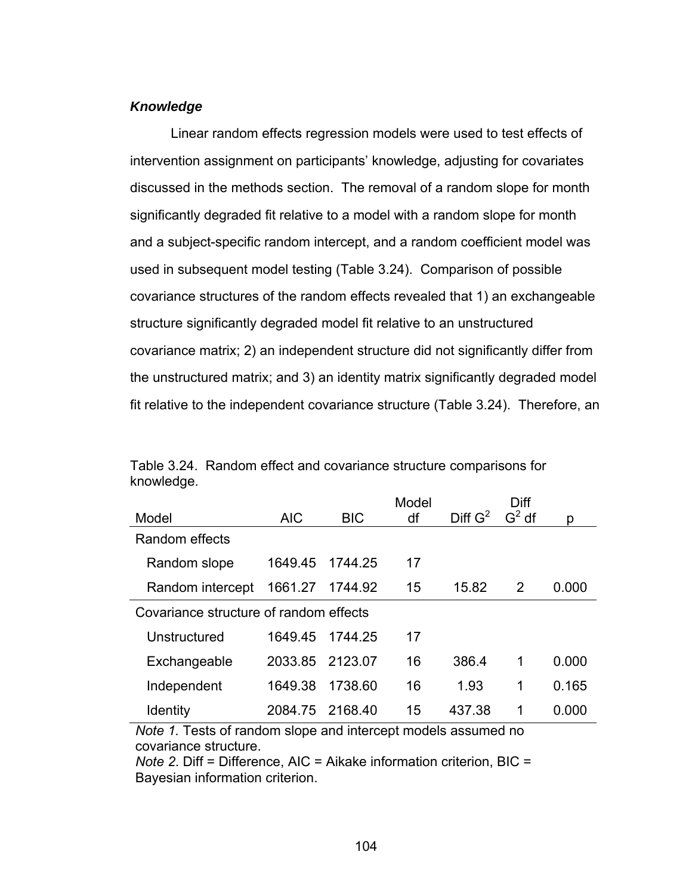### *Knowledge*

Linear random effects regression models were used to test effects of intervention assignment on participants' knowledge, adjusting for covariates discussed in the methods section. The removal of a random slope for month significantly degraded fit relative to a model with a random slope for month and a subject-specific random intercept, and a random coefficient model was used in subsequent model testing (Table 3.24). Comparison of possible covariance structures of the random effects revealed that 1) an exchangeable structure significantly degraded model fit relative to an unstructured covariance matrix; 2) an independent structure did not significantly differ from the unstructured matrix; and 3) an identity matrix significantly degraded model fit relative to the independent covariance structure (Table 3.24). Therefore, an

Table 3.24. Random effect and covariance structure comparisons for knowledge.

| Model | AIC | BIC | Model df | Diff $G^2$ | Diff $G^2$ df | p |
|---|---|---|---|---|---|---|
| Random effects | | | | | | |
| Random slope | 1649.45 | 1744.25 | 17 | | | |
| Random intercept | 1661.27 | 1744.92 | 15 | 15.82 | 2 | 0.000 |
| Covariance structure of random effects | | | | | | |
| Unstructured | 1649.45 | 1744.25 | 17 | | | |
| Exchangeable | 2033.85 | 2123.07 | 16 | 386.4 | 1 | 0.000 |
| Independent | 1649.38 | 1738.60 | 16 | 1.93 | 1 | 0.165 |
| Identity | 2084.75 | 2168.40 | 15 | 437.38 | 1 | 0.000 |

*Note 1.* Tests of random slope and intercept models assumed no covariance structure.
*Note 2.* Diff = Difference, AIC = Aikake information criterion, BIC = Bayesian information criterion.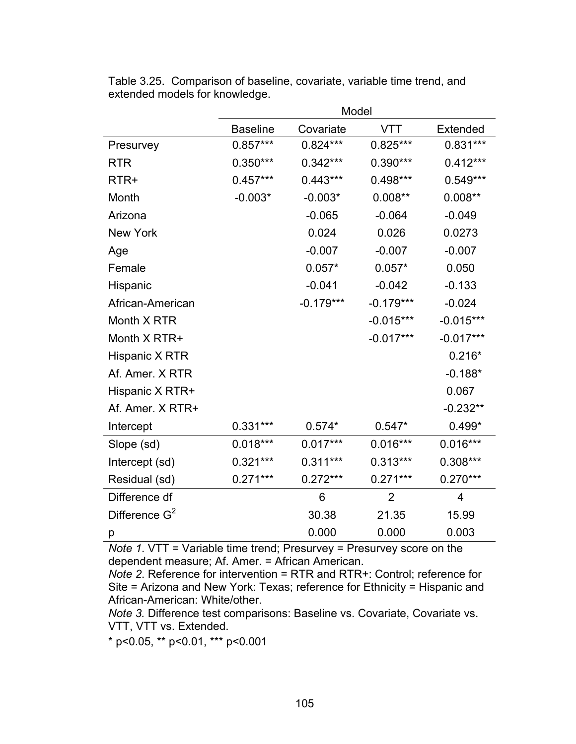Table 3.25. Comparison of baseline, covariate, variable time trend, and extended models for knowledge.

| | Model | | | |
|---|---|---|---|---|
| | Baseline | Covariate | VTT | Extended |
| Presurvey | 0.857*** | 0.824*** | 0.825*** | 0.831*** |
| RTR | 0.350*** | 0.342*** | 0.390*** | 0.412*** |
| RTR+ | 0.457*** | 0.443*** | 0.498*** | 0.549*** |
| Month | -0.003* | -0.003* | 0.008** | 0.008** |
| Arizona | | -0.065 | -0.064 | -0.049 |
| New York | | 0.024 | 0.026 | 0.0273 |
| Age | | -0.007 | -0.007 | -0.007 |
| Female | | 0.057* | 0.057* | 0.050 |
| Hispanic | | -0.041 | -0.042 | -0.133 |
| African-American | | -0.179*** | -0.179*** | -0.024 |
| Month X RTR | | | -0.015*** | -0.015*** |
| Month X RTR+ | | | -0.017*** | -0.017*** |
| Hispanic X RTR | | | | 0.216* |
| Af. Amer. X RTR | | | | -0.188* |
| Hispanic X RTR+ | | | | 0.067 |
| Af. Amer. X RTR+ | | | | -0.232** |
| Intercept | 0.331*** | 0.574* | 0.547* | 0.499* |
| Slope (sd) | 0.018*** | 0.017*** | 0.016*** | 0.016*** |
| Intercept (sd) | 0.321*** | 0.311*** | 0.313*** | 0.308*** |
| Residual (sd) | 0.271*** | 0.272*** | 0.271*** | 0.270*** |
| Difference df | | 6 | 2 | 4 |
| Difference $G^2$ | | 30.38 | 21.35 | 15.99 |
| p | | 0.000 | 0.000 | 0.003 |

*Note 1*. VTT = Variable time trend; Presurvey = Presurvey score on the dependent measure; Af. Amer. = African American.
*Note 2*. Reference for intervention = RTR and RTR+: Control; reference for Site = Arizona and New York: Texas; reference for Ethnicity = Hispanic and African-American: White/other.
*Note 3.* Difference test comparisons: Baseline vs. Covariate, Covariate vs. VTT, VTT vs. Extended.

* $p<0.05$, ** $p<0.01$, *** $p<0.001$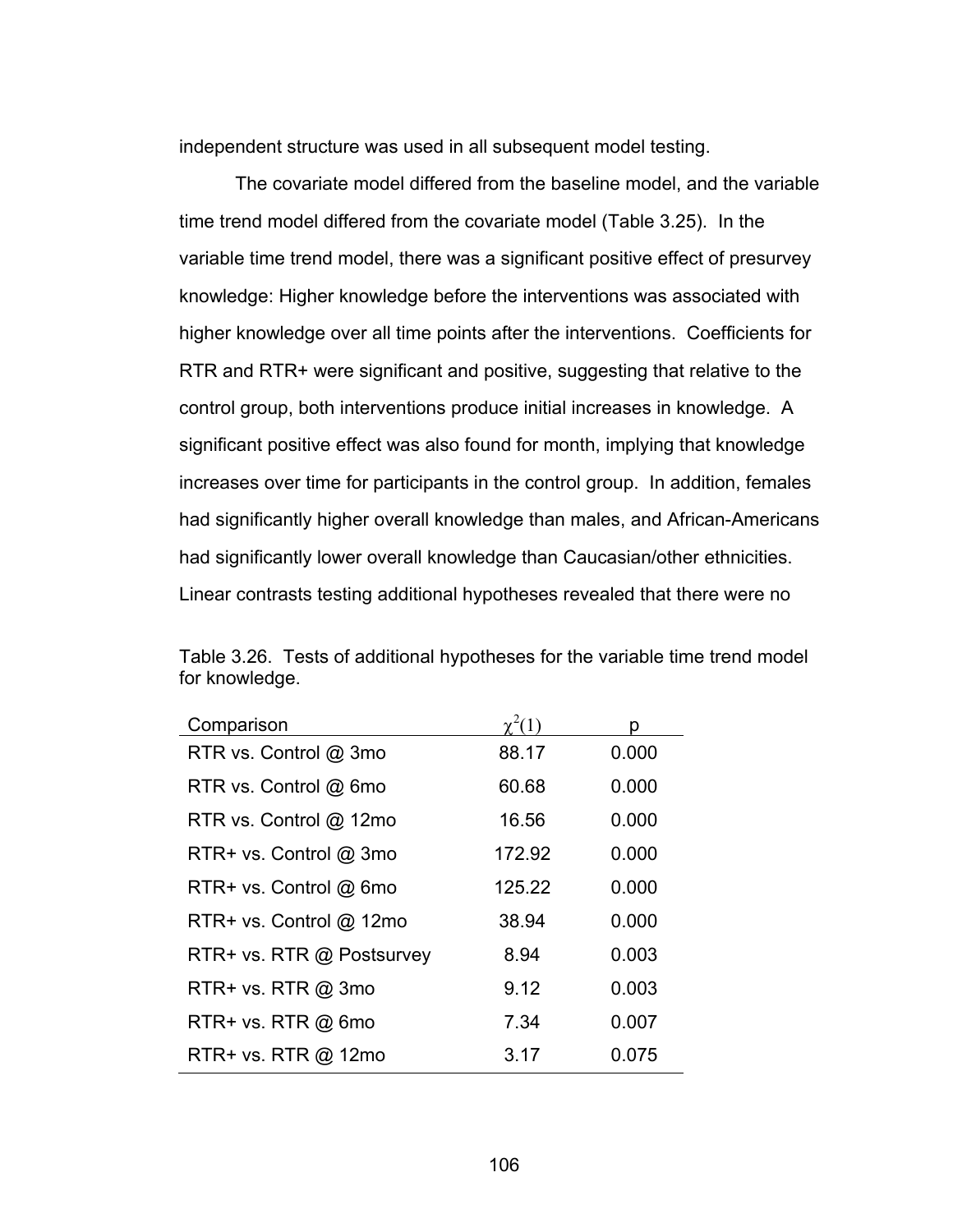independent structure was used in all subsequent model testing.

The covariate model differed from the baseline model, and the variable time trend model differed from the covariate model (Table 3.25). In the variable time trend model, there was a significant positive effect of presurvey knowledge: Higher knowledge before the interventions was associated with higher knowledge over all time points after the interventions. Coefficients for RTR and RTR+ were significant and positive, suggesting that relative to the control group, both interventions produce initial increases in knowledge. A significant positive effect was also found for month, implying that knowledge increases over time for participants in the control group. In addition, females had significantly higher overall knowledge than males, and African-Americans had significantly lower overall knowledge than Caucasian/other ethnicities. Linear contrasts testing additional hypotheses revealed that there were no

Table 3.26. Tests of additional hypotheses for the variable time trend model for knowledge.

| Comparison | $\chi^2(1)$ | p |
|---|---|---|
| RTR vs. Control @ 3mo | 88.17 | 0.000 |
| RTR vs. Control @ 6mo | 60.68 | 0.000 |
| RTR vs. Control @ 12mo | 16.56 | 0.000 |
| RTR+ vs. Control @ 3mo | 172.92 | 0.000 |
| RTR+ vs. Control @ 6mo | 125.22 | 0.000 |
| RTR+ vs. Control @ 12mo | 38.94 | 0.000 |
| RTR+ vs. RTR @ Postsurvey | 8.94 | 0.003 |
| RTR+ vs. RTR @ 3mo | 9.12 | 0.003 |
| RTR+ vs. RTR @ 6mo | 7.34 | 0.007 |
| RTR+ vs. RTR @ 12mo | 3.17 | 0.075 |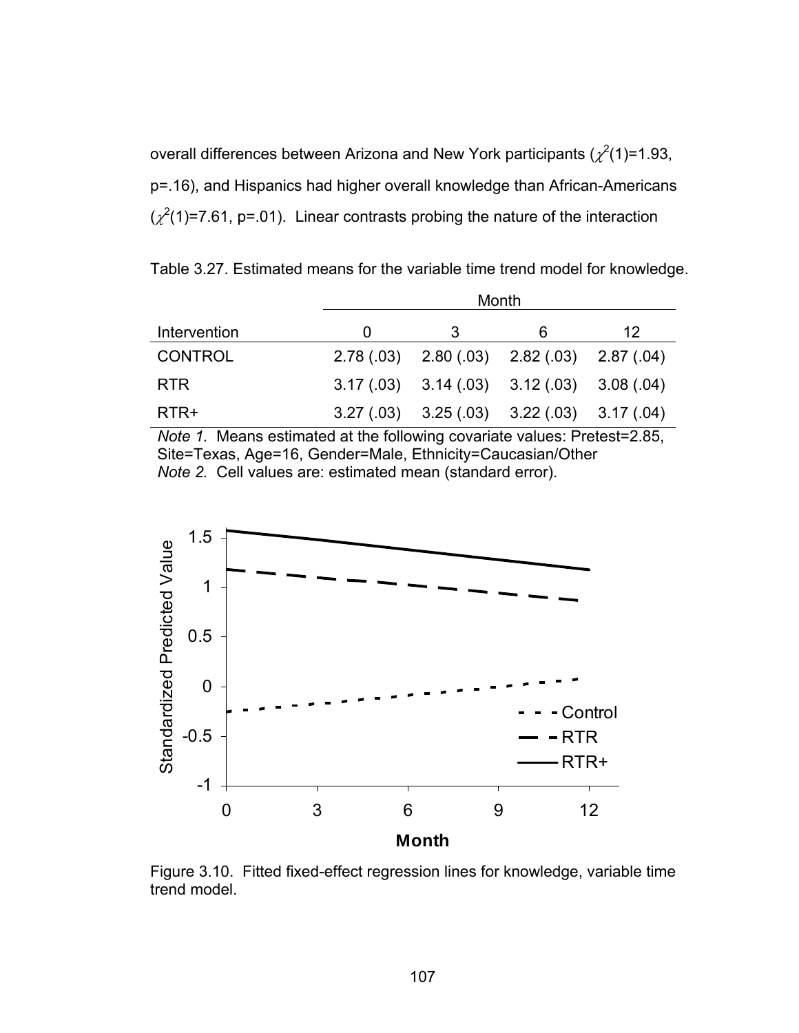overall differences between Arizona and New York participants ($\chi^2(1)=1.93$, $p=.16$), and Hispanics had higher overall knowledge than African-Americans ($\chi^2(1)=7.61$, $p=.01$). Linear contrasts probing the nature of the interaction

Table 3.27. Estimated means for the variable time trend model for knowledge.

| | Month | | | |
|---|---|---|---|---|
| Intervention | 0 | 3 | 6 | 12 |
| CONTROL | 2.78 (.03) | 2.80 (.03) | 2.82 (.03) | 2.87 (.04) |
| RTR | 3.17 (.03) | 3.14 (.03) | 3.12 (.03) | 3.08 (.04) |
| RTR+ | 3.27 (.03) | 3.25 (.03) | 3.22 (.03) | 3.17 (.04) |

*Note 1.* Means estimated at the following covariate values: Pretest=2.85, Site=Texas, Age=16, Gender=Male, Ethnicity=Caucasian/Other
*Note 2.* Cell values are: estimated mean (standard error).

Figure 3.10. Fitted fixed-effect regression lines for knowledge, variable time trend model.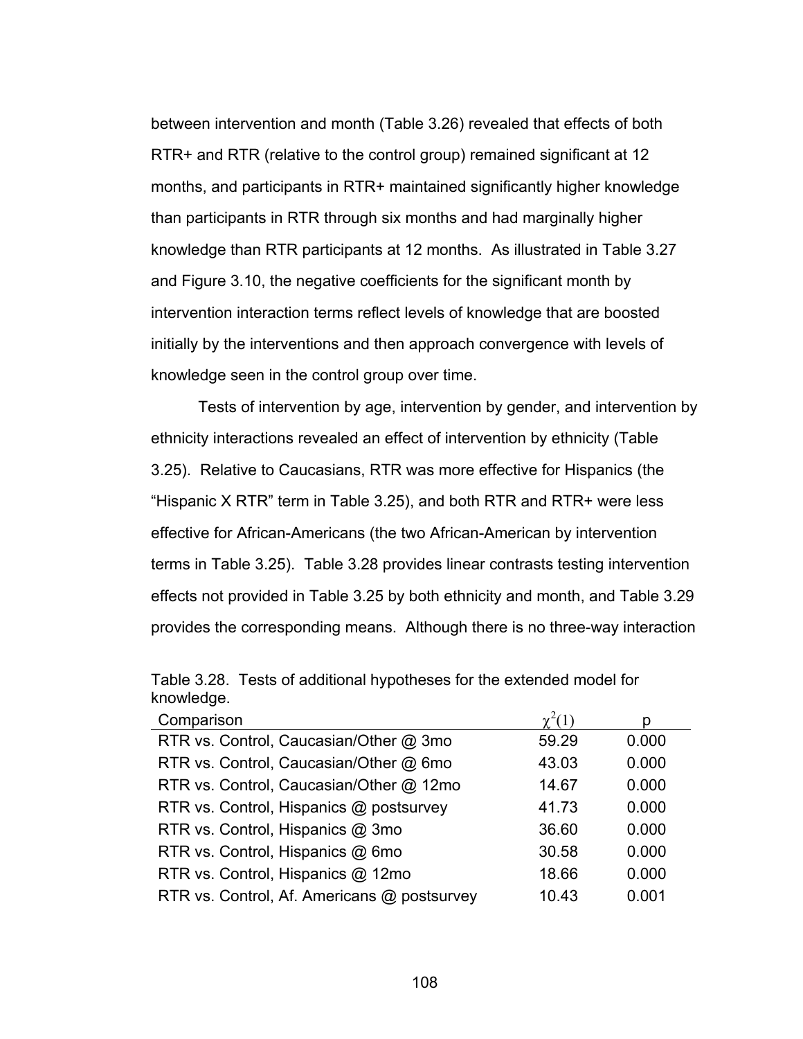between intervention and month (Table 3.26) revealed that effects of both RTR+ and RTR (relative to the control group) remained significant at 12 months, and participants in RTR+ maintained significantly higher knowledge than participants in RTR through six months and had marginally higher knowledge than RTR participants at 12 months. As illustrated in Table 3.27 and Figure 3.10, the negative coefficients for the significant month by intervention interaction terms reflect levels of knowledge that are boosted initially by the interventions and then approach convergence with levels of knowledge seen in the control group over time.

Tests of intervention by age, intervention by gender, and intervention by ethnicity interactions revealed an effect of intervention by ethnicity (Table 3.25). Relative to Caucasians, RTR was more effective for Hispanics (the "Hispanic X RTR" term in Table 3.25), and both RTR and RTR+ were less effective for African-Americans (the two African-American by intervention terms in Table 3.25). Table 3.28 provides linear contrasts testing intervention effects not provided in Table 3.25 by both ethnicity and month, and Table 3.29 provides the corresponding means. Although there is no three-way interaction

Table 3.28. Tests of additional hypotheses for the extended model for knowledge.

| Comparison | $\chi^2(1)$ | p |
|---|---|---|
| RTR vs. Control, Caucasian/Other @ 3mo | 59.29 | 0.000 |
| RTR vs. Control, Caucasian/Other @ 6mo | 43.03 | 0.000 |
| RTR vs. Control, Caucasian/Other @ 12mo | 14.67 | 0.000 |
| RTR vs. Control, Hispanics @ postsurvey | 41.73 | 0.000 |
| RTR vs. Control, Hispanics @ 3mo | 36.60 | 0.000 |
| RTR vs. Control, Hispanics @ 6mo | 30.58 | 0.000 |
| RTR vs. Control, Hispanics @ 12mo | 18.66 | 0.000 |
| RTR vs. Control, Af. Americans @ postsurvey | 10.43 | 0.001 |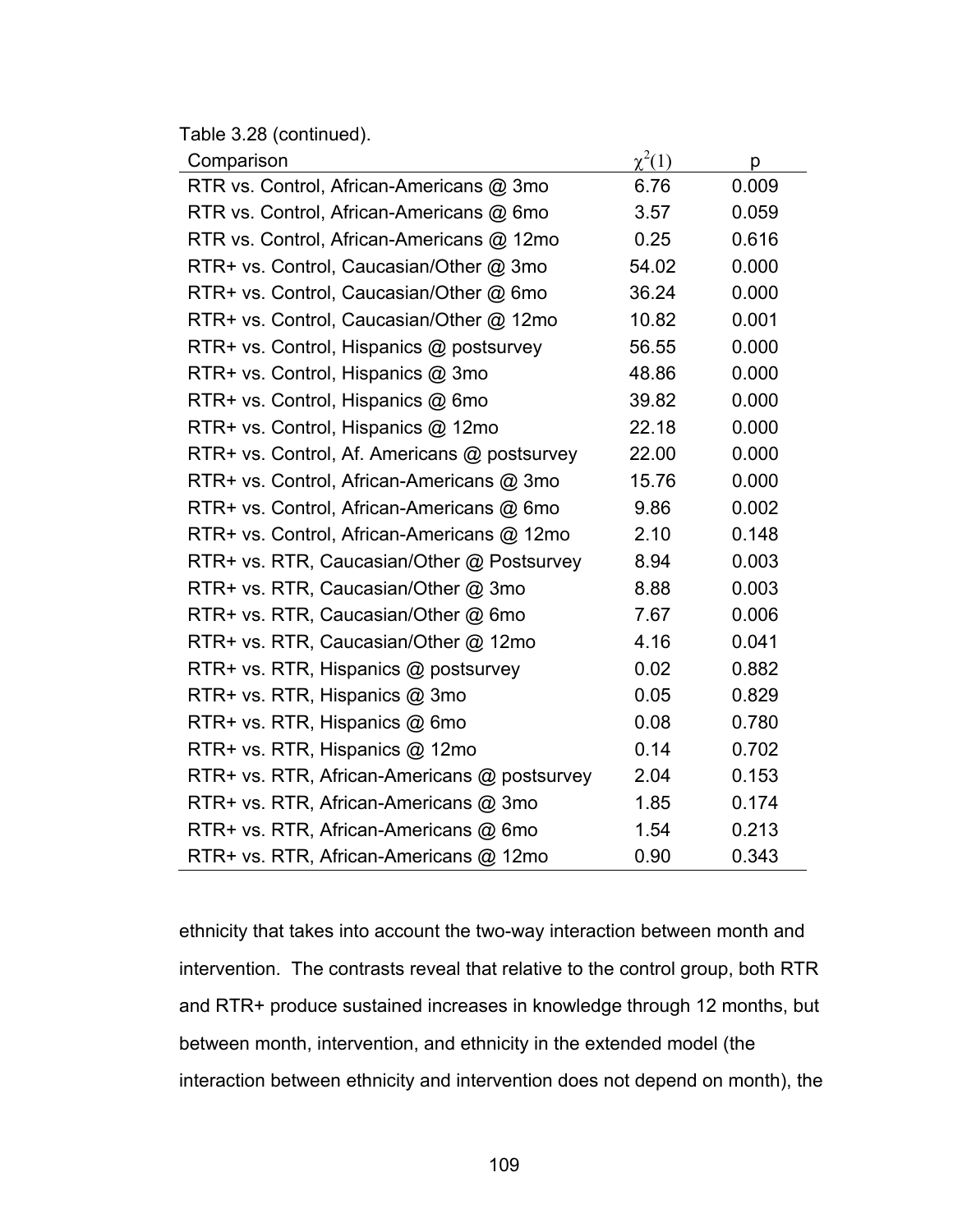Table 3.28 (continued).

| Comparison | $\chi^2(1)$ | p |
|---|---|---|
| RTR vs. Control, African-Americans @ 3mo | 6.76 | 0.009 |
| RTR vs. Control, African-Americans @ 6mo | 3.57 | 0.059 |
| RTR vs. Control, African-Americans @ 12mo | 0.25 | 0.616 |
| RTR+ vs. Control, Caucasian/Other @ 3mo | 54.02 | 0.000 |
| RTR+ vs. Control, Caucasian/Other @ 6mo | 36.24 | 0.000 |
| RTR+ vs. Control, Caucasian/Other @ 12mo | 10.82 | 0.001 |
| RTR+ vs. Control, Hispanics @ postsurvey | 56.55 | 0.000 |
| RTR+ vs. Control, Hispanics @ 3mo | 48.86 | 0.000 |
| RTR+ vs. Control, Hispanics @ 6mo | 39.82 | 0.000 |
| RTR+ vs. Control, Hispanics @ 12mo | 22.18 | 0.000 |
| RTR+ vs. Control, Af. Americans @ postsurvey | 22.00 | 0.000 |
| RTR+ vs. Control, African-Americans @ 3mo | 15.76 | 0.000 |
| RTR+ vs. Control, African-Americans @ 6mo | 9.86 | 0.002 |
| RTR+ vs. Control, African-Americans @ 12mo | 2.10 | 0.148 |
| RTR+ vs. RTR, Caucasian/Other @ Postsurvey | 8.94 | 0.003 |
| RTR+ vs. RTR, Caucasian/Other @ 3mo | 8.88 | 0.003 |
| RTR+ vs. RTR, Caucasian/Other @ 6mo | 7.67 | 0.006 |
| RTR+ vs. RTR, Caucasian/Other @ 12mo | 4.16 | 0.041 |
| RTR+ vs. RTR, Hispanics @ postsurvey | 0.02 | 0.882 |
| RTR+ vs. RTR, Hispanics @ 3mo | 0.05 | 0.829 |
| RTR+ vs. RTR, Hispanics @ 6mo | 0.08 | 0.780 |
| RTR+ vs. RTR, Hispanics @ 12mo | 0.14 | 0.702 |
| RTR+ vs. RTR, African-Americans @ postsurvey | 2.04 | 0.153 |
| RTR+ vs. RTR, African-Americans @ 3mo | 1.85 | 0.174 |
| RTR+ vs. RTR, African-Americans @ 6mo | 1.54 | 0.213 |
| RTR+ vs. RTR, African-Americans @ 12mo | 0.90 | 0.343 |

ethnicity that takes into account the two-way interaction between month and intervention. The contrasts reveal that relative to the control group, both RTR and RTR+ produce sustained increases in knowledge through 12 months, but between month, intervention, and ethnicity in the extended model (the interaction between ethnicity and intervention does not depend on month), the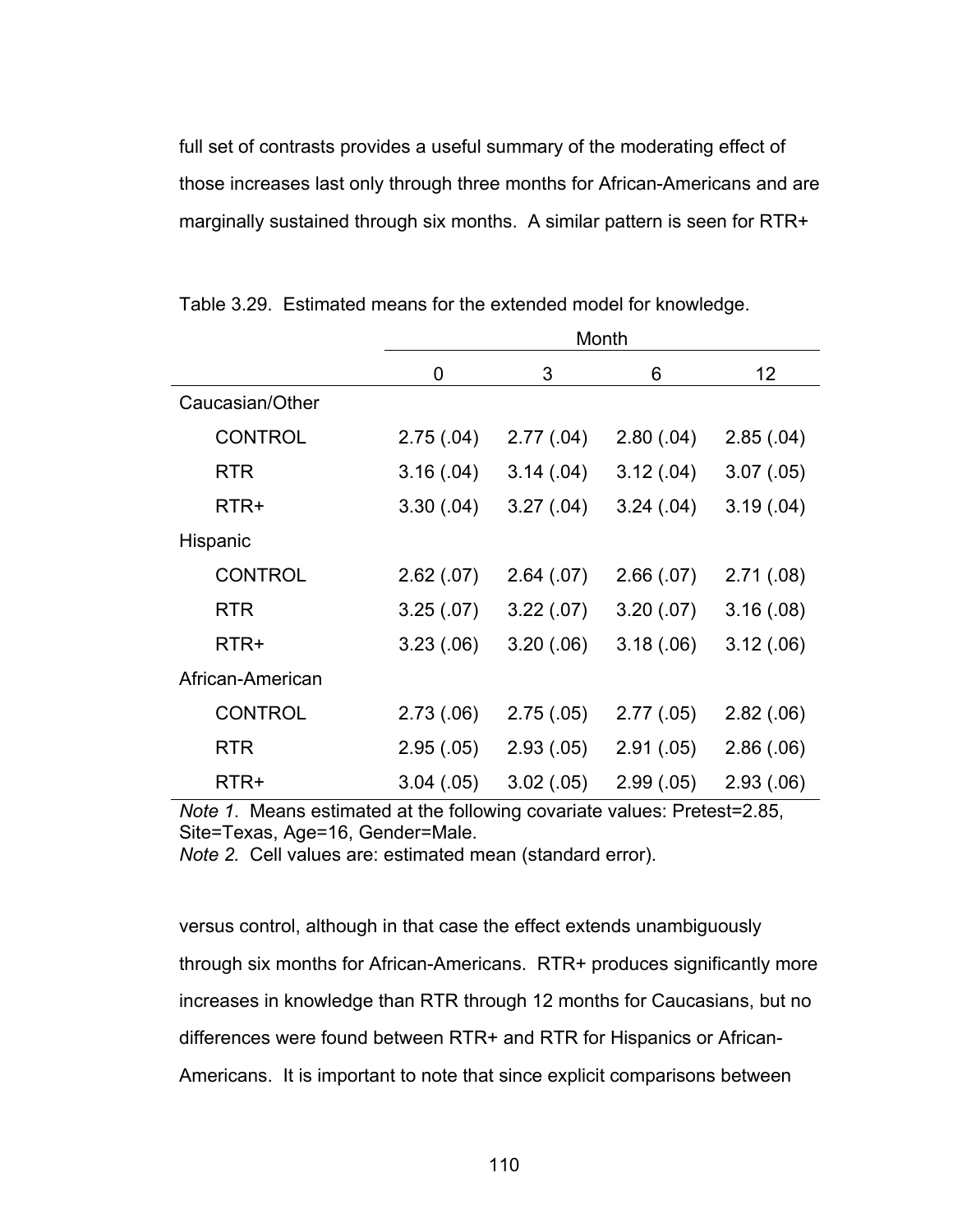full set of contrasts provides a useful summary of the moderating effect of those increases last only through three months for African-Americans and are marginally sustained through six months. A similar pattern is seen for RTR+

Table 3.29. Estimated means for the extended model for knowledge.

| | Month | | | |
|---|---|---|---|---|
| | 0 | 3 | 6 | 12 |
| Caucasian/Other | | | | |
| CONTROL | 2.75 (.04) | 2.77 (.04) | 2.80 (.04) | 2.85 (.04) |
| RTR | 3.16 (.04) | 3.14 (.04) | 3.12 (.04) | 3.07 (.05) |
| RTR+ | 3.30 (.04) | 3.27 (.04) | 3.24 (.04) | 3.19 (.04) |
| Hispanic | | | | |
| CONTROL | 2.62 (.07) | 2.64 (.07) | 2.66 (.07) | 2.71 (.08) |
| RTR | 3.25 (.07) | 3.22 (.07) | 3.20 (.07) | 3.16 (.08) |
| RTR+ | 3.23 (.06) | 3.20 (.06) | 3.18 (.06) | 3.12 (.06) |
| African-American | | | | |
| CONTROL | 2.73 (.06) | 2.75 (.05) | 2.77 (.05) | 2.82 (.06) |
| RTR | 2.95 (.05) | 2.93 (.05) | 2.91 (.05) | 2.86 (.06) |
| RTR+ | 3.04 (.05) | 3.02 (.05) | 2.99 (.05) | 2.93 (.06) |

*Note 1.* Means estimated at the following covariate values: Pretest=2.85, Site=Texas, Age=16, Gender=Male.
*Note 2.* Cell values are: estimated mean (standard error).

versus control, although in that case the effect extends unambiguously through six months for African-Americans. RTR+ produces significantly more increases in knowledge than RTR through 12 months for Caucasians, but no differences were found between RTR+ and RTR for Hispanics or African-Americans. It is important to note that since explicit comparisons between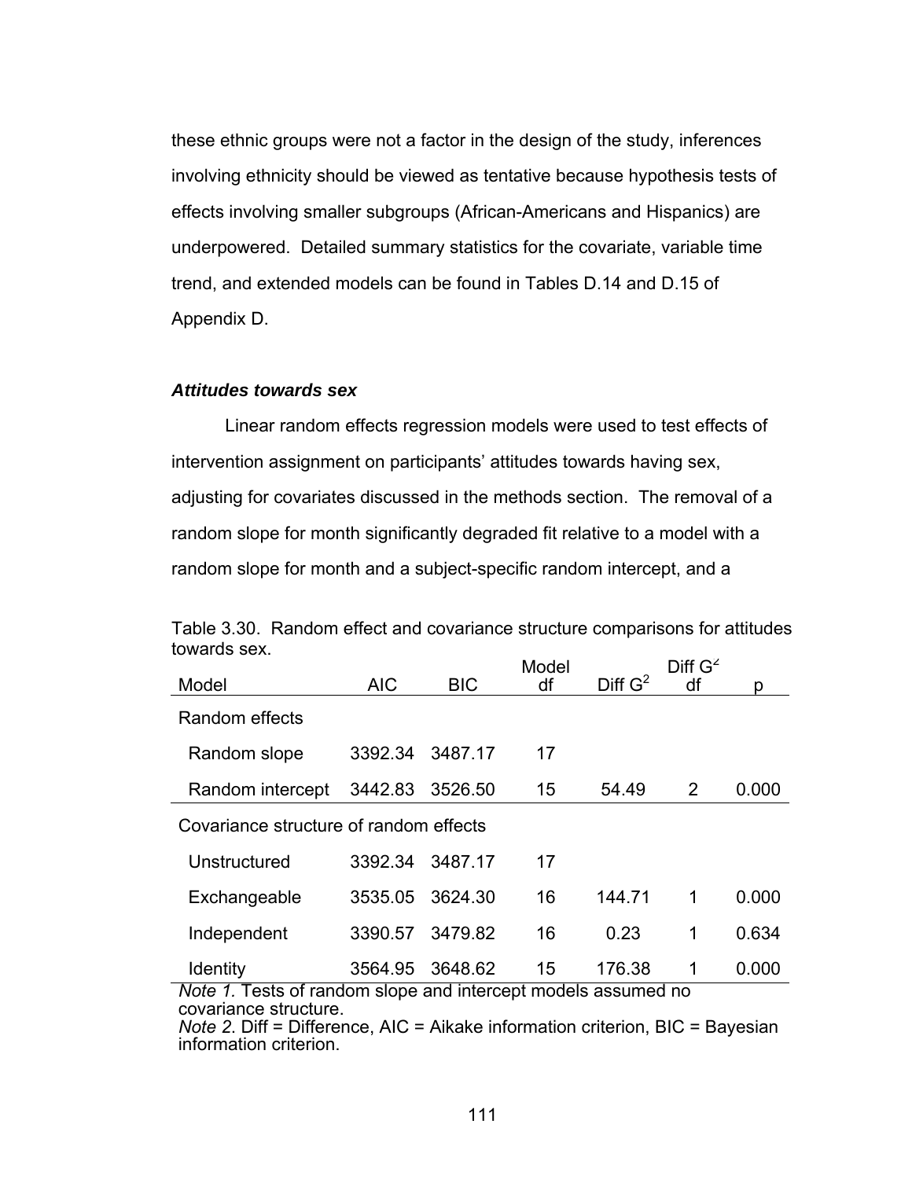these ethnic groups were not a factor in the design of the study, inferences involving ethnicity should be viewed as tentative because hypothesis tests of effects involving smaller subgroups (African-Americans and Hispanics) are underpowered. Detailed summary statistics for the covariate, variable time trend, and extended models can be found in Tables D.14 and D.15 of Appendix D.

### *Attitudes towards sex*

Linear random effects regression models were used to test effects of intervention assignment on participants' attitudes towards having sex, adjusting for covariates discussed in the methods section. The removal of a random slope for month significantly degraded fit relative to a model with a random slope for month and a subject-specific random intercept, and a

Table 3.30. Random effect and covariance structure comparisons for attitudes towards sex.

| Model | AIC | BIC | Model df | Diff $G^2$ | Diff $G^2$ df | p |
|---|---|---|---|---|---|---|
| Random effects | | | | | | |
| Random slope | 3392.34 | 3487.17 | 17 | | | |
| Random intercept | 3442.83 | 3526.50 | 15 | 54.49 | 2 | 0.000 |
| Covariance structure of random effects | | | | | | |
| Unstructured | 3392.34 | 3487.17 | 17 | | | |
| Exchangeable | 3535.05 | 3624.30 | 16 | 144.71 | 1 | 0.000 |
| Independent | 3390.57 | 3479.82 | 16 | 0.23 | 1 | 0.634 |
| Identity | 3564.95 | 3648.62 | 15 | 176.38 | 1 | 0.000 |

*Note 1.* Tests of random slope and intercept models assumed no covariance structure.
*Note 2*. Diff = Difference, AIC = Aikake information criterion, BIC = Bayesian information criterion.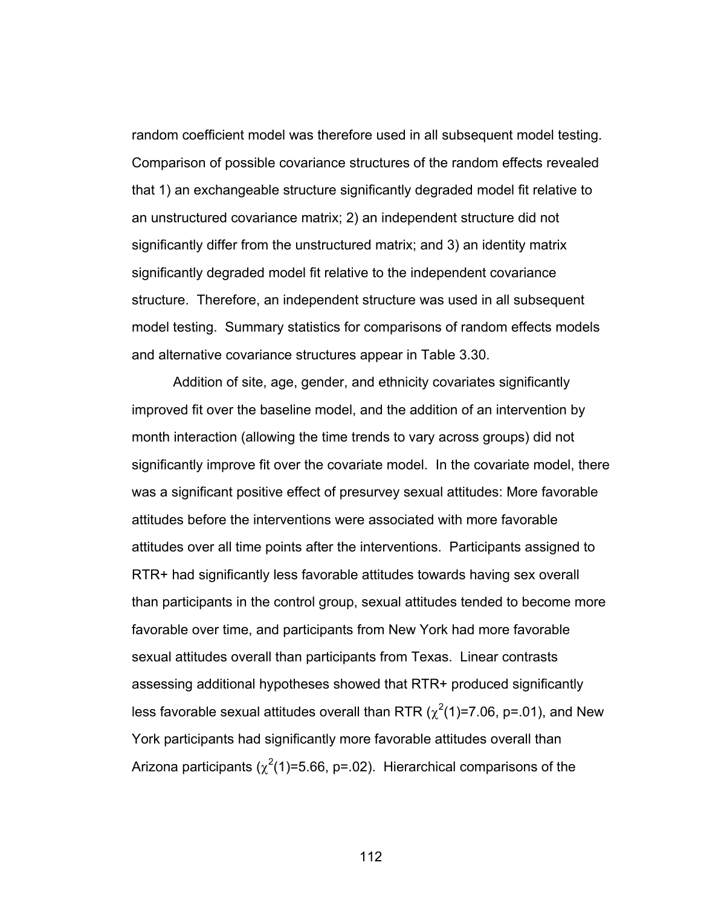random coefficient model was therefore used in all subsequent model testing. Comparison of possible covariance structures of the random effects revealed that 1) an exchangeable structure significantly degraded model fit relative to an unstructured covariance matrix; 2) an independent structure did not significantly differ from the unstructured matrix; and 3) an identity matrix significantly degraded model fit relative to the independent covariance structure. Therefore, an independent structure was used in all subsequent model testing. Summary statistics for comparisons of random effects models and alternative covariance structures appear in Table 3.30.

Addition of site, age, gender, and ethnicity covariates significantly improved fit over the baseline model, and the addition of an intervention by month interaction (allowing the time trends to vary across groups) did not significantly improve fit over the covariate model. In the covariate model, there was a significant positive effect of presurvey sexual attitudes: More favorable attitudes before the interventions were associated with more favorable attitudes over all time points after the interventions. Participants assigned to RTR+ had significantly less favorable attitudes towards having sex overall than participants in the control group, sexual attitudes tended to become more favorable over time, and participants from New York had more favorable sexual attitudes overall than participants from Texas. Linear contrasts assessing additional hypotheses showed that RTR+ produced significantly less favorable sexual attitudes overall than RTR ($\chi^2(1)=7.06$, $p=.01$), and New York participants had significantly more favorable attitudes overall than Arizona participants ($\chi^2(1)=5.66$, $p=.02$). Hierarchical comparisons of the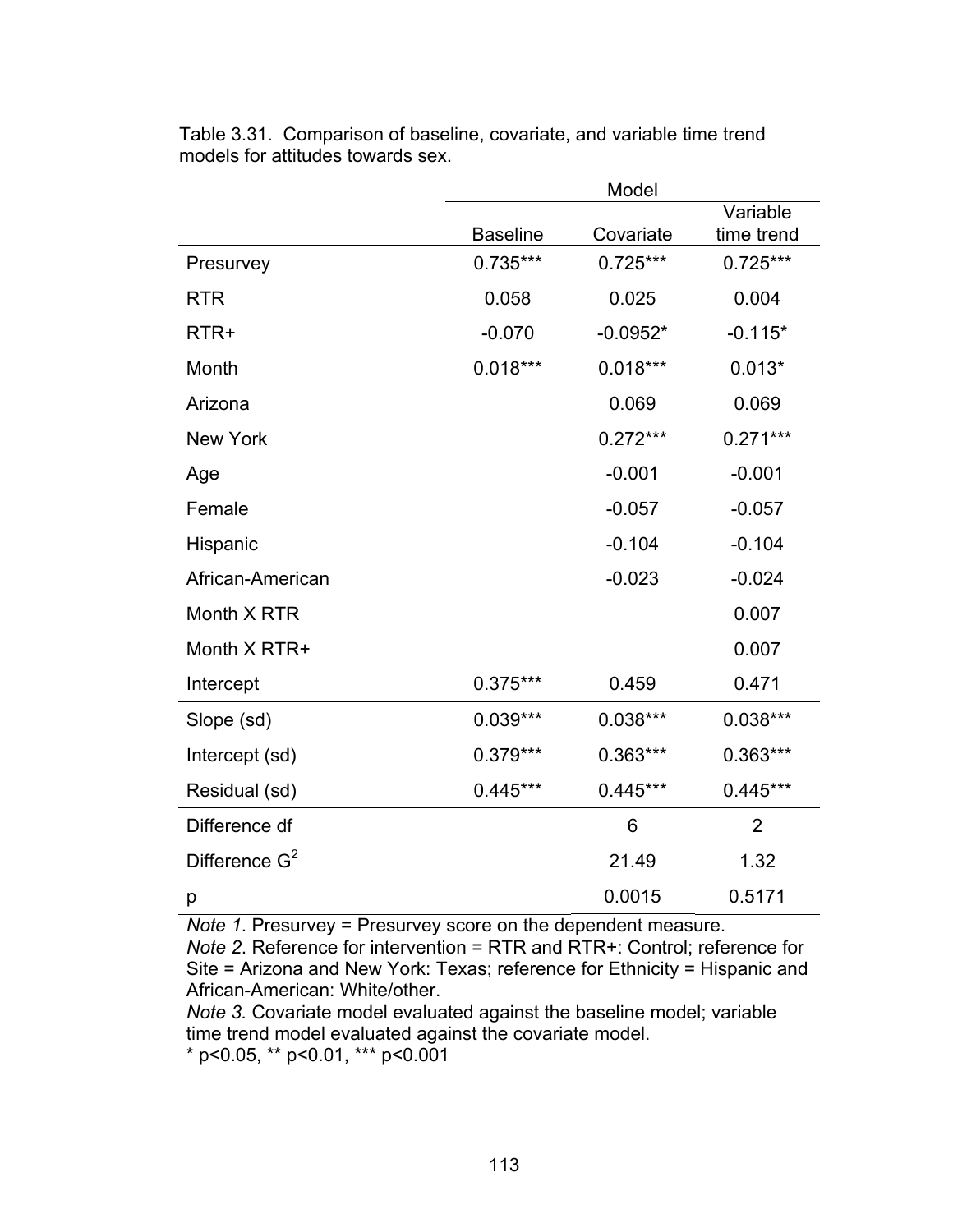Table 3.31. Comparison of baseline, covariate, and variable time trend models for attitudes towards sex.

| | Model | | |
|---|---|---|---|
| | Baseline | Covariate | Variable time trend |
| Presurvey | 0.735*** | 0.725*** | 0.725*** |
| RTR | 0.058 | 0.025 | 0.004 |
| RTR+ | -0.070 | -0.0952* | -0.115* |
| Month | 0.018*** | 0.018*** | 0.013* |
| Arizona | | 0.069 | 0.069 |
| New York | | 0.272*** | 0.271*** |
| Age | | -0.001 | -0.001 |
| Female | | -0.057 | -0.057 |
| Hispanic | | -0.104 | -0.104 |
| African-American | | -0.023 | -0.024 |
| Month X RTR | | | 0.007 |
| Month X RTR+ | | | 0.007 |
| Intercept | 0.375*** | 0.459 | 0.471 |
| Slope (sd) | 0.039*** | 0.038*** | 0.038*** |
| Intercept (sd) | 0.379*** | 0.363*** | 0.363*** |
| Residual (sd) | 0.445*** | 0.445*** | 0.445*** |
| Difference df | | 6 | 2 |
| Difference $G^2$ | | 21.49 | 1.32 |
| p | | 0.0015 | 0.5171 |

*Note 1*. Presurvey = Presurvey score on the dependent measure.
*Note 2*. Reference for intervention = RTR and RTR+: Control; reference for Site = Arizona and New York: Texas; reference for Ethnicity = Hispanic and African-American: White/other.
*Note 3.* Covariate model evaluated against the baseline model; variable time trend model evaluated against the covariate model.
\* $p<0.05$, \*\* $p<0.01$, \*\*\* $p<0.001$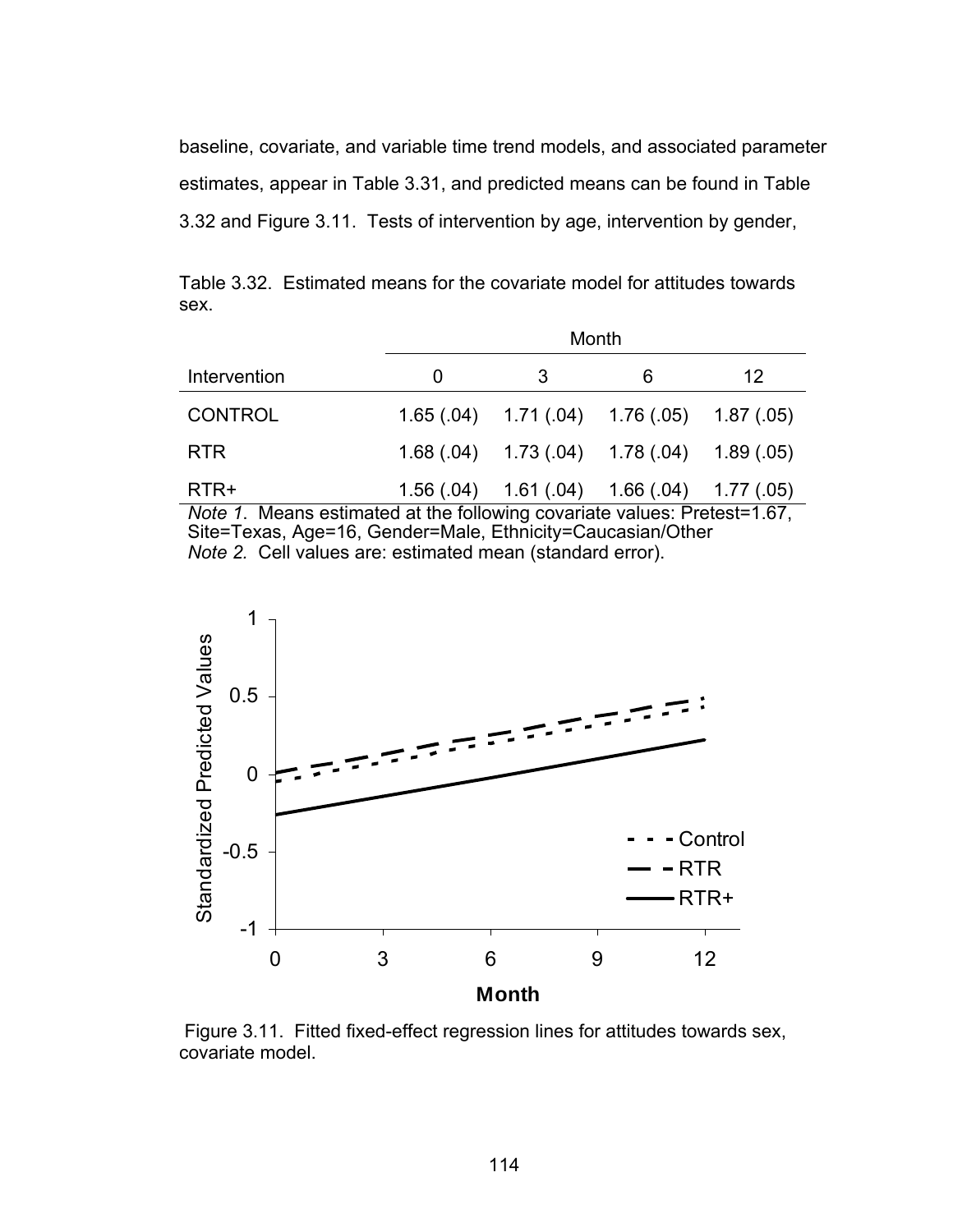baseline, covariate, and variable time trend models, and associated parameter estimates, appear in Table 3.31, and predicted means can be found in Table 3.32 and Figure 3.11. Tests of intervention by age, intervention by gender,

Table 3.32. Estimated means for the covariate model for attitudes towards sex.

| | Month | | | |
|---|---|---|---|---|
| Intervention | 0 | 3 | 6 | 12 |
| CONTROL | 1.65 (.04) | 1.71 (.04) | 1.76 (.05) | 1.87 (.05) |
| RTR | 1.68 (.04) | 1.73 (.04) | 1.78 (.04) | 1.89 (.05) |
| RTR+ | 1.56 (.04) | 1.61 (.04) | 1.66 (.04) | 1.77 (.05) |

*Note 1.* Means estimated at the following covariate values: Pretest=1.67, Site=Texas, Age=16, Gender=Male, Ethnicity=Caucasian/Other
*Note 2.* Cell values are: estimated mean (standard error).

Figure 3.11. Fitted fixed-effect regression lines for attitudes towards sex, covariate model.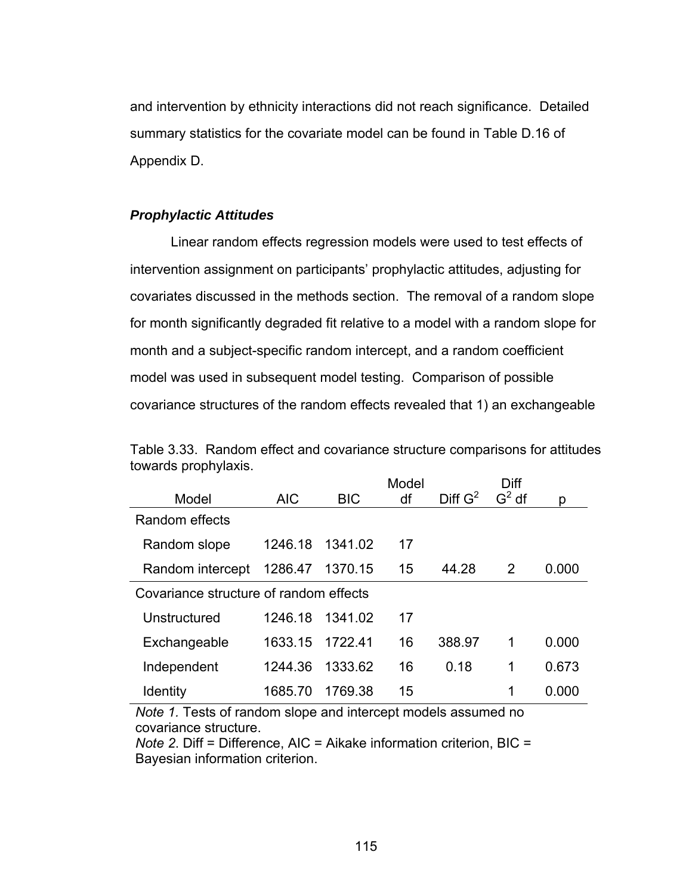and intervention by ethnicity interactions did not reach significance. Detailed summary statistics for the covariate model can be found in Table D.16 of Appendix D.

### ***Prophylactic Attitudes***

Linear random effects regression models were used to test effects of intervention assignment on participants' prophylactic attitudes, adjusting for covariates discussed in the methods section. The removal of a random slope for month significantly degraded fit relative to a model with a random slope for month and a subject-specific random intercept, and a random coefficient model was used in subsequent model testing. Comparison of possible covariance structures of the random effects revealed that 1) an exchangeable

Table 3.33. Random effect and covariance structure comparisons for attitudes towards prophylaxis.

| Model | AIC | BIC | Model df | Diff $G^2$ | Diff $G^2$ df | p |
|---|---|---|---|---|---|---|
| Random effects | | | | | | |
| Random slope | 1246.18 | 1341.02 | 17 | | | |
| Random intercept | 1286.47 | 1370.15 | 15 | 44.28 | 2 | 0.000 |
| Covariance structure of random effects | | | | | | |
| Unstructured | 1246.18 | 1341.02 | 17 | | | |
| Exchangeable | 1633.15 | 1722.41 | 16 | 388.97 | 1 | 0.000 |
| Independent | 1244.36 | 1333.62 | 16 | 0.18 | 1 | 0.673 |
| Identity | 1685.70 | 1769.38 | 15 | | 1 | 0.000 |

*Note 1.* Tests of random slope and intercept models assumed no covariance structure.
*Note 2*. Diff = Difference, AIC = Aikake information criterion, BIC = Bayesian information criterion.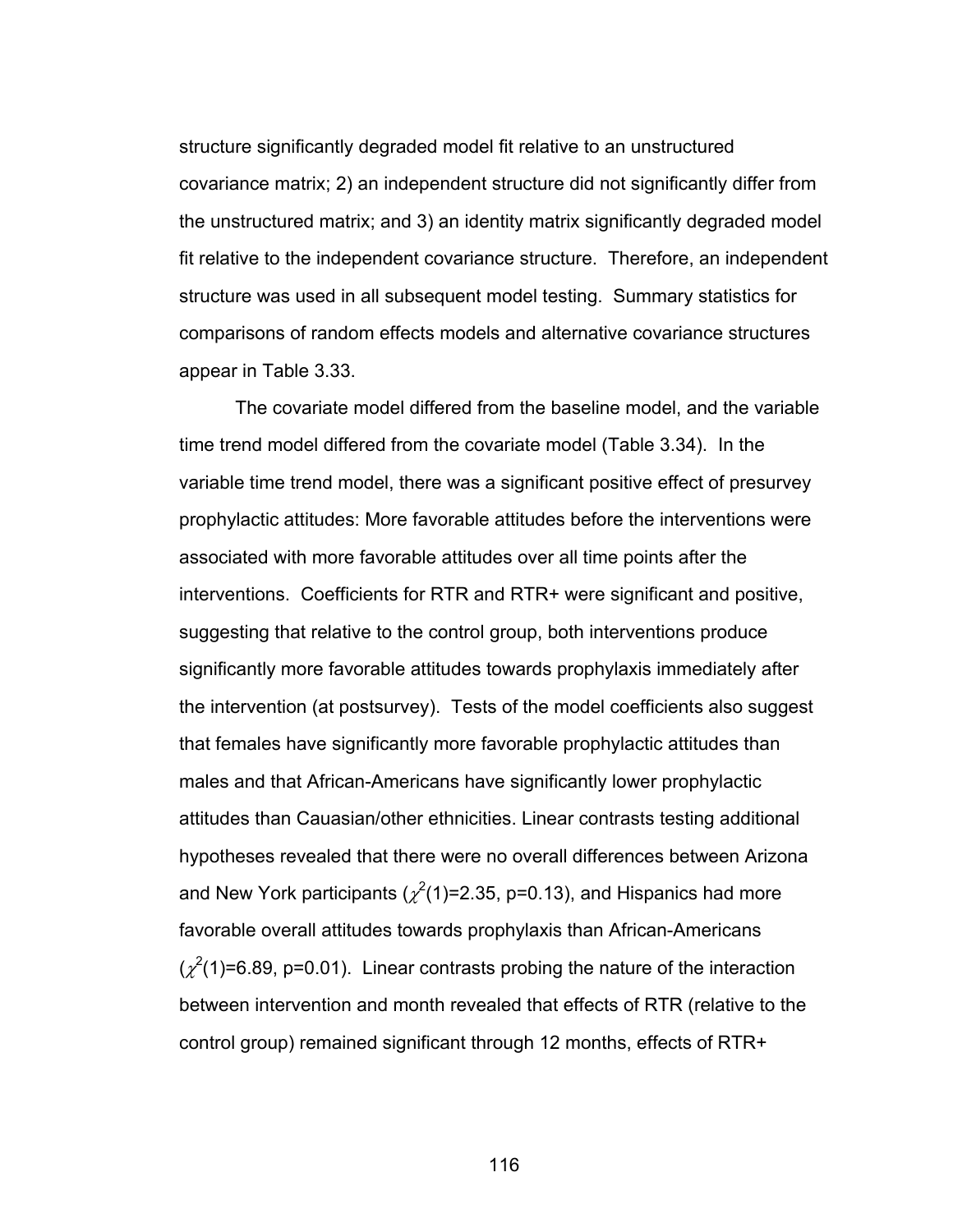structure significantly degraded model fit relative to an unstructured covariance matrix; 2) an independent structure did not significantly differ from the unstructured matrix; and 3) an identity matrix significantly degraded model fit relative to the independent covariance structure. Therefore, an independent structure was used in all subsequent model testing. Summary statistics for comparisons of random effects models and alternative covariance structures appear in Table 3.33.

The covariate model differed from the baseline model, and the variable time trend model differed from the covariate model (Table 3.34). In the variable time trend model, there was a significant positive effect of presurvey prophylactic attitudes: More favorable attitudes before the interventions were associated with more favorable attitudes over all time points after the interventions. Coefficients for RTR and RTR+ were significant and positive, suggesting that relative to the control group, both interventions produce significantly more favorable attitudes towards prophylaxis immediately after the intervention (at postsurvey). Tests of the model coefficients also suggest that females have significantly more favorable prophylactic attitudes than males and that African-Americans have significantly lower prophylactic attitudes than Cauasian/other ethnicities. Linear contrasts testing additional hypotheses revealed that there were no overall differences between Arizona and New York participants ($\chi^2(1)=2.35$, $p=0.13$), and Hispanics had more favorable overall attitudes towards prophylaxis than African-Americans ($\chi^2(1)=6.89$, $p=0.01$). Linear contrasts probing the nature of the interaction between intervention and month revealed that effects of RTR (relative to the control group) remained significant through 12 months, effects of RTR+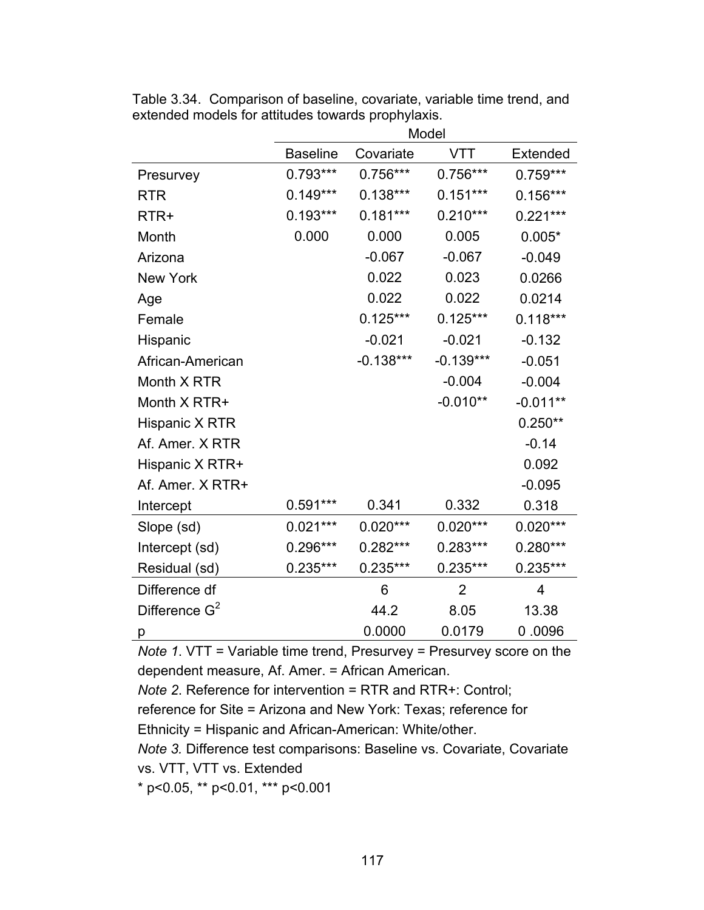Table 3.34. Comparison of baseline, covariate, variable time trend, and extended models for attitudes towards prophylaxis.

| | Model | | | |
|---|---|---|---|---|
| | Baseline | Covariate | VTT | Extended |
| Presurvey | 0.793*** | 0.756*** | 0.756*** | 0.759*** |
| RTR | 0.149*** | 0.138*** | 0.151*** | 0.156*** |
| RTR+ | 0.193*** | 0.181*** | 0.210*** | 0.221*** |
| Month | 0.000 | 0.000 | 0.005 | 0.005* |
| Arizona | | -0.067 | -0.067 | -0.049 |
| New York | | 0.022 | 0.023 | 0.0266 |
| Age | | 0.022 | 0.022 | 0.0214 |
| Female | | 0.125*** | 0.125*** | 0.118*** |
| Hispanic | | -0.021 | -0.021 | -0.132 |
| African-American | | -0.138*** | -0.139*** | -0.051 |
| Month X RTR | | | -0.004 | -0.004 |
| Month X RTR+ | | | -0.010** | -0.011** |
| Hispanic X RTR | | | | 0.250** |
| Af. Amer. X RTR | | | | -0.14 |
| Hispanic X RTR+ | | | | 0.092 |
| Af. Amer. X RTR+ | | | | -0.095 |
| Intercept | 0.591*** | 0.341 | 0.332 | 0.318 |
| Slope (sd) | 0.021*** | 0.020*** | 0.020*** | 0.020*** |
| Intercept (sd) | 0.296*** | 0.282*** | 0.283*** | 0.280*** |
| Residual (sd) | 0.235*** | 0.235*** | 0.235*** | 0.235*** |
| Difference df | | 6 | 2 | 4 |
| Difference $G^2$ | | 44.2 | 8.05 | 13.38 |
| p | | 0.0000 | 0.0179 | 0 .0096 |

*Note 1*. VTT = Variable time trend, Presurvey = Presurvey score on the dependent measure, Af. Amer. = African American.

*Note 2*. Reference for intervention = RTR and RTR+: Control; reference for Site = Arizona and New York: Texas; reference for Ethnicity = Hispanic and African-American: White/other.

*Note 3.* Difference test comparisons: Baseline vs. Covariate, Covariate vs. VTT, VTT vs. Extended

* $p<0.05$, ** $p<0.01$, *** $p<0.001$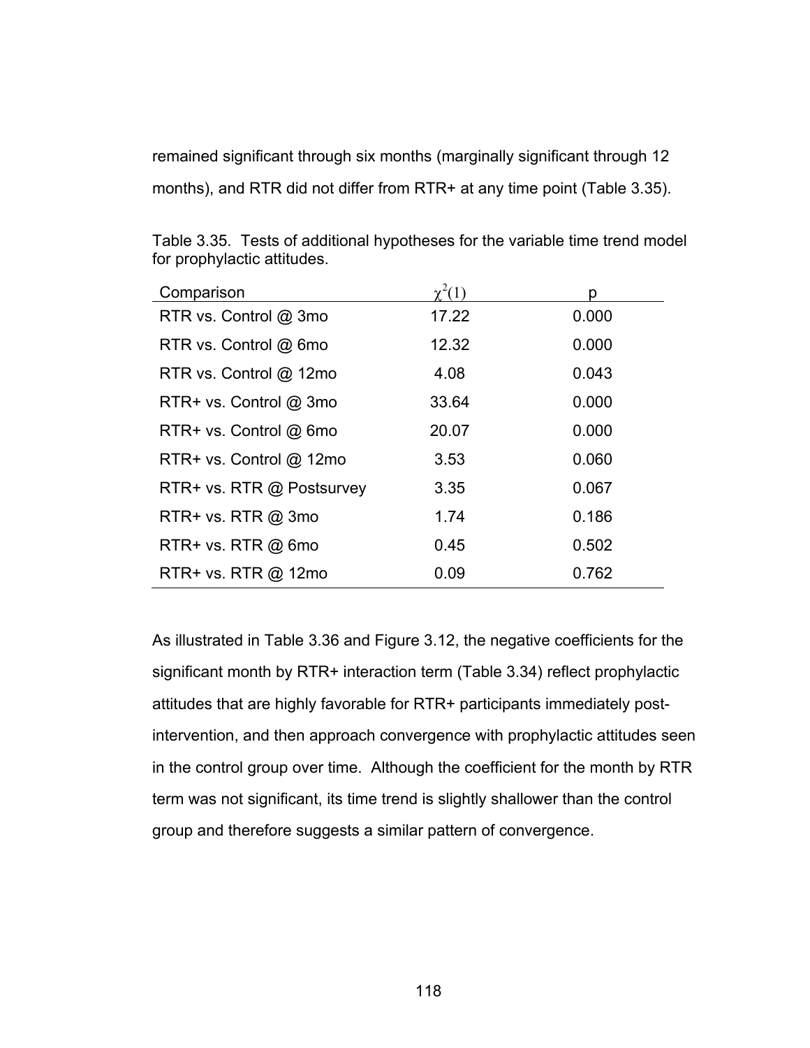remained significant through six months (marginally significant through 12 months), and RTR did not differ from RTR+ at any time point (Table 3.35).

Table 3.35. Tests of additional hypotheses for the variable time trend model for prophylactic attitudes.

| Comparison | $\chi^2(1)$ | p |
|---|---|---|
| RTR vs. Control @ 3mo | 17.22 | 0.000 |
| RTR vs. Control @ 6mo | 12.32 | 0.000 |
| RTR vs. Control @ 12mo | 4.08 | 0.043 |
| RTR+ vs. Control @ 3mo | 33.64 | 0.000 |
| RTR+ vs. Control @ 6mo | 20.07 | 0.000 |
| RTR+ vs. Control @ 12mo | 3.53 | 0.060 |
| RTR+ vs. RTR @ Postsurvey | 3.35 | 0.067 |
| RTR+ vs. RTR @ 3mo | 1.74 | 0.186 |
| RTR+ vs. RTR @ 6mo | 0.45 | 0.502 |
| RTR+ vs. RTR @ 12mo | 0.09 | 0.762 |

As illustrated in Table 3.36 and Figure 3.12, the negative coefficients for the significant month by RTR+ interaction term (Table 3.34) reflect prophylactic attitudes that are highly favorable for RTR+ participants immediately post-intervention, and then approach convergence with prophylactic attitudes seen in the control group over time. Although the coefficient for the month by RTR term was not significant, its time trend is slightly shallower than the control group and therefore suggests a similar pattern of convergence.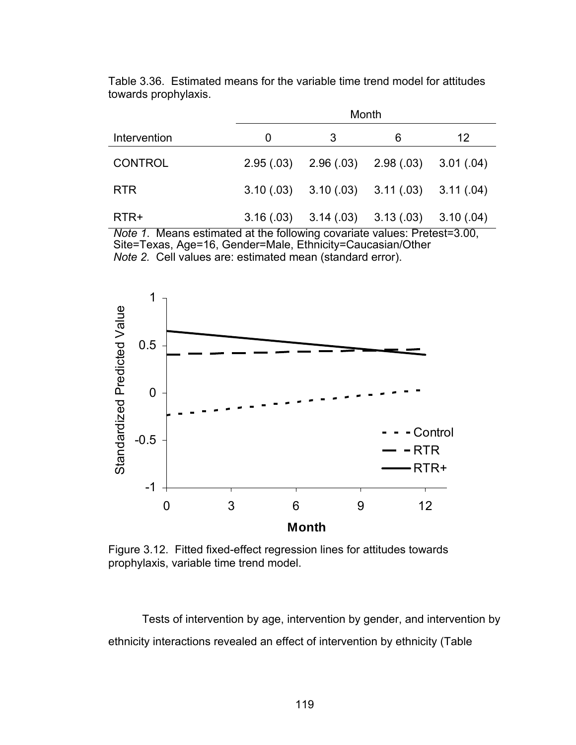Table 3.36. Estimated means for the variable time trend model for attitudes towards prophylaxis.

| | Month | | | |
|---|---|---|---|---|
| Intervention | 0 | 3 | 6 | 12 |
| CONTROL | 2.95 (.03) | 2.96 (.03) | 2.98 (.03) | 3.01 (.04) |
| RTR | 3.10 (.03) | 3.10 (.03) | 3.11 (.03) | 3.11 (.04) |
| RTR+ | 3.16 (.03) | 3.14 (.03) | 3.13 (.03) | 3.10 (.04) |

*Note 1.* Means estimated at the following covariate values: Pretest=3.00, Site=Texas, Age=16, Gender=Male, Ethnicity=Caucasian/Other
*Note 2.* Cell values are: estimated mean (standard error).

Figure 3.12. Fitted fixed-effect regression lines for attitudes towards prophylaxis, variable time trend model.

Tests of intervention by age, intervention by gender, and intervention by ethnicity interactions revealed an effect of intervention by ethnicity (Table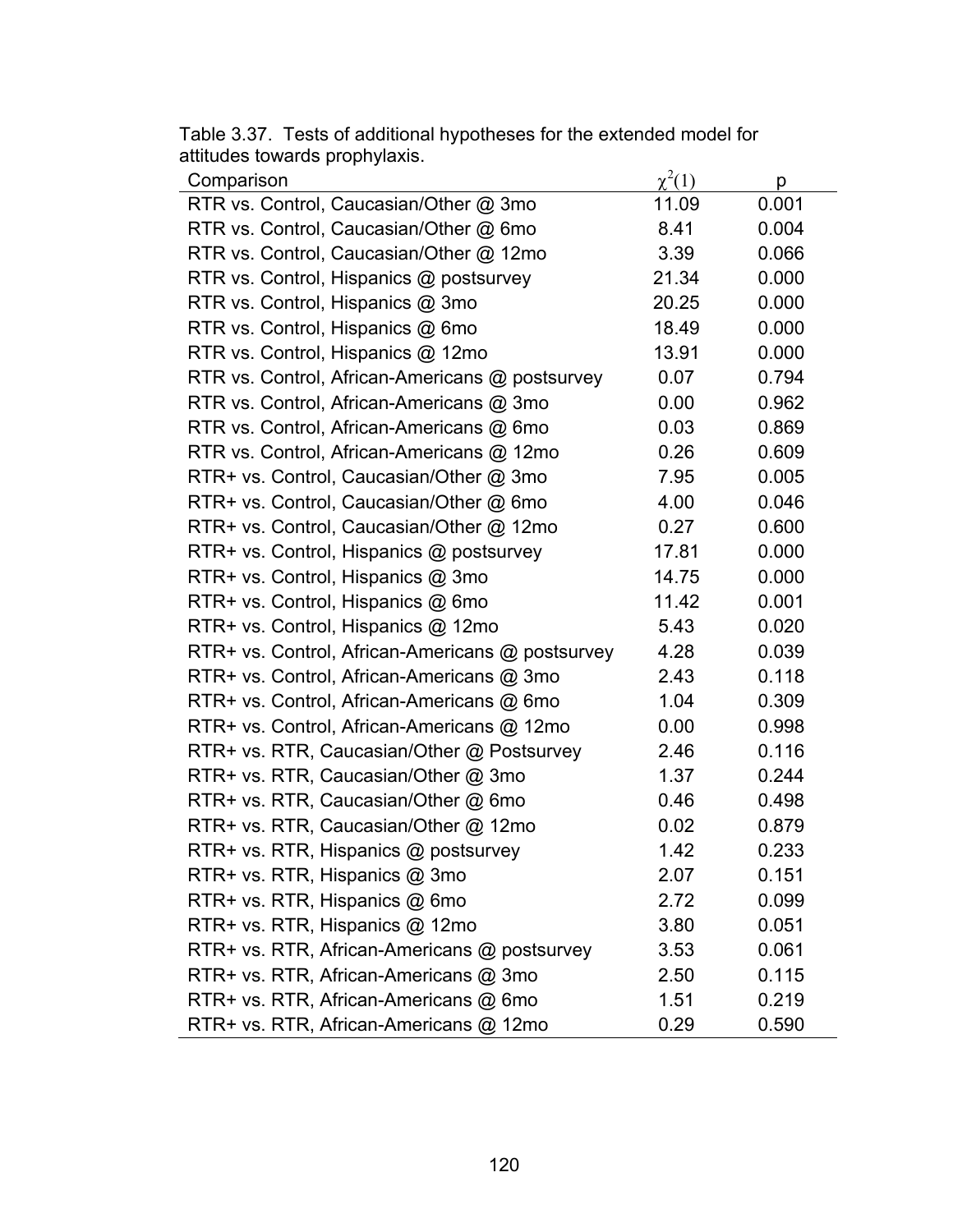Table 3.37. Tests of additional hypotheses for the extended model for attitudes towards prophylaxis.

| Comparison | $\chi^2(1)$ | p |
|---|---|---|
| RTR vs. Control, Caucasian/Other @ 3mo | 11.09 | 0.001 |
| RTR vs. Control, Caucasian/Other @ 6mo | 8.41 | 0.004 |
| RTR vs. Control, Caucasian/Other @ 12mo | 3.39 | 0.066 |
| RTR vs. Control, Hispanics @ postsurvey | 21.34 | 0.000 |
| RTR vs. Control, Hispanics @ 3mo | 20.25 | 0.000 |
| RTR vs. Control, Hispanics @ 6mo | 18.49 | 0.000 |
| RTR vs. Control, Hispanics @ 12mo | 13.91 | 0.000 |
| RTR vs. Control, African-Americans @ postsurvey | 0.07 | 0.794 |
| RTR vs. Control, African-Americans @ 3mo | 0.00 | 0.962 |
| RTR vs. Control, African-Americans @ 6mo | 0.03 | 0.869 |
| RTR vs. Control, African-Americans @ 12mo | 0.26 | 0.609 |
| RTR+ vs. Control, Caucasian/Other @ 3mo | 7.95 | 0.005 |
| RTR+ vs. Control, Caucasian/Other @ 6mo | 4.00 | 0.046 |
| RTR+ vs. Control, Caucasian/Other @ 12mo | 0.27 | 0.600 |
| RTR+ vs. Control, Hispanics @ postsurvey | 17.81 | 0.000 |
| RTR+ vs. Control, Hispanics @ 3mo | 14.75 | 0.000 |
| RTR+ vs. Control, Hispanics @ 6mo | 11.42 | 0.001 |
| RTR+ vs. Control, Hispanics @ 12mo | 5.43 | 0.020 |
| RTR+ vs. Control, African-Americans @ postsurvey | 4.28 | 0.039 |
| RTR+ vs. Control, African-Americans @ 3mo | 2.43 | 0.118 |
| RTR+ vs. Control, African-Americans @ 6mo | 1.04 | 0.309 |
| RTR+ vs. Control, African-Americans @ 12mo | 0.00 | 0.998 |
| RTR+ vs. RTR, Caucasian/Other @ Postsurvey | 2.46 | 0.116 |
| RTR+ vs. RTR, Caucasian/Other @ 3mo | 1.37 | 0.244 |
| RTR+ vs. RTR, Caucasian/Other @ 6mo | 0.46 | 0.498 |
| RTR+ vs. RTR, Caucasian/Other @ 12mo | 0.02 | 0.879 |
| RTR+ vs. RTR, Hispanics @ postsurvey | 1.42 | 0.233 |
| RTR+ vs. RTR, Hispanics @ 3mo | 2.07 | 0.151 |
| RTR+ vs. RTR, Hispanics @ 6mo | 2.72 | 0.099 |
| RTR+ vs. RTR, Hispanics @ 12mo | 3.80 | 0.051 |
| RTR+ vs. RTR, African-Americans @ postsurvey | 3.53 | 0.061 |
| RTR+ vs. RTR, African-Americans @ 3mo | 2.50 | 0.115 |
| RTR+ vs. RTR, African-Americans @ 6mo | 1.51 | 0.219 |
| RTR+ vs. RTR, African-Americans @ 12mo | 0.29 | 0.590 |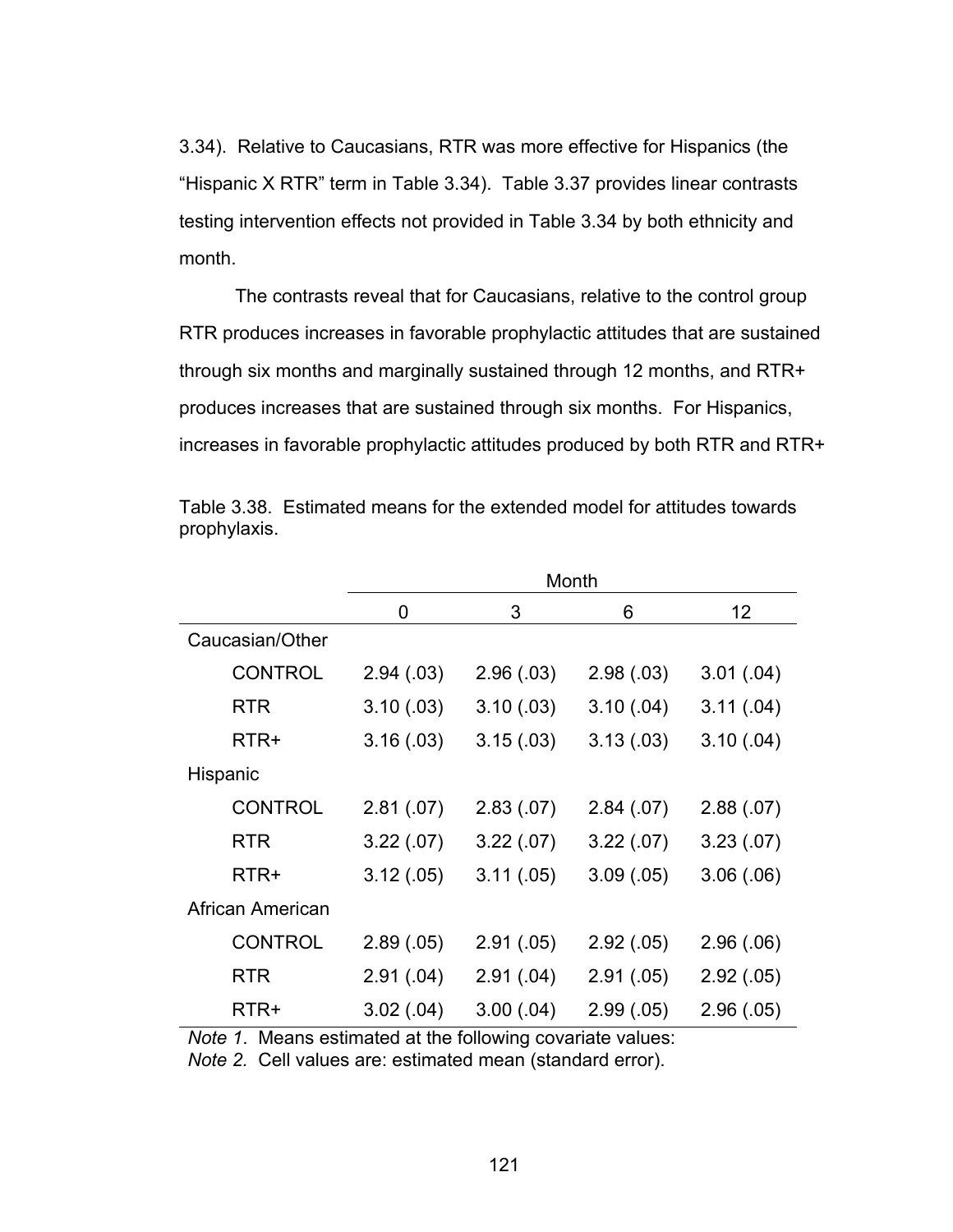3.34). Relative to Caucasians, RTR was more effective for Hispanics (the "Hispanic X RTR" term in Table 3.34). Table 3.37 provides linear contrasts testing intervention effects not provided in Table 3.34 by both ethnicity and month.

The contrasts reveal that for Caucasians, relative to the control group RTR produces increases in favorable prophylactic attitudes that are sustained through six months and marginally sustained through 12 months, and RTR+ produces increases that are sustained through six months. For Hispanics, increases in favorable prophylactic attitudes produced by both RTR and RTR+

Table 3.38. Estimated means for the extended model for attitudes towards prophylaxis.

| | Month | | | |
|---|---|---|---|---|
| | 0 | 3 | 6 | 12 |
| Caucasian/Other | | | | |
| CONTROL | 2.94 (.03) | 2.96 (.03) | 2.98 (.03) | 3.01 (.04) |
| RTR | 3.10 (.03) | 3.10 (.03) | 3.10 (.04) | 3.11 (.04) |
| RTR+ | 3.16 (.03) | 3.15 (.03) | 3.13 (.03) | 3.10 (.04) |
| Hispanic | | | | |
| CONTROL | 2.81 (.07) | 2.83 (.07) | 2.84 (.07) | 2.88 (.07) |
| RTR | 3.22 (.07) | 3.22 (.07) | 3.22 (.07) | 3.23 (.07) |
| RTR+ | 3.12 (.05) | 3.11 (.05) | 3.09 (.05) | 3.06 (.06) |
| African American | | | | |
| CONTROL | 2.89 (.05) | 2.91 (.05) | 2.92 (.05) | 2.96 (.06) |
| RTR | 2.91 (.04) | 2.91 (.04) | 2.91 (.05) | 2.92 (.05) |
| RTR+ | 3.02 (.04) | 3.00 (.04) | 2.99 (.05) | 2.96 (.05) |

*Note 1*. Means estimated at the following covariate values:
*Note 2.* Cell values are: estimated mean (standard error).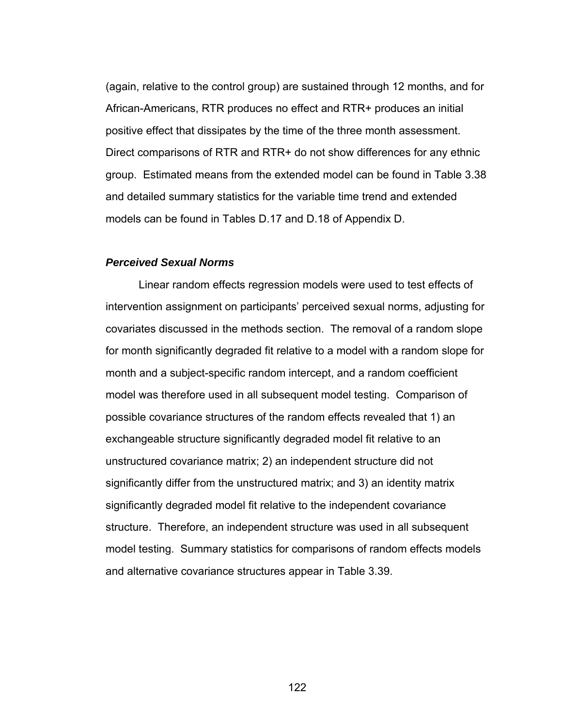(again, relative to the control group) are sustained through 12 months, and for African-Americans, RTR produces no effect and RTR+ produces an initial positive effect that dissipates by the time of the three month assessment. Direct comparisons of RTR and RTR+ do not show differences for any ethnic group. Estimated means from the extended model can be found in Table 3.38 and detailed summary statistics for the variable time trend and extended models can be found in Tables D.17 and D.18 of Appendix D.

### *Perceived Sexual Norms*

Linear random effects regression models were used to test effects of intervention assignment on participants' perceived sexual norms, adjusting for covariates discussed in the methods section. The removal of a random slope for month significantly degraded fit relative to a model with a random slope for month and a subject-specific random intercept, and a random coefficient model was therefore used in all subsequent model testing. Comparison of possible covariance structures of the random effects revealed that 1) an exchangeable structure significantly degraded model fit relative to an unstructured covariance matrix; 2) an independent structure did not significantly differ from the unstructured matrix; and 3) an identity matrix significantly degraded model fit relative to the independent covariance structure. Therefore, an independent structure was used in all subsequent model testing. Summary statistics for comparisons of random effects models and alternative covariance structures appear in Table 3.39.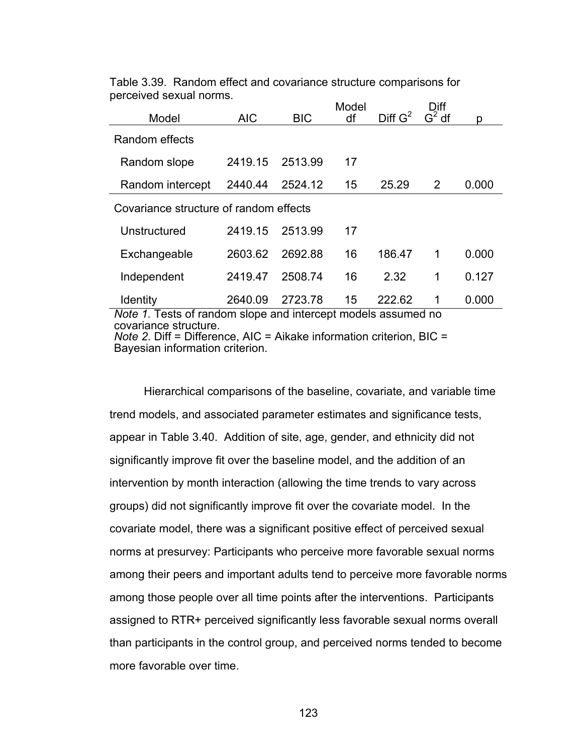Table 3.39. Random effect and covariance structure comparisons for perceived sexual norms.

| Model | AIC | BIC | Model df | Diff $G^2$ | Diff $G^2$ df | p |
|---|---|---|---|---|---|---|
| Random effects | | | | | | |
| Random slope | 2419.15 | 2513.99 | 17 | | | |
| Random intercept | 2440.44 | 2524.12 | 15 | 25.29 | 2 | 0.000 |
| Covariance structure of random effects | | | | | | |
| Unstructured | 2419.15 | 2513.99 | 17 | | | |
| Exchangeable | 2603.62 | 2692.88 | 16 | 186.47 | 1 | 0.000 |
| Independent | 2419.47 | 2508.74 | 16 | 2.32 | 1 | 0.127 |
| Identity | 2640.09 | 2723.78 | 15 | 222.62 | 1 | 0.000 |

*Note 1.* Tests of random slope and intercept models assumed no covariance structure.
*Note 2*. Diff = Difference, AIC = Aikake information criterion, BIC = Bayesian information criterion.

Hierarchical comparisons of the baseline, covariate, and variable time trend models, and associated parameter estimates and significance tests, appear in Table 3.40. Addition of site, age, gender, and ethnicity did not significantly improve fit over the baseline model, and the addition of an intervention by month interaction (allowing the time trends to vary across groups) did not significantly improve fit over the covariate model. In the covariate model, there was a significant positive effect of perceived sexual norms at presurvey: Participants who perceive more favorable sexual norms among their peers and important adults tend to perceive more favorable norms among those people over all time points after the interventions. Participants assigned to RTR+ perceived significantly less favorable sexual norms overall than participants in the control group, and perceived norms tended to become more favorable over time.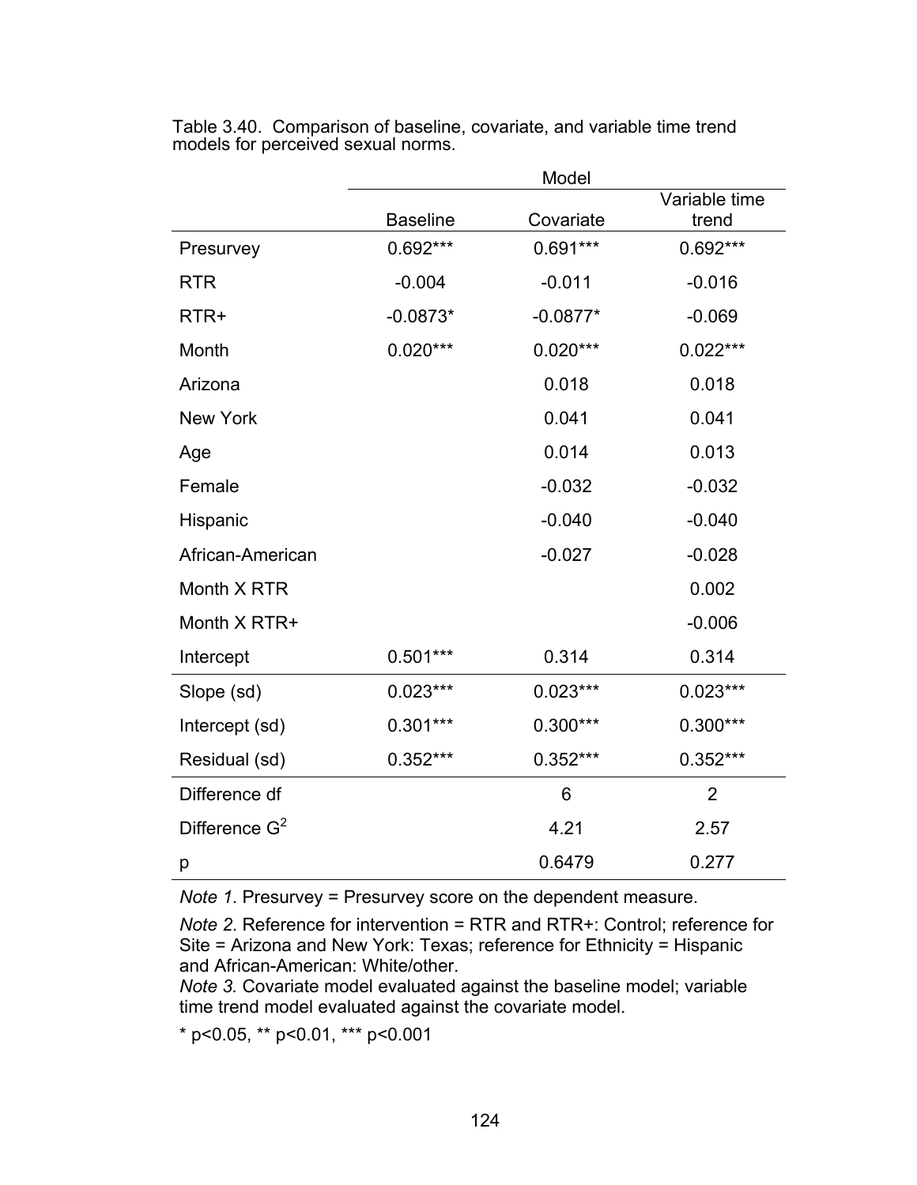Table 3.40. Comparison of baseline, covariate, and variable time trend models for perceived sexual norms.

| | Model | | |
|---|---|---|---|
| | Baseline | Covariate | Variable time trend |
| Presurvey | 0.692*** | 0.691*** | 0.692*** |
| RTR | -0.004 | -0.011 | -0.016 |
| RTR+ | -0.0873* | -0.0877* | -0.069 |
| Month | 0.020*** | 0.020*** | 0.022*** |
| Arizona | | 0.018 | 0.018 |
| New York | | 0.041 | 0.041 |
| Age | | 0.014 | 0.013 |
| Female | | -0.032 | -0.032 |
| Hispanic | | -0.040 | -0.040 |
| African-American | | -0.027 | -0.028 |
| Month X RTR | | | 0.002 |
| Month X RTR+ | | | -0.006 |
| Intercept | 0.501*** | 0.314 | 0.314 |
| Slope (sd) | 0.023*** | 0.023*** | 0.023*** |
| Intercept (sd) | 0.301*** | 0.300*** | 0.300*** |
| Residual (sd) | 0.352*** | 0.352*** | 0.352*** |
| Difference df | | 6 | 2 |
| Difference $G^2$ | | 4.21 | 2.57 |
| p | | 0.6479 | 0.277 |

*Note 1*. Presurvey = Presurvey score on the dependent measure.

*Note 2*. Reference for intervention = RTR and RTR+: Control; reference for Site = Arizona and New York: Texas; reference for Ethnicity = Hispanic and African-American: White/other.

*Note 3.* Covariate model evaluated against the baseline model; variable time trend model evaluated against the covariate model.

* $p<0.05$, ** $p<0.01$, *** $p<0.001$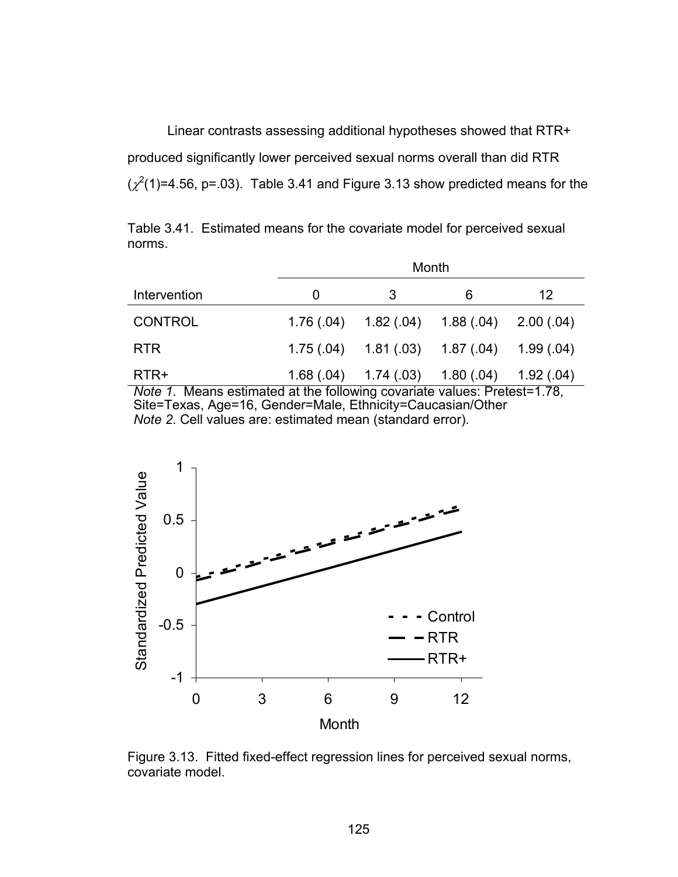Linear contrasts assessing additional hypotheses showed that RTR+ produced significantly lower perceived sexual norms overall than did RTR ($\chi^2(1)$=4.56, p=.03). Table 3.41 and Figure 3.13 show predicted means for the

Table 3.41. Estimated means for the covariate model for perceived sexual norms.

| | Month | | | |
|---|---|---|---|---|
| Intervention | 0 | 3 | 6 | 12 |
| CONTROL | 1.76 (.04) | 1.82 (.04) | 1.88 (.04) | 2.00 (.04) |
| RTR | 1.75 (.04) | 1.81 (.03) | 1.87 (.04) | 1.99 (.04) |
| RTR+ | 1.68 (.04) | 1.74 (.03) | 1.80 (.04) | 1.92 (.04) |

*Note 1*. Means estimated at the following covariate values: Pretest=1.78, Site=Texas, Age=16, Gender=Male, Ethnicity=Caucasian/Other
*Note 2*. Cell values are: estimated mean (standard error).

Figure 3.13. Fitted fixed-effect regression lines for perceived sexual norms, covariate model.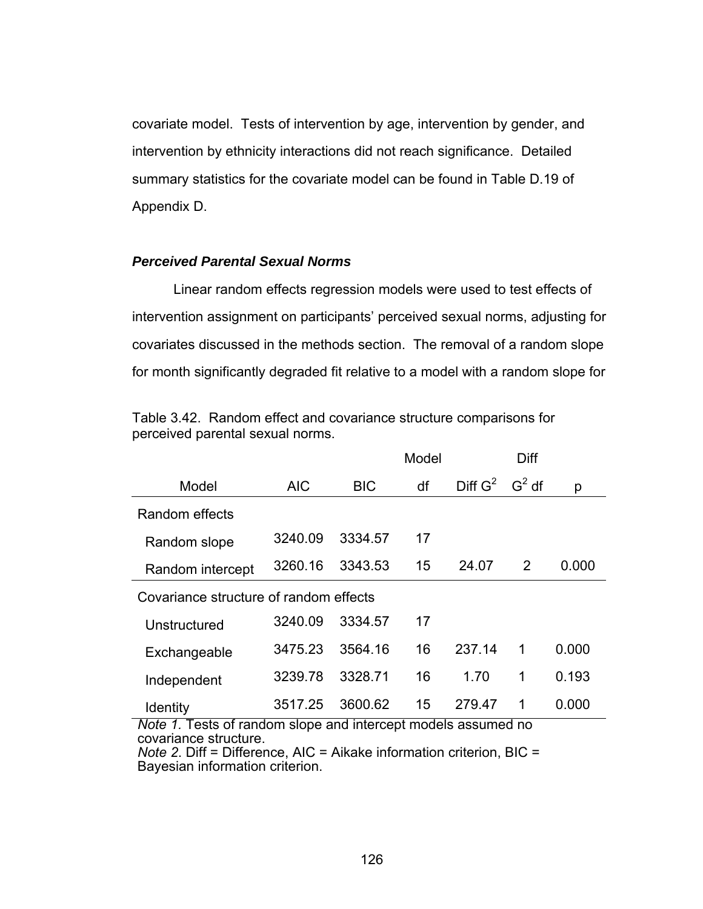covariate model. Tests of intervention by age, intervention by gender, and intervention by ethnicity interactions did not reach significance. Detailed summary statistics for the covariate model can be found in Table D.19 of Appendix D.

### ***Perceived Parental Sexual Norms***

Linear random effects regression models were used to test effects of intervention assignment on participants' perceived sexual norms, adjusting for covariates discussed in the methods section. The removal of a random slope for month significantly degraded fit relative to a model with a random slope for

Table 3.42. Random effect and covariance structure comparisons for perceived parental sexual norms.

| Model | AIC | BIC | Model df | Diff $G^2$ | Diff $G^2$ df | p |
|---|---|---|---|---|---|---|
| Random effects | | | | | | |
| Random slope | 3240.09 | 3334.57 | 17 | | | |
| Random intercept | 3260.16 | 3343.53 | 15 | 24.07 | 2 | 0.000 |
| Covariance structure of random effects | | | | | | |
| Unstructured | 3240.09 | 3334.57 | 17 | | | |
| Exchangeable | 3475.23 | 3564.16 | 16 | 237.14 | 1 | 0.000 |
| Independent | 3239.78 | 3328.71 | 16 | 1.70 | 1 | 0.193 |
| Identity | 3517.25 | 3600.62 | 15 | 279.47 | 1 | 0.000 |

*Note 1.* Tests of random slope and intercept models assumed no covariance structure.
*Note 2.* Diff = Difference, AIC = Aikake information criterion, BIC = Bayesian information criterion.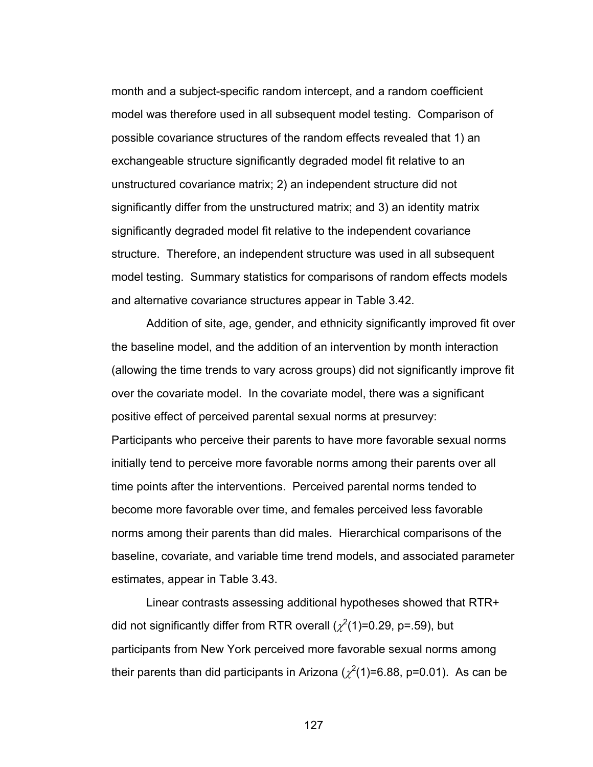month and a subject-specific random intercept, and a random coefficient model was therefore used in all subsequent model testing. Comparison of possible covariance structures of the random effects revealed that 1) an exchangeable structure significantly degraded model fit relative to an unstructured covariance matrix; 2) an independent structure did not significantly differ from the unstructured matrix; and 3) an identity matrix significantly degraded model fit relative to the independent covariance structure. Therefore, an independent structure was used in all subsequent model testing. Summary statistics for comparisons of random effects models and alternative covariance structures appear in Table 3.42.

Addition of site, age, gender, and ethnicity significantly improved fit over the baseline model, and the addition of an intervention by month interaction (allowing the time trends to vary across groups) did not significantly improve fit over the covariate model. In the covariate model, there was a significant positive effect of perceived parental sexual norms at presurvey: Participants who perceive their parents to have more favorable sexual norms initially tend to perceive more favorable norms among their parents over all time points after the interventions. Perceived parental norms tended to become more favorable over time, and females perceived less favorable norms among their parents than did males. Hierarchical comparisons of the baseline, covariate, and variable time trend models, and associated parameter estimates, appear in Table 3.43.

Linear contrasts assessing additional hypotheses showed that RTR+ did not significantly differ from RTR overall ($\chi^2(1)=0.29$, p=.59), but participants from New York perceived more favorable sexual norms among their parents than did participants in Arizona ($\chi^2(1)=6.88$, p=0.01). As can be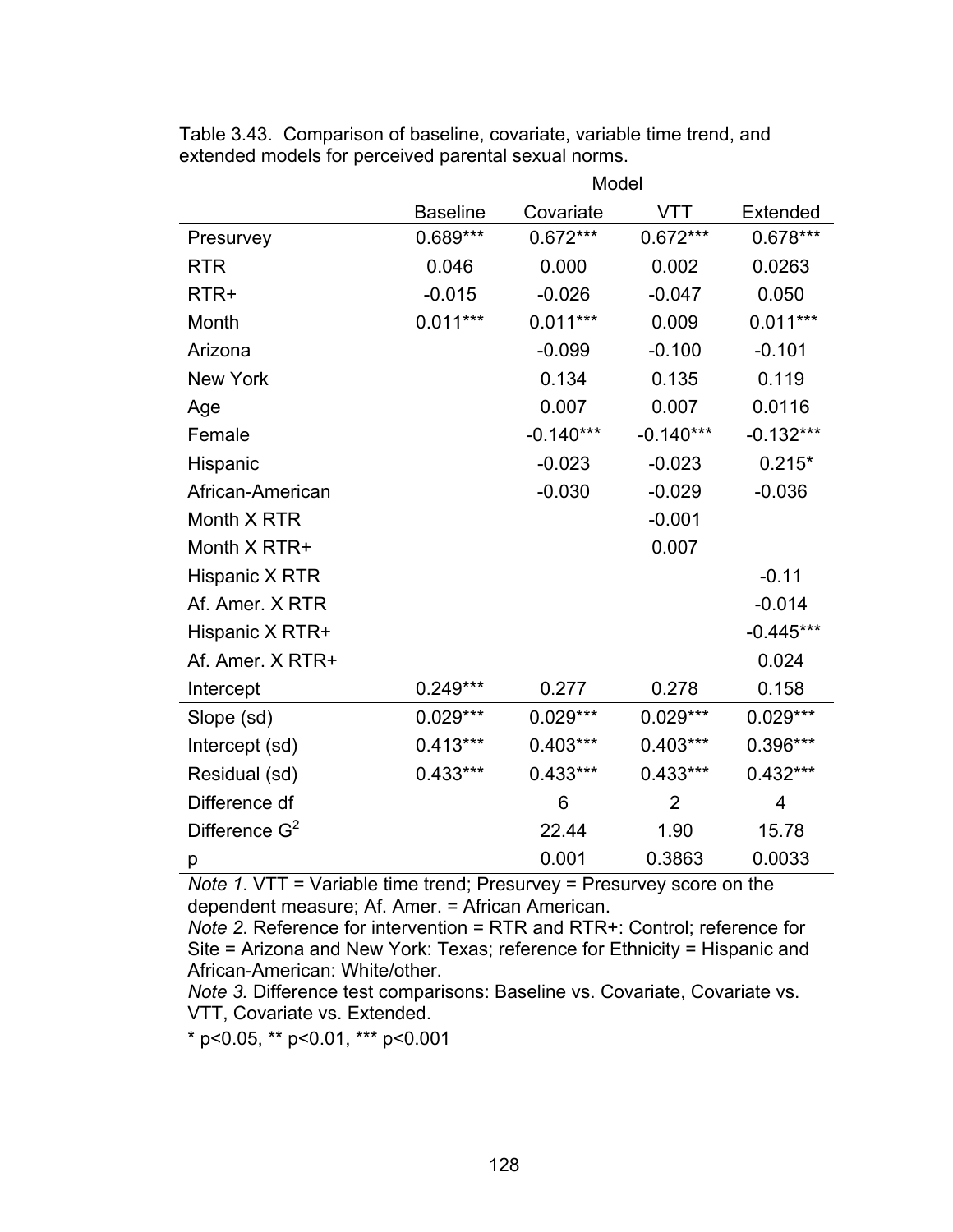Table 3.43. Comparison of baseline, covariate, variable time trend, and extended models for perceived parental sexual norms.

| | Model | | | |
|---|---|---|---|---|
| | Baseline | Covariate | VTT | Extended |
| Presurvey | 0.689*** | 0.672*** | 0.672*** | 0.678*** |
| RTR | 0.046 | 0.000 | 0.002 | 0.0263 |
| RTR+ | -0.015 | -0.026 | -0.047 | 0.050 |
| Month | 0.011*** | 0.011*** | 0.009 | 0.011*** |
| Arizona | | -0.099 | -0.100 | -0.101 |
| New York | | 0.134 | 0.135 | 0.119 |
| Age | | 0.007 | 0.007 | 0.0116 |
| Female | | -0.140*** | -0.140*** | -0.132*** |
| Hispanic | | -0.023 | -0.023 | 0.215* |
| African-American | | -0.030 | -0.029 | -0.036 |
| Month X RTR | | | -0.001 | |
| Month X RTR+ | | | 0.007 | |
| Hispanic X RTR | | | | -0.11 |
| Af. Amer. X RTR | | | | -0.014 |
| Hispanic X RTR+ | | | | -0.445*** |
| Af. Amer. X RTR+ | | | | 0.024 |
| Intercept | 0.249*** | 0.277 | 0.278 | 0.158 |
| Slope (sd) | 0.029*** | 0.029*** | 0.029*** | 0.029*** |
| Intercept (sd) | 0.413*** | 0.403*** | 0.403*** | 0.396*** |
| Residual (sd) | 0.433*** | 0.433*** | 0.433*** | 0.432*** |
| Difference df | | 6 | 2 | 4 |
| Difference $G^2$ | | 22.44 | 1.90 | 15.78 |
| p | | 0.001 | 0.3863 | 0.0033 |

*Note 1*. VTT = Variable time trend; Presurvey = Presurvey score on the dependent measure; Af. Amer. = African American.
*Note 2*. Reference for intervention = RTR and RTR+: Control; reference for Site = Arizona and New York: Texas; reference for Ethnicity = Hispanic and African-American: White/other.
*Note 3.* Difference test comparisons: Baseline vs. Covariate, Covariate vs. VTT, Covariate vs. Extended.
* p<0.05, ** p<0.01, *** p<0.001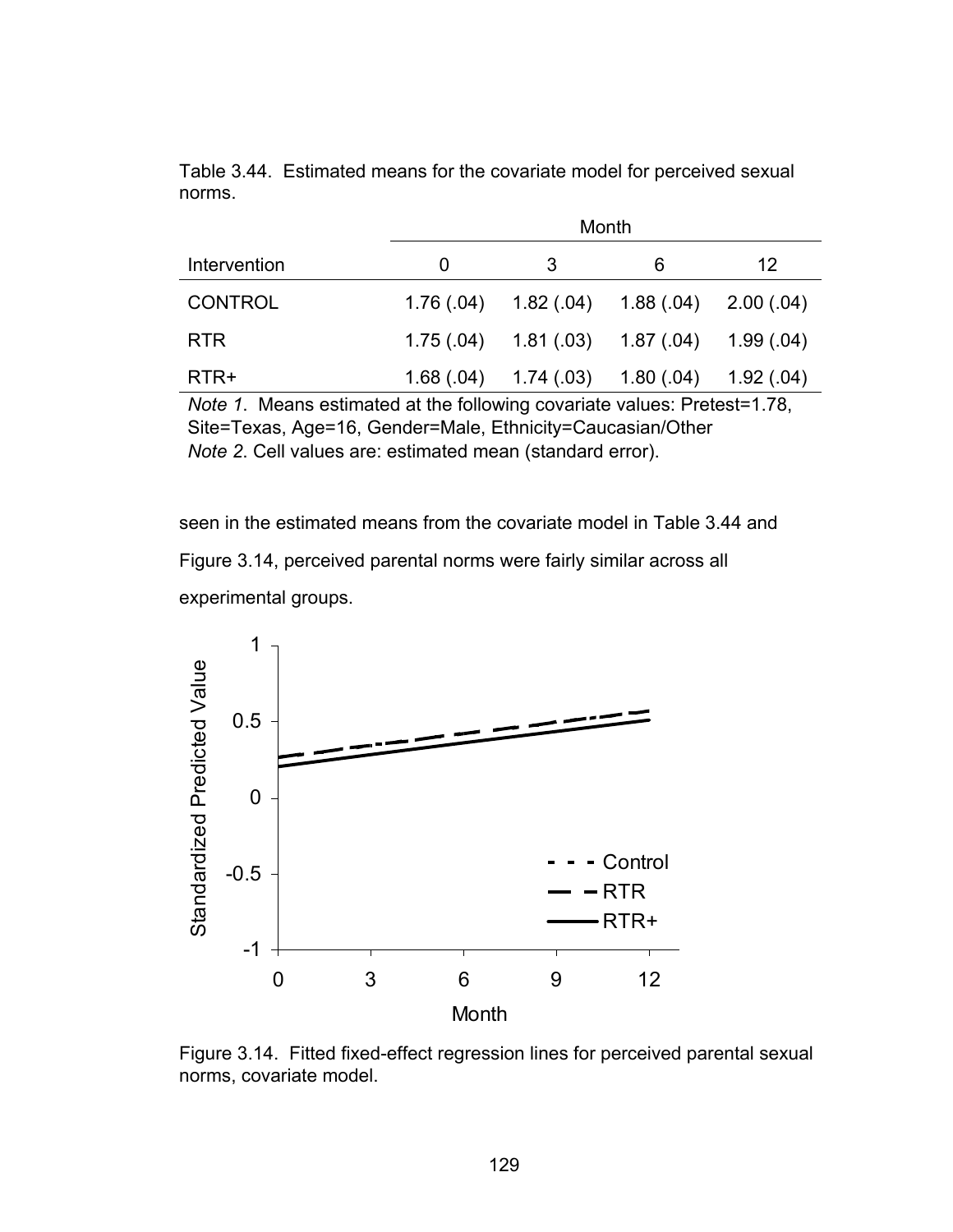Table 3.44. Estimated means for the covariate model for perceived sexual norms.

| | Month | | | |
|---|---|---|---|---|
| Intervention | 0 | 3 | 6 | 12 |
| CONTROL | 1.76 (.04) | 1.82 (.04) | 1.88 (.04) | 2.00 (.04) |
| RTR | 1.75 (.04) | 1.81 (.03) | 1.87 (.04) | 1.99 (.04) |
| RTR+ | 1.68 (.04) | 1.74 (.03) | 1.80 (.04) | 1.92 (.04) |

*Note 1*. Means estimated at the following covariate values: Pretest=1.78, Site=Texas, Age=16, Gender=Male, Ethnicity=Caucasian/Other
*Note 2*. Cell values are: estimated mean (standard error).

seen in the estimated means from the covariate model in Table 3.44 and Figure 3.14, perceived parental norms were fairly similar across all experimental groups.

Figure 3.14. Fitted fixed-effect regression lines for perceived parental sexual norms, covariate model.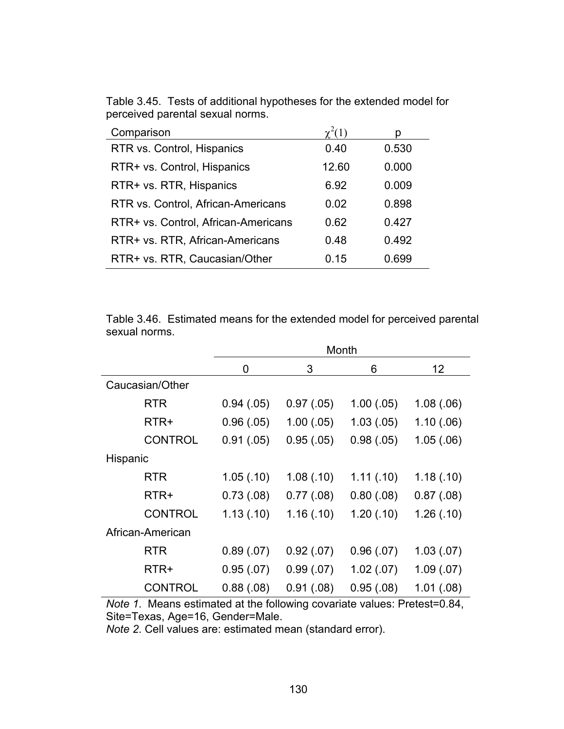Table 3.45. Tests of additional hypotheses for the extended model for perceived parental sexual norms.

| Comparison | $\chi^2(1)$ | p |
|---|---|---|
| RTR vs. Control, Hispanics | 0.40 | 0.530 |
| RTR+ vs. Control, Hispanics | 12.60 | 0.000 |
| RTR+ vs. RTR, Hispanics | 6.92 | 0.009 |
| RTR vs. Control, African-Americans | 0.02 | 0.898 |
| RTR+ vs. Control, African-Americans | 0.62 | 0.427 |
| RTR+ vs. RTR, African-Americans | 0.48 | 0.492 |
| RTR+ vs. RTR, Caucasian/Other | 0.15 | 0.699 |

Table 3.46. Estimated means for the extended model for perceived parental sexual norms.

| | Month | | | |
|---|---|---|---|---|
| | 0 | 3 | 6 | 12 |
| Caucasian/Other | | | | |
| RTR | 0.94 (.05) | 0.97 (.05) | 1.00 (.05) | 1.08 (.06) |
| RTR+ | 0.96 (.05) | 1.00 (.05) | 1.03 (.05) | 1.10 (.06) |
| CONTROL | 0.91 (.05) | 0.95 (.05) | 0.98 (.05) | 1.05 (.06) |
| Hispanic | | | | |
| RTR | 1.05 (.10) | 1.08 (.10) | 1.11 (.10) | 1.18 (.10) |
| RTR+ | 0.73 (.08) | 0.77 (.08) | 0.80 (.08) | 0.87 (.08) |
| CONTROL | 1.13 (.10) | 1.16 (.10) | 1.20 (.10) | 1.26 (.10) |
| African-American | | | | |
| RTR | 0.89 (.07) | 0.92 (.07) | 0.96 (.07) | 1.03 (.07) |
| RTR+ | 0.95 (.07) | 0.99 (.07) | 1.02 (.07) | 1.09 (.07) |
| CONTROL | 0.88 (.08) | 0.91 (.08) | 0.95 (.08) | 1.01 (.08) |

*Note 1*. Means estimated at the following covariate values: Pretest=0.84, Site=Texas, Age=16, Gender=Male.
*Note 2*. Cell values are: estimated mean (standard error).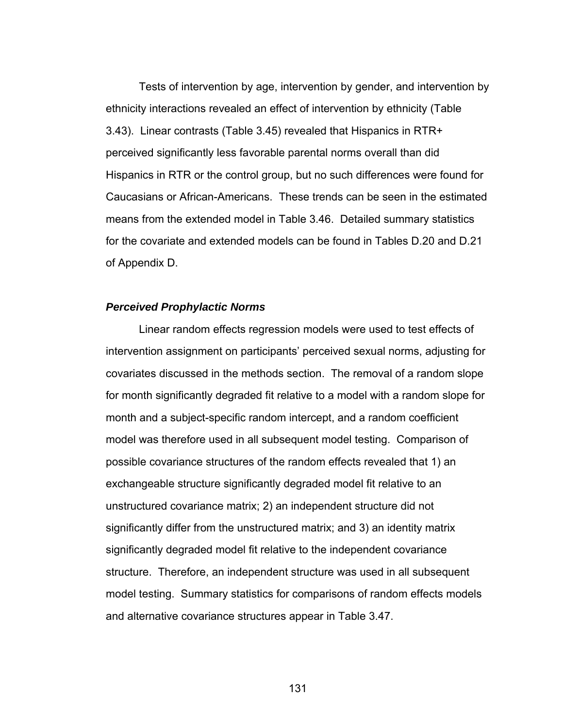Tests of intervention by age, intervention by gender, and intervention by ethnicity interactions revealed an effect of intervention by ethnicity (Table 3.43). Linear contrasts (Table 3.45) revealed that Hispanics in RTR+ perceived significantly less favorable parental norms overall than did Hispanics in RTR or the control group, but no such differences were found for Caucasians or African-Americans. These trends can be seen in the estimated means from the extended model in Table 3.46. Detailed summary statistics for the covariate and extended models can be found in Tables D.20 and D.21 of Appendix D.

### *Perceived Prophylactic Norms*

Linear random effects regression models were used to test effects of intervention assignment on participants' perceived sexual norms, adjusting for covariates discussed in the methods section. The removal of a random slope for month significantly degraded fit relative to a model with a random slope for month and a subject-specific random intercept, and a random coefficient model was therefore used in all subsequent model testing. Comparison of possible covariance structures of the random effects revealed that 1) an exchangeable structure significantly degraded model fit relative to an unstructured covariance matrix; 2) an independent structure did not significantly differ from the unstructured matrix; and 3) an identity matrix significantly degraded model fit relative to the independent covariance structure. Therefore, an independent structure was used in all subsequent model testing. Summary statistics for comparisons of random effects models and alternative covariance structures appear in Table 3.47.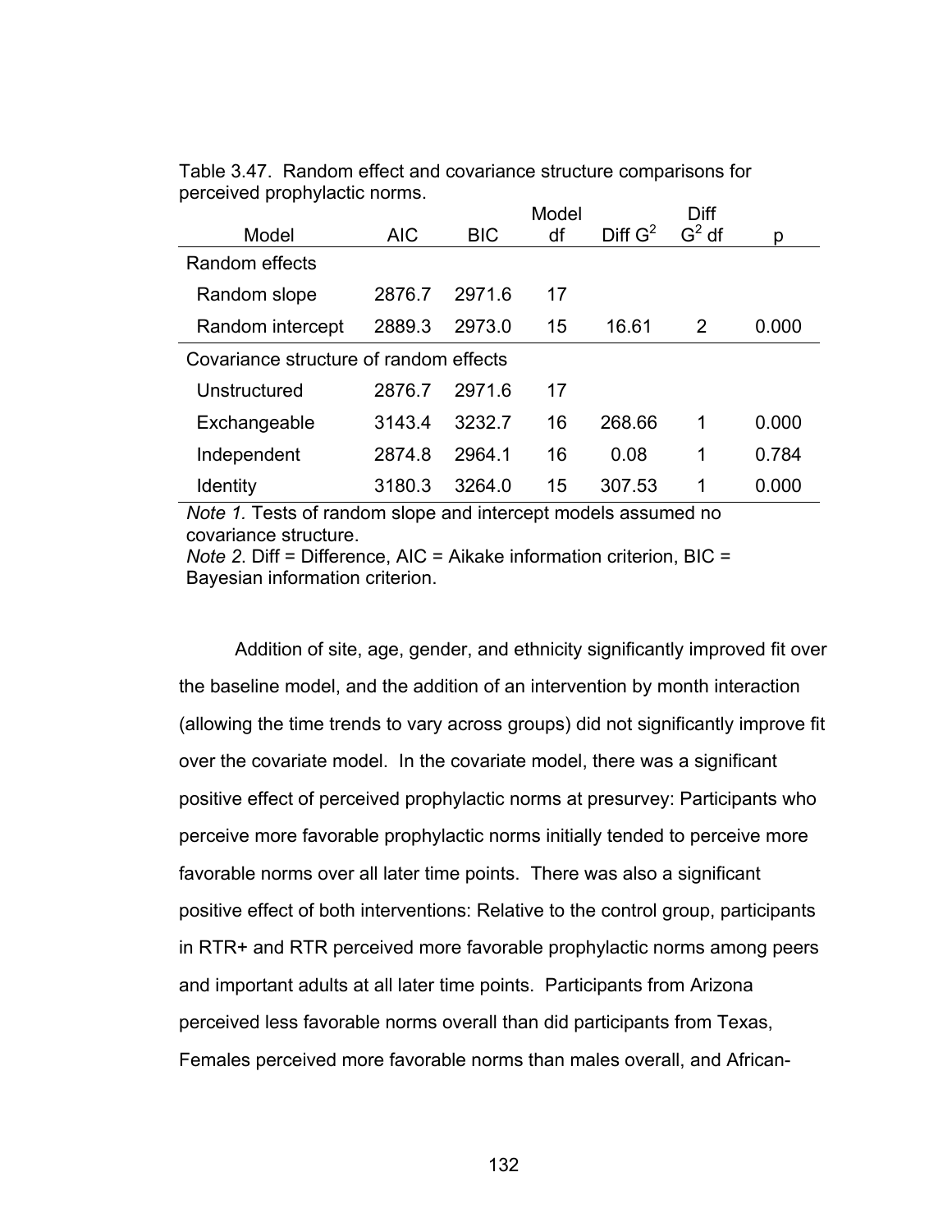Table 3.47. Random effect and covariance structure comparisons for perceived prophylactic norms.

| Model | AIC | BIC | Model df | Diff $G^2$ | Diff $G^2$ df | p |
|---|---|---|---|---|---|---|
| Random effects | | | | | | |
| Random slope | 2876.7 | 2971.6 | 17 | | | |
| Random intercept | 2889.3 | 2973.0 | 15 | 16.61 | 2 | 0.000 |
| Covariance structure of random effects | | | | | | |
| Unstructured | 2876.7 | 2971.6 | 17 | | | |
| Exchangeable | 3143.4 | 3232.7 | 16 | 268.66 | 1 | 0.000 |
| Independent | 2874.8 | 2964.1 | 16 | 0.08 | 1 | 0.784 |
| Identity | 3180.3 | 3264.0 | 15 | 307.53 | 1 | 0.000 |

*Note 1.* Tests of random slope and intercept models assumed no covariance structure.
*Note 2.* Diff = Difference, AIC = Aikake information criterion, BIC = Bayesian information criterion.

Addition of site, age, gender, and ethnicity significantly improved fit over the baseline model, and the addition of an intervention by month interaction (allowing the time trends to vary across groups) did not significantly improve fit over the covariate model. In the covariate model, there was a significant positive effect of perceived prophylactic norms at presurvey: Participants who perceive more favorable prophylactic norms initially tended to perceive more favorable norms over all later time points. There was also a significant positive effect of both interventions: Relative to the control group, participants in RTR+ and RTR perceived more favorable prophylactic norms among peers and important adults at all later time points. Participants from Arizona perceived less favorable norms overall than did participants from Texas, Females perceived more favorable norms than males overall, and African-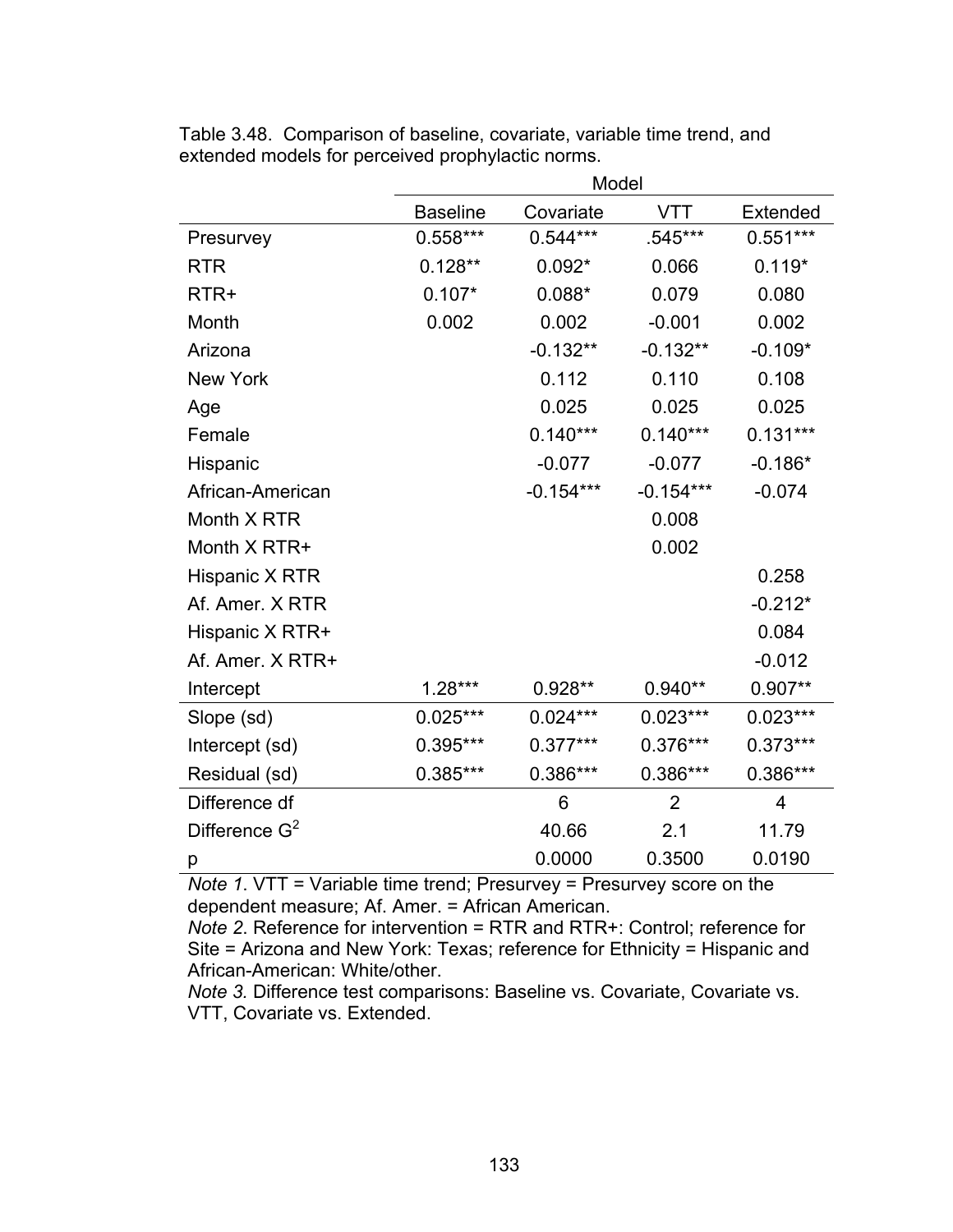Table 3.48. Comparison of baseline, covariate, variable time trend, and extended models for perceived prophylactic norms.

| | Model | | | |
|---|---|---|---|---|
| | Baseline | Covariate | VTT | Extended |
| Presurvey | 0.558*** | 0.544*** | .545*** | 0.551*** |
| RTR | 0.128** | 0.092* | 0.066 | 0.119* |
| RTR+ | 0.107* | 0.088* | 0.079 | 0.080 |
| Month | 0.002 | 0.002 | -0.001 | 0.002 |
| Arizona | | -0.132** | -0.132** | -0.109* |
| New York | | 0.112 | 0.110 | 0.108 |
| Age | | 0.025 | 0.025 | 0.025 |
| Female | | 0.140*** | 0.140*** | 0.131*** |
| Hispanic | | -0.077 | -0.077 | -0.186* |
| African-American | | -0.154*** | -0.154*** | -0.074 |
| Month X RTR | | | 0.008 | |
| Month X RTR+ | | | 0.002 | |
| Hispanic X RTR | | | | 0.258 |
| Af. Amer. X RTR | | | | -0.212* |
| Hispanic X RTR+ | | | | 0.084 |
| Af. Amer. X RTR+ | | | | -0.012 |
| Intercept | 1.28*** | 0.928** | 0.940** | 0.907** |
| Slope (sd) | 0.025*** | 0.024*** | 0.023*** | 0.023*** |
| Intercept (sd) | 0.395*** | 0.377*** | 0.376*** | 0.373*** |
| Residual (sd) | 0.385*** | 0.386*** | 0.386*** | 0.386*** |
| Difference df | | 6 | 2 | 4 |
| Difference $G^2$ | | 40.66 | 2.1 | 11.79 |
| p | | 0.0000 | 0.3500 | 0.0190 |

*Note 1*. VTT = Variable time trend; Presurvey = Presurvey score on the dependent measure; Af. Amer. = African American.
*Note 2*. Reference for intervention = RTR and RTR+: Control; reference for Site = Arizona and New York: Texas; reference for Ethnicity = Hispanic and African-American: White/other.
*Note 3.* Difference test comparisons: Baseline vs. Covariate, Covariate vs. VTT, Covariate vs. Extended.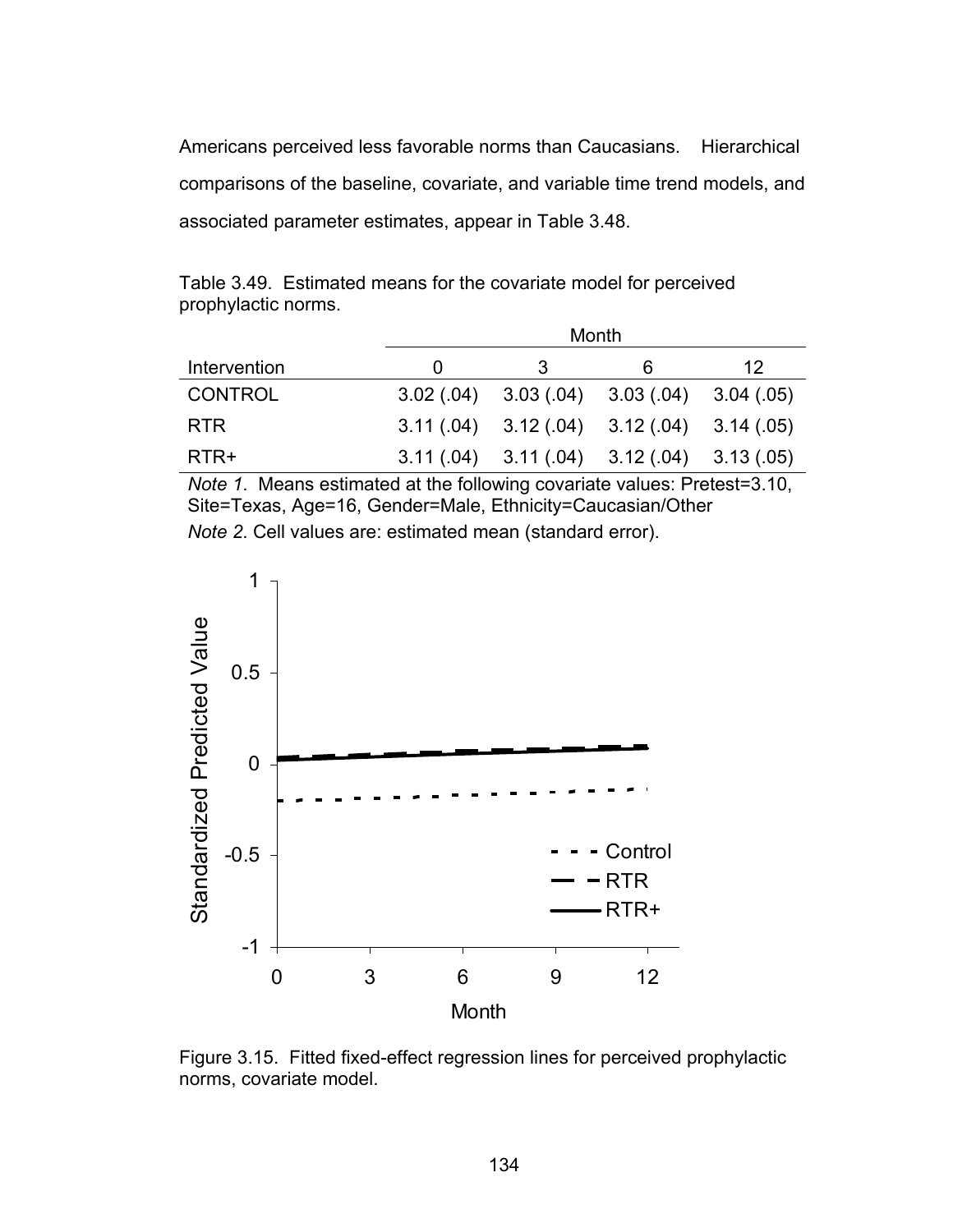Americans perceived less favorable norms than Caucasians. Hierarchical comparisons of the baseline, covariate, and variable time trend models, and associated parameter estimates, appear in Table 3.48.

Table 3.49. Estimated means for the covariate model for perceived prophylactic norms.

| | Month | | | |
|---|---|---|---|---|
| Intervention | 0 | 3 | 6 | 12 |
| CONTROL | 3.02 (.04) | 3.03 (.04) | 3.03 (.04) | 3.04 (.05) |
| RTR | 3.11 (.04) | 3.12 (.04) | 3.12 (.04) | 3.14 (.05) |
| RTR+ | 3.11 (.04) | 3.11 (.04) | 3.12 (.04) | 3.13 (.05) |

*Note 1*. Means estimated at the following covariate values: Pretest=3.10, Site=Texas, Age=16, Gender=Male, Ethnicity=Caucasian/Other

*Note 2*. Cell values are: estimated mean (standard error).

Figure 3.15. Fitted fixed-effect regression lines for perceived prophylactic norms, covariate model.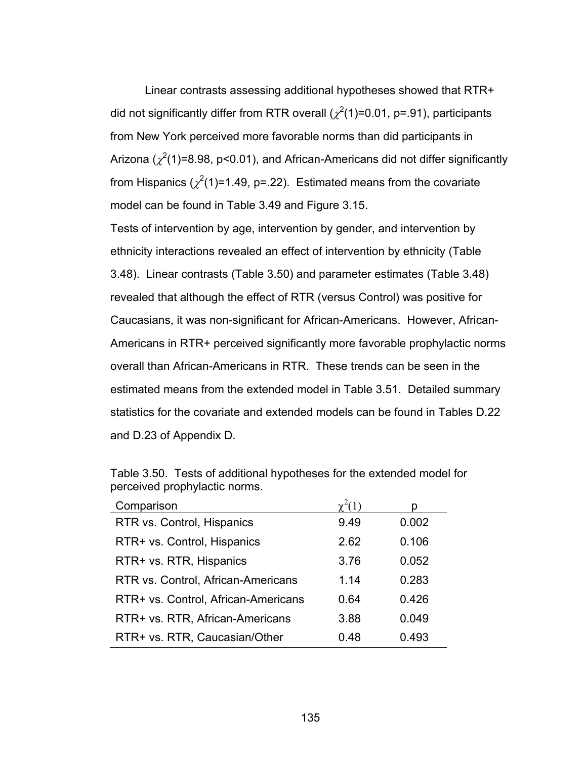Linear contrasts assessing additional hypotheses showed that RTR+ did not significantly differ from RTR overall ($\chi^2(1)=0.01$, p=.91), participants from New York perceived more favorable norms than did participants in Arizona ($\chi^2(1)=8.98$, p<0.01), and African-Americans did not differ significantly from Hispanics ($\chi^2(1)=1.49$, p=.22). Estimated means from the covariate model can be found in Table 3.49 and Figure 3.15.

Tests of intervention by age, intervention by gender, and intervention by ethnicity interactions revealed an effect of intervention by ethnicity (Table 3.48). Linear contrasts (Table 3.50) and parameter estimates (Table 3.48) revealed that although the effect of RTR (versus Control) was positive for Caucasians, it was non-significant for African-Americans. However, African-Americans in RTR+ perceived significantly more favorable prophylactic norms overall than African-Americans in RTR. These trends can be seen in the estimated means from the extended model in Table 3.51. Detailed summary statistics for the covariate and extended models can be found in Tables D.22 and D.23 of Appendix D.

Table 3.50. Tests of additional hypotheses for the extended model for perceived prophylactic norms.

| Comparison | $\chi^2(1)$ | p |
|---|---|---|
| RTR vs. Control, Hispanics | 9.49 | 0.002 |
| RTR+ vs. Control, Hispanics | 2.62 | 0.106 |
| RTR+ vs. RTR, Hispanics | 3.76 | 0.052 |
| RTR vs. Control, African-Americans | 1.14 | 0.283 |
| RTR+ vs. Control, African-Americans | 0.64 | 0.426 |
| RTR+ vs. RTR, African-Americans | 3.88 | 0.049 |
| RTR+ vs. RTR, Caucasian/Other | 0.48 | 0.493 |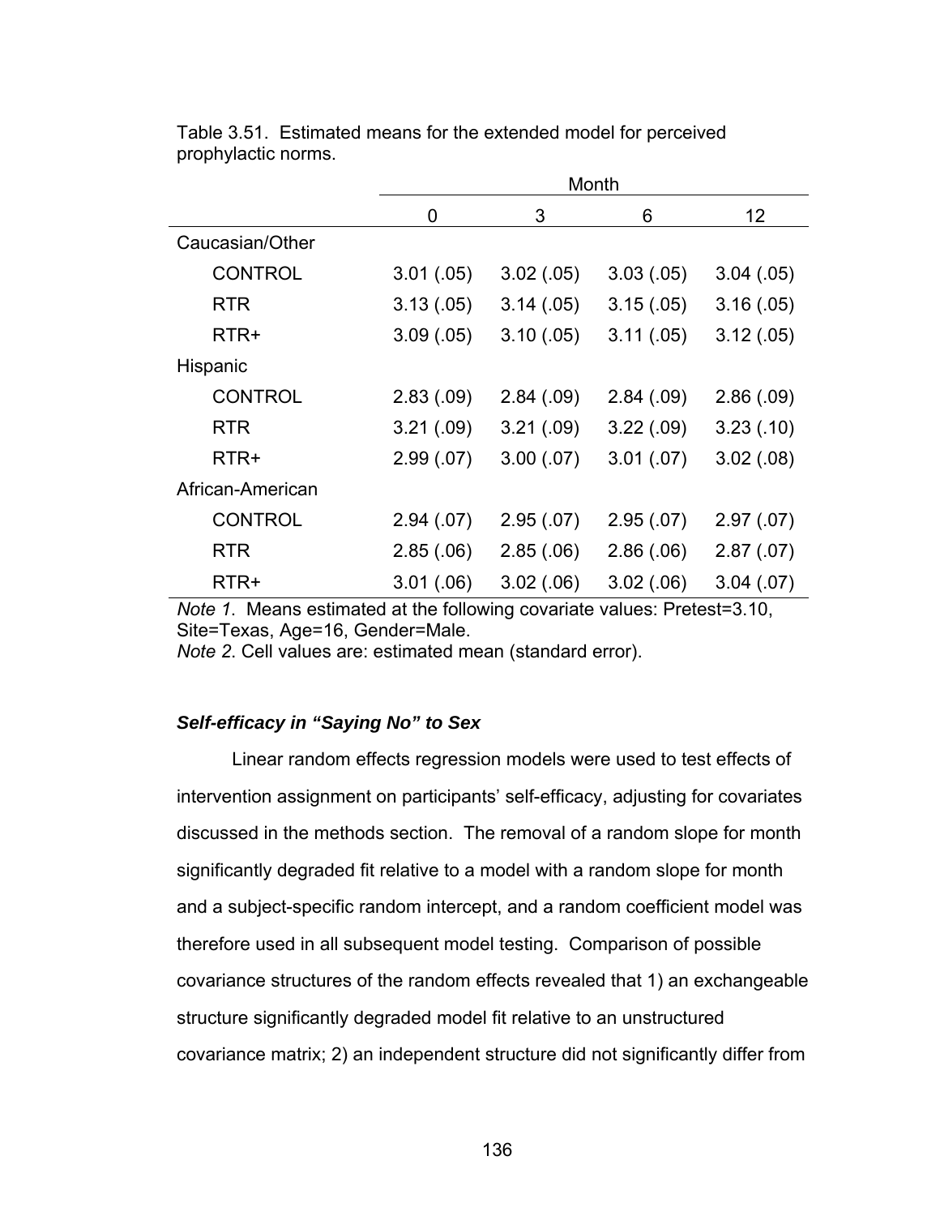Table 3.51. Estimated means for the extended model for perceived prophylactic norms.

| | Month | | | |
|---|---|---|---|---|
| | 0 | 3 | 6 | 12 |
| Caucasian/Other | | | | |
| CONTROL | 3.01 (.05) | 3.02 (.05) | 3.03 (.05) | 3.04 (.05) |
| RTR | 3.13 (.05) | 3.14 (.05) | 3.15 (.05) | 3.16 (.05) |
| RTR+ | 3.09 (.05) | 3.10 (.05) | 3.11 (.05) | 3.12 (.05) |
| Hispanic | | | | |
| CONTROL | 2.83 (.09) | 2.84 (.09) | 2.84 (.09) | 2.86 (.09) |
| RTR | 3.21 (.09) | 3.21 (.09) | 3.22 (.09) | 3.23 (.10) |
| RTR+ | 2.99 (.07) | 3.00 (.07) | 3.01 (.07) | 3.02 (.08) |
| African-American | | | | |
| CONTROL | 2.94 (.07) | 2.95 (.07) | 2.95 (.07) | 2.97 (.07) |
| RTR | 2.85 (.06) | 2.85 (.06) | 2.86 (.06) | 2.87 (.07) |
| RTR+ | 3.01 (.06) | 3.02 (.06) | 3.02 (.06) | 3.04 (.07) |

*Note 1*. Means estimated at the following covariate values: Pretest=3.10, Site=Texas, Age=16, Gender=Male.
*Note 2*. Cell values are: estimated mean (standard error).

### *Self-efficacy in "Saying No" to Sex*

Linear random effects regression models were used to test effects of intervention assignment on participants' self-efficacy, adjusting for covariates discussed in the methods section. The removal of a random slope for month significantly degraded fit relative to a model with a random slope for month and a subject-specific random intercept, and a random coefficient model was therefore used in all subsequent model testing. Comparison of possible covariance structures of the random effects revealed that 1) an exchangeable structure significantly degraded model fit relative to an unstructured covariance matrix; 2) an independent structure did not significantly differ from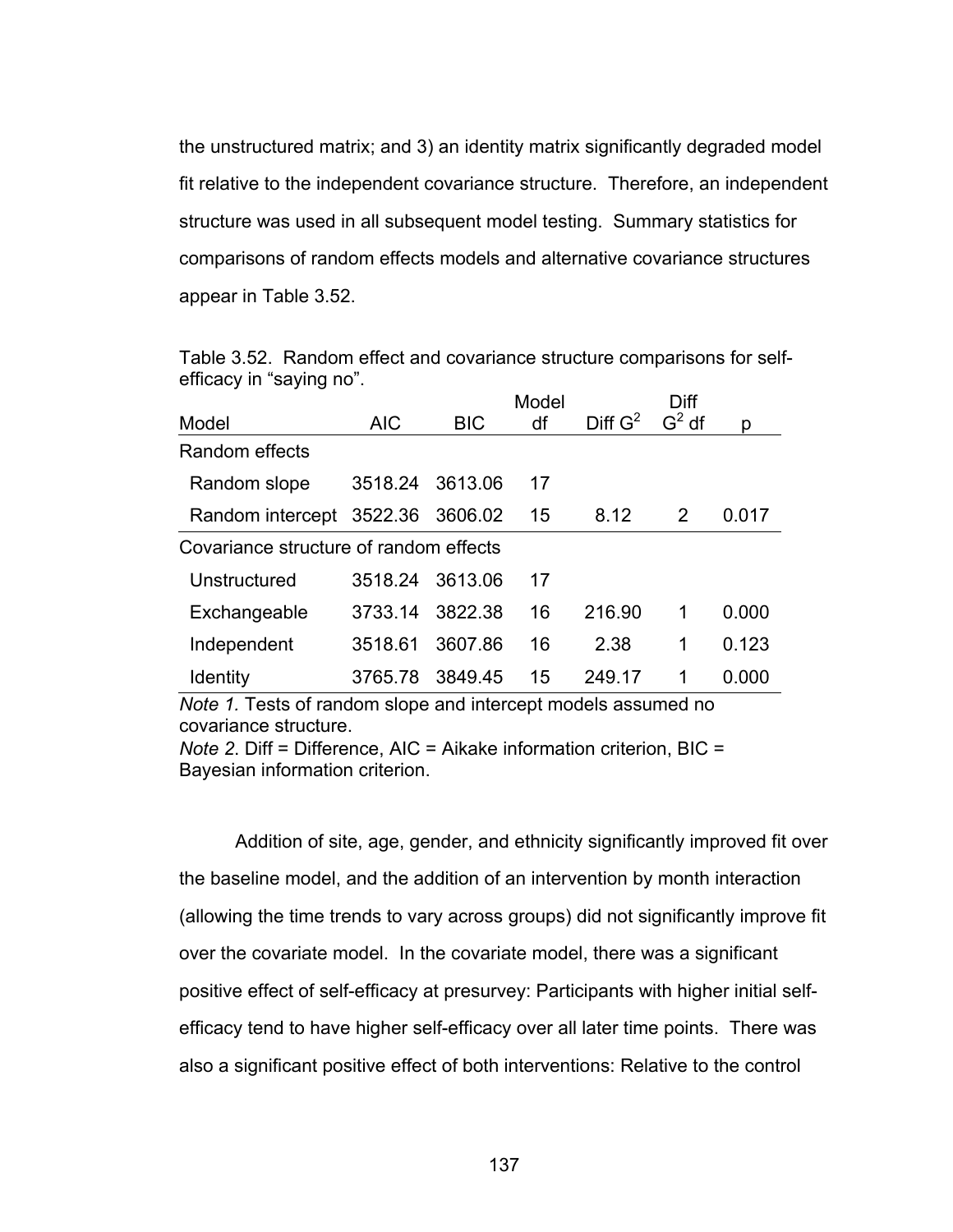the unstructured matrix; and 3) an identity matrix significantly degraded model fit relative to the independent covariance structure. Therefore, an independent structure was used in all subsequent model testing. Summary statistics for comparisons of random effects models and alternative covariance structures appear in Table 3.52.

Table 3.52. Random effect and covariance structure comparisons for self-efficacy in "saying no".

| Model | AIC | BIC | Model df | Diff $G^2$ | Diff $G^2$ df | p |
|---|---|---|---|---|---|---|
| Random effects | | | | | | |
| Random slope | 3518.24 | 3613.06 | 17 | | | |
| Random intercept | 3522.36 | 3606.02 | 15 | 8.12 | 2 | 0.017 |
| Covariance structure of random effects | | | | | | |
| Unstructured | 3518.24 | 3613.06 | 17 | | | |
| Exchangeable | 3733.14 | 3822.38 | 16 | 216.90 | 1 | 0.000 |
| Independent | 3518.61 | 3607.86 | 16 | 2.38 | 1 | 0.123 |
| Identity | 3765.78 | 3849.45 | 15 | 249.17 | 1 | 0.000 |

*Note 1.* Tests of random slope and intercept models assumed no covariance structure.
*Note 2*. Diff = Difference, AIC = Aikake information criterion, BIC = Bayesian information criterion.

Addition of site, age, gender, and ethnicity significantly improved fit over the baseline model, and the addition of an intervention by month interaction (allowing the time trends to vary across groups) did not significantly improve fit over the covariate model. In the covariate model, there was a significant positive effect of self-efficacy at presurvey: Participants with higher initial self-efficacy tend to have higher self-efficacy over all later time points. There was also a significant positive effect of both interventions: Relative to the control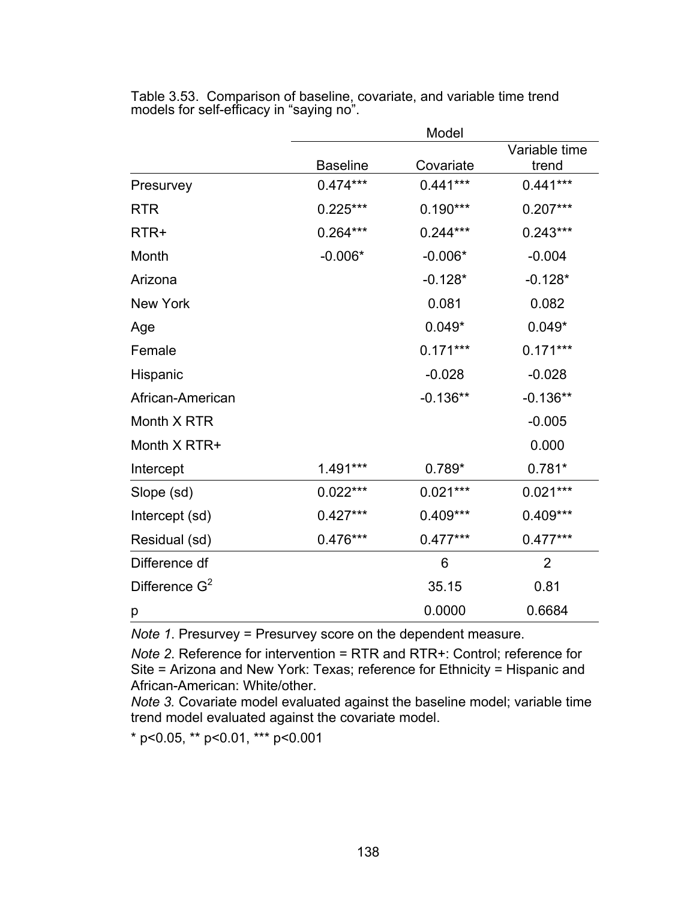Table 3.53. Comparison of baseline, covariate, and variable time trend models for self-efficacy in “saying no”.

| | Model | | |
|---|---|---|---|
| | Baseline | Covariate | Variable time trend |
| Presurvey | 0.474*** | 0.441*** | 0.441*** |
| RTR | 0.225*** | 0.190*** | 0.207*** |
| RTR+ | 0.264*** | 0.244*** | 0.243*** |
| Month | -0.006* | -0.006* | -0.004 |
| Arizona | | -0.128* | -0.128* |
| New York | | 0.081 | 0.082 |
| Age | | 0.049* | 0.049* |
| Female | | 0.171*** | 0.171*** |
| Hispanic | | -0.028 | -0.028 |
| African-American | | -0.136** | -0.136** |
| Month X RTR | | | -0.005 |
| Month X RTR+ | | | 0.000 |
| Intercept | 1.491*** | 0.789* | 0.781* |
| Slope (sd) | 0.022*** | 0.021*** | 0.021*** |
| Intercept (sd) | 0.427*** | 0.409*** | 0.409*** |
| Residual (sd) | 0.476*** | 0.477*** | 0.477*** |
| Difference df | | 6 | 2 |
| Difference $G^2$ | | 35.15 | 0.81 |
| p | | 0.0000 | 0.6684 |

*Note 1*. Presurvey = Presurvey score on the dependent measure.

*Note 2*. Reference for intervention = RTR and RTR+: Control; reference for Site = Arizona and New York: Texas; reference for Ethnicity = Hispanic and African-American: White/other.

*Note 3.* Covariate model evaluated against the baseline model; variable time trend model evaluated against the covariate model.

* $p<0.05$, ** $p<0.01$, *** $p<0.001$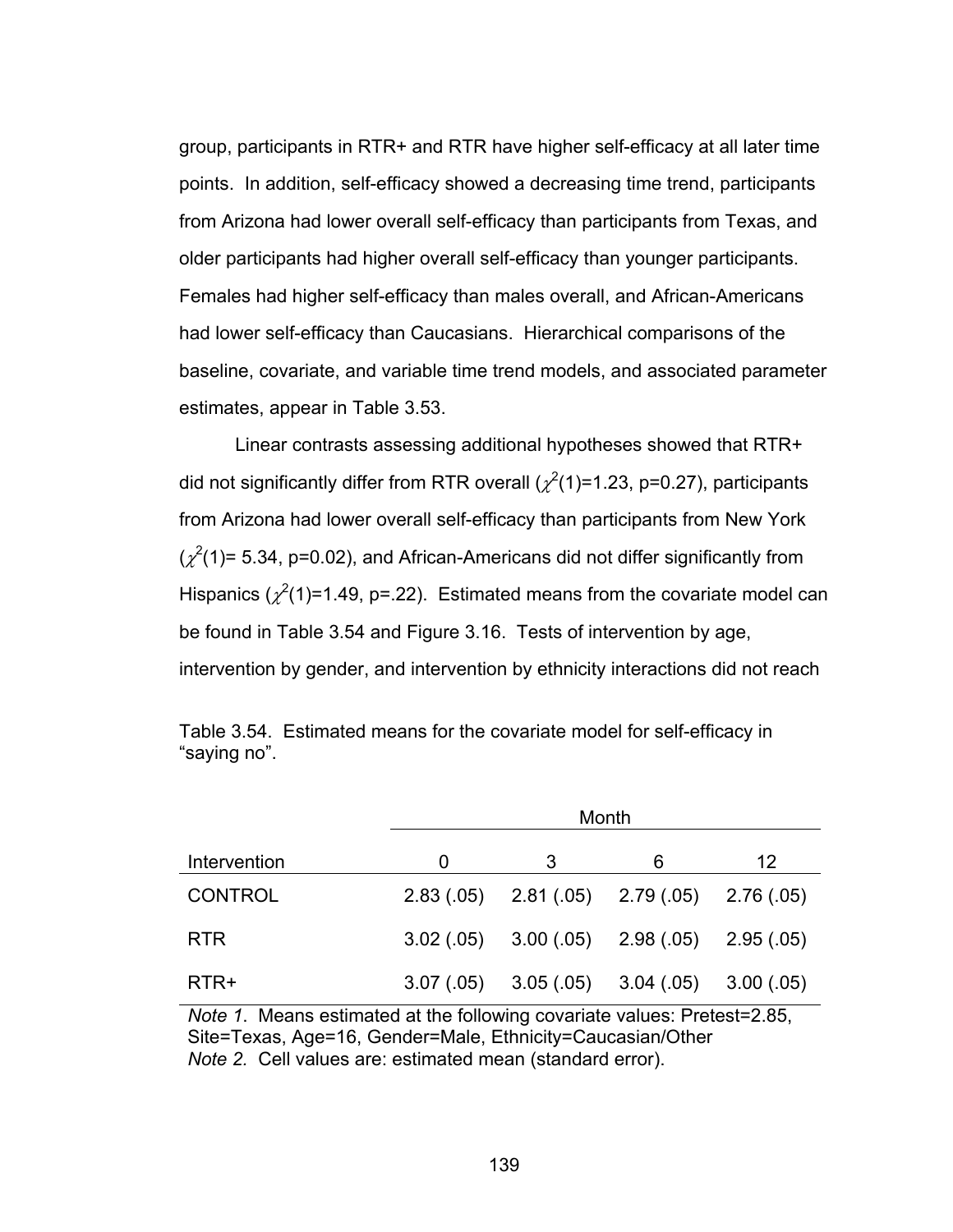group, participants in RTR+ and RTR have higher self-efficacy at all later time points. In addition, self-efficacy showed a decreasing time trend, participants from Arizona had lower overall self-efficacy than participants from Texas, and older participants had higher overall self-efficacy than younger participants. Females had higher self-efficacy than males overall, and African-Americans had lower self-efficacy than Caucasians. Hierarchical comparisons of the baseline, covariate, and variable time trend models, and associated parameter estimates, appear in Table 3.53.

Linear contrasts assessing additional hypotheses showed that RTR+ did not significantly differ from RTR overall ($\chi^2(1)=1.23$, p=0.27), participants from Arizona had lower overall self-efficacy than participants from New York ($\chi^2(1)= 5.34$, p=0.02), and African-Americans did not differ significantly from Hispanics ($\chi^2(1)=1.49$, p=.22). Estimated means from the covariate model can be found in Table 3.54 and Figure 3.16. Tests of intervention by age, intervention by gender, and intervention by ethnicity interactions did not reach

Table 3.54. Estimated means for the covariate model for self-efficacy in "saying no".

| | Month | | | |
|---|---|---|---|---|
| Intervention | 0 | 3 | 6 | 12 |
| CONTROL | 2.83 (.05) | 2.81 (.05) | 2.79 (.05) | 2.76 (.05) |
| RTR | 3.02 (.05) | 3.00 (.05) | 2.98 (.05) | 2.95 (.05) |
| RTR+ | 3.07 (.05) | 3.05 (.05) | 3.04 (.05) | 3.00 (.05) |

*Note 1*. Means estimated at the following covariate values: Pretest=2.85, Site=Texas, Age=16, Gender=Male, Ethnicity=Caucasian/Other
*Note 2.* Cell values are: estimated mean (standard error).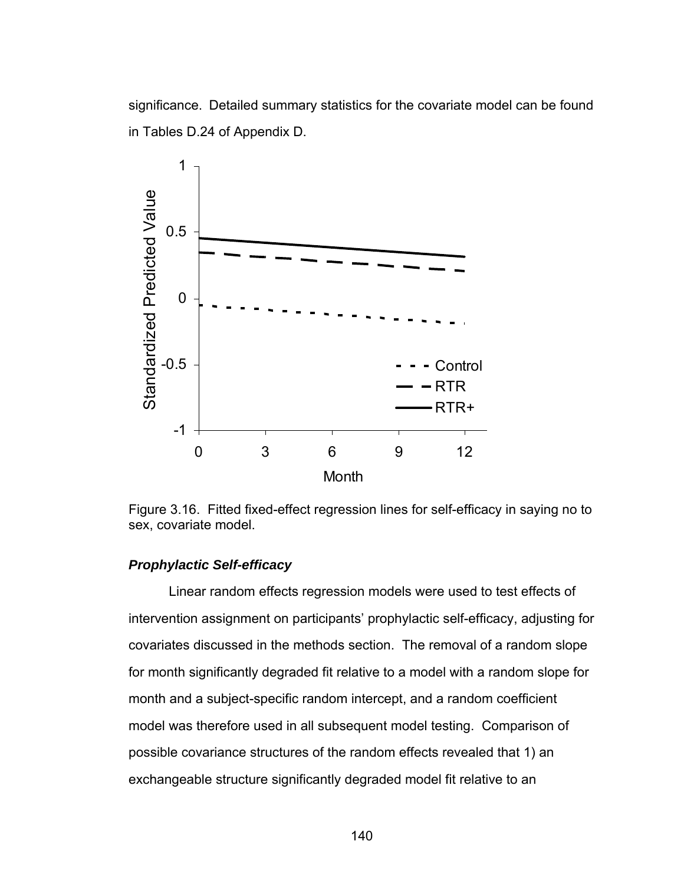significance. Detailed summary statistics for the covariate model can be found in Tables D.24 of Appendix D.

Figure 3.16. Fitted fixed-effect regression lines for self-efficacy in saying no to sex, covariate model.

### ***Prophylactic Self-efficacy***

Linear random effects regression models were used to test effects of intervention assignment on participants' prophylactic self-efficacy, adjusting for covariates discussed in the methods section. The removal of a random slope for month significantly degraded fit relative to a model with a random slope for month and a subject-specific random intercept, and a random coefficient model was therefore used in all subsequent model testing. Comparison of possible covariance structures of the random effects revealed that 1) an exchangeable structure significantly degraded model fit relative to an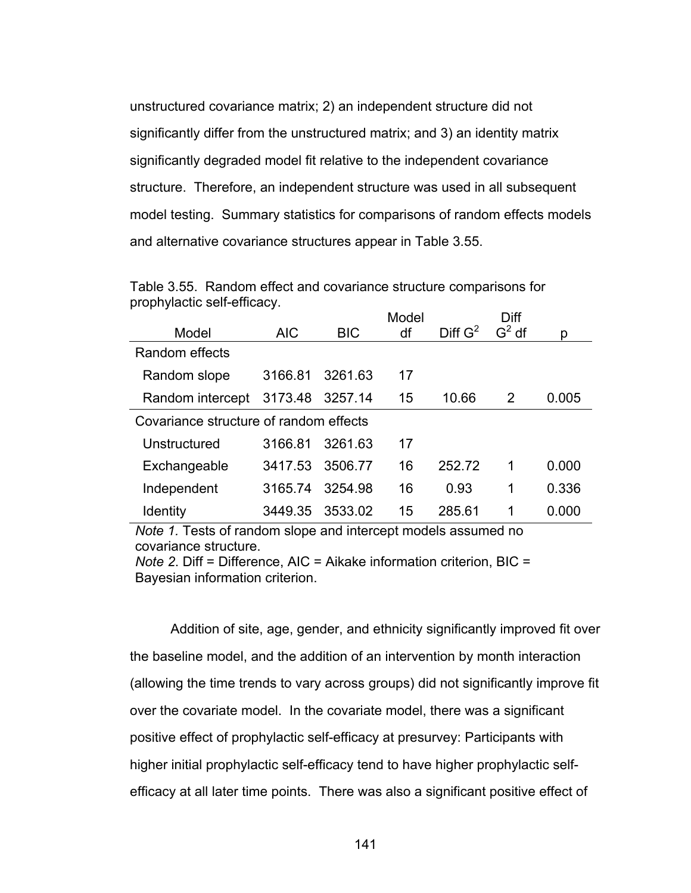unstructured covariance matrix; 2) an independent structure did not significantly differ from the unstructured matrix; and 3) an identity matrix significantly degraded model fit relative to the independent covariance structure. Therefore, an independent structure was used in all subsequent model testing. Summary statistics for comparisons of random effects models and alternative covariance structures appear in Table 3.55.

Table 3.55. Random effect and covariance structure comparisons for prophylactic self-efficacy.

| Model | AIC | BIC | Model df | Diff $G^2$ | Diff $G^2$ df | p |
|---|---|---|---|---|---|---|
| Random effects | | | | | | |
| Random slope | 3166.81 | 3261.63 | 17 | | | |
| Random intercept | 3173.48 | 3257.14 | 15 | 10.66 | 2 | 0.005 |
| Covariance structure of random effects | | | | | | |
| Unstructured | 3166.81 | 3261.63 | 17 | | | |
| Exchangeable | 3417.53 | 3506.77 | 16 | 252.72 | 1 | 0.000 |
| Independent | 3165.74 | 3254.98 | 16 | 0.93 | 1 | 0.336 |
| Identity | 3449.35 | 3533.02 | 15 | 285.61 | 1 | 0.000 |

*Note 1.* Tests of random slope and intercept models assumed no covariance structure.
*Note 2.* Diff = Difference, AIC = Aikake information criterion, BIC = Bayesian information criterion.

Addition of site, age, gender, and ethnicity significantly improved fit over the baseline model, and the addition of an intervention by month interaction (allowing the time trends to vary across groups) did not significantly improve fit over the covariate model. In the covariate model, there was a significant positive effect of prophylactic self-efficacy at presurvey: Participants with higher initial prophylactic self-efficacy tend to have higher prophylactic self-efficacy at all later time points. There was also a significant positive effect of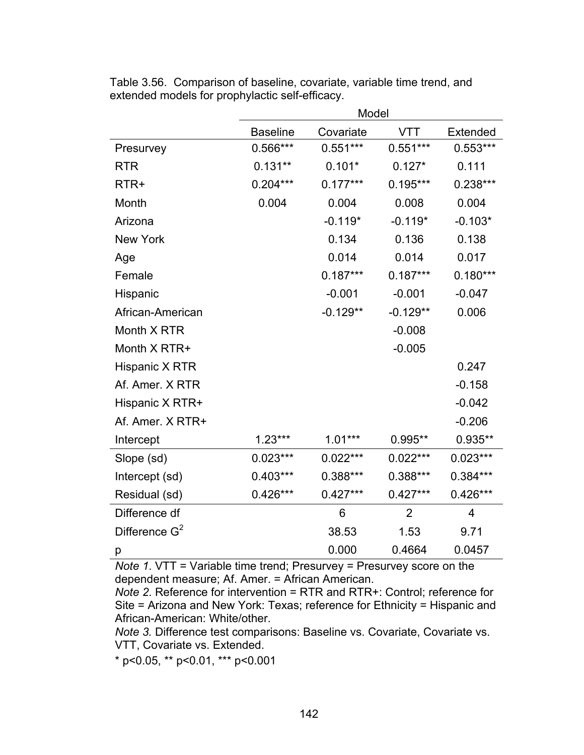Table 3.56. Comparison of baseline, covariate, variable time trend, and extended models for prophylactic self-efficacy.

| | Model | | | |
|---|---|---|---|---|
| | Baseline | Covariate | VTT | Extended |
| Presurvey | 0.566*** | 0.551*** | 0.551*** | 0.553*** |
| RTR | 0.131** | 0.101* | 0.127* | 0.111 |
| RTR+ | 0.204*** | 0.177*** | 0.195*** | 0.238*** |
| Month | 0.004 | 0.004 | 0.008 | 0.004 |
| Arizona | | -0.119* | -0.119* | -0.103* |
| New York | | 0.134 | 0.136 | 0.138 |
| Age | | 0.014 | 0.014 | 0.017 |
| Female | | 0.187*** | 0.187*** | 0.180*** |
| Hispanic | | -0.001 | -0.001 | -0.047 |
| African-American | | -0.129** | -0.129** | 0.006 |
| Month X RTR | | | -0.008 | |
| Month X RTR+ | | | -0.005 | |
| Hispanic X RTR | | | | 0.247 |
| Af. Amer. X RTR | | | | -0.158 |
| Hispanic X RTR+ | | | | -0.042 |
| Af. Amer. X RTR+ | | | | -0.206 |
| Intercept | 1.23*** | 1.01*** | 0.995** | 0.935** |
| Slope (sd) | 0.023*** | 0.022*** | 0.022*** | 0.023*** |
| Intercept (sd) | 0.403*** | 0.388*** | 0.388*** | 0.384*** |
| Residual (sd) | 0.426*** | 0.427*** | 0.427*** | 0.426*** |
| Difference df | | 6 | 2 | 4 |
| Difference $G^2$ | | 38.53 | 1.53 | 9.71 |
| p | | 0.000 | 0.4664 | 0.0457 |

*Note 1.* VTT = Variable time trend; Presurvey = Presurvey score on the dependent measure; Af. Amer. = African American.
*Note 2*. Reference for intervention = RTR and RTR+: Control; reference for Site = Arizona and New York: Texas; reference for Ethnicity = Hispanic and African-American: White/other.
*Note 3.* Difference test comparisons: Baseline vs. Covariate, Covariate vs. VTT, Covariate vs. Extended.

* p<0.05, ** p<0.01, *** p<0.001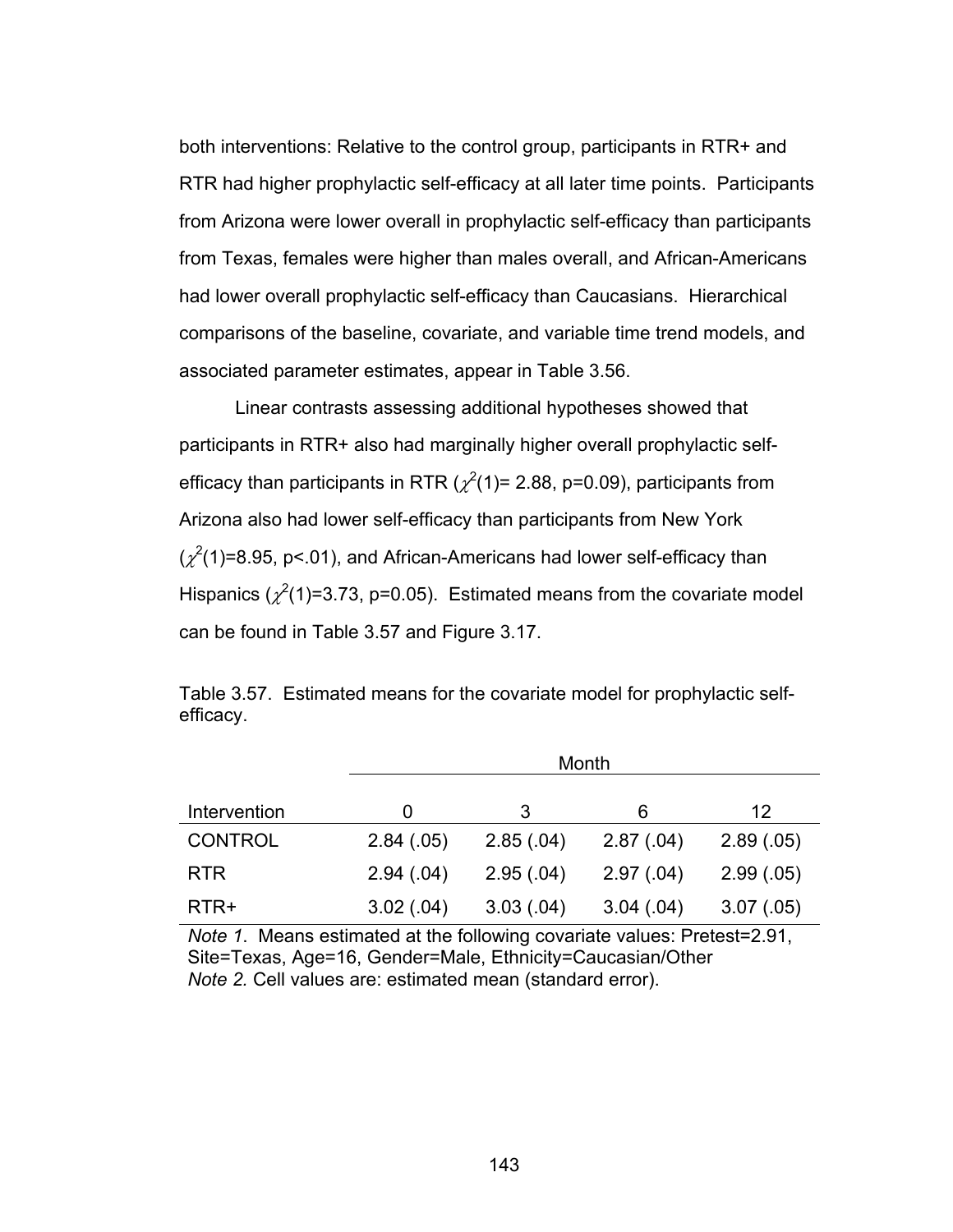both interventions: Relative to the control group, participants in RTR+ and RTR had higher prophylactic self-efficacy at all later time points. Participants from Arizona were lower overall in prophylactic self-efficacy than participants from Texas, females were higher than males overall, and African-Americans had lower overall prophylactic self-efficacy than Caucasians. Hierarchical comparisons of the baseline, covariate, and variable time trend models, and associated parameter estimates, appear in Table 3.56.

Linear contrasts assessing additional hypotheses showed that participants in RTR+ also had marginally higher overall prophylactic self-efficacy than participants in RTR ($\chi^2(1)$= 2.88, p=0.09), participants from Arizona also had lower self-efficacy than participants from New York ($\chi^2(1)$=8.95, p<.01), and African-Americans had lower self-efficacy than Hispanics ($\chi^2(1)$=3.73, p=0.05). Estimated means from the covariate model can be found in Table 3.57 and Figure 3.17.

Table 3.57. Estimated means for the covariate model for prophylactic self-efficacy.

| | Month | | | |
|---|---|---|---|---|
| Intervention | 0 | 3 | 6 | 12 |
| CONTROL | 2.84 (.05) | 2.85 (.04) | 2.87 (.04) | 2.89 (.05) |
| RTR | 2.94 (.04) | 2.95 (.04) | 2.97 (.04) | 2.99 (.05) |
| RTR+ | 3.02 (.04) | 3.03 (.04) | 3.04 (.04) | 3.07 (.05) |

*Note 1*. Means estimated at the following covariate values: Pretest=2.91, Site=Texas, Age=16, Gender=Male, Ethnicity=Caucasian/Other
*Note 2.* Cell values are: estimated mean (standard error).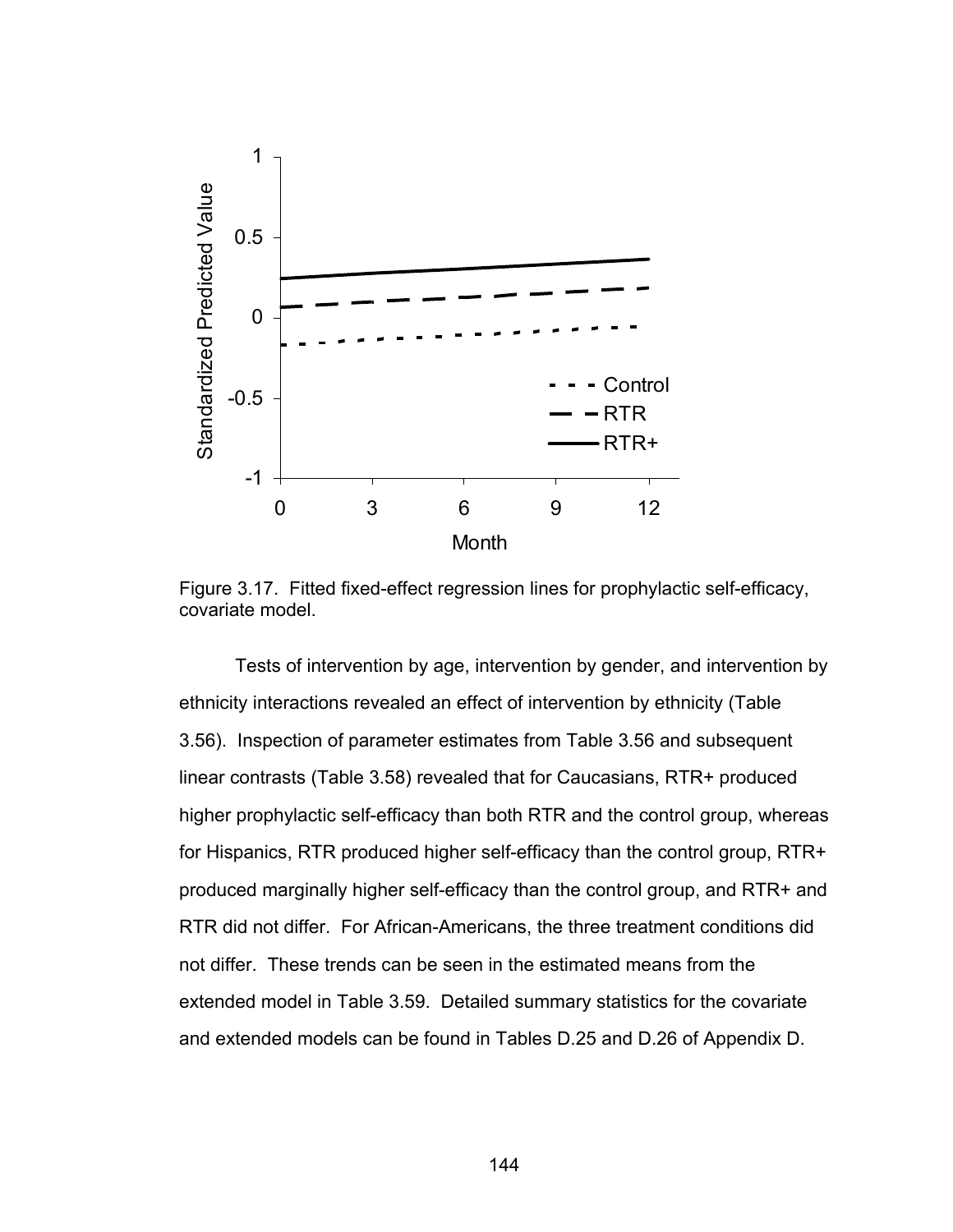Figure 3.17. Fitted fixed-effect regression lines for prophylactic self-efficacy, covariate model.

Tests of intervention by age, intervention by gender, and intervention by ethnicity interactions revealed an effect of intervention by ethnicity (Table 3.56). Inspection of parameter estimates from Table 3.56 and subsequent linear contrasts (Table 3.58) revealed that for Caucasians, RTR+ produced higher prophylactic self-efficacy than both RTR and the control group, whereas for Hispanics, RTR produced higher self-efficacy than the control group, RTR+ produced marginally higher self-efficacy than the control group, and RTR+ and RTR did not differ. For African-Americans, the three treatment conditions did not differ. These trends can be seen in the estimated means from the extended model in Table 3.59. Detailed summary statistics for the covariate and extended models can be found in Tables D.25 and D.26 of Appendix D.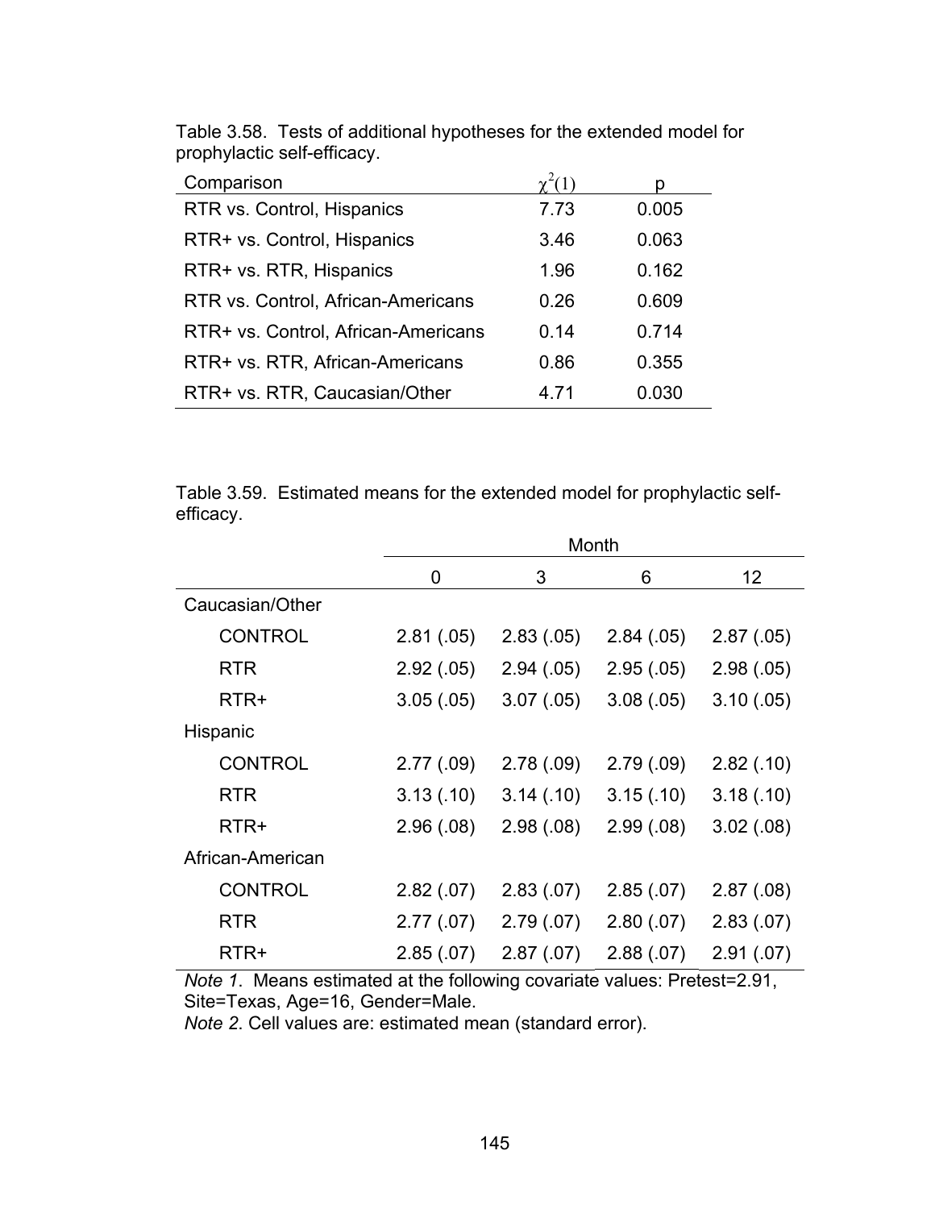Table 3.58. Tests of additional hypotheses for the extended model for prophylactic self-efficacy.

| Comparison | $\chi^2(1)$ | p |
|---|---|---|
| RTR vs. Control, Hispanics | 7.73 | 0.005 |
| RTR+ vs. Control, Hispanics | 3.46 | 0.063 |
| RTR+ vs. RTR, Hispanics | 1.96 | 0.162 |
| RTR vs. Control, African-Americans | 0.26 | 0.609 |
| RTR+ vs. Control, African-Americans | 0.14 | 0.714 |
| RTR+ vs. RTR, African-Americans | 0.86 | 0.355 |
| RTR+ vs. RTR, Caucasian/Other | 4.71 | 0.030 |

Table 3.59. Estimated means for the extended model for prophylactic self-efficacy.

| | Month | | | |
|---|---|---|---|---|
| | 0 | 3 | 6 | 12 |
| Caucasian/Other | | | | |
| CONTROL | 2.81 (.05) | 2.83 (.05) | 2.84 (.05) | 2.87 (.05) |
| RTR | 2.92 (.05) | 2.94 (.05) | 2.95 (.05) | 2.98 (.05) |
| RTR+ | 3.05 (.05) | 3.07 (.05) | 3.08 (.05) | 3.10 (.05) |
| Hispanic | | | | |
| CONTROL | 2.77 (.09) | 2.78 (.09) | 2.79 (.09) | 2.82 (.10) |
| RTR | 3.13 (.10) | 3.14 (.10) | 3.15 (.10) | 3.18 (.10) |
| RTR+ | 2.96 (.08) | 2.98 (.08) | 2.99 (.08) | 3.02 (.08) |
| African-American | | | | |
| CONTROL | 2.82 (.07) | 2.83 (.07) | 2.85 (.07) | 2.87 (.08) |
| RTR | 2.77 (.07) | 2.79 (.07) | 2.80 (.07) | 2.83 (.07) |
| RTR+ | 2.85 (.07) | 2.87 (.07) | 2.88 (.07) | 2.91 (.07) |

*Note 1*. Means estimated at the following covariate values: Pretest=2.91, Site=Texas, Age=16, Gender=Male.
*Note 2*. Cell values are: estimated mean (standard error).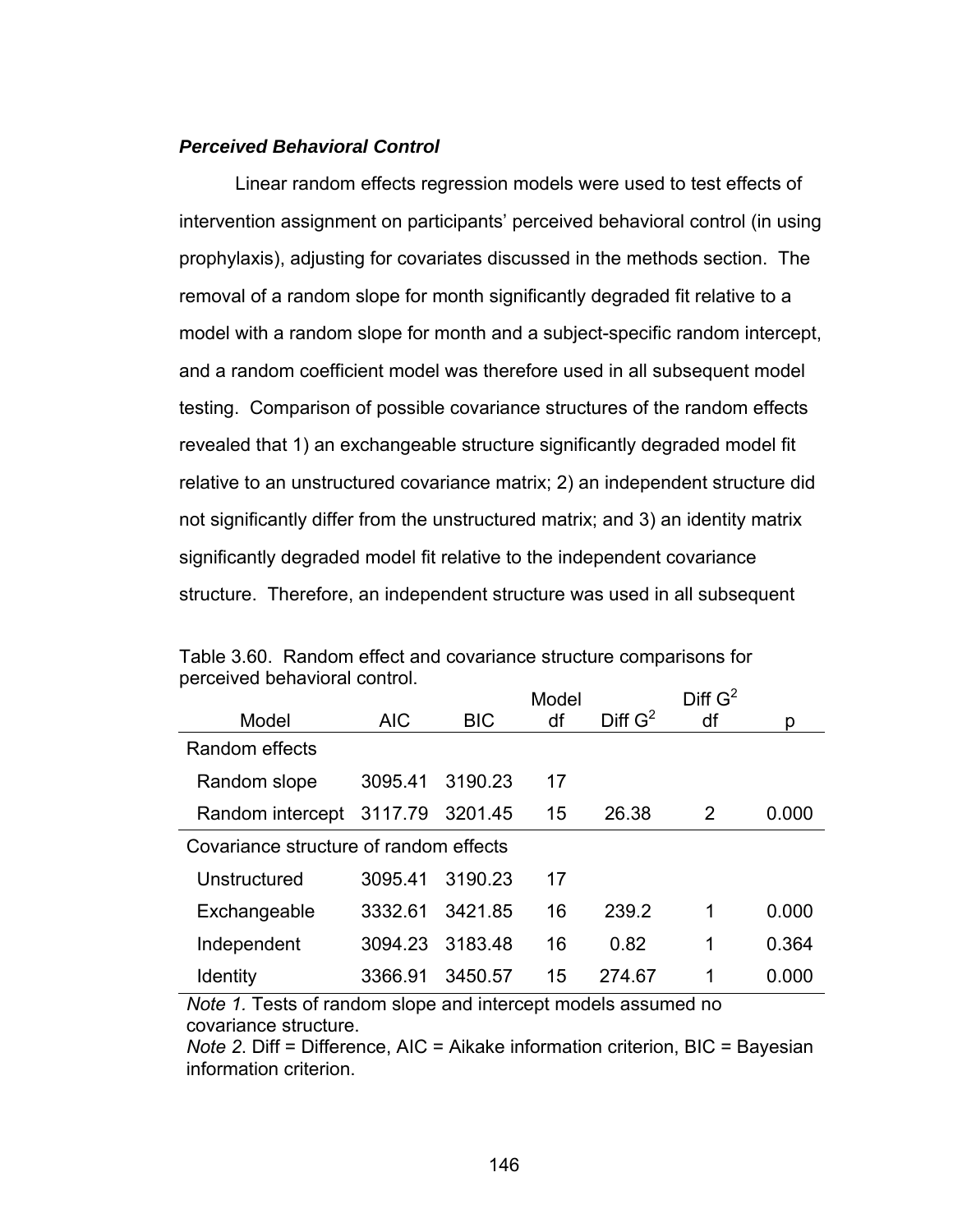***Perceived Behavioral Control***

Linear random effects regression models were used to test effects of intervention assignment on participants' perceived behavioral control (in using prophylaxis), adjusting for covariates discussed in the methods section. The removal of a random slope for month significantly degraded fit relative to a model with a random slope for month and a subject-specific random intercept, and a random coefficient model was therefore used in all subsequent model testing. Comparison of possible covariance structures of the random effects revealed that 1) an exchangeable structure significantly degraded model fit relative to an unstructured covariance matrix; 2) an independent structure did not significantly differ from the unstructured matrix; and 3) an identity matrix significantly degraded model fit relative to the independent covariance structure. Therefore, an independent structure was used in all subsequent

Table 3.60. Random effect and covariance structure comparisons for perceived behavioral control.

| Model | AIC | BIC | Model df | Diff $G^2$ | Diff $G^2$ df | p |
|---|---|---|---|---|---|---|
| Random effects | | | | | | |
| Random slope | 3095.41 | 3190.23 | 17 | | | |
| Random intercept | 3117.79 | 3201.45 | 15 | 26.38 | 2 | 0.000 |
| Covariance structure of random effects | | | | | | |
| Unstructured | 3095.41 | 3190.23 | 17 | | | |
| Exchangeable | 3332.61 | 3421.85 | 16 | 239.2 | 1 | 0.000 |
| Independent | 3094.23 | 3183.48 | 16 | 0.82 | 1 | 0.364 |
| Identity | 3366.91 | 3450.57 | 15 | 274.67 | 1 | 0.000 |

*Note 1.* Tests of random slope and intercept models assumed no covariance structure.
*Note 2*. Diff = Difference, AIC = Aikake information criterion, BIC = Bayesian information criterion.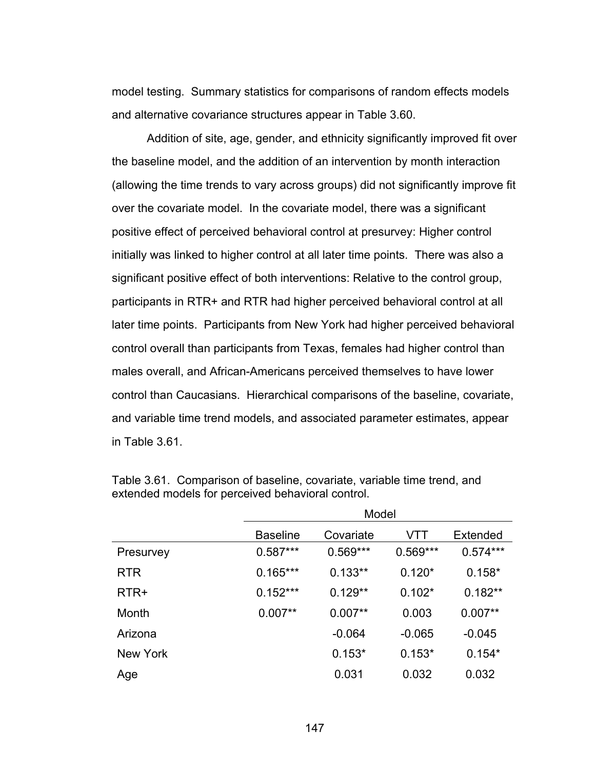model testing. Summary statistics for comparisons of random effects models and alternative covariance structures appear in Table 3.60.

Addition of site, age, gender, and ethnicity significantly improved fit over the baseline model, and the addition of an intervention by month interaction (allowing the time trends to vary across groups) did not significantly improve fit over the covariate model. In the covariate model, there was a significant positive effect of perceived behavioral control at presurvey: Higher control initially was linked to higher control at all later time points. There was also a significant positive effect of both interventions: Relative to the control group, participants in RTR+ and RTR had higher perceived behavioral control at all later time points. Participants from New York had higher perceived behavioral control overall than participants from Texas, females had higher control than males overall, and African-Americans perceived themselves to have lower control than Caucasians. Hierarchical comparisons of the baseline, covariate, and variable time trend models, and associated parameter estimates, appear in Table 3.61.

Table 3.61. Comparison of baseline, covariate, variable time trend, and extended models for perceived behavioral control.

| | Model | | | |
|---|---|---|---|---|
| | Baseline | Covariate | VTT | Extended |
| Presurvey | 0.587*** | 0.569*** | 0.569*** | 0.574*** |
| RTR | 0.165*** | 0.133** | 0.120* | 0.158* |
| RTR+ | 0.152*** | 0.129** | 0.102* | 0.182** |
| Month | 0.007** | 0.007** | 0.003 | 0.007** |
| Arizona | | -0.064 | -0.065 | -0.045 |
| New York | | 0.153* | 0.153* | 0.154* |
| Age | | 0.031 | 0.032 | 0.032 |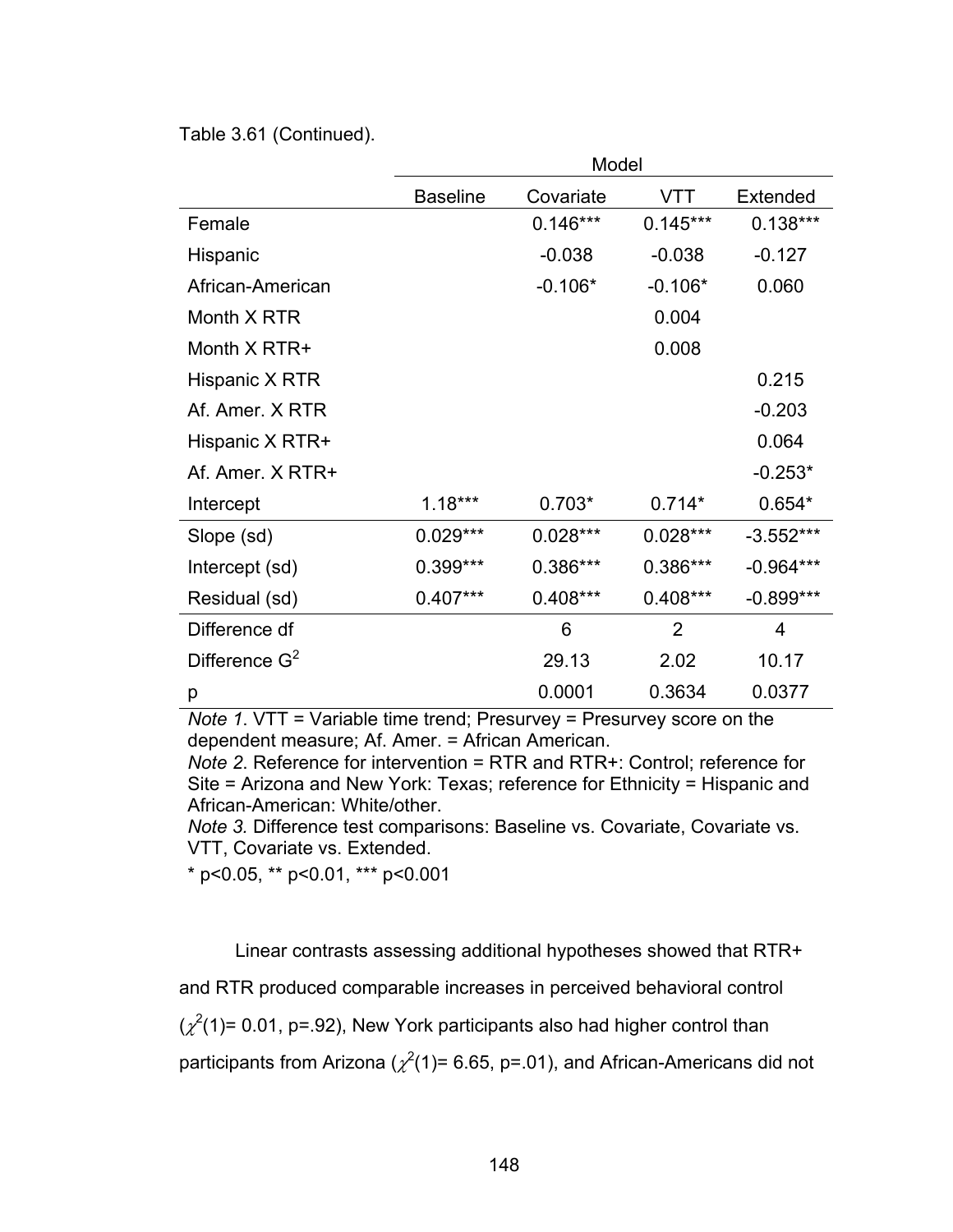Table 3.61 (Continued).

| | Model | | | |
|---|---|---|---|---|
| | Baseline | Covariate | VTT | Extended |
| Female | | 0.146*** | 0.145*** | 0.138*** |
| Hispanic | | -0.038 | -0.038 | -0.127 |
| African-American | | -0.106* | -0.106* | 0.060 |
| Month X RTR | | | 0.004 | |
| Month X RTR+ | | | 0.008 | |
| Hispanic X RTR | | | | 0.215 |
| Af. Amer. X RTR | | | | -0.203 |
| Hispanic X RTR+ | | | | 0.064 |
| Af. Amer. X RTR+ | | | | -0.253* |
| Intercept | 1.18*** | 0.703* | 0.714* | 0.654* |
| Slope (sd) | 0.029*** | 0.028*** | 0.028*** | -3.552*** |
| Intercept (sd) | 0.399*** | 0.386*** | 0.386*** | -0.964*** |
| Residual (sd) | 0.407*** | 0.408*** | 0.408*** | -0.899*** |
| Difference df | | 6 | 2 | 4 |
| Difference $G^2$ | | 29.13 | 2.02 | 10.17 |
| p | | 0.0001 | 0.3634 | 0.0377 |

*Note 1*. VTT = Variable time trend; Presurvey = Presurvey score on the dependent measure; Af. Amer. = African American.
*Note 2*. Reference for intervention = RTR and RTR+: Control; reference for Site = Arizona and New York: Texas; reference for Ethnicity = Hispanic and African-American: White/other.
*Note 3.* Difference test comparisons: Baseline vs. Covariate, Covariate vs. VTT, Covariate vs. Extended.
* p<0.05, ** p<0.01, *** p<0.001

Linear contrasts assessing additional hypotheses showed that RTR+ and RTR produced comparable increases in perceived behavioral control ($\chi^2(1)$= 0.01, p=.92), New York participants also had higher control than participants from Arizona ($\chi^2(1)$= 6.65, p=.01), and African-Americans did not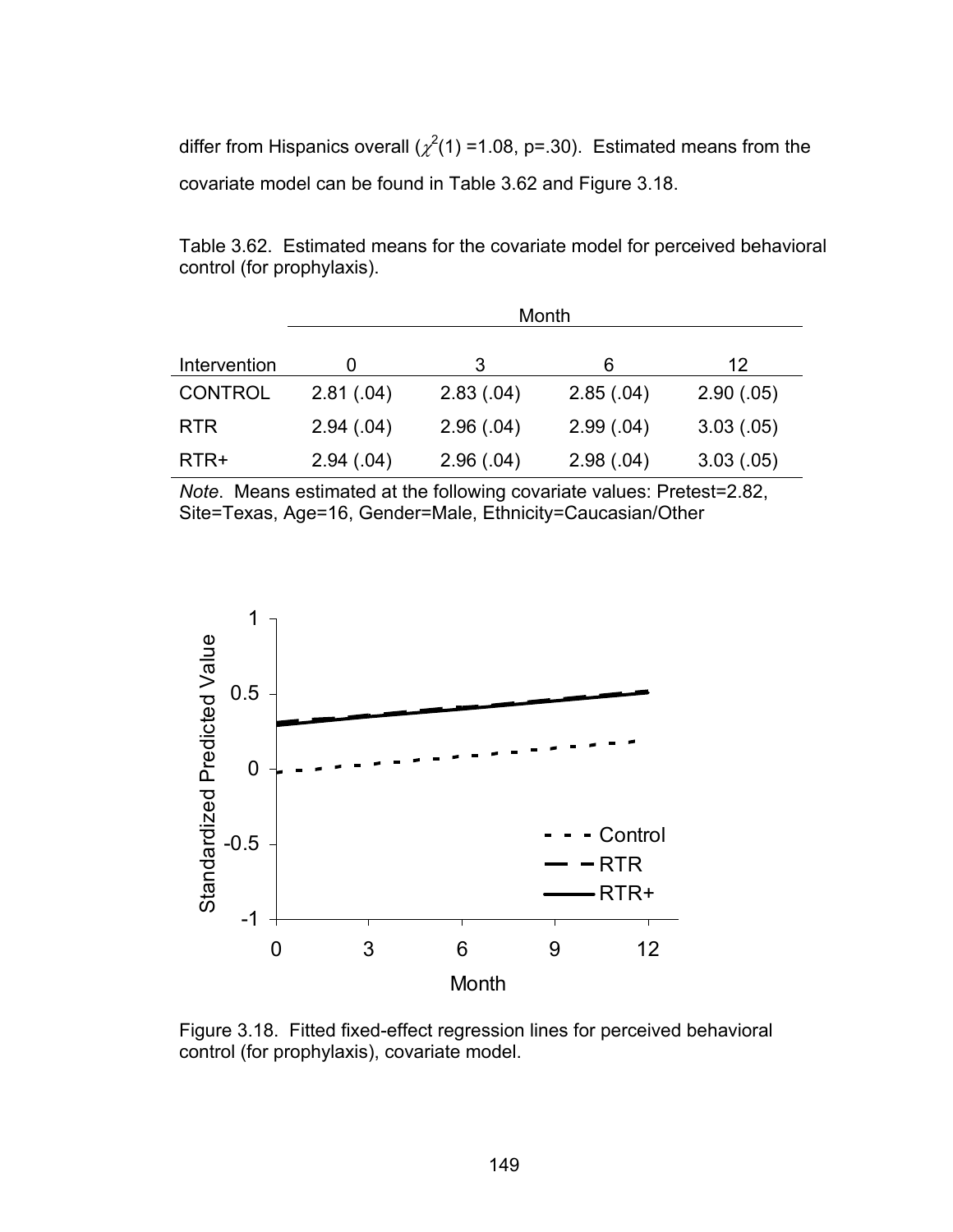differ from Hispanics overall ($\chi^2(1)$ =1.08, p=.30). Estimated means from the covariate model can be found in Table 3.62 and Figure 3.18.

Table 3.62. Estimated means for the covariate model for perceived behavioral control (for prophylaxis).

| | Month | | | |
|---|---|---|---|---|
| Intervention | 0 | 3 | 6 | 12 |
| CONTROL | 2.81 (.04) | 2.83 (.04) | 2.85 (.04) | 2.90 (.05) |
| RTR | 2.94 (.04) | 2.96 (.04) | 2.99 (.04) | 3.03 (.05) |
| RTR+ | 2.94 (.04) | 2.96 (.04) | 2.98 (.04) | 3.03 (.05) |

*Note*. Means estimated at the following covariate values: Pretest=2.82, Site=Texas, Age=16, Gender=Male, Ethnicity=Caucasian/Other

Figure 3.18. Fitted fixed-effect regression lines for perceived behavioral control (for prophylaxis), covariate model.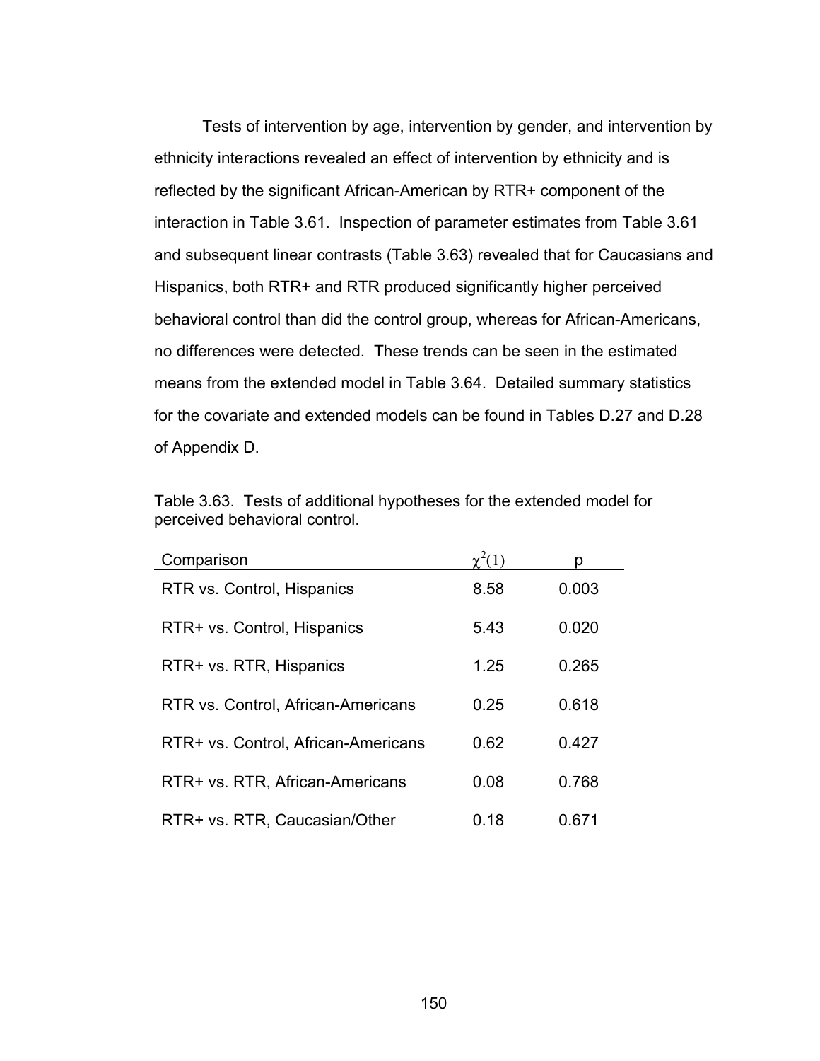Tests of intervention by age, intervention by gender, and intervention by ethnicity interactions revealed an effect of intervention by ethnicity and is reflected by the significant African-American by RTR+ component of the interaction in Table 3.61. Inspection of parameter estimates from Table 3.61 and subsequent linear contrasts (Table 3.63) revealed that for Caucasians and Hispanics, both RTR+ and RTR produced significantly higher perceived behavioral control than did the control group, whereas for African-Americans, no differences were detected. These trends can be seen in the estimated means from the extended model in Table 3.64. Detailed summary statistics for the covariate and extended models can be found in Tables D.27 and D.28 of Appendix D.

Table 3.63. Tests of additional hypotheses for the extended model for perceived behavioral control.

| Comparison | $\chi^2(1)$ | p |
|---|---|---|
| RTR vs. Control, Hispanics | 8.58 | 0.003 |
| RTR+ vs. Control, Hispanics | 5.43 | 0.020 |
| RTR+ vs. RTR, Hispanics | 1.25 | 0.265 |
| RTR vs. Control, African-Americans | 0.25 | 0.618 |
| RTR+ vs. Control, African-Americans | 0.62 | 0.427 |
| RTR+ vs. RTR, African-Americans | 0.08 | 0.768 |
| RTR+ vs. RTR, Caucasian/Other | 0.18 | 0.671 |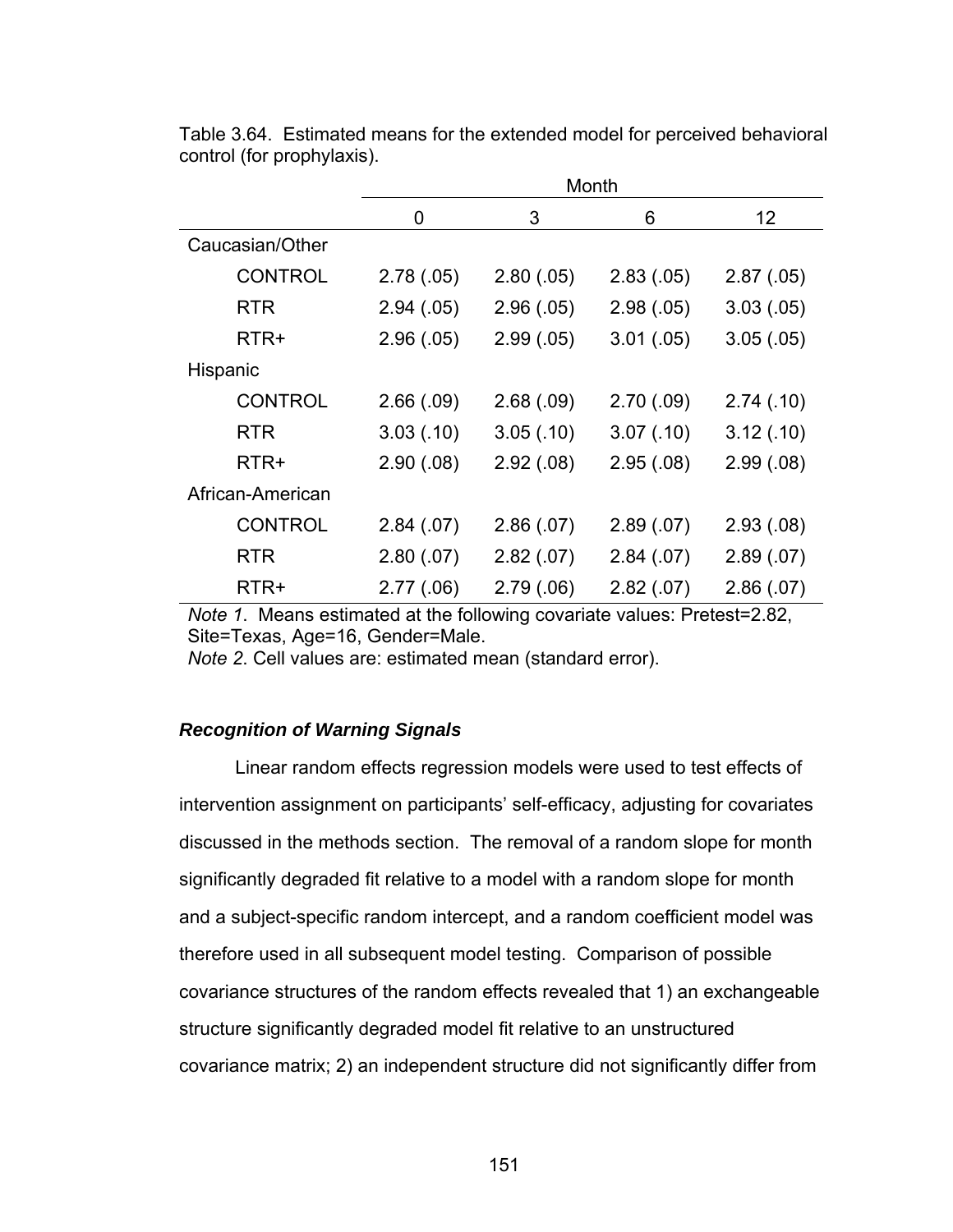Table 3.64. Estimated means for the extended model for perceived behavioral control (for prophylaxis).

| | Month | | | |
|---|---|---|---|---|
| | 0 | 3 | 6 | 12 |
| Caucasian/Other | | | | |
| CONTROL | 2.78 (.05) | 2.80 (.05) | 2.83 (.05) | 2.87 (.05) |
| RTR | 2.94 (.05) | 2.96 (.05) | 2.98 (.05) | 3.03 (.05) |
| RTR+ | 2.96 (.05) | 2.99 (.05) | 3.01 (.05) | 3.05 (.05) |
| Hispanic | | | | |
| CONTROL | 2.66 (.09) | 2.68 (.09) | 2.70 (.09) | 2.74 (.10) |
| RTR | 3.03 (.10) | 3.05 (.10) | 3.07 (.10) | 3.12 (.10) |
| RTR+ | 2.90 (.08) | 2.92 (.08) | 2.95 (.08) | 2.99 (.08) |
| African-American | | | | |
| CONTROL | 2.84 (.07) | 2.86 (.07) | 2.89 (.07) | 2.93 (.08) |
| RTR | 2.80 (.07) | 2.82 (.07) | 2.84 (.07) | 2.89 (.07) |
| RTR+ | 2.77 (.06) | 2.79 (.06) | 2.82 (.07) | 2.86 (.07) |

*Note 1*. Means estimated at the following covariate values: Pretest=2.82, Site=Texas, Age=16, Gender=Male.
*Note 2*. Cell values are: estimated mean (standard error).

### *Recognition of Warning Signals*

Linear random effects regression models were used to test effects of intervention assignment on participants' self-efficacy, adjusting for covariates discussed in the methods section. The removal of a random slope for month significantly degraded fit relative to a model with a random slope for month and a subject-specific random intercept, and a random coefficient model was therefore used in all subsequent model testing. Comparison of possible covariance structures of the random effects revealed that 1) an exchangeable structure significantly degraded model fit relative to an unstructured covariance matrix; 2) an independent structure did not significantly differ from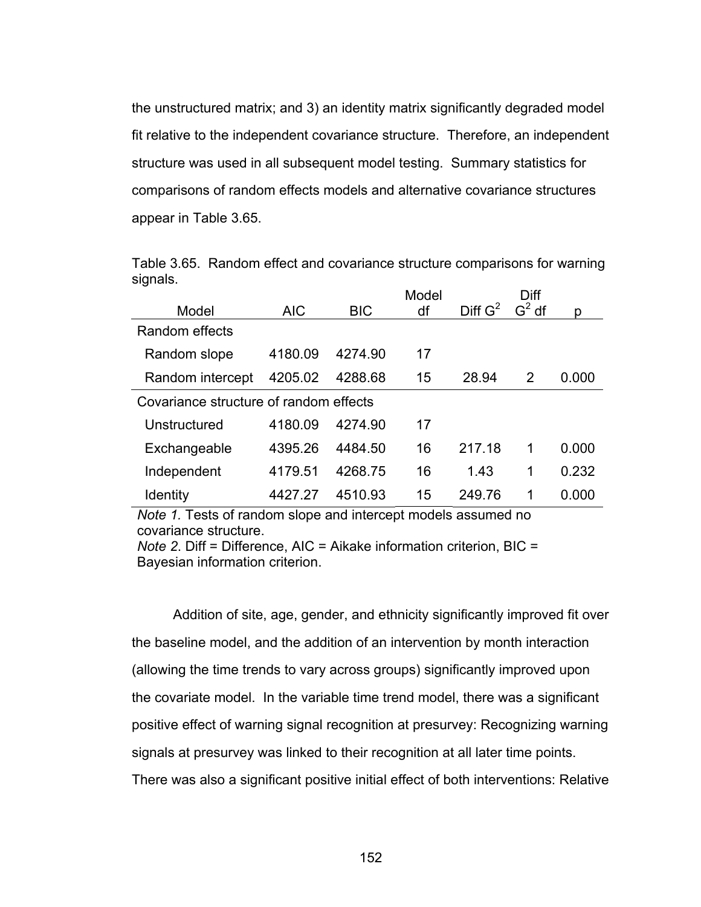the unstructured matrix; and 3) an identity matrix significantly degraded model fit relative to the independent covariance structure. Therefore, an independent structure was used in all subsequent model testing. Summary statistics for comparisons of random effects models and alternative covariance structures appear in Table 3.65.

Table 3.65. Random effect and covariance structure comparisons for warning signals.

| Model | AIC | BIC | Model df | Diff $G^2$ | Diff $G^2$ df | p |
|---|---|---|---|---|---|---|
| Random effects | | | | | | |
| Random slope | 4180.09 | 4274.90 | 17 | | | |
| Random intercept | 4205.02 | 4288.68 | 15 | 28.94 | 2 | 0.000 |
| Covariance structure of random effects | | | | | | |
| Unstructured | 4180.09 | 4274.90 | 17 | | | |
| Exchangeable | 4395.26 | 4484.50 | 16 | 217.18 | 1 | 0.000 |
| Independent | 4179.51 | 4268.75 | 16 | 1.43 | 1 | 0.232 |
| Identity | 4427.27 | 4510.93 | 15 | 249.76 | 1 | 0.000 |

*Note 1.* Tests of random slope and intercept models assumed no covariance structure.
*Note 2.* Diff = Difference, AIC = Aikake information criterion, BIC = Bayesian information criterion.

Addition of site, age, gender, and ethnicity significantly improved fit over the baseline model, and the addition of an intervention by month interaction (allowing the time trends to vary across groups) significantly improved upon the covariate model. In the variable time trend model, there was a significant positive effect of warning signal recognition at presurvey: Recognizing warning signals at presurvey was linked to their recognition at all later time points. There was also a significant positive initial effect of both interventions: Relative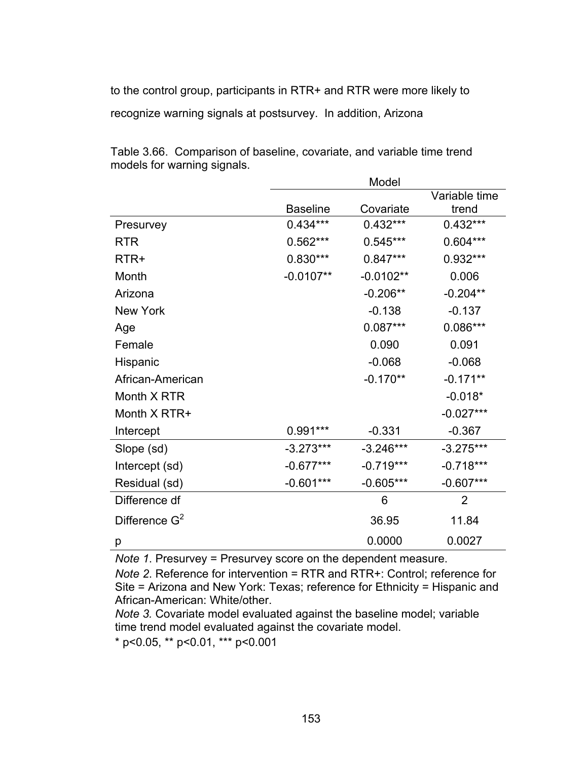to the control group, participants in RTR+ and RTR were more likely to recognize warning signals at postsurvey. In addition, Arizona

Table 3.66. Comparison of baseline, covariate, and variable time trend models for warning signals.

| | Model | | |
|---|---|---|---|
| | Baseline | Covariate | Variable time trend |
| Presurvey | 0.434*** | 0.432*** | 0.432*** |
| RTR | 0.562*** | 0.545*** | 0.604*** |
| RTR+ | 0.830*** | 0.847*** | 0.932*** |
| Month | -0.0107** | -0.0102** | 0.006 |
| Arizona | | -0.206** | -0.204** |
| New York | | -0.138 | -0.137 |
| Age | | 0.087*** | 0.086*** |
| Female | | 0.090 | 0.091 |
| Hispanic | | -0.068 | -0.068 |
| African-American | | -0.170** | -0.171** |
| Month X RTR | | | -0.018* |
| Month X RTR+ | | | -0.027*** |
| Intercept | 0.991*** | -0.331 | -0.367 |
| Slope (sd) | -3.273*** | -3.246*** | -3.275*** |
| Intercept (sd) | -0.677*** | -0.719*** | -0.718*** |
| Residual (sd) | -0.601*** | -0.605*** | -0.607*** |
| Difference df | | 6 | 2 |
| Difference $G^2$ | | 36.95 | 11.84 |
| p | | 0.0000 | 0.0027 |

*Note 1*. Presurvey = Presurvey score on the dependent measure.

*Note 2*. Reference for intervention = RTR and RTR+: Control; reference for Site = Arizona and New York: Texas; reference for Ethnicity = Hispanic and African-American: White/other.

*Note 3.* Covariate model evaluated against the baseline model; variable time trend model evaluated against the covariate model.

* p<0.05, ** p<0.01, *** p<0.001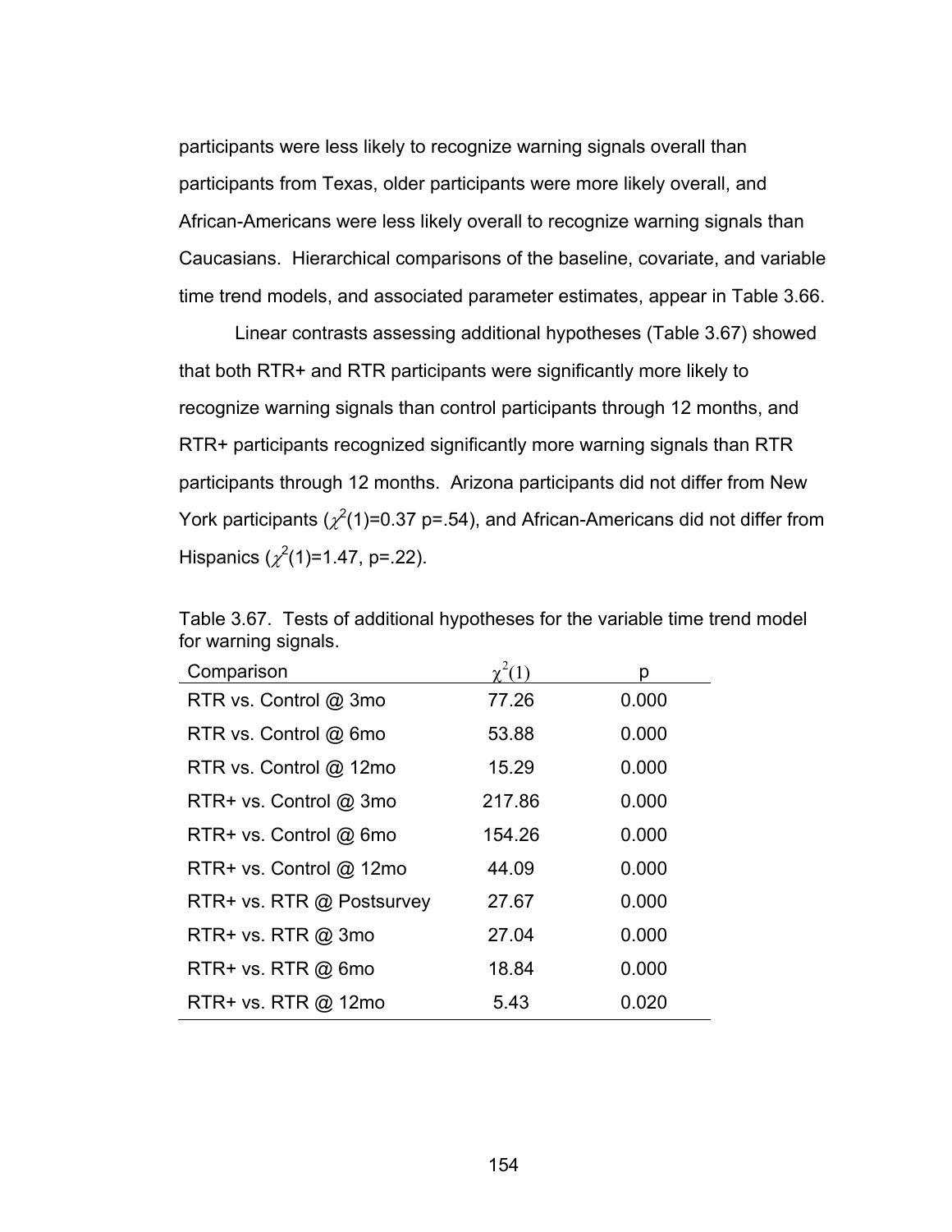participants were less likely to recognize warning signals overall than participants from Texas, older participants were more likely overall, and African-Americans were less likely overall to recognize warning signals than Caucasians. Hierarchical comparisons of the baseline, covariate, and variable time trend models, and associated parameter estimates, appear in Table 3.66.

Linear contrasts assessing additional hypotheses (Table 3.67) showed that both RTR+ and RTR participants were significantly more likely to recognize warning signals than control participants through 12 months, and RTR+ participants recognized significantly more warning signals than RTR participants through 12 months. Arizona participants did not differ from New York participants ($\chi^2(1)=0.37$ p=.54), and African-Americans did not differ from Hispanics ($\chi^2(1)=1.47$, p=.22).

Table 3.67. Tests of additional hypotheses for the variable time trend model for warning signals.

| Comparison | $\chi^2(1)$ | p |
|---|---|---|
| RTR vs. Control @ 3mo | 77.26 | 0.000 |
| RTR vs. Control @ 6mo | 53.88 | 0.000 |
| RTR vs. Control @ 12mo | 15.29 | 0.000 |
| RTR+ vs. Control @ 3mo | 217.86 | 0.000 |
| RTR+ vs. Control @ 6mo | 154.26 | 0.000 |
| RTR+ vs. Control @ 12mo | 44.09 | 0.000 |
| RTR+ vs. RTR @ Postsurvey | 27.67 | 0.000 |
| RTR+ vs. RTR @ 3mo | 27.04 | 0.000 |
| RTR+ vs. RTR @ 6mo | 18.84 | 0.000 |
| RTR+ vs. RTR @ 12mo | 5.43 | 0.020 |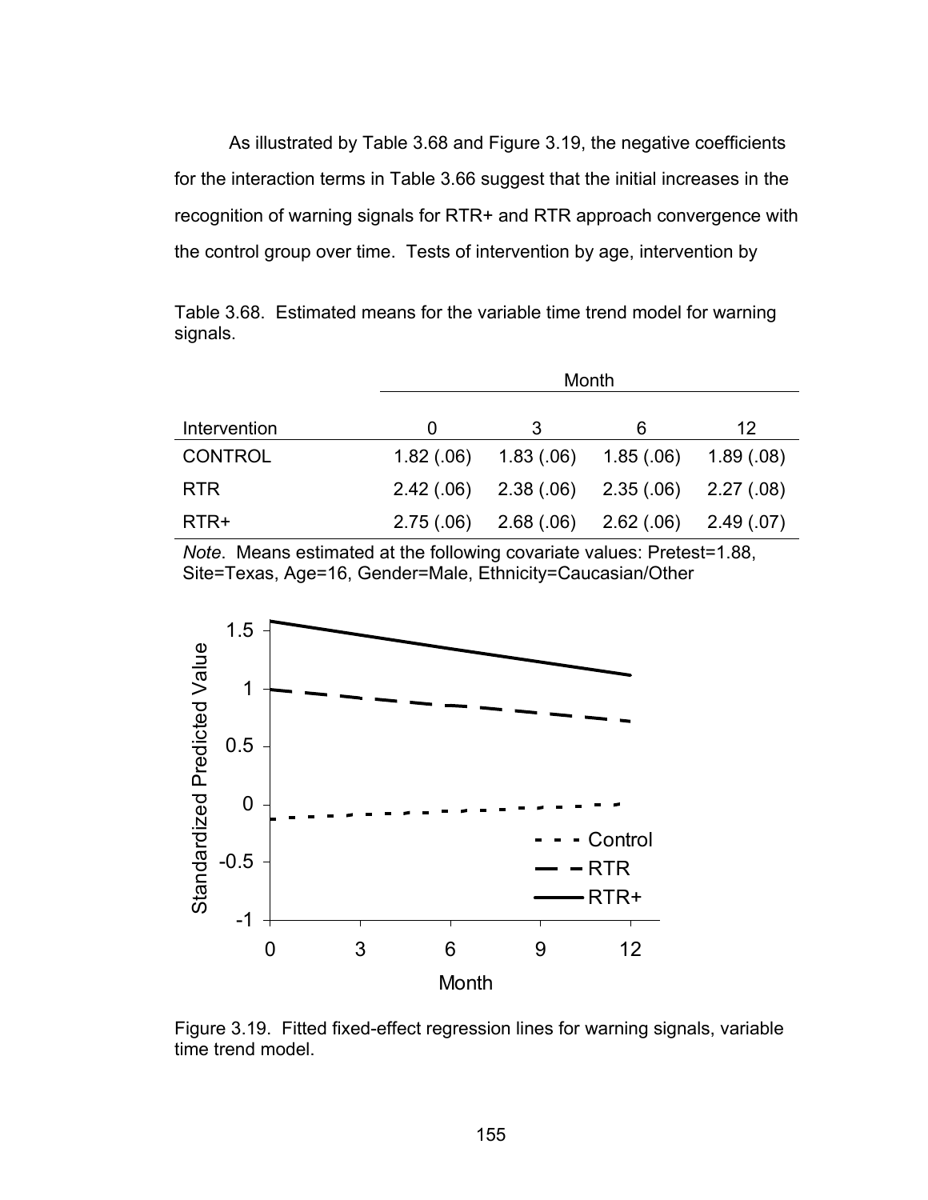As illustrated by Table 3.68 and Figure 3.19, the negative coefficients for the interaction terms in Table 3.66 suggest that the initial increases in the recognition of warning signals for RTR+ and RTR approach convergence with the control group over time. Tests of intervention by age, intervention by

Table 3.68. Estimated means for the variable time trend model for warning signals.

| | Month | | | |
|---|---|---|---|---|
| Intervention | 0 | 3 | 6 | 12 |
| CONTROL | 1.82 (.06) | 1.83 (.06) | 1.85 (.06) | 1.89 (.08) |
| RTR | 2.42 (.06) | 2.38 (.06) | 2.35 (.06) | 2.27 (.08) |
| RTR+ | 2.75 (.06) | 2.68 (.06) | 2.62 (.06) | 2.49 (.07) |

*Note*. Means estimated at the following covariate values: Pretest=1.88, Site=Texas, Age=16, Gender=Male, Ethnicity=Caucasian/Other

Figure 3.19. Fitted fixed-effect regression lines for warning signals, variable time trend model.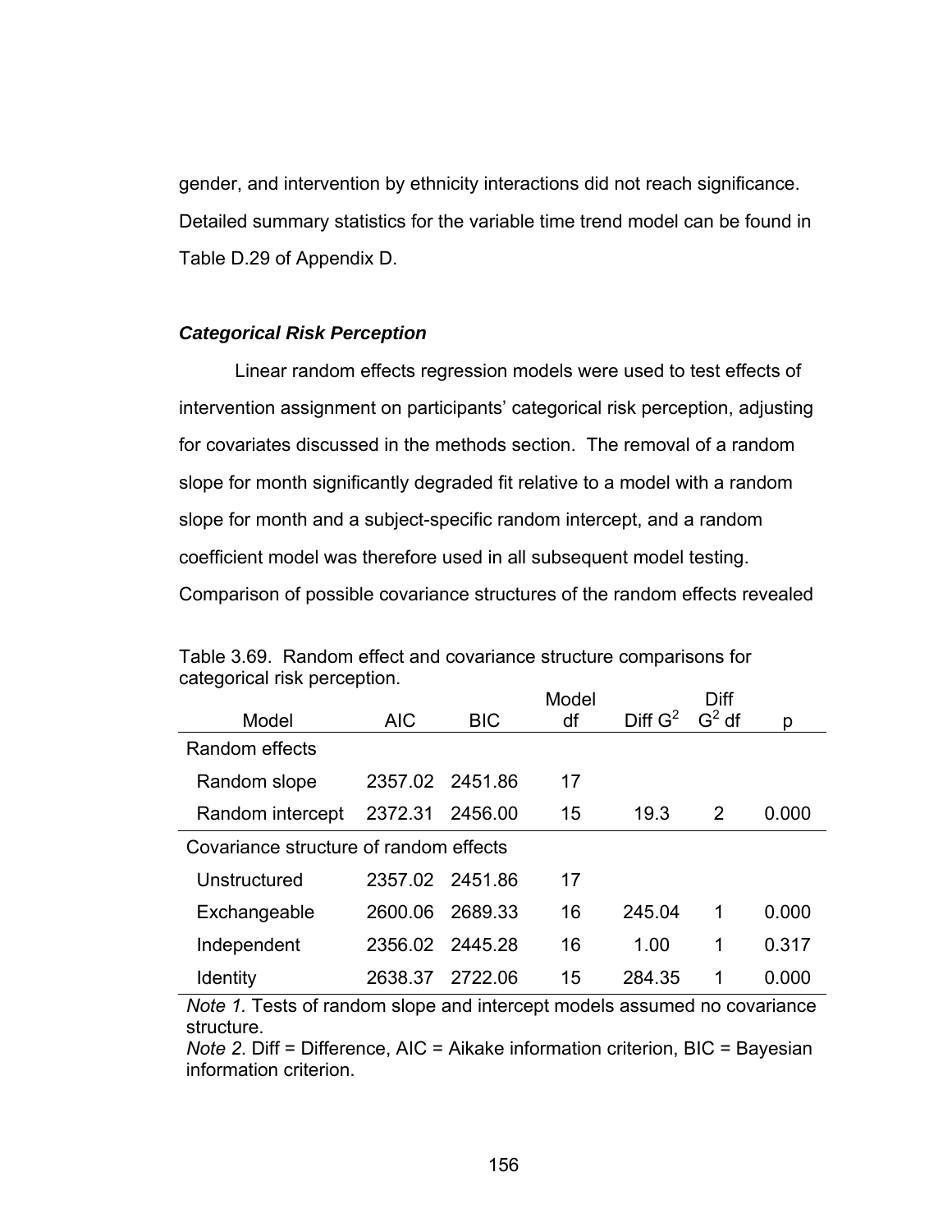gender, and intervention by ethnicity interactions did not reach significance. Detailed summary statistics for the variable time trend model can be found in Table D.29 of Appendix D.

### *Categorical Risk Perception*

Linear random effects regression models were used to test effects of intervention assignment on participants' categorical risk perception, adjusting for covariates discussed in the methods section. The removal of a random slope for month significantly degraded fit relative to a model with a random slope for month and a subject-specific random intercept, and a random coefficient model was therefore used in all subsequent model testing. Comparison of possible covariance structures of the random effects revealed

Table 3.69. Random effect and covariance structure comparisons for categorical risk perception.

| Model | AIC | BIC | Model df | Diff $G^2$ | Diff $G^2$ df | p |
|---|---|---|---|---|---|---|
| Random effects | | | | | | |
| Random slope | 2357.02 | 2451.86 | 17 | | | |
| Random intercept | 2372.31 | 2456.00 | 15 | 19.3 | 2 | 0.000 |
| Covariance structure of random effects | | | | | | |
| Unstructured | 2357.02 | 2451.86 | 17 | | | |
| Exchangeable | 2600.06 | 2689.33 | 16 | 245.04 | 1 | 0.000 |
| Independent | 2356.02 | 2445.28 | 16 | 1.00 | 1 | 0.317 |
| Identity | 2638.37 | 2722.06 | 15 | 284.35 | 1 | 0.000 |

*Note 1.* Tests of random slope and intercept models assumed no covariance structure.
*Note 2.* Diff = Difference, AIC = Aikake information criterion, BIC = Bayesian information criterion.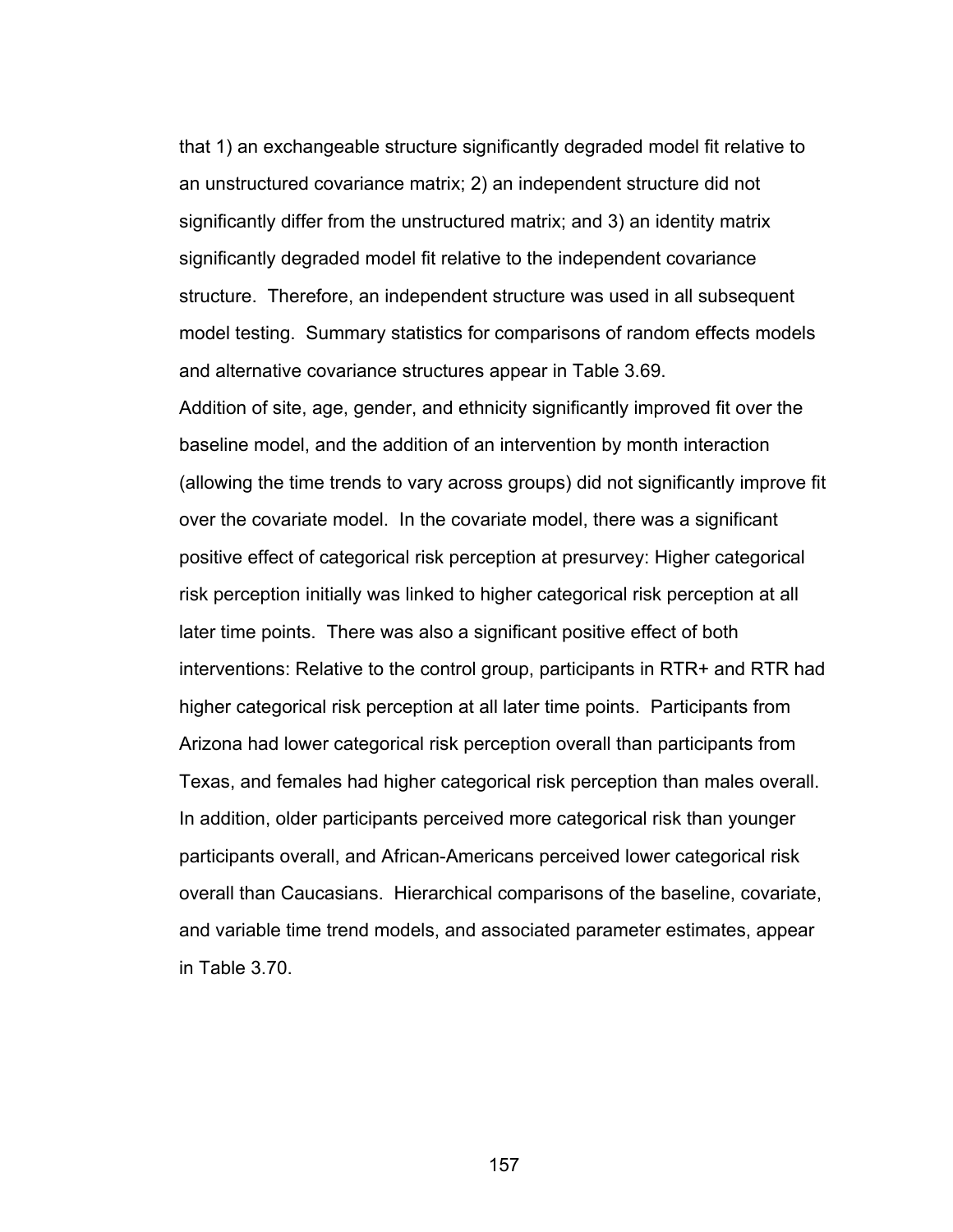that 1) an exchangeable structure significantly degraded model fit relative to an unstructured covariance matrix; 2) an independent structure did not significantly differ from the unstructured matrix; and 3) an identity matrix significantly degraded model fit relative to the independent covariance structure. Therefore, an independent structure was used in all subsequent model testing. Summary statistics for comparisons of random effects models and alternative covariance structures appear in Table 3.69.

Addition of site, age, gender, and ethnicity significantly improved fit over the baseline model, and the addition of an intervention by month interaction (allowing the time trends to vary across groups) did not significantly improve fit over the covariate model. In the covariate model, there was a significant positive effect of categorical risk perception at presurvey: Higher categorical risk perception initially was linked to higher categorical risk perception at all later time points. There was also a significant positive effect of both interventions: Relative to the control group, participants in RTR+ and RTR had higher categorical risk perception at all later time points. Participants from Arizona had lower categorical risk perception overall than participants from Texas, and females had higher categorical risk perception than males overall. In addition, older participants perceived more categorical risk than younger participants overall, and African-Americans perceived lower categorical risk overall than Caucasians. Hierarchical comparisons of the baseline, covariate, and variable time trend models, and associated parameter estimates, appear in Table 3.70.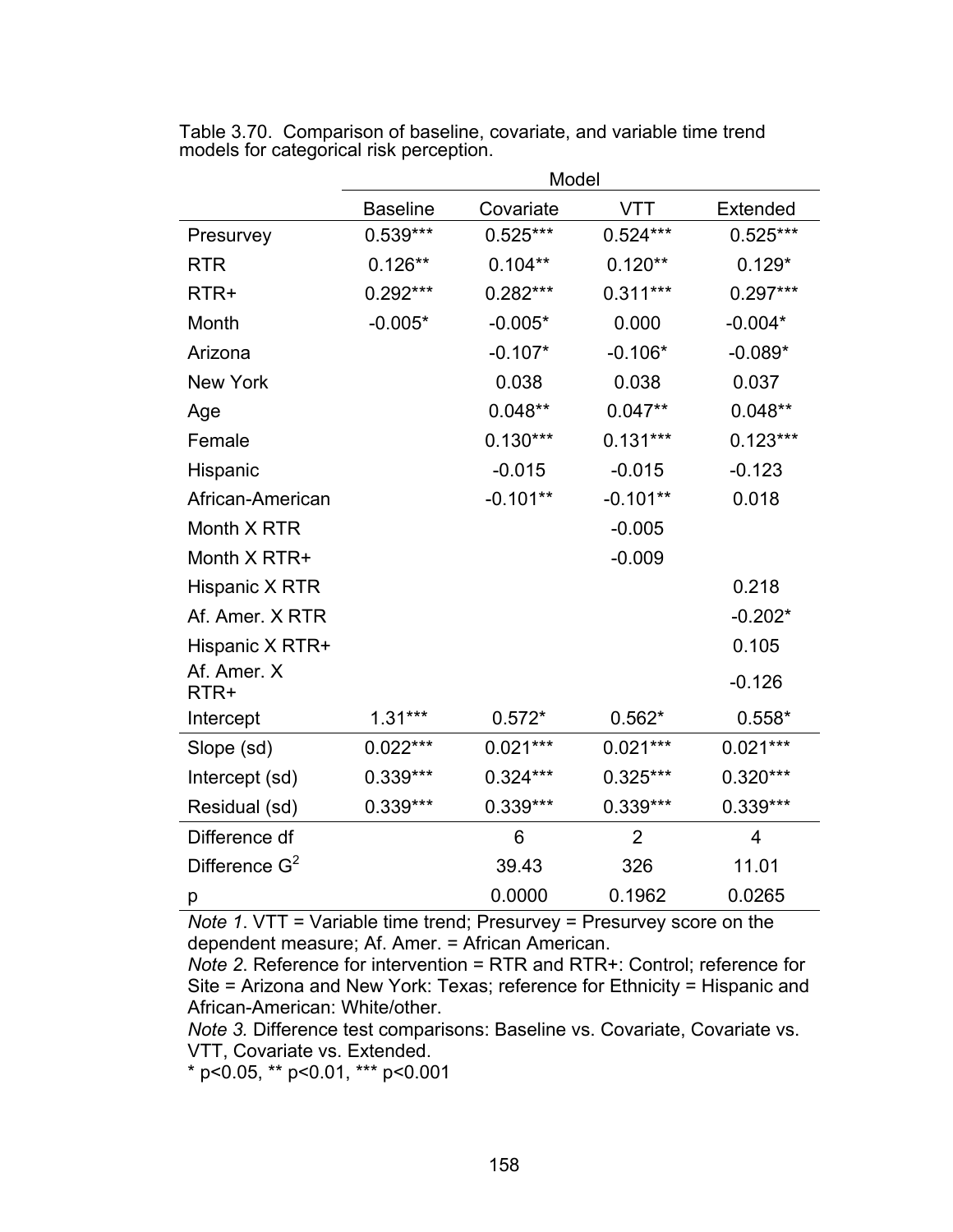Table 3.70. Comparison of baseline, covariate, and variable time trend models for categorical risk perception.

| | Model | | | |
|---|---|---|---|---|
| | Baseline | Covariate | VTT | Extended |
| Presurvey | 0.539*** | 0.525*** | 0.524*** | 0.525*** |
| RTR | 0.126** | 0.104** | 0.120** | 0.129* |
| RTR+ | 0.292*** | 0.282*** | 0.311*** | 0.297*** |
| Month | -0.005* | -0.005* | 0.000 | -0.004* |
| Arizona | | -0.107* | -0.106* | -0.089* |
| New York | | 0.038 | 0.038 | 0.037 |
| Age | | 0.048** | 0.047** | 0.048** |
| Female | | 0.130*** | 0.131*** | 0.123*** |
| Hispanic | | -0.015 | -0.015 | -0.123 |
| African-American | | -0.101** | -0.101** | 0.018 |
| Month X RTR | | | -0.005 | |
| Month X RTR+ | | | -0.009 | |
| Hispanic X RTR | | | | 0.218 |
| Af. Amer. X RTR | | | | -0.202* |
| Hispanic X RTR+ | | | | 0.105 |
| Af. Amer. X RTR+ | | | | -0.126 |
| Intercept | 1.31*** | 0.572* | 0.562* | 0.558* |
| Slope (sd) | 0.022*** | 0.021*** | 0.021*** | 0.021*** |
| Intercept (sd) | 0.339*** | 0.324*** | 0.325*** | 0.320*** |
| Residual (sd) | 0.339*** | 0.339*** | 0.339*** | 0.339*** |
| Difference df | | 6 | 2 | 4 |
| Difference $G^2$ | | 39.43 | 326 | 11.01 |
| p | | 0.0000 | 0.1962 | 0.0265 |

*Note 1.* VTT = Variable time trend; Presurvey = Presurvey score on the dependent measure; Af. Amer. = African American.
*Note 2.* Reference for intervention = RTR and RTR+: Control; reference for Site = Arizona and New York: Texas; reference for Ethnicity = Hispanic and African-American: White/other.
*Note 3.* Difference test comparisons: Baseline vs. Covariate, Covariate vs. VTT, Covariate vs. Extended.
\* $p<0.05$, ** $p<0.01$, *** $p<0.001$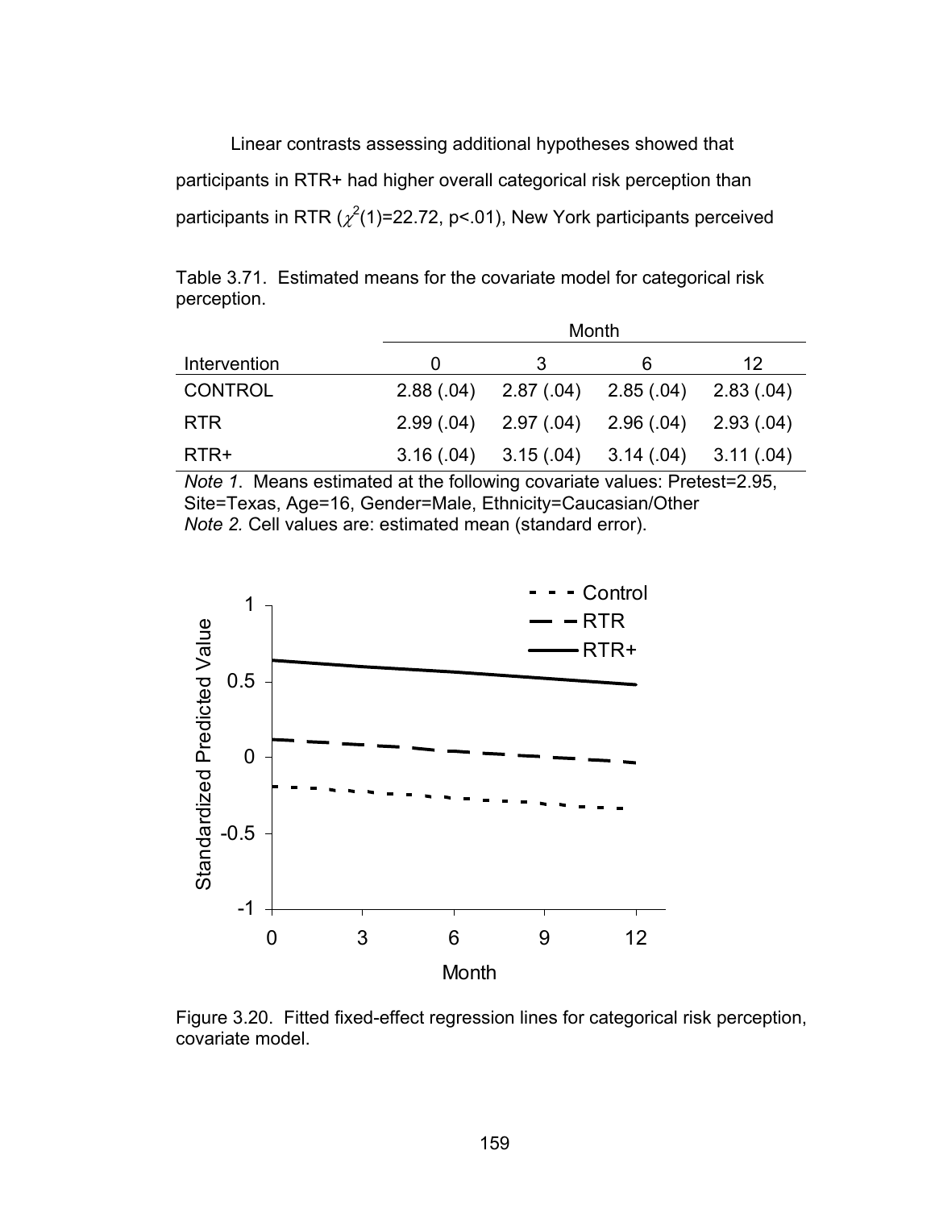Linear contrasts assessing additional hypotheses showed that participants in RTR+ had higher overall categorical risk perception than participants in RTR ($\chi^2(1)=22.72$, $p<.01$), New York participants perceived

Table 3.71. Estimated means for the covariate model for categorical risk perception.

| | Month | | | |
|---|---|---|---|---|
| Intervention | 0 | 3 | 6 | 12 |
| CONTROL | 2.88 (.04) | 2.87 (.04) | 2.85 (.04) | 2.83 (.04) |
| RTR | 2.99 (.04) | 2.97 (.04) | 2.96 (.04) | 2.93 (.04) |
| RTR+ | 3.16 (.04) | 3.15 (.04) | 3.14 (.04) | 3.11 (.04) |

*Note 1.* Means estimated at the following covariate values: Pretest=2.95, Site=Texas, Age=16, Gender=Male, Ethnicity=Caucasian/Other
*Note 2.* Cell values are: estimated mean (standard error).

Figure 3.20. Fitted fixed-effect regression lines for categorical risk perception, covariate model.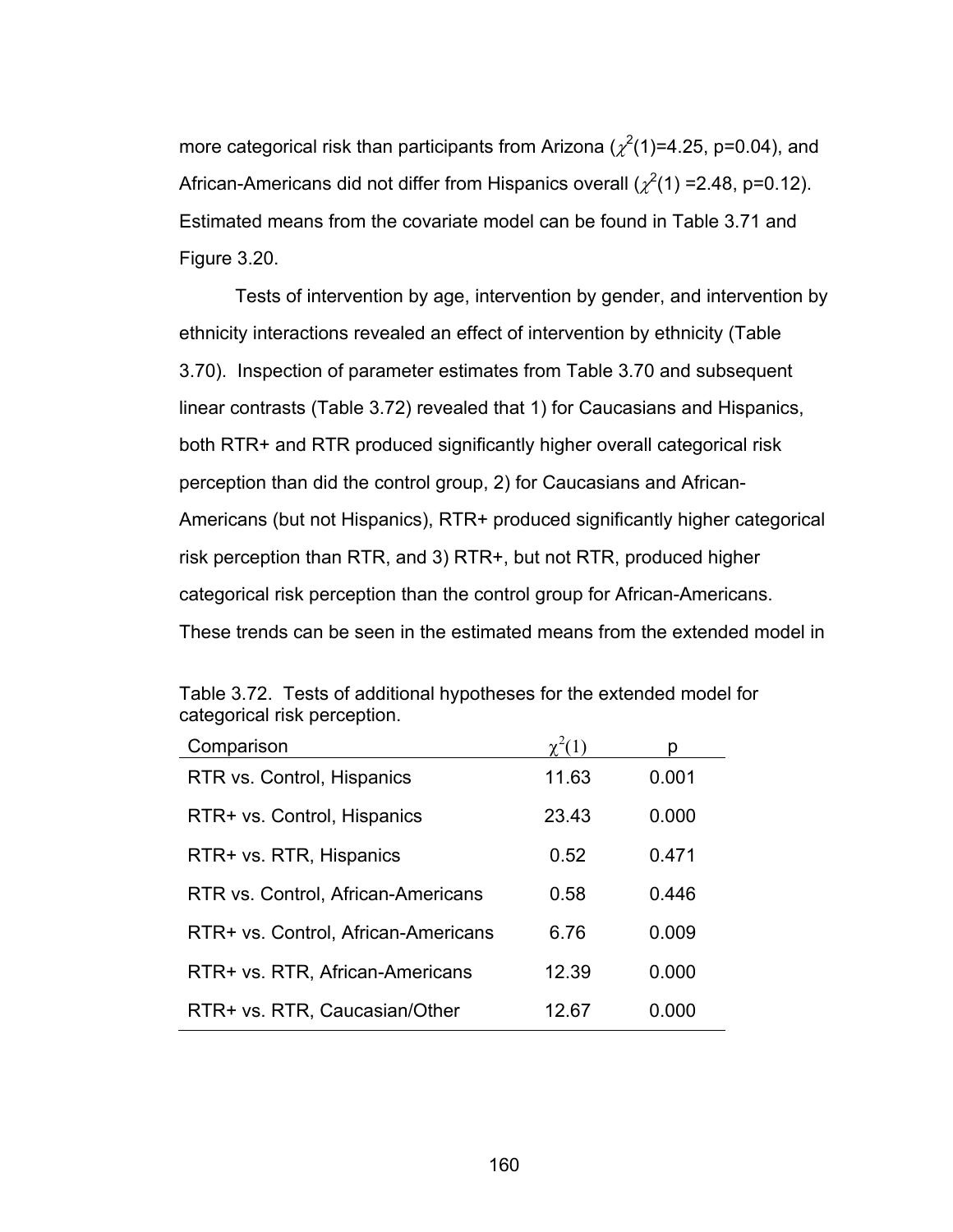more categorical risk than participants from Arizona ($\chi^2(1)=4.25$, p=0.04), and African-Americans did not differ from Hispanics overall ($\chi^2(1)=2.48$, p=0.12). Estimated means from the covariate model can be found in Table 3.71 and Figure 3.20.

Tests of intervention by age, intervention by gender, and intervention by ethnicity interactions revealed an effect of intervention by ethnicity (Table 3.70). Inspection of parameter estimates from Table 3.70 and subsequent linear contrasts (Table 3.72) revealed that 1) for Caucasians and Hispanics, both RTR+ and RTR produced significantly higher overall categorical risk perception than did the control group, 2) for Caucasians and African-Americans (but not Hispanics), RTR+ produced significantly higher categorical risk perception than RTR, and 3) RTR+, but not RTR, produced higher categorical risk perception than the control group for African-Americans. These trends can be seen in the estimated means from the extended model in

Table 3.72. Tests of additional hypotheses for the extended model for categorical risk perception.

| Comparison | $\chi^2(1)$ | p |
|---|---|---|
| RTR vs. Control, Hispanics | 11.63 | 0.001 |
| RTR+ vs. Control, Hispanics | 23.43 | 0.000 |
| RTR+ vs. RTR, Hispanics | 0.52 | 0.471 |
| RTR vs. Control, African-Americans | 0.58 | 0.446 |
| RTR+ vs. Control, African-Americans | 6.76 | 0.009 |
| RTR+ vs. RTR, African-Americans | 12.39 | 0.000 |
| RTR+ vs. RTR, Caucasian/Other | 12.67 | 0.000 |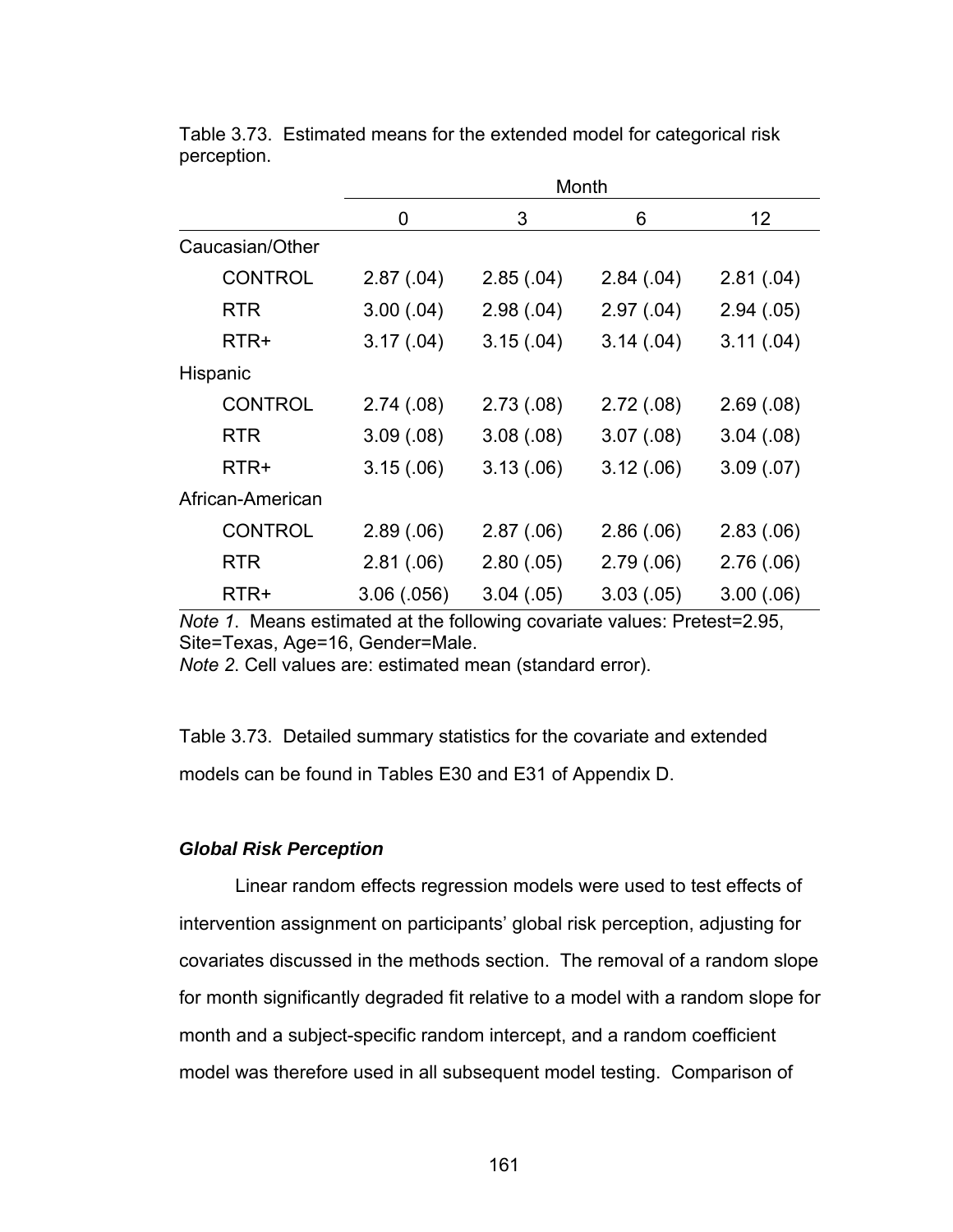Table 3.73. Estimated means for the extended model for categorical risk perception.

| | Month | | | |
|---|---|---|---|---|
| | 0 | 3 | 6 | 12 |
| Caucasian/Other | | | | |
| CONTROL | 2.87 (.04) | 2.85 (.04) | 2.84 (.04) | 2.81 (.04) |
| RTR | 3.00 (.04) | 2.98 (.04) | 2.97 (.04) | 2.94 (.05) |
| RTR+ | 3.17 (.04) | 3.15 (.04) | 3.14 (.04) | 3.11 (.04) |
| Hispanic | | | | |
| CONTROL | 2.74 (.08) | 2.73 (.08) | 2.72 (.08) | 2.69 (.08) |
| RTR | 3.09 (.08) | 3.08 (.08) | 3.07 (.08) | 3.04 (.08) |
| RTR+ | 3.15 (.06) | 3.13 (.06) | 3.12 (.06) | 3.09 (.07) |
| African-American | | | | |
| CONTROL | 2.89 (.06) | 2.87 (.06) | 2.86 (.06) | 2.83 (.06) |
| RTR | 2.81 (.06) | 2.80 (.05) | 2.79 (.06) | 2.76 (.06) |
| RTR+ | 3.06 (.056) | 3.04 (.05) | 3.03 (.05) | 3.00 (.06) |

*Note 1*. Means estimated at the following covariate values: Pretest=2.95, Site=Texas, Age=16, Gender=Male.
*Note 2*. Cell values are: estimated mean (standard error).

Table 3.73. Detailed summary statistics for the covariate and extended models can be found in Tables E30 and E31 of Appendix D.

### *Global Risk Perception*

Linear random effects regression models were used to test effects of intervention assignment on participants' global risk perception, adjusting for covariates discussed in the methods section. The removal of a random slope for month significantly degraded fit relative to a model with a random slope for month and a subject-specific random intercept, and a random coefficient model was therefore used in all subsequent model testing. Comparison of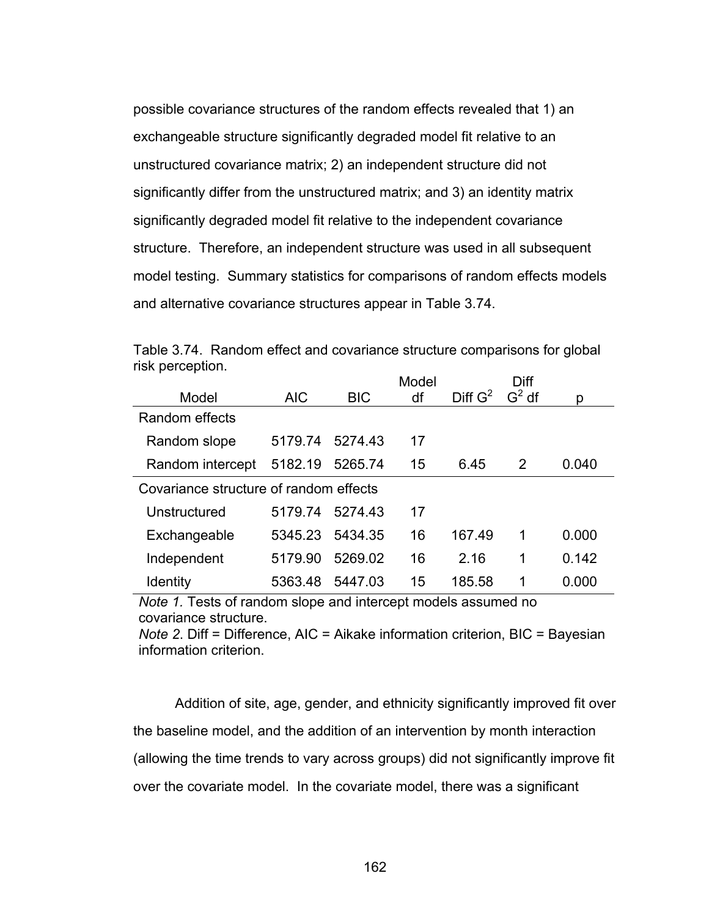possible covariance structures of the random effects revealed that 1) an exchangeable structure significantly degraded model fit relative to an unstructured covariance matrix; 2) an independent structure did not significantly differ from the unstructured matrix; and 3) an identity matrix significantly degraded model fit relative to the independent covariance structure. Therefore, an independent structure was used in all subsequent model testing. Summary statistics for comparisons of random effects models and alternative covariance structures appear in Table 3.74.

Table 3.74. Random effect and covariance structure comparisons for global risk perception.

| Model | AIC | BIC | Model df | Diff $G^2$ | Diff $G^2$ df | p |
|---|---|---|---|---|---|---|
| Random effects | | | | | | |
| Random slope | 5179.74 | 5274.43 | 17 | | | |
| Random intercept | 5182.19 | 5265.74 | 15 | 6.45 | 2 | 0.040 |
| Covariance structure of random effects | | | | | | |
| Unstructured | 5179.74 | 5274.43 | 17 | | | |
| Exchangeable | 5345.23 | 5434.35 | 16 | 167.49 | 1 | 0.000 |
| Independent | 5179.90 | 5269.02 | 16 | 2.16 | 1 | 0.142 |
| Identity | 5363.48 | 5447.03 | 15 | 185.58 | 1 | 0.000 |

*Note 1.* Tests of random slope and intercept models assumed no covariance structure.
*Note 2*. Diff = Difference, AIC = Aikake information criterion, BIC = Bayesian information criterion.

Addition of site, age, gender, and ethnicity significantly improved fit over the baseline model, and the addition of an intervention by month interaction (allowing the time trends to vary across groups) did not significantly improve fit over the covariate model. In the covariate model, there was a significant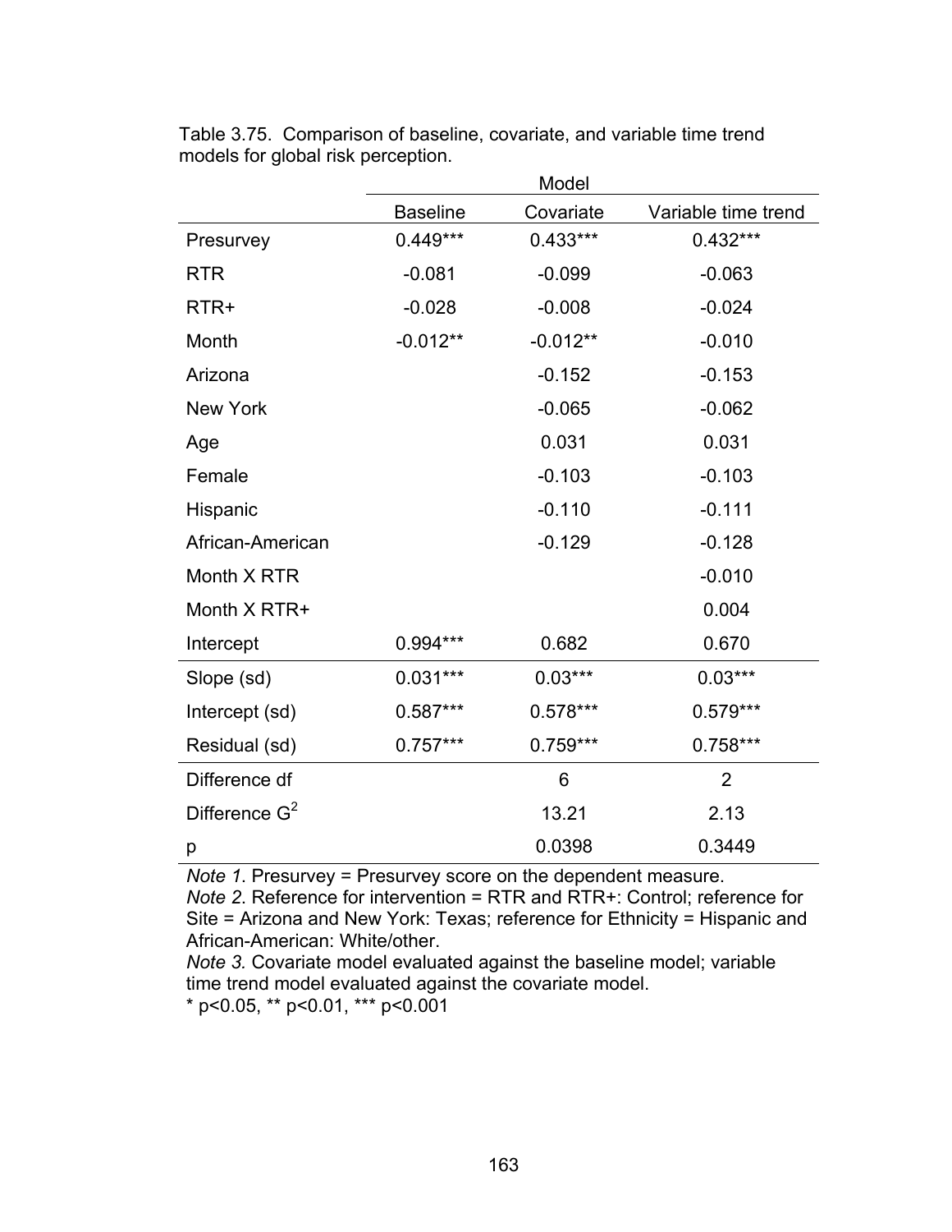Table 3.75. Comparison of baseline, covariate, and variable time trend models for global risk perception.

| | Model | | |
|---|---|---|---|
| | Baseline | Covariate | Variable time trend |
| Presurvey | 0.449*** | 0.433*** | 0.432*** |
| RTR | -0.081 | -0.099 | -0.063 |
| RTR+ | -0.028 | -0.008 | -0.024 |
| Month | -0.012** | -0.012** | -0.010 |
| Arizona | | -0.152 | -0.153 |
| New York | | -0.065 | -0.062 |
| Age | | 0.031 | 0.031 |
| Female | | -0.103 | -0.103 |
| Hispanic | | -0.110 | -0.111 |
| African-American | | -0.129 | -0.128 |
| Month X RTR | | | -0.010 |
| Month X RTR+ | | | 0.004 |
| Intercept | 0.994*** | 0.682 | 0.670 |
| Slope (sd) | 0.031*** | 0.03*** | 0.03*** |
| Intercept (sd) | 0.587*** | 0.578*** | 0.579*** |
| Residual (sd) | 0.757*** | 0.759*** | 0.758*** |
| Difference df | | 6 | 2 |
| Difference $G^2$ | | 13.21 | 2.13 |
| p | | 0.0398 | 0.3449 |

*Note 1*. Presurvey = Presurvey score on the dependent measure.
*Note 2*. Reference for intervention = RTR and RTR+: Control; reference for Site = Arizona and New York: Texas; reference for Ethnicity = Hispanic and African-American: White/other.
*Note 3.* Covariate model evaluated against the baseline model; variable time trend model evaluated against the covariate model.
* p<0.05, ** p<0.01, *** p<0.001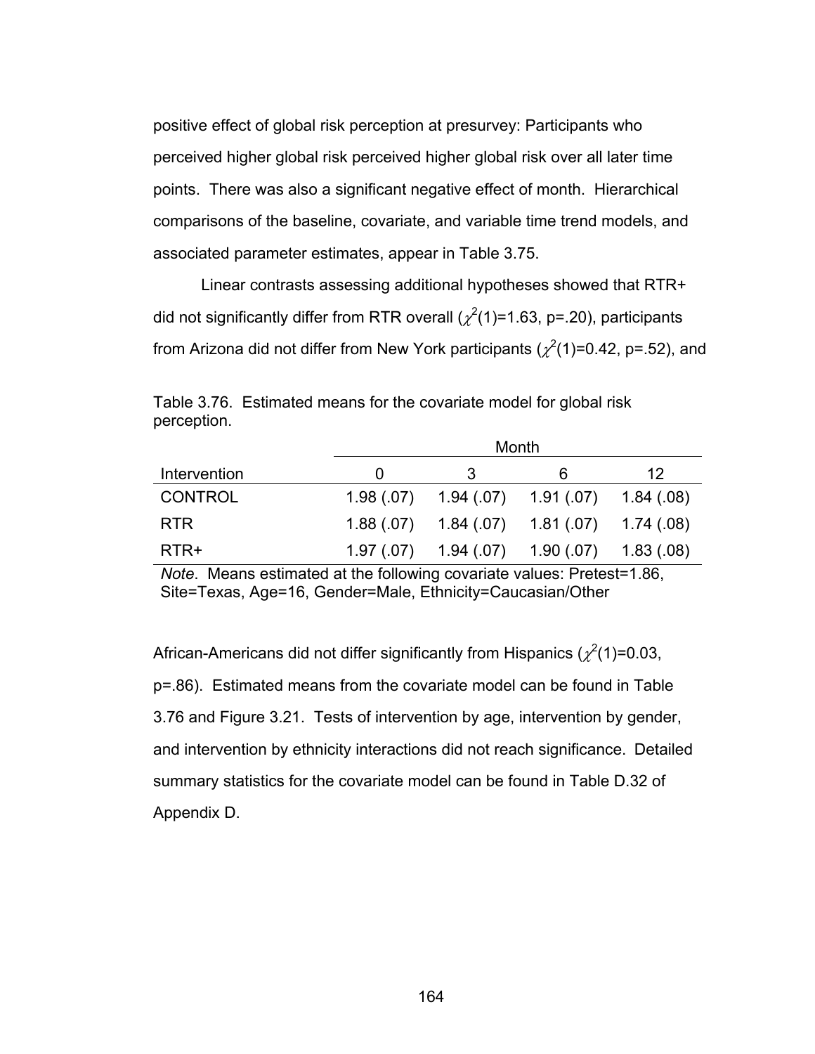positive effect of global risk perception at presurvey: Participants who perceived higher global risk perceived higher global risk over all later time points. There was also a significant negative effect of month. Hierarchical comparisons of the baseline, covariate, and variable time trend models, and associated parameter estimates, appear in Table 3.75.

Linear contrasts assessing additional hypotheses showed that RTR+ did not significantly differ from RTR overall ($\chi^2(1)$=1.63, p=.20), participants from Arizona did not differ from New York participants ($\chi^2(1)$=0.42, p=.52), and

Table 3.76. Estimated means for the covariate model for global risk perception.

| | Month | | | |
|---|---|---|---|---|
| Intervention | 0 | 3 | 6 | 12 |
| CONTROL | 1.98 (.07) | 1.94 (.07) | 1.91 (.07) | 1.84 (.08) |
| RTR | 1.88 (.07) | 1.84 (.07) | 1.81 (.07) | 1.74 (.08) |
| RTR+ | 1.97 (.07) | 1.94 (.07) | 1.90 (.07) | 1.83 (.08) |

*Note*. Means estimated at the following covariate values: Pretest=1.86, Site=Texas, Age=16, Gender=Male, Ethnicity=Caucasian/Other

African-Americans did not differ significantly from Hispanics ($\chi^2(1)$=0.03, p=.86). Estimated means from the covariate model can be found in Table 3.76 and Figure 3.21. Tests of intervention by age, intervention by gender, and intervention by ethnicity interactions did not reach significance. Detailed summary statistics for the covariate model can be found in Table D.32 of Appendix D.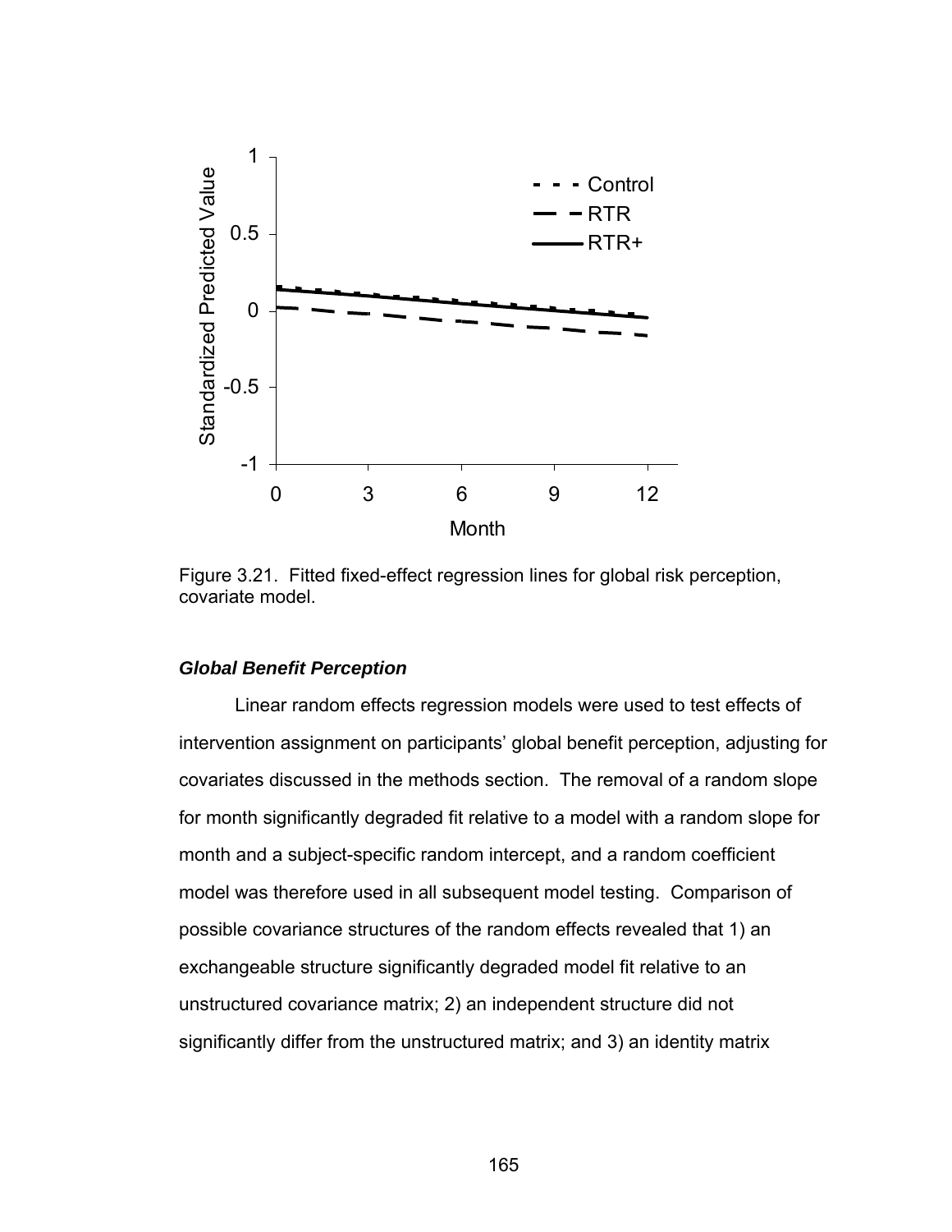Figure 3.21. Fitted fixed-effect regression lines for global risk perception, covariate model.

### ***Global Benefit Perception***

Linear random effects regression models were used to test effects of intervention assignment on participants' global benefit perception, adjusting for covariates discussed in the methods section. The removal of a random slope for month significantly degraded fit relative to a model with a random slope for month and a subject-specific random intercept, and a random coefficient model was therefore used in all subsequent model testing. Comparison of possible covariance structures of the random effects revealed that 1) an exchangeable structure significantly degraded model fit relative to an unstructured covariance matrix; 2) an independent structure did not significantly differ from the unstructured matrix; and 3) an identity matrix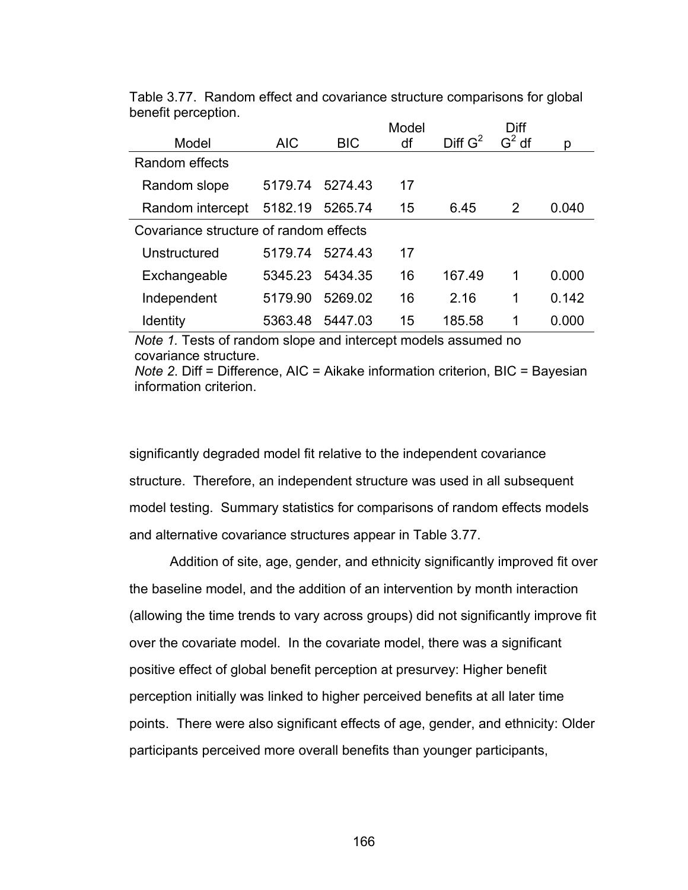Table 3.77. Random effect and covariance structure comparisons for global benefit perception.

| Model | AIC | BIC | Model df | Diff $G^2$ | Diff $G^2$ df | p |
|---|---|---|---|---|---|---|
| Random effects | | | | | | |
| Random slope | 5179.74 | 5274.43 | 17 | | | |
| Random intercept | 5182.19 | 5265.74 | 15 | 6.45 | 2 | 0.040 |
| Covariance structure of random effects | | | | | | |
| Unstructured | 5179.74 | 5274.43 | 17 | | | |
| Exchangeable | 5345.23 | 5434.35 | 16 | 167.49 | 1 | 0.000 |
| Independent | 5179.90 | 5269.02 | 16 | 2.16 | 1 | 0.142 |
| Identity | 5363.48 | 5447.03 | 15 | 185.58 | 1 | 0.000 |

*Note 1.* Tests of random slope and intercept models assumed no covariance structure.
*Note 2.* Diff = Difference, AIC = Aikake information criterion, BIC = Bayesian information criterion.

significantly degraded model fit relative to the independent covariance structure. Therefore, an independent structure was used in all subsequent model testing. Summary statistics for comparisons of random effects models and alternative covariance structures appear in Table 3.77.

Addition of site, age, gender, and ethnicity significantly improved fit over the baseline model, and the addition of an intervention by month interaction (allowing the time trends to vary across groups) did not significantly improve fit over the covariate model. In the covariate model, there was a significant positive effect of global benefit perception at presurvey: Higher benefit perception initially was linked to higher perceived benefits at all later time points. There were also significant effects of age, gender, and ethnicity: Older participants perceived more overall benefits than younger participants,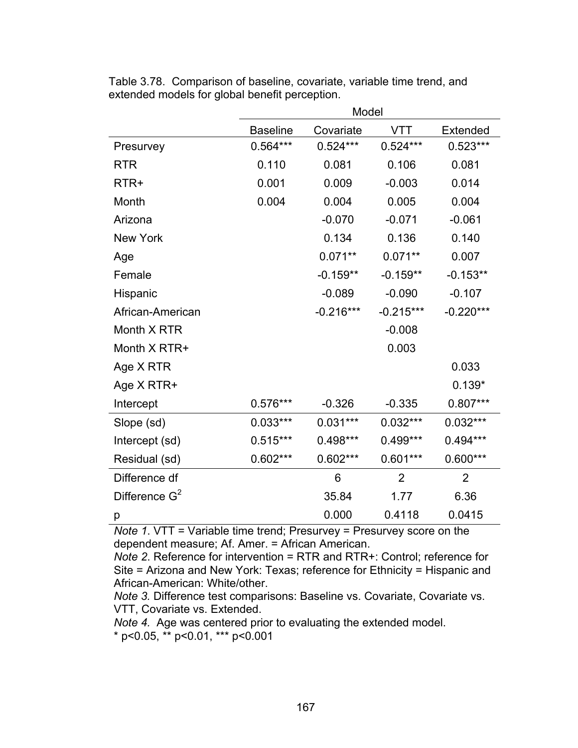Table 3.78. Comparison of baseline, covariate, variable time trend, and extended models for global benefit perception.

| | Model | | | |
|---|---|---|---|---|
| | Baseline | Covariate | VTT | Extended |
| Presurvey | 0.564*** | 0.524*** | 0.524*** | 0.523*** |
| RTR | 0.110 | 0.081 | 0.106 | 0.081 |
| RTR+ | 0.001 | 0.009 | -0.003 | 0.014 |
| Month | 0.004 | 0.004 | 0.005 | 0.004 |
| Arizona | | -0.070 | -0.071 | -0.061 |
| New York | | 0.134 | 0.136 | 0.140 |
| Age | | 0.071** | 0.071** | 0.007 |
| Female | | -0.159** | -0.159** | -0.153** |
| Hispanic | | -0.089 | -0.090 | -0.107 |
| African-American | | -0.216*** | -0.215*** | -0.220*** |
| Month X RTR | | | -0.008 | |
| Month X RTR+ | | | 0.003 | |
| Age X RTR | | | | 0.033 |
| Age X RTR+ | | | | 0.139* |
| Intercept | 0.576*** | -0.326 | -0.335 | 0.807*** |
| Slope (sd) | 0.033*** | 0.031*** | 0.032*** | 0.032*** |
| Intercept (sd) | 0.515*** | 0.498*** | 0.499*** | 0.494*** |
| Residual (sd) | 0.602*** | 0.602*** | 0.601*** | 0.600*** |
| Difference df | | 6 | 2 | 2 |
| Difference $G^2$ | | 35.84 | 1.77 | 6.36 |
| p | | 0.000 | 0.4118 | 0.0415 |

*Note 1*. VTT = Variable time trend; Presurvey = Presurvey score on the dependent measure; Af. Amer. = African American.
*Note 2*. Reference for intervention = RTR and RTR+: Control; reference for Site = Arizona and New York: Texas; reference for Ethnicity = Hispanic and African-American: White/other.
*Note 3.* Difference test comparisons: Baseline vs. Covariate, Covariate vs. VTT, Covariate vs. Extended.
*Note 4.* Age was centered prior to evaluating the extended model.
* p<0.05, ** p<0.01, *** p<0.001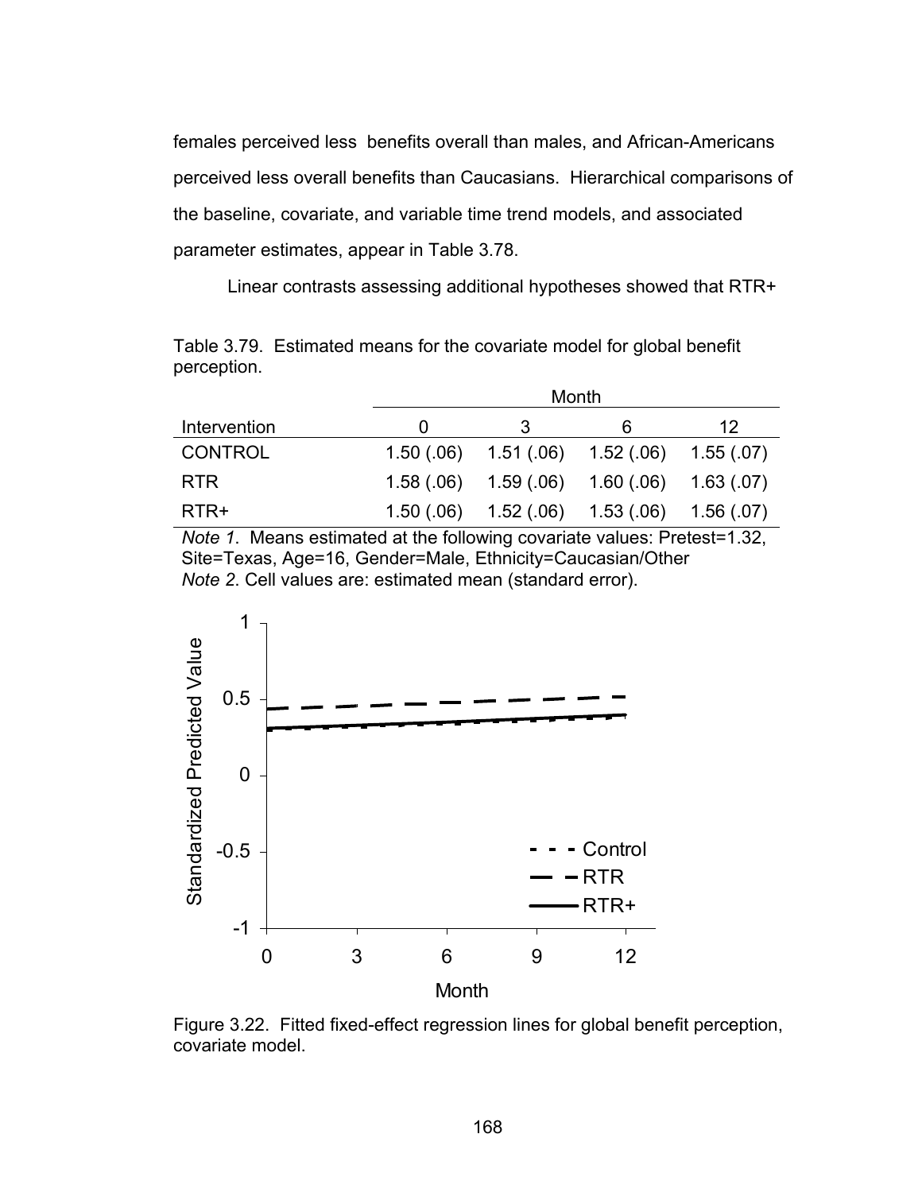females perceived less  benefits overall than males, and African-Americans perceived less overall benefits than Caucasians.  Hierarchical comparisons of the baseline, covariate, and variable time trend models, and associated parameter estimates, appear in Table 3.78.

Linear contrasts assessing additional hypotheses showed that RTR+

Table 3.79.  Estimated means for the covariate model for global benefit perception.

| | Month | | | |
|---|---|---|---|---|
| Intervention | 0 | 3 | 6 | 12 |
| CONTROL | 1.50 (.06) | 1.51 (.06) | 1.52 (.06) | 1.55 (.07) |
| RTR | 1.58 (.06) | 1.59 (.06) | 1.60 (.06) | 1.63 (.07) |
| RTR+ | 1.50 (.06) | 1.52 (.06) | 1.53 (.06) | 1.56 (.07) |

*Note 1*.  Means estimated at the following covariate values: Pretest=1.32, Site=Texas, Age=16, Gender=Male, Ethnicity=Caucasian/Other
*Note 2*. Cell values are: estimated mean (standard error).

Figure 3.22.  Fitted fixed-effect regression lines for global benefit perception, covariate model.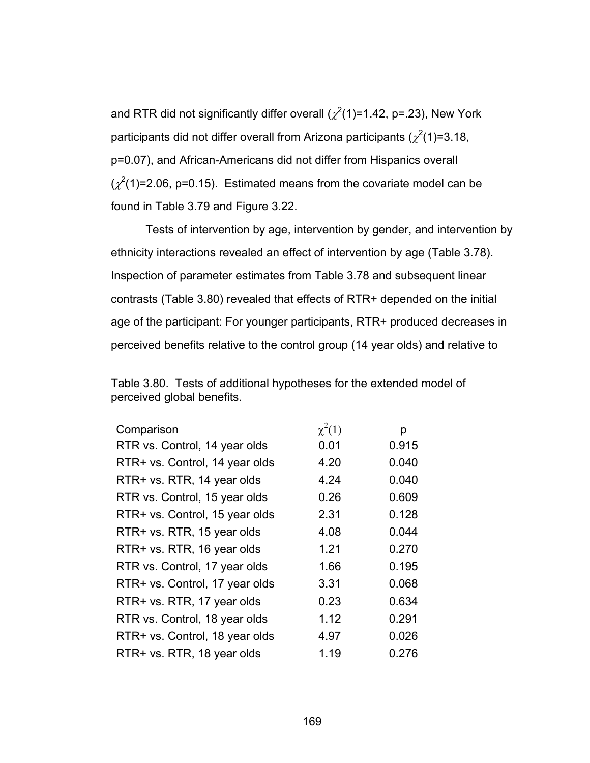and RTR did not significantly differ overall ($\chi^2(1)=1.42$, p=.23), New York participants did not differ overall from Arizona participants ($\chi^2(1)=3.18$, p=0.07), and African-Americans did not differ from Hispanics overall ($\chi^2(1)=2.06$, p=0.15). Estimated means from the covariate model can be found in Table 3.79 and Figure 3.22.

Tests of intervention by age, intervention by gender, and intervention by ethnicity interactions revealed an effect of intervention by age (Table 3.78). Inspection of parameter estimates from Table 3.78 and subsequent linear contrasts (Table 3.80) revealed that effects of RTR+ depended on the initial age of the participant: For younger participants, RTR+ produced decreases in perceived benefits relative to the control group (14 year olds) and relative to

Table 3.80. Tests of additional hypotheses for the extended model of perceived global benefits.

| Comparison | $\chi^2(1)$ | p |
|---|---|---|
| RTR vs. Control, 14 year olds | 0.01 | 0.915 |
| RTR+ vs. Control, 14 year olds | 4.20 | 0.040 |
| RTR+ vs. RTR, 14 year olds | 4.24 | 0.040 |
| RTR vs. Control, 15 year olds | 0.26 | 0.609 |
| RTR+ vs. Control, 15 year olds | 2.31 | 0.128 |
| RTR+ vs. RTR, 15 year olds | 4.08 | 0.044 |
| RTR+ vs. RTR, 16 year olds | 1.21 | 0.270 |
| RTR vs. Control, 17 year olds | 1.66 | 0.195 |
| RTR+ vs. Control, 17 year olds | 3.31 | 0.068 |
| RTR+ vs. RTR, 17 year olds | 0.23 | 0.634 |
| RTR vs. Control, 18 year olds | 1.12 | 0.291 |
| RTR+ vs. Control, 18 year olds | 4.97 | 0.026 |
| RTR+ vs. RTR, 18 year olds | 1.19 | 0.276 |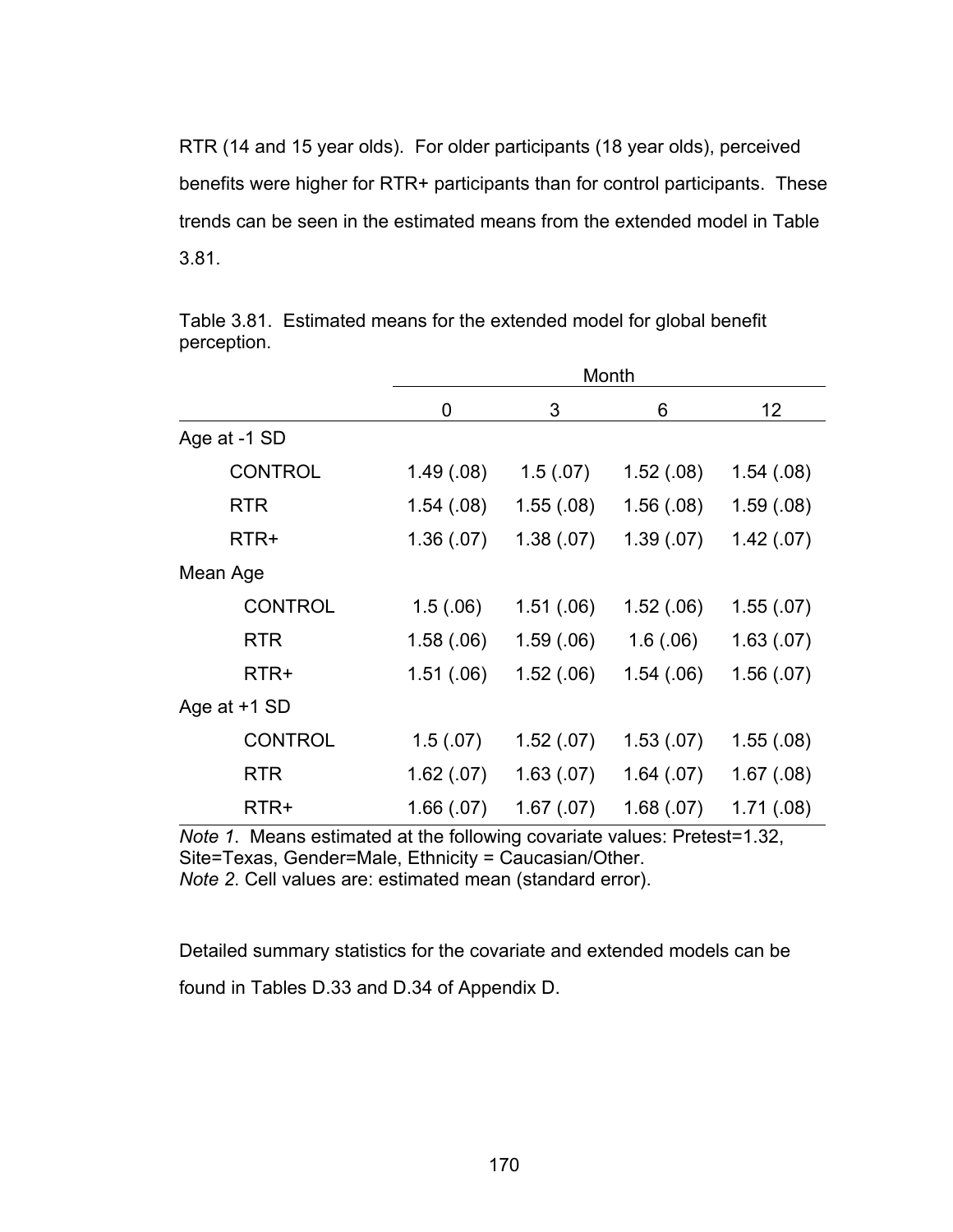RTR (14 and 15 year olds). For older participants (18 year olds), perceived benefits were higher for RTR+ participants than for control participants. These trends can be seen in the estimated means from the extended model in Table 3.81.

Table 3.81. Estimated means for the extended model for global benefit perception.

| | Month | | | |
|---|---|---|---|---|
| | 0 | 3 | 6 | 12 |
| Age at -1 SD | | | | |
| CONTROL | 1.49 (.08) | 1.5 (.07) | 1.52 (.08) | 1.54 (.08) |
| RTR | 1.54 (.08) | 1.55 (.08) | 1.56 (.08) | 1.59 (.08) |
| RTR+ | 1.36 (.07) | 1.38 (.07) | 1.39 (.07) | 1.42 (.07) |
| Mean Age | | | | |
| CONTROL | 1.5 (.06) | 1.51 (.06) | 1.52 (.06) | 1.55 (.07) |
| RTR | 1.58 (.06) | 1.59 (.06) | 1.6 (.06) | 1.63 (.07) |
| RTR+ | 1.51 (.06) | 1.52 (.06) | 1.54 (.06) | 1.56 (.07) |
| Age at +1 SD | | | | |
| CONTROL | 1.5 (.07) | 1.52 (.07) | 1.53 (.07) | 1.55 (.08) |
| RTR | 1.62 (.07) | 1.63 (.07) | 1.64 (.07) | 1.67 (.08) |
| RTR+ | 1.66 (.07) | 1.67 (.07) | 1.68 (.07) | 1.71 (.08) |

*Note 1.* Means estimated at the following covariate values: Pretest=1.32, Site=Texas, Gender=Male, Ethnicity = Caucasian/Other.
*Note 2.* Cell values are: estimated mean (standard error).

Detailed summary statistics for the covariate and extended models can be found in Tables D.33 and D.34 of Appendix D.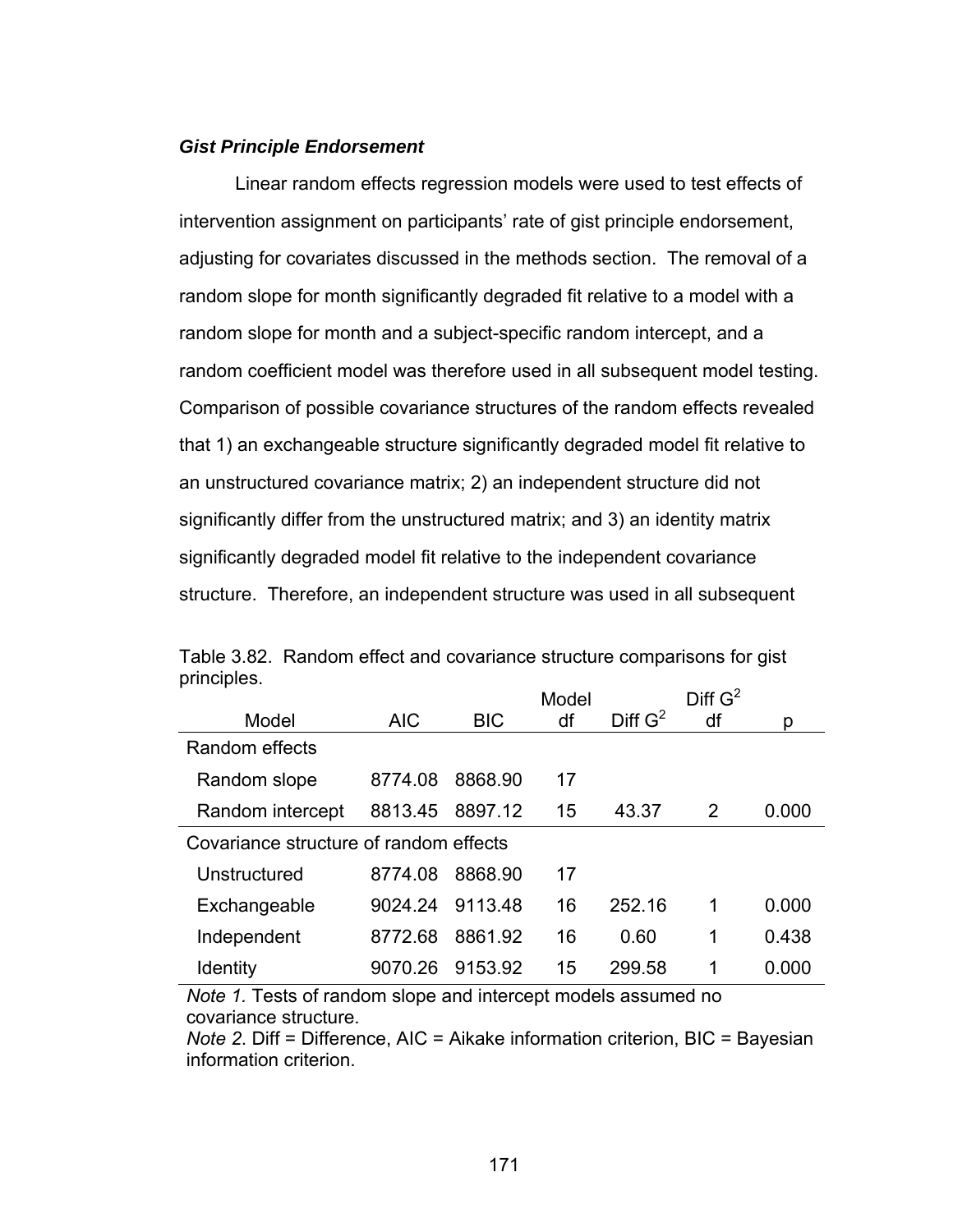***Gist Principle Endorsement***

Linear random effects regression models were used to test effects of intervention assignment on participants' rate of gist principle endorsement, adjusting for covariates discussed in the methods section. The removal of a random slope for month significantly degraded fit relative to a model with a random slope for month and a subject-specific random intercept, and a random coefficient model was therefore used in all subsequent model testing. Comparison of possible covariance structures of the random effects revealed that 1) an exchangeable structure significantly degraded model fit relative to an unstructured covariance matrix; 2) an independent structure did not significantly differ from the unstructured matrix; and 3) an identity matrix significantly degraded model fit relative to the independent covariance structure. Therefore, an independent structure was used in all subsequent

Table 3.82. Random effect and covariance structure comparisons for gist principles.

| Model | AIC | BIC | Model df | Diff $G^2$ | Diff $G^2$ df | p |
|---|---|---|---|---|---|---|
| Random effects | | | | | | |
| Random slope | 8774.08 | 8868.90 | 17 | | | |
| Random intercept | 8813.45 | 8897.12 | 15 | 43.37 | 2 | 0.000 |
| Covariance structure of random effects | | | | | | |
| Unstructured | 8774.08 | 8868.90 | 17 | | | |
| Exchangeable | 9024.24 | 9113.48 | 16 | 252.16 | 1 | 0.000 |
| Independent | 8772.68 | 8861.92 | 16 | 0.60 | 1 | 0.438 |
| Identity | 9070.26 | 9153.92 | 15 | 299.58 | 1 | 0.000 |

*Note 1.* Tests of random slope and intercept models assumed no covariance structure.
*Note 2.* Diff = Difference, AIC = Aikake information criterion, BIC = Bayesian information criterion.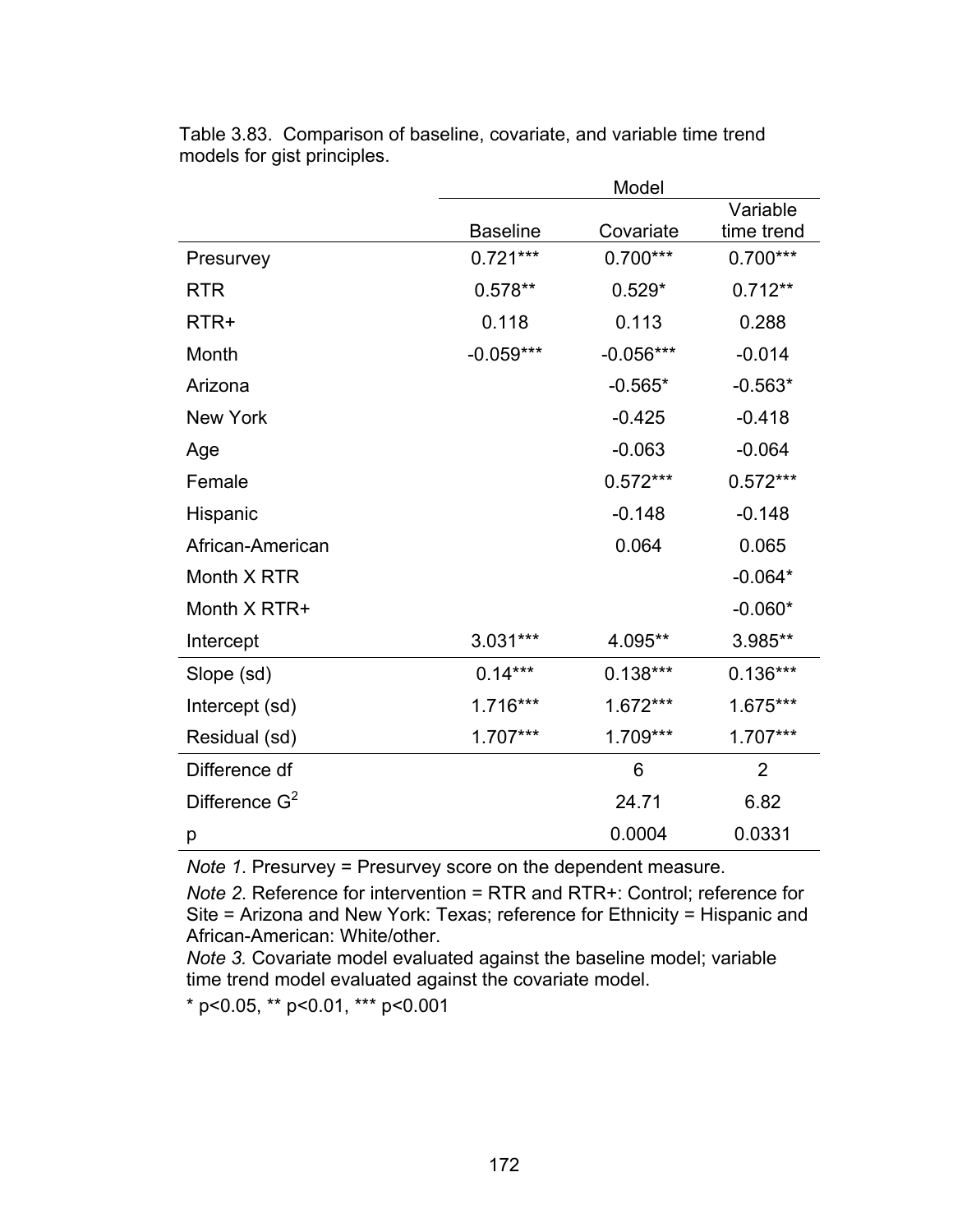Table 3.83. Comparison of baseline, covariate, and variable time trend models for gist principles.

| | Model | | |
|---|---|---|---|
| | Baseline | Covariate | Variable time trend |
| Presurvey | 0.721*** | 0.700*** | 0.700*** |
| RTR | 0.578** | 0.529* | 0.712** |
| RTR+ | 0.118 | 0.113 | 0.288 |
| Month | -0.059*** | -0.056*** | -0.014 |
| Arizona | | -0.565* | -0.563* |
| New York | | -0.425 | -0.418 |
| Age | | -0.063 | -0.064 |
| Female | | 0.572*** | 0.572*** |
| Hispanic | | -0.148 | -0.148 |
| African-American | | 0.064 | 0.065 |
| Month X RTR | | | -0.064* |
| Month X RTR+ | | | -0.060* |
| Intercept | 3.031*** | 4.095** | 3.985** |
| Slope (sd) | 0.14*** | 0.138*** | 0.136*** |
| Intercept (sd) | 1.716*** | 1.672*** | 1.675*** |
| Residual (sd) | 1.707*** | 1.709*** | 1.707*** |
| Difference df | | 6 | 2 |
| Difference $G^2$ | | 24.71 | 6.82 |
| p | | 0.0004 | 0.0331 |

*Note 1.* Presurvey = Presurvey score on the dependent measure.

*Note 2.* Reference for intervention = RTR and RTR+: Control; reference for Site = Arizona and New York: Texas; reference for Ethnicity = Hispanic and African-American: White/other.

*Note 3.* Covariate model evaluated against the baseline model; variable time trend model evaluated against the covariate model.

* $p<0.05$, ** $p<0.01$, *** $p<0.001$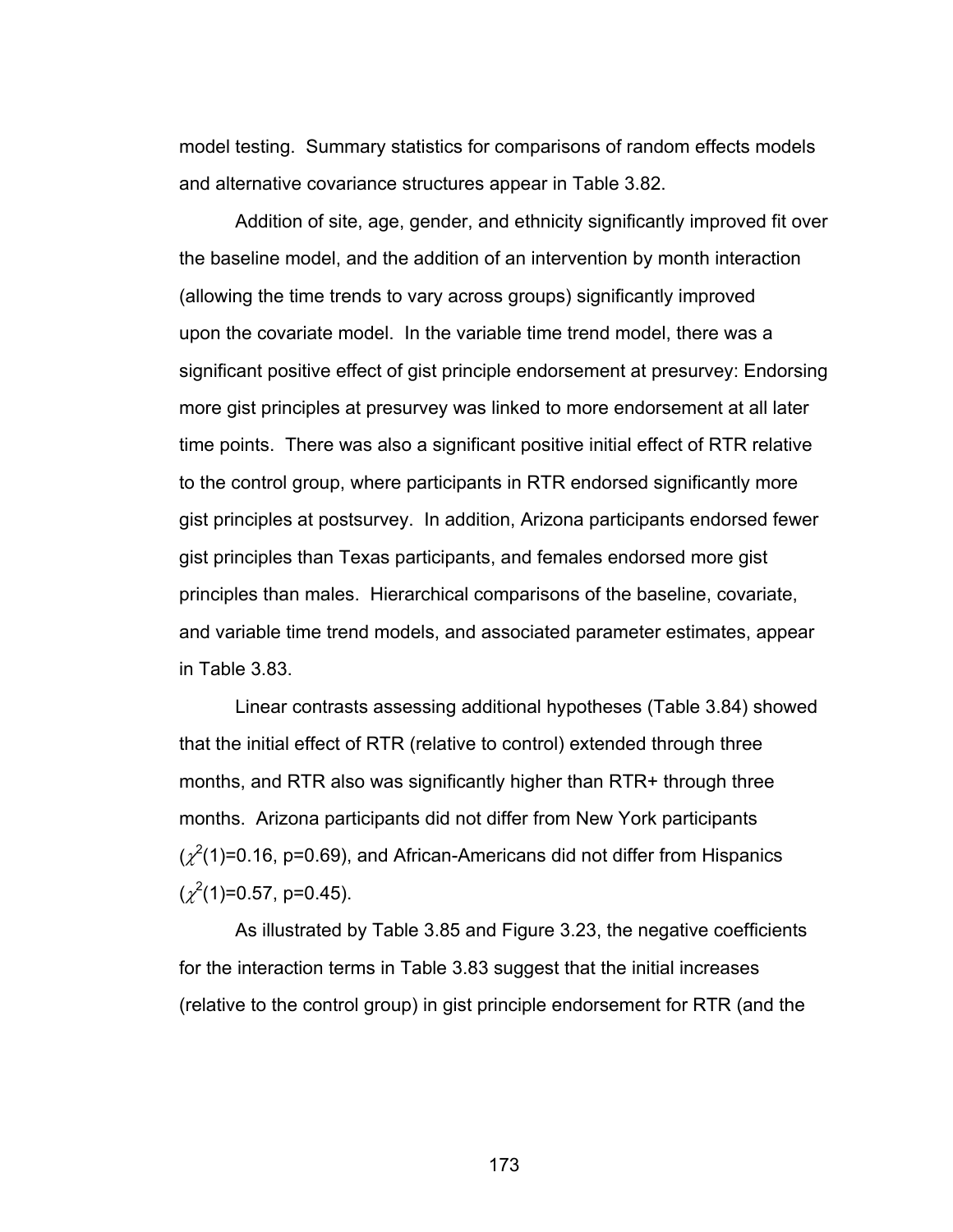model testing. Summary statistics for comparisons of random effects models and alternative covariance structures appear in Table 3.82.

Addition of site, age, gender, and ethnicity significantly improved fit over the baseline model, and the addition of an intervention by month interaction (allowing the time trends to vary across groups) significantly improved upon the covariate model. In the variable time trend model, there was a significant positive effect of gist principle endorsement at presurvey: Endorsing more gist principles at presurvey was linked to more endorsement at all later time points. There was also a significant positive initial effect of RTR relative to the control group, where participants in RTR endorsed significantly more gist principles at postsurvey. In addition, Arizona participants endorsed fewer gist principles than Texas participants, and females endorsed more gist principles than males. Hierarchical comparisons of the baseline, covariate, and variable time trend models, and associated parameter estimates, appear in Table 3.83.

Linear contrasts assessing additional hypotheses (Table 3.84) showed that the initial effect of RTR (relative to control) extended through three months, and RTR also was significantly higher than RTR+ through three months. Arizona participants did not differ from New York participants ($\chi^2(1)=0.16$, $p=0.69$), and African-Americans did not differ from Hispanics ($\chi^2(1)=0.57$, $p=0.45$).

As illustrated by Table 3.85 and Figure 3.23, the negative coefficients for the interaction terms in Table 3.83 suggest that the initial increases (relative to the control group) in gist principle endorsement for RTR (and the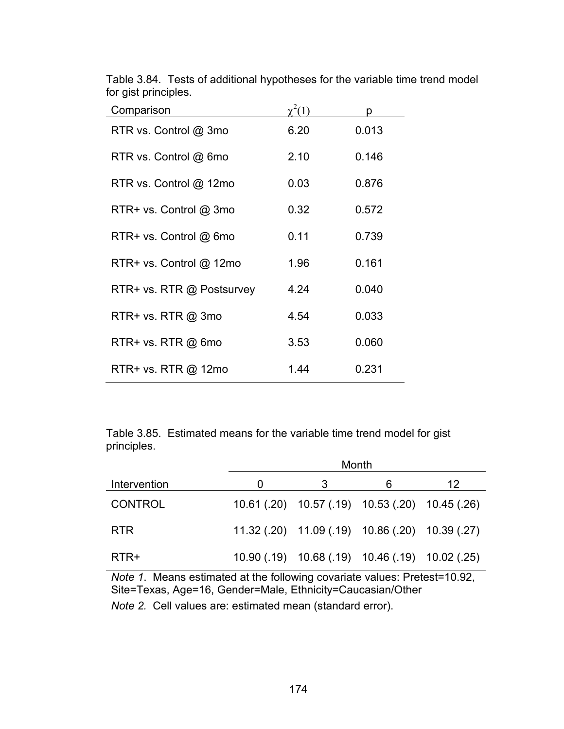Table 3.84. Tests of additional hypotheses for the variable time trend model for gist principles.

| Comparison | $\chi^2(1)$ | p |
|---|---|---|
| RTR vs. Control @ 3mo | 6.20 | 0.013 |
| RTR vs. Control @ 6mo | 2.10 | 0.146 |
| RTR vs. Control @ 12mo | 0.03 | 0.876 |
| RTR+ vs. Control @ 3mo | 0.32 | 0.572 |
| RTR+ vs. Control @ 6mo | 0.11 | 0.739 |
| RTR+ vs. Control @ 12mo | 1.96 | 0.161 |
| RTR+ vs. RTR @ Postsurvey | 4.24 | 0.040 |
| RTR+ vs. RTR @ 3mo | 4.54 | 0.033 |
| RTR+ vs. RTR @ 6mo | 3.53 | 0.060 |
| RTR+ vs. RTR @ 12mo | 1.44 | 0.231 |

Table 3.85. Estimated means for the variable time trend model for gist principles.

| | Month | | | |
|---|---|---|---|---|
| Intervention | 0 | 3 | 6 | 12 |
| CONTROL | 10.61 (.20) | 10.57 (.19) | 10.53 (.20) | 10.45 (.26) |
| RTR | 11.32 (.20) | 11.09 (.19) | 10.86 (.20) | 10.39 (.27) |
| RTR+ | 10.90 (.19) | 10.68 (.19) | 10.46 (.19) | 10.02 (.25) |

*Note 1*. Means estimated at the following covariate values: Pretest=10.92, Site=Texas, Age=16, Gender=Male, Ethnicity=Caucasian/Other

*Note 2.* Cell values are: estimated mean (standard error).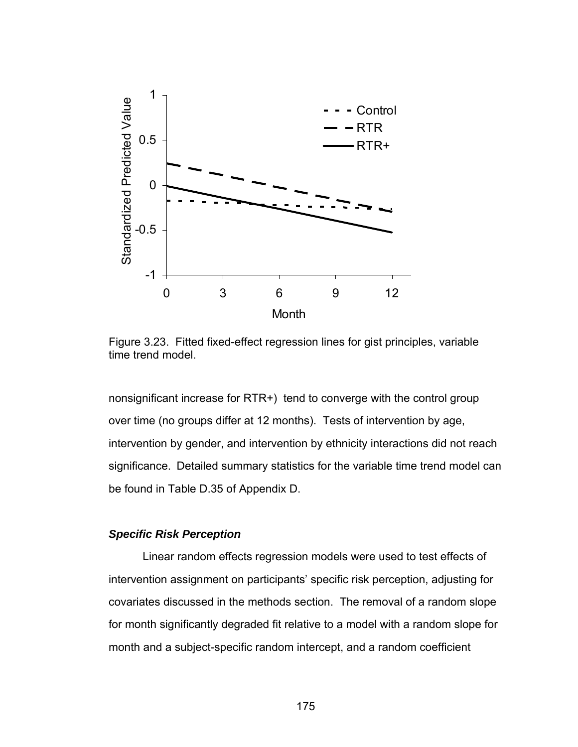Figure 3.23. Fitted fixed-effect regression lines for gist principles, variable time trend model.

nonsignificant increase for RTR+) tend to converge with the control group over time (no groups differ at 12 months). Tests of intervention by age, intervention by gender, and intervention by ethnicity interactions did not reach significance. Detailed summary statistics for the variable time trend model can be found in Table D.35 of Appendix D.

### *Specific Risk Perception*

Linear random effects regression models were used to test effects of intervention assignment on participants' specific risk perception, adjusting for covariates discussed in the methods section. The removal of a random slope for month significantly degraded fit relative to a model with a random slope for month and a subject-specific random intercept, and a random coefficient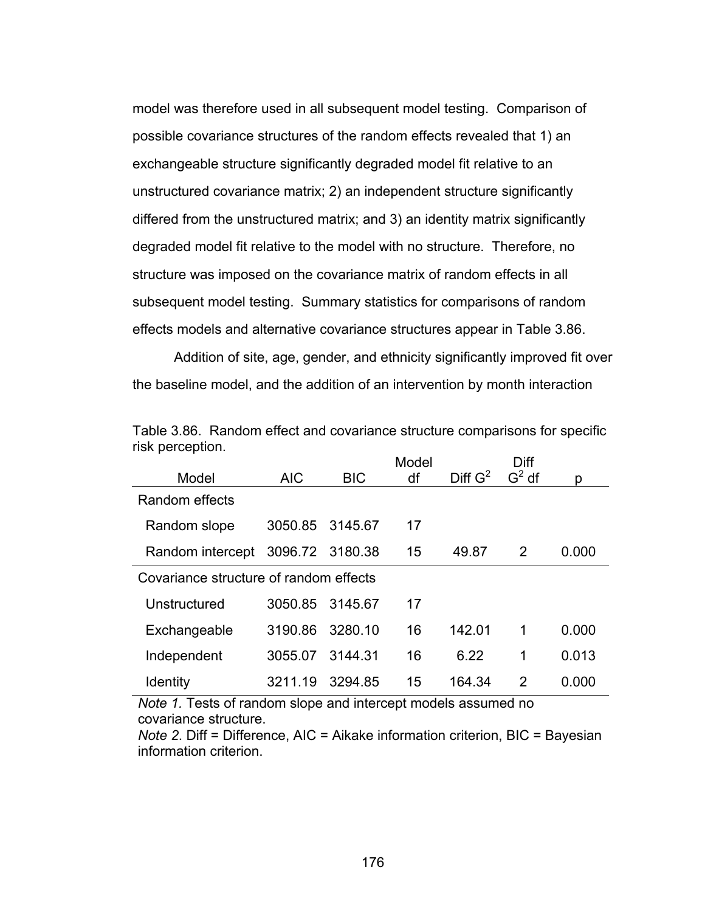model was therefore used in all subsequent model testing. Comparison of possible covariance structures of the random effects revealed that 1) an exchangeable structure significantly degraded model fit relative to an unstructured covariance matrix; 2) an independent structure significantly differed from the unstructured matrix; and 3) an identity matrix significantly degraded model fit relative to the model with no structure. Therefore, no structure was imposed on the covariance matrix of random effects in all subsequent model testing. Summary statistics for comparisons of random effects models and alternative covariance structures appear in Table 3.86.

Addition of site, age, gender, and ethnicity significantly improved fit over the baseline model, and the addition of an intervention by month interaction

Table 3.86. Random effect and covariance structure comparisons for specific risk perception.

| Model | AIC | BIC | Model df | Diff $G^2$ | Diff $G^2$ df | p |
|---|---|---|---|---|---|---|
| Random effects | | | | | | |
| Random slope | 3050.85 | 3145.67 | 17 | | | |
| Random intercept | 3096.72 | 3180.38 | 15 | 49.87 | 2 | 0.000 |
| Covariance structure of random effects | | | | | | |
| Unstructured | 3050.85 | 3145.67 | 17 | | | |
| Exchangeable | 3190.86 | 3280.10 | 16 | 142.01 | 1 | 0.000 |
| Independent | 3055.07 | 3144.31 | 16 | 6.22 | 1 | 0.013 |
| Identity | 3211.19 | 3294.85 | 15 | 164.34 | 2 | 0.000 |

*Note 1.* Tests of random slope and intercept models assumed no covariance structure.
*Note 2.* Diff = Difference, AIC = Aikake information criterion, BIC = Bayesian information criterion.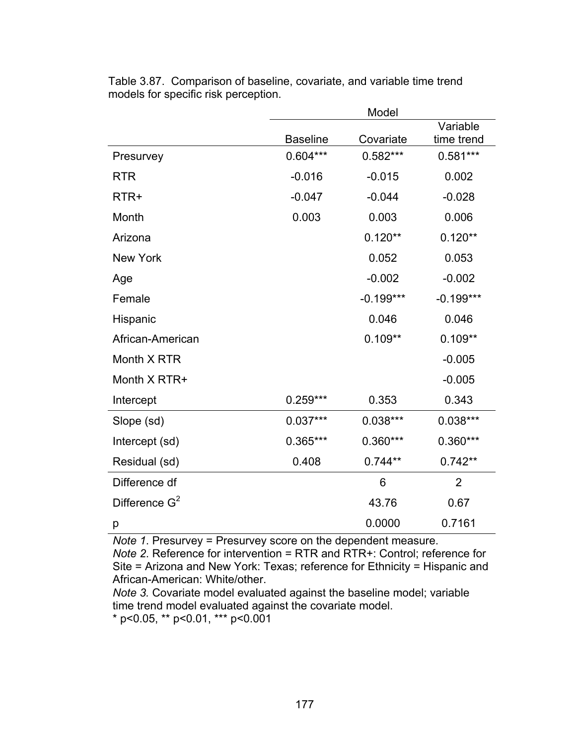Table 3.87. Comparison of baseline, covariate, and variable time trend models for specific risk perception.

| | Model | | |
|---|---|---|---|
| | Baseline | Covariate | Variable time trend |
| Presurvey | 0.604*** | 0.582*** | 0.581*** |
| RTR | -0.016 | -0.015 | 0.002 |
| RTR+ | -0.047 | -0.044 | -0.028 |
| Month | 0.003 | 0.003 | 0.006 |
| Arizona | | 0.120** | 0.120** |
| New York | | 0.052 | 0.053 |
| Age | | -0.002 | -0.002 |
| Female | | -0.199*** | -0.199*** |
| Hispanic | | 0.046 | 0.046 |
| African-American | | 0.109** | 0.109** |
| Month X RTR | | | -0.005 |
| Month X RTR+ | | | -0.005 |
| Intercept | 0.259*** | 0.353 | 0.343 |
| Slope (sd) | 0.037*** | 0.038*** | 0.038*** |
| Intercept (sd) | 0.365*** | 0.360*** | 0.360*** |
| Residual (sd) | 0.408 | 0.744** | 0.742** |
| Difference df | | 6 | 2 |
| Difference $G^2$ | | 43.76 | 0.67 |
| p | | 0.0000 | 0.7161 |

*Note 1.* Presurvey = Presurvey score on the dependent measure.
*Note 2.* Reference for intervention = RTR and RTR+: Control; reference for Site = Arizona and New York: Texas; reference for Ethnicity = Hispanic and African-American: White/other.
*Note 3.* Covariate model evaluated against the baseline model; variable time trend model evaluated against the covariate model.
* p<0.05, ** p<0.01, *** p<0.001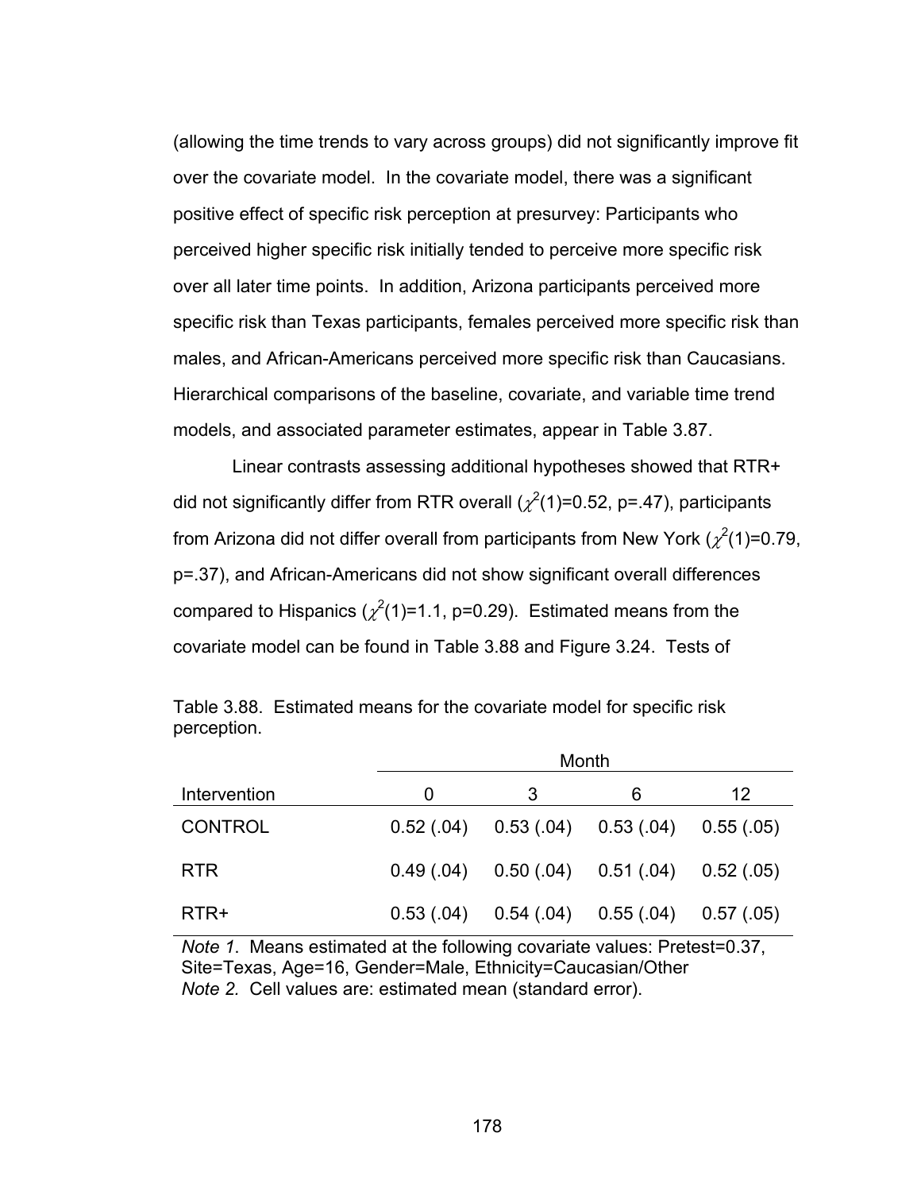(allowing the time trends to vary across groups) did not significantly improve fit over the covariate model. In the covariate model, there was a significant positive effect of specific risk perception at presurvey: Participants who perceived higher specific risk initially tended to perceive more specific risk over all later time points. In addition, Arizona participants perceived more specific risk than Texas participants, females perceived more specific risk than males, and African-Americans perceived more specific risk than Caucasians. Hierarchical comparisons of the baseline, covariate, and variable time trend models, and associated parameter estimates, appear in Table 3.87.

Linear contrasts assessing additional hypotheses showed that RTR+ did not significantly differ from RTR overall ($\chi^2(1)=0.52$, p=.47), participants from Arizona did not differ overall from participants from New York ($\chi^2(1)=0.79$, p=.37), and African-Americans did not show significant overall differences compared to Hispanics ($\chi^2(1)=1.1$, p=0.29). Estimated means from the covariate model can be found in Table 3.88 and Figure 3.24. Tests of

Table 3.88. Estimated means for the covariate model for specific risk perception.

| | Month | | | |
|---|---|---|---|---|
| Intervention | 0 | 3 | 6 | 12 |
| CONTROL | 0.52 (.04) | 0.53 (.04) | 0.53 (.04) | 0.55 (.05) |
| RTR | 0.49 (.04) | 0.50 (.04) | 0.51 (.04) | 0.52 (.05) |
| RTR+ | 0.53 (.04) | 0.54 (.04) | 0.55 (.04) | 0.57 (.05) |

*Note 1.* Means estimated at the following covariate values: Pretest=0.37, Site=Texas, Age=16, Gender=Male, Ethnicity=Caucasian/Other
*Note 2.* Cell values are: estimated mean (standard error).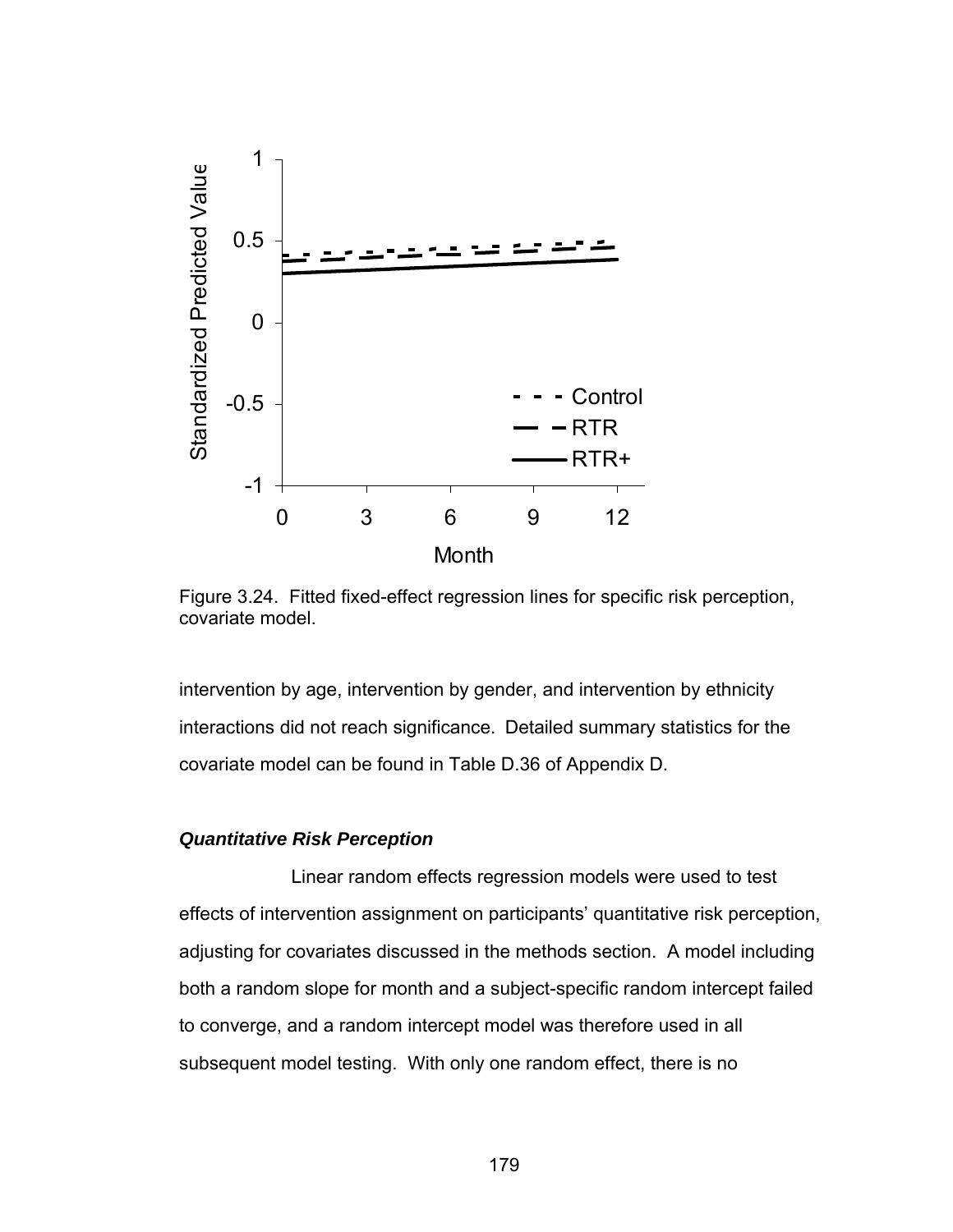Figure 3.24. Fitted fixed-effect regression lines for specific risk perception, covariate model.

intervention by age, intervention by gender, and intervention by ethnicity interactions did not reach significance. Detailed summary statistics for the covariate model can be found in Table D.36 of Appendix D.

### *Quantitative Risk Perception*

Linear random effects regression models were used to test effects of intervention assignment on participants' quantitative risk perception, adjusting for covariates discussed in the methods section. A model including both a random slope for month and a subject-specific random intercept failed to converge, and a random intercept model was therefore used in all subsequent model testing. With only one random effect, there is no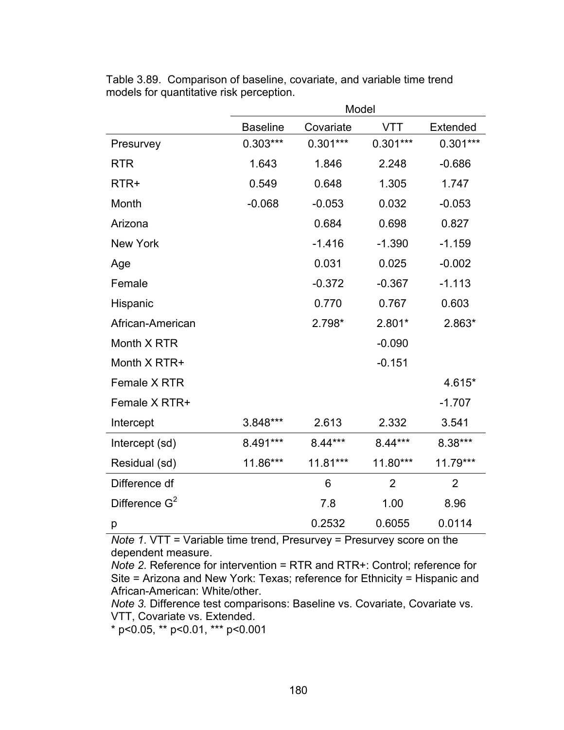Table 3.89. Comparison of baseline, covariate, and variable time trend models for quantitative risk perception.

| | Model | | | |
|---|---|---|---|---|
| | Baseline | Covariate | VTT | Extended |
| Presurvey | 0.303*** | 0.301*** | 0.301*** | 0.301*** |
| RTR | 1.643 | 1.846 | 2.248 | -0.686 |
| RTR+ | 0.549 | 0.648 | 1.305 | 1.747 |
| Month | -0.068 | -0.053 | 0.032 | -0.053 |
| Arizona | | 0.684 | 0.698 | 0.827 |
| New York | | -1.416 | -1.390 | -1.159 |
| Age | | 0.031 | 0.025 | -0.002 |
| Female | | -0.372 | -0.367 | -1.113 |
| Hispanic | | 0.770 | 0.767 | 0.603 |
| African-American | | 2.798* | 2.801* | 2.863* |
| Month X RTR | | | -0.090 | |
| Month X RTR+ | | | -0.151 | |
| Female X RTR | | | | 4.615* |
| Female X RTR+ | | | | -1.707 |
| Intercept | 3.848*** | 2.613 | 2.332 | 3.541 |
| Intercept (sd) | 8.491*** | 8.44*** | 8.44*** | 8.38*** |
| Residual (sd) | 11.86*** | 11.81*** | 11.80*** | 11.79*** |
| Difference df | | 6 | 2 | 2 |
| Difference $G^2$ | | 7.8 | 1.00 | 8.96 |
| p | | 0.2532 | 0.6055 | 0.0114 |

*Note 1*. VTT = Variable time trend, Presurvey = Presurvey score on the dependent measure.
*Note 2*. Reference for intervention = RTR and RTR+: Control; reference for Site = Arizona and New York: Texas; reference for Ethnicity = Hispanic and African-American: White/other.
*Note 3.* Difference test comparisons: Baseline vs. Covariate, Covariate vs. VTT, Covariate vs. Extended.
* p<0.05, ** p<0.01, *** p<0.001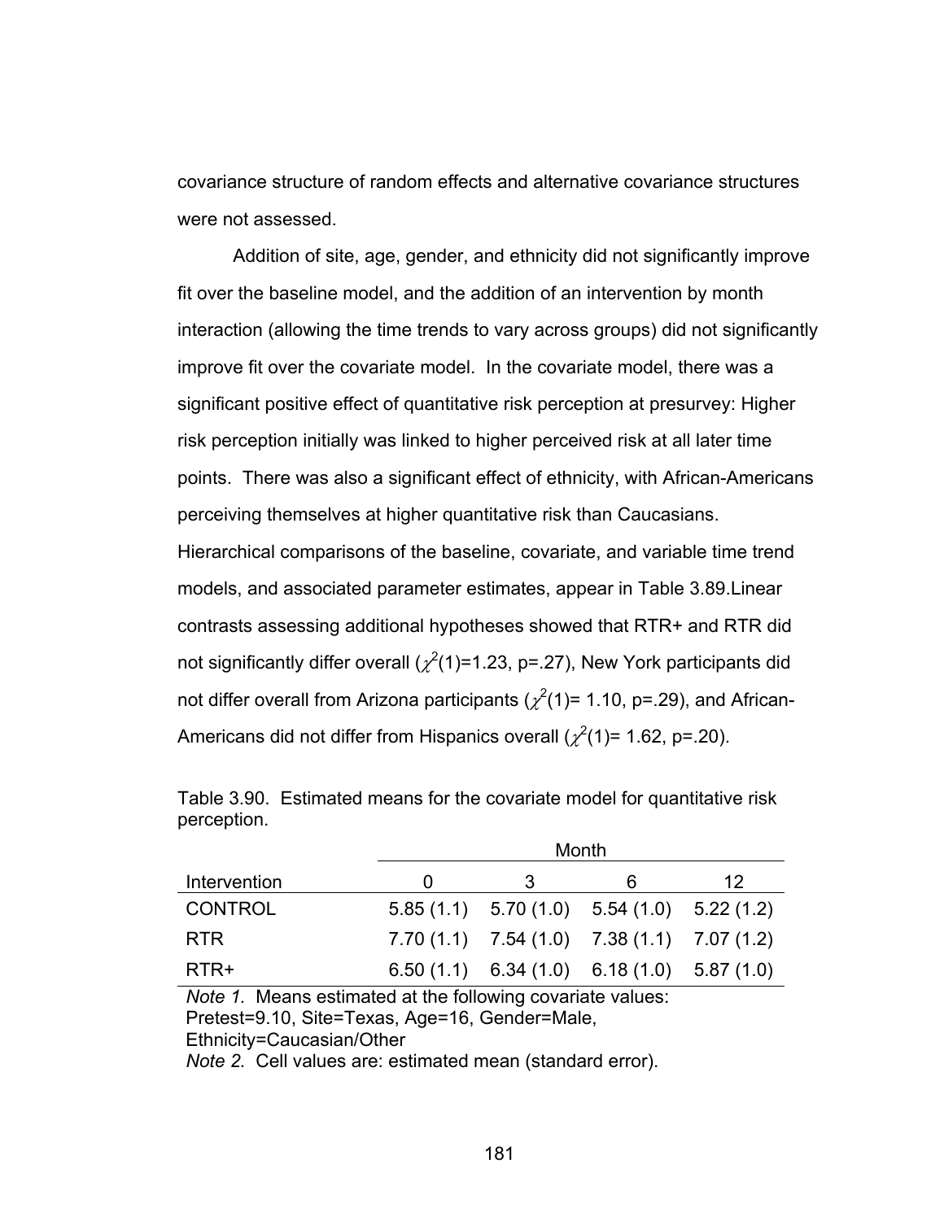covariance structure of random effects and alternative covariance structures were not assessed.

Addition of site, age, gender, and ethnicity did not significantly improve fit over the baseline model, and the addition of an intervention by month interaction (allowing the time trends to vary across groups) did not significantly improve fit over the covariate model. In the covariate model, there was a significant positive effect of quantitative risk perception at presurvey: Higher risk perception initially was linked to higher perceived risk at all later time points. There was also a significant effect of ethnicity, with African-Americans perceiving themselves at higher quantitative risk than Caucasians. Hierarchical comparisons of the baseline, covariate, and variable time trend models, and associated parameter estimates, appear in Table 3.89.Linear contrasts assessing additional hypotheses showed that RTR+ and RTR did not significantly differ overall ($\chi^2(1)$=1.23, p=.27), New York participants did not differ overall from Arizona participants ($\chi^2(1)$= 1.10, p=.29), and African-Americans did not differ from Hispanics overall ($\chi^2(1)$= 1.62, p=.20).

Table 3.90. Estimated means for the covariate model for quantitative risk perception.

| | Month | | | |
|---|---|---|---|---|
| Intervention | 0 | 3 | 6 | 12 |
| CONTROL | 5.85 (1.1) | 5.70 (1.0) | 5.54 (1.0) | 5.22 (1.2) |
| RTR | 7.70 (1.1) | 7.54 (1.0) | 7.38 (1.1) | 7.07 (1.2) |
| RTR+ | 6.50 (1.1) | 6.34 (1.0) | 6.18 (1.0) | 5.87 (1.0) |

*Note 1.* Means estimated at the following covariate values: Pretest=9.10, Site=Texas, Age=16, Gender=Male, Ethnicity=Caucasian/Other

*Note 2.* Cell values are: estimated mean (standard error).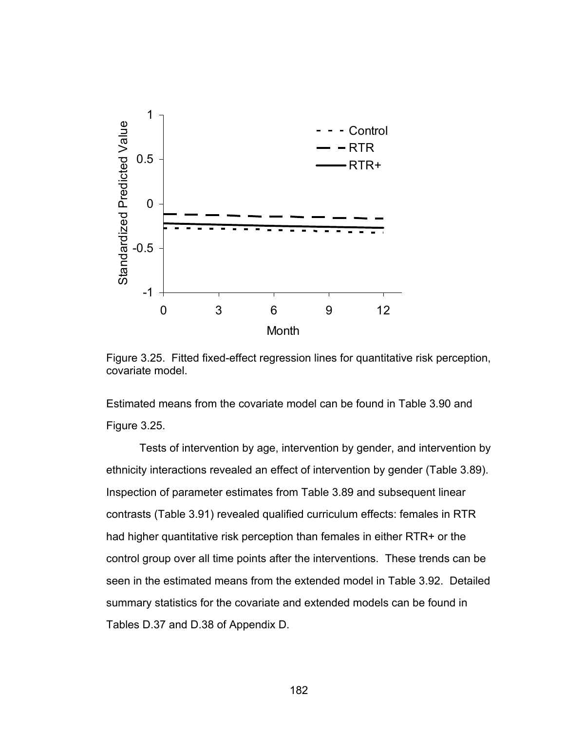Figure 3.25. Fitted fixed-effect regression lines for quantitative risk perception, covariate model.

Estimated means from the covariate model can be found in Table 3.90 and Figure 3.25.

Tests of intervention by age, intervention by gender, and intervention by ethnicity interactions revealed an effect of intervention by gender (Table 3.89). Inspection of parameter estimates from Table 3.89 and subsequent linear contrasts (Table 3.91) revealed qualified curriculum effects: females in RTR had higher quantitative risk perception than females in either RTR+ or the control group over all time points after the interventions. These trends can be seen in the estimated means from the extended model in Table 3.92. Detailed summary statistics for the covariate and extended models can be found in Tables D.37 and D.38 of Appendix D.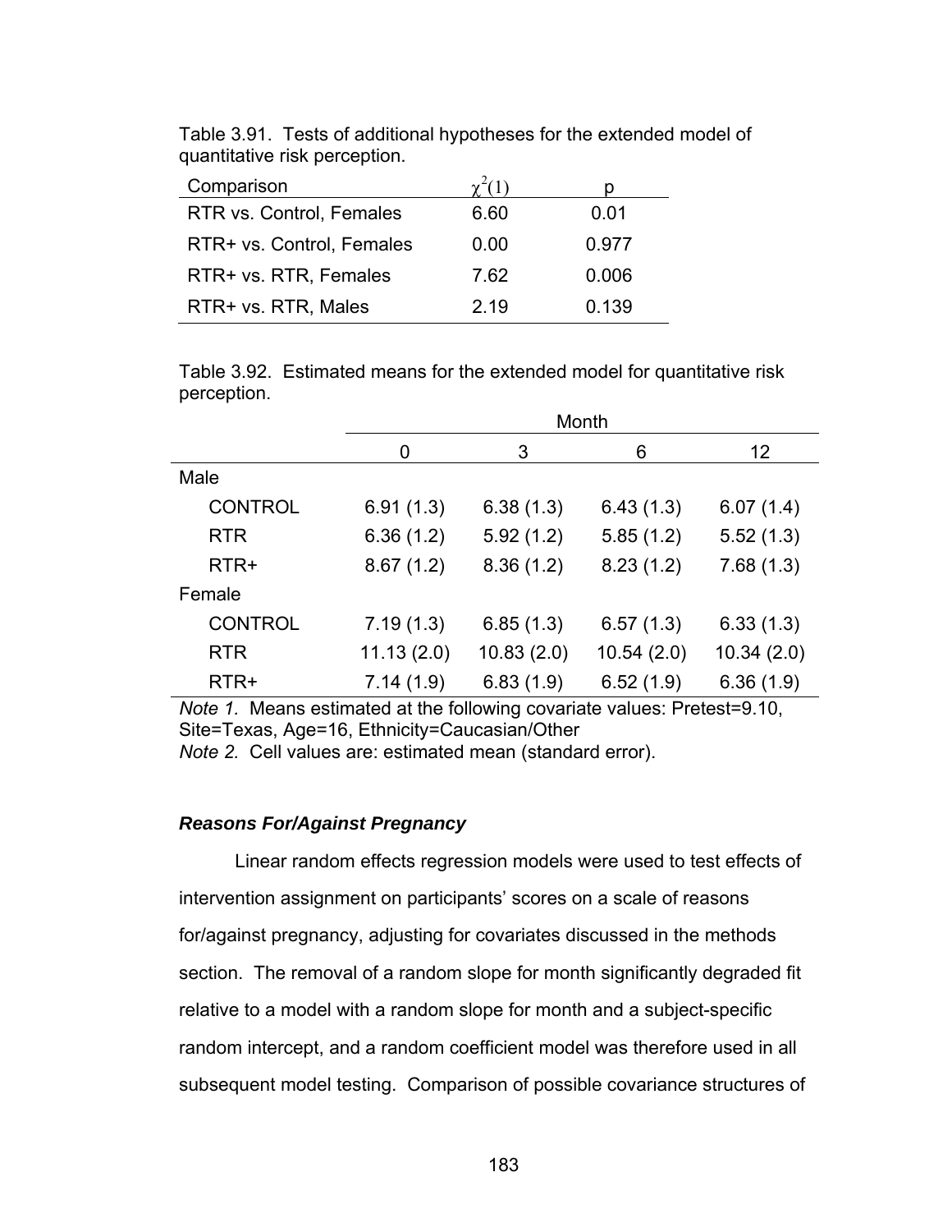Table 3.91. Tests of additional hypotheses for the extended model of quantitative risk perception.

| Comparison | $\chi^2(1)$ | p |
|---|---|---|
| RTR vs. Control, Females | 6.60 | 0.01 |
| RTR+ vs. Control, Females | 0.00 | 0.977 |
| RTR+ vs. RTR, Females | 7.62 | 0.006 |
| RTR+ vs. RTR, Males | 2.19 | 0.139 |

Table 3.92. Estimated means for the extended model for quantitative risk perception.

| | Month | | | |
|---|---|---|---|---|
| | 0 | 3 | 6 | 12 |
| Male | | | | |
| CONTROL | 6.91 (1.3) | 6.38 (1.3) | 6.43 (1.3) | 6.07 (1.4) |
| RTR | 6.36 (1.2) | 5.92 (1.2) | 5.85 (1.2) | 5.52 (1.3) |
| RTR+ | 8.67 (1.2) | 8.36 (1.2) | 8.23 (1.2) | 7.68 (1.3) |
| Female | | | | |
| CONTROL | 7.19 (1.3) | 6.85 (1.3) | 6.57 (1.3) | 6.33 (1.3) |
| RTR | 11.13 (2.0) | 10.83 (2.0) | 10.54 (2.0) | 10.34 (2.0) |
| RTR+ | 7.14 (1.9) | 6.83 (1.9) | 6.52 (1.9) | 6.36 (1.9) |

*Note 1.* Means estimated at the following covariate values: Pretest=9.10, Site=Texas, Age=16, Ethnicity=Caucasian/Other
*Note 2.* Cell values are: estimated mean (standard error).

### *Reasons For/Against Pregnancy*

Linear random effects regression models were used to test effects of intervention assignment on participants' scores on a scale of reasons for/against pregnancy, adjusting for covariates discussed in the methods section. The removal of a random slope for month significantly degraded fit relative to a model with a random slope for month and a subject-specific random intercept, and a random coefficient model was therefore used in all subsequent model testing. Comparison of possible covariance structures of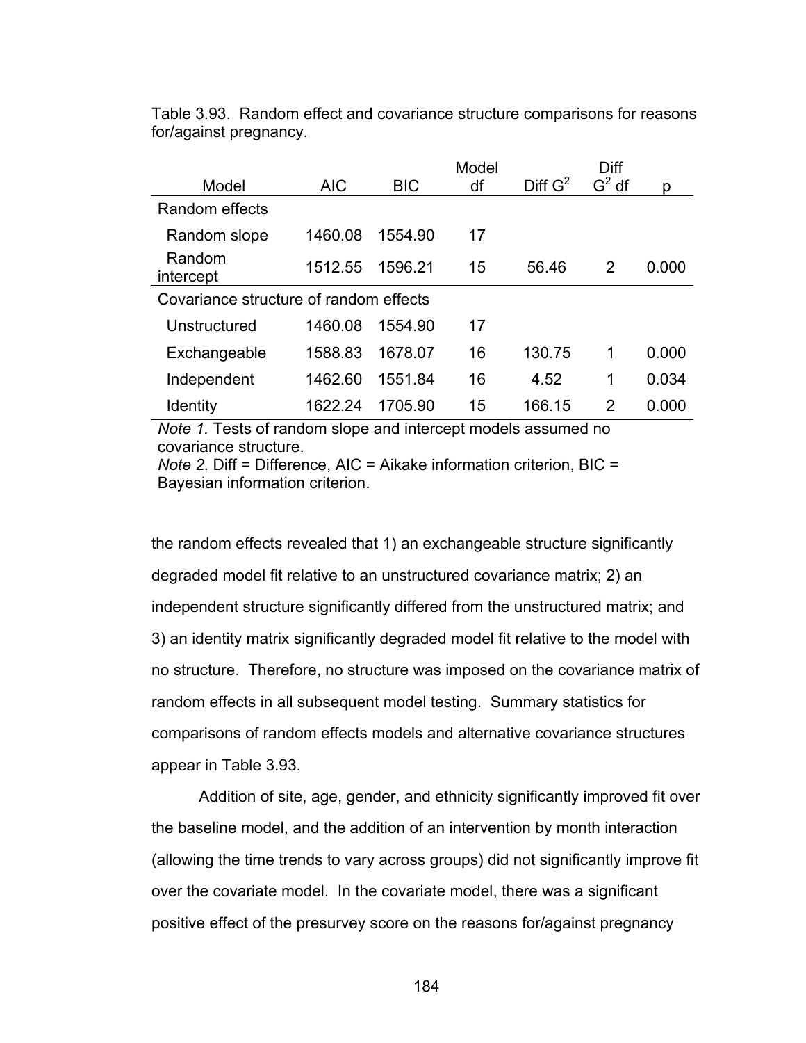Table 3.93. Random effect and covariance structure comparisons for reasons for/against pregnancy.

| Model | AIC | BIC | Model df | Diff $G^2$ | Diff $G^2$ df | p |
|---|---|---|---|---|---|---|
| Random effects | | | | | | |
| Random slope | 1460.08 | 1554.90 | 17 | | | |
| Random intercept | 1512.55 | 1596.21 | 15 | 56.46 | 2 | 0.000 |
| Covariance structure of random effects | | | | | | |
| Unstructured | 1460.08 | 1554.90 | 17 | | | |
| Exchangeable | 1588.83 | 1678.07 | 16 | 130.75 | 1 | 0.000 |
| Independent | 1462.60 | 1551.84 | 16 | 4.52 | 1 | 0.034 |
| Identity | 1622.24 | 1705.90 | 15 | 166.15 | 2 | 0.000 |

*Note 1.* Tests of random slope and intercept models assumed no covariance structure.
*Note 2.* Diff = Difference, AIC = Aikake information criterion, BIC = Bayesian information criterion.

the random effects revealed that 1) an exchangeable structure significantly degraded model fit relative to an unstructured covariance matrix; 2) an independent structure significantly differed from the unstructured matrix; and 3) an identity matrix significantly degraded model fit relative to the model with no structure. Therefore, no structure was imposed on the covariance matrix of random effects in all subsequent model testing. Summary statistics for comparisons of random effects models and alternative covariance structures appear in Table 3.93.

Addition of site, age, gender, and ethnicity significantly improved fit over the baseline model, and the addition of an intervention by month interaction (allowing the time trends to vary across groups) did not significantly improve fit over the covariate model. In the covariate model, there was a significant positive effect of the presurvey score on the reasons for/against pregnancy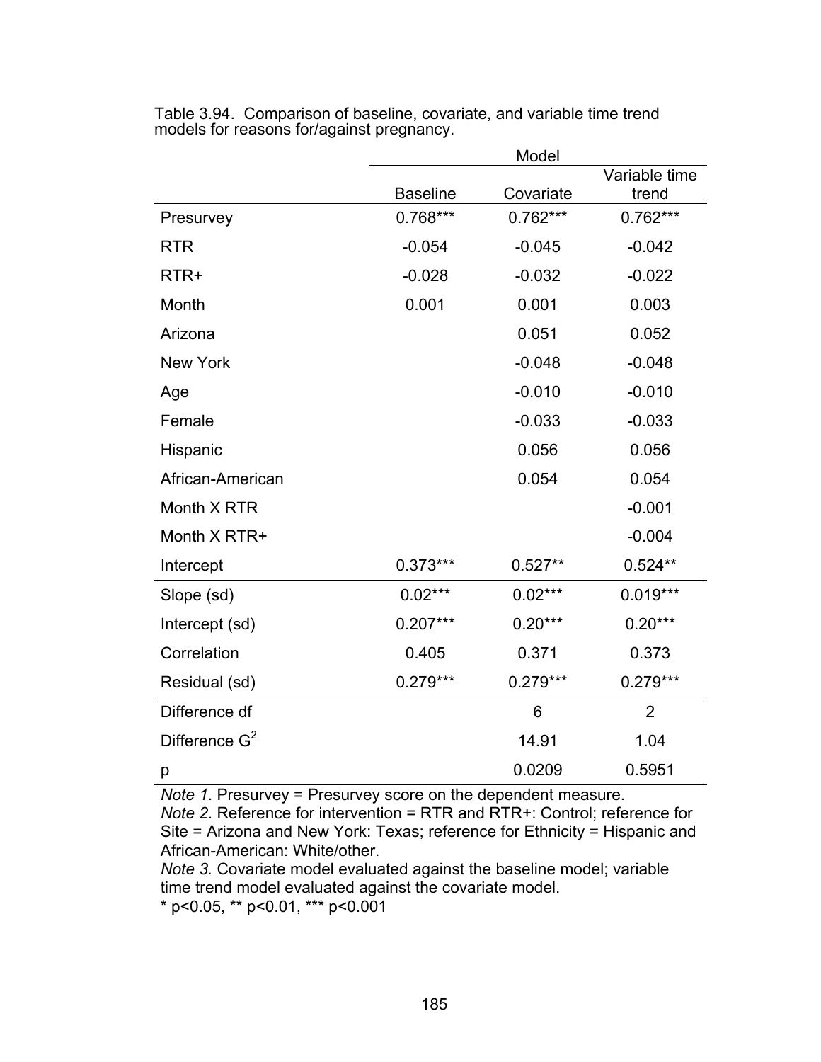Table 3.94. Comparison of baseline, covariate, and variable time trend models for reasons for/against pregnancy.

| | Model | | |
|---|---|---|---|
| | Baseline | Covariate | Variable time trend |
| Presurvey | 0.768*** | 0.762*** | 0.762*** |
| RTR | -0.054 | -0.045 | -0.042 |
| RTR+ | -0.028 | -0.032 | -0.022 |
| Month | 0.001 | 0.001 | 0.003 |
| Arizona | | 0.051 | 0.052 |
| New York | | -0.048 | -0.048 |
| Age | | -0.010 | -0.010 |
| Female | | -0.033 | -0.033 |
| Hispanic | | 0.056 | 0.056 |
| African-American | | 0.054 | 0.054 |
| Month X RTR | | | -0.001 |
| Month X RTR+ | | | -0.004 |
| Intercept | 0.373*** | 0.527** | 0.524** |
| Slope (sd) | 0.02*** | 0.02*** | 0.019*** |
| Intercept (sd) | 0.207*** | 0.20*** | 0.20*** |
| Correlation | 0.405 | 0.371 | 0.373 |
| Residual (sd) | 0.279*** | 0.279*** | 0.279*** |
| Difference df | | 6 | 2 |
| Difference $G^2$ | | 14.91 | 1.04 |
| p | | 0.0209 | 0.5951 |

*Note 1*. Presurvey = Presurvey score on the dependent measure.
*Note 2*. Reference for intervention = RTR and RTR+: Control; reference for Site = Arizona and New York: Texas; reference for Ethnicity = Hispanic and African-American: White/other.
*Note 3.* Covariate model evaluated against the baseline model; variable time trend model evaluated against the covariate model.
* p<0.05, ** p<0.01, *** p<0.001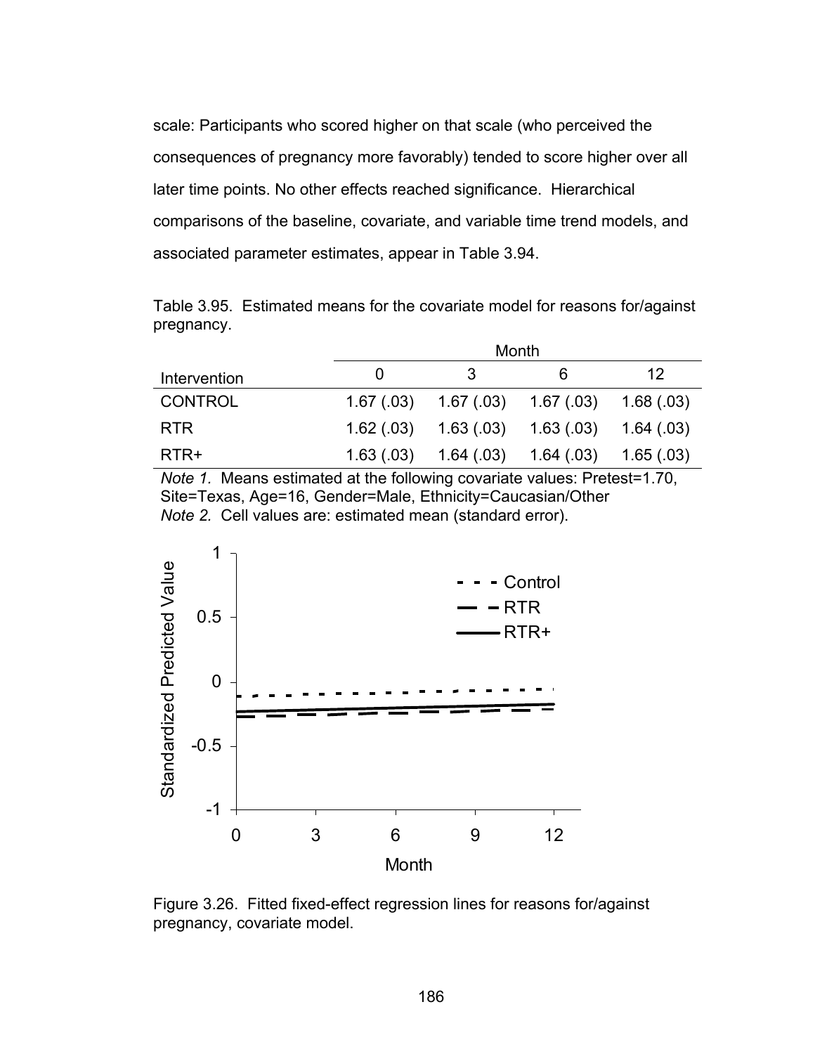scale: Participants who scored higher on that scale (who perceived the consequences of pregnancy more favorably) tended to score higher over all later time points. No other effects reached significance. Hierarchical comparisons of the baseline, covariate, and variable time trend models, and associated parameter estimates, appear in Table 3.94.

Table 3.95. Estimated means for the covariate model for reasons for/against pregnancy.

| | Month | | | |
|---|---|---|---|---|
| Intervention | 0 | 3 | 6 | 12 |
| CONTROL | 1.67 (.03) | 1.67 (.03) | 1.67 (.03) | 1.68 (.03) |
| RTR | 1.62 (.03) | 1.63 (.03) | 1.63 (.03) | 1.64 (.03) |
| RTR+ | 1.63 (.03) | 1.64 (.03) | 1.64 (.03) | 1.65 (.03) |

*Note 1.* Means estimated at the following covariate values: Pretest=1.70, Site=Texas, Age=16, Gender=Male, Ethnicity=Caucasian/Other
*Note 2.* Cell values are: estimated mean (standard error).

Figure 3.26. Fitted fixed-effect regression lines for reasons for/against pregnancy, covariate model.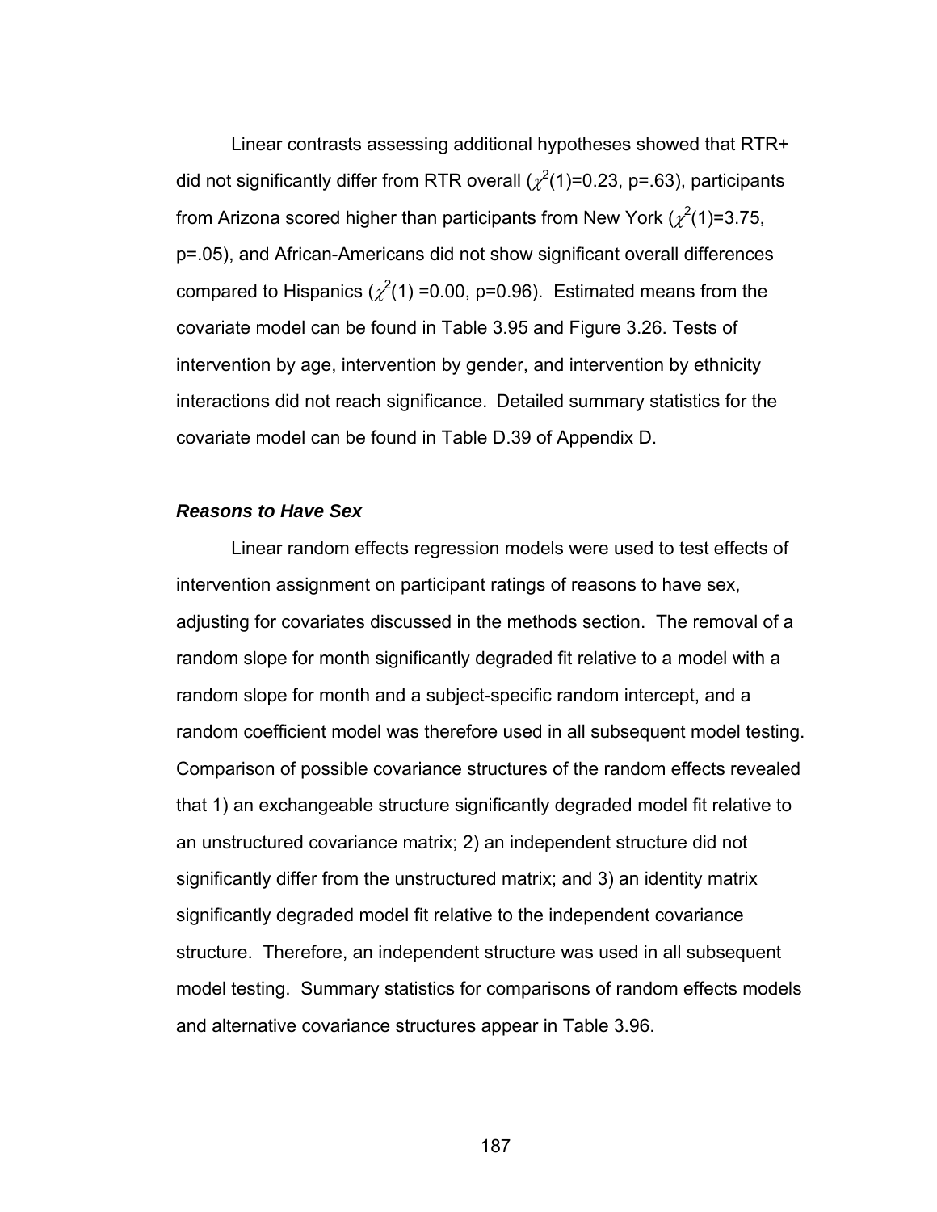Linear contrasts assessing additional hypotheses showed that RTR+ did not significantly differ from RTR overall ($\chi^2(1)$=0.23, p=.63), participants from Arizona scored higher than participants from New York ($\chi^2(1)$=3.75, p=.05), and African-Americans did not show significant overall differences compared to Hispanics ($\chi^2(1)$ =0.00, p=0.96). Estimated means from the covariate model can be found in Table 3.95 and Figure 3.26. Tests of intervention by age, intervention by gender, and intervention by ethnicity interactions did not reach significance. Detailed summary statistics for the covariate model can be found in Table D.39 of Appendix D.

#### ***Reasons to Have Sex***

Linear random effects regression models were used to test effects of intervention assignment on participant ratings of reasons to have sex, adjusting for covariates discussed in the methods section. The removal of a random slope for month significantly degraded fit relative to a model with a random slope for month and a subject-specific random intercept, and a random coefficient model was therefore used in all subsequent model testing. Comparison of possible covariance structures of the random effects revealed that 1) an exchangeable structure significantly degraded model fit relative to an unstructured covariance matrix; 2) an independent structure did not significantly differ from the unstructured matrix; and 3) an identity matrix significantly degraded model fit relative to the independent covariance structure. Therefore, an independent structure was used in all subsequent model testing. Summary statistics for comparisons of random effects models and alternative covariance structures appear in Table 3.96.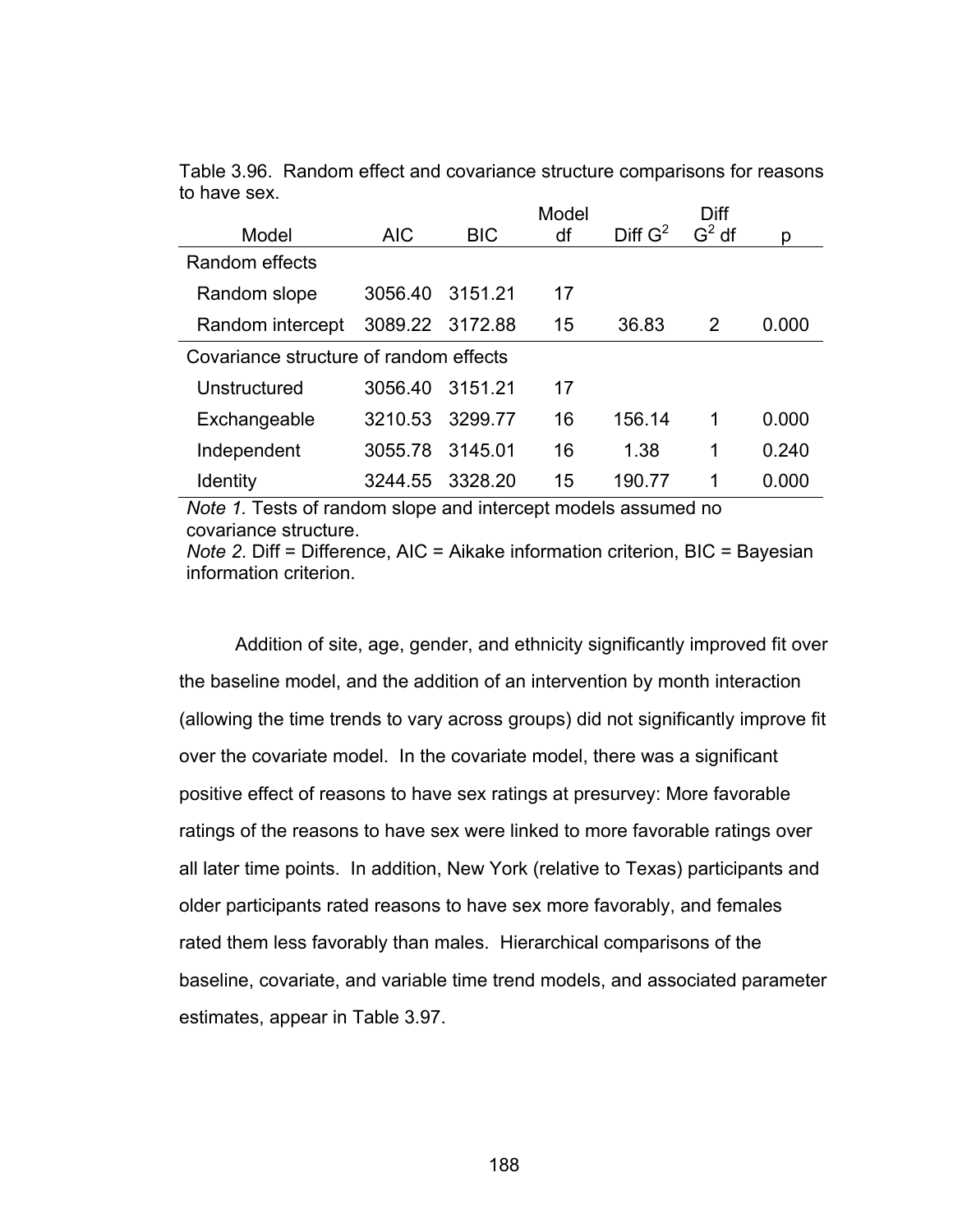Table 3.96. Random effect and covariance structure comparisons for reasons to have sex.

| Model | AIC | BIC | Model df | Diff $G^2$ | Diff $G^2$ df | p |
|---|---|---|---|---|---|---|
| Random effects | | | | | | |
| Random slope | 3056.40 | 3151.21 | 17 | | | |
| Random intercept | 3089.22 | 3172.88 | 15 | 36.83 | 2 | 0.000 |
| Covariance structure of random effects | | | | | | |
| Unstructured | 3056.40 | 3151.21 | 17 | | | |
| Exchangeable | 3210.53 | 3299.77 | 16 | 156.14 | 1 | 0.000 |
| Independent | 3055.78 | 3145.01 | 16 | 1.38 | 1 | 0.240 |
| Identity | 3244.55 | 3328.20 | 15 | 190.77 | 1 | 0.000 |

*Note 1.* Tests of random slope and intercept models assumed no covariance structure.
*Note 2*. Diff = Difference, AIC = Aikake information criterion, BIC = Bayesian information criterion.

Addition of site, age, gender, and ethnicity significantly improved fit over the baseline model, and the addition of an intervention by month interaction (allowing the time trends to vary across groups) did not significantly improve fit over the covariate model. In the covariate model, there was a significant positive effect of reasons to have sex ratings at presurvey: More favorable ratings of the reasons to have sex were linked to more favorable ratings over all later time points. In addition, New York (relative to Texas) participants and older participants rated reasons to have sex more favorably, and females rated them less favorably than males. Hierarchical comparisons of the baseline, covariate, and variable time trend models, and associated parameter estimates, appear in Table 3.97.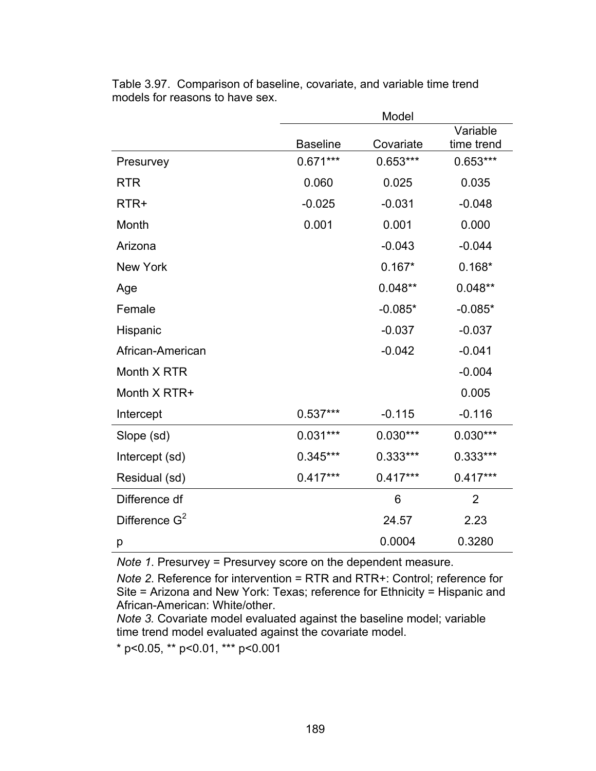Table 3.97. Comparison of baseline, covariate, and variable time trend models for reasons to have sex.

| | Model | | |
|---|---|---|---|
| | Baseline | Covariate | Variable time trend |
| Presurvey | 0.671*** | 0.653*** | 0.653*** |
| RTR | 0.060 | 0.025 | 0.035 |
| RTR+ | -0.025 | -0.031 | -0.048 |
| Month | 0.001 | 0.001 | 0.000 |
| Arizona | | -0.043 | -0.044 |
| New York | | 0.167* | 0.168* |
| Age | | 0.048** | 0.048** |
| Female | | -0.085* | -0.085* |
| Hispanic | | -0.037 | -0.037 |
| African-American | | -0.042 | -0.041 |
| Month X RTR | | | -0.004 |
| Month X RTR+ | | | 0.005 |
| Intercept | 0.537*** | -0.115 | -0.116 |
| Slope (sd) | 0.031*** | 0.030*** | 0.030*** |
| Intercept (sd) | 0.345*** | 0.333*** | 0.333*** |
| Residual (sd) | 0.417*** | 0.417*** | 0.417*** |
| Difference df | | 6 | 2 |
| Difference $G^2$ | | 24.57 | 2.23 |
| p | | 0.0004 | 0.3280 |

*Note 1*. Presurvey = Presurvey score on the dependent measure.

*Note 2*. Reference for intervention = RTR and RTR+: Control; reference for Site = Arizona and New York: Texas; reference for Ethnicity = Hispanic and African-American: White/other.

*Note 3.* Covariate model evaluated against the baseline model; variable time trend model evaluated against the covariate model.

* $p<0.05$, ** $p<0.01$, *** $p<0.001$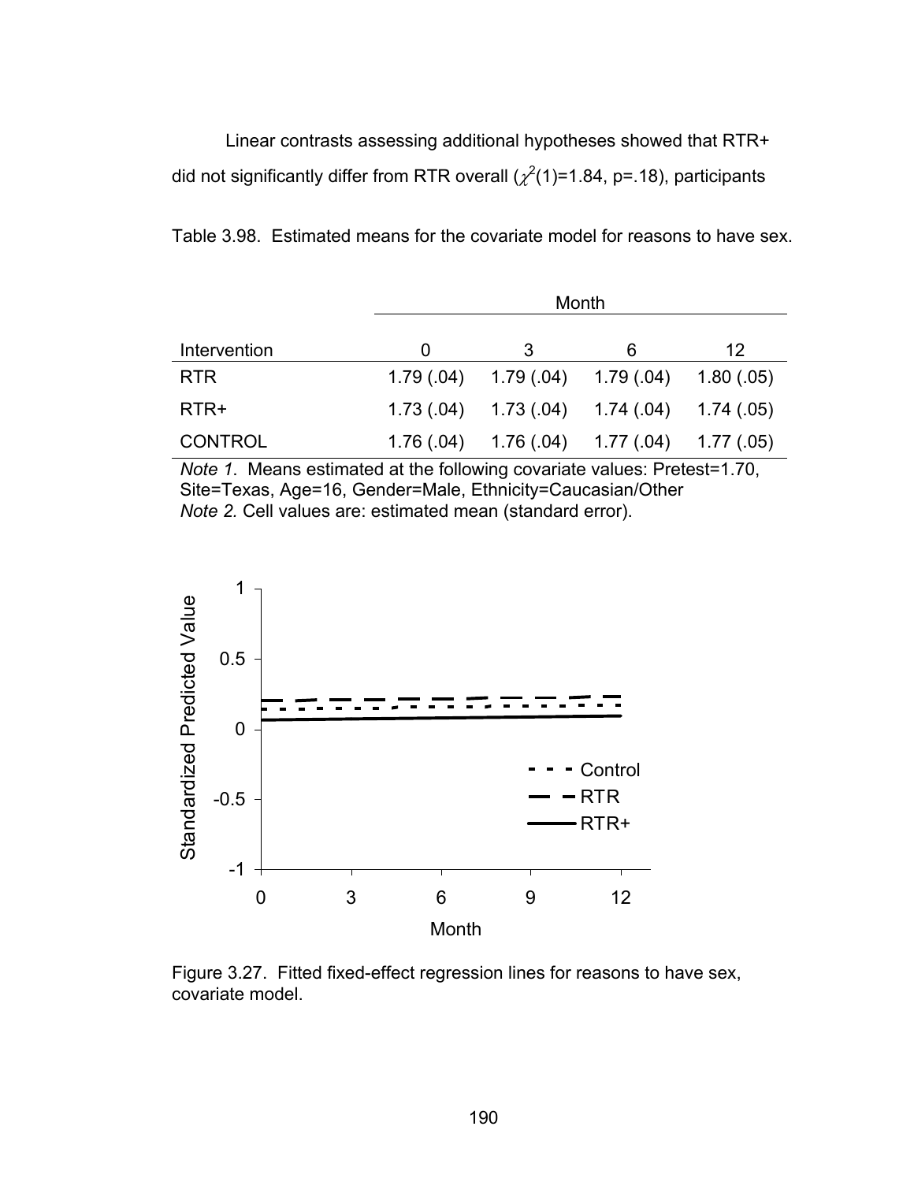Linear contrasts assessing additional hypotheses showed that RTR+ did not significantly differ from RTR overall ($\chi^2(1)$=1.84, p=.18), participants

Table 3.98. Estimated means for the covariate model for reasons to have sex.

| | Month | | | |
|---|---|---|---|---|
| Intervention | 0 | 3 | 6 | 12 |
| RTR | 1.79 (.04) | 1.79 (.04) | 1.79 (.04) | 1.80 (.05) |
| RTR+ | 1.73 (.04) | 1.73 (.04) | 1.74 (.04) | 1.74 (.05) |
| CONTROL | 1.76 (.04) | 1.76 (.04) | 1.77 (.04) | 1.77 (.05) |

*Note 1*. Means estimated at the following covariate values: Pretest=1.70, Site=Texas, Age=16, Gender=Male, Ethnicity=Caucasian/Other
*Note 2.* Cell values are: estimated mean (standard error).

Figure 3.27. Fitted fixed-effect regression lines for reasons to have sex, covariate model.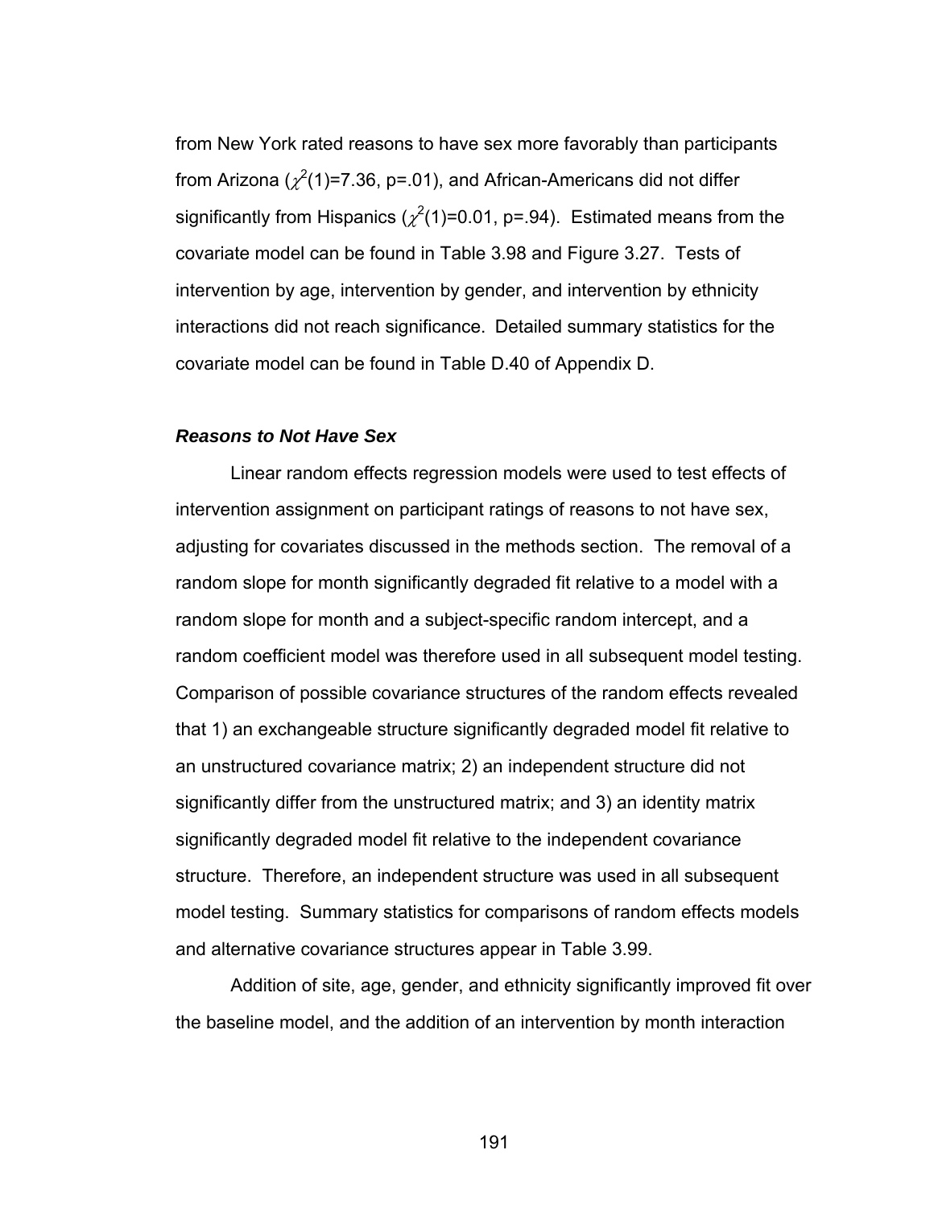from New York rated reasons to have sex more favorably than participants from Arizona ($\chi^2(1)=7.36$, p=.01), and African-Americans did not differ significantly from Hispanics ($\chi^2(1)=0.01$, p=.94). Estimated means from the covariate model can be found in Table 3.98 and Figure 3.27. Tests of intervention by age, intervention by gender, and intervention by ethnicity interactions did not reach significance. Detailed summary statistics for the covariate model can be found in Table D.40 of Appendix D.

### ***Reasons to Not Have Sex***

Linear random effects regression models were used to test effects of intervention assignment on participant ratings of reasons to not have sex, adjusting for covariates discussed in the methods section. The removal of a random slope for month significantly degraded fit relative to a model with a random slope for month and a subject-specific random intercept, and a random coefficient model was therefore used in all subsequent model testing. Comparison of possible covariance structures of the random effects revealed that 1) an exchangeable structure significantly degraded model fit relative to an unstructured covariance matrix; 2) an independent structure did not significantly differ from the unstructured matrix; and 3) an identity matrix significantly degraded model fit relative to the independent covariance structure. Therefore, an independent structure was used in all subsequent model testing. Summary statistics for comparisons of random effects models and alternative covariance structures appear in Table 3.99.

Addition of site, age, gender, and ethnicity significantly improved fit over the baseline model, and the addition of an intervention by month interaction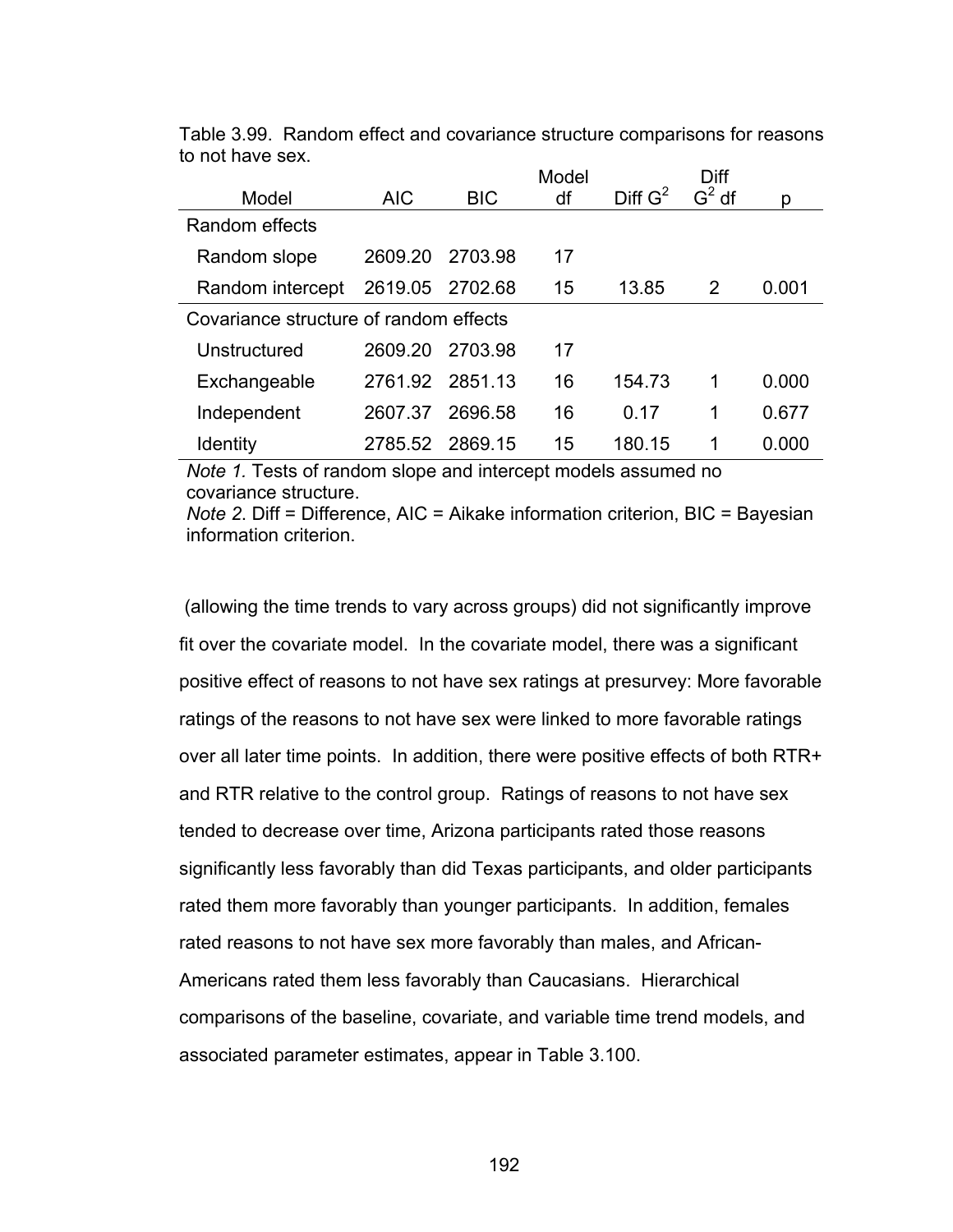Table 3.99. Random effect and covariance structure comparisons for reasons to not have sex.

| Model | AIC | BIC | Model df | Diff $G^2$ | Diff $G^2$ df | p |
|---|---|---|---|---|---|---|
| Random effects | | | | | | |
| Random slope | 2609.20 | 2703.98 | 17 | | | |
| Random intercept | 2619.05 | 2702.68 | 15 | 13.85 | 2 | 0.001 |
| Covariance structure of random effects | | | | | | |
| Unstructured | 2609.20 | 2703.98 | 17 | | | |
| Exchangeable | 2761.92 | 2851.13 | 16 | 154.73 | 1 | 0.000 |
| Independent | 2607.37 | 2696.58 | 16 | 0.17 | 1 | 0.677 |
| Identity | 2785.52 | 2869.15 | 15 | 180.15 | 1 | 0.000 |

*Note 1.* Tests of random slope and intercept models assumed no covariance structure.
*Note 2.* Diff = Difference, AIC = Aikake information criterion, BIC = Bayesian information criterion.

(allowing the time trends to vary across groups) did not significantly improve fit over the covariate model. In the covariate model, there was a significant positive effect of reasons to not have sex ratings at presurvey: More favorable ratings of the reasons to not have sex were linked to more favorable ratings over all later time points. In addition, there were positive effects of both RTR+ and RTR relative to the control group. Ratings of reasons to not have sex tended to decrease over time, Arizona participants rated those reasons significantly less favorably than did Texas participants, and older participants rated them more favorably than younger participants. In addition, females rated reasons to not have sex more favorably than males, and African-Americans rated them less favorably than Caucasians. Hierarchical comparisons of the baseline, covariate, and variable time trend models, and associated parameter estimates, appear in Table 3.100.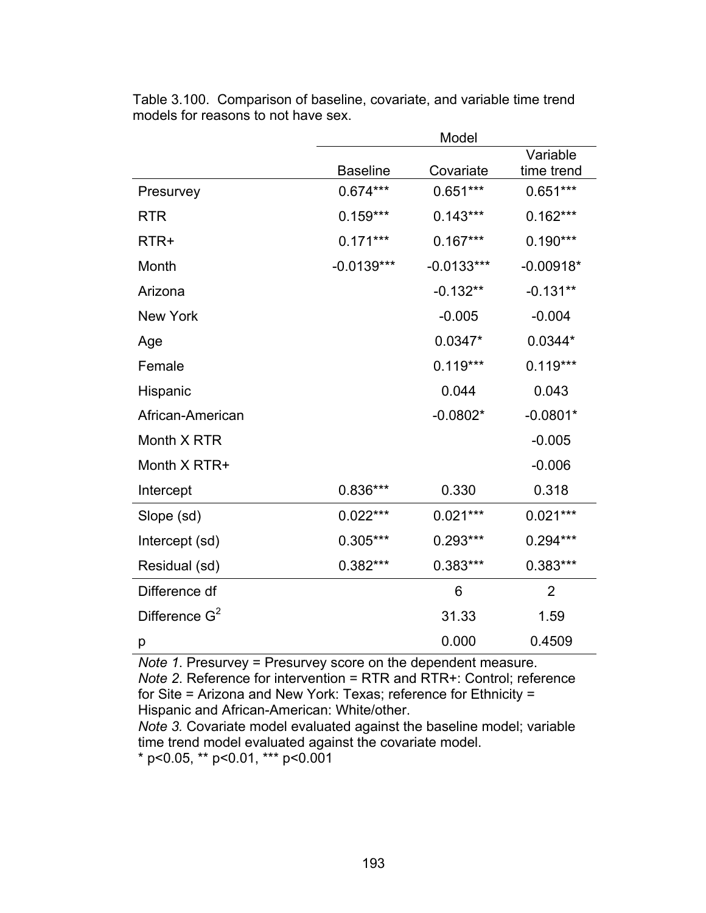Table 3.100. Comparison of baseline, covariate, and variable time trend models for reasons to not have sex.

| | Model | | |
|---|---|---|---|
| | Baseline | Covariate | Variable time trend |
| Presurvey | 0.674*** | 0.651*** | 0.651*** |
| RTR | 0.159*** | 0.143*** | 0.162*** |
| RTR+ | 0.171*** | 0.167*** | 0.190*** |
| Month | -0.0139*** | -0.0133*** | -0.00918* |
| Arizona | | -0.132** | -0.131** |
| New York | | -0.005 | -0.004 |
| Age | | 0.0347* | 0.0344* |
| Female | | 0.119*** | 0.119*** |
| Hispanic | | 0.044 | 0.043 |
| African-American | | -0.0802* | -0.0801* |
| Month X RTR | | | -0.005 |
| Month X RTR+ | | | -0.006 |
| Intercept | 0.836*** | 0.330 | 0.318 |
| Slope (sd) | 0.022*** | 0.021*** | 0.021*** |
| Intercept (sd) | 0.305*** | 0.293*** | 0.294*** |
| Residual (sd) | 0.382*** | 0.383*** | 0.383*** |
| Difference df | | 6 | 2 |
| Difference $G^2$ | | 31.33 | 1.59 |
| p | | 0.000 | 0.4509 |

*Note 1*. Presurvey = Presurvey score on the dependent measure.
*Note 2*. Reference for intervention = RTR and RTR+: Control; reference for Site = Arizona and New York: Texas; reference for Ethnicity = Hispanic and African-American: White/other.
*Note 3.* Covariate model evaluated against the baseline model; variable time trend model evaluated against the covariate model.
* p<0.05, ** p<0.01, *** p<0.001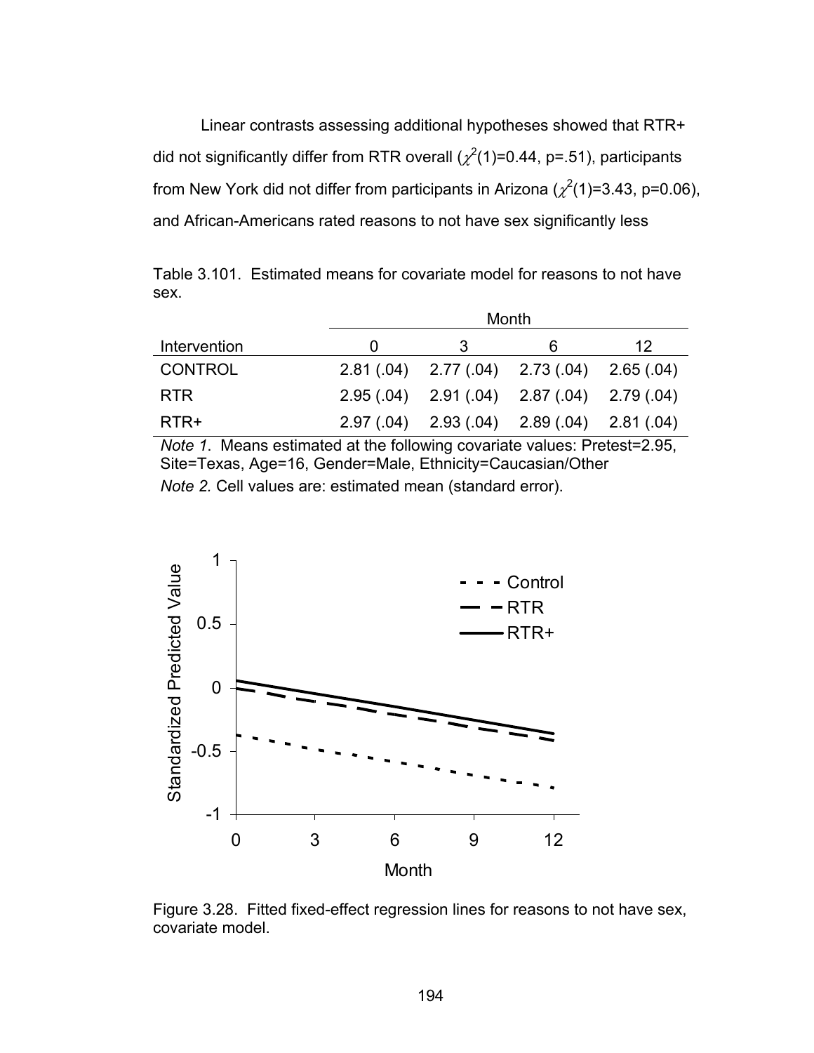Linear contrasts assessing additional hypotheses showed that RTR+ did not significantly differ from RTR overall ($\chi^2(1)$=0.44, p=.51), participants from New York did not differ from participants in Arizona ($\chi^2(1)$=3.43, p=0.06), and African-Americans rated reasons to not have sex significantly less

Table 3.101. Estimated means for covariate model for reasons to not have sex.

| | Month | | | |
|---|---|---|---|---|
| Intervention | 0 | 3 | 6 | 12 |
| CONTROL | 2.81 (.04) | 2.77 (.04) | 2.73 (.04) | 2.65 (.04) |
| RTR | 2.95 (.04) | 2.91 (.04) | 2.87 (.04) | 2.79 (.04) |
| RTR+ | 2.97 (.04) | 2.93 (.04) | 2.89 (.04) | 2.81 (.04) |

*Note 1*. Means estimated at the following covariate values: Pretest=2.95, Site=Texas, Age=16, Gender=Male, Ethnicity=Caucasian/Other

*Note 2.* Cell values are: estimated mean (standard error).

Figure 3.28. Fitted fixed-effect regression lines for reasons to not have sex, covariate model.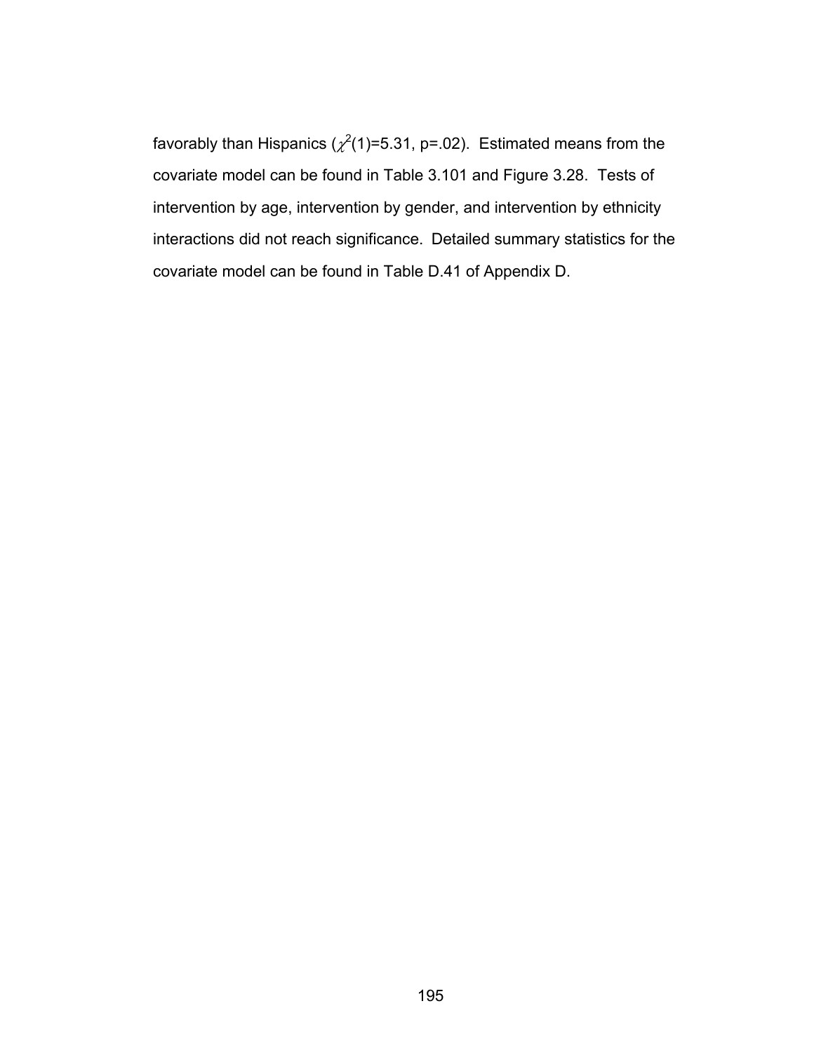favorably than Hispanics ($\chi^2(1)=5.31$, $p=.02$). Estimated means from the covariate model can be found in Table 3.101 and Figure 3.28. Tests of intervention by age, intervention by gender, and intervention by ethnicity interactions did not reach significance. Detailed summary statistics for the covariate model can be found in Table D.41 of Appendix D.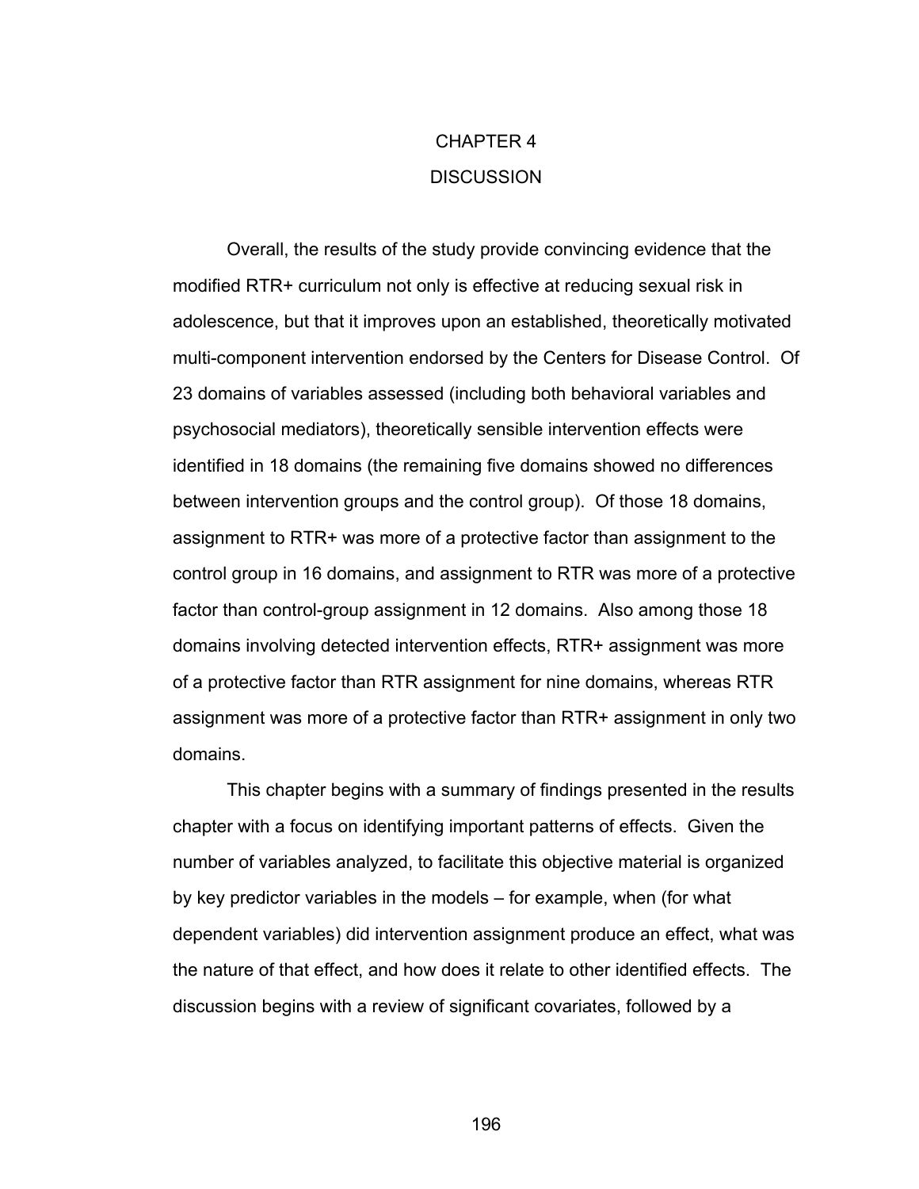# CHAPTER 4
# DISCUSSION

Overall, the results of the study provide convincing evidence that the modified RTR+ curriculum not only is effective at reducing sexual risk in adolescence, but that it improves upon an established, theoretically motivated multi-component intervention endorsed by the Centers for Disease Control. Of 23 domains of variables assessed (including both behavioral variables and psychosocial mediators), theoretically sensible intervention effects were identified in 18 domains (the remaining five domains showed no differences between intervention groups and the control group). Of those 18 domains, assignment to RTR+ was more of a protective factor than assignment to the control group in 16 domains, and assignment to RTR was more of a protective factor than control-group assignment in 12 domains. Also among those 18 domains involving detected intervention effects, RTR+ assignment was more of a protective factor than RTR assignment for nine domains, whereas RTR assignment was more of a protective factor than RTR+ assignment in only two domains.

This chapter begins with a summary of findings presented in the results chapter with a focus on identifying important patterns of effects. Given the number of variables analyzed, to facilitate this objective material is organized by key predictor variables in the models – for example, when (for what dependent variables) did intervention assignment produce an effect, what was the nature of that effect, and how does it relate to other identified effects. The discussion begins with a review of significant covariates, followed by a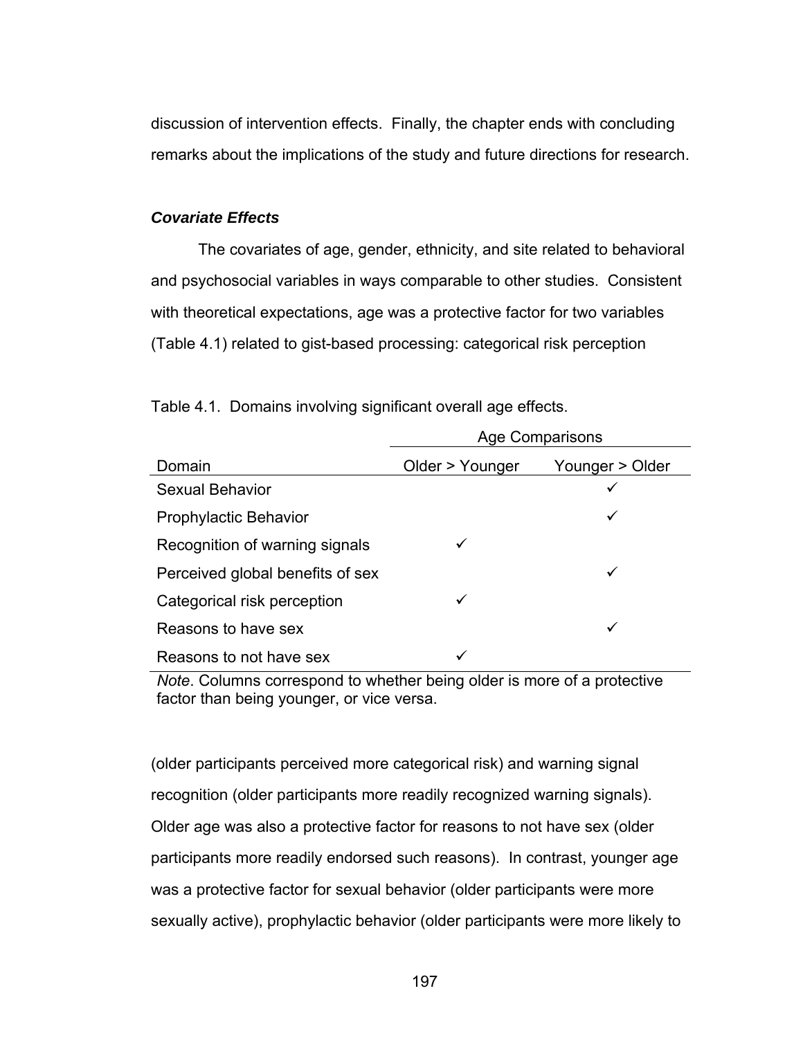discussion of intervention effects. Finally, the chapter ends with concluding remarks about the implications of the study and future directions for research.

### *Covariate Effects*

The covariates of age, gender, ethnicity, and site related to behavioral and psychosocial variables in ways comparable to other studies. Consistent with theoretical expectations, age was a protective factor for two variables (Table 4.1) related to gist-based processing: categorical risk perception

Table 4.1. Domains involving significant overall age effects.

| | Age Comparisons | |
|---|---|---|
| Domain | Older > Younger | Younger > Older |
| Sexual Behavior | | ✓ |
| Prophylactic Behavior | | ✓ |
| Recognition of warning signals | ✓ | |
| Perceived global benefits of sex | | ✓ |
| Categorical risk perception | ✓ | |
| Reasons to have sex | | ✓ |
| Reasons to not have sex | ✓ | |

*Note*. Columns correspond to whether being older is more of a protective factor than being younger, or vice versa.

(older participants perceived more categorical risk) and warning signal recognition (older participants more readily recognized warning signals). Older age was also a protective factor for reasons to not have sex (older participants more readily endorsed such reasons). In contrast, younger age was a protective factor for sexual behavior (older participants were more sexually active), prophylactic behavior (older participants were more likely to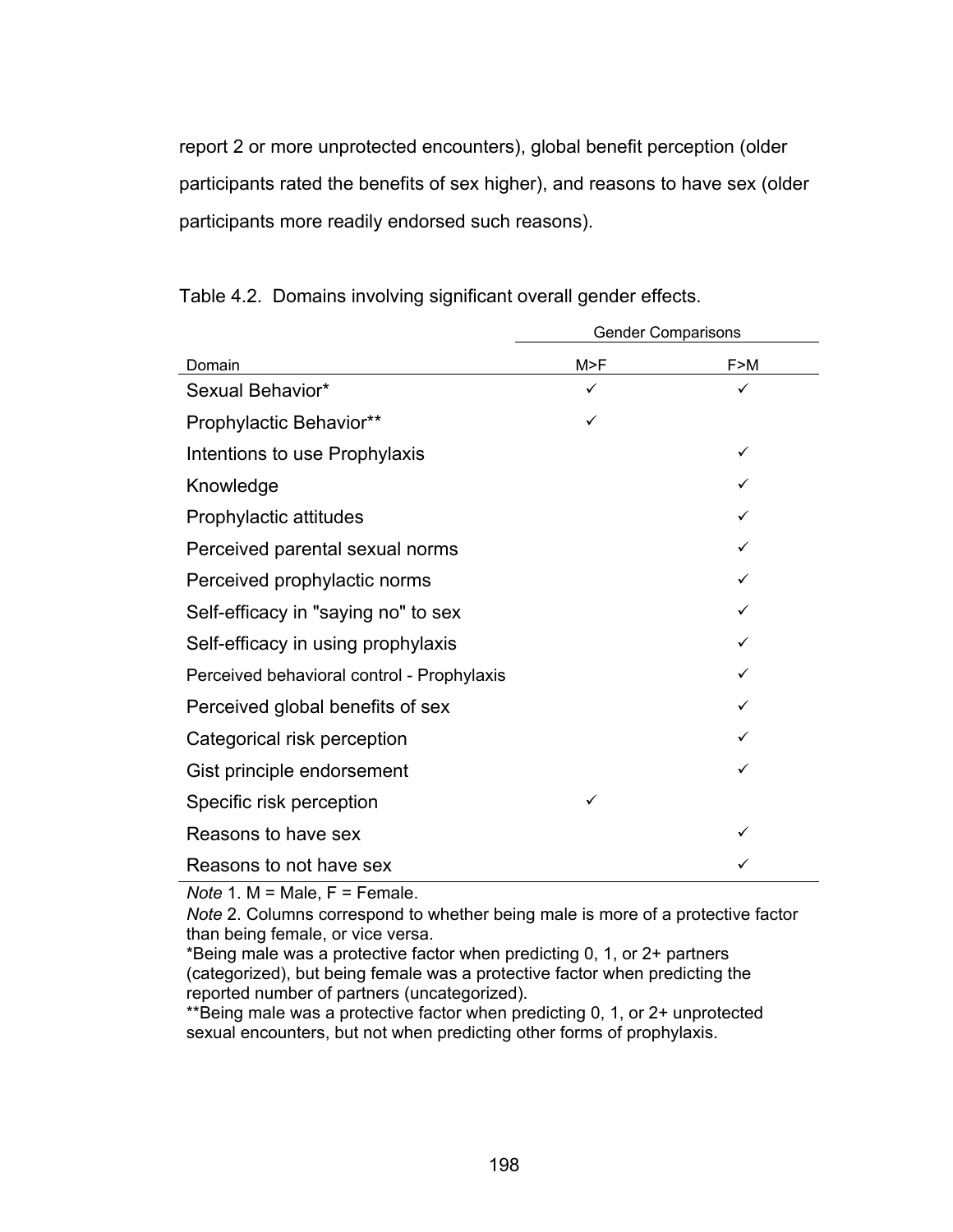report 2 or more unprotected encounters), global benefit perception (older participants rated the benefits of sex higher), and reasons to have sex (older participants more readily endorsed such reasons).

Table 4.2. Domains involving significant overall gender effects.

| | Gender Comparisons | |
|---|---|---|
| Domain | M>F | F>M |
| Sexual Behavior* | ✓ | ✓ |
| Prophylactic Behavior** | ✓ | |
| Intentions to use Prophylaxis | | ✓ |
| Knowledge | | ✓ |
| Prophylactic attitudes | | ✓ |
| Perceived parental sexual norms | | ✓ |
| Perceived prophylactic norms | | ✓ |
| Self-efficacy in "saying no" to sex | | ✓ |
| Self-efficacy in using prophylaxis | | ✓ |
| Perceived behavioral control - Prophylaxis | | ✓ |
| Perceived global benefits of sex | | ✓ |
| Categorical risk perception | | ✓ |
| Gist principle endorsement | | ✓ |
| Specific risk perception | ✓ | |
| Reasons to have sex | | ✓ |
| Reasons to not have sex | | ✓ |

*Note* 1. M = Male, F = Female.
*Note* 2. Columns correspond to whether being male is more of a protective factor than being female, or vice versa.
*Being male was a protective factor when predicting 0, 1, or 2+ partners (categorized), but being female was a protective factor when predicting the reported number of partners (uncategorized).
**Being male was a protective factor when predicting 0, 1, or 2+ unprotected sexual encounters, but not when predicting other forms of prophylaxis.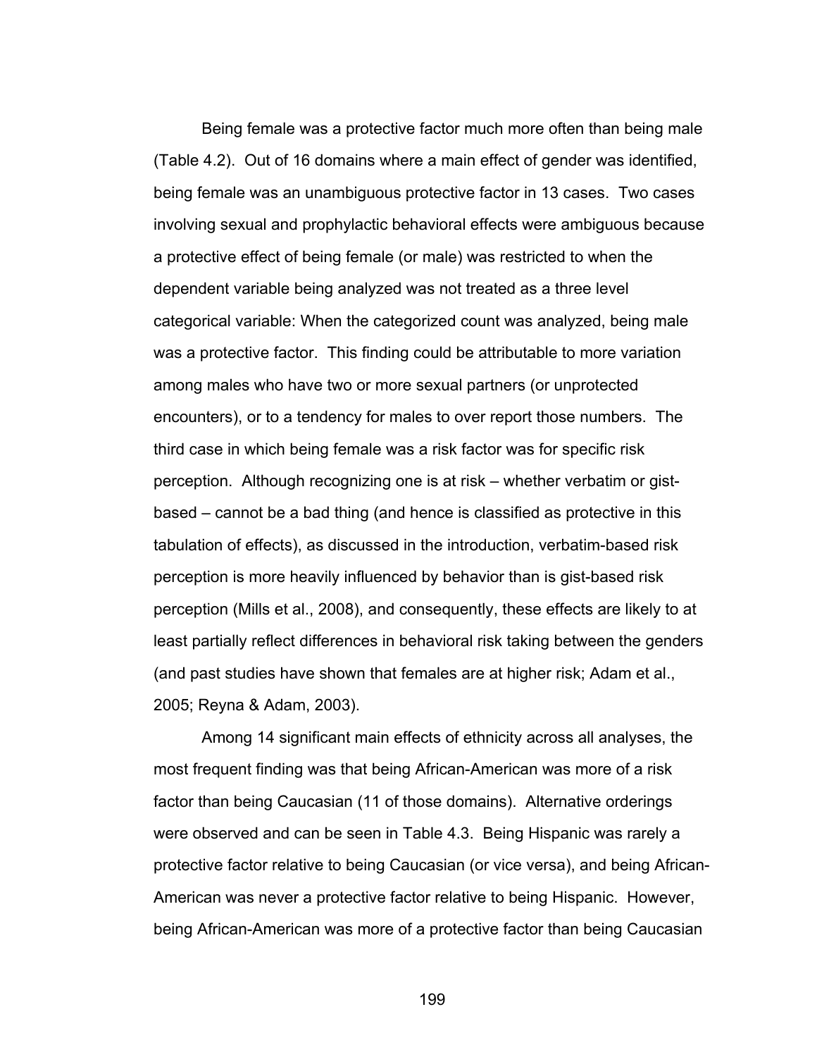Being female was a protective factor much more often than being male (Table 4.2). Out of 16 domains where a main effect of gender was identified, being female was an unambiguous protective factor in 13 cases. Two cases involving sexual and prophylactic behavioral effects were ambiguous because a protective effect of being female (or male) was restricted to when the dependent variable being analyzed was not treated as a three level categorical variable: When the categorized count was analyzed, being male was a protective factor. This finding could be attributable to more variation among males who have two or more sexual partners (or unprotected encounters), or to a tendency for males to over report those numbers. The third case in which being female was a risk factor was for specific risk perception. Although recognizing one is at risk – whether verbatim or gist-based – cannot be a bad thing (and hence is classified as protective in this tabulation of effects), as discussed in the introduction, verbatim-based risk perception is more heavily influenced by behavior than is gist-based risk perception (Mills et al., 2008), and consequently, these effects are likely to at least partially reflect differences in behavioral risk taking between the genders (and past studies have shown that females are at higher risk; Adam et al., 2005; Reyna & Adam, 2003).

Among 14 significant main effects of ethnicity across all analyses, the most frequent finding was that being African-American was more of a risk factor than being Caucasian (11 of those domains). Alternative orderings were observed and can be seen in Table 4.3. Being Hispanic was rarely a protective factor relative to being Caucasian (or vice versa), and being African-American was never a protective factor relative to being Hispanic. However, being African-American was more of a protective factor than being Caucasian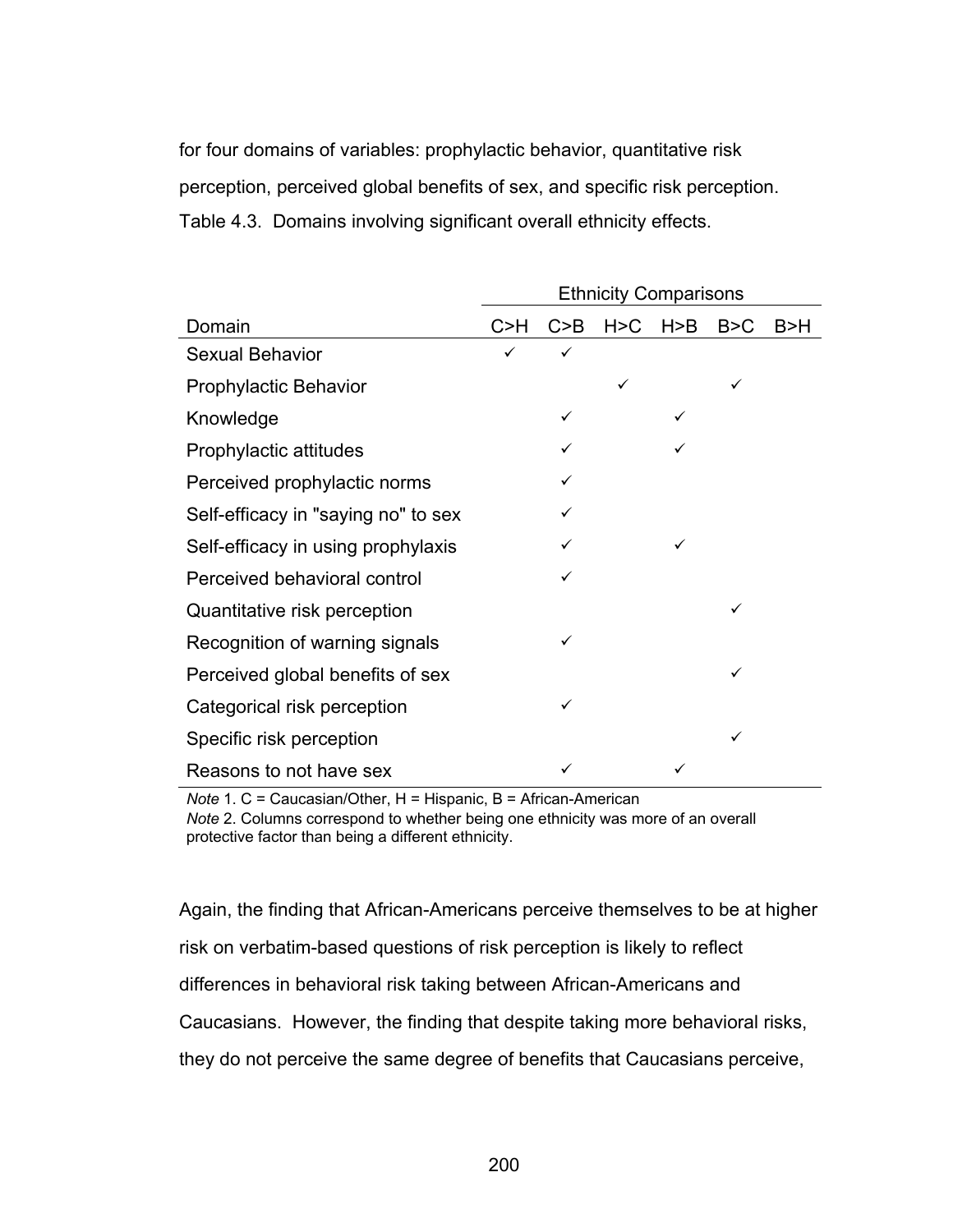for four domains of variables: prophylactic behavior, quantitative risk perception, perceived global benefits of sex, and specific risk perception.

Table 4.3. Domains involving significant overall ethnicity effects.

| | Ethnicity Comparisons | | | | | |
|---|---|---|---|---|---|---|
| Domain | C>H | C>B | H>C | H>B | B>C | B>H |
| Sexual Behavior | ✓ | ✓ | | | | |
| Prophylactic Behavior | | | ✓ | | ✓ | |
| Knowledge | | ✓ | | ✓ | | |
| Prophylactic attitudes | | ✓ | | ✓ | | |
| Perceived prophylactic norms | | ✓ | | | | |
| Self-efficacy in "saying no" to sex | | ✓ | | | | |
| Self-efficacy in using prophylaxis | | ✓ | | ✓ | | |
| Perceived behavioral control | | ✓ | | | | |
| Quantitative risk perception | | | | | ✓ | |
| Recognition of warning signals | | ✓ | | | | |
| Perceived global benefits of sex | | | | | ✓ | |
| Categorical risk perception | | ✓ | | | | |
| Specific risk perception | | | | | ✓ | |
| Reasons to not have sex | | ✓ | | ✓ | | |

*Note* 1. C = Caucasian/Other, H = Hispanic, B = African-American
*Note* 2. Columns correspond to whether being one ethnicity was more of an overall protective factor than being a different ethnicity.

Again, the finding that African-Americans perceive themselves to be at higher risk on verbatim-based questions of risk perception is likely to reflect differences in behavioral risk taking between African-Americans and Caucasians. However, the finding that despite taking more behavioral risks, they do not perceive the same degree of benefits that Caucasians perceive,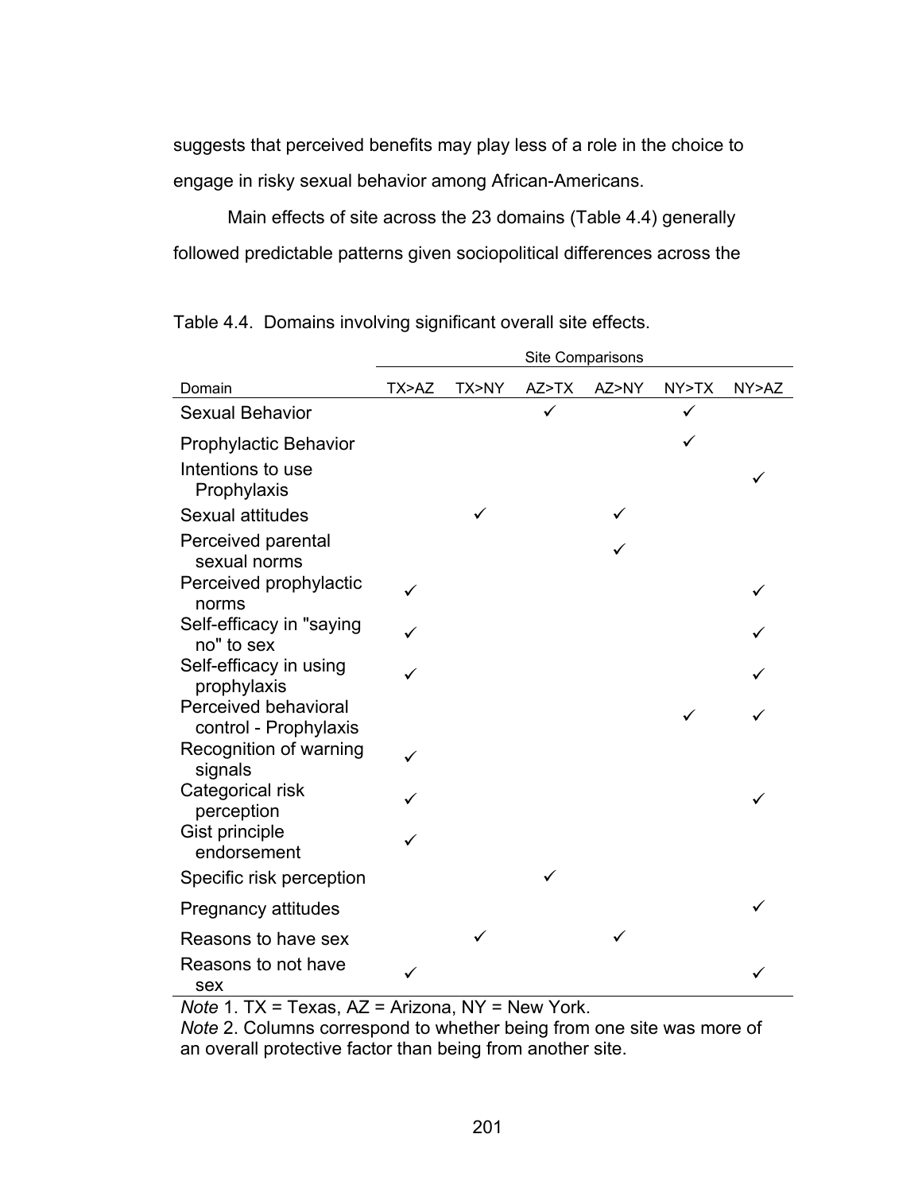suggests that perceived benefits may play less of a role in the choice to engage in risky sexual behavior among African-Americans.

Main effects of site across the 23 domains (Table 4.4) generally followed predictable patterns given sociopolitical differences across the

Table 4.4. Domains involving significant overall site effects.

| | Site Comparisons | | | | | |
|---|---|---|---|---|---|---|
| Domain | TX>AZ | TX>NY | AZ>TX | AZ>NY | NY>TX | NY>AZ |
| Sexual Behavior | | | ✓ | | ✓ | |
| Prophylactic Behavior | | | | | ✓ | |
| Intentions to use Prophylaxis | | | | | | ✓ |
| Sexual attitudes | | ✓ | | ✓ | | |
| Perceived parental sexual norms | | | | ✓ | | |
| Perceived prophylactic norms | ✓ | | | | | ✓ |
| Self-efficacy in "saying no" to sex | ✓ | | | | | ✓ |
| Self-efficacy in using prophylaxis | ✓ | | | | | ✓ |
| Perceived behavioral control - Prophylaxis | | | | | ✓ | ✓ |
| Recognition of warning signals | ✓ | | | | | |
| Categorical risk perception | ✓ | | | | | ✓ |
| Gist principle endorsement | ✓ | | | | | |
| Specific risk perception | | | ✓ | | | |
| Pregnancy attitudes | | | | | | ✓ |
| Reasons to have sex | | ✓ | | ✓ | | |
| Reasons to not have sex | ✓ | | | | | ✓ |

*Note* 1. TX = Texas, AZ = Arizona, NY = New York.
*Note* 2. Columns correspond to whether being from one site was more of an overall protective factor than being from another site.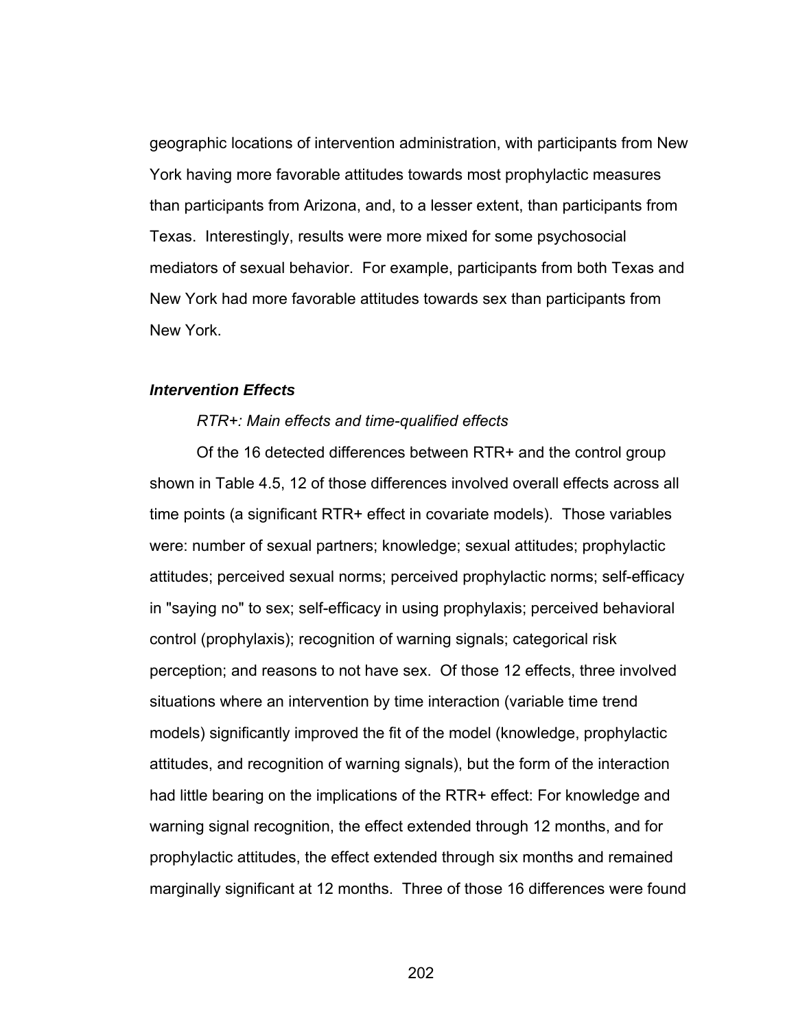geographic locations of intervention administration, with participants from New York having more favorable attitudes towards most prophylactic measures than participants from Arizona, and, to a lesser extent, than participants from Texas. Interestingly, results were more mixed for some psychosocial mediators of sexual behavior. For example, participants from both Texas and New York had more favorable attitudes towards sex than participants from New York.

***Intervention Effects***

*RTR+: Main effects and time-qualified effects*

Of the 16 detected differences between RTR+ and the control group shown in Table 4.5, 12 of those differences involved overall effects across all time points (a significant RTR+ effect in covariate models). Those variables were: number of sexual partners; knowledge; sexual attitudes; prophylactic attitudes; perceived sexual norms; perceived prophylactic norms; self-efficacy in "saying no" to sex; self-efficacy in using prophylaxis; perceived behavioral control (prophylaxis); recognition of warning signals; categorical risk perception; and reasons to not have sex. Of those 12 effects, three involved situations where an intervention by time interaction (variable time trend models) significantly improved the fit of the model (knowledge, prophylactic attitudes, and recognition of warning signals), but the form of the interaction had little bearing on the implications of the RTR+ effect: For knowledge and warning signal recognition, the effect extended through 12 months, and for prophylactic attitudes, the effect extended through six months and remained marginally significant at 12 months. Three of those 16 differences were found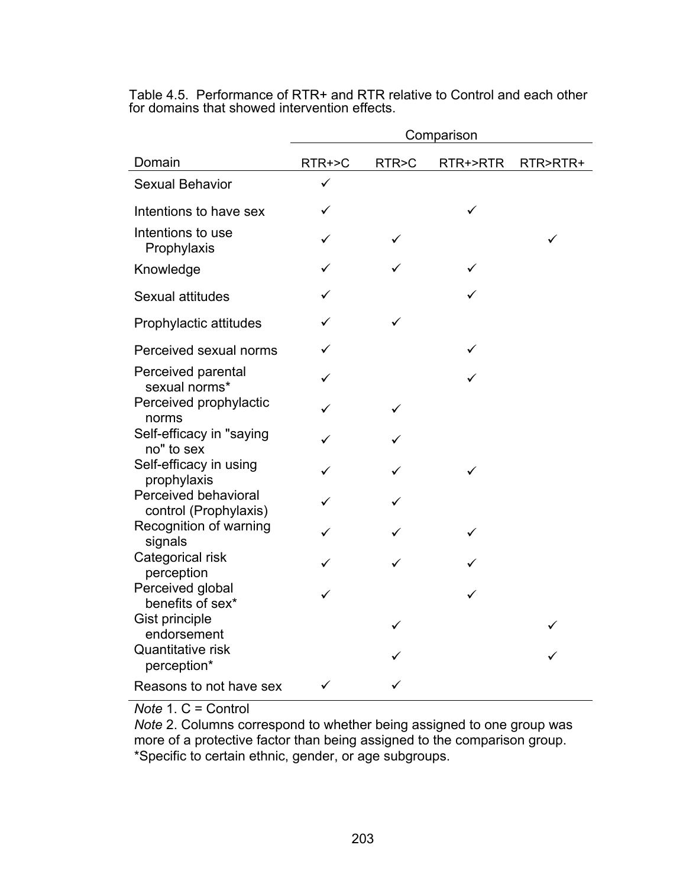Table 4.5. Performance of RTR+ and RTR relative to Control and each other for domains that showed intervention effects.

| Domain | Comparison | | | |
|---|---|---|---|---|
| | RTR+>C | RTR>C | RTR+>RTR | RTR>RTR+ |
| Sexual Behavior | ✓ | | | |
| Intentions to have sex | ✓ | | ✓ | |
| Intentions to use Prophylaxis | ✓ | ✓ | | ✓ |
| Knowledge | ✓ | ✓ | ✓ | |
| Sexual attitudes | ✓ | | ✓ | |
| Prophylactic attitudes | ✓ | ✓ | | |
| Perceived sexual norms | ✓ | | ✓ | |
| Perceived parental sexual norms* | ✓ | | ✓ | |
| Perceived prophylactic norms | ✓ | ✓ | | |
| Self-efficacy in "saying no" to sex | ✓ | ✓ | | |
| Self-efficacy in using prophylaxis | ✓ | ✓ | ✓ | |
| Perceived behavioral control (Prophylaxis) | ✓ | ✓ | | |
| Recognition of warning signals | ✓ | ✓ | ✓ | |
| Categorical risk perception | ✓ | ✓ | ✓ | |
| Perceived global benefits of sex* | ✓ | | ✓ | |
| Gist principle endorsement | | ✓ | | ✓ |
| Quantitative risk perception* | | ✓ | | ✓ |
| Reasons to not have sex | ✓ | ✓ | | |

*Note* 1. C = Control

*Note* 2. Columns correspond to whether being assigned to one group was more of a protective factor than being assigned to the comparison group.

*Specific to certain ethnic, gender, or age subgroups.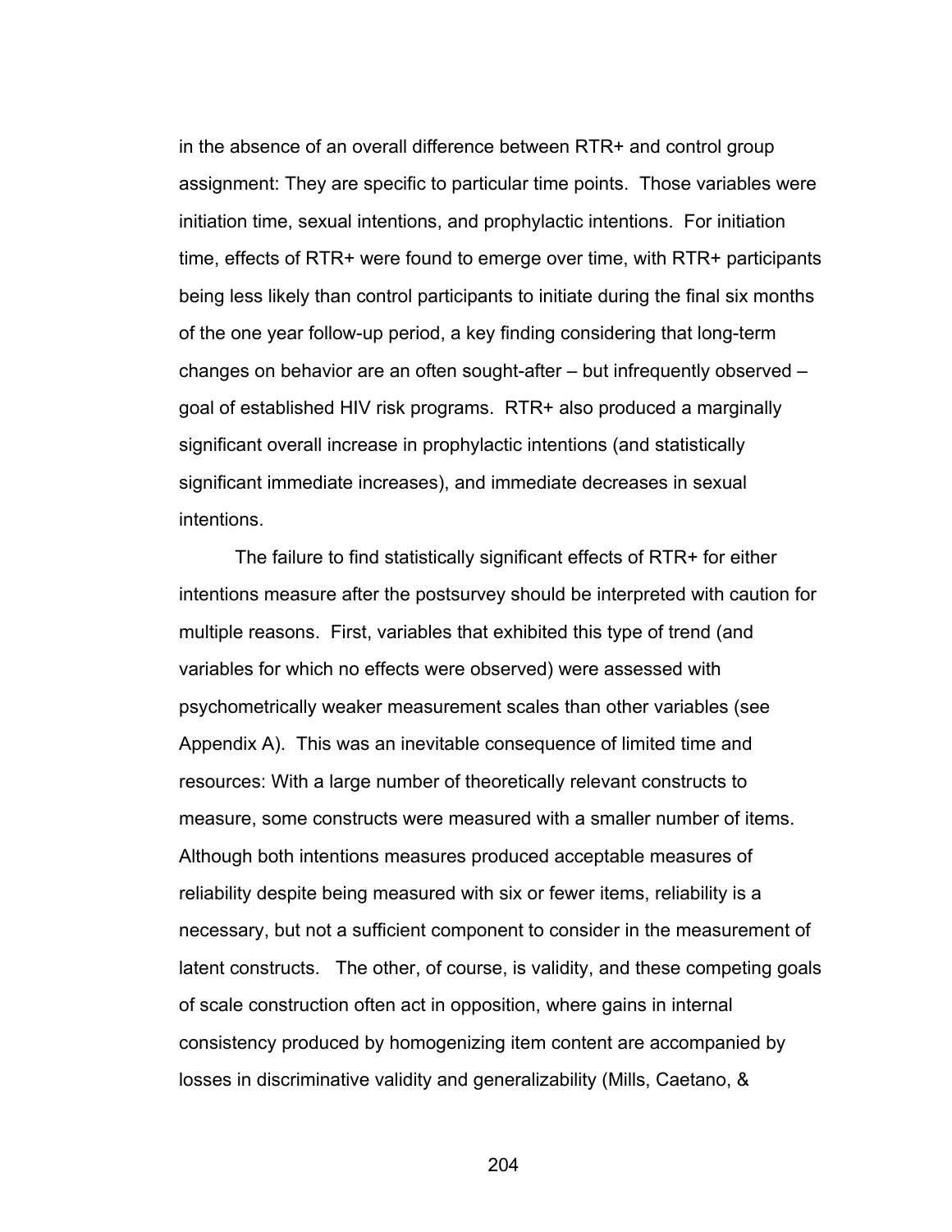in the absence of an overall difference between RTR+ and control group assignment: They are specific to particular time points. Those variables were initiation time, sexual intentions, and prophylactic intentions. For initiation time, effects of RTR+ were found to emerge over time, with RTR+ participants being less likely than control participants to initiate during the final six months of the one year follow-up period, a key finding considering that long-term changes on behavior are an often sought-after – but infrequently observed – goal of established HIV risk programs. RTR+ also produced a marginally significant overall increase in prophylactic intentions (and statistically significant immediate increases), and immediate decreases in sexual intentions.

The failure to find statistically significant effects of RTR+ for either intentions measure after the postsurvey should be interpreted with caution for multiple reasons. First, variables that exhibited this type of trend (and variables for which no effects were observed) were assessed with psychometrically weaker measurement scales than other variables (see Appendix A). This was an inevitable consequence of limited time and resources: With a large number of theoretically relevant constructs to measure, some constructs were measured with a smaller number of items. Although both intentions measures produced acceptable measures of reliability despite being measured with six or fewer items, reliability is a necessary, but not a sufficient component to consider in the measurement of latent constructs. The other, of course, is validity, and these competing goals of scale construction often act in opposition, where gains in internal consistency produced by homogenizing item content are accompanied by losses in discriminative validity and generalizability (Mills, Caetano, &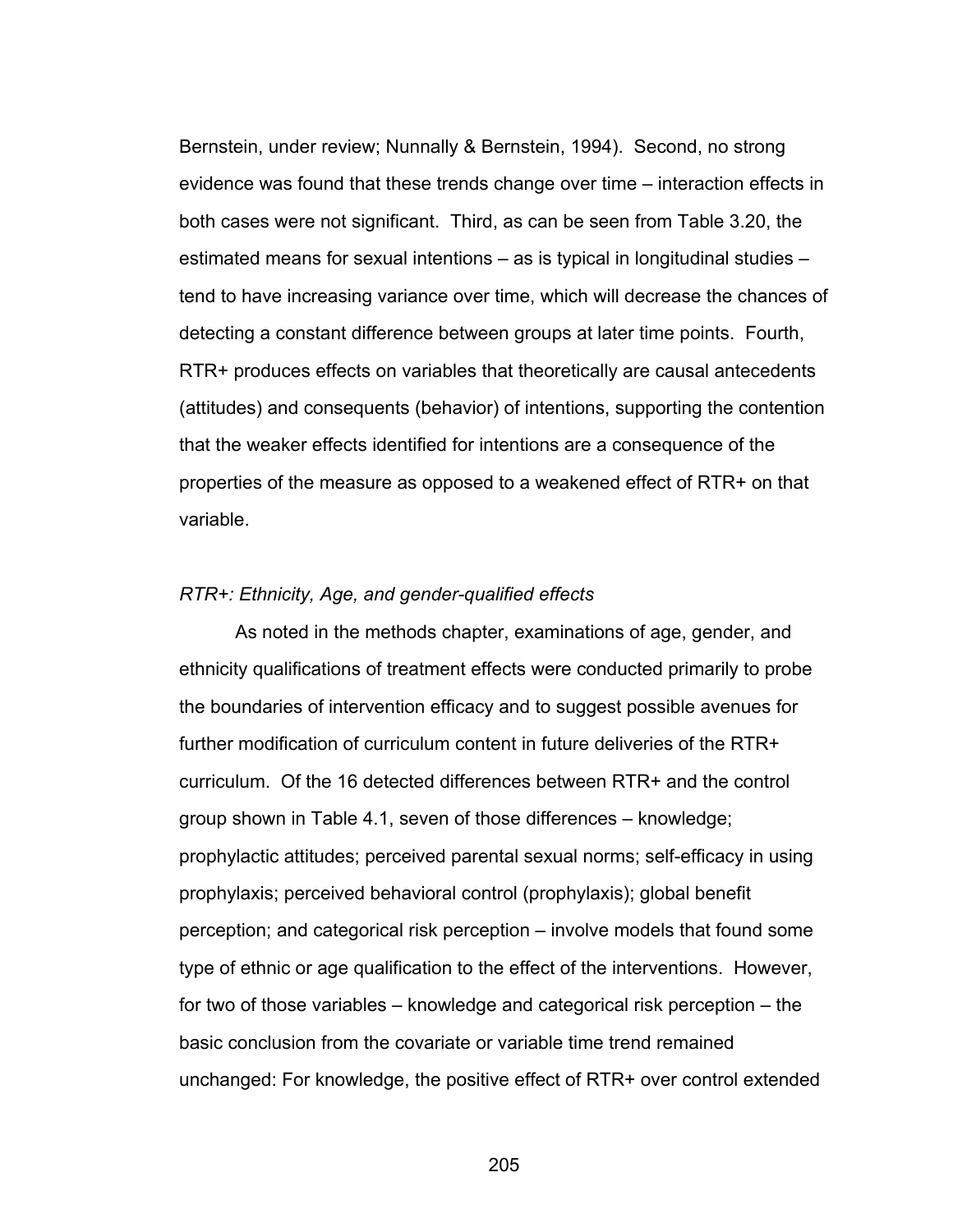Bernstein, under review; Nunnally & Bernstein, 1994). Second, no strong evidence was found that these trends change over time – interaction effects in both cases were not significant. Third, as can be seen from Table 3.20, the estimated means for sexual intentions – as is typical in longitudinal studies – tend to have increasing variance over time, which will decrease the chances of detecting a constant difference between groups at later time points. Fourth, RTR+ produces effects on variables that theoretically are causal antecedents (attitudes) and consequents (behavior) of intentions, supporting the contention that the weaker effects identified for intentions are a consequence of the properties of the measure as opposed to a weakened effect of RTR+ on that variable.

*RTR+: Ethnicity, Age, and gender-qualified effects*

As noted in the methods chapter, examinations of age, gender, and ethnicity qualifications of treatment effects were conducted primarily to probe the boundaries of intervention efficacy and to suggest possible avenues for further modification of curriculum content in future deliveries of the RTR+ curriculum. Of the 16 detected differences between RTR+ and the control group shown in Table 4.1, seven of those differences – knowledge; prophylactic attitudes; perceived parental sexual norms; self-efficacy in using prophylaxis; perceived behavioral control (prophylaxis); global benefit perception; and categorical risk perception – involve models that found some type of ethnic or age qualification to the effect of the interventions. However, for two of those variables – knowledge and categorical risk perception – the basic conclusion from the covariate or variable time trend remained unchanged: For knowledge, the positive effect of RTR+ over control extended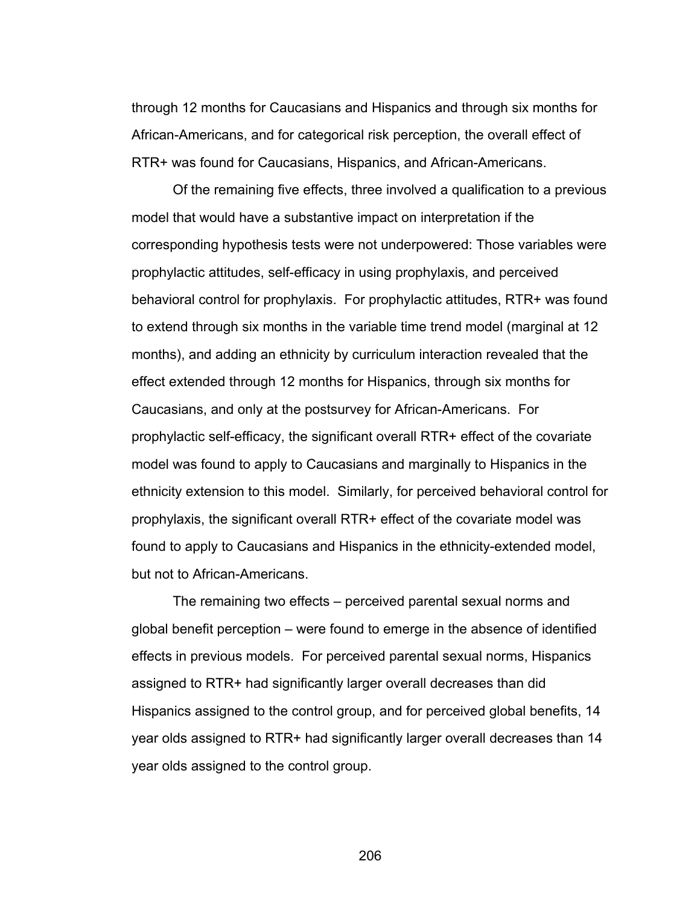through 12 months for Caucasians and Hispanics and through six months for African-Americans, and for categorical risk perception, the overall effect of RTR+ was found for Caucasians, Hispanics, and African-Americans.

Of the remaining five effects, three involved a qualification to a previous model that would have a substantive impact on interpretation if the corresponding hypothesis tests were not underpowered: Those variables were prophylactic attitudes, self-efficacy in using prophylaxis, and perceived behavioral control for prophylaxis. For prophylactic attitudes, RTR+ was found to extend through six months in the variable time trend model (marginal at 12 months), and adding an ethnicity by curriculum interaction revealed that the effect extended through 12 months for Hispanics, through six months for Caucasians, and only at the postsurvey for African-Americans. For prophylactic self-efficacy, the significant overall RTR+ effect of the covariate model was found to apply to Caucasians and marginally to Hispanics in the ethnicity extension to this model. Similarly, for perceived behavioral control for prophylaxis, the significant overall RTR+ effect of the covariate model was found to apply to Caucasians and Hispanics in the ethnicity-extended model, but not to African-Americans.

The remaining two effects – perceived parental sexual norms and global benefit perception – were found to emerge in the absence of identified effects in previous models. For perceived parental sexual norms, Hispanics assigned to RTR+ had significantly larger overall decreases than did Hispanics assigned to the control group, and for perceived global benefits, 14 year olds assigned to RTR+ had significantly larger overall decreases than 14 year olds assigned to the control group.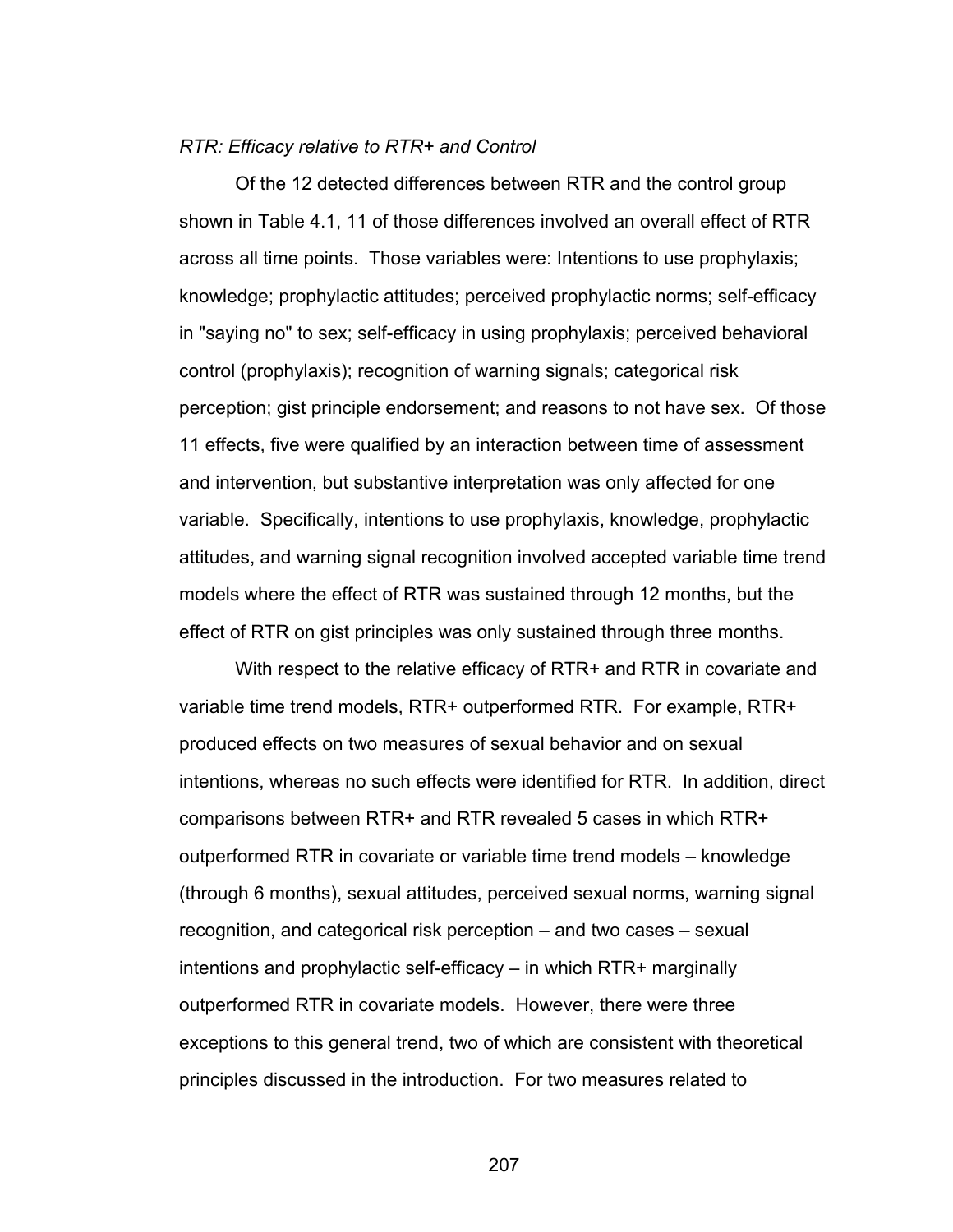*RTR: Efficacy relative to RTR+ and Control*

Of the 12 detected differences between RTR and the control group shown in Table 4.1, 11 of those differences involved an overall effect of RTR across all time points. Those variables were: Intentions to use prophylaxis; knowledge; prophylactic attitudes; perceived prophylactic norms; self-efficacy in "saying no" to sex; self-efficacy in using prophylaxis; perceived behavioral control (prophylaxis); recognition of warning signals; categorical risk perception; gist principle endorsement; and reasons to not have sex. Of those 11 effects, five were qualified by an interaction between time of assessment and intervention, but substantive interpretation was only affected for one variable. Specifically, intentions to use prophylaxis, knowledge, prophylactic attitudes, and warning signal recognition involved accepted variable time trend models where the effect of RTR was sustained through 12 months, but the effect of RTR on gist principles was only sustained through three months.

With respect to the relative efficacy of RTR+ and RTR in covariate and variable time trend models, RTR+ outperformed RTR. For example, RTR+ produced effects on two measures of sexual behavior and on sexual intentions, whereas no such effects were identified for RTR. In addition, direct comparisons between RTR+ and RTR revealed 5 cases in which RTR+ outperformed RTR in covariate or variable time trend models – knowledge (through 6 months), sexual attitudes, perceived sexual norms, warning signal recognition, and categorical risk perception – and two cases – sexual intentions and prophylactic self-efficacy – in which RTR+ marginally outperformed RTR in covariate models. However, there were three exceptions to this general trend, two of which are consistent with theoretical principles discussed in the introduction. For two measures related to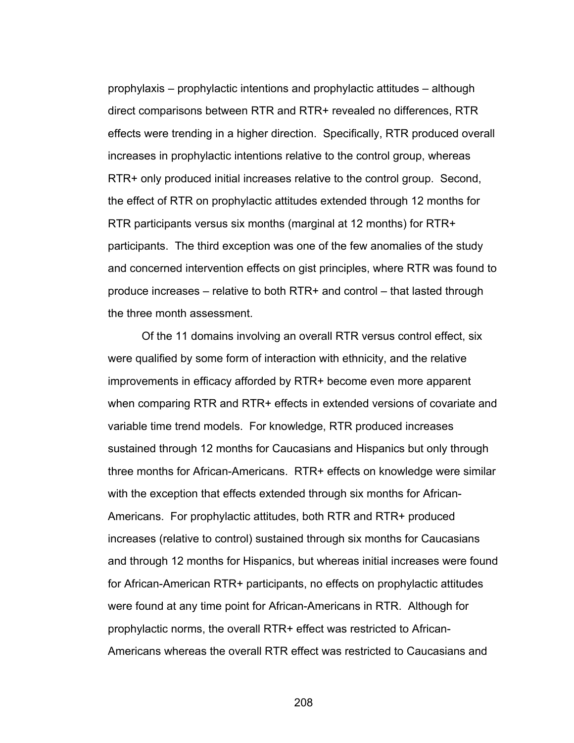prophylaxis – prophylactic intentions and prophylactic attitudes – although direct comparisons between RTR and RTR+ revealed no differences, RTR effects were trending in a higher direction. Specifically, RTR produced overall increases in prophylactic intentions relative to the control group, whereas RTR+ only produced initial increases relative to the control group. Second, the effect of RTR on prophylactic attitudes extended through 12 months for RTR participants versus six months (marginal at 12 months) for RTR+ participants. The third exception was one of the few anomalies of the study and concerned intervention effects on gist principles, where RTR was found to produce increases – relative to both RTR+ and control – that lasted through the three month assessment.

Of the 11 domains involving an overall RTR versus control effect, six were qualified by some form of interaction with ethnicity, and the relative improvements in efficacy afforded by RTR+ become even more apparent when comparing RTR and RTR+ effects in extended versions of covariate and variable time trend models. For knowledge, RTR produced increases sustained through 12 months for Caucasians and Hispanics but only through three months for African-Americans. RTR+ effects on knowledge were similar with the exception that effects extended through six months for African-Americans. For prophylactic attitudes, both RTR and RTR+ produced increases (relative to control) sustained through six months for Caucasians and through 12 months for Hispanics, but whereas initial increases were found for African-American RTR+ participants, no effects on prophylactic attitudes were found at any time point for African-Americans in RTR. Although for prophylactic norms, the overall RTR+ effect was restricted to African-Americans whereas the overall RTR effect was restricted to Caucasians and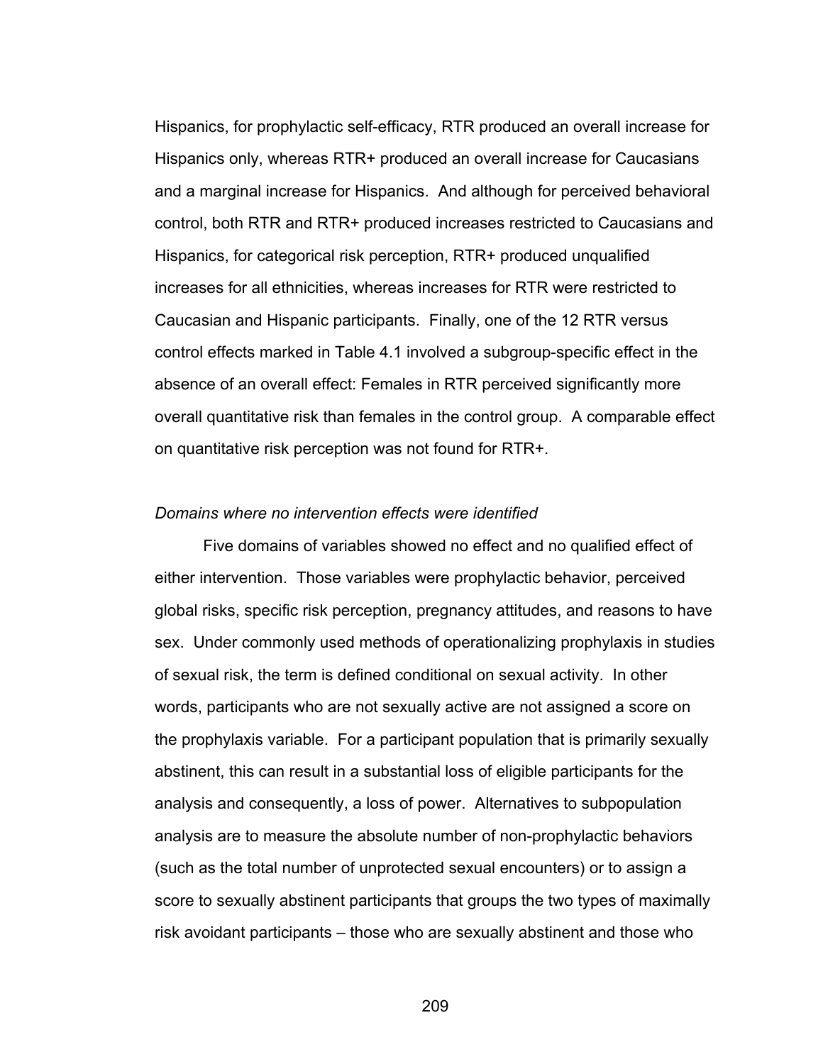Hispanics, for prophylactic self-efficacy, RTR produced an overall increase for Hispanics only, whereas RTR+ produced an overall increase for Caucasians and a marginal increase for Hispanics. And although for perceived behavioral control, both RTR and RTR+ produced increases restricted to Caucasians and Hispanics, for categorical risk perception, RTR+ produced unqualified increases for all ethnicities, whereas increases for RTR were restricted to Caucasian and Hispanic participants. Finally, one of the 12 RTR versus control effects marked in Table 4.1 involved a subgroup-specific effect in the absence of an overall effect: Females in RTR perceived significantly more overall quantitative risk than females in the control group. A comparable effect on quantitative risk perception was not found for RTR+.

*Domains where no intervention effects were identified*

Five domains of variables showed no effect and no qualified effect of either intervention. Those variables were prophylactic behavior, perceived global risks, specific risk perception, pregnancy attitudes, and reasons to have sex. Under commonly used methods of operationalizing prophylaxis in studies of sexual risk, the term is defined conditional on sexual activity. In other words, participants who are not sexually active are not assigned a score on the prophylaxis variable. For a participant population that is primarily sexually abstinent, this can result in a substantial loss of eligible participants for the analysis and consequently, a loss of power. Alternatives to subpopulation analysis are to measure the absolute number of non-prophylactic behaviors (such as the total number of unprotected sexual encounters) or to assign a score to sexually abstinent participants that groups the two types of maximally risk avoidant participants – those who are sexually abstinent and those who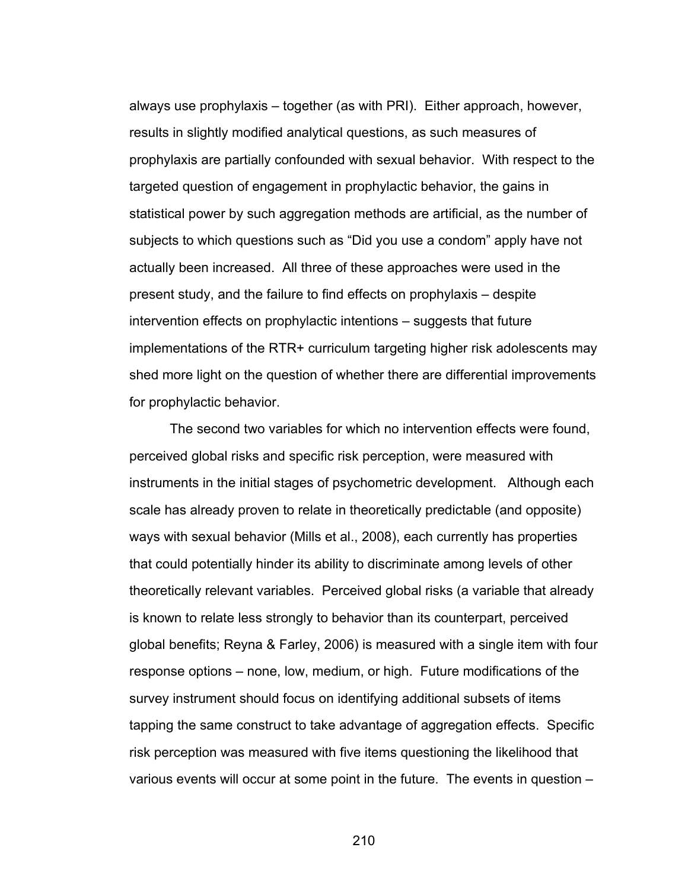always use prophylaxis – together (as with PRI). Either approach, however, results in slightly modified analytical questions, as such measures of prophylaxis are partially confounded with sexual behavior. With respect to the targeted question of engagement in prophylactic behavior, the gains in statistical power by such aggregation methods are artificial, as the number of subjects to which questions such as "Did you use a condom" apply have not actually been increased. All three of these approaches were used in the present study, and the failure to find effects on prophylaxis – despite intervention effects on prophylactic intentions – suggests that future implementations of the RTR+ curriculum targeting higher risk adolescents may shed more light on the question of whether there are differential improvements for prophylactic behavior.

The second two variables for which no intervention effects were found, perceived global risks and specific risk perception, were measured with instruments in the initial stages of psychometric development. Although each scale has already proven to relate in theoretically predictable (and opposite) ways with sexual behavior (Mills et al., 2008), each currently has properties that could potentially hinder its ability to discriminate among levels of other theoretically relevant variables. Perceived global risks (a variable that already is known to relate less strongly to behavior than its counterpart, perceived global benefits; Reyna & Farley, 2006) is measured with a single item with four response options – none, low, medium, or high. Future modifications of the survey instrument should focus on identifying additional subsets of items tapping the same construct to take advantage of aggregation effects. Specific risk perception was measured with five items questioning the likelihood that various events will occur at some point in the future. The events in question –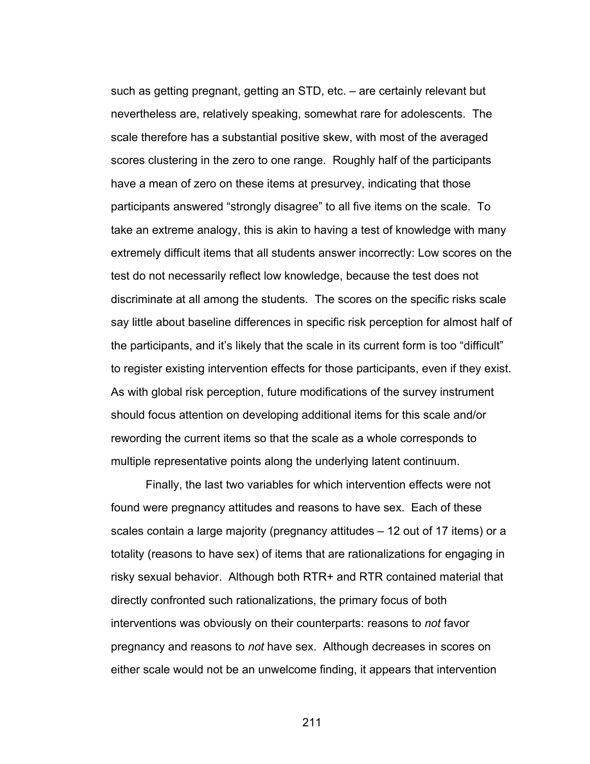such as getting pregnant, getting an STD, etc. – are certainly relevant but nevertheless are, relatively speaking, somewhat rare for adolescents. The scale therefore has a substantial positive skew, with most of the averaged scores clustering in the zero to one range. Roughly half of the participants have a mean of zero on these items at presurvey, indicating that those participants answered "strongly disagree" to all five items on the scale. To take an extreme analogy, this is akin to having a test of knowledge with many extremely difficult items that all students answer incorrectly: Low scores on the test do not necessarily reflect low knowledge, because the test does not discriminate at all among the students. The scores on the specific risks scale say little about baseline differences in specific risk perception for almost half of the participants, and it's likely that the scale in its current form is too "difficult" to register existing intervention effects for those participants, even if they exist. As with global risk perception, future modifications of the survey instrument should focus attention on developing additional items for this scale and/or rewording the current items so that the scale as a whole corresponds to multiple representative points along the underlying latent continuum.

Finally, the last two variables for which intervention effects were not found were pregnancy attitudes and reasons to have sex. Each of these scales contain a large majority (pregnancy attitudes – 12 out of 17 items) or a totality (reasons to have sex) of items that are rationalizations for engaging in risky sexual behavior. Although both RTR+ and RTR contained material that directly confronted such rationalizations, the primary focus of both interventions was obviously on their counterparts: reasons to *not* favor pregnancy and reasons to *not* have sex. Although decreases in scores on either scale would not be an unwelcome finding, it appears that intervention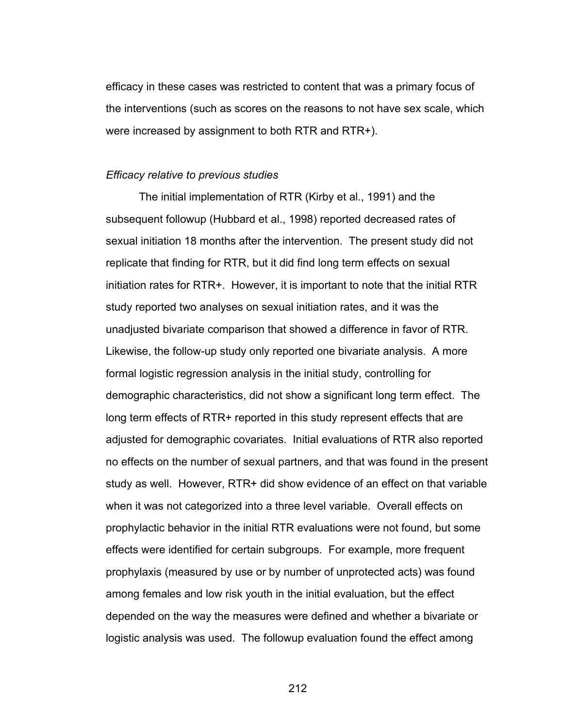efficacy in these cases was restricted to content that was a primary focus of the interventions (such as scores on the reasons to not have sex scale, which were increased by assignment to both RTR and RTR+).

*Efficacy relative to previous studies*

The initial implementation of RTR (Kirby et al., 1991) and the subsequent followup (Hubbard et al., 1998) reported decreased rates of sexual initiation 18 months after the intervention. The present study did not replicate that finding for RTR, but it did find long term effects on sexual initiation rates for RTR+. However, it is important to note that the initial RTR study reported two analyses on sexual initiation rates, and it was the unadjusted bivariate comparison that showed a difference in favor of RTR. Likewise, the follow-up study only reported one bivariate analysis. A more formal logistic regression analysis in the initial study, controlling for demographic characteristics, did not show a significant long term effect. The long term effects of RTR+ reported in this study represent effects that are adjusted for demographic covariates. Initial evaluations of RTR also reported no effects on the number of sexual partners, and that was found in the present study as well. However, RTR+ did show evidence of an effect on that variable when it was not categorized into a three level variable. Overall effects on prophylactic behavior in the initial RTR evaluations were not found, but some effects were identified for certain subgroups. For example, more frequent prophylaxis (measured by use or by number of unprotected acts) was found among females and low risk youth in the initial evaluation, but the effect depended on the way the measures were defined and whether a bivariate or logistic analysis was used. The followup evaluation found the effect among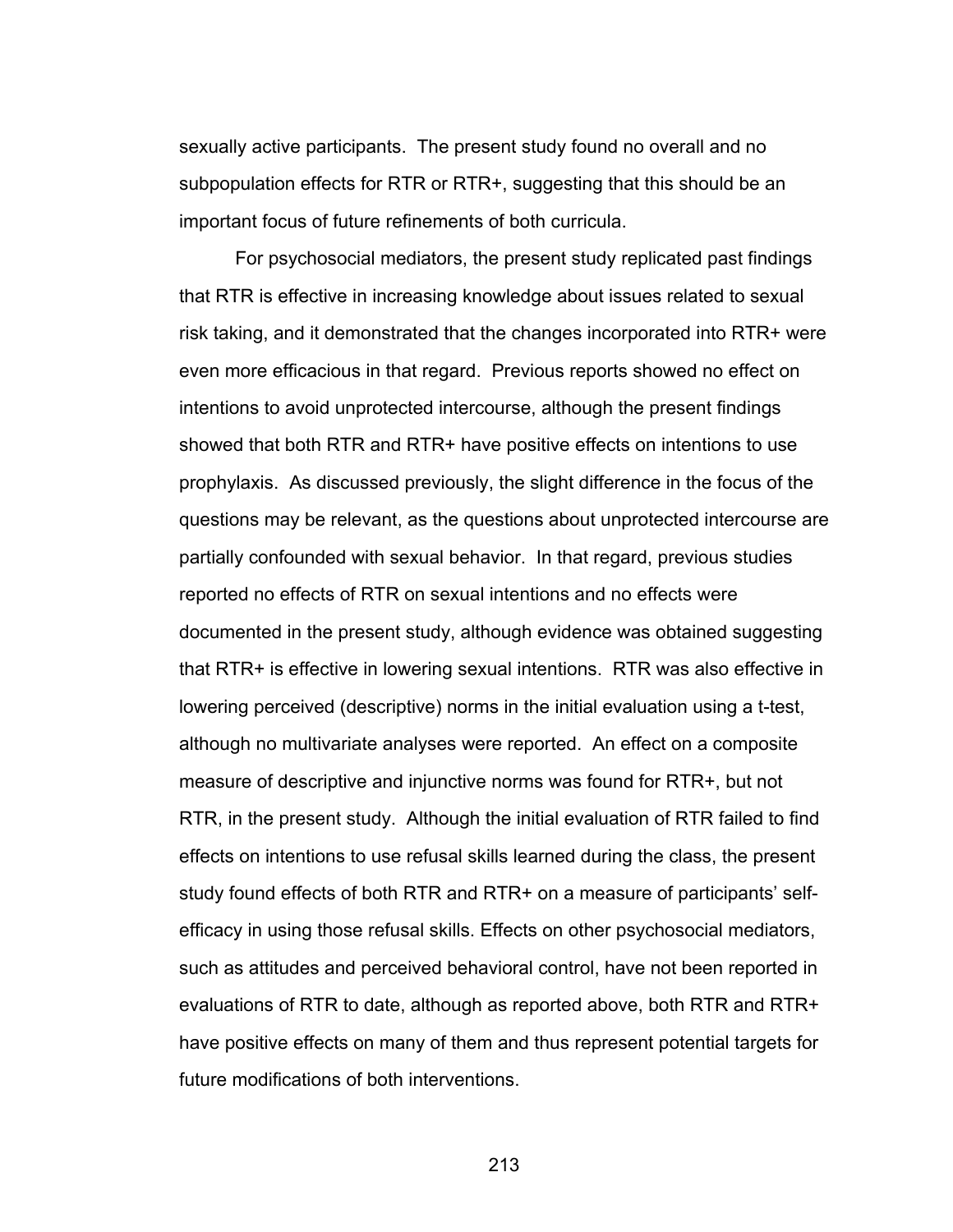sexually active participants. The present study found no overall and no subpopulation effects for RTR or RTR+, suggesting that this should be an important focus of future refinements of both curricula.

For psychosocial mediators, the present study replicated past findings that RTR is effective in increasing knowledge about issues related to sexual risk taking, and it demonstrated that the changes incorporated into RTR+ were even more efficacious in that regard. Previous reports showed no effect on intentions to avoid unprotected intercourse, although the present findings showed that both RTR and RTR+ have positive effects on intentions to use prophylaxis. As discussed previously, the slight difference in the focus of the questions may be relevant, as the questions about unprotected intercourse are partially confounded with sexual behavior. In that regard, previous studies reported no effects of RTR on sexual intentions and no effects were documented in the present study, although evidence was obtained suggesting that RTR+ is effective in lowering sexual intentions. RTR was also effective in lowering perceived (descriptive) norms in the initial evaluation using a t-test, although no multivariate analyses were reported. An effect on a composite measure of descriptive and injunctive norms was found for RTR+, but not RTR, in the present study. Although the initial evaluation of RTR failed to find effects on intentions to use refusal skills learned during the class, the present study found effects of both RTR and RTR+ on a measure of participants' self-efficacy in using those refusal skills. Effects on other psychosocial mediators, such as attitudes and perceived behavioral control, have not been reported in evaluations of RTR to date, although as reported above, both RTR and RTR+ have positive effects on many of them and thus represent potential targets for future modifications of both interventions.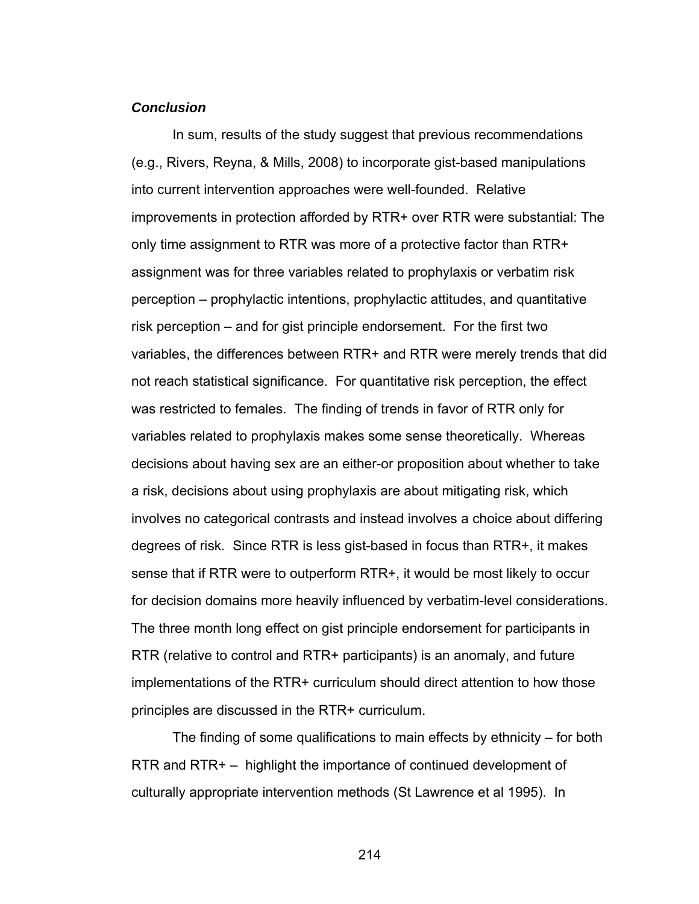### *Conclusion*

In sum, results of the study suggest that previous recommendations (e.g., Rivers, Reyna, & Mills, 2008) to incorporate gist-based manipulations into current intervention approaches were well-founded. Relative improvements in protection afforded by RTR+ over RTR were substantial: The only time assignment to RTR was more of a protective factor than RTR+ assignment was for three variables related to prophylaxis or verbatim risk perception – prophylactic intentions, prophylactic attitudes, and quantitative risk perception – and for gist principle endorsement. For the first two variables, the differences between RTR+ and RTR were merely trends that did not reach statistical significance. For quantitative risk perception, the effect was restricted to females. The finding of trends in favor of RTR only for variables related to prophylaxis makes some sense theoretically. Whereas decisions about having sex are an either-or proposition about whether to take a risk, decisions about using prophylaxis are about mitigating risk, which involves no categorical contrasts and instead involves a choice about differing degrees of risk. Since RTR is less gist-based in focus than RTR+, it makes sense that if RTR were to outperform RTR+, it would be most likely to occur for decision domains more heavily influenced by verbatim-level considerations. The three month long effect on gist principle endorsement for participants in RTR (relative to control and RTR+ participants) is an anomaly, and future implementations of the RTR+ curriculum should direct attention to how those principles are discussed in the RTR+ curriculum.

The finding of some qualifications to main effects by ethnicity – for both RTR and RTR+ – highlight the importance of continued development of culturally appropriate intervention methods (St Lawrence et al 1995). In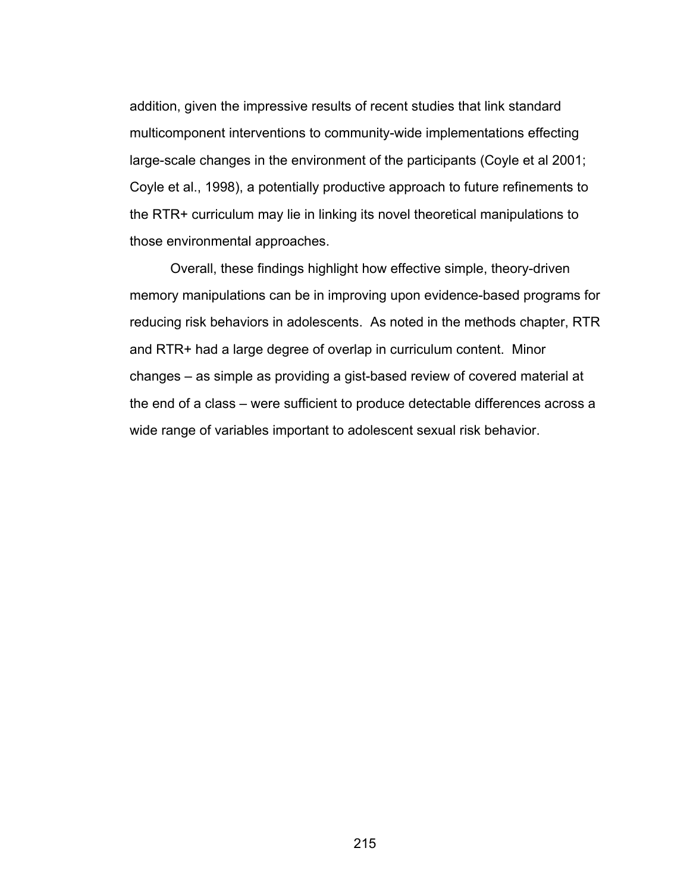addition, given the impressive results of recent studies that link standard multicomponent interventions to community-wide implementations effecting large-scale changes in the environment of the participants (Coyle et al 2001; Coyle et al., 1998), a potentially productive approach to future refinements to the RTR+ curriculum may lie in linking its novel theoretical manipulations to those environmental approaches.

Overall, these findings highlight how effective simple, theory-driven memory manipulations can be in improving upon evidence-based programs for reducing risk behaviors in adolescents. As noted in the methods chapter, RTR and RTR+ had a large degree of overlap in curriculum content. Minor changes – as simple as providing a gist-based review of covered material at the end of a class – were sufficient to produce detectable differences across a wide range of variables important to adolescent sexual risk behavior.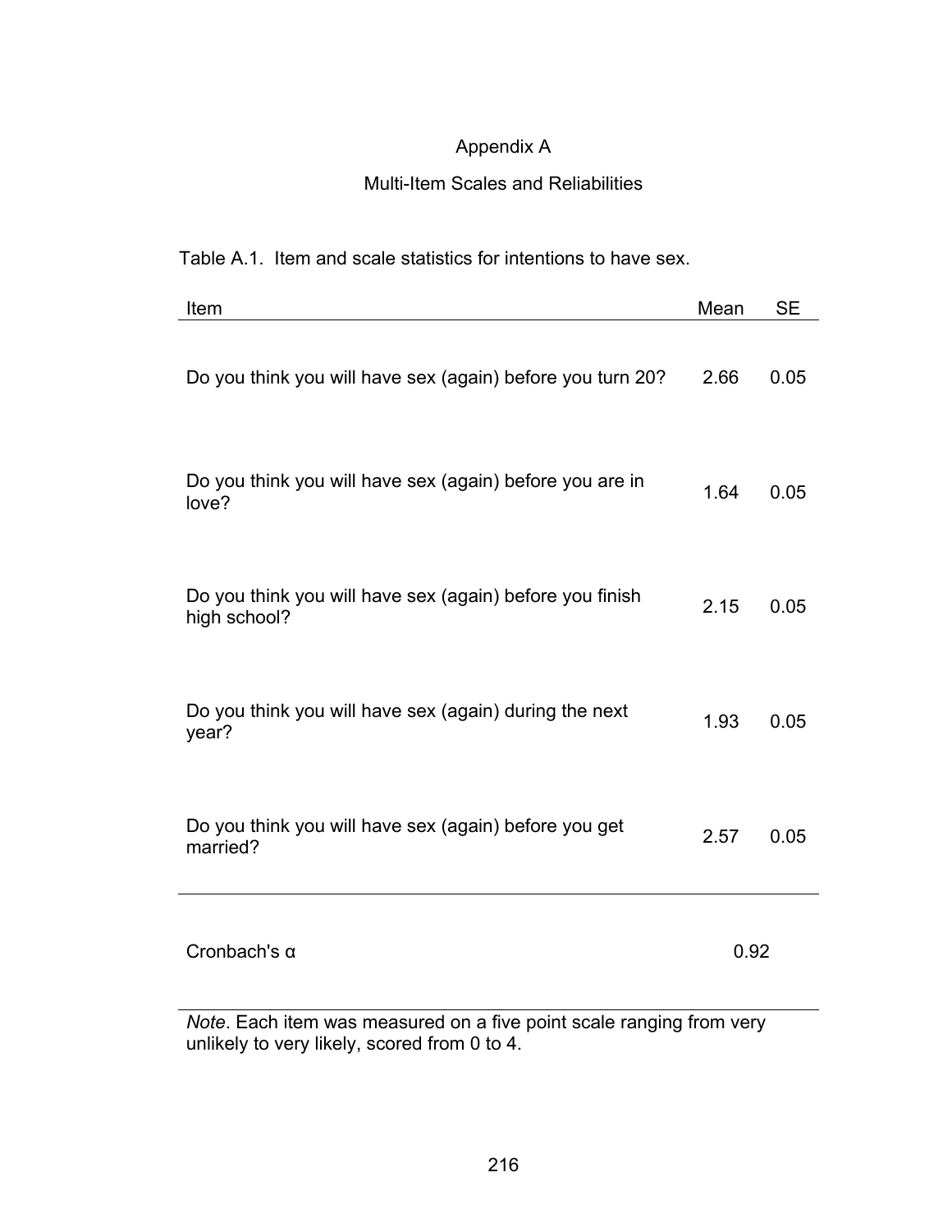# Appendix A

## Multi-Item Scales and Reliabilities

Table A.1. Item and scale statistics for intentions to have sex.

| Item | Mean | SE |
|---|---|---|
| Do you think you will have sex (again) before you turn 20? | 2.66 | 0.05 |
| Do you think you will have sex (again) before you are in love? | 1.64 | 0.05 |
| Do you think you will have sex (again) before you finish high school? | 2.15 | 0.05 |
| Do you think you will have sex (again) during the next year? | 1.93 | 0.05 |
| Do you think you will have sex (again) before you get married? | 2.57 | 0.05 |
| Cronbach's α | 0.92 | |

*Note*. Each item was measured on a five point scale ranging from very unlikely to very likely, scored from 0 to 4.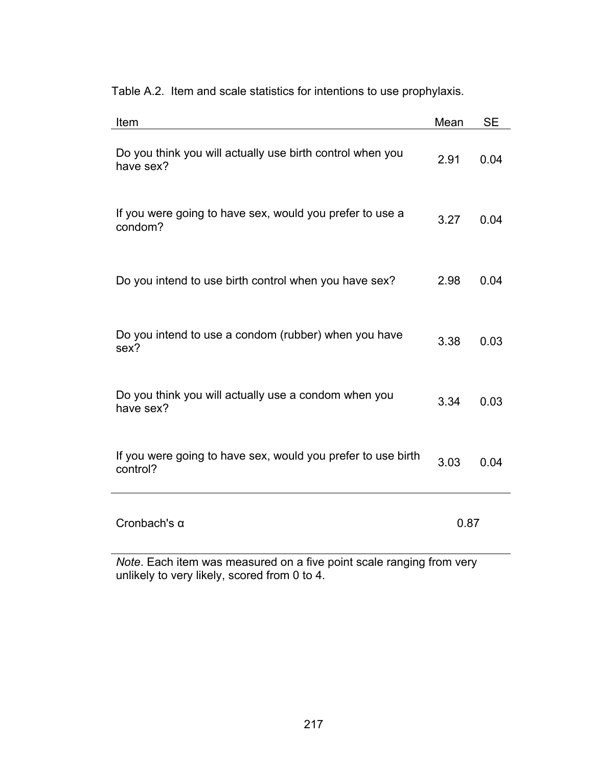Table A.2. Item and scale statistics for intentions to use prophylaxis.

| Item | Mean | SE |
|---|---|---|
| Do you think you will actually use birth control when you have sex? | 2.91 | 0.04 |
| If you were going to have sex, would you prefer to use a condom? | 3.27 | 0.04 |
| Do you intend to use birth control when you have sex? | 2.98 | 0.04 |
| Do you intend to use a condom (rubber) when you have sex? | 3.38 | 0.03 |
| Do you think you will actually use a condom when you have sex? | 3.34 | 0.03 |
| If you were going to have sex, would you prefer to use birth control? | 3.03 | 0.04 |
| Cronbach's α | 0.87 | |

*Note*. Each item was measured on a five point scale ranging from very unlikely to very likely, scored from 0 to 4.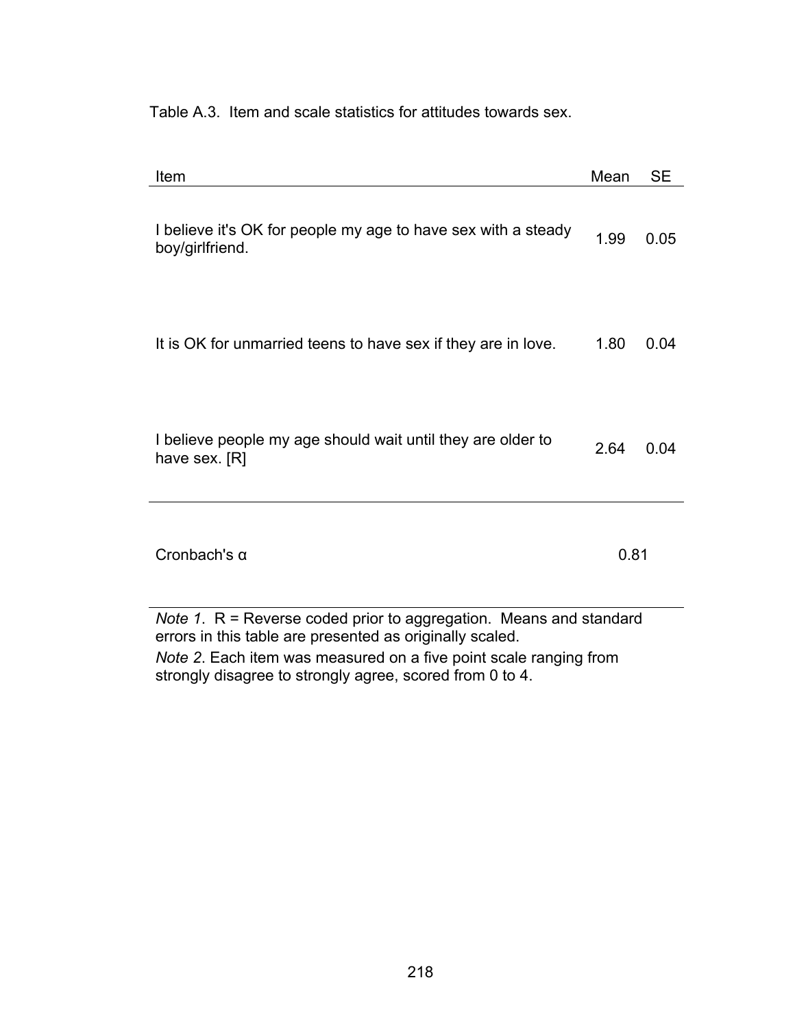Table A.3. Item and scale statistics for attitudes towards sex.

| Item | Mean | SE |
|---|---|---|
| I believe it's OK for people my age to have sex with a steady boy/girlfriend. | 1.99 | 0.05 |
| It is OK for unmarried teens to have sex if they are in love. | 1.80 | 0.04 |
| I believe people my age should wait until they are older to have sex. [R] | 2.64 | 0.04 |
| Cronbach's α | 0.81 | |

*Note 1*. R = Reverse coded prior to aggregation. Means and standard errors in this table are presented as originally scaled.

*Note 2*. Each item was measured on a five point scale ranging from strongly disagree to strongly agree, scored from 0 to 4.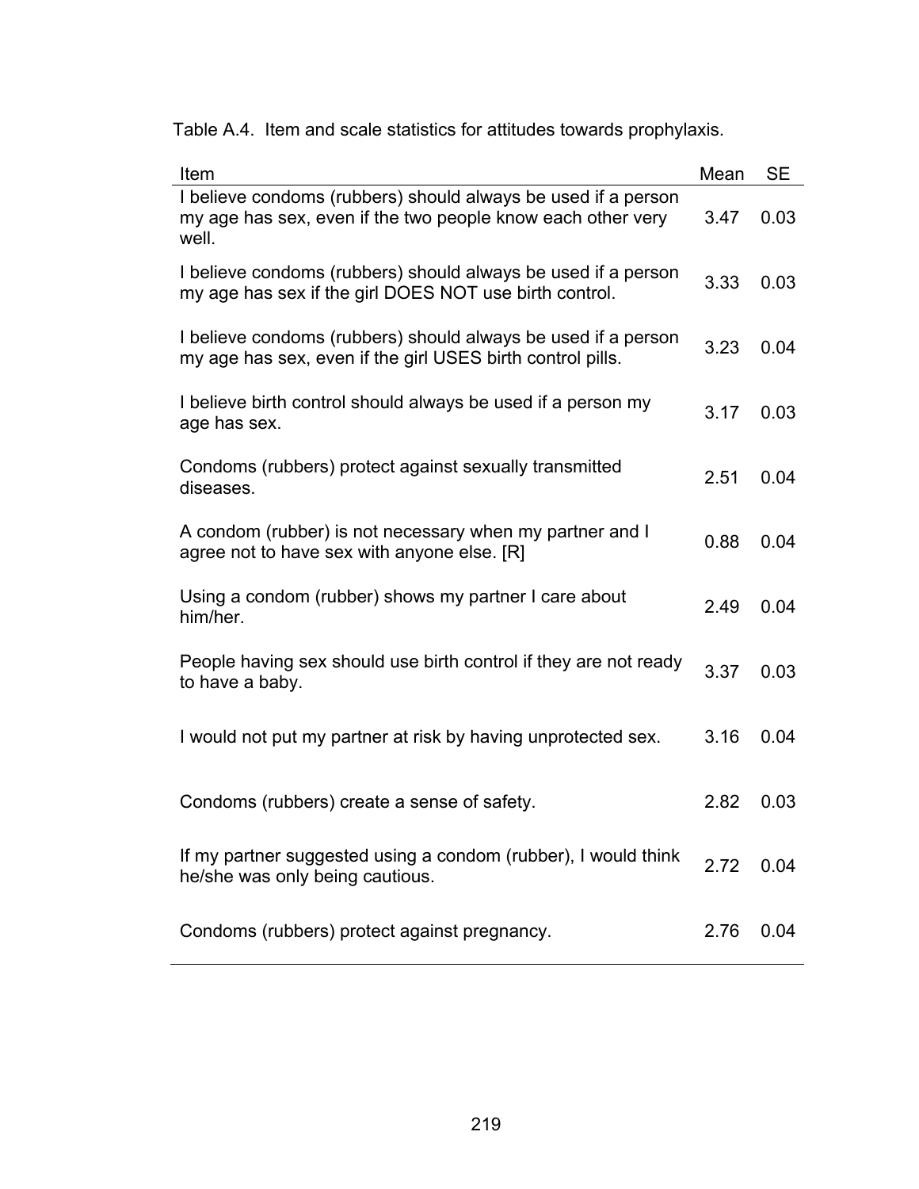Table A.4. Item and scale statistics for attitudes towards prophylaxis.

| Item | Mean | SE |
|---|---|---|
| I believe condoms (rubbers) should always be used if a person my age has sex, even if the two people know each other very well. | 3.47 | 0.03 |
| I believe condoms (rubbers) should always be used if a person my age has sex if the girl DOES NOT use birth control. | 3.33 | 0.03 |
| I believe condoms (rubbers) should always be used if a person my age has sex, even if the girl USES birth control pills. | 3.23 | 0.04 |
| I believe birth control should always be used if a person my age has sex. | 3.17 | 0.03 |
| Condoms (rubbers) protect against sexually transmitted diseases. | 2.51 | 0.04 |
| A condom (rubber) is not necessary when my partner and I agree not to have sex with anyone else. [R] | 0.88 | 0.04 |
| Using a condom (rubber) shows my partner I care about him/her. | 2.49 | 0.04 |
| People having sex should use birth control if they are not ready to have a baby. | 3.37 | 0.03 |
| I would not put my partner at risk by having unprotected sex. | 3.16 | 0.04 |
| Condoms (rubbers) create a sense of safety. | 2.82 | 0.03 |
| If my partner suggested using a condom (rubber), I would think he/she was only being cautious. | 2.72 | 0.04 |
| Condoms (rubbers) protect against pregnancy. | 2.76 | 0.04 |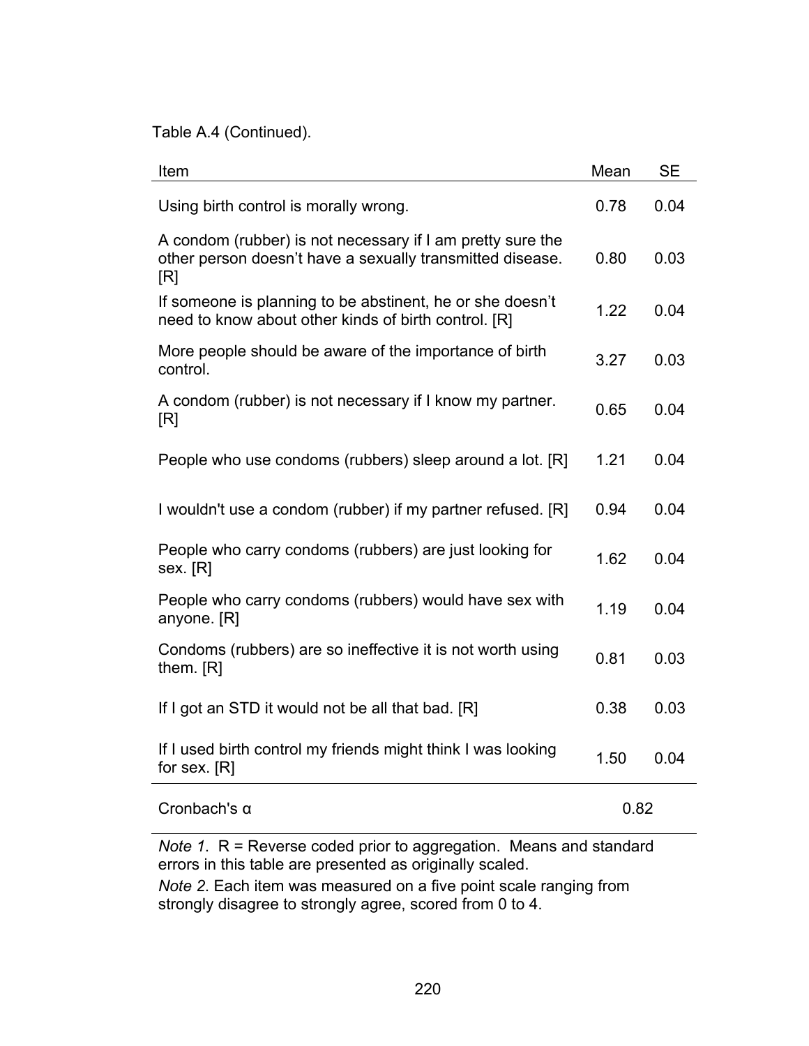Table A.4 (Continued).

| Item | Mean | SE |
|---|---|---|
| Using birth control is morally wrong. | 0.78 | 0.04 |
| A condom (rubber) is not necessary if I am pretty sure the other person doesn't have a sexually transmitted disease. [R] | 0.80 | 0.03 |
| If someone is planning to be abstinent, he or she doesn't need to know about other kinds of birth control. [R] | 1.22 | 0.04 |
| More people should be aware of the importance of birth control. | 3.27 | 0.03 |
| A condom (rubber) is not necessary if I know my partner. [R] | 0.65 | 0.04 |
| People who use condoms (rubbers) sleep around a lot. [R] | 1.21 | 0.04 |
| I wouldn't use a condom (rubber) if my partner refused. [R] | 0.94 | 0.04 |
| People who carry condoms (rubbers) are just looking for sex. [R] | 1.62 | 0.04 |
| People who carry condoms (rubbers) would have sex with anyone. [R] | 1.19 | 0.04 |
| Condoms (rubbers) are so ineffective it is not worth using them. [R] | 0.81 | 0.03 |
| If I got an STD it would not be all that bad. [R] | 0.38 | 0.03 |
| If I used birth control my friends might think I was looking for sex. [R] | 1.50 | 0.04 |
| Cronbach's α | 0.82 | |

*Note 1*. R = Reverse coded prior to aggregation. Means and standard errors in this table are presented as originally scaled.

*Note 2*. Each item was measured on a five point scale ranging from strongly disagree to strongly agree, scored from 0 to 4.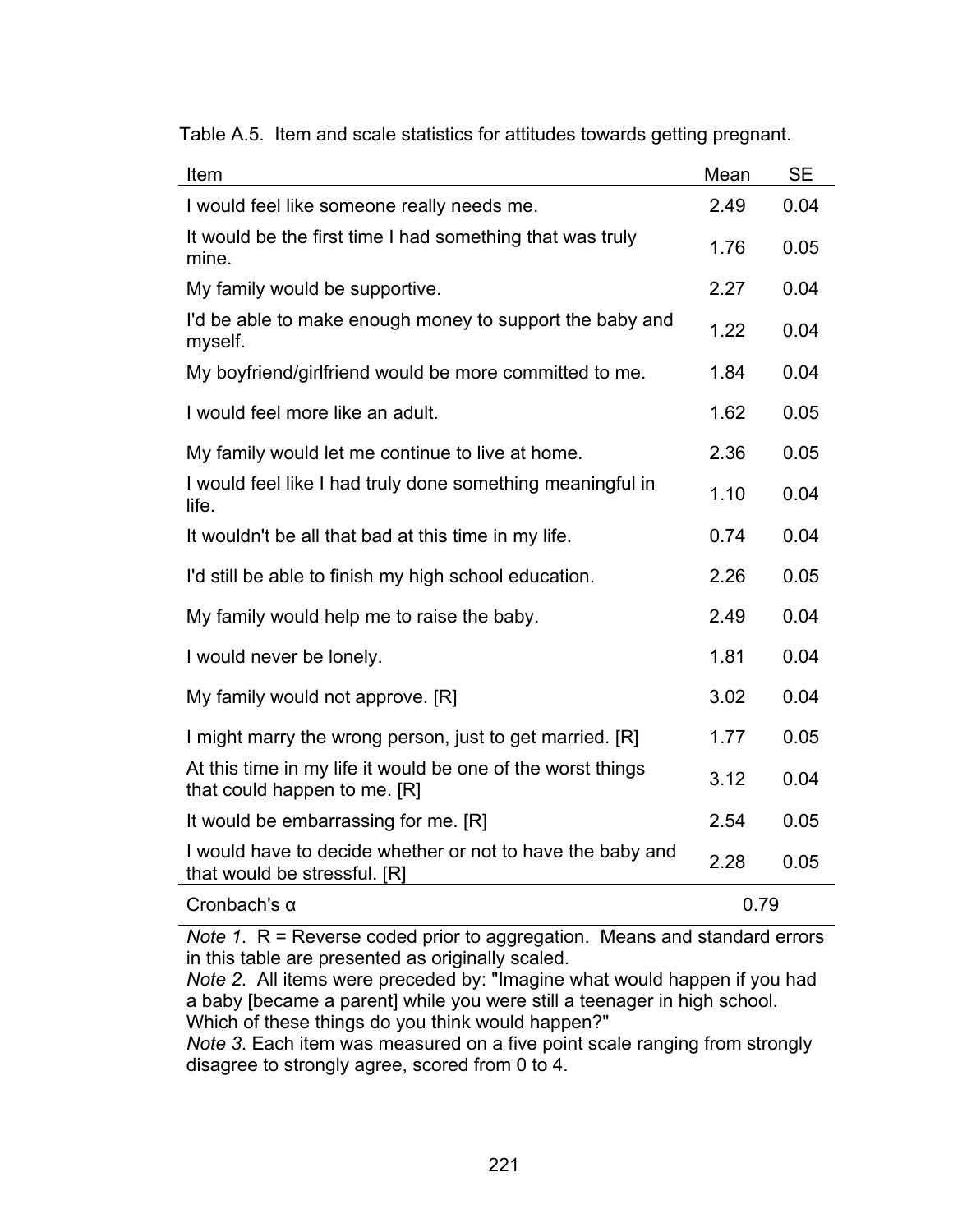Table A.5. Item and scale statistics for attitudes towards getting pregnant.

| Item | Mean | SE |
| --- | --- | --- |
| I would feel like someone really needs me. | 2.49 | 0.04 |
| It would be the first time I had something that was truly mine. | 1.76 | 0.05 |
| My family would be supportive. | 2.27 | 0.04 |
| I'd be able to make enough money to support the baby and myself. | 1.22 | 0.04 |
| My boyfriend/girlfriend would be more committed to me. | 1.84 | 0.04 |
| I would feel more like an adult. | 1.62 | 0.05 |
| My family would let me continue to live at home. | 2.36 | 0.05 |
| I would feel like I had truly done something meaningful in life. | 1.10 | 0.04 |
| It wouldn't be all that bad at this time in my life. | 0.74 | 0.04 |
| I'd still be able to finish my high school education. | 2.26 | 0.05 |
| My family would help me to raise the baby. | 2.49 | 0.04 |
| I would never be lonely. | 1.81 | 0.04 |
| My family would not approve. [R] | 3.02 | 0.04 |
| I might marry the wrong person, just to get married. [R] | 1.77 | 0.05 |
| At this time in my life it would be one of the worst things that could happen to me. [R] | 3.12 | 0.04 |
| It would be embarrassing for me. [R] | 2.54 | 0.05 |
| I would have to decide whether or not to have the baby and that would be stressful. [R] | 2.28 | 0.05 |
| Cronbach's α | 0.79 | |

*Note 1*. R = Reverse coded prior to aggregation. Means and standard errors in this table are presented as originally scaled.
*Note 2*. All items were preceded by: "Imagine what would happen if you had a baby [became a parent] while you were still a teenager in high school. Which of these things do you think would happen?"
*Note 3*. Each item was measured on a five point scale ranging from strongly disagree to strongly agree, scored from 0 to 4.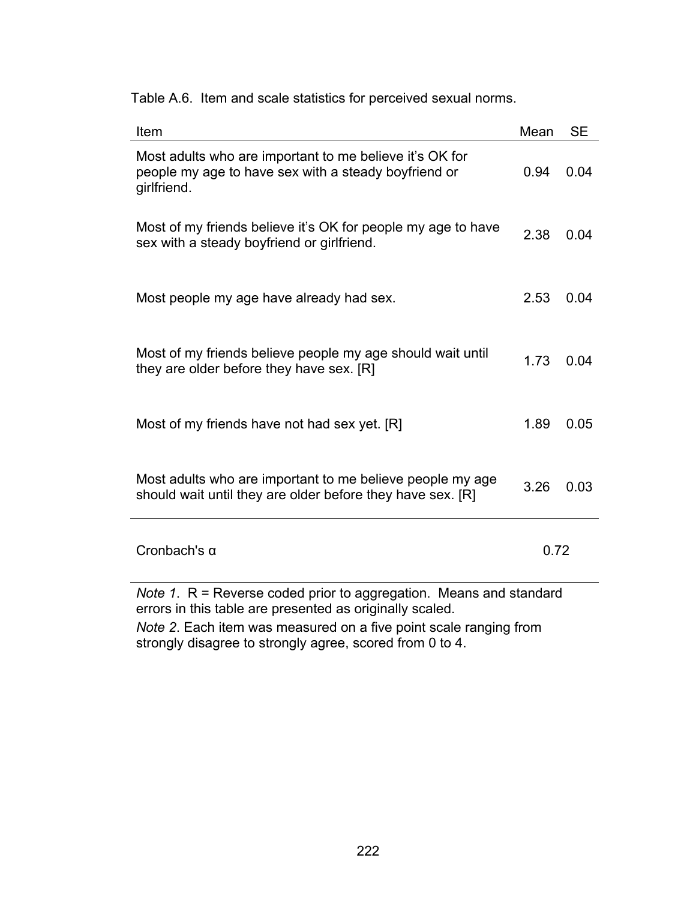Table A.6. Item and scale statistics for perceived sexual norms.

| Item | Mean | SE |
| --- | --- | --- |
| Most adults who are important to me believe it's OK for people my age to have sex with a steady boyfriend or girlfriend. | 0.94 | 0.04 |
| Most of my friends believe it's OK for people my age to have sex with a steady boyfriend or girlfriend. | 2.38 | 0.04 |
| Most people my age have already had sex. | 2.53 | 0.04 |
| Most of my friends believe people my age should wait until they are older before they have sex. [R] | 1.73 | 0.04 |
| Most of my friends have not had sex yet. [R] | 1.89 | 0.05 |
| Most adults who are important to me believe people my age should wait until they are older before they have sex. [R] | 3.26 | 0.03 |
| Cronbach's α | 0.72 | |

*Note 1*. R = Reverse coded prior to aggregation. Means and standard errors in this table are presented as originally scaled.

*Note 2*. Each item was measured on a five point scale ranging from strongly disagree to strongly agree, scored from 0 to 4.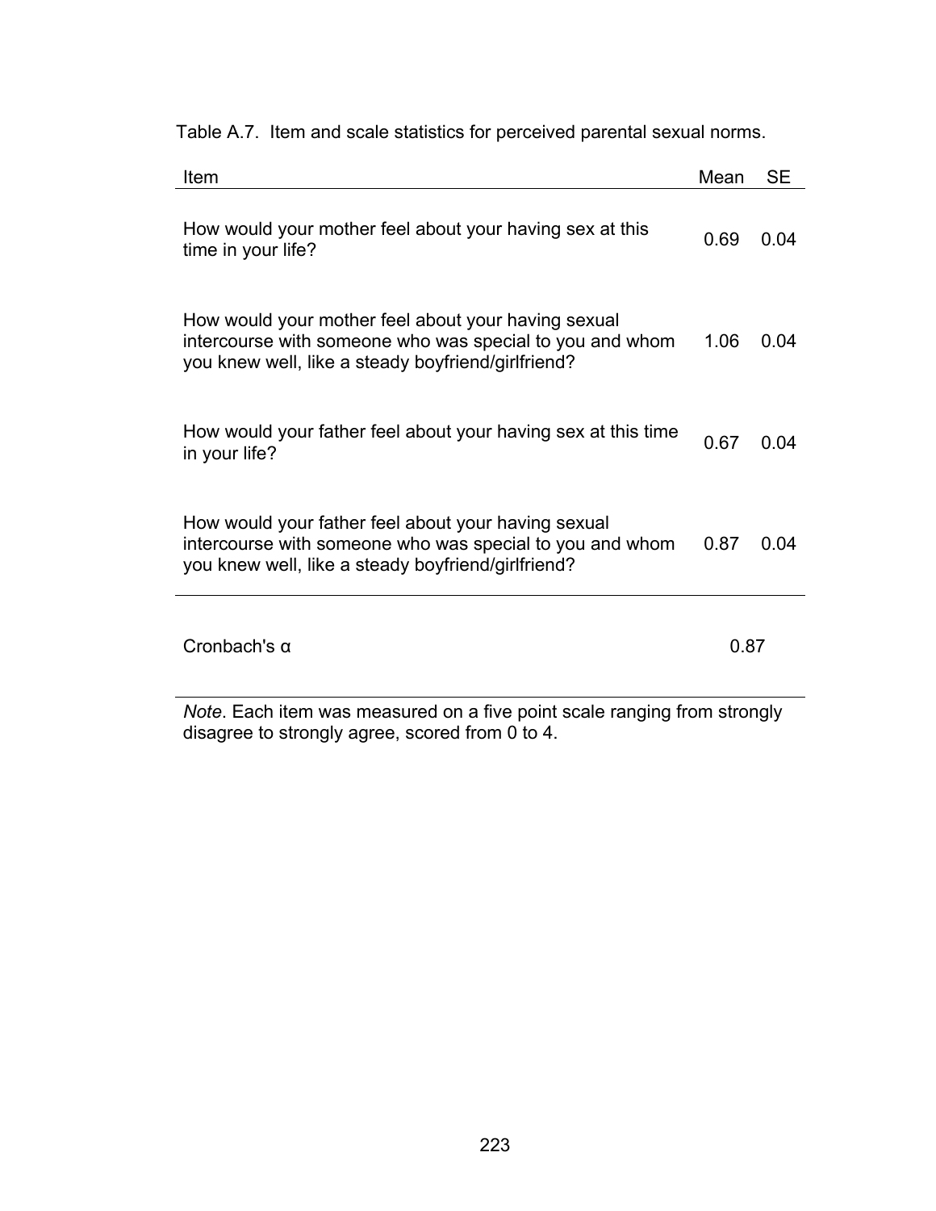Table A.7. Item and scale statistics for perceived parental sexual norms.

| Item | Mean | SE |
|---|---|---|
| How would your mother feel about your having sex at this time in your life? | 0.69 | 0.04 |
| How would your mother feel about your having sexual intercourse with someone who was special to you and whom you knew well, like a steady boyfriend/girlfriend? | 1.06 | 0.04 |
| How would your father feel about your having sex at this time in your life? | 0.67 | 0.04 |
| How would your father feel about your having sexual intercourse with someone who was special to you and whom you knew well, like a steady boyfriend/girlfriend? | 0.87 | 0.04 |
| Cronbach's α | 0.87 | |

*Note*. Each item was measured on a five point scale ranging from strongly disagree to strongly agree, scored from 0 to 4.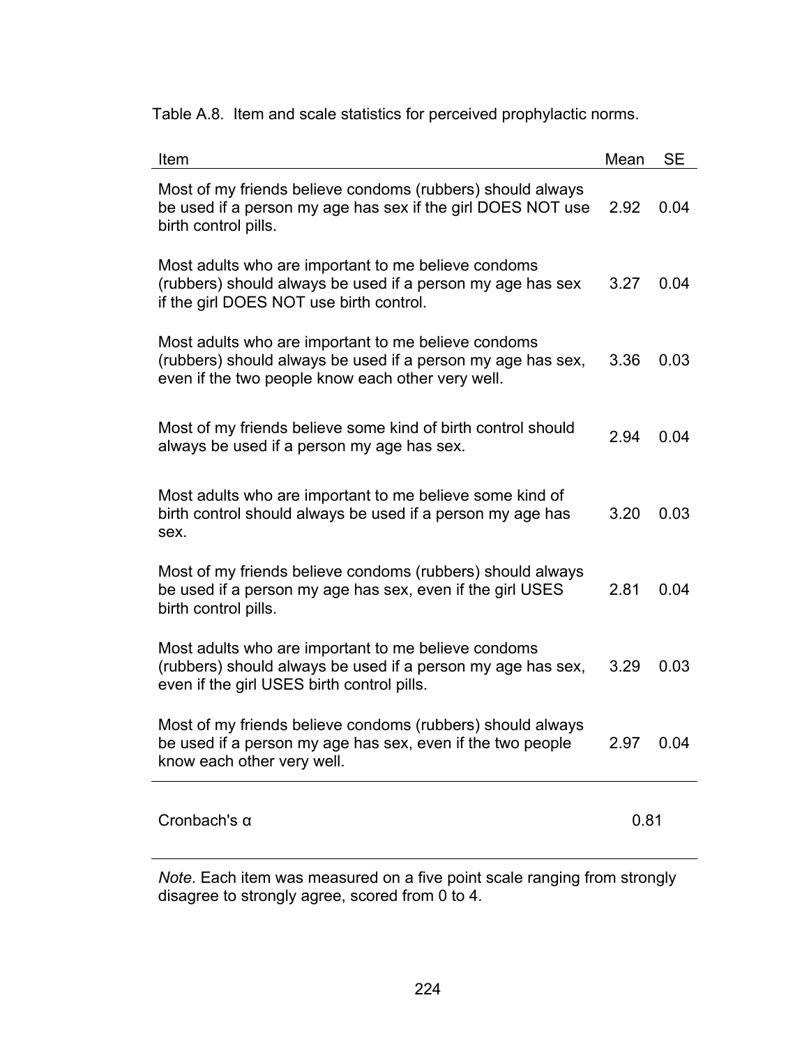Table A.8. Item and scale statistics for perceived prophylactic norms.

| Item | Mean | SE |
|---|---|---|
| Most of my friends believe condoms (rubbers) should always be used if a person my age has sex if the girl DOES NOT use birth control pills. | 2.92 | 0.04 |
| Most adults who are important to me believe condoms (rubbers) should always be used if a person my age has sex if the girl DOES NOT use birth control. | 3.27 | 0.04 |
| Most adults who are important to me believe condoms (rubbers) should always be used if a person my age has sex, even if the two people know each other very well. | 3.36 | 0.03 |
| Most of my friends believe some kind of birth control should always be used if a person my age has sex. | 2.94 | 0.04 |
| Most adults who are important to me believe some kind of birth control should always be used if a person my age has sex. | 3.20 | 0.03 |
| Most of my friends believe condoms (rubbers) should always be used if a person my age has sex, even if the girl USES birth control pills. | 2.81 | 0.04 |
| Most adults who are important to me believe condoms (rubbers) should always be used if a person my age has sex, even if the girl USES birth control pills. | 3.29 | 0.03 |
| Most of my friends believe condoms (rubbers) should always be used if a person my age has sex, even if the two people know each other very well. | 2.97 | 0.04 |
| Cronbach's α | 0.81 | |

*Note*. Each item was measured on a five point scale ranging from strongly disagree to strongly agree, scored from 0 to 4.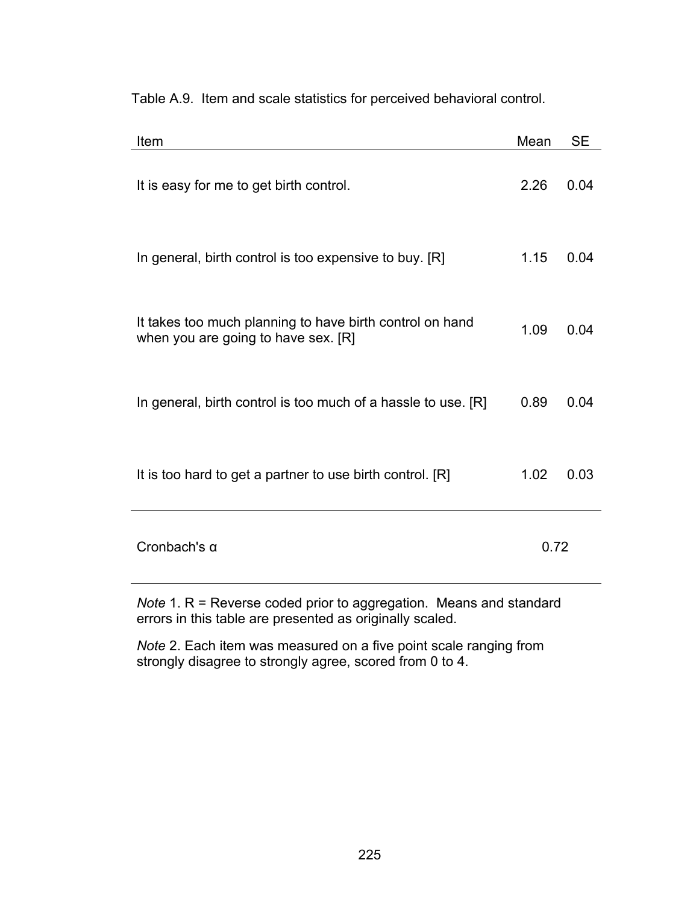Table A.9. Item and scale statistics for perceived behavioral control.

| Item | Mean | SE |
|---|---|---|
| It is easy for me to get birth control. | 2.26 | 0.04 |
| In general, birth control is too expensive to buy. [R] | 1.15 | 0.04 |
| It takes too much planning to have birth control on hand when you are going to have sex. [R] | 1.09 | 0.04 |
| In general, birth control is too much of a hassle to use. [R] | 0.89 | 0.04 |
| It is too hard to get a partner to use birth control. [R] | 1.02 | 0.03 |
| Cronbach's α | 0.72 | |

*Note* 1. R = Reverse coded prior to aggregation. Means and standard errors in this table are presented as originally scaled.

*Note* 2. Each item was measured on a five point scale ranging from strongly disagree to strongly agree, scored from 0 to 4.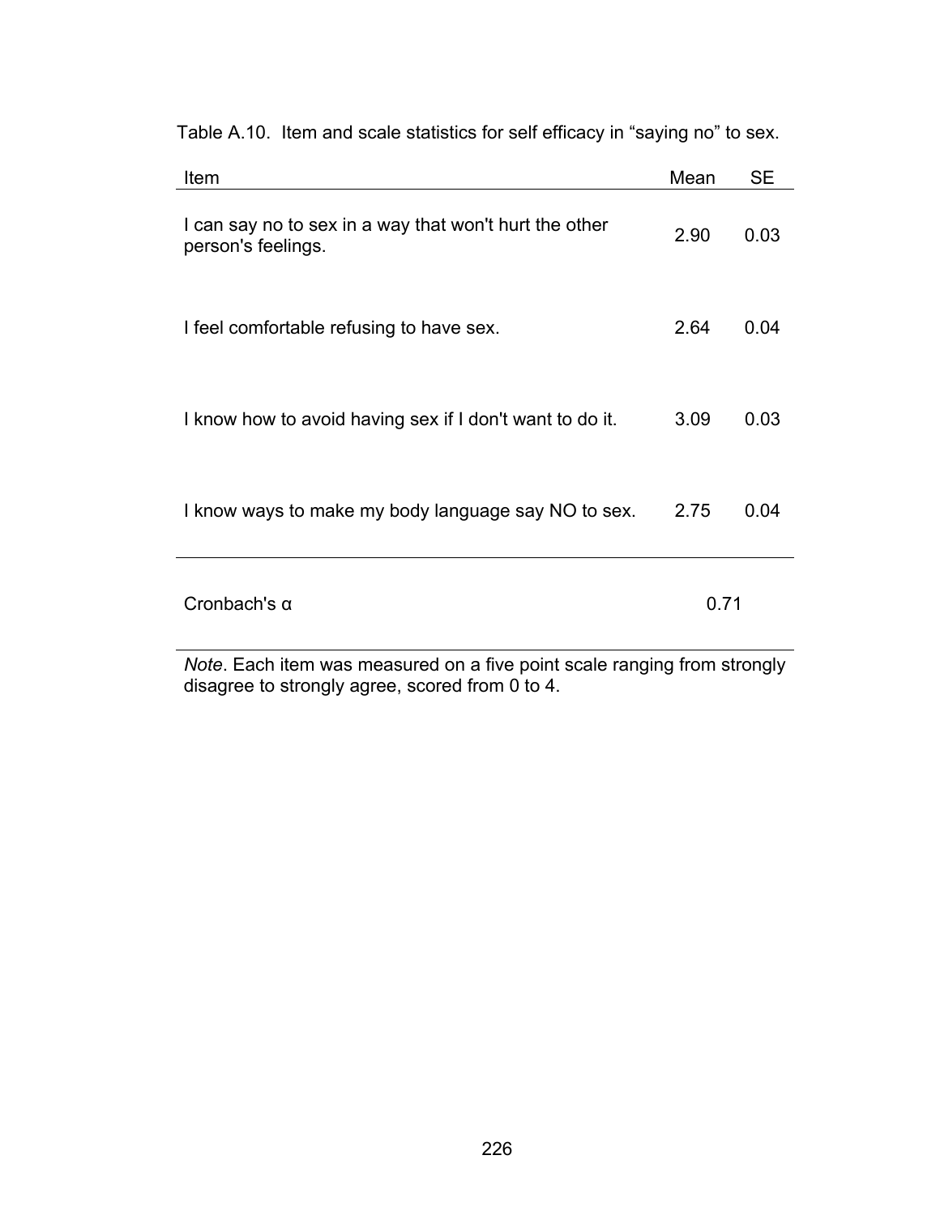Table A.10. Item and scale statistics for self efficacy in “saying no” to sex.

| Item | Mean | SE |
|---|---|---|
| I can say no to sex in a way that won't hurt the other person's feelings. | 2.90 | 0.03 |
| I feel comfortable refusing to have sex. | 2.64 | 0.04 |
| I know how to avoid having sex if I don't want to do it. | 3.09 | 0.03 |
| I know ways to make my body language say NO to sex. | 2.75 | 0.04 |
| Cronbach's α | 0.71 | |

*Note*. Each item was measured on a five point scale ranging from strongly disagree to strongly agree, scored from 0 to 4.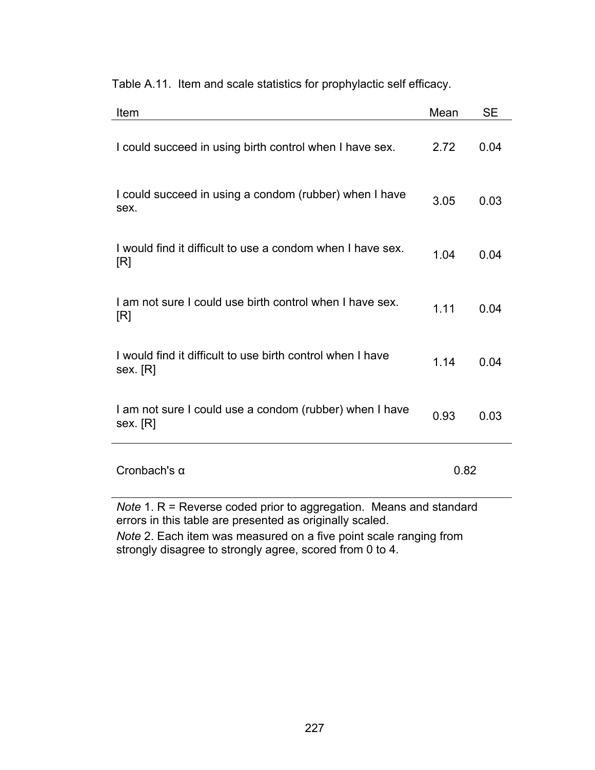Table A.11. Item and scale statistics for prophylactic self efficacy.

| Item | Mean | SE |
|---|---|---|
| I could succeed in using birth control when I have sex. | 2.72 | 0.04 |
| I could succeed in using a condom (rubber) when I have sex. | 3.05 | 0.03 |
| I would find it difficult to use a condom when I have sex. [R] | 1.04 | 0.04 |
| I am not sure I could use birth control when I have sex. [R] | 1.11 | 0.04 |
| I would find it difficult to use birth control when I have sex. [R] | 1.14 | 0.04 |
| I am not sure I could use a condom (rubber) when I have sex. [R] | 0.93 | 0.03 |
| Cronbach's α | 0.82 | |

*Note* 1. R = Reverse coded prior to aggregation. Means and standard errors in this table are presented as originally scaled.
*Note* 2. Each item was measured on a five point scale ranging from strongly disagree to strongly agree, scored from 0 to 4.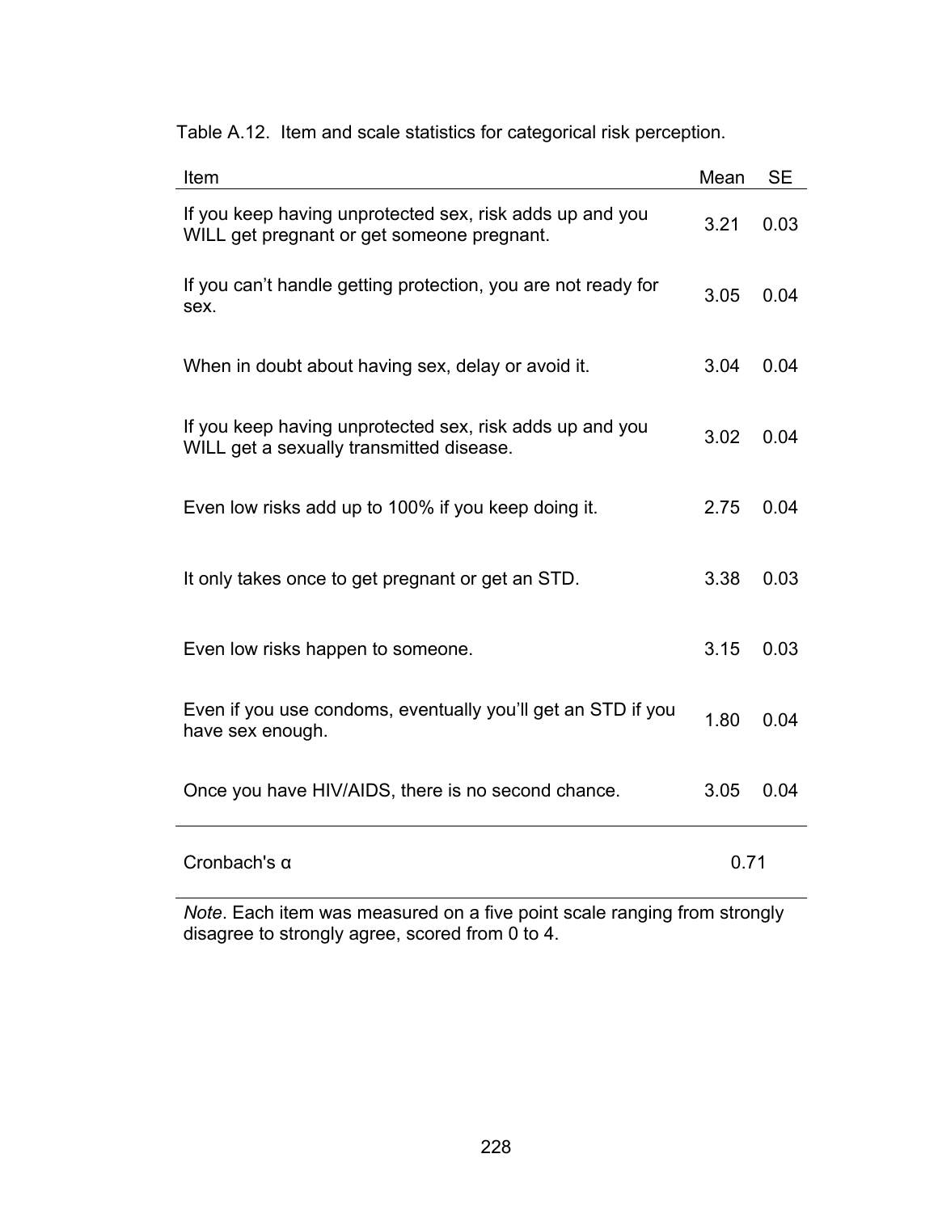Table A.12. Item and scale statistics for categorical risk perception.

| Item | Mean | SE |
|---|---|---|
| If you keep having unprotected sex, risk adds up and you WILL get pregnant or get someone pregnant. | 3.21 | 0.03 |
| If you can't handle getting protection, you are not ready for sex. | 3.05 | 0.04 |
| When in doubt about having sex, delay or avoid it. | 3.04 | 0.04 |
| If you keep having unprotected sex, risk adds up and you WILL get a sexually transmitted disease. | 3.02 | 0.04 |
| Even low risks add up to 100% if you keep doing it. | 2.75 | 0.04 |
| It only takes once to get pregnant or get an STD. | 3.38 | 0.03 |
| Even low risks happen to someone. | 3.15 | 0.03 |
| Even if you use condoms, eventually you'll get an STD if you have sex enough. | 1.80 | 0.04 |
| Once you have HIV/AIDS, there is no second chance. | 3.05 | 0.04 |
| Cronbach's α | 0.71 | |

*Note*. Each item was measured on a five point scale ranging from strongly disagree to strongly agree, scored from 0 to 4.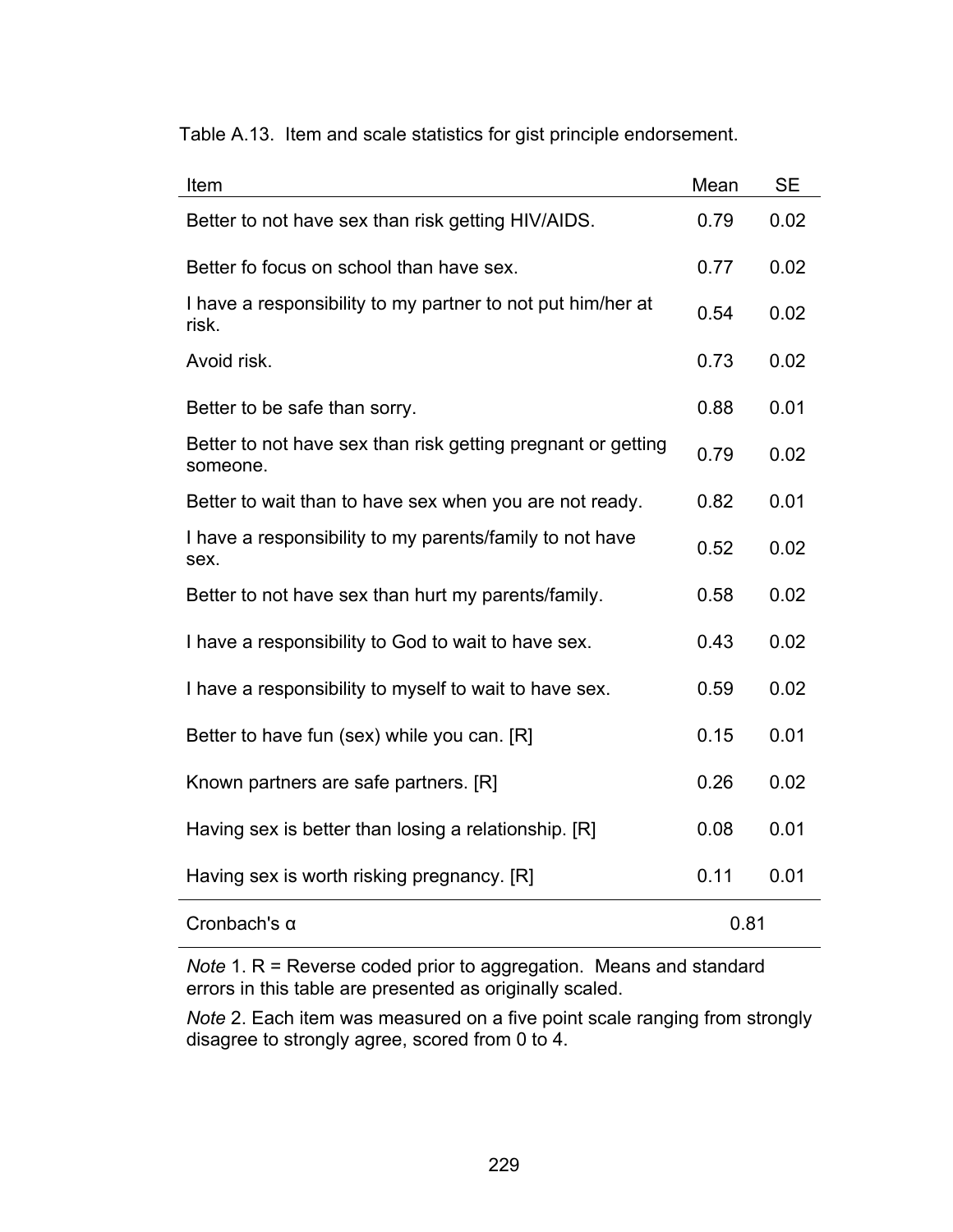Table A.13. Item and scale statistics for gist principle endorsement.

| Item | Mean | SE |
|---|---|---|
| Better to not have sex than risk getting HIV/AIDS. | 0.79 | 0.02 |
| Better fo focus on school than have sex. | 0.77 | 0.02 |
| I have a responsibility to my partner to not put him/her at risk. | 0.54 | 0.02 |
| Avoid risk. | 0.73 | 0.02 |
| Better to be safe than sorry. | 0.88 | 0.01 |
| Better to not have sex than risk getting pregnant or getting someone. | 0.79 | 0.02 |
| Better to wait than to have sex when you are not ready. | 0.82 | 0.01 |
| I have a responsibility to my parents/family to not have sex. | 0.52 | 0.02 |
| Better to not have sex than hurt my parents/family. | 0.58 | 0.02 |
| I have a responsibility to God to wait to have sex. | 0.43 | 0.02 |
| I have a responsibility to myself to wait to have sex. | 0.59 | 0.02 |
| Better to have fun (sex) while you can. [R] | 0.15 | 0.01 |
| Known partners are safe partners. [R] | 0.26 | 0.02 |
| Having sex is better than losing a relationship. [R] | 0.08 | 0.01 |
| Having sex is worth risking pregnancy. [R] | 0.11 | 0.01 |
| Cronbach's α | 0.81 | |

*Note* 1. R = Reverse coded prior to aggregation. Means and standard errors in this table are presented as originally scaled.

*Note* 2. Each item was measured on a five point scale ranging from strongly disagree to strongly agree, scored from 0 to 4.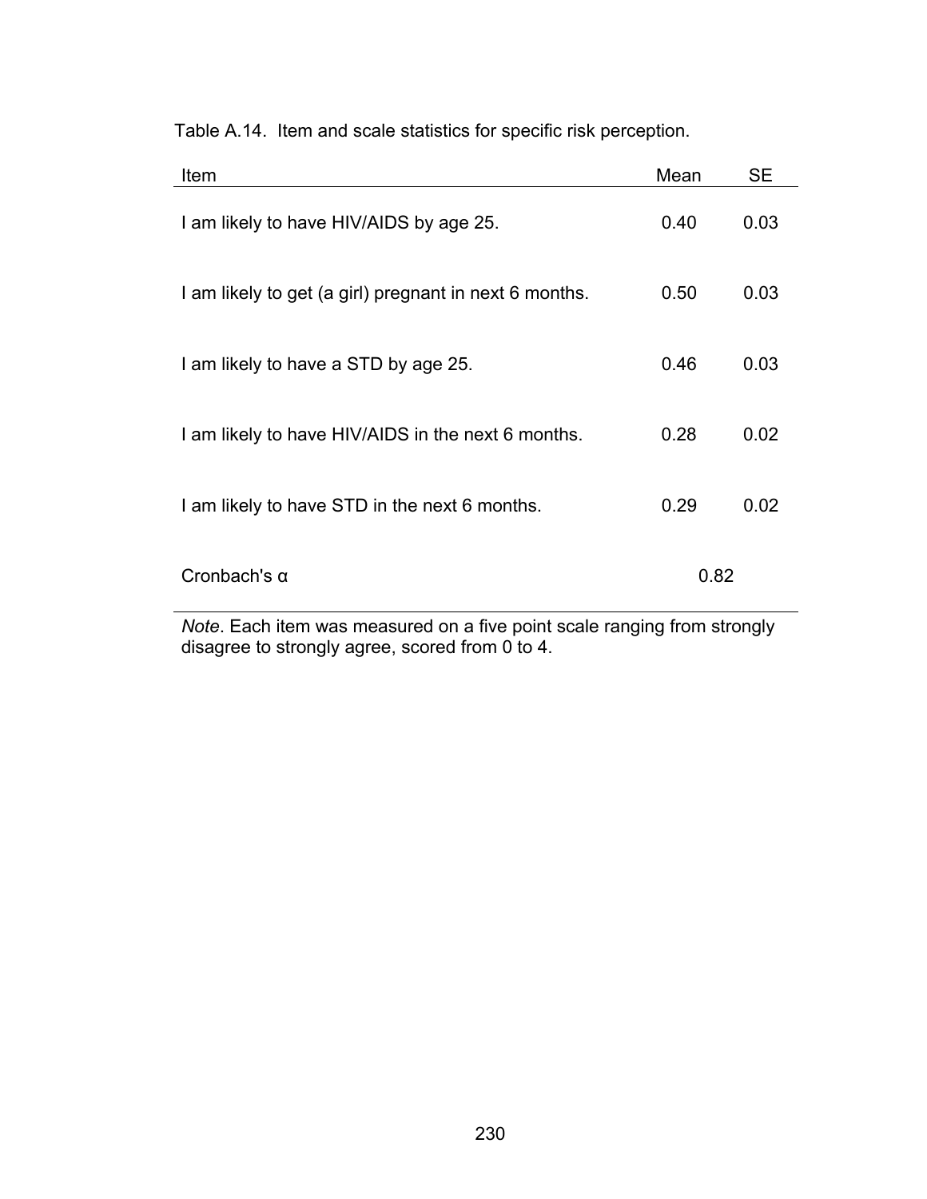Table A.14. Item and scale statistics for specific risk perception.

| Item | Mean | SE |
| --- | --- | --- |
| I am likely to have HIV/AIDS by age 25. | 0.40 | 0.03 |
| I am likely to get (a girl) pregnant in next 6 months. | 0.50 | 0.03 |
| I am likely to have a STD by age 25. | 0.46 | 0.03 |
| I am likely to have HIV/AIDS in the next 6 months. | 0.28 | 0.02 |
| I am likely to have STD in the next 6 months. | 0.29 | 0.02 |
| Cronbach's α | 0.82 | |

*Note*. Each item was measured on a five point scale ranging from strongly disagree to strongly agree, scored from 0 to 4.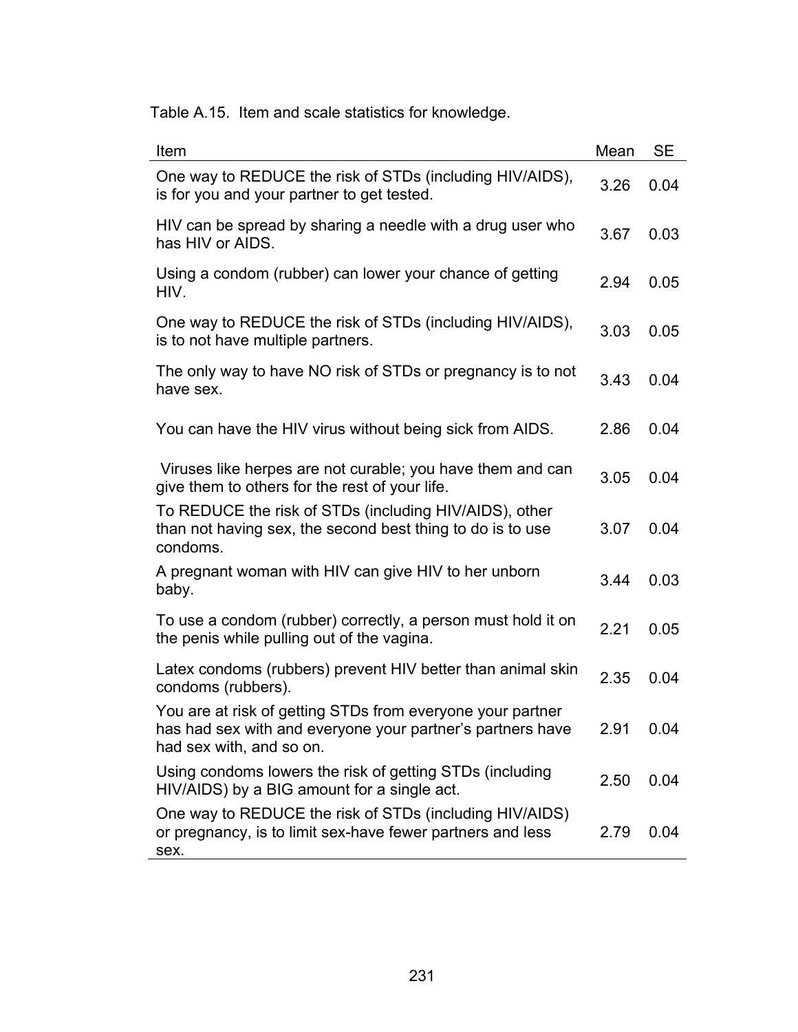Table A.15. Item and scale statistics for knowledge.

| Item | Mean | SE |
|---|---|---|
| One way to REDUCE the risk of STDs (including HIV/AIDS), is for you and your partner to get tested. | 3.26 | 0.04 |
| HIV can be spread by sharing a needle with a drug user who has HIV or AIDS. | 3.67 | 0.03 |
| Using a condom (rubber) can lower your chance of getting HIV. | 2.94 | 0.05 |
| One way to REDUCE the risk of STDs (including HIV/AIDS), is to not have multiple partners. | 3.03 | 0.05 |
| The only way to have NO risk of STDs or pregnancy is to not have sex. | 3.43 | 0.04 |
| You can have the HIV virus without being sick from AIDS. | 2.86 | 0.04 |
| Viruses like herpes are not curable; you have them and can give them to others for the rest of your life. | 3.05 | 0.04 |
| To REDUCE the risk of STDs (including HIV/AIDS), other than not having sex, the second best thing to do is to use condoms. | 3.07 | 0.04 |
| A pregnant woman with HIV can give HIV to her unborn baby. | 3.44 | 0.03 |
| To use a condom (rubber) correctly, a person must hold it on the penis while pulling out of the vagina. | 2.21 | 0.05 |
| Latex condoms (rubbers) prevent HIV better than animal skin condoms (rubbers). | 2.35 | 0.04 |
| You are at risk of getting STDs from everyone your partner has had sex with and everyone your partner's partners have had sex with, and so on. | 2.91 | 0.04 |
| Using condoms lowers the risk of getting STDs (including HIV/AIDS) by a BIG amount for a single act. | 2.50 | 0.04 |
| One way to REDUCE the risk of STDs (including HIV/AIDS) or pregnancy, is to limit sex-have fewer partners and less sex. | 2.79 | 0.04 |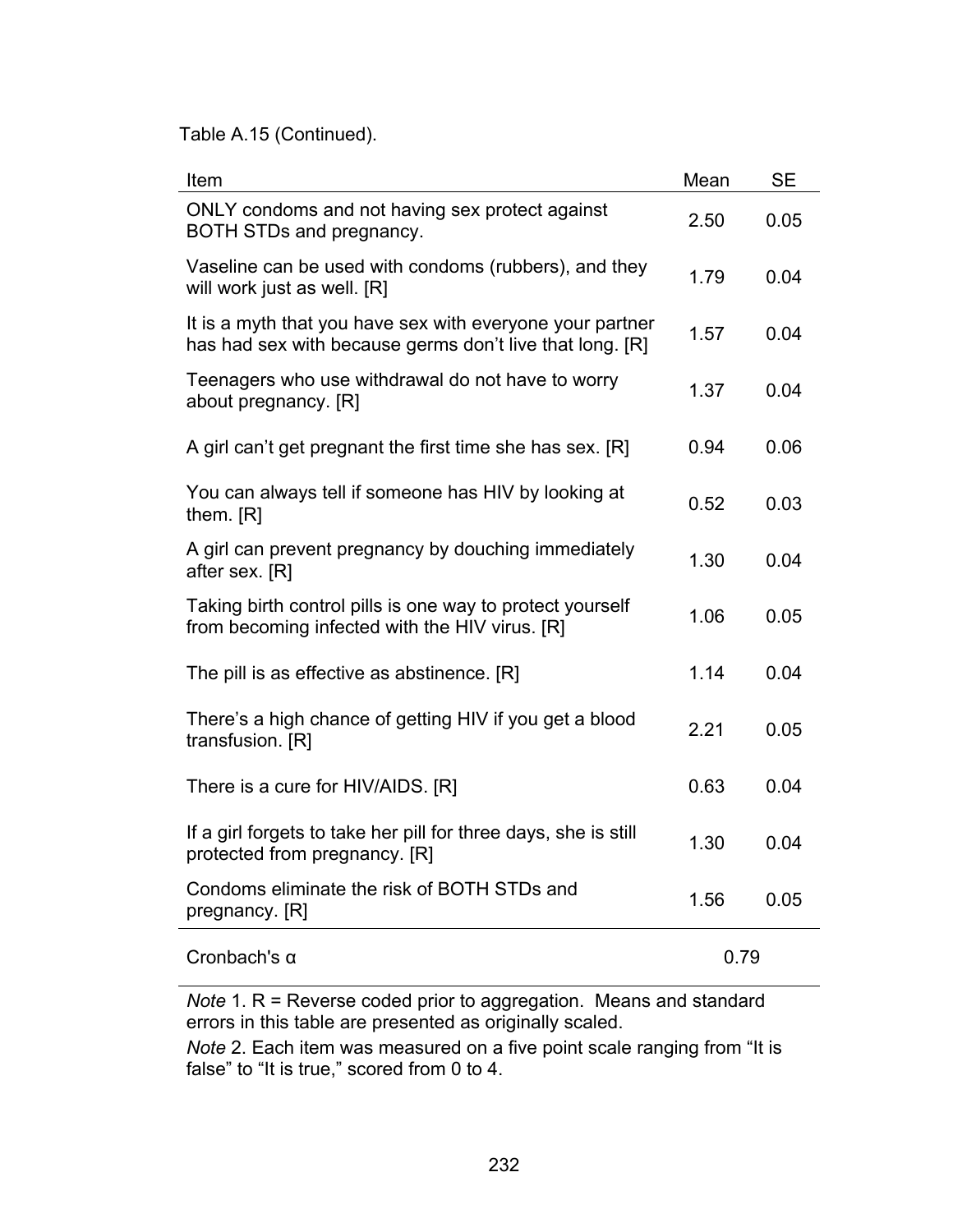Table A.15 (Continued).

| Item | Mean | SE |
|---|---|---|
| ONLY condoms and not having sex protect against BOTH STDs and pregnancy. | 2.50 | 0.05 |
| Vaseline can be used with condoms (rubbers), and they will work just as well. [R] | 1.79 | 0.04 |
| It is a myth that you have sex with everyone your partner has had sex with because germs don't live that long. [R] | 1.57 | 0.04 |
| Teenagers who use withdrawal do not have to worry about pregnancy. [R] | 1.37 | 0.04 |
| A girl can't get pregnant the first time she has sex. [R] | 0.94 | 0.06 |
| You can always tell if someone has HIV by looking at them. [R] | 0.52 | 0.03 |
| A girl can prevent pregnancy by douching immediately after sex. [R] | 1.30 | 0.04 |
| Taking birth control pills is one way to protect yourself from becoming infected with the HIV virus. [R] | 1.06 | 0.05 |
| The pill is as effective as abstinence. [R] | 1.14 | 0.04 |
| There's a high chance of getting HIV if you get a blood transfusion. [R] | 2.21 | 0.05 |
| There is a cure for HIV/AIDS. [R] | 0.63 | 0.04 |
| If a girl forgets to take her pill for three days, she is still protected from pregnancy. [R] | 1.30 | 0.04 |
| Condoms eliminate the risk of BOTH STDs and pregnancy. [R] | 1.56 | 0.05 |
| Cronbach's α | 0.79 | |

*Note* 1. R = Reverse coded prior to aggregation. Means and standard errors in this table are presented as originally scaled.

*Note* 2. Each item was measured on a five point scale ranging from "It is false" to "It is true," scored from 0 to 4.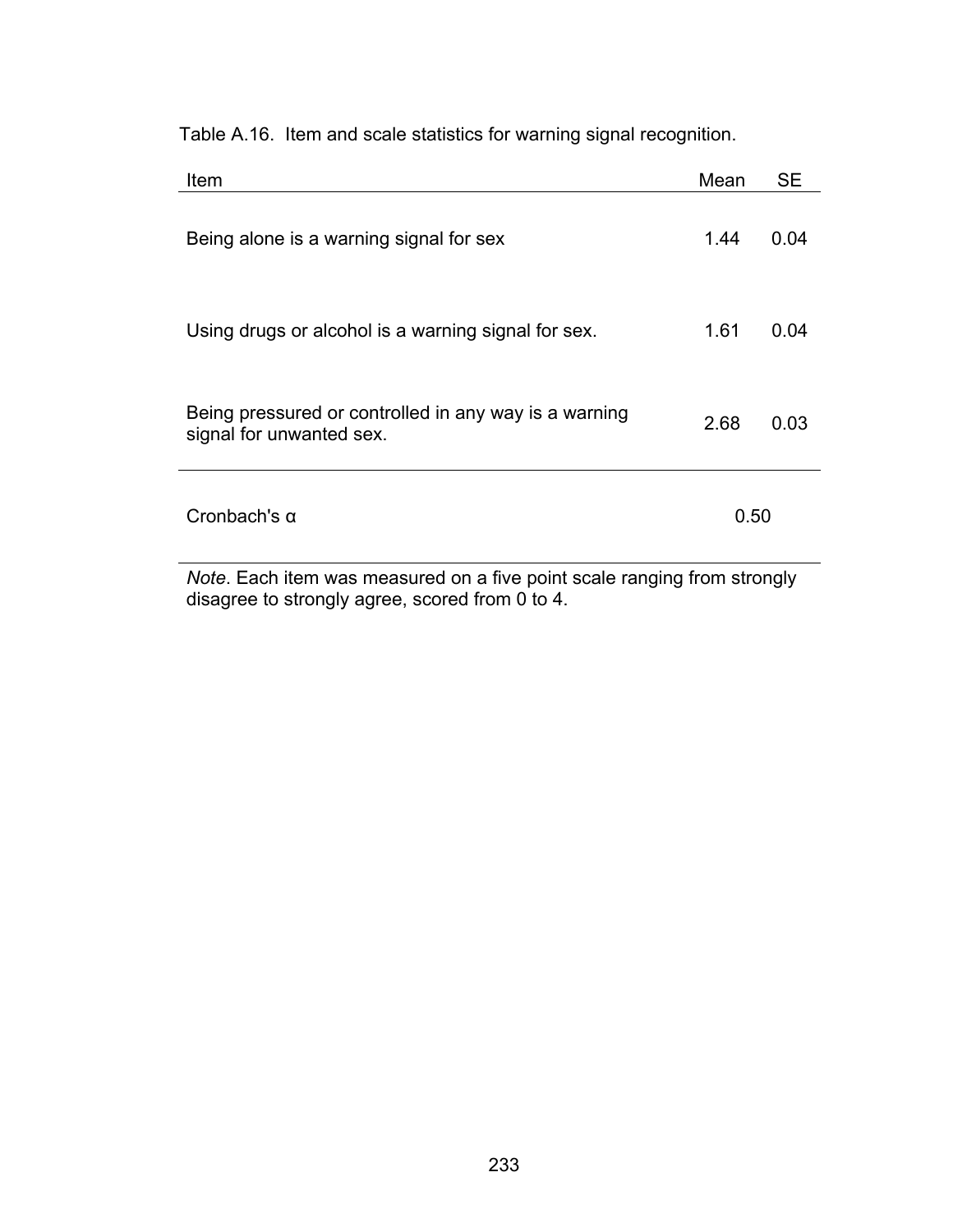Table A.16. Item and scale statistics for warning signal recognition.

| Item | Mean | SE |
|---|---|---|
| Being alone is a warning signal for sex | 1.44 | 0.04 |
| Using drugs or alcohol is a warning signal for sex. | 1.61 | 0.04 |
| Being pressured or controlled in any way is a warning signal for unwanted sex. | 2.68 | 0.03 |
| Cronbach's α | 0.50 | |

*Note*. Each item was measured on a five point scale ranging from strongly disagree to strongly agree, scored from 0 to 4.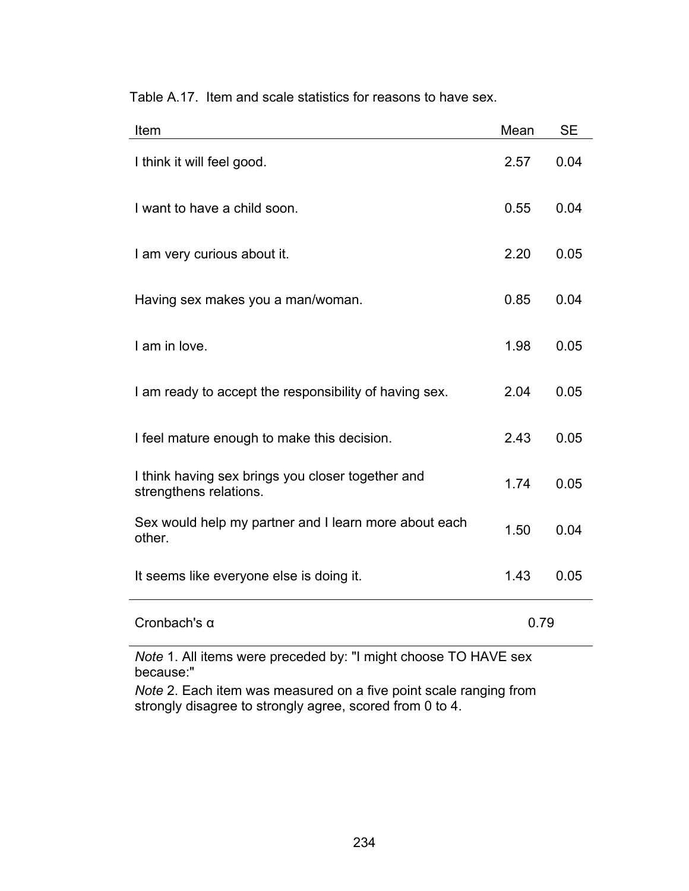Table A.17. Item and scale statistics for reasons to have sex.

| Item | Mean | SE |
|---|---|---|
| I think it will feel good. | 2.57 | 0.04 |
| I want to have a child soon. | 0.55 | 0.04 |
| I am very curious about it. | 2.20 | 0.05 |
| Having sex makes you a man/woman. | 0.85 | 0.04 |
| I am in love. | 1.98 | 0.05 |
| I am ready to accept the responsibility of having sex. | 2.04 | 0.05 |
| I feel mature enough to make this decision. | 2.43 | 0.05 |
| I think having sex brings you closer together and strengthens relations. | 1.74 | 0.05 |
| Sex would help my partner and I learn more about each other. | 1.50 | 0.04 |
| It seems like everyone else is doing it. | 1.43 | 0.05 |
| Cronbach's α | 0.79 | |

*Note* 1. All items were preceded by: "I might choose TO HAVE sex because:"

*Note* 2. Each item was measured on a five point scale ranging from strongly disagree to strongly agree, scored from 0 to 4.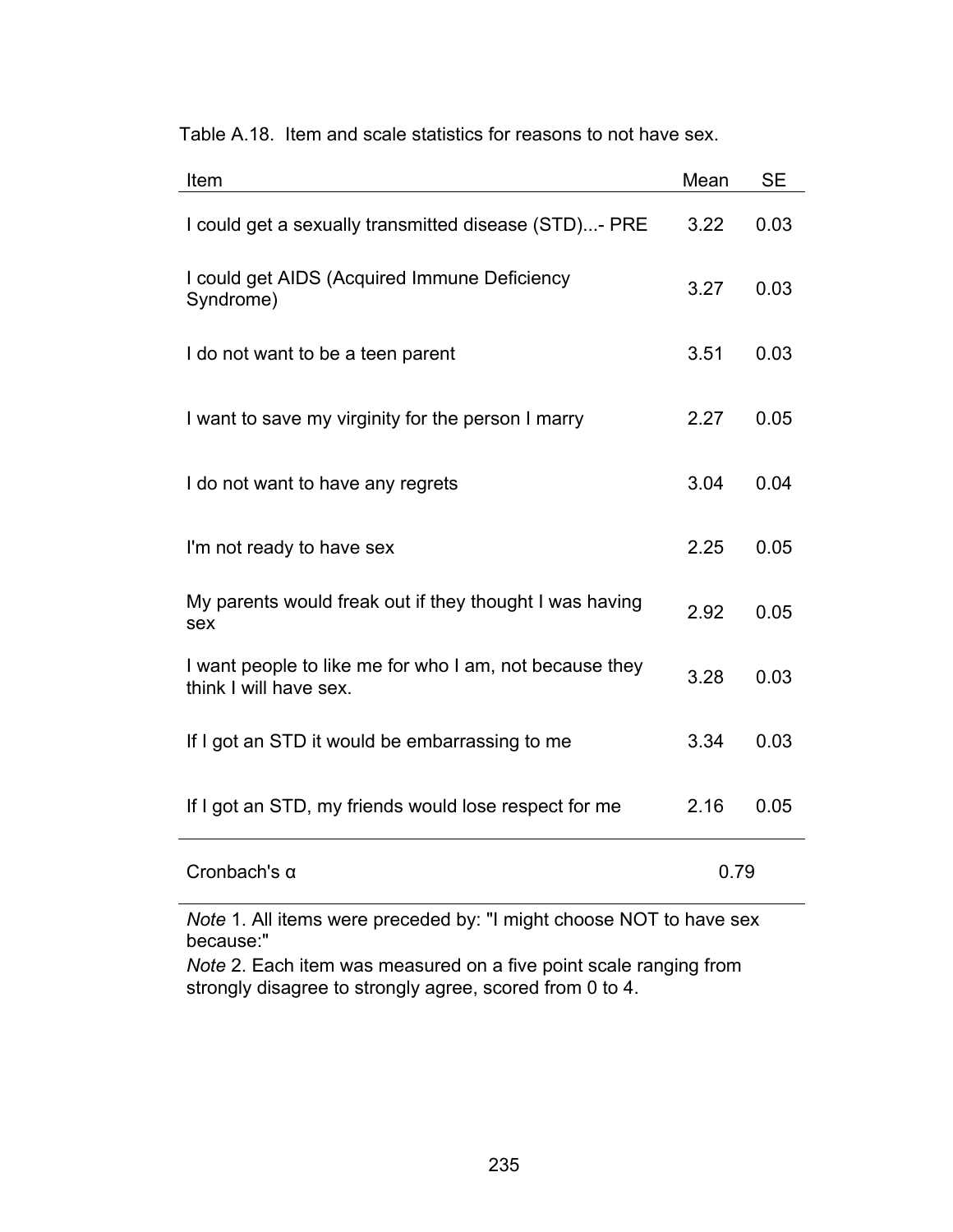Table A.18. Item and scale statistics for reasons to not have sex.

| Item | Mean | SE |
|---|---|---|
| I could get a sexually transmitted disease (STD)...- PRE | 3.22 | 0.03 |
| I could get AIDS (Acquired Immune Deficiency Syndrome) | 3.27 | 0.03 |
| I do not want to be a teen parent | 3.51 | 0.03 |
| I want to save my virginity for the person I marry | 2.27 | 0.05 |
| I do not want to have any regrets | 3.04 | 0.04 |
| I'm not ready to have sex | 2.25 | 0.05 |
| My parents would freak out if they thought I was having sex | 2.92 | 0.05 |
| I want people to like me for who I am, not because they think I will have sex. | 3.28 | 0.03 |
| If I got an STD it would be embarrassing to me | 3.34 | 0.03 |
| If I got an STD, my friends would lose respect for me | 2.16 | 0.05 |
| Cronbach's α | 0.79 | |

*Note* 1. All items were preceded by: "I might choose NOT to have sex because:"
*Note* 2. Each item was measured on a five point scale ranging from strongly disagree to strongly agree, scored from 0 to 4.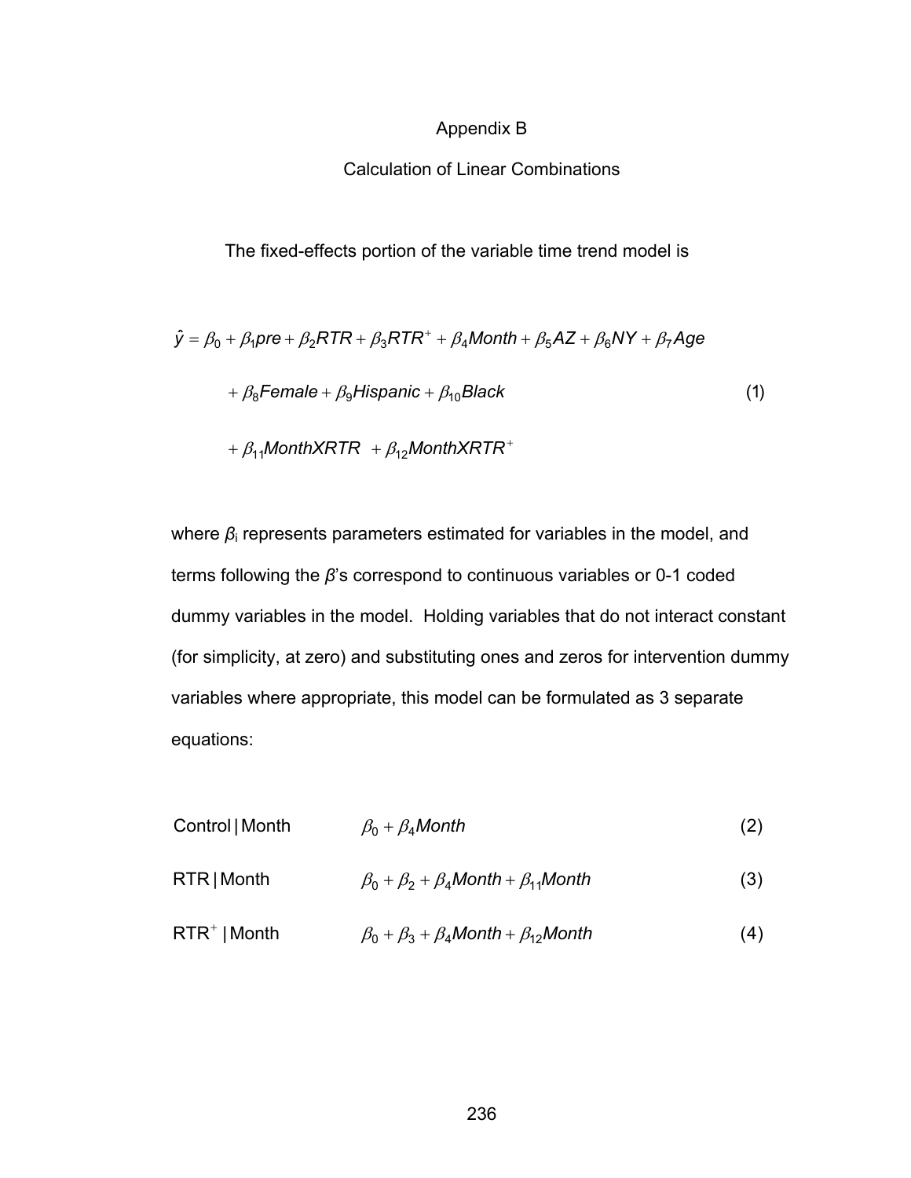# Appendix B

## Calculation of Linear Combinations

The fixed-effects portion of the variable time trend model is

$$\hat{y} = \beta_0 + \beta_1 pre + \beta_2 RTR + \beta_3 RTR^{+} + \beta_4 Month + \beta_5 AZ + \beta_6 NY + \beta_7 Age$$
$$+ \beta_8 Female + \beta_9 Hispanic + \beta_{10} Black \quad (1)$$
$$+ \beta_{11} MonthXRTR \; + \beta_{12} MonthXRTR^{+}$$

where $\beta_i$ represents parameters estimated for variables in the model, and terms following the $\beta$'s correspond to continuous variables or 0-1 coded dummy variables in the model. Holding variables that do not interact constant (for simplicity, at zero) and substituting ones and zeros for intervention dummy variables where appropriate, this model can be formulated as 3 separate equations:

| | | |
|---|---|---|
| Control \| Month | $\beta_0 + \beta_4 Month$ | (2) |
| RTR \| Month | $\beta_0 + \beta_2 + \beta_4 Month + \beta_{11} Month$ | (3) |
| $RTR^{+}$ \| Month | $\beta_0 + \beta_3 + \beta_4 Month + \beta_{12} Month$ | (4) |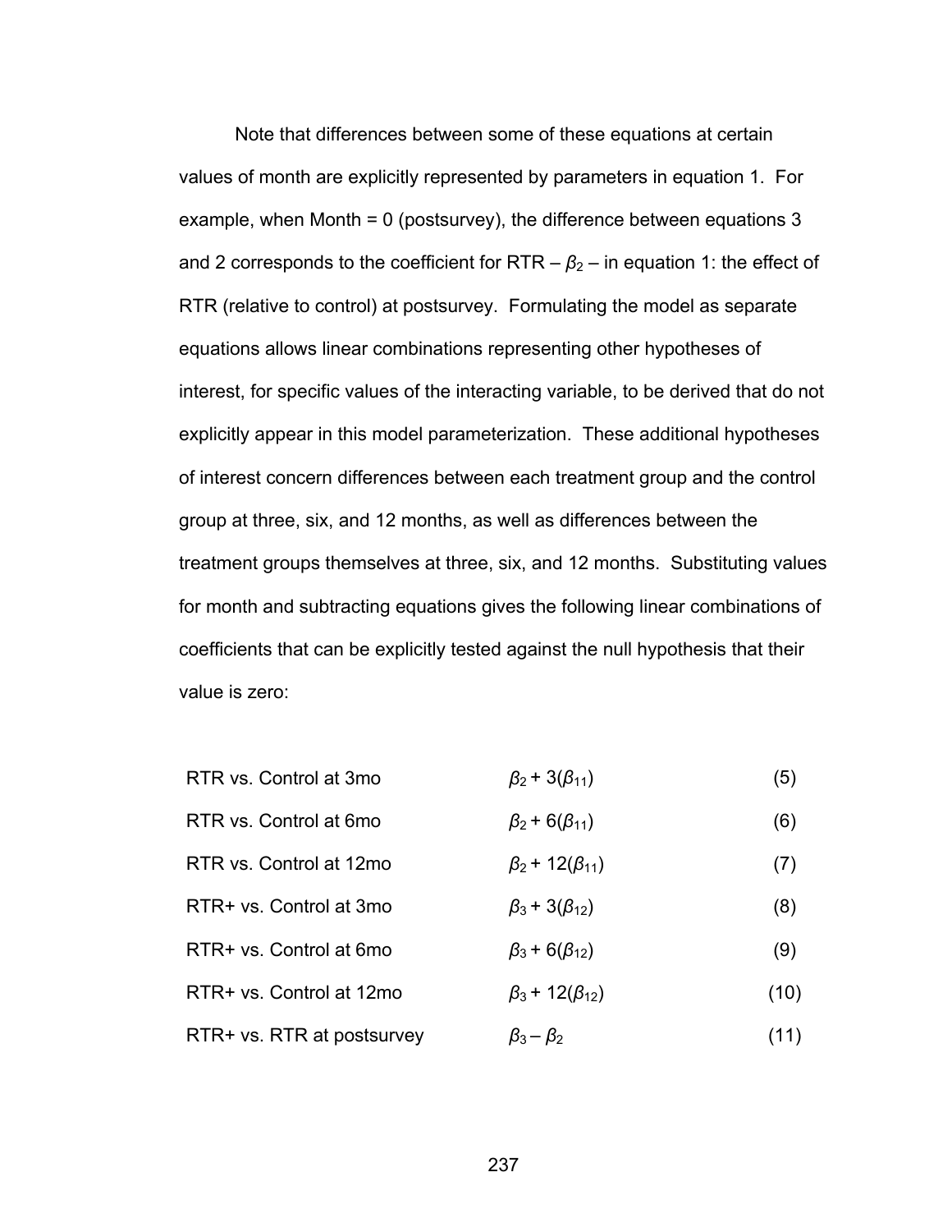Note that differences between some of these equations at certain values of month are explicitly represented by parameters in equation 1. For example, when Month = 0 (postsurvey), the difference between equations 3 and 2 corresponds to the coefficient for RTR – $\beta_2$ – in equation 1: the effect of RTR (relative to control) at postsurvey. Formulating the model as separate equations allows linear combinations representing other hypotheses of interest, for specific values of the interacting variable, to be derived that do not explicitly appear in this model parameterization. These additional hypotheses of interest concern differences between each treatment group and the control group at three, six, and 12 months, as well as differences between the treatment groups themselves at three, six, and 12 months. Substituting values for month and subtracting equations gives the following linear combinations of coefficients that can be explicitly tested against the null hypothesis that their value is zero:

| | | |
|---|---|---|
| RTR vs. Control at 3mo | $\beta_2 + 3(\beta_{11})$ | (5) |
| RTR vs. Control at 6mo | $\beta_2 + 6(\beta_{11})$ | (6) |
| RTR vs. Control at 12mo | $\beta_2 + 12(\beta_{11})$ | (7) |
| RTR+ vs. Control at 3mo | $\beta_3 + 3(\beta_{12})$ | (8) |
| RTR+ vs. Control at 6mo | $\beta_3 + 6(\beta_{12})$ | (9) |
| RTR+ vs. Control at 12mo | $\beta_3 + 12(\beta_{12})$ | (10) |
| RTR+ vs. RTR at postsurvey | $\beta_3 - \beta_2$ | (11) |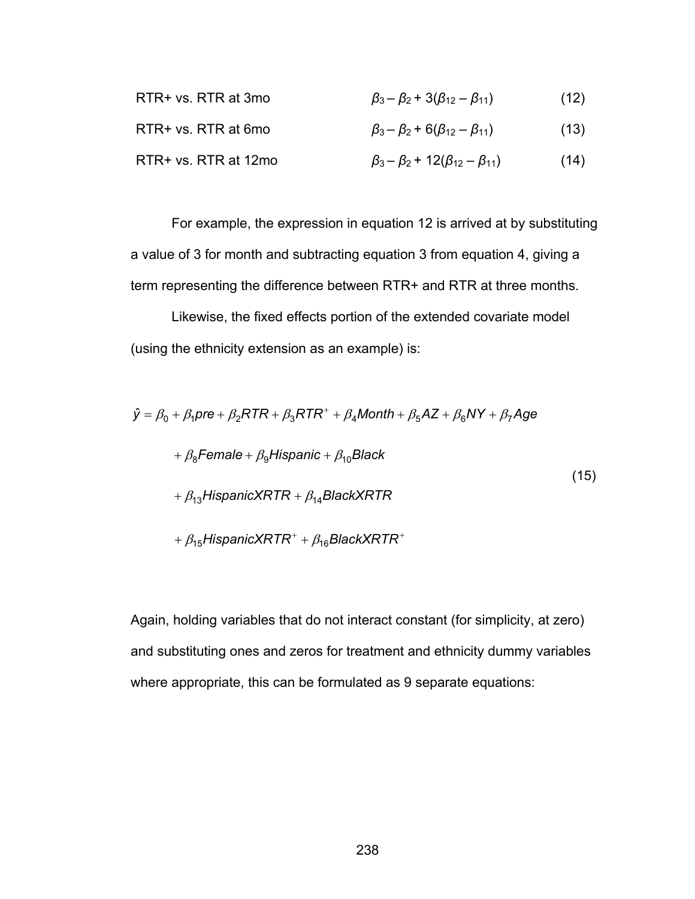| | | |
|---|---|---|
| RTR+ vs. RTR at 3mo | $\beta_3 - \beta_2 + 3(\beta_{12} - \beta_{11})$ | (12) |
| RTR+ vs. RTR at 6mo | $\beta_3 - \beta_2 + 6(\beta_{12} - \beta_{11})$ | (13) |
| RTR+ vs. RTR at 12mo | $\beta_3 - \beta_2 + 12(\beta_{12} - \beta_{11})$ | (14) |

For example, the expression in equation 12 is arrived at by substituting a value of 3 for month and subtracting equation 3 from equation 4, giving a term representing the difference between RTR+ and RTR at three months.

Likewise, the fixed effects portion of the extended covariate model (using the ethnicity extension as an example) is:

$$
\begin{aligned}
\hat{y} = {} & \beta_0 + \beta_1 pre + \beta_2 RTR + \beta_3 RTR^+ + \beta_4 Month + \beta_5 AZ + \beta_6 NY + \beta_7 Age \\
& + \beta_8 Female + \beta_9 Hispanic + \beta_{10} Black \\
& + \beta_{13} HispanicXRTR + \beta_{14} BlackXRTR \\
& + \beta_{15} HispanicXRTR^+ + \beta_{16} BlackXRTR^+
\end{aligned}
\tag{15}
$$

Again, holding variables that do not interact constant (for simplicity, at zero) and substituting ones and zeros for treatment and ethnicity dummy variables where appropriate, this can be formulated as 9 separate equations: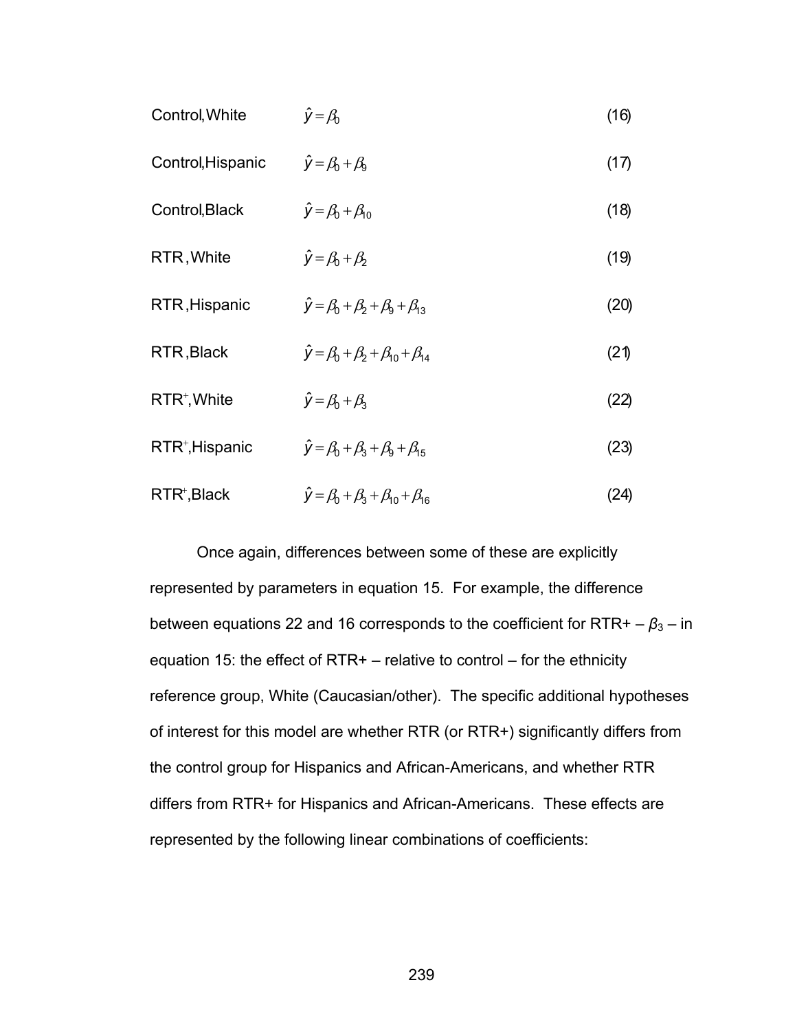Control, White $\qquad \hat{y} = \beta_0 \qquad (16)$

Control, Hispanic $\qquad \hat{y} = \beta_0 + \beta_9 \qquad (17)$

Control, Black $\qquad \hat{y} = \beta_0 + \beta_{10} \qquad (18)$

RTR, White $\qquad \hat{y} = \beta_0 + \beta_2 \qquad (19)$

RTR, Hispanic $\qquad \hat{y} = \beta_0 + \beta_2 + \beta_9 + \beta_{13} \qquad (20)$

RTR, Black $\qquad \hat{y} = \beta_0 + \beta_2 + \beta_{10} + \beta_{14} \qquad (21)$

RTR$^+$, White $\qquad \hat{y} = \beta_0 + \beta_3 \qquad (22)$

RTR$^+$, Hispanic $\qquad \hat{y} = \beta_0 + \beta_3 + \beta_9 + \beta_{15} \qquad (23)$

RTR$^+$, Black $\qquad \hat{y} = \beta_0 + \beta_3 + \beta_{10} + \beta_{16} \qquad (24)$

Once again, differences between some of these are explicitly represented by parameters in equation 15. For example, the difference between equations 22 and 16 corresponds to the coefficient for RTR+ – $\beta_3$ – in equation 15: the effect of RTR+ – relative to control – for the ethnicity reference group, White (Caucasian/other). The specific additional hypotheses of interest for this model are whether RTR (or RTR+) significantly differs from the control group for Hispanics and African-Americans, and whether RTR differs from RTR+ for Hispanics and African-Americans. These effects are represented by the following linear combinations of coefficients: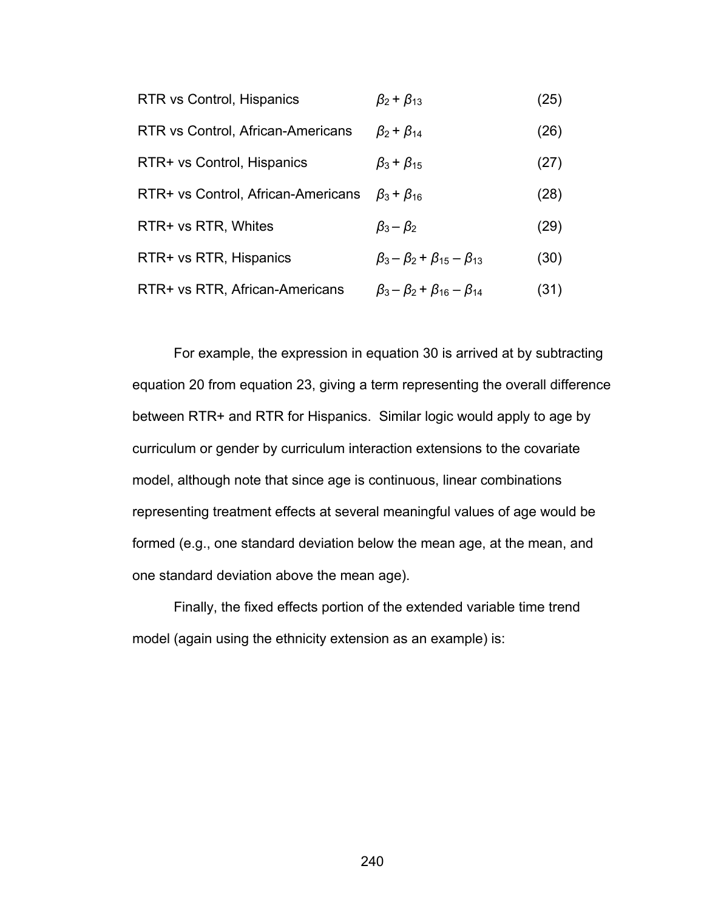| | | |
|---|---|---|
| RTR vs Control, Hispanics | $\beta_2 + \beta_{13}$ | (25) |
| RTR vs Control, African-Americans | $\beta_2 + \beta_{14}$ | (26) |
| RTR+ vs Control, Hispanics | $\beta_3 + \beta_{15}$ | (27) |
| RTR+ vs Control, African-Americans | $\beta_3 + \beta_{16}$ | (28) |
| RTR+ vs RTR, Whites | $\beta_3 - \beta_2$ | (29) |
| RTR+ vs RTR, Hispanics | $\beta_3 - \beta_2 + \beta_{15} - \beta_{13}$ | (30) |
| RTR+ vs RTR, African-Americans | $\beta_3 - \beta_2 + \beta_{16} - \beta_{14}$ | (31) |

For example, the expression in equation 30 is arrived at by subtracting equation 20 from equation 23, giving a term representing the overall difference between RTR+ and RTR for Hispanics. Similar logic would apply to age by curriculum or gender by curriculum interaction extensions to the covariate model, although note that since age is continuous, linear combinations representing treatment effects at several meaningful values of age would be formed (e.g., one standard deviation below the mean age, at the mean, and one standard deviation above the mean age).

Finally, the fixed effects portion of the extended variable time trend model (again using the ethnicity extension as an example) is: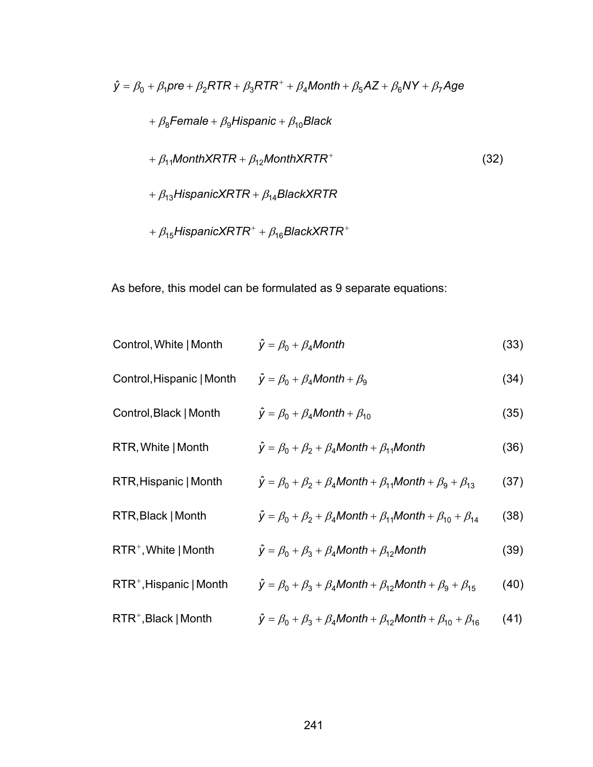$$
\begin{aligned}
\hat{y} = \beta_0 + \beta_1 pre + \beta_2 RTR + \beta_3 RTR^{+} + \beta_4 Month + \beta_5 AZ + \beta_6 NY + \beta_7 Age \\
+ \beta_8 Female + \beta_9 Hispanic + \beta_{10} Black \\
+ \beta_{11} MonthXRTR + \beta_{12} MonthXRTR^{+} \\
+ \beta_{13} HispanicXRTR + \beta_{14} BlackXRTR \\
+ \beta_{15} HispanicXRTR^{+} + \beta_{16} BlackXRTR^{+}
\end{aligned}
\tag{32}
$$

As before, this model can be formulated as 9 separate equations:

Control, White | Month $\quad \hat{y} = \beta_0 + \beta_4 Month$ (33)

Control, Hispanic | Month $\quad \hat{y} = \beta_0 + \beta_4 Month + \beta_9$ (34)

Control, Black | Month $\quad \hat{y} = \beta_0 + \beta_4 Month + \beta_{10}$ (35)

RTR, White | Month $\quad \hat{y} = \beta_0 + \beta_2 + \beta_4 Month + \beta_{11} Month$ (36)

RTR, Hispanic | Month $\quad \hat{y} = \beta_0 + \beta_2 + \beta_4 Month + \beta_{11} Month + \beta_9 + \beta_{13}$ (37)

RTR, Black | Month $\quad \hat{y} = \beta_0 + \beta_2 + \beta_4 Month + \beta_{11} Month + \beta_{10} + \beta_{14}$ (38)

RTR$^{+}$, White | Month $\quad \hat{y} = \beta_0 + \beta_3 + \beta_4 Month + \beta_{12} Month$ (39)

RTR$^{+}$, Hispanic | Month $\quad \hat{y} = \beta_0 + \beta_3 + \beta_4 Month + \beta_{12} Month + \beta_9 + \beta_{15}$ (40)

RTR$^{+}$, Black | Month $\quad \hat{y} = \beta_0 + \beta_3 + \beta_4 Month + \beta_{12} Month + \beta_{10} + \beta_{16}$ (41)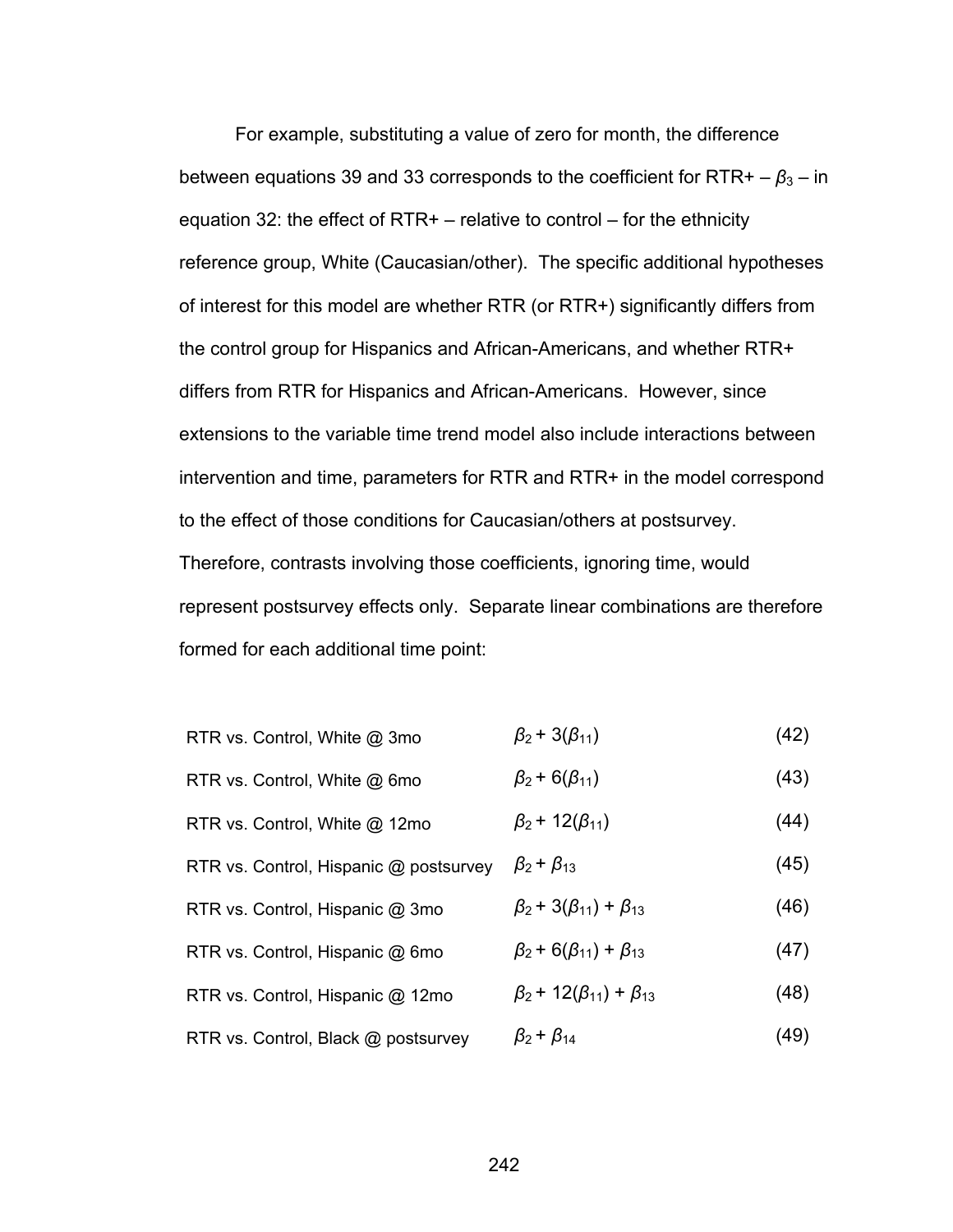For example, substituting a value of zero for month, the difference between equations 39 and 33 corresponds to the coefficient for RTR+ – $\beta_3$ – in equation 32: the effect of RTR+ – relative to control – for the ethnicity reference group, White (Caucasian/other). The specific additional hypotheses of interest for this model are whether RTR (or RTR+) significantly differs from the control group for Hispanics and African-Americans, and whether RTR+ differs from RTR for Hispanics and African-Americans. However, since extensions to the variable time trend model also include interactions between intervention and time, parameters for RTR and RTR+ in the model correspond to the effect of those conditions for Caucasian/others at postsurvey. Therefore, contrasts involving those coefficients, ignoring time, would represent postsurvey effects only. Separate linear combinations are therefore formed for each additional time point:

| | | |
|---|---|---|
| RTR vs. Control, White @ 3mo | $\beta_2 + 3(\beta_{11})$ | (42) |
| RTR vs. Control, White @ 6mo | $\beta_2 + 6(\beta_{11})$ | (43) |
| RTR vs. Control, White @ 12mo | $\beta_2 + 12(\beta_{11})$ | (44) |
| RTR vs. Control, Hispanic @ postsurvey | $\beta_2 + \beta_{13}$ | (45) |
| RTR vs. Control, Hispanic @ 3mo | $\beta_2 + 3(\beta_{11}) + \beta_{13}$ | (46) |
| RTR vs. Control, Hispanic @ 6mo | $\beta_2 + 6(\beta_{11}) + \beta_{13}$ | (47) |
| RTR vs. Control, Hispanic @ 12mo | $\beta_2 + 12(\beta_{11}) + \beta_{13}$ | (48) |
| RTR vs. Control, Black @ postsurvey | $\beta_2 + \beta_{14}$ | (49) |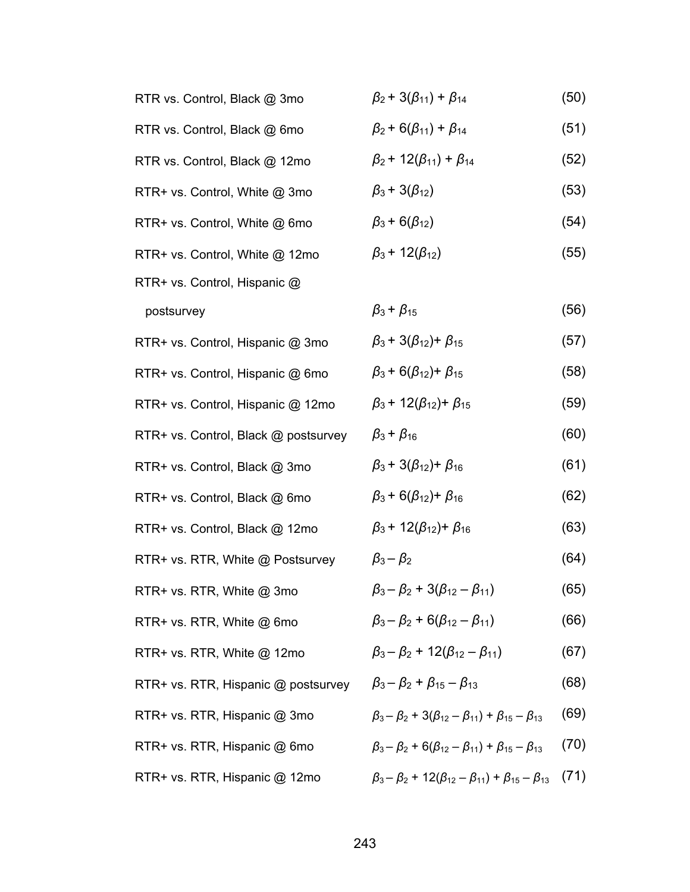| | | |
|---|---|---|
| RTR vs. Control, Black @ 3mo | $\beta_2 + 3(\beta_{11}) + \beta_{14}$ | (50) |
| RTR vs. Control, Black @ 6mo | $\beta_2 + 6(\beta_{11}) + \beta_{14}$ | (51) |
| RTR vs. Control, Black @ 12mo | $\beta_2 + 12(\beta_{11}) + \beta_{14}$ | (52) |
| RTR+ vs. Control, White @ 3mo | $\beta_3 + 3(\beta_{12})$ | (53) |
| RTR+ vs. Control, White @ 6mo | $\beta_3 + 6(\beta_{12})$ | (54) |
| RTR+ vs. Control, White @ 12mo | $\beta_3 + 12(\beta_{12})$ | (55) |
| RTR+ vs. Control, Hispanic @ postsurvey | $\beta_3 + \beta_{15}$ | (56) |
| RTR+ vs. Control, Hispanic @ 3mo | $\beta_3 + 3(\beta_{12}) + \beta_{15}$ | (57) |
| RTR+ vs. Control, Hispanic @ 6mo | $\beta_3 + 6(\beta_{12}) + \beta_{15}$ | (58) |
| RTR+ vs. Control, Hispanic @ 12mo | $\beta_3 + 12(\beta_{12}) + \beta_{15}$ | (59) |
| RTR+ vs. Control, Black @ postsurvey | $\beta_3 + \beta_{16}$ | (60) |
| RTR+ vs. Control, Black @ 3mo | $\beta_3 + 3(\beta_{12}) + \beta_{16}$ | (61) |
| RTR+ vs. Control, Black @ 6mo | $\beta_3 + 6(\beta_{12}) + \beta_{16}$ | (62) |
| RTR+ vs. Control, Black @ 12mo | $\beta_3 + 12(\beta_{12}) + \beta_{16}$ | (63) |
| RTR+ vs. RTR, White @ Postsurvey | $\beta_3 - \beta_2$ | (64) |
| RTR+ vs. RTR, White @ 3mo | $\beta_3 - \beta_2 + 3(\beta_{12} - \beta_{11})$ | (65) |
| RTR+ vs. RTR, White @ 6mo | $\beta_3 - \beta_2 + 6(\beta_{12} - \beta_{11})$ | (66) |
| RTR+ vs. RTR, White @ 12mo | $\beta_3 - \beta_2 + 12(\beta_{12} - \beta_{11})$ | (67) |
| RTR+ vs. RTR, Hispanic @ postsurvey | $\beta_3 - \beta_2 + \beta_{15} - \beta_{13}$ | (68) |
| RTR+ vs. RTR, Hispanic @ 3mo | $\beta_3 - \beta_2 + 3(\beta_{12} - \beta_{11}) + \beta_{15} - \beta_{13}$ | (69) |
| RTR+ vs. RTR, Hispanic @ 6mo | $\beta_3 - \beta_2 + 6(\beta_{12} - \beta_{11}) + \beta_{15} - \beta_{13}$ | (70) |
| RTR+ vs. RTR, Hispanic @ 12mo | $\beta_3 - \beta_2 + 12(\beta_{12} - \beta_{11}) + \beta_{15} - \beta_{13}$ | (71) |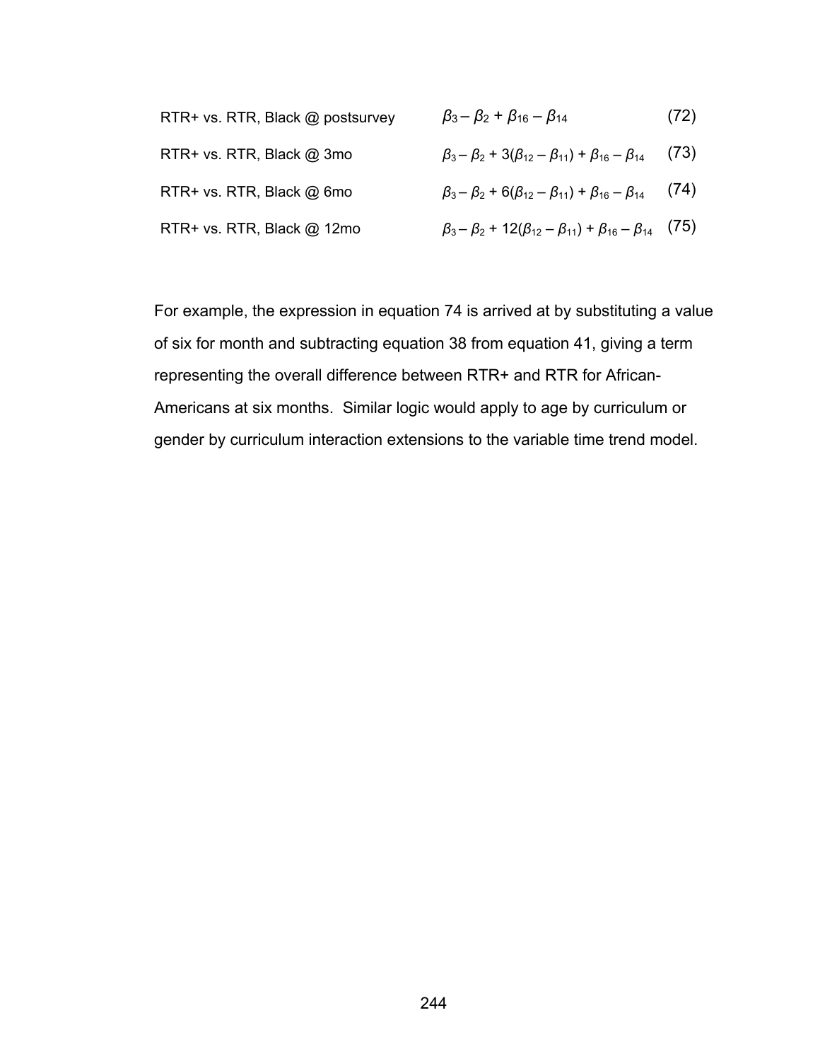RTR+ vs. RTR, Black @ postsurvey $\beta_3 - \beta_2 + \beta_{16} - \beta_{14}$ (72)

RTR+ vs. RTR, Black @ 3mo $\beta_3 - \beta_2 + 3(\beta_{12} - \beta_{11}) + \beta_{16} - \beta_{14}$ (73)

RTR+ vs. RTR, Black @ 6mo $\beta_3 - \beta_2 + 6(\beta_{12} - \beta_{11}) + \beta_{16} - \beta_{14}$ (74)

RTR+ vs. RTR, Black @ 12mo $\beta_3 - \beta_2 + 12(\beta_{12} - \beta_{11}) + \beta_{16} - \beta_{14}$ (75)

For example, the expression in equation 74 is arrived at by substituting a value of six for month and subtracting equation 38 from equation 41, giving a term representing the overall difference between RTR+ and RTR for African-Americans at six months. Similar logic would apply to age by curriculum or gender by curriculum interaction extensions to the variable time trend model.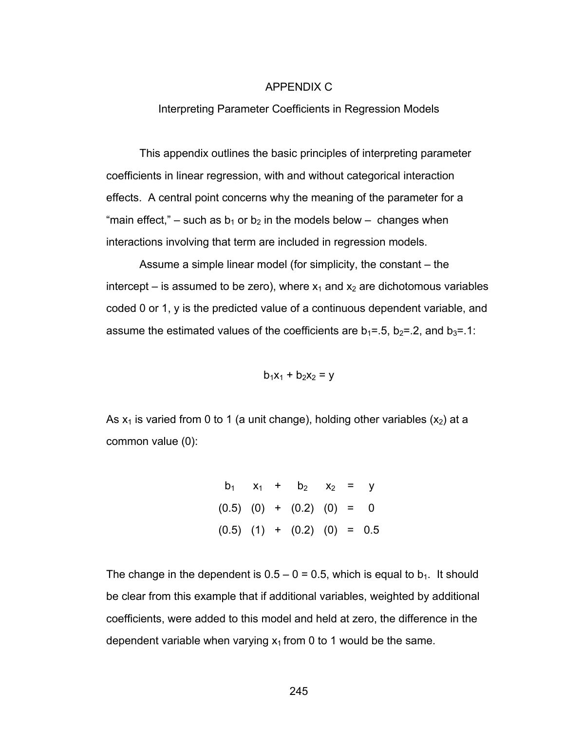# APPENDIX C

## Interpreting Parameter Coefficients in Regression Models

This appendix outlines the basic principles of interpreting parameter coefficients in linear regression, with and without categorical interaction effects. A central point concerns why the meaning of the parameter for a "main effect," – such as $b_1$ or $b_2$ in the models below – changes when interactions involving that term are included in regression models.

Assume a simple linear model (for simplicity, the constant – the intercept – is assumed to be zero), where $x_1$ and $x_2$ are dichotomous variables coded 0 or 1, y is the predicted value of a continuous dependent variable, and assume the estimated values of the coefficients are $b_1$=.5, $b_2$=.2, and $b_3$=.1:

$$b_1x_1 + b_2x_2 = y$$

As $x_1$ is varied from 0 to 1 (a unit change), holding other variables ($x_2$) at a common value (0):

| $b_1$ | $x_1$ | + | $b_2$ | $x_2$ | = | y |
|---|---|---|---|---|---|---|
| (0.5) | (0) | + | (0.2) | (0) | = | 0 |
| (0.5) | (1) | + | (0.2) | (0) | = | 0.5 |

The change in the dependent is 0.5 – 0 = 0.5, which is equal to $b_1$. It should be clear from this example that if additional variables, weighted by additional coefficients, were added to this model and held at zero, the difference in the dependent variable when varying $x_1$ from 0 to 1 would be the same.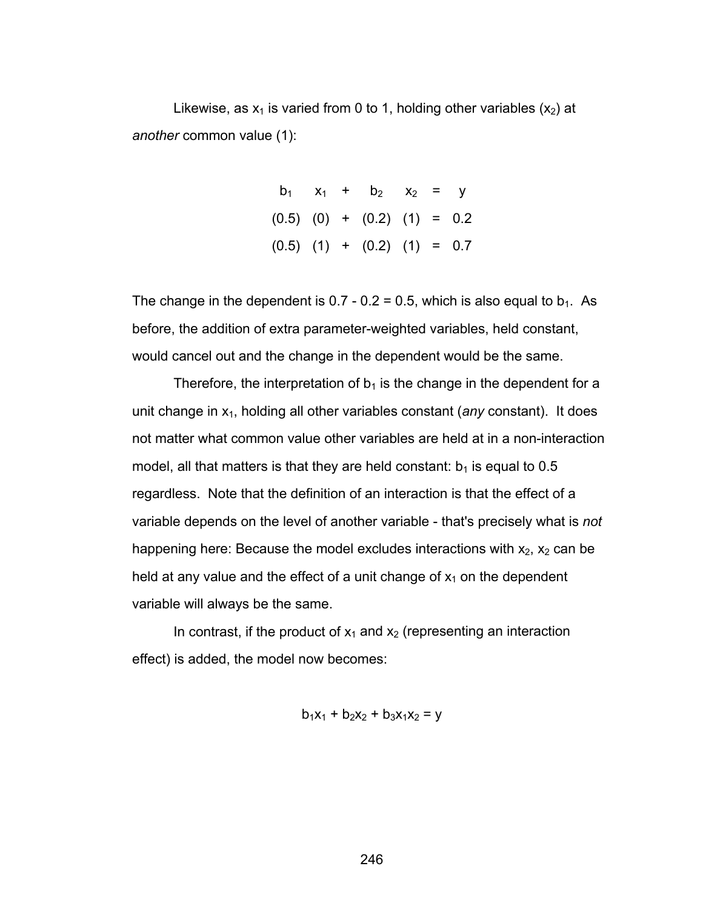Likewise, as $x_1$ is varied from 0 to 1, holding other variables ($x_2$) at *another* common value (1):

| $b_1$ | $x_1$ | + | $b_2$ | $x_2$ | = | $y$ |
|---|---|---|---|---|---|---|
| (0.5) | (0) | + | (0.2) | (1) | = | 0.2 |
| (0.5) | (1) | + | (0.2) | (1) | = | 0.7 |

The change in the dependent is 0.7 - 0.2 = 0.5, which is also equal to $b_1$. As before, the addition of extra parameter-weighted variables, held constant, would cancel out and the change in the dependent would be the same.

Therefore, the interpretation of $b_1$ is the change in the dependent for a unit change in $x_1$, holding all other variables constant (*any* constant). It does not matter what common value other variables are held at in a non-interaction model, all that matters is that they are held constant: $b_1$ is equal to 0.5 regardless. Note that the definition of an interaction is that the effect of a variable depends on the level of another variable - that's precisely what is *not* happening here: Because the model excludes interactions with $x_2$, $x_2$ can be held at any value and the effect of a unit change of $x_1$ on the dependent variable will always be the same.

In contrast, if the product of $x_1$ and $x_2$ (representing an interaction effect) is added, the model now becomes:

$$b_1x_1 + b_2x_2 + b_3x_1x_2 = y$$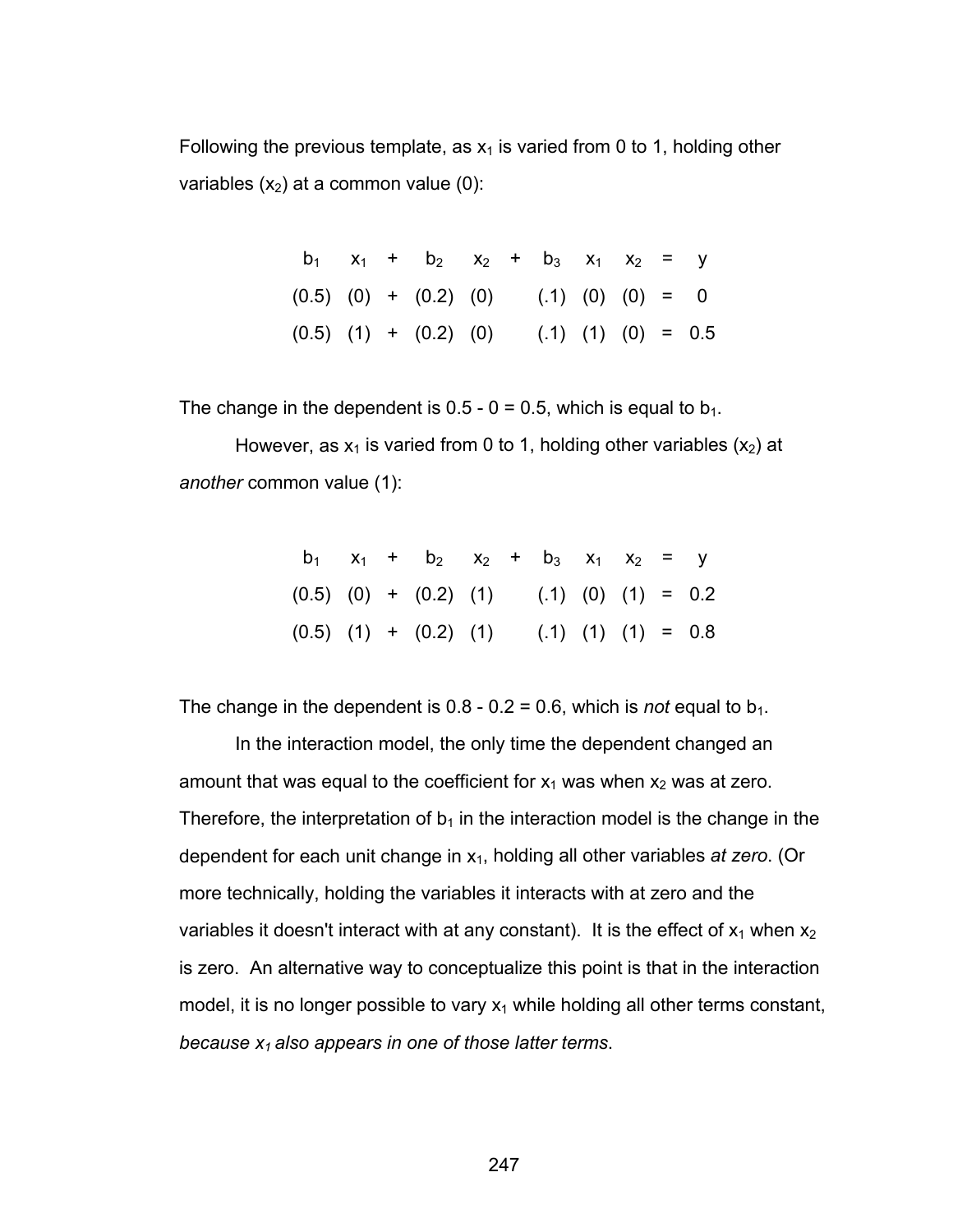Following the previous template, as $x_1$ is varied from 0 to 1, holding other variables ($x_2$) at a common value (0):

| $b_1$ | $x_1$ | + | $b_2$ | $x_2$ | + | $b_3$ | $x_1$ | $x_2$ | = | y |
|---|---|---|---|---|---|---|---|---|---|---|
| (0.5) | (0) | + | (0.2) | (0) | | (.1) | (0) | (0) | = | 0 |
| (0.5) | (1) | + | (0.2) | (0) | | (.1) | (1) | (0) | = | 0.5 |

The change in the dependent is 0.5 - 0 = 0.5, which is equal to $b_1$.

However, as $x_1$ is varied from 0 to 1, holding other variables ($x_2$) at *another* common value (1):

| $b_1$ | $x_1$ | + | $b_2$ | $x_2$ | + | $b_3$ | $x_1$ | $x_2$ | = | y |
|---|---|---|---|---|---|---|---|---|---|---|
| (0.5) | (0) | + | (0.2) | (1) | | (.1) | (0) | (1) | = | 0.2 |
| (0.5) | (1) | + | (0.2) | (1) | | (.1) | (1) | (1) | = | 0.8 |

The change in the dependent is 0.8 - 0.2 = 0.6, which is *not* equal to $b_1$.

In the interaction model, the only time the dependent changed an amount that was equal to the coefficient for $x_1$ was when $x_2$ was at zero. Therefore, the interpretation of $b_1$ in the interaction model is the change in the dependent for each unit change in $x_1$, holding all other variables *at zero*. (Or more technically, holding the variables it interacts with at zero and the variables it doesn't interact with at any constant). It is the effect of $x_1$ when $x_2$ is zero. An alternative way to conceptualize this point is that in the interaction model, it is no longer possible to vary $x_1$ while holding all other terms constant, *because $x_1$ also appears in one of those latter terms*.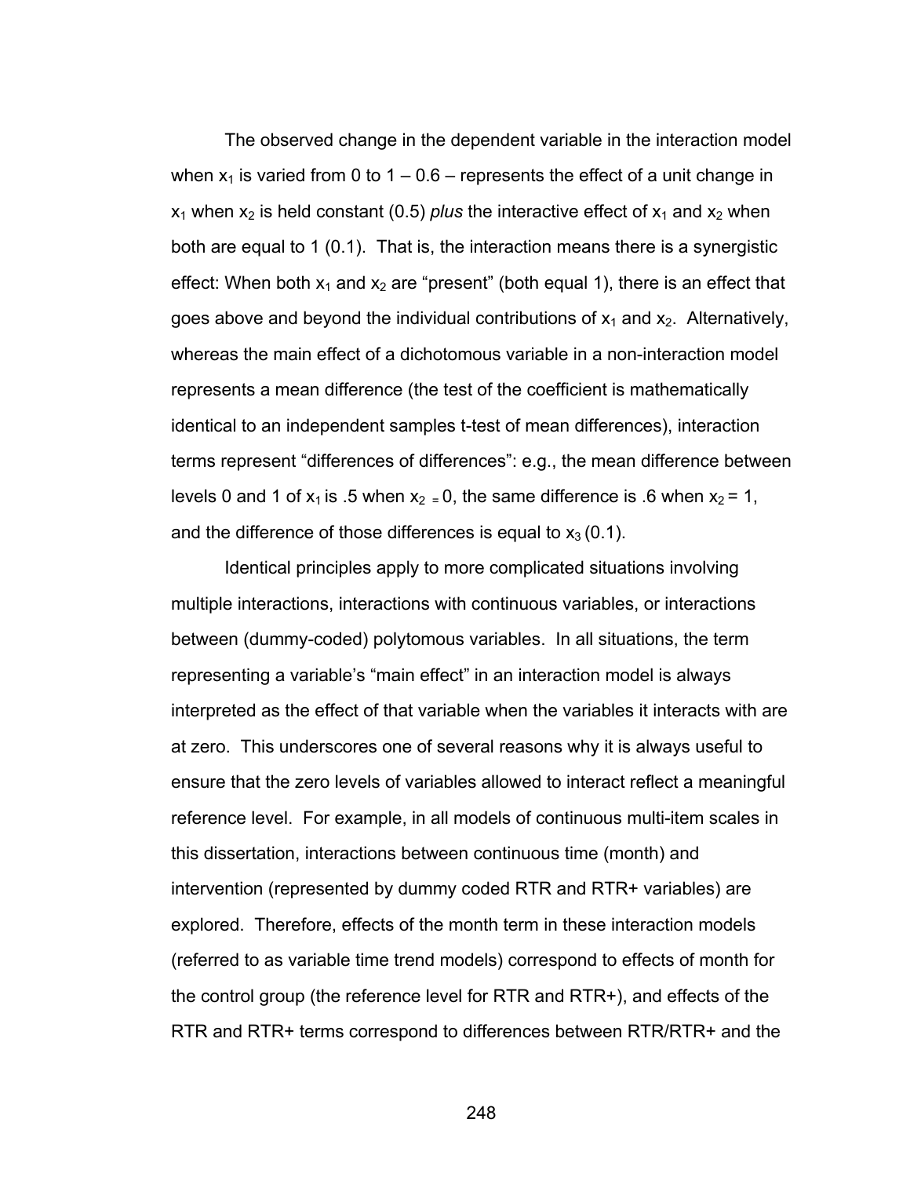The observed change in the dependent variable in the interaction model when $x_1$ is varied from 0 to 1 – 0.6 – represents the effect of a unit change in $x_1$ when $x_2$ is held constant (0.5) *plus* the interactive effect of $x_1$ and $x_2$ when both are equal to 1 (0.1). That is, the interaction means there is a synergistic effect: When both $x_1$ and $x_2$ are "present" (both equal 1), there is an effect that goes above and beyond the individual contributions of $x_1$ and $x_2$. Alternatively, whereas the main effect of a dichotomous variable in a non-interaction model represents a mean difference (the test of the coefficient is mathematically identical to an independent samples t-test of mean differences), interaction terms represent "differences of differences": e.g., the mean difference between levels 0 and 1 of $x_1$ is .5 when $x_2 = 0$, the same difference is .6 when $x_2 = 1$, and the difference of those differences is equal to $x_3$ (0.1).

Identical principles apply to more complicated situations involving multiple interactions, interactions with continuous variables, or interactions between (dummy-coded) polytomous variables. In all situations, the term representing a variable's "main effect" in an interaction model is always interpreted as the effect of that variable when the variables it interacts with are at zero. This underscores one of several reasons why it is always useful to ensure that the zero levels of variables allowed to interact reflect a meaningful reference level. For example, in all models of continuous multi-item scales in this dissertation, interactions between continuous time (month) and intervention (represented by dummy coded RTR and RTR+ variables) are explored. Therefore, effects of the month term in these interaction models (referred to as variable time trend models) correspond to effects of month for the control group (the reference level for RTR and RTR+), and effects of the RTR and RTR+ terms correspond to differences between RTR/RTR+ and the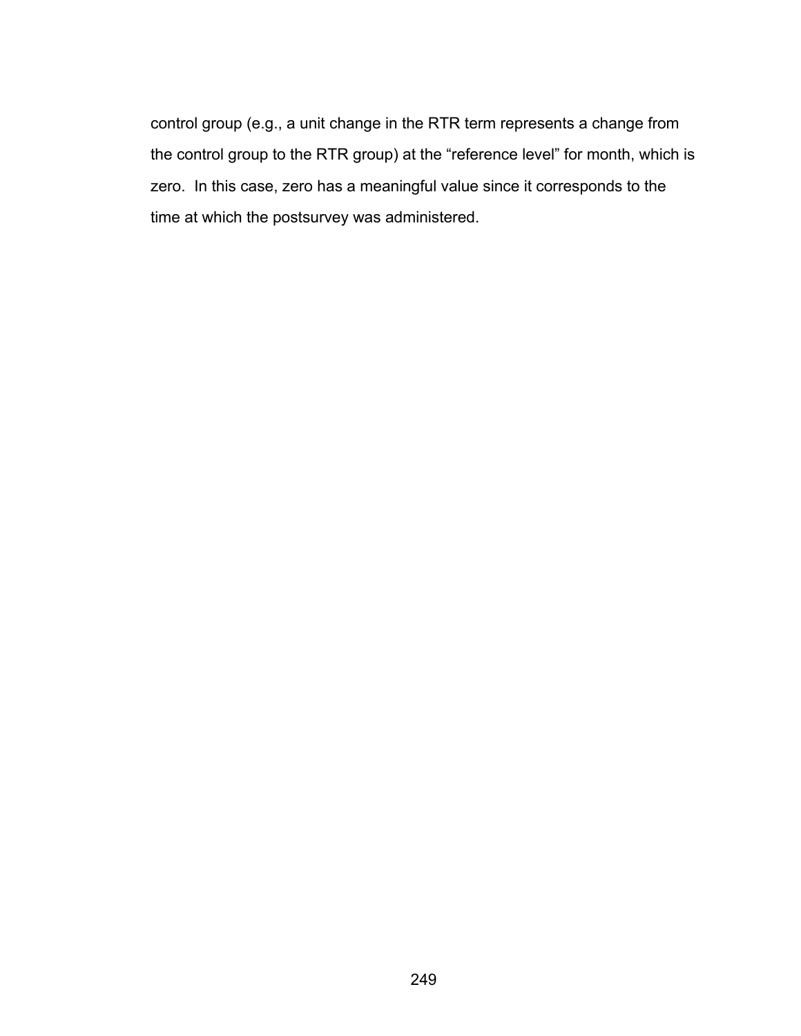control group (e.g., a unit change in the RTR term represents a change from the control group to the RTR group) at the “reference level” for month, which is zero. In this case, zero has a meaningful value since it corresponds to the time at which the postsurvey was administered.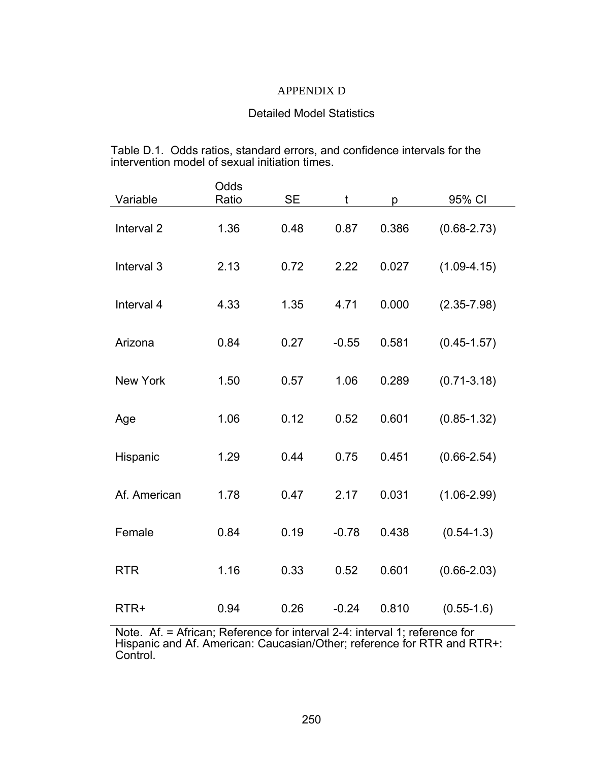# APPENDIX D

## Detailed Model Statistics

Table D.1. Odds ratios, standard errors, and confidence intervals for the intervention model of sexual initiation times.

| Variable | Odds Ratio | SE | t | p | 95% CI |
|---|---|---|---|---|---|
| Interval 2 | 1.36 | 0.48 | 0.87 | 0.386 | (0.68-2.73) |
| Interval 3 | 2.13 | 0.72 | 2.22 | 0.027 | (1.09-4.15) |
| Interval 4 | 4.33 | 1.35 | 4.71 | 0.000 | (2.35-7.98) |
| Arizona | 0.84 | 0.27 | -0.55 | 0.581 | (0.45-1.57) |
| New York | 1.50 | 0.57 | 1.06 | 0.289 | (0.71-3.18) |
| Age | 1.06 | 0.12 | 0.52 | 0.601 | (0.85-1.32) |
| Hispanic | 1.29 | 0.44 | 0.75 | 0.451 | (0.66-2.54) |
| Af. American | 1.78 | 0.47 | 2.17 | 0.031 | (1.06-2.99) |
| Female | 0.84 | 0.19 | -0.78 | 0.438 | (0.54-1.3) |
| RTR | 1.16 | 0.33 | 0.52 | 0.601 | (0.66-2.03) |
| RTR+ | 0.94 | 0.26 | -0.24 | 0.810 | (0.55-1.6) |

Note. Af. = African; Reference for interval 2-4: interval 1; reference for Hispanic and Af. American: Caucasian/Other; reference for RTR and RTR+: Control.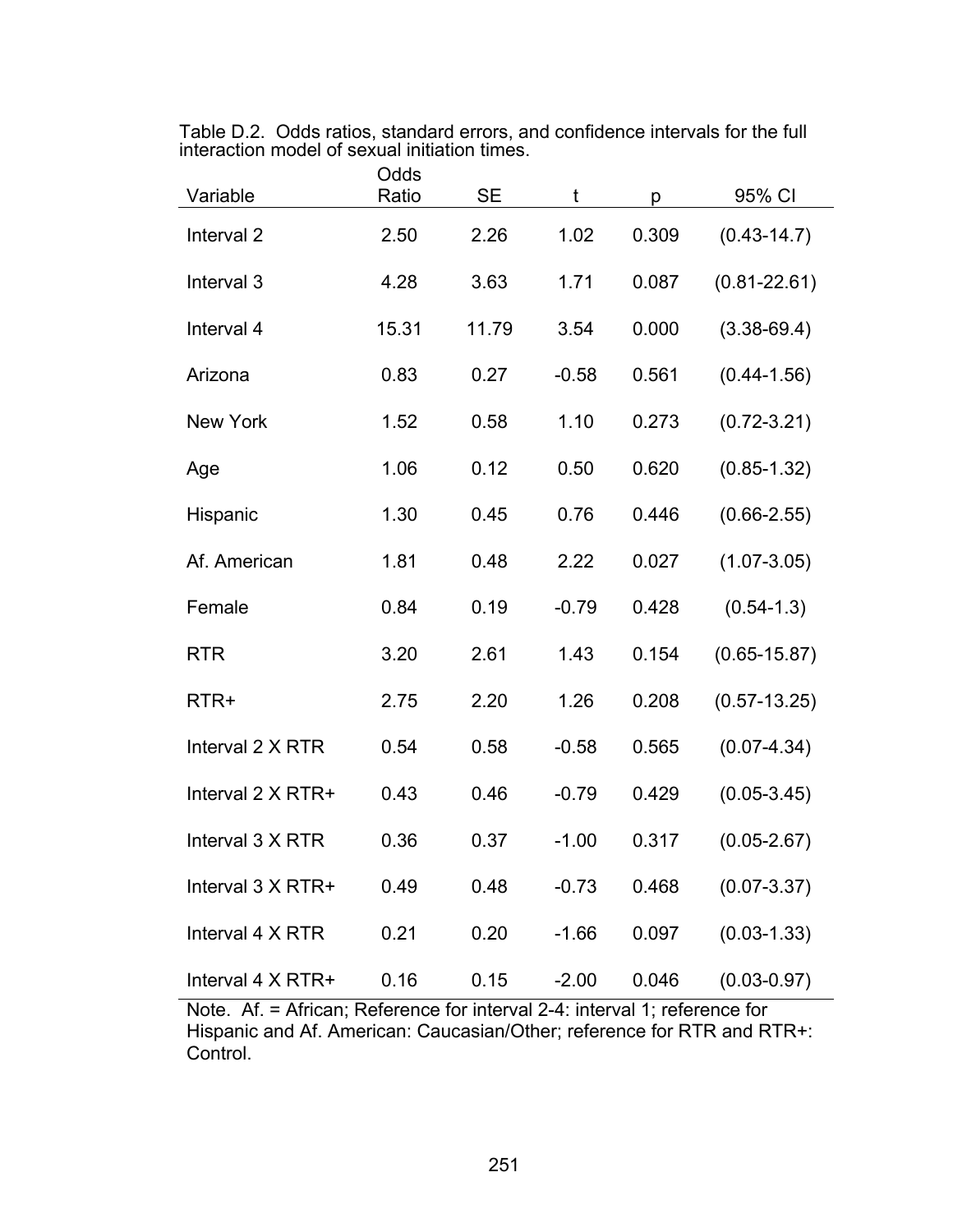Table D.2. Odds ratios, standard errors, and confidence intervals for the full interaction model of sexual initiation times.

| Variable | Odds Ratio | SE | t | p | 95% CI |
|---|---|---|---|---|---|
| Interval 2 | 2.50 | 2.26 | 1.02 | 0.309 | (0.43-14.7) |
| Interval 3 | 4.28 | 3.63 | 1.71 | 0.087 | (0.81-22.61) |
| Interval 4 | 15.31 | 11.79 | 3.54 | 0.000 | (3.38-69.4) |
| Arizona | 0.83 | 0.27 | -0.58 | 0.561 | (0.44-1.56) |
| New York | 1.52 | 0.58 | 1.10 | 0.273 | (0.72-3.21) |
| Age | 1.06 | 0.12 | 0.50 | 0.620 | (0.85-1.32) |
| Hispanic | 1.30 | 0.45 | 0.76 | 0.446 | (0.66-2.55) |
| Af. American | 1.81 | 0.48 | 2.22 | 0.027 | (1.07-3.05) |
| Female | 0.84 | 0.19 | -0.79 | 0.428 | (0.54-1.3) |
| RTR | 3.20 | 2.61 | 1.43 | 0.154 | (0.65-15.87) |
| RTR+ | 2.75 | 2.20 | 1.26 | 0.208 | (0.57-13.25) |
| Interval 2 X RTR | 0.54 | 0.58 | -0.58 | 0.565 | (0.07-4.34) |
| Interval 2 X RTR+ | 0.43 | 0.46 | -0.79 | 0.429 | (0.05-3.45) |
| Interval 3 X RTR | 0.36 | 0.37 | -1.00 | 0.317 | (0.05-2.67) |
| Interval 3 X RTR+ | 0.49 | 0.48 | -0.73 | 0.468 | (0.07-3.37) |
| Interval 4 X RTR | 0.21 | 0.20 | -1.66 | 0.097 | (0.03-1.33) |
| Interval 4 X RTR+ | 0.16 | 0.15 | -2.00 | 0.046 | (0.03-0.97) |

Note. Af. = African; Reference for interval 2-4: interval 1; reference for Hispanic and Af. American: Caucasian/Other; reference for RTR and RTR+: Control.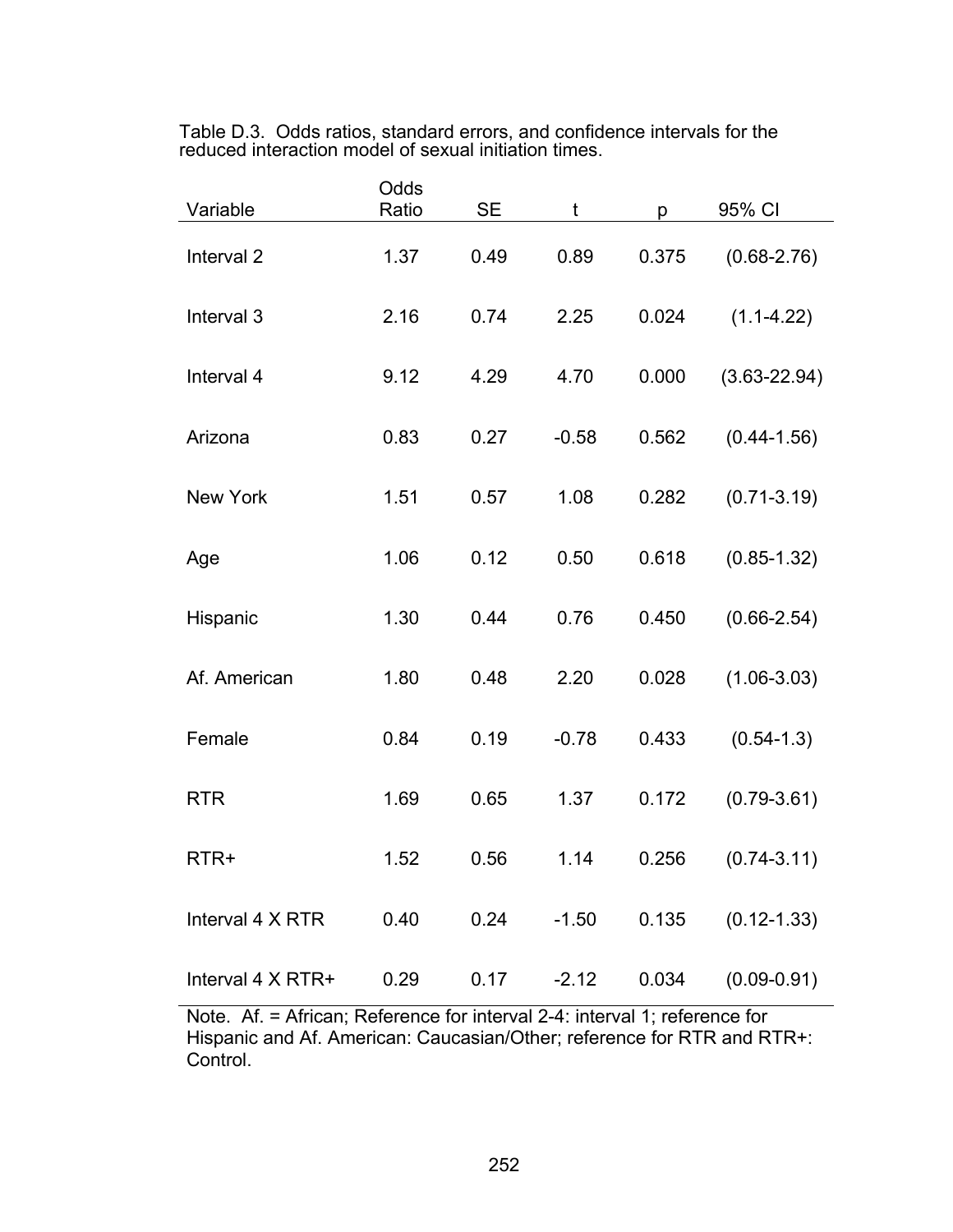Table D.3. Odds ratios, standard errors, and confidence intervals for the reduced interaction model of sexual initiation times.

| Variable | Odds Ratio | SE | t | p | 95% CI |
|---|---|---|---|---|---|
| Interval 2 | 1.37 | 0.49 | 0.89 | 0.375 | (0.68-2.76) |
| Interval 3 | 2.16 | 0.74 | 2.25 | 0.024 | (1.1-4.22) |
| Interval 4 | 9.12 | 4.29 | 4.70 | 0.000 | (3.63-22.94) |
| Arizona | 0.83 | 0.27 | -0.58 | 0.562 | (0.44-1.56) |
| New York | 1.51 | 0.57 | 1.08 | 0.282 | (0.71-3.19) |
| Age | 1.06 | 0.12 | 0.50 | 0.618 | (0.85-1.32) |
| Hispanic | 1.30 | 0.44 | 0.76 | 0.450 | (0.66-2.54) |
| Af. American | 1.80 | 0.48 | 2.20 | 0.028 | (1.06-3.03) |
| Female | 0.84 | 0.19 | -0.78 | 0.433 | (0.54-1.3) |
| RTR | 1.69 | 0.65 | 1.37 | 0.172 | (0.79-3.61) |
| RTR+ | 1.52 | 0.56 | 1.14 | 0.256 | (0.74-3.11) |
| Interval 4 X RTR | 0.40 | 0.24 | -1.50 | 0.135 | (0.12-1.33) |
| Interval 4 X RTR+ | 0.29 | 0.17 | -2.12 | 0.034 | (0.09-0.91) |

Note. Af. = African; Reference for interval 2-4: interval 1; reference for Hispanic and Af. American: Caucasian/Other; reference for RTR and RTR+: Control.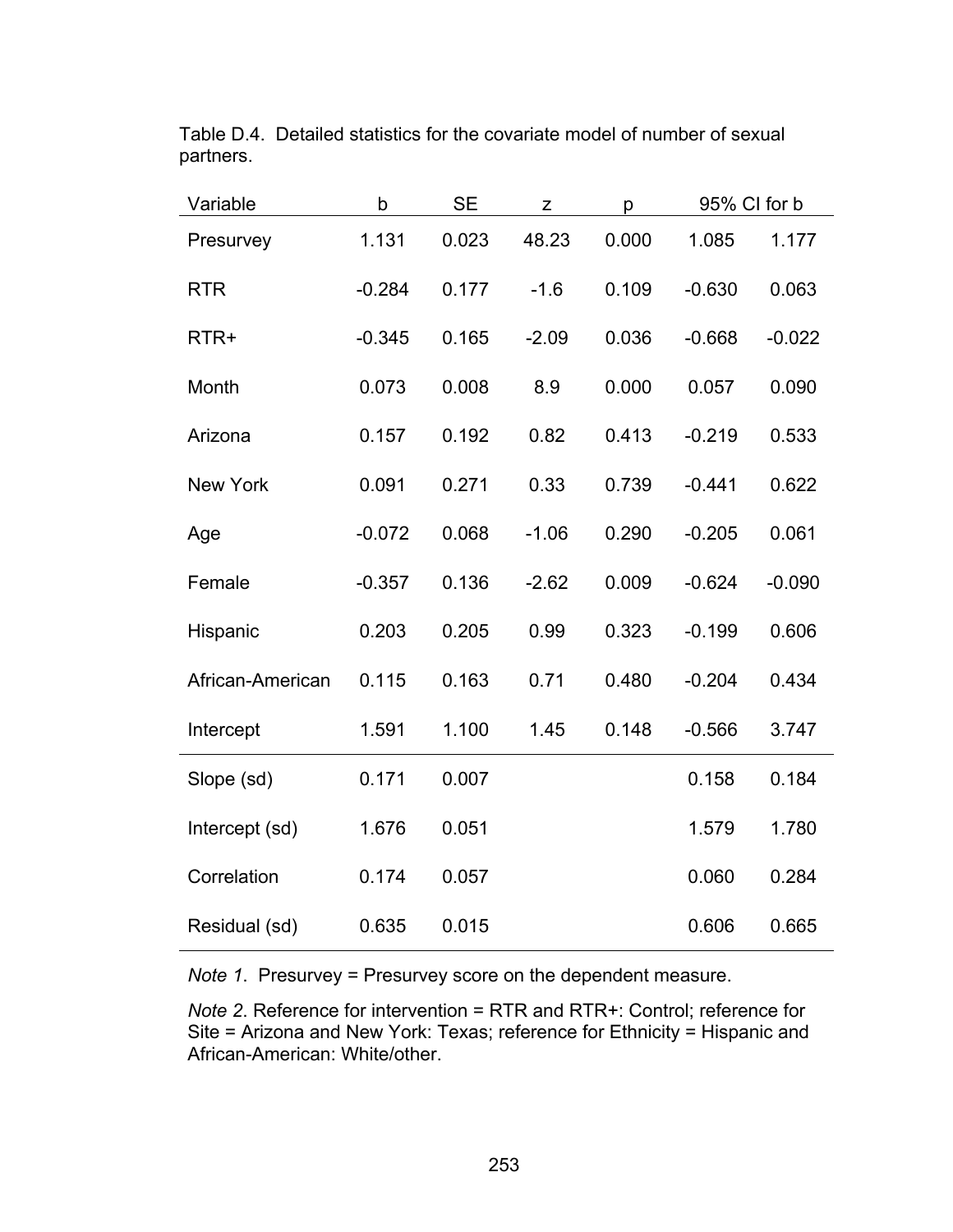Table D.4. Detailed statistics for the covariate model of number of sexual partners.

| Variable | b | SE | z | p | 95% CI for b | |
|---|---|---|---|---|---|---|
| Presurvey | 1.131 | 0.023 | 48.23 | 0.000 | 1.085 | 1.177 |
| RTR | -0.284 | 0.177 | -1.6 | 0.109 | -0.630 | 0.063 |
| RTR+ | -0.345 | 0.165 | -2.09 | 0.036 | -0.668 | -0.022 |
| Month | 0.073 | 0.008 | 8.9 | 0.000 | 0.057 | 0.090 |
| Arizona | 0.157 | 0.192 | 0.82 | 0.413 | -0.219 | 0.533 |
| New York | 0.091 | 0.271 | 0.33 | 0.739 | -0.441 | 0.622 |
| Age | -0.072 | 0.068 | -1.06 | 0.290 | -0.205 | 0.061 |
| Female | -0.357 | 0.136 | -2.62 | 0.009 | -0.624 | -0.090 |
| Hispanic | 0.203 | 0.205 | 0.99 | 0.323 | -0.199 | 0.606 |
| African-American | 0.115 | 0.163 | 0.71 | 0.480 | -0.204 | 0.434 |
| Intercept | 1.591 | 1.100 | 1.45 | 0.148 | -0.566 | 3.747 |
| Slope (sd) | 0.171 | 0.007 | | | 0.158 | 0.184 |
| Intercept (sd) | 1.676 | 0.051 | | | 1.579 | 1.780 |
| Correlation | 0.174 | 0.057 | | | 0.060 | 0.284 |
| Residual (sd) | 0.635 | 0.015 | | | 0.606 | 0.665 |

*Note 1*. Presurvey = Presurvey score on the dependent measure.

*Note 2*. Reference for intervention = RTR and RTR+: Control; reference for Site = Arizona and New York: Texas; reference for Ethnicity = Hispanic and African-American: White/other.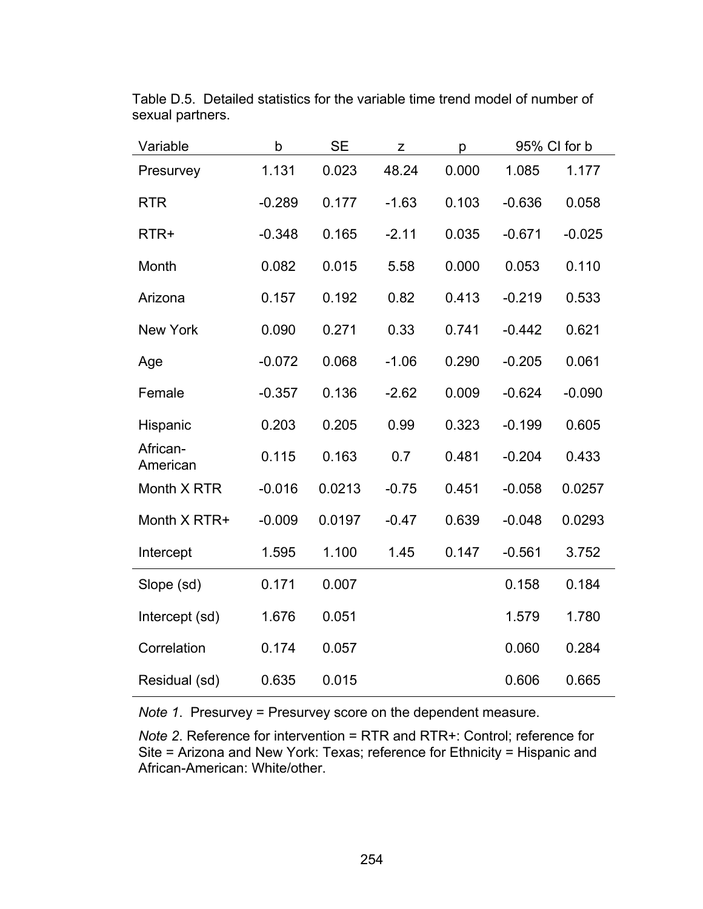Table D.5. Detailed statistics for the variable time trend model of number of sexual partners.

| Variable | b | SE | z | p | 95% CI for b | |
|---|---|---|---|---|---|---|
| Presurvey | 1.131 | 0.023 | 48.24 | 0.000 | 1.085 | 1.177 |
| RTR | -0.289 | 0.177 | -1.63 | 0.103 | -0.636 | 0.058 |
| RTR+ | -0.348 | 0.165 | -2.11 | 0.035 | -0.671 | -0.025 |
| Month | 0.082 | 0.015 | 5.58 | 0.000 | 0.053 | 0.110 |
| Arizona | 0.157 | 0.192 | 0.82 | 0.413 | -0.219 | 0.533 |
| New York | 0.090 | 0.271 | 0.33 | 0.741 | -0.442 | 0.621 |
| Age | -0.072 | 0.068 | -1.06 | 0.290 | -0.205 | 0.061 |
| Female | -0.357 | 0.136 | -2.62 | 0.009 | -0.624 | -0.090 |
| Hispanic | 0.203 | 0.205 | 0.99 | 0.323 | -0.199 | 0.605 |
| African-American | 0.115 | 0.163 | 0.7 | 0.481 | -0.204 | 0.433 |
| Month X RTR | -0.016 | 0.0213 | -0.75 | 0.451 | -0.058 | 0.0257 |
| Month X RTR+ | -0.009 | 0.0197 | -0.47 | 0.639 | -0.048 | 0.0293 |
| Intercept | 1.595 | 1.100 | 1.45 | 0.147 | -0.561 | 3.752 |
| Slope (sd) | 0.171 | 0.007 | | | 0.158 | 0.184 |
| Intercept (sd) | 1.676 | 0.051 | | | 1.579 | 1.780 |
| Correlation | 0.174 | 0.057 | | | 0.060 | 0.284 |
| Residual (sd) | 0.635 | 0.015 | | | 0.606 | 0.665 |

*Note 1*. Presurvey = Presurvey score on the dependent measure.

*Note 2*. Reference for intervention = RTR and RTR+: Control; reference for Site = Arizona and New York: Texas; reference for Ethnicity = Hispanic and African-American: White/other.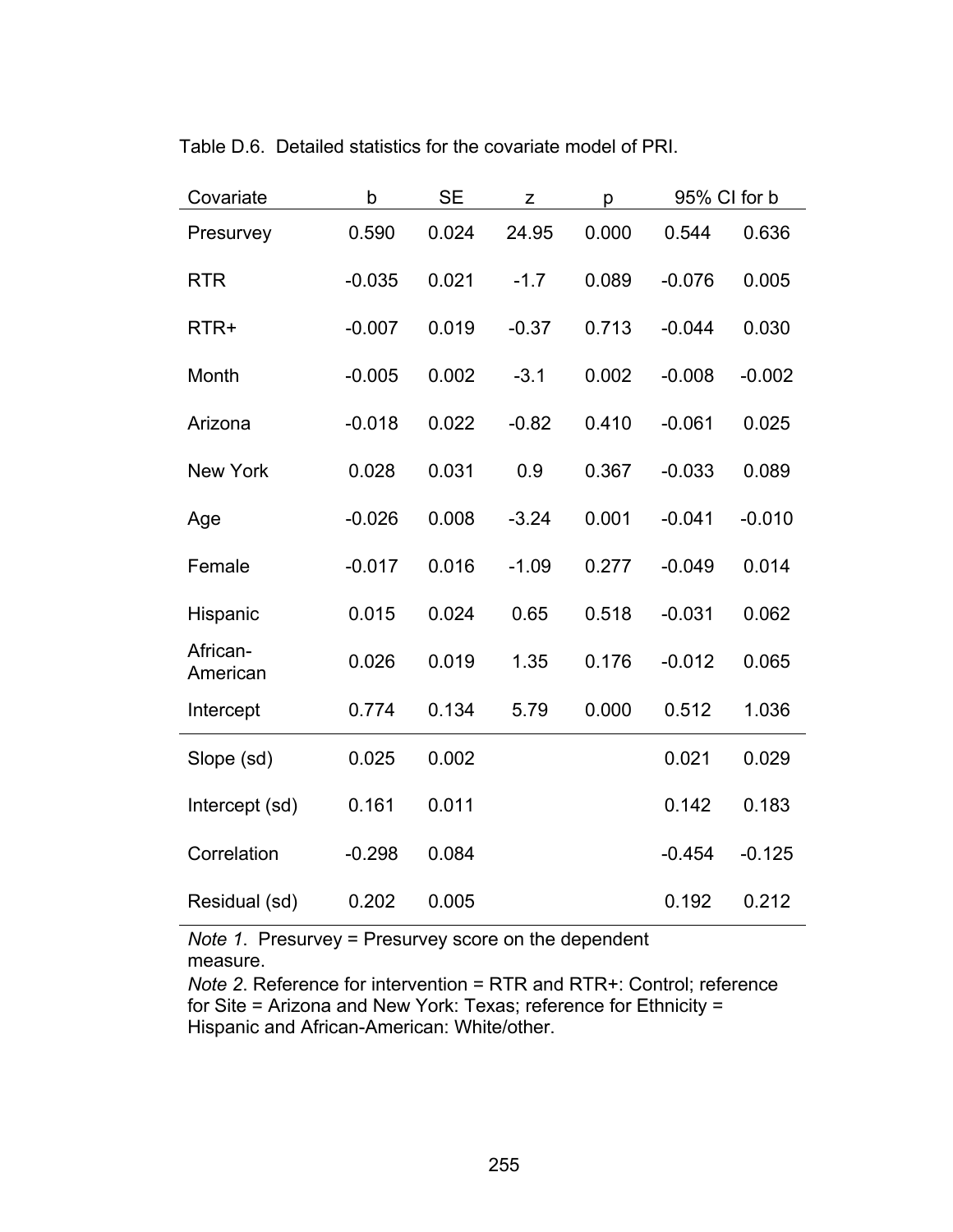Table D.6. Detailed statistics for the covariate model of PRI.

| Covariate | b | SE | z | p | 95% CI for b | |
|---|---|---|---|---|---|---|
| Presurvey | 0.590 | 0.024 | 24.95 | 0.000 | 0.544 | 0.636 |
| RTR | -0.035 | 0.021 | -1.7 | 0.089 | -0.076 | 0.005 |
| RTR+ | -0.007 | 0.019 | -0.37 | 0.713 | -0.044 | 0.030 |
| Month | -0.005 | 0.002 | -3.1 | 0.002 | -0.008 | -0.002 |
| Arizona | -0.018 | 0.022 | -0.82 | 0.410 | -0.061 | 0.025 |
| New York | 0.028 | 0.031 | 0.9 | 0.367 | -0.033 | 0.089 |
| Age | -0.026 | 0.008 | -3.24 | 0.001 | -0.041 | -0.010 |
| Female | -0.017 | 0.016 | -1.09 | 0.277 | -0.049 | 0.014 |
| Hispanic | 0.015 | 0.024 | 0.65 | 0.518 | -0.031 | 0.062 |
| African-American | 0.026 | 0.019 | 1.35 | 0.176 | -0.012 | 0.065 |
| Intercept | 0.774 | 0.134 | 5.79 | 0.000 | 0.512 | 1.036 |
| Slope (sd) | 0.025 | 0.002 | | | 0.021 | 0.029 |
| Intercept (sd) | 0.161 | 0.011 | | | 0.142 | 0.183 |
| Correlation | -0.298 | 0.084 | | | -0.454 | -0.125 |
| Residual (sd) | 0.202 | 0.005 | | | 0.192 | 0.212 |

*Note 1*. Presurvey = Presurvey score on the dependent measure.
*Note 2*. Reference for intervention = RTR and RTR+: Control; reference for Site = Arizona and New York: Texas; reference for Ethnicity = Hispanic and African-American: White/other.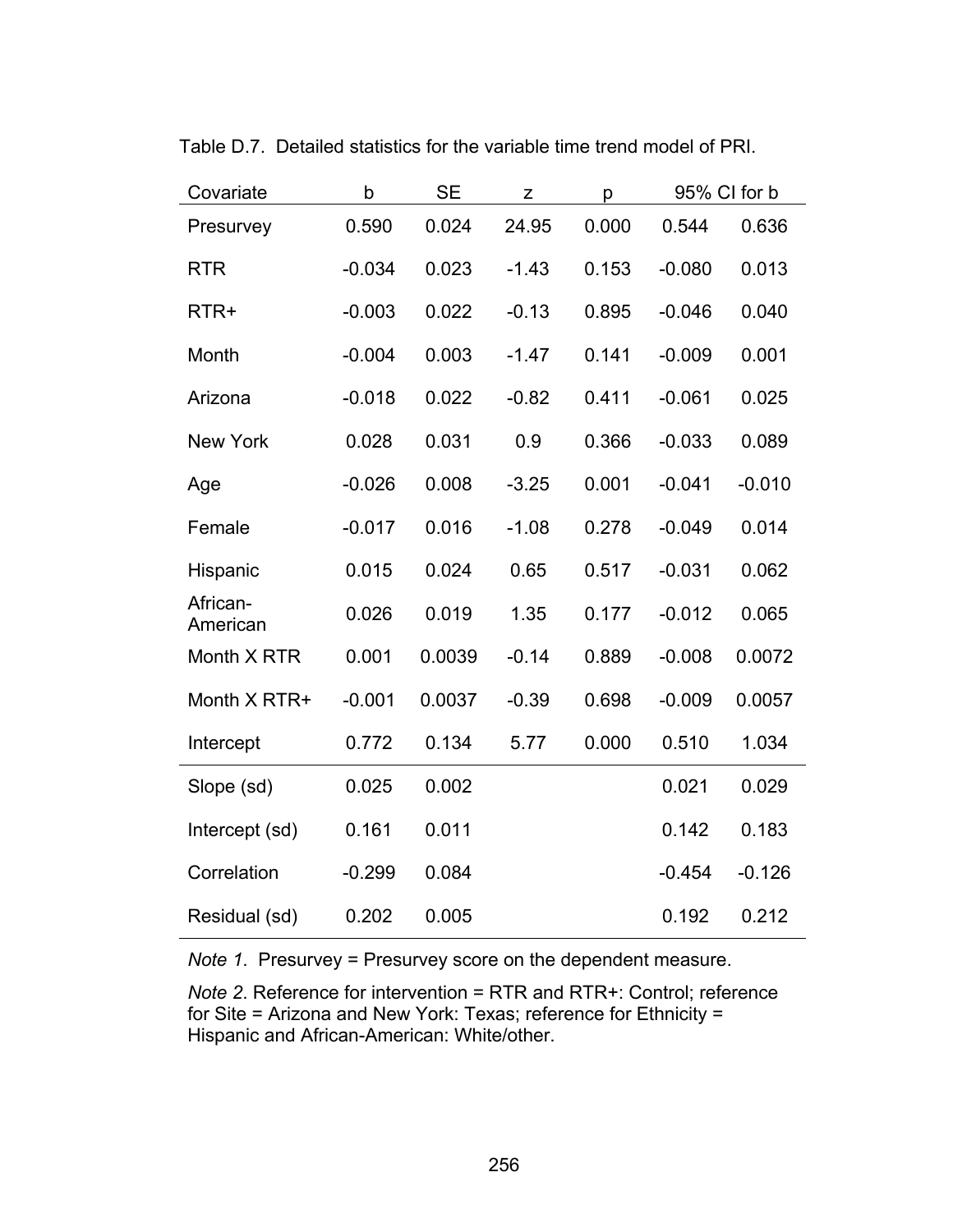Table D.7. Detailed statistics for the variable time trend model of PRI.

| Covariate | b | SE | z | p | 95% CI for b | |
|---|---|---|---|---|---|---|
| Presurvey | 0.590 | 0.024 | 24.95 | 0.000 | 0.544 | 0.636 |
| RTR | -0.034 | 0.023 | -1.43 | 0.153 | -0.080 | 0.013 |
| RTR+ | -0.003 | 0.022 | -0.13 | 0.895 | -0.046 | 0.040 |
| Month | -0.004 | 0.003 | -1.47 | 0.141 | -0.009 | 0.001 |
| Arizona | -0.018 | 0.022 | -0.82 | 0.411 | -0.061 | 0.025 |
| New York | 0.028 | 0.031 | 0.9 | 0.366 | -0.033 | 0.089 |
| Age | -0.026 | 0.008 | -3.25 | 0.001 | -0.041 | -0.010 |
| Female | -0.017 | 0.016 | -1.08 | 0.278 | -0.049 | 0.014 |
| Hispanic | 0.015 | 0.024 | 0.65 | 0.517 | -0.031 | 0.062 |
| African-American | 0.026 | 0.019 | 1.35 | 0.177 | -0.012 | 0.065 |
| Month X RTR | 0.001 | 0.0039 | -0.14 | 0.889 | -0.008 | 0.0072 |
| Month X RTR+ | -0.001 | 0.0037 | -0.39 | 0.698 | -0.009 | 0.0057 |
| Intercept | 0.772 | 0.134 | 5.77 | 0.000 | 0.510 | 1.034 |
| Slope (sd) | 0.025 | 0.002 | | | 0.021 | 0.029 |
| Intercept (sd) | 0.161 | 0.011 | | | 0.142 | 0.183 |
| Correlation | -0.299 | 0.084 | | | -0.454 | -0.126 |
| Residual (sd) | 0.202 | 0.005 | | | 0.192 | 0.212 |

*Note 1*. Presurvey = Presurvey score on the dependent measure.

*Note 2*. Reference for intervention = RTR and RTR+: Control; reference for Site = Arizona and New York: Texas; reference for Ethnicity = Hispanic and African-American: White/other.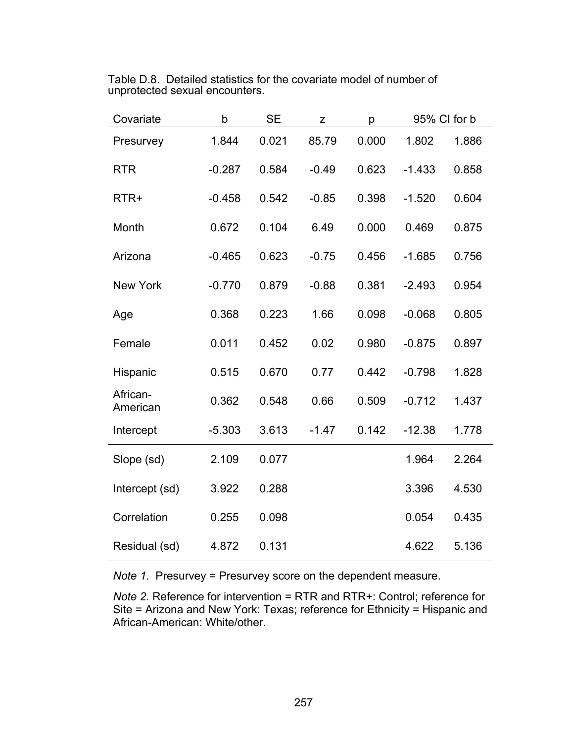Table D.8. Detailed statistics for the covariate model of number of unprotected sexual encounters.

| Covariate | b | SE | z | p | 95% CI for b | |
|---|---|---|---|---|---|---|
| Presurvey | 1.844 | 0.021 | 85.79 | 0.000 | 1.802 | 1.886 |
| RTR | -0.287 | 0.584 | -0.49 | 0.623 | -1.433 | 0.858 |
| RTR+ | -0.458 | 0.542 | -0.85 | 0.398 | -1.520 | 0.604 |
| Month | 0.672 | 0.104 | 6.49 | 0.000 | 0.469 | 0.875 |
| Arizona | -0.465 | 0.623 | -0.75 | 0.456 | -1.685 | 0.756 |
| New York | -0.770 | 0.879 | -0.88 | 0.381 | -2.493 | 0.954 |
| Age | 0.368 | 0.223 | 1.66 | 0.098 | -0.068 | 0.805 |
| Female | 0.011 | 0.452 | 0.02 | 0.980 | -0.875 | 0.897 |
| Hispanic | 0.515 | 0.670 | 0.77 | 0.442 | -0.798 | 1.828 |
| African-American | 0.362 | 0.548 | 0.66 | 0.509 | -0.712 | 1.437 |
| Intercept | -5.303 | 3.613 | -1.47 | 0.142 | -12.38 | 1.778 |
| Slope (sd) | 2.109 | 0.077 | | | 1.964 | 2.264 |
| Intercept (sd) | 3.922 | 0.288 | | | 3.396 | 4.530 |
| Correlation | 0.255 | 0.098 | | | 0.054 | 0.435 |
| Residual (sd) | 4.872 | 0.131 | | | 4.622 | 5.136 |

*Note 1*. Presurvey = Presurvey score on the dependent measure.

*Note 2*. Reference for intervention = RTR and RTR+: Control; reference for Site = Arizona and New York: Texas; reference for Ethnicity = Hispanic and African-American: White/other.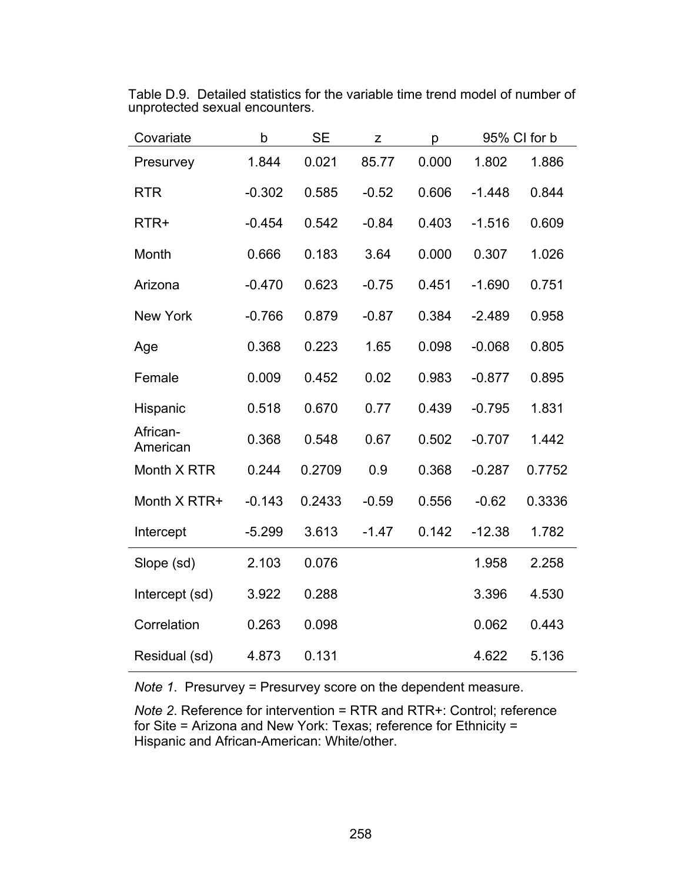Table D.9. Detailed statistics for the variable time trend model of number of unprotected sexual encounters.

| Covariate | b | SE | z | p | 95% CI for b | |
|---|---|---|---|---|---|---|
| Presurvey | 1.844 | 0.021 | 85.77 | 0.000 | 1.802 | 1.886 |
| RTR | -0.302 | 0.585 | -0.52 | 0.606 | -1.448 | 0.844 |
| RTR+ | -0.454 | 0.542 | -0.84 | 0.403 | -1.516 | 0.609 |
| Month | 0.666 | 0.183 | 3.64 | 0.000 | 0.307 | 1.026 |
| Arizona | -0.470 | 0.623 | -0.75 | 0.451 | -1.690 | 0.751 |
| New York | -0.766 | 0.879 | -0.87 | 0.384 | -2.489 | 0.958 |
| Age | 0.368 | 0.223 | 1.65 | 0.098 | -0.068 | 0.805 |
| Female | 0.009 | 0.452 | 0.02 | 0.983 | -0.877 | 0.895 |
| Hispanic | 0.518 | 0.670 | 0.77 | 0.439 | -0.795 | 1.831 |
| African-American | 0.368 | 0.548 | 0.67 | 0.502 | -0.707 | 1.442 |
| Month X RTR | 0.244 | 0.2709 | 0.9 | 0.368 | -0.287 | 0.7752 |
| Month X RTR+ | -0.143 | 0.2433 | -0.59 | 0.556 | -0.62 | 0.3336 |
| Intercept | -5.299 | 3.613 | -1.47 | 0.142 | -12.38 | 1.782 |
| Slope (sd) | 2.103 | 0.076 | | | 1.958 | 2.258 |
| Intercept (sd) | 3.922 | 0.288 | | | 3.396 | 4.530 |
| Correlation | 0.263 | 0.098 | | | 0.062 | 0.443 |
| Residual (sd) | 4.873 | 0.131 | | | 4.622 | 5.136 |

*Note 1*. Presurvey = Presurvey score on the dependent measure.

*Note 2*. Reference for intervention = RTR and RTR+: Control; reference for Site = Arizona and New York: Texas; reference for Ethnicity = Hispanic and African-American: White/other.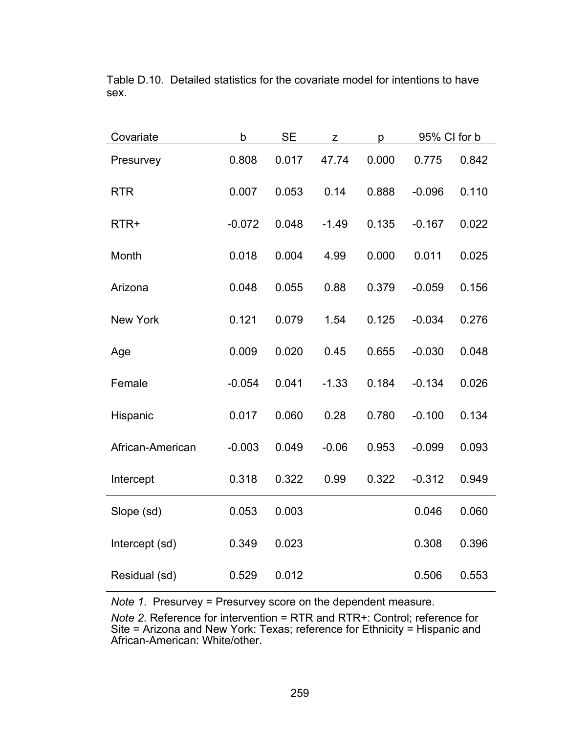Table D.10. Detailed statistics for the covariate model for intentions to have sex.

| Covariate | b | SE | z | p | 95% CI for b | |
|---|---|---|---|---|---|---|
| Presurvey | 0.808 | 0.017 | 47.74 | 0.000 | 0.775 | 0.842 |
| RTR | 0.007 | 0.053 | 0.14 | 0.888 | -0.096 | 0.110 |
| RTR+ | -0.072 | 0.048 | -1.49 | 0.135 | -0.167 | 0.022 |
| Month | 0.018 | 0.004 | 4.99 | 0.000 | 0.011 | 0.025 |
| Arizona | 0.048 | 0.055 | 0.88 | 0.379 | -0.059 | 0.156 |
| New York | 0.121 | 0.079 | 1.54 | 0.125 | -0.034 | 0.276 |
| Age | 0.009 | 0.020 | 0.45 | 0.655 | -0.030 | 0.048 |
| Female | -0.054 | 0.041 | -1.33 | 0.184 | -0.134 | 0.026 |
| Hispanic | 0.017 | 0.060 | 0.28 | 0.780 | -0.100 | 0.134 |
| African-American | -0.003 | 0.049 | -0.06 | 0.953 | -0.099 | 0.093 |
| Intercept | 0.318 | 0.322 | 0.99 | 0.322 | -0.312 | 0.949 |
| Slope (sd) | 0.053 | 0.003 | | | 0.046 | 0.060 |
| Intercept (sd) | 0.349 | 0.023 | | | 0.308 | 0.396 |
| Residual (sd) | 0.529 | 0.012 | | | 0.506 | 0.553 |

*Note 1*. Presurvey = Presurvey score on the dependent measure.

*Note 2*. Reference for intervention = RTR and RTR+: Control; reference for Site = Arizona and New York: Texas; reference for Ethnicity = Hispanic and African-American: White/other.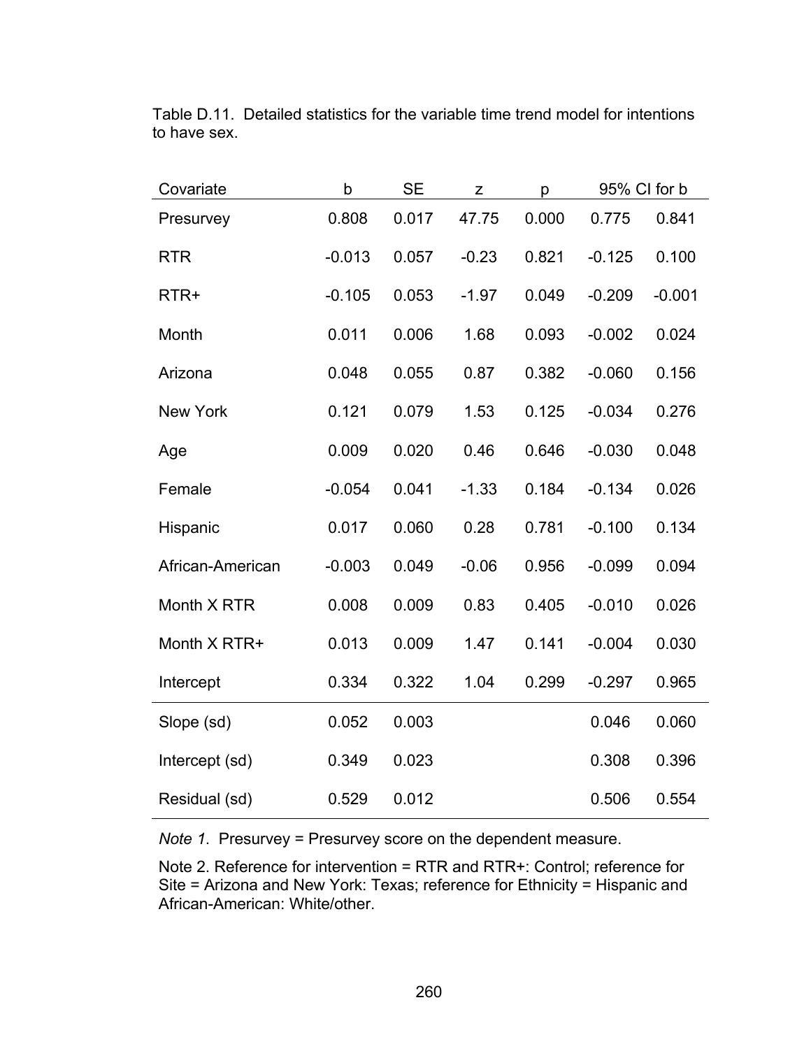Table D.11. Detailed statistics for the variable time trend model for intentions to have sex.

| Covariate | b | SE | z | p | 95% CI for b | |
|---|---|---|---|---|---|---|
| Presurvey | 0.808 | 0.017 | 47.75 | 0.000 | 0.775 | 0.841 |
| RTR | -0.013 | 0.057 | -0.23 | 0.821 | -0.125 | 0.100 |
| RTR+ | -0.105 | 0.053 | -1.97 | 0.049 | -0.209 | -0.001 |
| Month | 0.011 | 0.006 | 1.68 | 0.093 | -0.002 | 0.024 |
| Arizona | 0.048 | 0.055 | 0.87 | 0.382 | -0.060 | 0.156 |
| New York | 0.121 | 0.079 | 1.53 | 0.125 | -0.034 | 0.276 |
| Age | 0.009 | 0.020 | 0.46 | 0.646 | -0.030 | 0.048 |
| Female | -0.054 | 0.041 | -1.33 | 0.184 | -0.134 | 0.026 |
| Hispanic | 0.017 | 0.060 | 0.28 | 0.781 | -0.100 | 0.134 |
| African-American | -0.003 | 0.049 | -0.06 | 0.956 | -0.099 | 0.094 |
| Month X RTR | 0.008 | 0.009 | 0.83 | 0.405 | -0.010 | 0.026 |
| Month X RTR+ | 0.013 | 0.009 | 1.47 | 0.141 | -0.004 | 0.030 |
| Intercept | 0.334 | 0.322 | 1.04 | 0.299 | -0.297 | 0.965 |
| Slope (sd) | 0.052 | 0.003 | | | 0.046 | 0.060 |
| Intercept (sd) | 0.349 | 0.023 | | | 0.308 | 0.396 |
| Residual (sd) | 0.529 | 0.012 | | | 0.506 | 0.554 |

*Note 1*. Presurvey = Presurvey score on the dependent measure.

Note 2. Reference for intervention = RTR and RTR+: Control; reference for Site = Arizona and New York: Texas; reference for Ethnicity = Hispanic and African-American: White/other.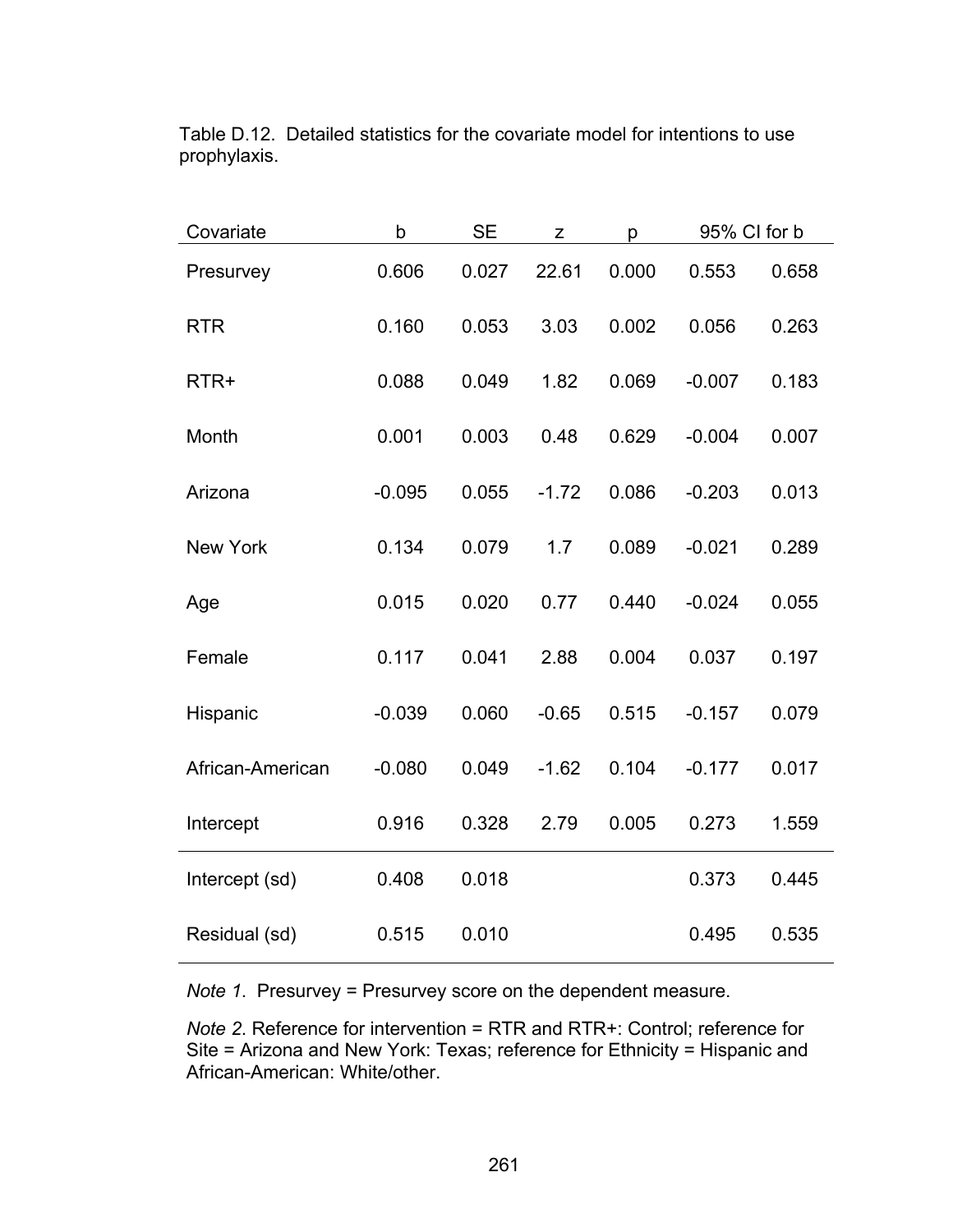Table D.12. Detailed statistics for the covariate model for intentions to use prophylaxis.

| Covariate | b | SE | z | p | 95% CI for b | |
|---|---|---|---|---|---|---|
| Presurvey | 0.606 | 0.027 | 22.61 | 0.000 | 0.553 | 0.658 |
| RTR | 0.160 | 0.053 | 3.03 | 0.002 | 0.056 | 0.263 |
| RTR+ | 0.088 | 0.049 | 1.82 | 0.069 | -0.007 | 0.183 |
| Month | 0.001 | 0.003 | 0.48 | 0.629 | -0.004 | 0.007 |
| Arizona | -0.095 | 0.055 | -1.72 | 0.086 | -0.203 | 0.013 |
| New York | 0.134 | 0.079 | 1.7 | 0.089 | -0.021 | 0.289 |
| Age | 0.015 | 0.020 | 0.77 | 0.440 | -0.024 | 0.055 |
| Female | 0.117 | 0.041 | 2.88 | 0.004 | 0.037 | 0.197 |
| Hispanic | -0.039 | 0.060 | -0.65 | 0.515 | -0.157 | 0.079 |
| African-American | -0.080 | 0.049 | -1.62 | 0.104 | -0.177 | 0.017 |
| Intercept | 0.916 | 0.328 | 2.79 | 0.005 | 0.273 | 1.559 |
| Intercept (sd) | 0.408 | 0.018 | | | 0.373 | 0.445 |
| Residual (sd) | 0.515 | 0.010 | | | 0.495 | 0.535 |

*Note 1*. Presurvey = Presurvey score on the dependent measure.

*Note 2*. Reference for intervention = RTR and RTR+: Control; reference for Site = Arizona and New York: Texas; reference for Ethnicity = Hispanic and African-American: White/other.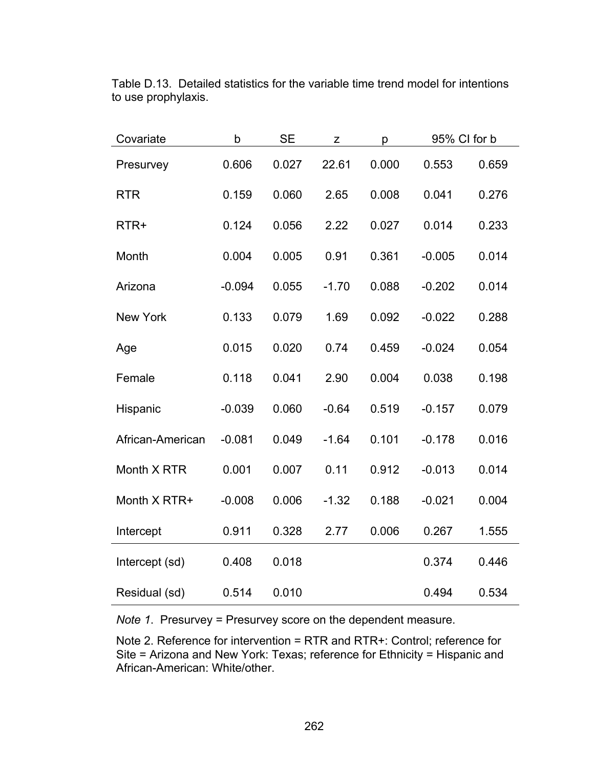Table D.13. Detailed statistics for the variable time trend model for intentions to use prophylaxis.

| Covariate | b | SE | z | p | 95% CI for b | |
|---|---|---|---|---|---|---|
| Presurvey | 0.606 | 0.027 | 22.61 | 0.000 | 0.553 | 0.659 |
| RTR | 0.159 | 0.060 | 2.65 | 0.008 | 0.041 | 0.276 |
| RTR+ | 0.124 | 0.056 | 2.22 | 0.027 | 0.014 | 0.233 |
| Month | 0.004 | 0.005 | 0.91 | 0.361 | -0.005 | 0.014 |
| Arizona | -0.094 | 0.055 | -1.70 | 0.088 | -0.202 | 0.014 |
| New York | 0.133 | 0.079 | 1.69 | 0.092 | -0.022 | 0.288 |
| Age | 0.015 | 0.020 | 0.74 | 0.459 | -0.024 | 0.054 |
| Female | 0.118 | 0.041 | 2.90 | 0.004 | 0.038 | 0.198 |
| Hispanic | -0.039 | 0.060 | -0.64 | 0.519 | -0.157 | 0.079 |
| African-American | -0.081 | 0.049 | -1.64 | 0.101 | -0.178 | 0.016 |
| Month X RTR | 0.001 | 0.007 | 0.11 | 0.912 | -0.013 | 0.014 |
| Month X RTR+ | -0.008 | 0.006 | -1.32 | 0.188 | -0.021 | 0.004 |
| Intercept | 0.911 | 0.328 | 2.77 | 0.006 | 0.267 | 1.555 |
| Intercept (sd) | 0.408 | 0.018 | | | 0.374 | 0.446 |
| Residual (sd) | 0.514 | 0.010 | | | 0.494 | 0.534 |

*Note 1*. Presurvey = Presurvey score on the dependent measure.

Note 2. Reference for intervention = RTR and RTR+: Control; reference for Site = Arizona and New York: Texas; reference for Ethnicity = Hispanic and African-American: White/other.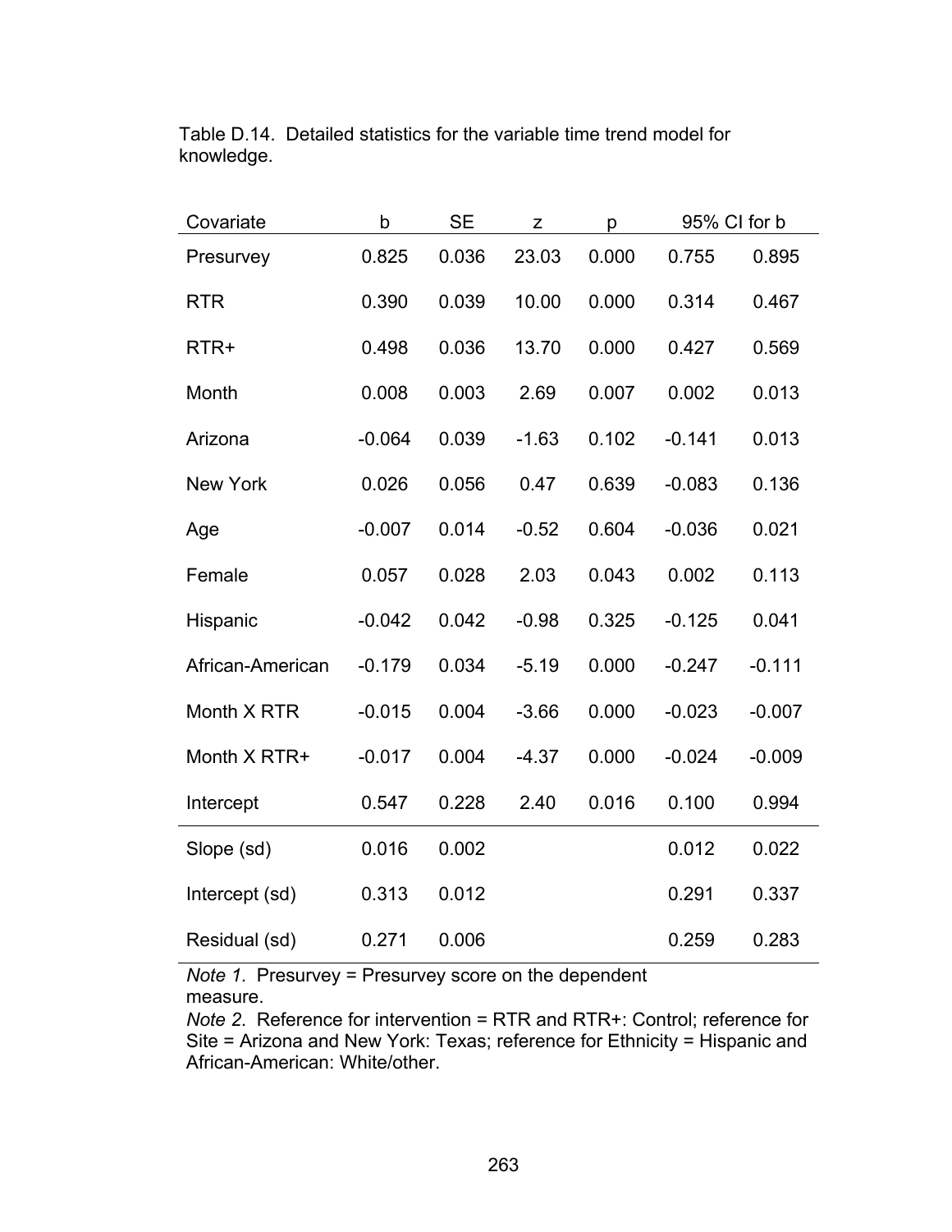Table D.14. Detailed statistics for the variable time trend model for knowledge.

| Covariate | b | SE | z | p | 95% CI for b | |
|---|---|---|---|---|---|---|
| Presurvey | 0.825 | 0.036 | 23.03 | 0.000 | 0.755 | 0.895 |
| RTR | 0.390 | 0.039 | 10.00 | 0.000 | 0.314 | 0.467 |
| RTR+ | 0.498 | 0.036 | 13.70 | 0.000 | 0.427 | 0.569 |
| Month | 0.008 | 0.003 | 2.69 | 0.007 | 0.002 | 0.013 |
| Arizona | -0.064 | 0.039 | -1.63 | 0.102 | -0.141 | 0.013 |
| New York | 0.026 | 0.056 | 0.47 | 0.639 | -0.083 | 0.136 |
| Age | -0.007 | 0.014 | -0.52 | 0.604 | -0.036 | 0.021 |
| Female | 0.057 | 0.028 | 2.03 | 0.043 | 0.002 | 0.113 |
| Hispanic | -0.042 | 0.042 | -0.98 | 0.325 | -0.125 | 0.041 |
| African-American | -0.179 | 0.034 | -5.19 | 0.000 | -0.247 | -0.111 |
| Month X RTR | -0.015 | 0.004 | -3.66 | 0.000 | -0.023 | -0.007 |
| Month X RTR+ | -0.017 | 0.004 | -4.37 | 0.000 | -0.024 | -0.009 |
| Intercept | 0.547 | 0.228 | 2.40 | 0.016 | 0.100 | 0.994 |
| Slope (sd) | 0.016 | 0.002 | | | 0.012 | 0.022 |
| Intercept (sd) | 0.313 | 0.012 | | | 0.291 | 0.337 |
| Residual (sd) | 0.271 | 0.006 | | | 0.259 | 0.283 |

*Note 1.* Presurvey = Presurvey score on the dependent measure.
*Note 2.* Reference for intervention = RTR and RTR+: Control; reference for Site = Arizona and New York: Texas; reference for Ethnicity = Hispanic and African-American: White/other.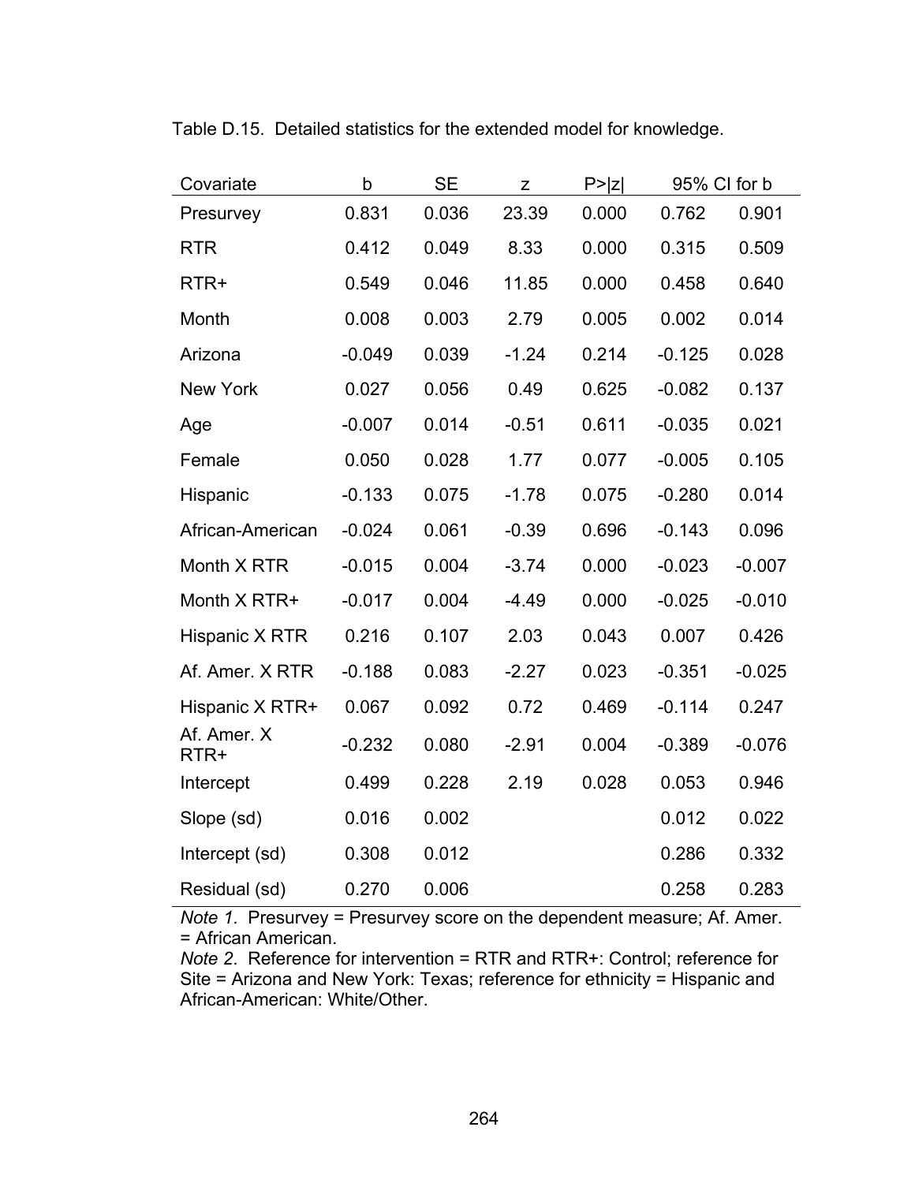Table D.15. Detailed statistics for the extended model for knowledge.

| Covariate | b | SE | z | P>\|z\| | 95% CI for b | |
|---|---|---|---|---|---|---|
| Presurvey | 0.831 | 0.036 | 23.39 | 0.000 | 0.762 | 0.901 |
| RTR | 0.412 | 0.049 | 8.33 | 0.000 | 0.315 | 0.509 |
| RTR+ | 0.549 | 0.046 | 11.85 | 0.000 | 0.458 | 0.640 |
| Month | 0.008 | 0.003 | 2.79 | 0.005 | 0.002 | 0.014 |
| Arizona | -0.049 | 0.039 | -1.24 | 0.214 | -0.125 | 0.028 |
| New York | 0.027 | 0.056 | 0.49 | 0.625 | -0.082 | 0.137 |
| Age | -0.007 | 0.014 | -0.51 | 0.611 | -0.035 | 0.021 |
| Female | 0.050 | 0.028 | 1.77 | 0.077 | -0.005 | 0.105 |
| Hispanic | -0.133 | 0.075 | -1.78 | 0.075 | -0.280 | 0.014 |
| African-American | -0.024 | 0.061 | -0.39 | 0.696 | -0.143 | 0.096 |
| Month X RTR | -0.015 | 0.004 | -3.74 | 0.000 | -0.023 | -0.007 |
| Month X RTR+ | -0.017 | 0.004 | -4.49 | 0.000 | -0.025 | -0.010 |
| Hispanic X RTR | 0.216 | 0.107 | 2.03 | 0.043 | 0.007 | 0.426 |
| Af. Amer. X RTR | -0.188 | 0.083 | -2.27 | 0.023 | -0.351 | -0.025 |
| Hispanic X RTR+ | 0.067 | 0.092 | 0.72 | 0.469 | -0.114 | 0.247 |
| Af. Amer. X RTR+ | -0.232 | 0.080 | -2.91 | 0.004 | -0.389 | -0.076 |
| Intercept | 0.499 | 0.228 | 2.19 | 0.028 | 0.053 | 0.946 |
| Slope (sd) | 0.016 | 0.002 | | | 0.012 | 0.022 |
| Intercept (sd) | 0.308 | 0.012 | | | 0.286 | 0.332 |
| Residual (sd) | 0.270 | 0.006 | | | 0.258 | 0.283 |

*Note 1*. Presurvey = Presurvey score on the dependent measure; Af. Amer. = African American.
*Note 2*. Reference for intervention = RTR and RTR+: Control; reference for Site = Arizona and New York: Texas; reference for ethnicity = Hispanic and African-American: White/Other.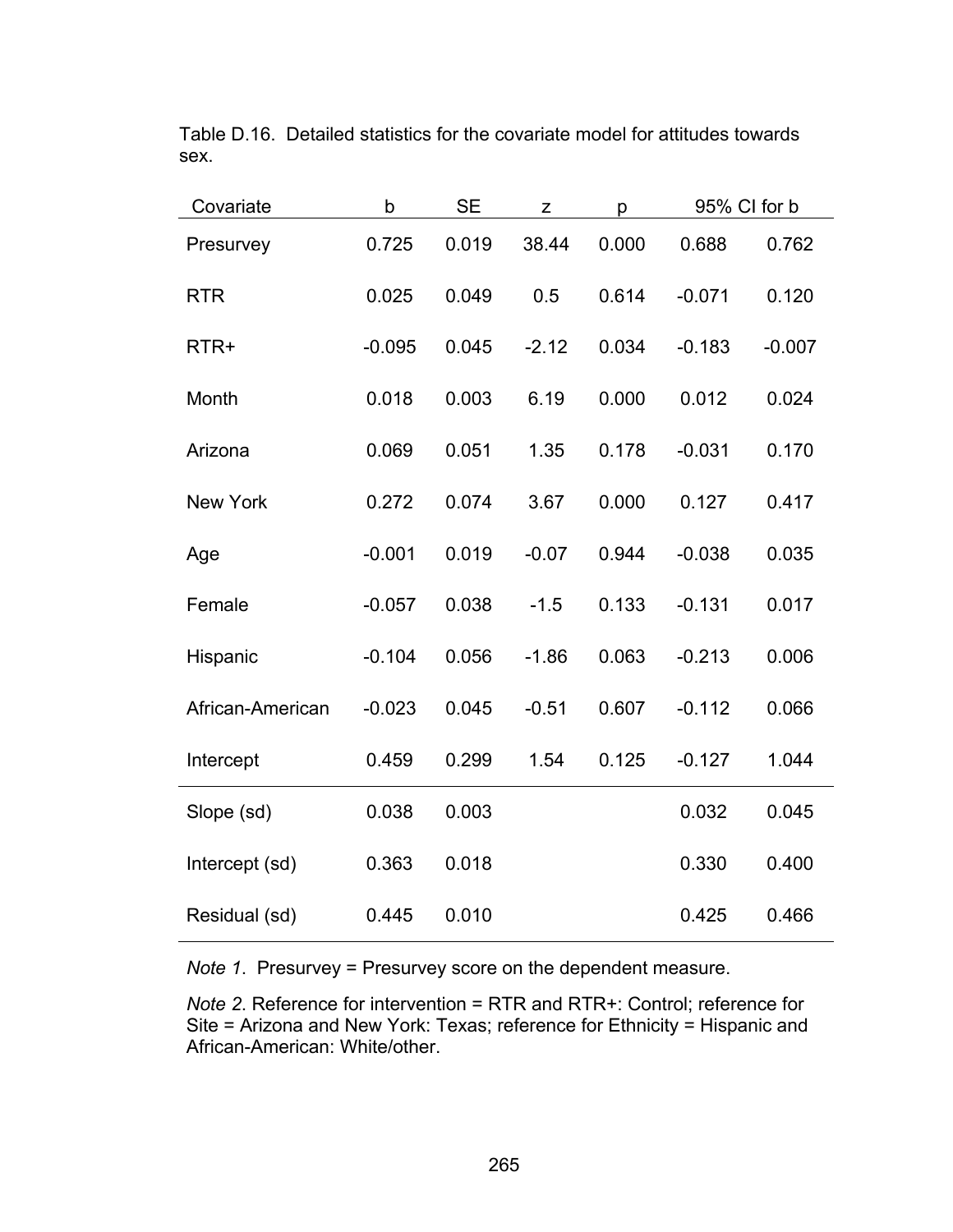Table D.16. Detailed statistics for the covariate model for attitudes towards sex.

| Covariate | b | SE | z | p | 95% CI for b | |
|---|---|---|---|---|---|---|
| Presurvey | 0.725 | 0.019 | 38.44 | 0.000 | 0.688 | 0.762 |
| RTR | 0.025 | 0.049 | 0.5 | 0.614 | -0.071 | 0.120 |
| RTR+ | -0.095 | 0.045 | -2.12 | 0.034 | -0.183 | -0.007 |
| Month | 0.018 | 0.003 | 6.19 | 0.000 | 0.012 | 0.024 |
| Arizona | 0.069 | 0.051 | 1.35 | 0.178 | -0.031 | 0.170 |
| New York | 0.272 | 0.074 | 3.67 | 0.000 | 0.127 | 0.417 |
| Age | -0.001 | 0.019 | -0.07 | 0.944 | -0.038 | 0.035 |
| Female | -0.057 | 0.038 | -1.5 | 0.133 | -0.131 | 0.017 |
| Hispanic | -0.104 | 0.056 | -1.86 | 0.063 | -0.213 | 0.006 |
| African-American | -0.023 | 0.045 | -0.51 | 0.607 | -0.112 | 0.066 |
| Intercept | 0.459 | 0.299 | 1.54 | 0.125 | -0.127 | 1.044 |
| Slope (sd) | 0.038 | 0.003 | | | 0.032 | 0.045 |
| Intercept (sd) | 0.363 | 0.018 | | | 0.330 | 0.400 |
| Residual (sd) | 0.445 | 0.010 | | | 0.425 | 0.466 |

*Note 1*. Presurvey = Presurvey score on the dependent measure.

*Note 2*. Reference for intervention = RTR and RTR+: Control; reference for Site = Arizona and New York: Texas; reference for Ethnicity = Hispanic and African-American: White/other.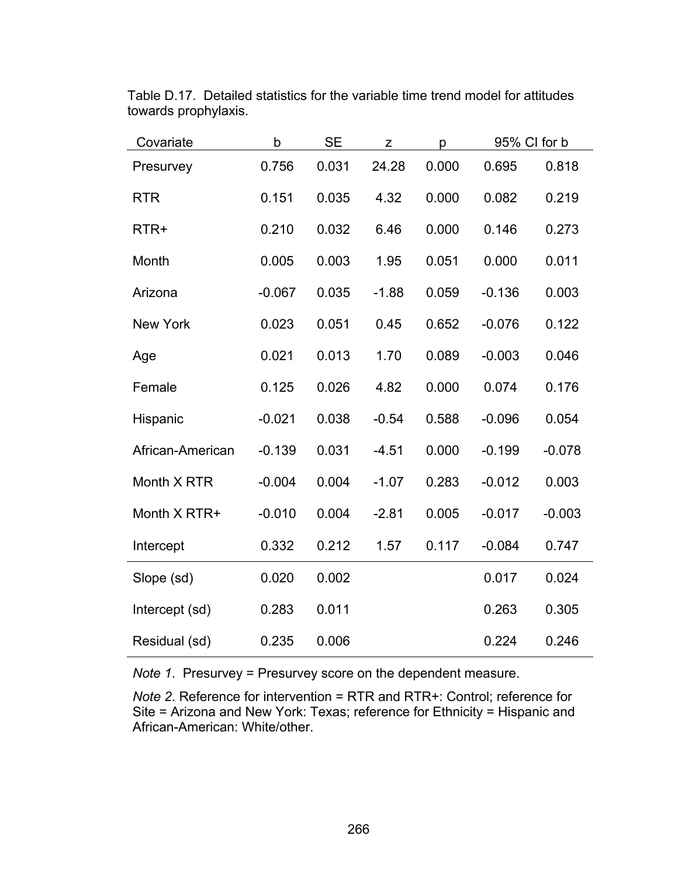Table D.17. Detailed statistics for the variable time trend model for attitudes towards prophylaxis.

| Covariate | b | SE | z | p | 95% CI for b | |
|---|---|---|---|---|---|---|
| Presurvey | 0.756 | 0.031 | 24.28 | 0.000 | 0.695 | 0.818 |
| RTR | 0.151 | 0.035 | 4.32 | 0.000 | 0.082 | 0.219 |
| RTR+ | 0.210 | 0.032 | 6.46 | 0.000 | 0.146 | 0.273 |
| Month | 0.005 | 0.003 | 1.95 | 0.051 | 0.000 | 0.011 |
| Arizona | -0.067 | 0.035 | -1.88 | 0.059 | -0.136 | 0.003 |
| New York | 0.023 | 0.051 | 0.45 | 0.652 | -0.076 | 0.122 |
| Age | 0.021 | 0.013 | 1.70 | 0.089 | -0.003 | 0.046 |
| Female | 0.125 | 0.026 | 4.82 | 0.000 | 0.074 | 0.176 |
| Hispanic | -0.021 | 0.038 | -0.54 | 0.588 | -0.096 | 0.054 |
| African-American | -0.139 | 0.031 | -4.51 | 0.000 | -0.199 | -0.078 |
| Month X RTR | -0.004 | 0.004 | -1.07 | 0.283 | -0.012 | 0.003 |
| Month X RTR+ | -0.010 | 0.004 | -2.81 | 0.005 | -0.017 | -0.003 |
| Intercept | 0.332 | 0.212 | 1.57 | 0.117 | -0.084 | 0.747 |
| Slope (sd) | 0.020 | 0.002 | | | 0.017 | 0.024 |
| Intercept (sd) | 0.283 | 0.011 | | | 0.263 | 0.305 |
| Residual (sd) | 0.235 | 0.006 | | | 0.224 | 0.246 |

*Note 1*. Presurvey = Presurvey score on the dependent measure.

*Note 2*. Reference for intervention = RTR and RTR+: Control; reference for Site = Arizona and New York: Texas; reference for Ethnicity = Hispanic and African-American: White/other.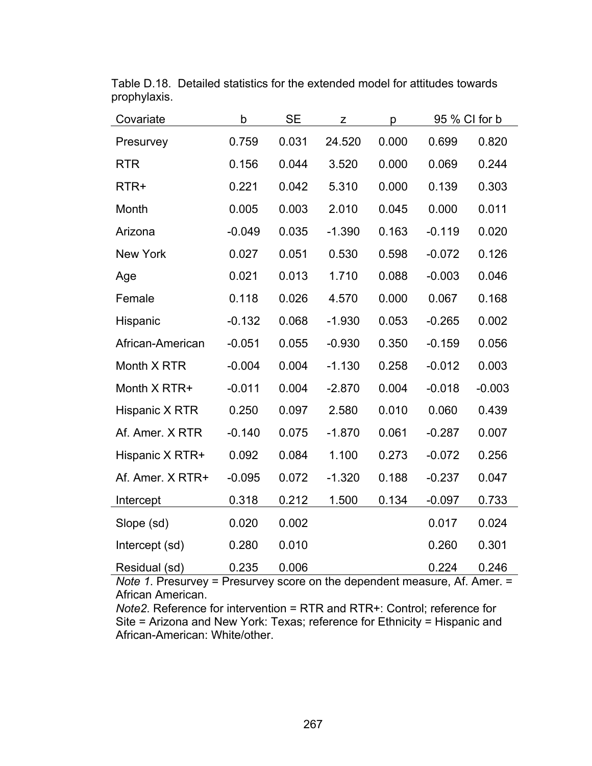Table D.18. Detailed statistics for the extended model for attitudes towards prophylaxis.

| Covariate | b | SE | z | p | 95 % CI for b | |
|---|---|---|---|---|---|---|
| Presurvey | 0.759 | 0.031 | 24.520 | 0.000 | 0.699 | 0.820 |
| RTR | 0.156 | 0.044 | 3.520 | 0.000 | 0.069 | 0.244 |
| RTR+ | 0.221 | 0.042 | 5.310 | 0.000 | 0.139 | 0.303 |
| Month | 0.005 | 0.003 | 2.010 | 0.045 | 0.000 | 0.011 |
| Arizona | -0.049 | 0.035 | -1.390 | 0.163 | -0.119 | 0.020 |
| New York | 0.027 | 0.051 | 0.530 | 0.598 | -0.072 | 0.126 |
| Age | 0.021 | 0.013 | 1.710 | 0.088 | -0.003 | 0.046 |
| Female | 0.118 | 0.026 | 4.570 | 0.000 | 0.067 | 0.168 |
| Hispanic | -0.132 | 0.068 | -1.930 | 0.053 | -0.265 | 0.002 |
| African-American | -0.051 | 0.055 | -0.930 | 0.350 | -0.159 | 0.056 |
| Month X RTR | -0.004 | 0.004 | -1.130 | 0.258 | -0.012 | 0.003 |
| Month X RTR+ | -0.011 | 0.004 | -2.870 | 0.004 | -0.018 | -0.003 |
| Hispanic X RTR | 0.250 | 0.097 | 2.580 | 0.010 | 0.060 | 0.439 |
| Af. Amer. X RTR | -0.140 | 0.075 | -1.870 | 0.061 | -0.287 | 0.007 |
| Hispanic X RTR+ | 0.092 | 0.084 | 1.100 | 0.273 | -0.072 | 0.256 |
| Af. Amer. X RTR+ | -0.095 | 0.072 | -1.320 | 0.188 | -0.237 | 0.047 |
| Intercept | 0.318 | 0.212 | 1.500 | 0.134 | -0.097 | 0.733 |
| Slope (sd) | 0.020 | 0.002 | | | 0.017 | 0.024 |
| Intercept (sd) | 0.280 | 0.010 | | | 0.260 | 0.301 |
| Residual (sd) | 0.235 | 0.006 | | | 0.224 | 0.246 |

*Note 1*. Presurvey = Presurvey score on the dependent measure, Af. Amer. = African American.

*Note2*. Reference for intervention = RTR and RTR+: Control; reference for Site = Arizona and New York: Texas; reference for Ethnicity = Hispanic and African-American: White/other.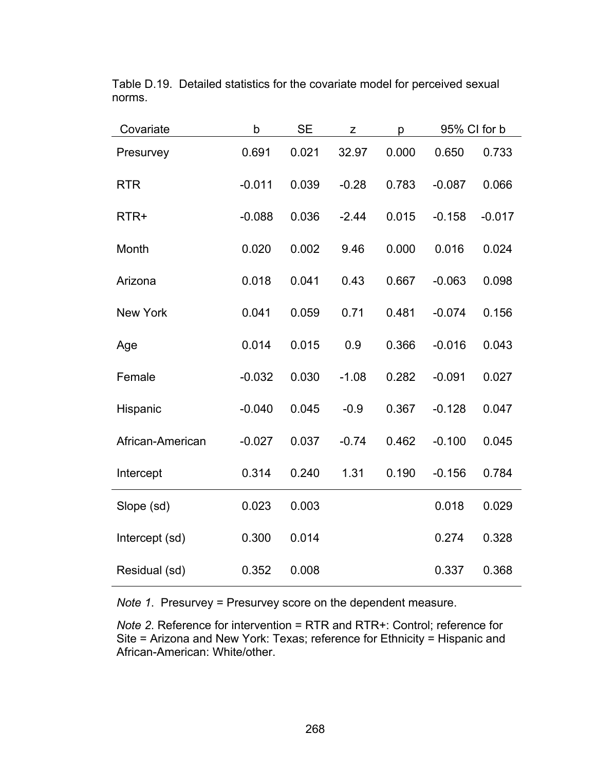Table D.19. Detailed statistics for the covariate model for perceived sexual norms.

| Covariate | b | SE | z | p | 95% CI for b | |
|---|---|---|---|---|---|---|
| Presurvey | 0.691 | 0.021 | 32.97 | 0.000 | 0.650 | 0.733 |
| RTR | -0.011 | 0.039 | -0.28 | 0.783 | -0.087 | 0.066 |
| RTR+ | -0.088 | 0.036 | -2.44 | 0.015 | -0.158 | -0.017 |
| Month | 0.020 | 0.002 | 9.46 | 0.000 | 0.016 | 0.024 |
| Arizona | 0.018 | 0.041 | 0.43 | 0.667 | -0.063 | 0.098 |
| New York | 0.041 | 0.059 | 0.71 | 0.481 | -0.074 | 0.156 |
| Age | 0.014 | 0.015 | 0.9 | 0.366 | -0.016 | 0.043 |
| Female | -0.032 | 0.030 | -1.08 | 0.282 | -0.091 | 0.027 |
| Hispanic | -0.040 | 0.045 | -0.9 | 0.367 | -0.128 | 0.047 |
| African-American | -0.027 | 0.037 | -0.74 | 0.462 | -0.100 | 0.045 |
| Intercept | 0.314 | 0.240 | 1.31 | 0.190 | -0.156 | 0.784 |
| Slope (sd) | 0.023 | 0.003 | | | 0.018 | 0.029 |
| Intercept (sd) | 0.300 | 0.014 | | | 0.274 | 0.328 |
| Residual (sd) | 0.352 | 0.008 | | | 0.337 | 0.368 |

*Note 1*. Presurvey = Presurvey score on the dependent measure.

*Note 2*. Reference for intervention = RTR and RTR+: Control; reference for Site = Arizona and New York: Texas; reference for Ethnicity = Hispanic and African-American: White/other.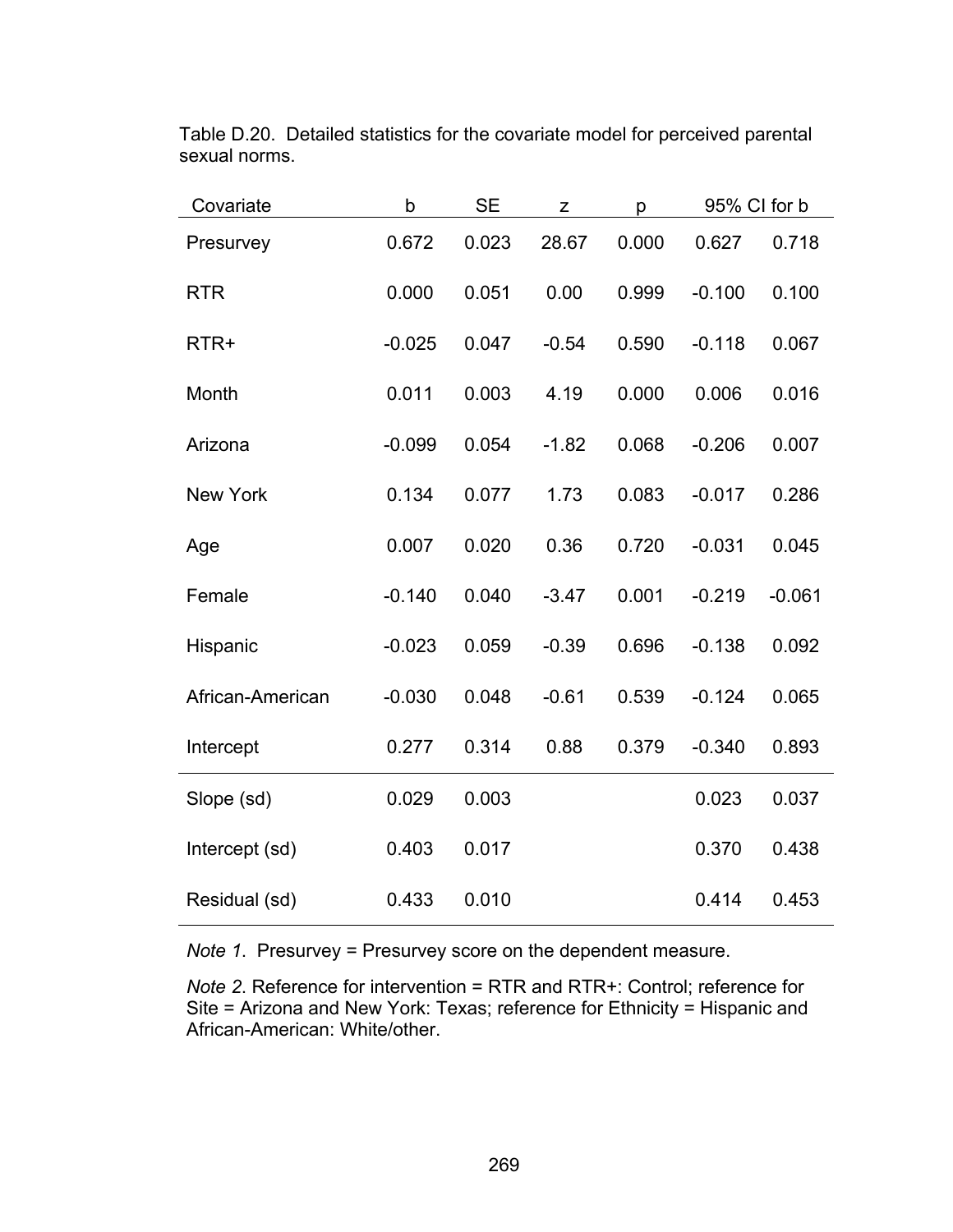Table D.20. Detailed statistics for the covariate model for perceived parental sexual norms.

| Covariate | b | SE | z | p | 95% CI for b | |
|---|---|---|---|---|---|---|
| Presurvey | 0.672 | 0.023 | 28.67 | 0.000 | 0.627 | 0.718 |
| RTR | 0.000 | 0.051 | 0.00 | 0.999 | -0.100 | 0.100 |
| RTR+ | -0.025 | 0.047 | -0.54 | 0.590 | -0.118 | 0.067 |
| Month | 0.011 | 0.003 | 4.19 | 0.000 | 0.006 | 0.016 |
| Arizona | -0.099 | 0.054 | -1.82 | 0.068 | -0.206 | 0.007 |
| New York | 0.134 | 0.077 | 1.73 | 0.083 | -0.017 | 0.286 |
| Age | 0.007 | 0.020 | 0.36 | 0.720 | -0.031 | 0.045 |
| Female | -0.140 | 0.040 | -3.47 | 0.001 | -0.219 | -0.061 |
| Hispanic | -0.023 | 0.059 | -0.39 | 0.696 | -0.138 | 0.092 |
| African-American | -0.030 | 0.048 | -0.61 | 0.539 | -0.124 | 0.065 |
| Intercept | 0.277 | 0.314 | 0.88 | 0.379 | -0.340 | 0.893 |
| Slope (sd) | 0.029 | 0.003 | | | 0.023 | 0.037 |
| Intercept (sd) | 0.403 | 0.017 | | | 0.370 | 0.438 |
| Residual (sd) | 0.433 | 0.010 | | | 0.414 | 0.453 |

*Note 1*. Presurvey = Presurvey score on the dependent measure.

*Note 2*. Reference for intervention = RTR and RTR+: Control; reference for Site = Arizona and New York: Texas; reference for Ethnicity = Hispanic and African-American: White/other.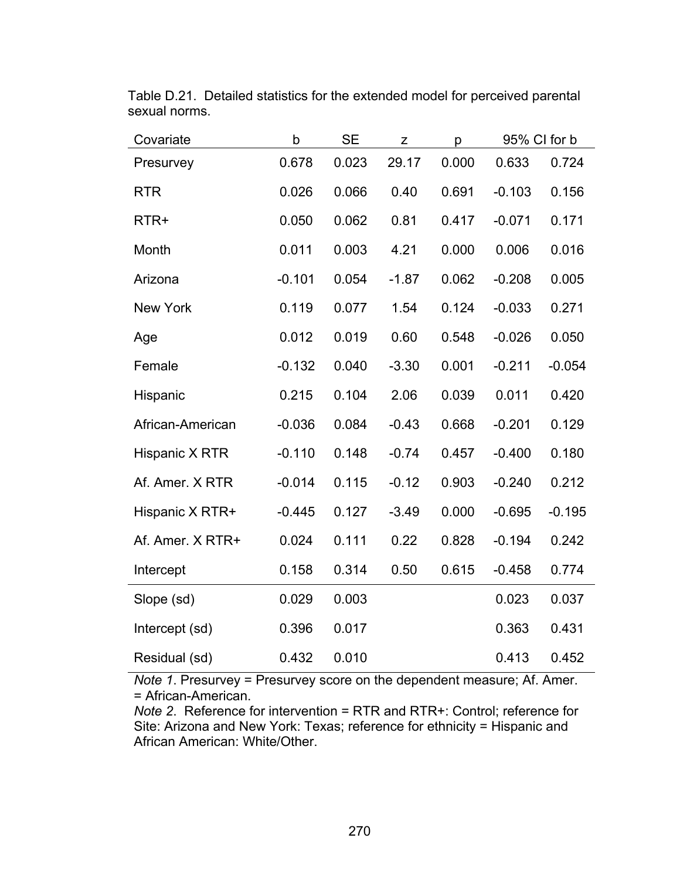Table D.21. Detailed statistics for the extended model for perceived parental sexual norms.

| Covariate | b | SE | z | p | 95% CI for b | |
|---|---|---|---|---|---|---|
| Presurvey | 0.678 | 0.023 | 29.17 | 0.000 | 0.633 | 0.724 |
| RTR | 0.026 | 0.066 | 0.40 | 0.691 | -0.103 | 0.156 |
| RTR+ | 0.050 | 0.062 | 0.81 | 0.417 | -0.071 | 0.171 |
| Month | 0.011 | 0.003 | 4.21 | 0.000 | 0.006 | 0.016 |
| Arizona | -0.101 | 0.054 | -1.87 | 0.062 | -0.208 | 0.005 |
| New York | 0.119 | 0.077 | 1.54 | 0.124 | -0.033 | 0.271 |
| Age | 0.012 | 0.019 | 0.60 | 0.548 | -0.026 | 0.050 |
| Female | -0.132 | 0.040 | -3.30 | 0.001 | -0.211 | -0.054 |
| Hispanic | 0.215 | 0.104 | 2.06 | 0.039 | 0.011 | 0.420 |
| African-American | -0.036 | 0.084 | -0.43 | 0.668 | -0.201 | 0.129 |
| Hispanic X RTR | -0.110 | 0.148 | -0.74 | 0.457 | -0.400 | 0.180 |
| Af. Amer. X RTR | -0.014 | 0.115 | -0.12 | 0.903 | -0.240 | 0.212 |
| Hispanic X RTR+ | -0.445 | 0.127 | -3.49 | 0.000 | -0.695 | -0.195 |
| Af. Amer. X RTR+ | 0.024 | 0.111 | 0.22 | 0.828 | -0.194 | 0.242 |
| Intercept | 0.158 | 0.314 | 0.50 | 0.615 | -0.458 | 0.774 |
| Slope (sd) | 0.029 | 0.003 | | | 0.023 | 0.037 |
| Intercept (sd) | 0.396 | 0.017 | | | 0.363 | 0.431 |
| Residual (sd) | 0.432 | 0.010 | | | 0.413 | 0.452 |

*Note 1*. Presurvey = Presurvey score on the dependent measure; Af. Amer. = African-American.
*Note 2*. Reference for intervention = RTR and RTR+: Control; reference for Site: Arizona and New York: Texas; reference for ethnicity = Hispanic and African American: White/Other.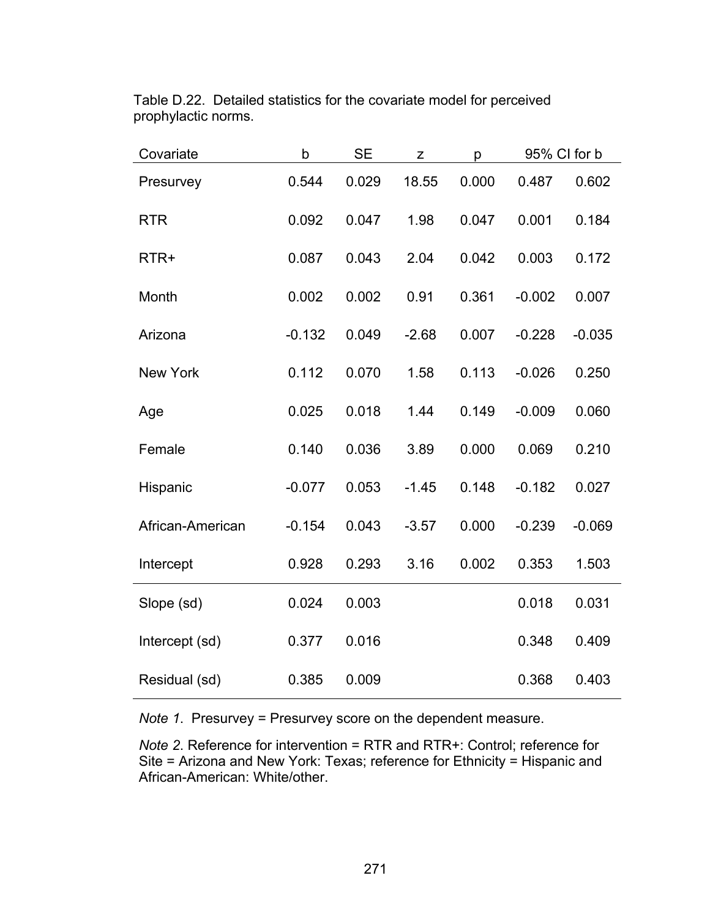Table D.22. Detailed statistics for the covariate model for perceived prophylactic norms.

| Covariate | b | SE | z | p | 95% CI for b | |
|---|---|---|---|---|---|---|
| Presurvey | 0.544 | 0.029 | 18.55 | 0.000 | 0.487 | 0.602 |
| RTR | 0.092 | 0.047 | 1.98 | 0.047 | 0.001 | 0.184 |
| RTR+ | 0.087 | 0.043 | 2.04 | 0.042 | 0.003 | 0.172 |
| Month | 0.002 | 0.002 | 0.91 | 0.361 | -0.002 | 0.007 |
| Arizona | -0.132 | 0.049 | -2.68 | 0.007 | -0.228 | -0.035 |
| New York | 0.112 | 0.070 | 1.58 | 0.113 | -0.026 | 0.250 |
| Age | 0.025 | 0.018 | 1.44 | 0.149 | -0.009 | 0.060 |
| Female | 0.140 | 0.036 | 3.89 | 0.000 | 0.069 | 0.210 |
| Hispanic | -0.077 | 0.053 | -1.45 | 0.148 | -0.182 | 0.027 |
| African-American | -0.154 | 0.043 | -3.57 | 0.000 | -0.239 | -0.069 |
| Intercept | 0.928 | 0.293 | 3.16 | 0.002 | 0.353 | 1.503 |
| Slope (sd) | 0.024 | 0.003 | | | 0.018 | 0.031 |
| Intercept (sd) | 0.377 | 0.016 | | | 0.348 | 0.409 |
| Residual (sd) | 0.385 | 0.009 | | | 0.368 | 0.403 |

*Note 1*. Presurvey = Presurvey score on the dependent measure.

*Note 2*. Reference for intervention = RTR and RTR+: Control; reference for Site = Arizona and New York: Texas; reference for Ethnicity = Hispanic and African-American: White/other.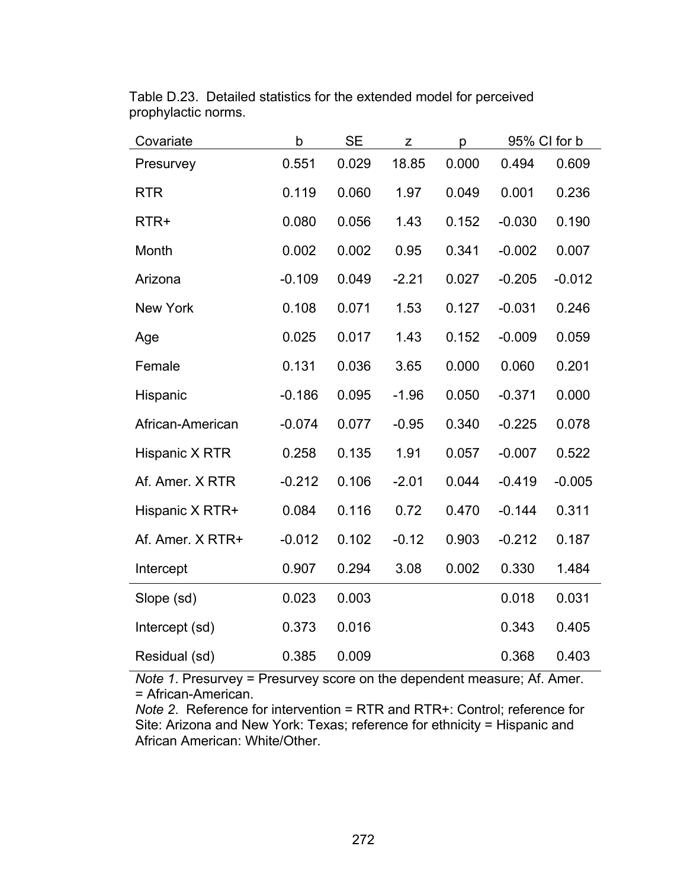Table D.23. Detailed statistics for the extended model for perceived prophylactic norms.

| Covariate | b | SE | z | p | 95% CI for b | |
|---|---|---|---|---|---|---|
| Presurvey | 0.551 | 0.029 | 18.85 | 0.000 | 0.494 | 0.609 |
| RTR | 0.119 | 0.060 | 1.97 | 0.049 | 0.001 | 0.236 |
| RTR+ | 0.080 | 0.056 | 1.43 | 0.152 | -0.030 | 0.190 |
| Month | 0.002 | 0.002 | 0.95 | 0.341 | -0.002 | 0.007 |
| Arizona | -0.109 | 0.049 | -2.21 | 0.027 | -0.205 | -0.012 |
| New York | 0.108 | 0.071 | 1.53 | 0.127 | -0.031 | 0.246 |
| Age | 0.025 | 0.017 | 1.43 | 0.152 | -0.009 | 0.059 |
| Female | 0.131 | 0.036 | 3.65 | 0.000 | 0.060 | 0.201 |
| Hispanic | -0.186 | 0.095 | -1.96 | 0.050 | -0.371 | 0.000 |
| African-American | -0.074 | 0.077 | -0.95 | 0.340 | -0.225 | 0.078 |
| Hispanic X RTR | 0.258 | 0.135 | 1.91 | 0.057 | -0.007 | 0.522 |
| Af. Amer. X RTR | -0.212 | 0.106 | -2.01 | 0.044 | -0.419 | -0.005 |
| Hispanic X RTR+ | 0.084 | 0.116 | 0.72 | 0.470 | -0.144 | 0.311 |
| Af. Amer. X RTR+ | -0.012 | 0.102 | -0.12 | 0.903 | -0.212 | 0.187 |
| Intercept | 0.907 | 0.294 | 3.08 | 0.002 | 0.330 | 1.484 |
| Slope (sd) | 0.023 | 0.003 | | | 0.018 | 0.031 |
| Intercept (sd) | 0.373 | 0.016 | | | 0.343 | 0.405 |
| Residual (sd) | 0.385 | 0.009 | | | 0.368 | 0.403 |

*Note 1*. Presurvey = Presurvey score on the dependent measure; Af. Amer. = African-American.
*Note 2*. Reference for intervention = RTR and RTR+: Control; reference for Site: Arizona and New York: Texas; reference for ethnicity = Hispanic and African American: White/Other.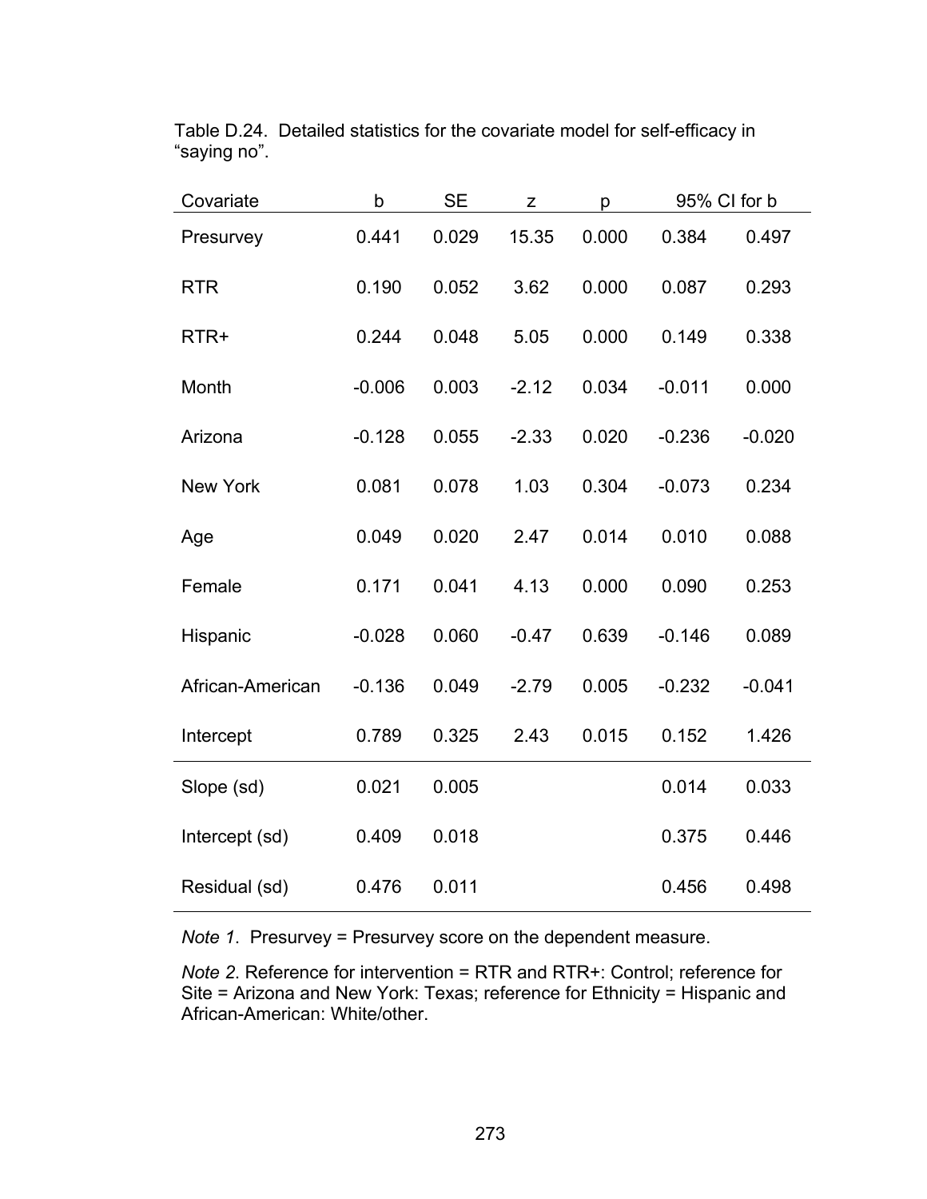Table D.24. Detailed statistics for the covariate model for self-efficacy in "saying no".

| Covariate | b | SE | z | p | 95% CI for b | |
|---|---|---|---|---|---|---|
| Presurvey | 0.441 | 0.029 | 15.35 | 0.000 | 0.384 | 0.497 |
| RTR | 0.190 | 0.052 | 3.62 | 0.000 | 0.087 | 0.293 |
| RTR+ | 0.244 | 0.048 | 5.05 | 0.000 | 0.149 | 0.338 |
| Month | -0.006 | 0.003 | -2.12 | 0.034 | -0.011 | 0.000 |
| Arizona | -0.128 | 0.055 | -2.33 | 0.020 | -0.236 | -0.020 |
| New York | 0.081 | 0.078 | 1.03 | 0.304 | -0.073 | 0.234 |
| Age | 0.049 | 0.020 | 2.47 | 0.014 | 0.010 | 0.088 |
| Female | 0.171 | 0.041 | 4.13 | 0.000 | 0.090 | 0.253 |
| Hispanic | -0.028 | 0.060 | -0.47 | 0.639 | -0.146 | 0.089 |
| African-American | -0.136 | 0.049 | -2.79 | 0.005 | -0.232 | -0.041 |
| Intercept | 0.789 | 0.325 | 2.43 | 0.015 | 0.152 | 1.426 |
| Slope (sd) | 0.021 | 0.005 | | | 0.014 | 0.033 |
| Intercept (sd) | 0.409 | 0.018 | | | 0.375 | 0.446 |
| Residual (sd) | 0.476 | 0.011 | | | 0.456 | 0.498 |

*Note 1*. Presurvey = Presurvey score on the dependent measure.

*Note 2*. Reference for intervention = RTR and RTR+: Control; reference for Site = Arizona and New York: Texas; reference for Ethnicity = Hispanic and African-American: White/other.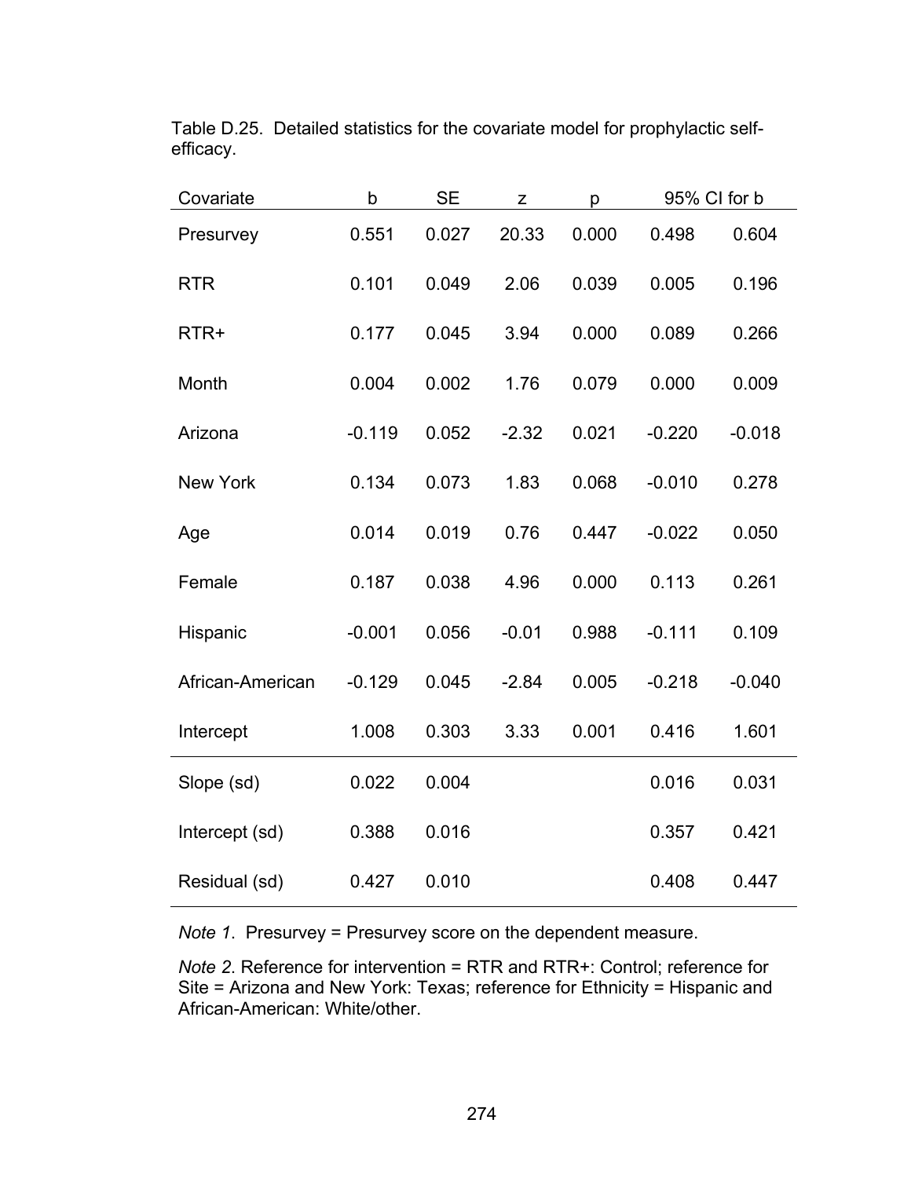Table D.25. Detailed statistics for the covariate model for prophylactic self-efficacy.

| Covariate | b | SE | z | p | 95% CI for b | |
|---|---|---|---|---|---|---|
| Presurvey | 0.551 | 0.027 | 20.33 | 0.000 | 0.498 | 0.604 |
| RTR | 0.101 | 0.049 | 2.06 | 0.039 | 0.005 | 0.196 |
| RTR+ | 0.177 | 0.045 | 3.94 | 0.000 | 0.089 | 0.266 |
| Month | 0.004 | 0.002 | 1.76 | 0.079 | 0.000 | 0.009 |
| Arizona | -0.119 | 0.052 | -2.32 | 0.021 | -0.220 | -0.018 |
| New York | 0.134 | 0.073 | 1.83 | 0.068 | -0.010 | 0.278 |
| Age | 0.014 | 0.019 | 0.76 | 0.447 | -0.022 | 0.050 |
| Female | 0.187 | 0.038 | 4.96 | 0.000 | 0.113 | 0.261 |
| Hispanic | -0.001 | 0.056 | -0.01 | 0.988 | -0.111 | 0.109 |
| African-American | -0.129 | 0.045 | -2.84 | 0.005 | -0.218 | -0.040 |
| Intercept | 1.008 | 0.303 | 3.33 | 0.001 | 0.416 | 1.601 |
| Slope (sd) | 0.022 | 0.004 | | | 0.016 | 0.031 |
| Intercept (sd) | 0.388 | 0.016 | | | 0.357 | 0.421 |
| Residual (sd) | 0.427 | 0.010 | | | 0.408 | 0.447 |

*Note 1*. Presurvey = Presurvey score on the dependent measure.

*Note 2*. Reference for intervention = RTR and RTR+: Control; reference for Site = Arizona and New York: Texas; reference for Ethnicity = Hispanic and African-American: White/other.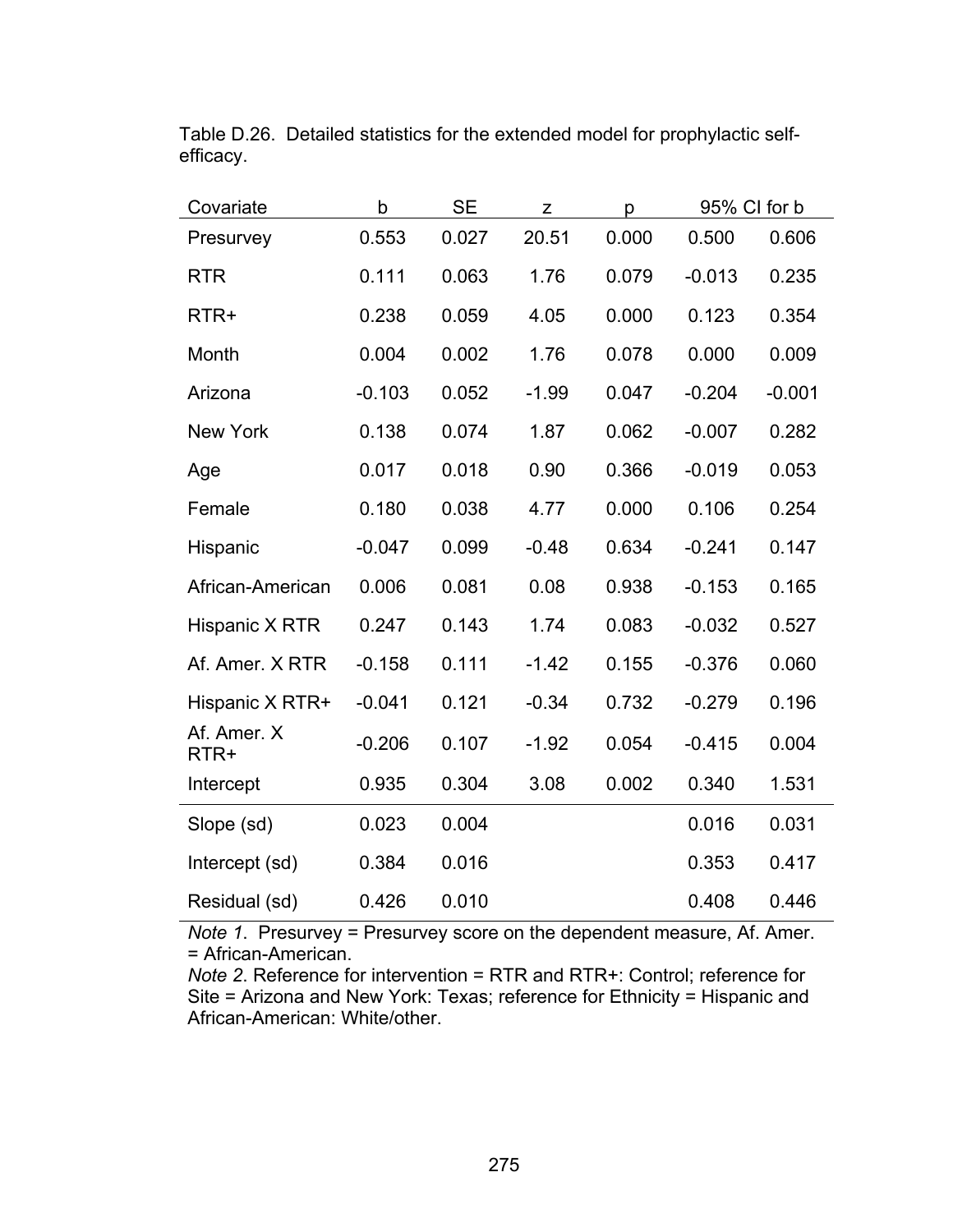Table D.26. Detailed statistics for the extended model for prophylactic self-efficacy.

| Covariate | b | SE | z | p | 95% CI for b | |
|---|---|---|---|---|---|---|
| Presurvey | 0.553 | 0.027 | 20.51 | 0.000 | 0.500 | 0.606 |
| RTR | 0.111 | 0.063 | 1.76 | 0.079 | -0.013 | 0.235 |
| RTR+ | 0.238 | 0.059 | 4.05 | 0.000 | 0.123 | 0.354 |
| Month | 0.004 | 0.002 | 1.76 | 0.078 | 0.000 | 0.009 |
| Arizona | -0.103 | 0.052 | -1.99 | 0.047 | -0.204 | -0.001 |
| New York | 0.138 | 0.074 | 1.87 | 0.062 | -0.007 | 0.282 |
| Age | 0.017 | 0.018 | 0.90 | 0.366 | -0.019 | 0.053 |
| Female | 0.180 | 0.038 | 4.77 | 0.000 | 0.106 | 0.254 |
| Hispanic | -0.047 | 0.099 | -0.48 | 0.634 | -0.241 | 0.147 |
| African-American | 0.006 | 0.081 | 0.08 | 0.938 | -0.153 | 0.165 |
| Hispanic X RTR | 0.247 | 0.143 | 1.74 | 0.083 | -0.032 | 0.527 |
| Af. Amer. X RTR | -0.158 | 0.111 | -1.42 | 0.155 | -0.376 | 0.060 |
| Hispanic X RTR+ | -0.041 | 0.121 | -0.34 | 0.732 | -0.279 | 0.196 |
| Af. Amer. X RTR+ | -0.206 | 0.107 | -1.92 | 0.054 | -0.415 | 0.004 |
| Intercept | 0.935 | 0.304 | 3.08 | 0.002 | 0.340 | 1.531 |
| Slope (sd) | 0.023 | 0.004 | | | 0.016 | 0.031 |
| Intercept (sd) | 0.384 | 0.016 | | | 0.353 | 0.417 |
| Residual (sd) | 0.426 | 0.010 | | | 0.408 | 0.446 |

*Note 1*. Presurvey = Presurvey score on the dependent measure, Af. Amer. = African-American.
*Note 2*. Reference for intervention = RTR and RTR+: Control; reference for Site = Arizona and New York: Texas; reference for Ethnicity = Hispanic and African-American: White/other.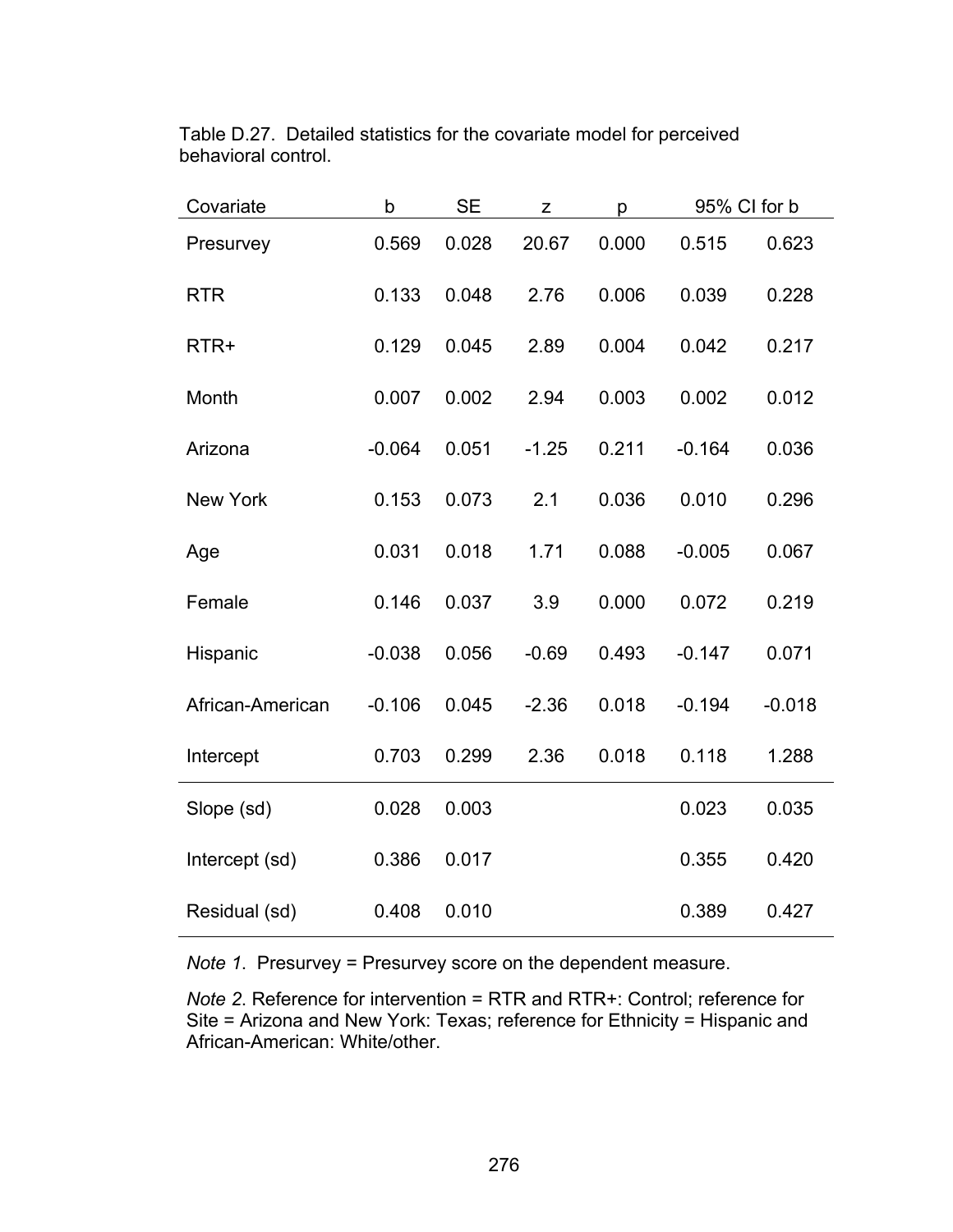Table D.27. Detailed statistics for the covariate model for perceived behavioral control.

| Covariate | b | SE | z | p | 95% CI for b | |
|---|---|---|---|---|---|---|
| Presurvey | 0.569 | 0.028 | 20.67 | 0.000 | 0.515 | 0.623 |
| RTR | 0.133 | 0.048 | 2.76 | 0.006 | 0.039 | 0.228 |
| RTR+ | 0.129 | 0.045 | 2.89 | 0.004 | 0.042 | 0.217 |
| Month | 0.007 | 0.002 | 2.94 | 0.003 | 0.002 | 0.012 |
| Arizona | -0.064 | 0.051 | -1.25 | 0.211 | -0.164 | 0.036 |
| New York | 0.153 | 0.073 | 2.1 | 0.036 | 0.010 | 0.296 |
| Age | 0.031 | 0.018 | 1.71 | 0.088 | -0.005 | 0.067 |
| Female | 0.146 | 0.037 | 3.9 | 0.000 | 0.072 | 0.219 |
| Hispanic | -0.038 | 0.056 | -0.69 | 0.493 | -0.147 | 0.071 |
| African-American | -0.106 | 0.045 | -2.36 | 0.018 | -0.194 | -0.018 |
| Intercept | 0.703 | 0.299 | 2.36 | 0.018 | 0.118 | 1.288 |
| Slope (sd) | 0.028 | 0.003 | | | 0.023 | 0.035 |
| Intercept (sd) | 0.386 | 0.017 | | | 0.355 | 0.420 |
| Residual (sd) | 0.408 | 0.010 | | | 0.389 | 0.427 |

*Note 1*. Presurvey = Presurvey score on the dependent measure.

*Note 2*. Reference for intervention = RTR and RTR+: Control; reference for Site = Arizona and New York: Texas; reference for Ethnicity = Hispanic and African-American: White/other.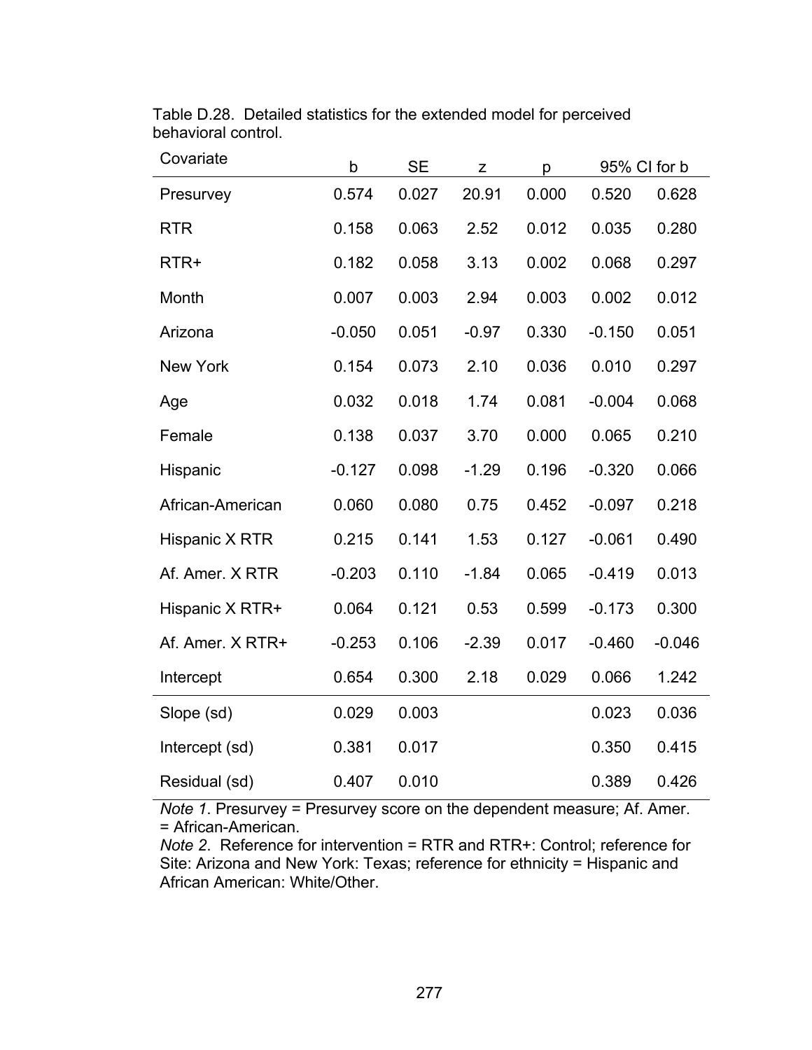Table D.28. Detailed statistics for the extended model for perceived behavioral control.

| Covariate | b | SE | z | p | 95% CI for b | |
|---|---|---|---|---|---|---|
| Presurvey | 0.574 | 0.027 | 20.91 | 0.000 | 0.520 | 0.628 |
| RTR | 0.158 | 0.063 | 2.52 | 0.012 | 0.035 | 0.280 |
| RTR+ | 0.182 | 0.058 | 3.13 | 0.002 | 0.068 | 0.297 |
| Month | 0.007 | 0.003 | 2.94 | 0.003 | 0.002 | 0.012 |
| Arizona | -0.050 | 0.051 | -0.97 | 0.330 | -0.150 | 0.051 |
| New York | 0.154 | 0.073 | 2.10 | 0.036 | 0.010 | 0.297 |
| Age | 0.032 | 0.018 | 1.74 | 0.081 | -0.004 | 0.068 |
| Female | 0.138 | 0.037 | 3.70 | 0.000 | 0.065 | 0.210 |
| Hispanic | -0.127 | 0.098 | -1.29 | 0.196 | -0.320 | 0.066 |
| African-American | 0.060 | 0.080 | 0.75 | 0.452 | -0.097 | 0.218 |
| Hispanic X RTR | 0.215 | 0.141 | 1.53 | 0.127 | -0.061 | 0.490 |
| Af. Amer. X RTR | -0.203 | 0.110 | -1.84 | 0.065 | -0.419 | 0.013 |
| Hispanic X RTR+ | 0.064 | 0.121 | 0.53 | 0.599 | -0.173 | 0.300 |
| Af. Amer. X RTR+ | -0.253 | 0.106 | -2.39 | 0.017 | -0.460 | -0.046 |
| Intercept | 0.654 | 0.300 | 2.18 | 0.029 | 0.066 | 1.242 |
| Slope (sd) | 0.029 | 0.003 | | | 0.023 | 0.036 |
| Intercept (sd) | 0.381 | 0.017 | | | 0.350 | 0.415 |
| Residual (sd) | 0.407 | 0.010 | | | 0.389 | 0.426 |

*Note 1*. Presurvey = Presurvey score on the dependent measure; Af. Amer. = African-American.
*Note 2*. Reference for intervention = RTR and RTR+: Control; reference for Site: Arizona and New York: Texas; reference for ethnicity = Hispanic and African American: White/Other.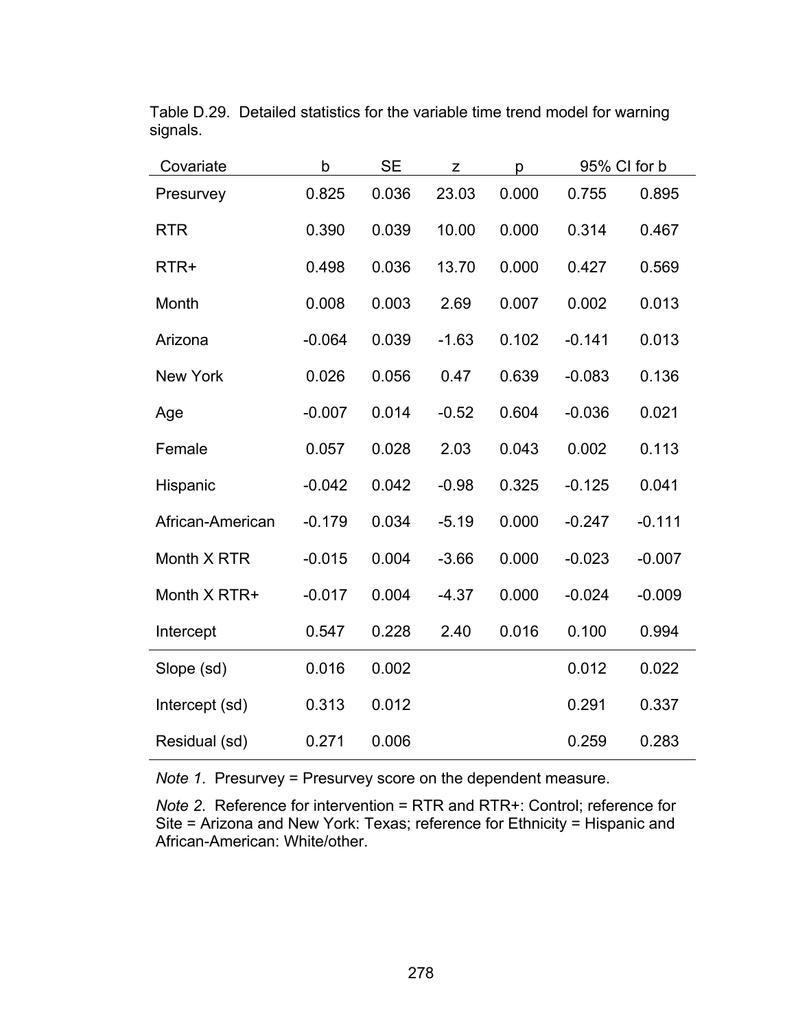Table D.29. Detailed statistics for the variable time trend model for warning signals.

| Covariate | b | SE | z | p | 95% CI for b | |
|---|---|---|---|---|---|---|
| Presurvey | 0.825 | 0.036 | 23.03 | 0.000 | 0.755 | 0.895 |
| RTR | 0.390 | 0.039 | 10.00 | 0.000 | 0.314 | 0.467 |
| RTR+ | 0.498 | 0.036 | 13.70 | 0.000 | 0.427 | 0.569 |
| Month | 0.008 | 0.003 | 2.69 | 0.007 | 0.002 | 0.013 |
| Arizona | -0.064 | 0.039 | -1.63 | 0.102 | -0.141 | 0.013 |
| New York | 0.026 | 0.056 | 0.47 | 0.639 | -0.083 | 0.136 |
| Age | -0.007 | 0.014 | -0.52 | 0.604 | -0.036 | 0.021 |
| Female | 0.057 | 0.028 | 2.03 | 0.043 | 0.002 | 0.113 |
| Hispanic | -0.042 | 0.042 | -0.98 | 0.325 | -0.125 | 0.041 |
| African-American | -0.179 | 0.034 | -5.19 | 0.000 | -0.247 | -0.111 |
| Month X RTR | -0.015 | 0.004 | -3.66 | 0.000 | -0.023 | -0.007 |
| Month X RTR+ | -0.017 | 0.004 | -4.37 | 0.000 | -0.024 | -0.009 |
| Intercept | 0.547 | 0.228 | 2.40 | 0.016 | 0.100 | 0.994 |
| Slope (sd) | 0.016 | 0.002 | | | 0.012 | 0.022 |
| Intercept (sd) | 0.313 | 0.012 | | | 0.291 | 0.337 |
| Residual (sd) | 0.271 | 0.006 | | | 0.259 | 0.283 |

*Note 1*. Presurvey = Presurvey score on the dependent measure.

*Note 2*. Reference for intervention = RTR and RTR+: Control; reference for Site = Arizona and New York: Texas; reference for Ethnicity = Hispanic and African-American: White/other.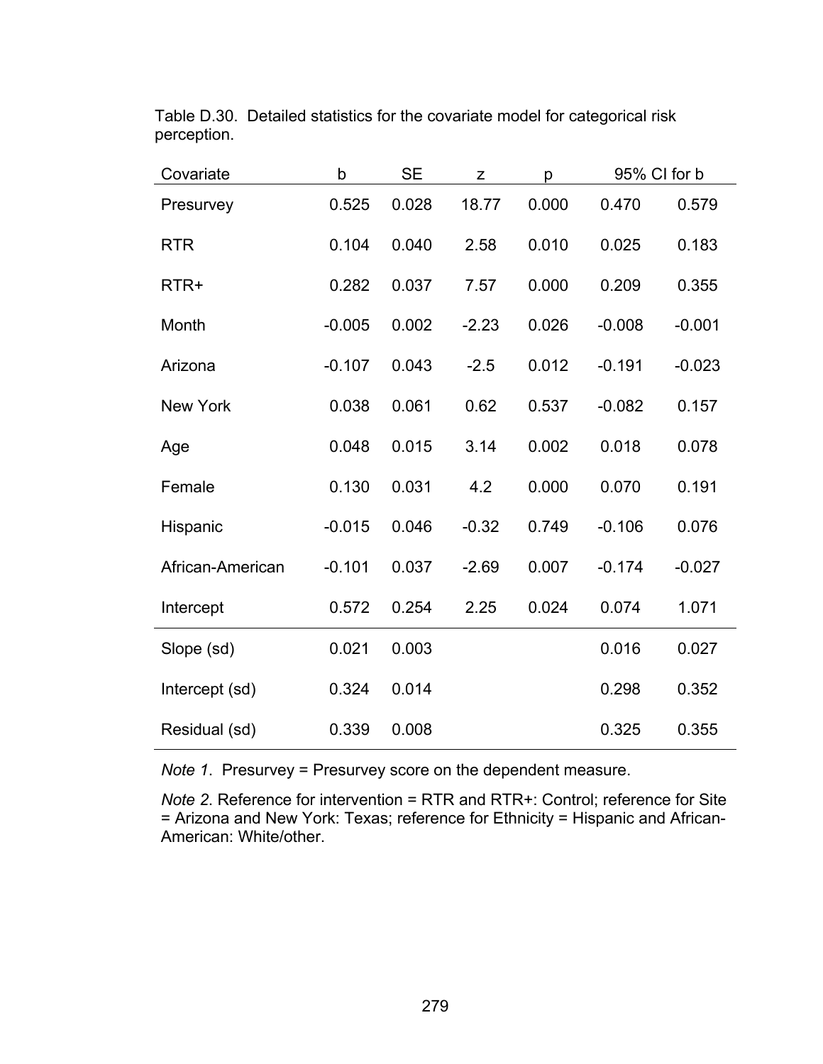Table D.30. Detailed statistics for the covariate model for categorical risk perception.

| Covariate | b | SE | z | p | 95% CI for b | |
|---|---|---|---|---|---|---|
| Presurvey | 0.525 | 0.028 | 18.77 | 0.000 | 0.470 | 0.579 |
| RTR | 0.104 | 0.040 | 2.58 | 0.010 | 0.025 | 0.183 |
| RTR+ | 0.282 | 0.037 | 7.57 | 0.000 | 0.209 | 0.355 |
| Month | -0.005 | 0.002 | -2.23 | 0.026 | -0.008 | -0.001 |
| Arizona | -0.107 | 0.043 | -2.5 | 0.012 | -0.191 | -0.023 |
| New York | 0.038 | 0.061 | 0.62 | 0.537 | -0.082 | 0.157 |
| Age | 0.048 | 0.015 | 3.14 | 0.002 | 0.018 | 0.078 |
| Female | 0.130 | 0.031 | 4.2 | 0.000 | 0.070 | 0.191 |
| Hispanic | -0.015 | 0.046 | -0.32 | 0.749 | -0.106 | 0.076 |
| African-American | -0.101 | 0.037 | -2.69 | 0.007 | -0.174 | -0.027 |
| Intercept | 0.572 | 0.254 | 2.25 | 0.024 | 0.074 | 1.071 |
| Slope (sd) | 0.021 | 0.003 | | | 0.016 | 0.027 |
| Intercept (sd) | 0.324 | 0.014 | | | 0.298 | 0.352 |
| Residual (sd) | 0.339 | 0.008 | | | 0.325 | 0.355 |

*Note 1*. Presurvey = Presurvey score on the dependent measure.

*Note 2*. Reference for intervention = RTR and RTR+: Control; reference for Site = Arizona and New York: Texas; reference for Ethnicity = Hispanic and African-American: White/other.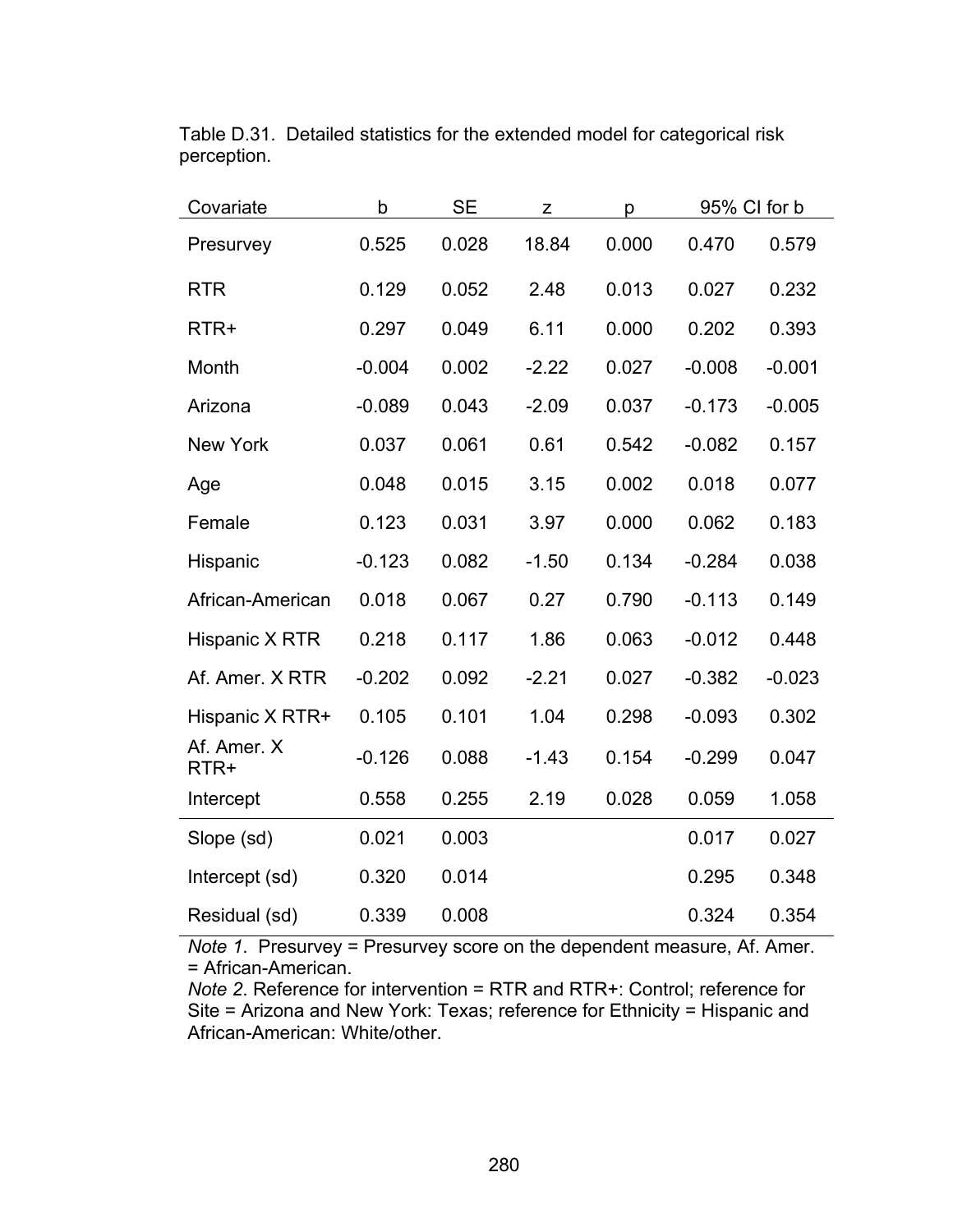Table D.31. Detailed statistics for the extended model for categorical risk perception.

| Covariate | b | SE | z | p | 95% CI for b | |
|---|---|---|---|---|---|---|
| Presurvey | 0.525 | 0.028 | 18.84 | 0.000 | 0.470 | 0.579 |
| RTR | 0.129 | 0.052 | 2.48 | 0.013 | 0.027 | 0.232 |
| RTR+ | 0.297 | 0.049 | 6.11 | 0.000 | 0.202 | 0.393 |
| Month | -0.004 | 0.002 | -2.22 | 0.027 | -0.008 | -0.001 |
| Arizona | -0.089 | 0.043 | -2.09 | 0.037 | -0.173 | -0.005 |
| New York | 0.037 | 0.061 | 0.61 | 0.542 | -0.082 | 0.157 |
| Age | 0.048 | 0.015 | 3.15 | 0.002 | 0.018 | 0.077 |
| Female | 0.123 | 0.031 | 3.97 | 0.000 | 0.062 | 0.183 |
| Hispanic | -0.123 | 0.082 | -1.50 | 0.134 | -0.284 | 0.038 |
| African-American | 0.018 | 0.067 | 0.27 | 0.790 | -0.113 | 0.149 |
| Hispanic X RTR | 0.218 | 0.117 | 1.86 | 0.063 | -0.012 | 0.448 |
| Af. Amer. X RTR | -0.202 | 0.092 | -2.21 | 0.027 | -0.382 | -0.023 |
| Hispanic X RTR+ | 0.105 | 0.101 | 1.04 | 0.298 | -0.093 | 0.302 |
| Af. Amer. X RTR+ | -0.126 | 0.088 | -1.43 | 0.154 | -0.299 | 0.047 |
| Intercept | 0.558 | 0.255 | 2.19 | 0.028 | 0.059 | 1.058 |
| Slope (sd) | 0.021 | 0.003 | | | 0.017 | 0.027 |
| Intercept (sd) | 0.320 | 0.014 | | | 0.295 | 0.348 |
| Residual (sd) | 0.339 | 0.008 | | | 0.324 | 0.354 |

*Note 1*. Presurvey = Presurvey score on the dependent measure, Af. Amer. = African-American.
*Note 2*. Reference for intervention = RTR and RTR+: Control; reference for Site = Arizona and New York: Texas; reference for Ethnicity = Hispanic and African-American: White/other.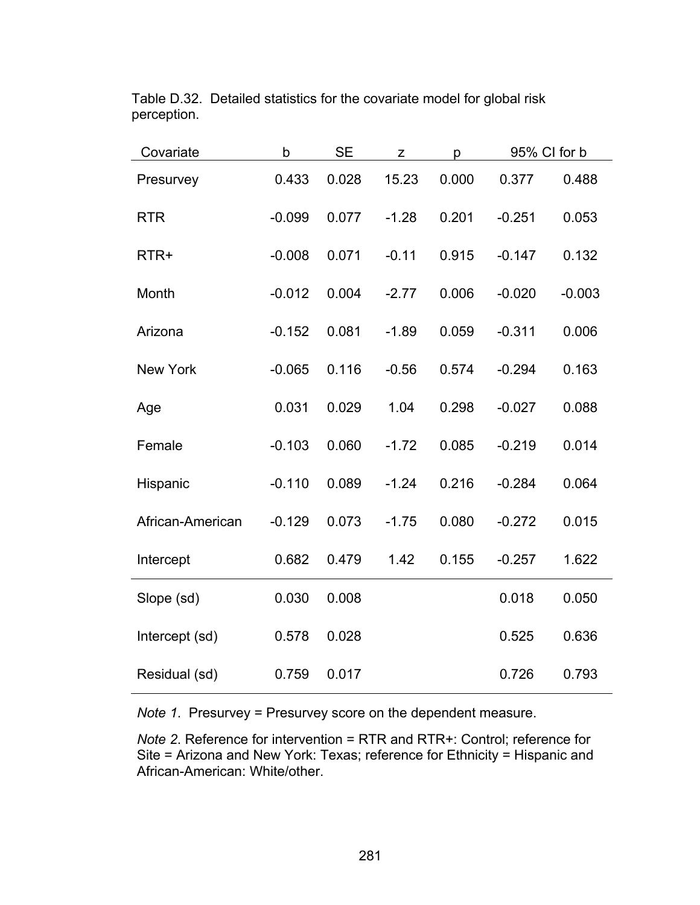Table D.32. Detailed statistics for the covariate model for global risk perception.

| Covariate | b | SE | z | p | 95% CI for b | |
|---|---|---|---|---|---|---|
| Presurvey | 0.433 | 0.028 | 15.23 | 0.000 | 0.377 | 0.488 |
| RTR | -0.099 | 0.077 | -1.28 | 0.201 | -0.251 | 0.053 |
| RTR+ | -0.008 | 0.071 | -0.11 | 0.915 | -0.147 | 0.132 |
| Month | -0.012 | 0.004 | -2.77 | 0.006 | -0.020 | -0.003 |
| Arizona | -0.152 | 0.081 | -1.89 | 0.059 | -0.311 | 0.006 |
| New York | -0.065 | 0.116 | -0.56 | 0.574 | -0.294 | 0.163 |
| Age | 0.031 | 0.029 | 1.04 | 0.298 | -0.027 | 0.088 |
| Female | -0.103 | 0.060 | -1.72 | 0.085 | -0.219 | 0.014 |
| Hispanic | -0.110 | 0.089 | -1.24 | 0.216 | -0.284 | 0.064 |
| African-American | -0.129 | 0.073 | -1.75 | 0.080 | -0.272 | 0.015 |
| Intercept | 0.682 | 0.479 | 1.42 | 0.155 | -0.257 | 1.622 |
| Slope (sd) | 0.030 | 0.008 | | | 0.018 | 0.050 |
| Intercept (sd) | 0.578 | 0.028 | | | 0.525 | 0.636 |
| Residual (sd) | 0.759 | 0.017 | | | 0.726 | 0.793 |

*Note 1*. Presurvey = Presurvey score on the dependent measure.

*Note 2*. Reference for intervention = RTR and RTR+: Control; reference for Site = Arizona and New York: Texas; reference for Ethnicity = Hispanic and African-American: White/other.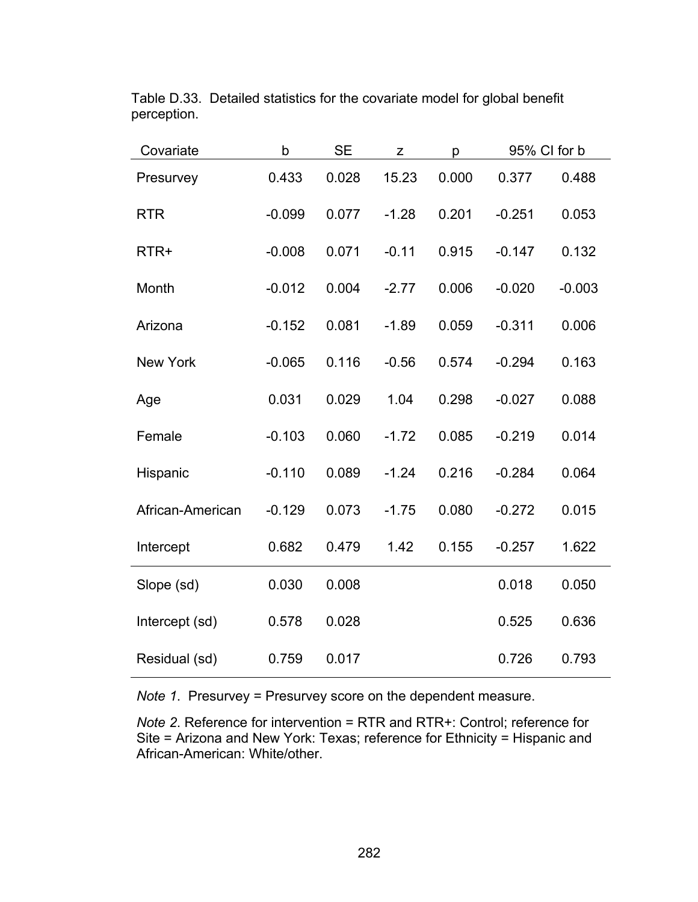Table D.33. Detailed statistics for the covariate model for global benefit perception.

| Covariate | b | SE | z | p | 95% CI for b | |
|---|---|---|---|---|---|---|
| Presurvey | 0.433 | 0.028 | 15.23 | 0.000 | 0.377 | 0.488 |
| RTR | -0.099 | 0.077 | -1.28 | 0.201 | -0.251 | 0.053 |
| RTR+ | -0.008 | 0.071 | -0.11 | 0.915 | -0.147 | 0.132 |
| Month | -0.012 | 0.004 | -2.77 | 0.006 | -0.020 | -0.003 |
| Arizona | -0.152 | 0.081 | -1.89 | 0.059 | -0.311 | 0.006 |
| New York | -0.065 | 0.116 | -0.56 | 0.574 | -0.294 | 0.163 |
| Age | 0.031 | 0.029 | 1.04 | 0.298 | -0.027 | 0.088 |
| Female | -0.103 | 0.060 | -1.72 | 0.085 | -0.219 | 0.014 |
| Hispanic | -0.110 | 0.089 | -1.24 | 0.216 | -0.284 | 0.064 |
| African-American | -0.129 | 0.073 | -1.75 | 0.080 | -0.272 | 0.015 |
| Intercept | 0.682 | 0.479 | 1.42 | 0.155 | -0.257 | 1.622 |
| Slope (sd) | 0.030 | 0.008 | | | 0.018 | 0.050 |
| Intercept (sd) | 0.578 | 0.028 | | | 0.525 | 0.636 |
| Residual (sd) | 0.759 | 0.017 | | | 0.726 | 0.793 |

*Note 1*. Presurvey = Presurvey score on the dependent measure.

*Note 2*. Reference for intervention = RTR and RTR+: Control; reference for Site = Arizona and New York: Texas; reference for Ethnicity = Hispanic and African-American: White/other.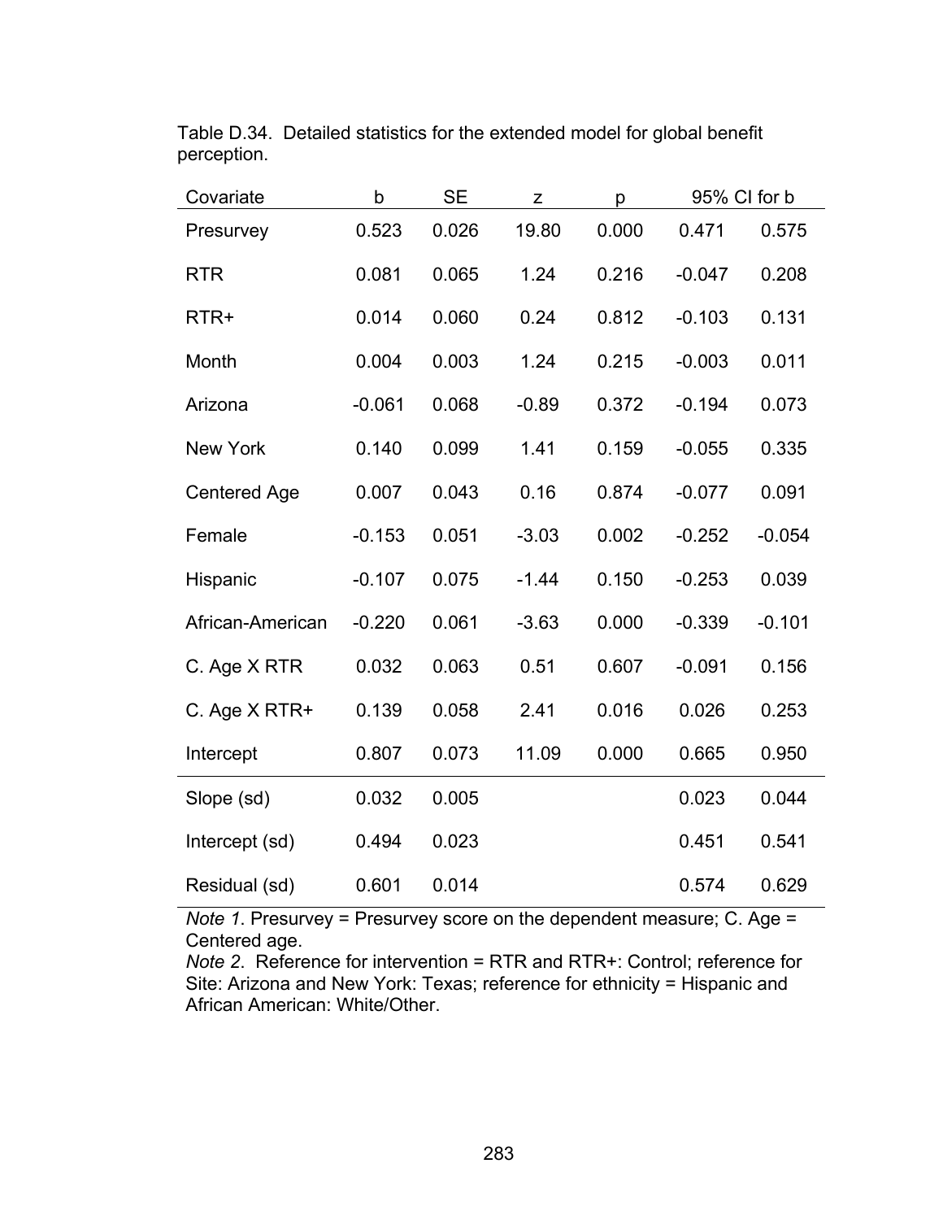Table D.34. Detailed statistics for the extended model for global benefit perception.

| Covariate | b | SE | z | p | 95% CI for b | |
|---|---|---|---|---|---|---|
| Presurvey | 0.523 | 0.026 | 19.80 | 0.000 | 0.471 | 0.575 |
| RTR | 0.081 | 0.065 | 1.24 | 0.216 | -0.047 | 0.208 |
| RTR+ | 0.014 | 0.060 | 0.24 | 0.812 | -0.103 | 0.131 |
| Month | 0.004 | 0.003 | 1.24 | 0.215 | -0.003 | 0.011 |
| Arizona | -0.061 | 0.068 | -0.89 | 0.372 | -0.194 | 0.073 |
| New York | 0.140 | 0.099 | 1.41 | 0.159 | -0.055 | 0.335 |
| Centered Age | 0.007 | 0.043 | 0.16 | 0.874 | -0.077 | 0.091 |
| Female | -0.153 | 0.051 | -3.03 | 0.002 | -0.252 | -0.054 |
| Hispanic | -0.107 | 0.075 | -1.44 | 0.150 | -0.253 | 0.039 |
| African-American | -0.220 | 0.061 | -3.63 | 0.000 | -0.339 | -0.101 |
| C. Age X RTR | 0.032 | 0.063 | 0.51 | 0.607 | -0.091 | 0.156 |
| C. Age X RTR+ | 0.139 | 0.058 | 2.41 | 0.016 | 0.026 | 0.253 |
| Intercept | 0.807 | 0.073 | 11.09 | 0.000 | 0.665 | 0.950 |
| Slope (sd) | 0.032 | 0.005 | | | 0.023 | 0.044 |
| Intercept (sd) | 0.494 | 0.023 | | | 0.451 | 0.541 |
| Residual (sd) | 0.601 | 0.014 | | | 0.574 | 0.629 |

*Note 1.* Presurvey = Presurvey score on the dependent measure; C. Age = Centered age.
*Note 2.* Reference for intervention = RTR and RTR+: Control; reference for Site: Arizona and New York: Texas; reference for ethnicity = Hispanic and African American: White/Other.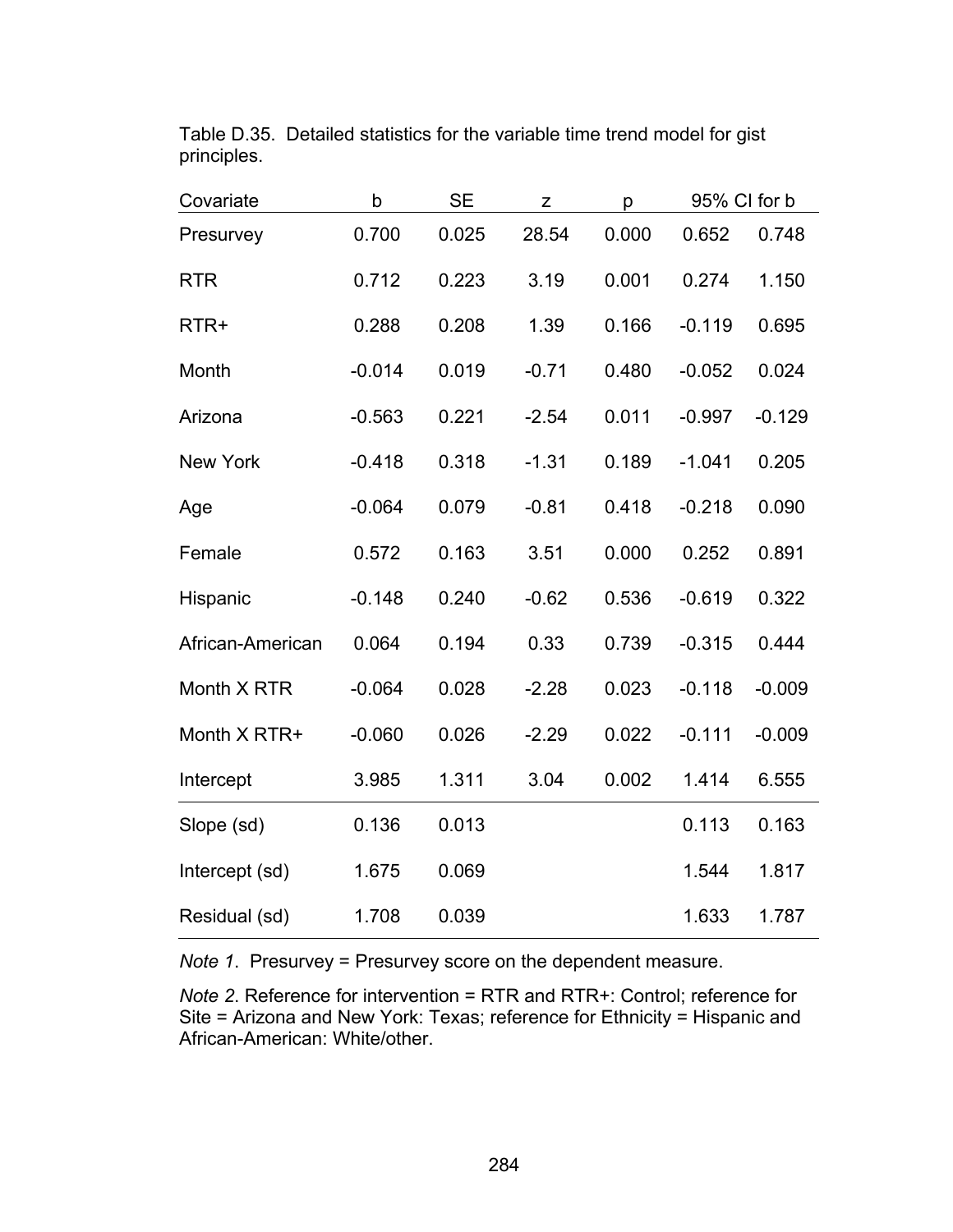Table D.35. Detailed statistics for the variable time trend model for gist principles.

| Covariate | b | SE | z | p | 95% CI for b | |
|---|---|---|---|---|---|---|
| Presurvey | 0.700 | 0.025 | 28.54 | 0.000 | 0.652 | 0.748 |
| RTR | 0.712 | 0.223 | 3.19 | 0.001 | 0.274 | 1.150 |
| RTR+ | 0.288 | 0.208 | 1.39 | 0.166 | -0.119 | 0.695 |
| Month | -0.014 | 0.019 | -0.71 | 0.480 | -0.052 | 0.024 |
| Arizona | -0.563 | 0.221 | -2.54 | 0.011 | -0.997 | -0.129 |
| New York | -0.418 | 0.318 | -1.31 | 0.189 | -1.041 | 0.205 |
| Age | -0.064 | 0.079 | -0.81 | 0.418 | -0.218 | 0.090 |
| Female | 0.572 | 0.163 | 3.51 | 0.000 | 0.252 | 0.891 |
| Hispanic | -0.148 | 0.240 | -0.62 | 0.536 | -0.619 | 0.322 |
| African-American | 0.064 | 0.194 | 0.33 | 0.739 | -0.315 | 0.444 |
| Month X RTR | -0.064 | 0.028 | -2.28 | 0.023 | -0.118 | -0.009 |
| Month X RTR+ | -0.060 | 0.026 | -2.29 | 0.022 | -0.111 | -0.009 |
| Intercept | 3.985 | 1.311 | 3.04 | 0.002 | 1.414 | 6.555 |
| Slope (sd) | 0.136 | 0.013 | | | 0.113 | 0.163 |
| Intercept (sd) | 1.675 | 0.069 | | | 1.544 | 1.817 |
| Residual (sd) | 1.708 | 0.039 | | | 1.633 | 1.787 |

*Note 1*. Presurvey = Presurvey score on the dependent measure.

*Note 2*. Reference for intervention = RTR and RTR+: Control; reference for Site = Arizona and New York: Texas; reference for Ethnicity = Hispanic and African-American: White/other.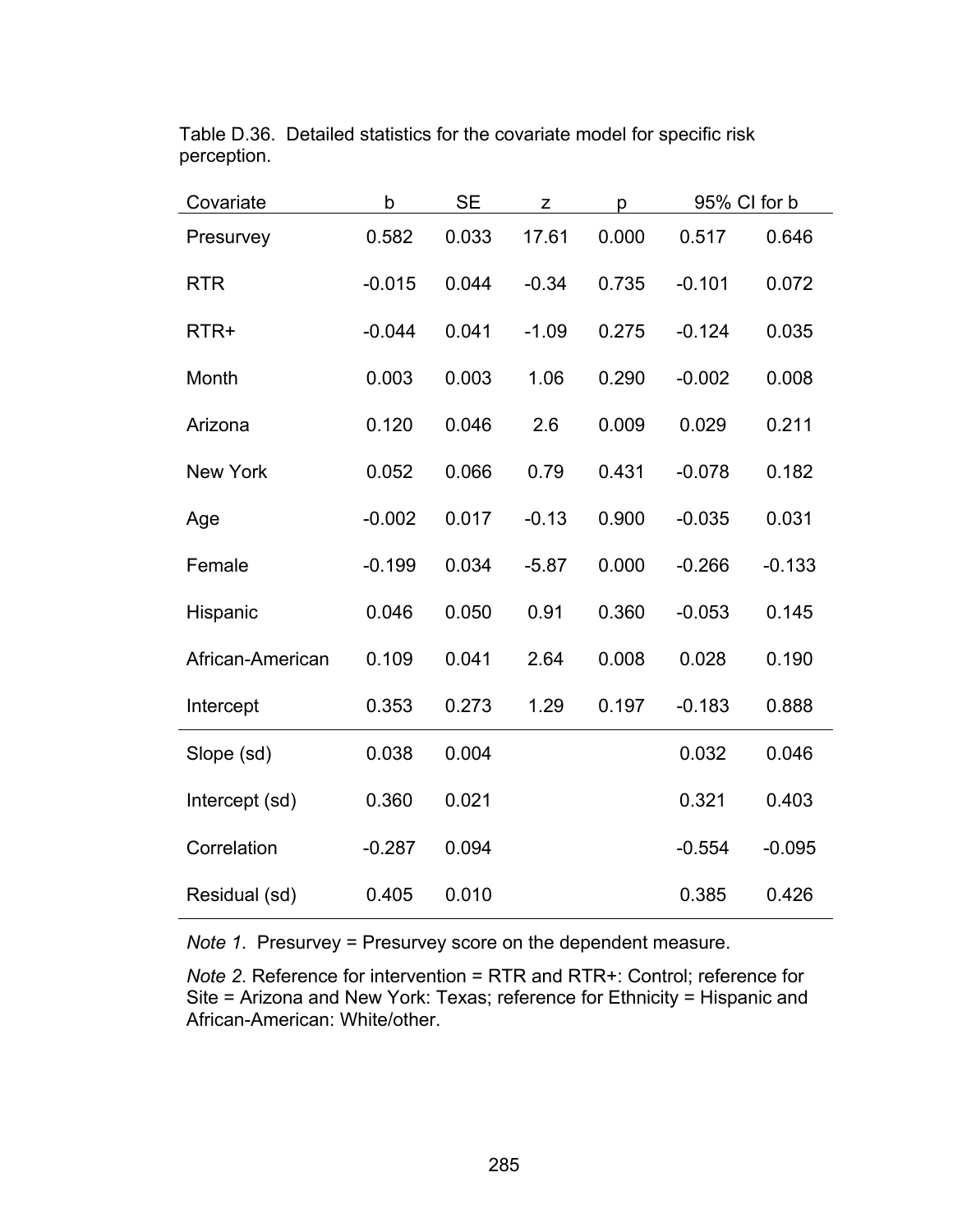Table D.36. Detailed statistics for the covariate model for specific risk perception.

| Covariate | b | SE | z | p | 95% CI for b | |
|---|---|---|---|---|---|---|
| Presurvey | 0.582 | 0.033 | 17.61 | 0.000 | 0.517 | 0.646 |
| RTR | -0.015 | 0.044 | -0.34 | 0.735 | -0.101 | 0.072 |
| RTR+ | -0.044 | 0.041 | -1.09 | 0.275 | -0.124 | 0.035 |
| Month | 0.003 | 0.003 | 1.06 | 0.290 | -0.002 | 0.008 |
| Arizona | 0.120 | 0.046 | 2.6 | 0.009 | 0.029 | 0.211 |
| New York | 0.052 | 0.066 | 0.79 | 0.431 | -0.078 | 0.182 |
| Age | -0.002 | 0.017 | -0.13 | 0.900 | -0.035 | 0.031 |
| Female | -0.199 | 0.034 | -5.87 | 0.000 | -0.266 | -0.133 |
| Hispanic | 0.046 | 0.050 | 0.91 | 0.360 | -0.053 | 0.145 |
| African-American | 0.109 | 0.041 | 2.64 | 0.008 | 0.028 | 0.190 |
| Intercept | 0.353 | 0.273 | 1.29 | 0.197 | -0.183 | 0.888 |
| Slope (sd) | 0.038 | 0.004 | | | 0.032 | 0.046 |
| Intercept (sd) | 0.360 | 0.021 | | | 0.321 | 0.403 |
| Correlation | -0.287 | 0.094 | | | -0.554 | -0.095 |
| Residual (sd) | 0.405 | 0.010 | | | 0.385 | 0.426 |

*Note 1*. Presurvey = Presurvey score on the dependent measure.

*Note 2*. Reference for intervention = RTR and RTR+: Control; reference for Site = Arizona and New York: Texas; reference for Ethnicity = Hispanic and African-American: White/other.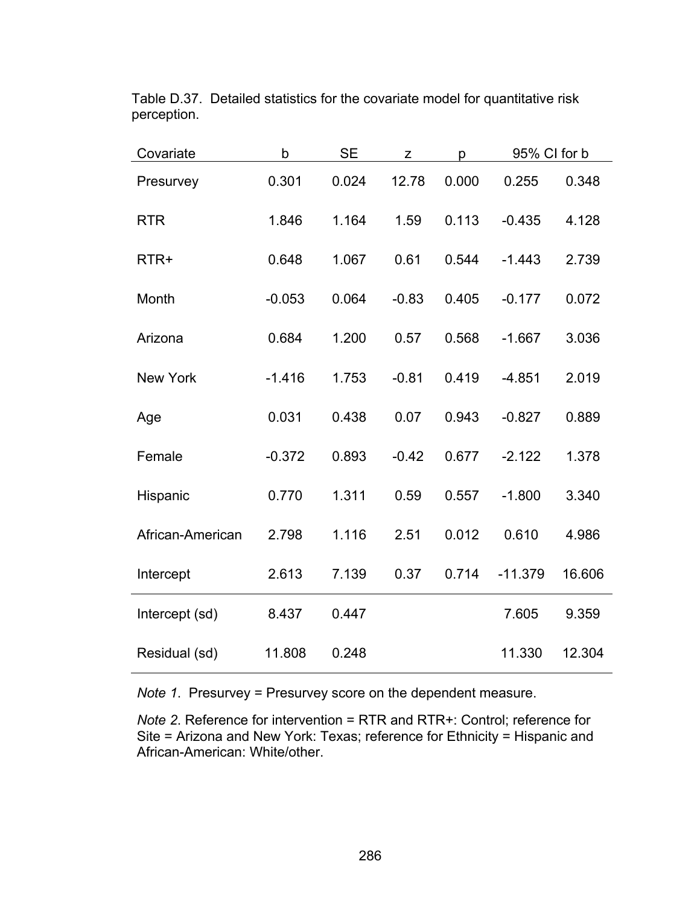Table D.37. Detailed statistics for the covariate model for quantitative risk perception.

| Covariate | b | SE | z | p | 95% CI for b | |
|---|---|---|---|---|---|---|
| Presurvey | 0.301 | 0.024 | 12.78 | 0.000 | 0.255 | 0.348 |
| RTR | 1.846 | 1.164 | 1.59 | 0.113 | -0.435 | 4.128 |
| RTR+ | 0.648 | 1.067 | 0.61 | 0.544 | -1.443 | 2.739 |
| Month | -0.053 | 0.064 | -0.83 | 0.405 | -0.177 | 0.072 |
| Arizona | 0.684 | 1.200 | 0.57 | 0.568 | -1.667 | 3.036 |
| New York | -1.416 | 1.753 | -0.81 | 0.419 | -4.851 | 2.019 |
| Age | 0.031 | 0.438 | 0.07 | 0.943 | -0.827 | 0.889 |
| Female | -0.372 | 0.893 | -0.42 | 0.677 | -2.122 | 1.378 |
| Hispanic | 0.770 | 1.311 | 0.59 | 0.557 | -1.800 | 3.340 |
| African-American | 2.798 | 1.116 | 2.51 | 0.012 | 0.610 | 4.986 |
| Intercept | 2.613 | 7.139 | 0.37 | 0.714 | -11.379 | 16.606 |
| Intercept (sd) | 8.437 | 0.447 | | | 7.605 | 9.359 |
| Residual (sd) | 11.808 | 0.248 | | | 11.330 | 12.304 |

*Note 1*. Presurvey = Presurvey score on the dependent measure.

*Note 2*. Reference for intervention = RTR and RTR+: Control; reference for Site = Arizona and New York: Texas; reference for Ethnicity = Hispanic and African-American: White/other.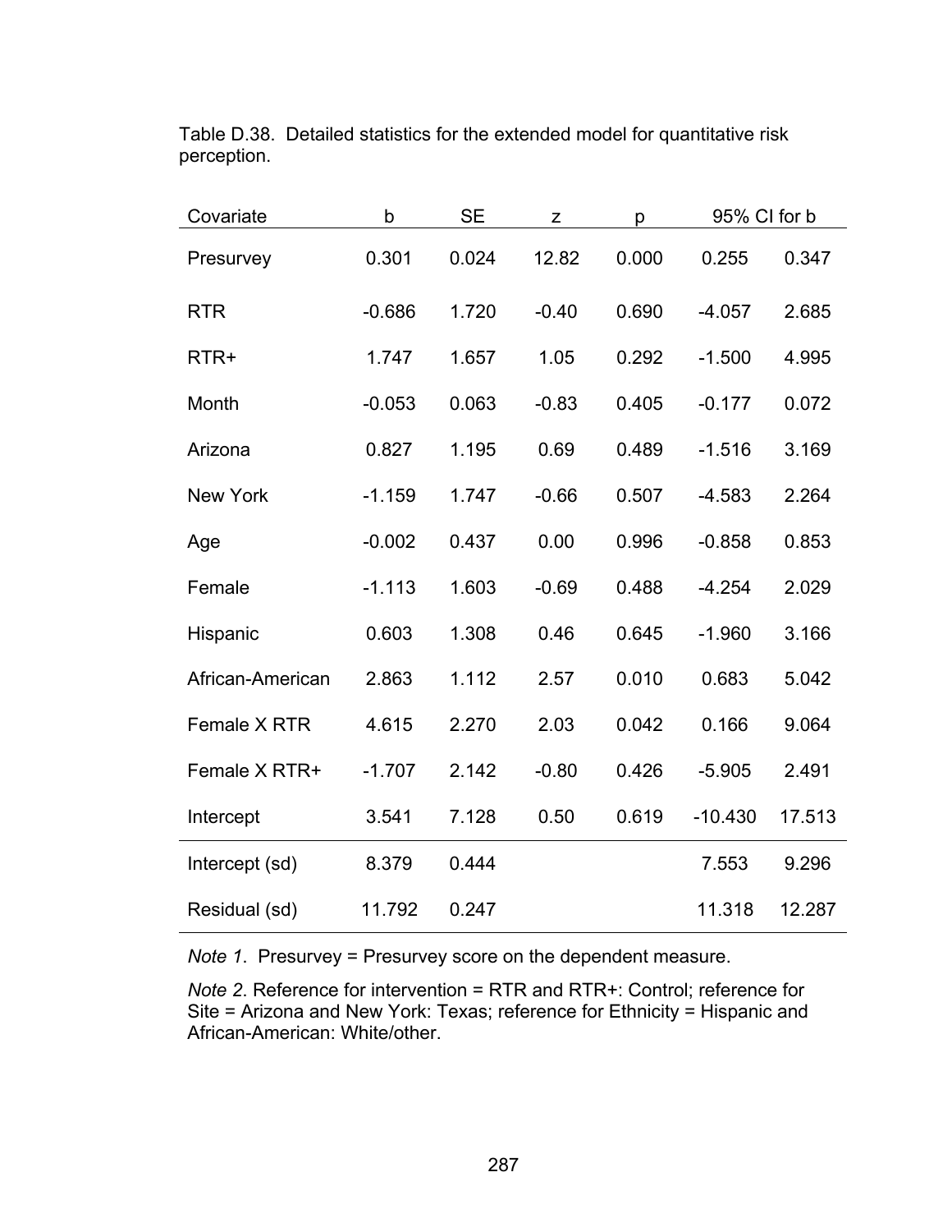Table D.38. Detailed statistics for the extended model for quantitative risk perception.

| Covariate | b | SE | z | p | 95% CI for b | |
|---|---|---|---|---|---|---|
| Presurvey | 0.301 | 0.024 | 12.82 | 0.000 | 0.255 | 0.347 |
| RTR | -0.686 | 1.720 | -0.40 | 0.690 | -4.057 | 2.685 |
| RTR+ | 1.747 | 1.657 | 1.05 | 0.292 | -1.500 | 4.995 |
| Month | -0.053 | 0.063 | -0.83 | 0.405 | -0.177 | 0.072 |
| Arizona | 0.827 | 1.195 | 0.69 | 0.489 | -1.516 | 3.169 |
| New York | -1.159 | 1.747 | -0.66 | 0.507 | -4.583 | 2.264 |
| Age | -0.002 | 0.437 | 0.00 | 0.996 | -0.858 | 0.853 |
| Female | -1.113 | 1.603 | -0.69 | 0.488 | -4.254 | 2.029 |
| Hispanic | 0.603 | 1.308 | 0.46 | 0.645 | -1.960 | 3.166 |
| African-American | 2.863 | 1.112 | 2.57 | 0.010 | 0.683 | 5.042 |
| Female X RTR | 4.615 | 2.270 | 2.03 | 0.042 | 0.166 | 9.064 |
| Female X RTR+ | -1.707 | 2.142 | -0.80 | 0.426 | -5.905 | 2.491 |
| Intercept | 3.541 | 7.128 | 0.50 | 0.619 | -10.430 | 17.513 |
| Intercept (sd) | 8.379 | 0.444 | | | 7.553 | 9.296 |
| Residual (sd) | 11.792 | 0.247 | | | 11.318 | 12.287 |

*Note 1*. Presurvey = Presurvey score on the dependent measure.

*Note 2*. Reference for intervention = RTR and RTR+: Control; reference for Site = Arizona and New York: Texas; reference for Ethnicity = Hispanic and African-American: White/other.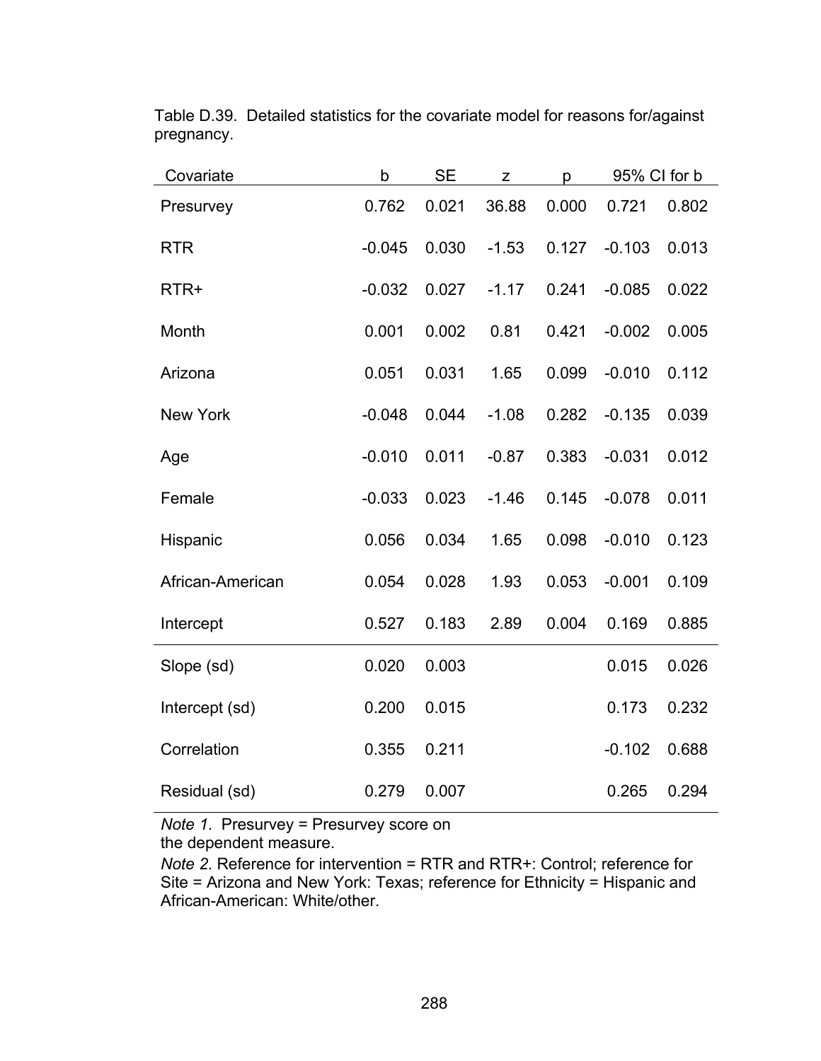Table D.39. Detailed statistics for the covariate model for reasons for/against pregnancy.

| Covariate | b | SE | z | p | 95% CI for b | |
|---|---|---|---|---|---|---|
| Presurvey | 0.762 | 0.021 | 36.88 | 0.000 | 0.721 | 0.802 |
| RTR | -0.045 | 0.030 | -1.53 | 0.127 | -0.103 | 0.013 |
| RTR+ | -0.032 | 0.027 | -1.17 | 0.241 | -0.085 | 0.022 |
| Month | 0.001 | 0.002 | 0.81 | 0.421 | -0.002 | 0.005 |
| Arizona | 0.051 | 0.031 | 1.65 | 0.099 | -0.010 | 0.112 |
| New York | -0.048 | 0.044 | -1.08 | 0.282 | -0.135 | 0.039 |
| Age | -0.010 | 0.011 | -0.87 | 0.383 | -0.031 | 0.012 |
| Female | -0.033 | 0.023 | -1.46 | 0.145 | -0.078 | 0.011 |
| Hispanic | 0.056 | 0.034 | 1.65 | 0.098 | -0.010 | 0.123 |
| African-American | 0.054 | 0.028 | 1.93 | 0.053 | -0.001 | 0.109 |
| Intercept | 0.527 | 0.183 | 2.89 | 0.004 | 0.169 | 0.885 |
| Slope (sd) | 0.020 | 0.003 | | | 0.015 | 0.026 |
| Intercept (sd) | 0.200 | 0.015 | | | 0.173 | 0.232 |
| Correlation | 0.355 | 0.211 | | | -0.102 | 0.688 |
| Residual (sd) | 0.279 | 0.007 | | | 0.265 | 0.294 |

*Note 1*. Presurvey = Presurvey score on the dependent measure.

*Note 2*. Reference for intervention = RTR and RTR+: Control; reference for Site = Arizona and New York: Texas; reference for Ethnicity = Hispanic and African-American: White/other.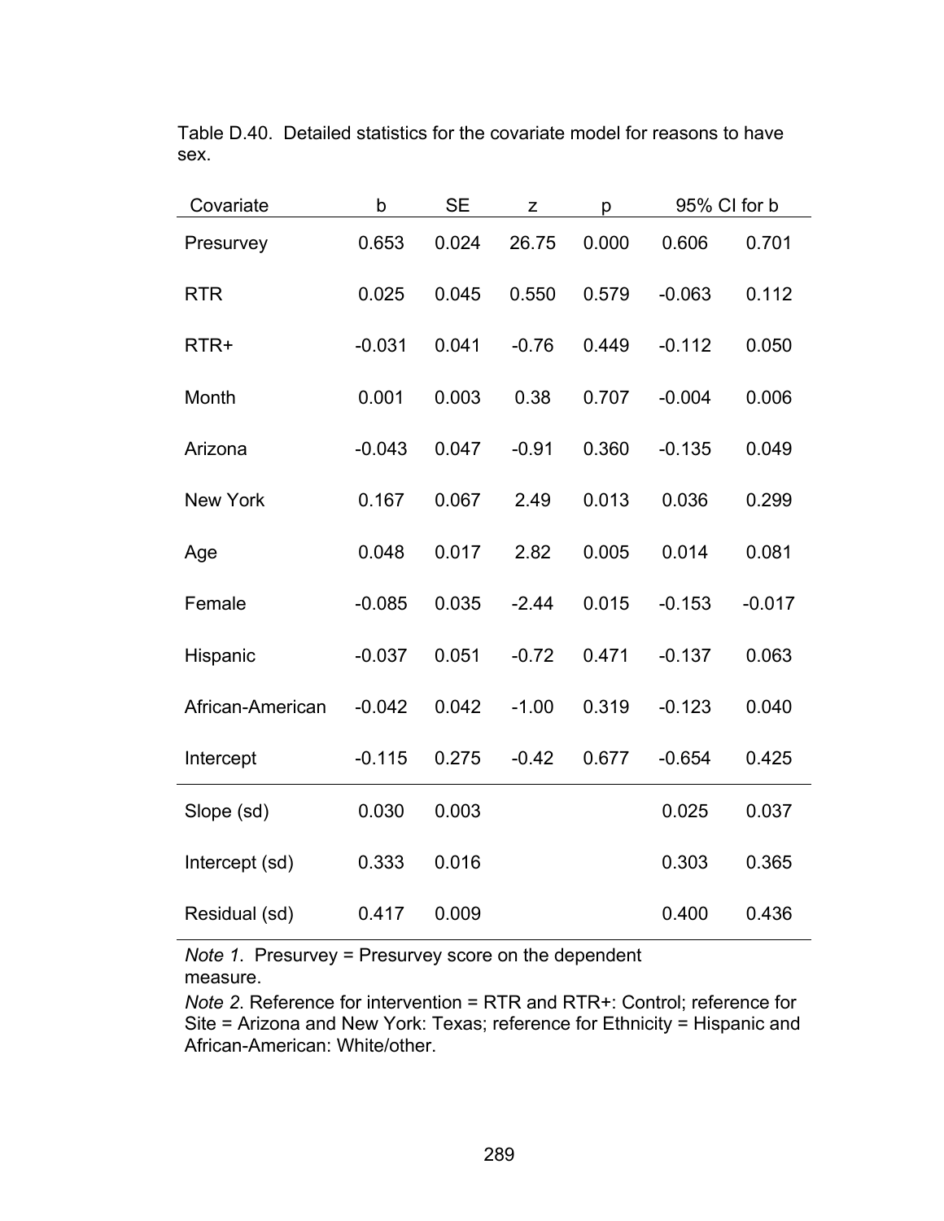Table D.40. Detailed statistics for the covariate model for reasons to have sex.

| Covariate | b | SE | z | p | 95% CI for b | |
|---|---|---|---|---|---|---|
| Presurvey | 0.653 | 0.024 | 26.75 | 0.000 | 0.606 | 0.701 |
| RTR | 0.025 | 0.045 | 0.550 | 0.579 | -0.063 | 0.112 |
| RTR+ | -0.031 | 0.041 | -0.76 | 0.449 | -0.112 | 0.050 |
| Month | 0.001 | 0.003 | 0.38 | 0.707 | -0.004 | 0.006 |
| Arizona | -0.043 | 0.047 | -0.91 | 0.360 | -0.135 | 0.049 |
| New York | 0.167 | 0.067 | 2.49 | 0.013 | 0.036 | 0.299 |
| Age | 0.048 | 0.017 | 2.82 | 0.005 | 0.014 | 0.081 |
| Female | -0.085 | 0.035 | -2.44 | 0.015 | -0.153 | -0.017 |
| Hispanic | -0.037 | 0.051 | -0.72 | 0.471 | -0.137 | 0.063 |
| African-American | -0.042 | 0.042 | -1.00 | 0.319 | -0.123 | 0.040 |
| Intercept | -0.115 | 0.275 | -0.42 | 0.677 | -0.654 | 0.425 |
| Slope (sd) | 0.030 | 0.003 | | | 0.025 | 0.037 |
| Intercept (sd) | 0.333 | 0.016 | | | 0.303 | 0.365 |
| Residual (sd) | 0.417 | 0.009 | | | 0.400 | 0.436 |

*Note 1*. Presurvey = Presurvey score on the dependent measure.

*Note 2*. Reference for intervention = RTR and RTR+: Control; reference for Site = Arizona and New York: Texas; reference for Ethnicity = Hispanic and African-American: White/other.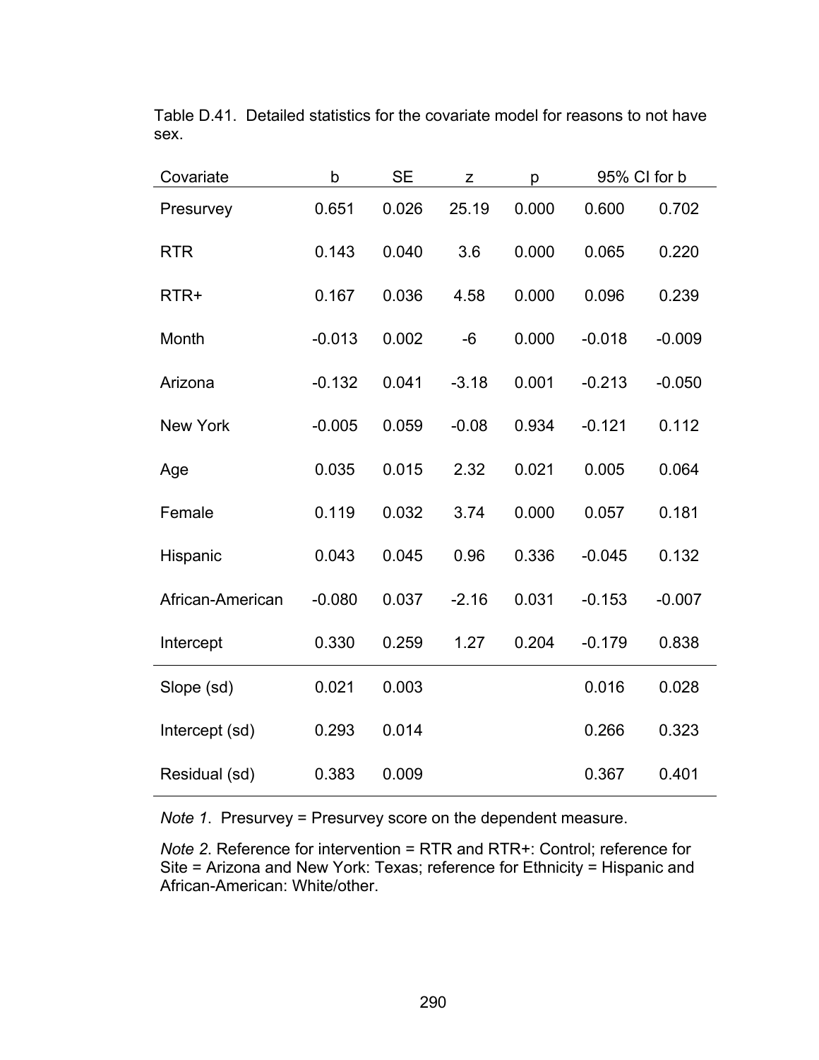Table D.41. Detailed statistics for the covariate model for reasons to not have sex.

| Covariate | b | SE | z | p | 95% CI for b | |
|---|---|---|---|---|---|---|
| Presurvey | 0.651 | 0.026 | 25.19 | 0.000 | 0.600 | 0.702 |
| RTR | 0.143 | 0.040 | 3.6 | 0.000 | 0.065 | 0.220 |
| RTR+ | 0.167 | 0.036 | 4.58 | 0.000 | 0.096 | 0.239 |
| Month | -0.013 | 0.002 | -6 | 0.000 | -0.018 | -0.009 |
| Arizona | -0.132 | 0.041 | -3.18 | 0.001 | -0.213 | -0.050 |
| New York | -0.005 | 0.059 | -0.08 | 0.934 | -0.121 | 0.112 |
| Age | 0.035 | 0.015 | 2.32 | 0.021 | 0.005 | 0.064 |
| Female | 0.119 | 0.032 | 3.74 | 0.000 | 0.057 | 0.181 |
| Hispanic | 0.043 | 0.045 | 0.96 | 0.336 | -0.045 | 0.132 |
| African-American | -0.080 | 0.037 | -2.16 | 0.031 | -0.153 | -0.007 |
| Intercept | 0.330 | 0.259 | 1.27 | 0.204 | -0.179 | 0.838 |
| Slope (sd) | 0.021 | 0.003 | | | 0.016 | 0.028 |
| Intercept (sd) | 0.293 | 0.014 | | | 0.266 | 0.323 |
| Residual (sd) | 0.383 | 0.009 | | | 0.367 | 0.401 |

*Note 1*. Presurvey = Presurvey score on the dependent measure.

*Note 2*. Reference for intervention = RTR and RTR+: Control; reference for Site = Arizona and New York: Texas; reference for Ethnicity = Hispanic and African-American: White/other.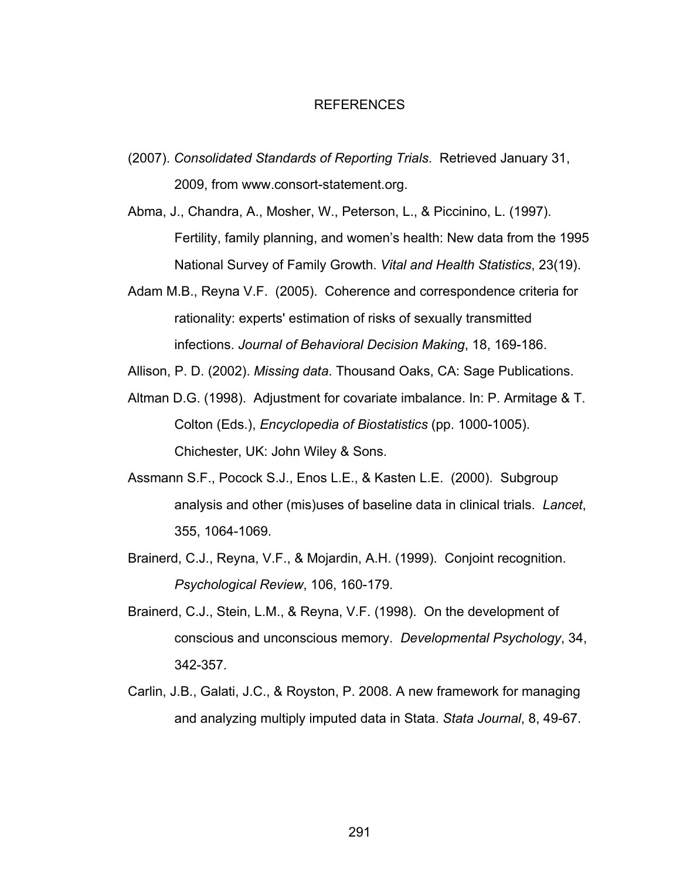# REFERENCES

(2007). *Consolidated Standards of Reporting Trials*. Retrieved January 31, 2009, from www.consort-statement.org.

Abma, J., Chandra, A., Mosher, W., Peterson, L., & Piccinino, L. (1997). Fertility, family planning, and women's health: New data from the 1995 National Survey of Family Growth. *Vital and Health Statistics*, 23(19).

Adam M.B., Reyna V.F. (2005). Coherence and correspondence criteria for rationality: experts' estimation of risks of sexually transmitted infections. *Journal of Behavioral Decision Making*, 18, 169-186.

Allison, P. D. (2002). *Missing data*. Thousand Oaks, CA: Sage Publications.

Altman D.G. (1998). Adjustment for covariate imbalance. In: P. Armitage & T. Colton (Eds.), *Encyclopedia of Biostatistics* (pp. 1000-1005). Chichester, UK: John Wiley & Sons.

Assmann S.F., Pocock S.J., Enos L.E., & Kasten L.E. (2000). Subgroup analysis and other (mis)uses of baseline data in clinical trials. *Lancet*, 355, 1064-1069.

Brainerd, C.J., Reyna, V.F., & Mojardin, A.H. (1999). Conjoint recognition. *Psychological Review*, 106, 160-179.

Brainerd, C.J., Stein, L.M., & Reyna, V.F. (1998). On the development of conscious and unconscious memory. *Developmental Psychology*, 34, 342-357.

Carlin, J.B., Galati, J.C., & Royston, P. 2008. A new framework for managing and analyzing multiply imputed data in Stata. *Stata Journal*, 8, 49-67.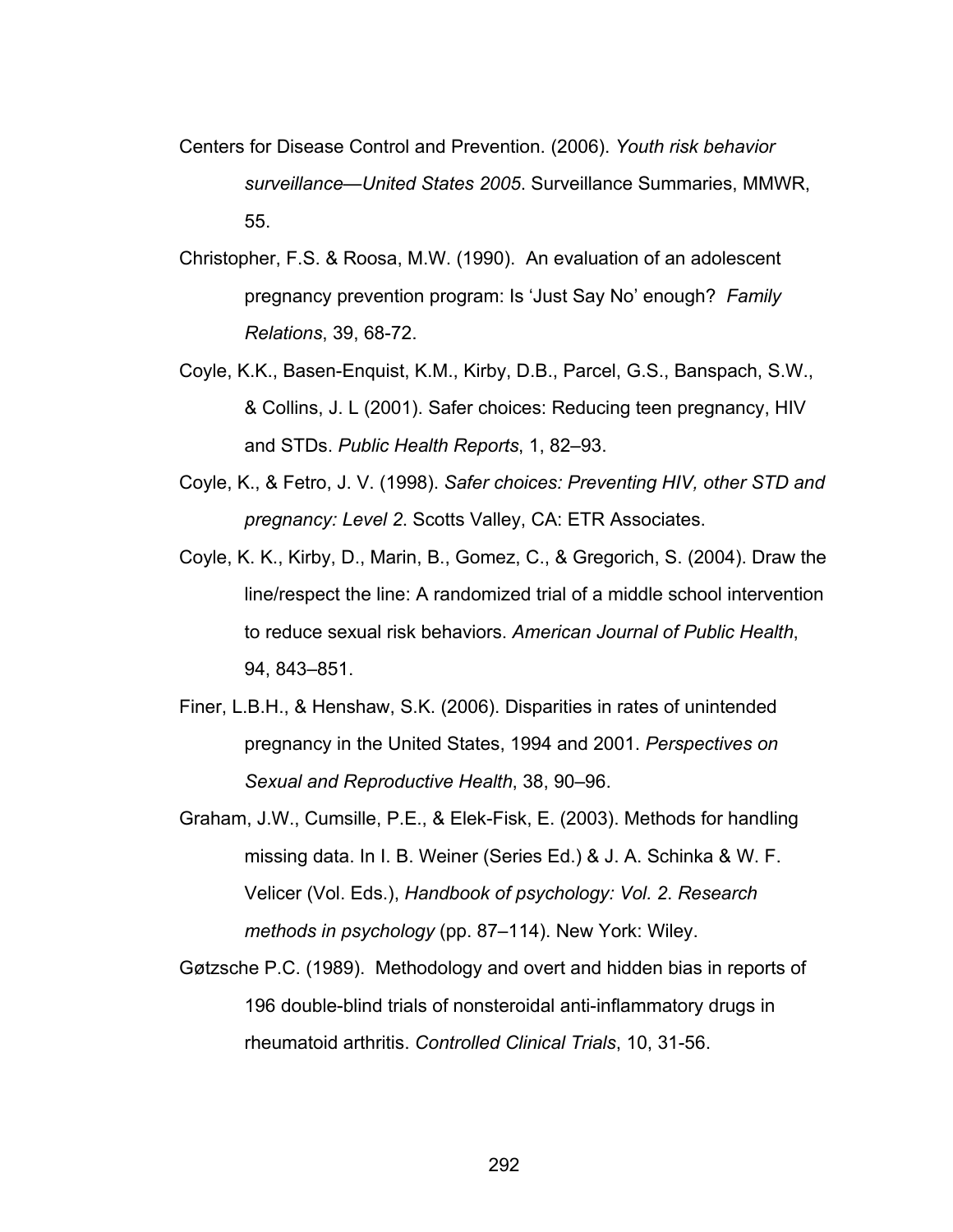Centers for Disease Control and Prevention. (2006). *Youth risk behavior surveillance—United States 2005*. Surveillance Summaries, MMWR, 55.

Christopher, F.S. & Roosa, M.W. (1990). An evaluation of an adolescent pregnancy prevention program: Is 'Just Say No' enough? *Family Relations*, 39, 68-72.

Coyle, K.K., Basen-Enquist, K.M., Kirby, D.B., Parcel, G.S., Banspach, S.W., & Collins, J. L (2001). Safer choices: Reducing teen pregnancy, HIV and STDs. *Public Health Reports*, 1, 82–93.

Coyle, K., & Fetro, J. V. (1998). *Safer choices: Preventing HIV, other STD and pregnancy: Level 2*. Scotts Valley, CA: ETR Associates.

Coyle, K. K., Kirby, D., Marin, B., Gomez, C., & Gregorich, S. (2004). Draw the line/respect the line: A randomized trial of a middle school intervention to reduce sexual risk behaviors. *American Journal of Public Health*, 94, 843–851.

Finer, L.B.H., & Henshaw, S.K. (2006). Disparities in rates of unintended pregnancy in the United States, 1994 and 2001. *Perspectives on Sexual and Reproductive Health*, 38, 90–96.

Graham, J.W., Cumsille, P.E., & Elek-Fisk, E. (2003). Methods for handling missing data. In I. B. Weiner (Series Ed.) & J. A. Schinka & W. F. Velicer (Vol. Eds.), *Handbook of psychology: Vol. 2. Research methods in psychology* (pp. 87–114). New York: Wiley.

Gøtzsche P.C. (1989). Methodology and overt and hidden bias in reports of 196 double-blind trials of nonsteroidal anti-inflammatory drugs in rheumatoid arthritis. *Controlled Clinical Trials*, 10, 31-56.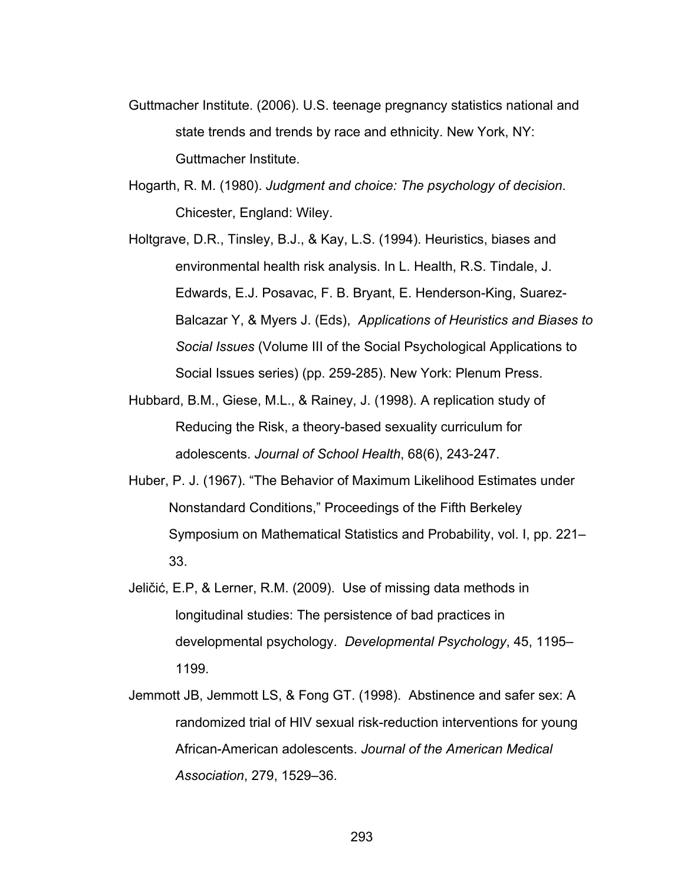Guttmacher Institute. (2006). U.S. teenage pregnancy statistics national and state trends and trends by race and ethnicity. New York, NY: Guttmacher Institute.

Hogarth, R. M. (1980). *Judgment and choice: The psychology of decision*. Chicester, England: Wiley.

Holtgrave, D.R., Tinsley, B.J., & Kay, L.S. (1994). Heuristics, biases and environmental health risk analysis. In L. Health, R.S. Tindale, J. Edwards, E.J. Posavac, F. B. Bryant, E. Henderson-King, Suarez-Balcazar Y, & Myers J. (Eds), *Applications of Heuristics and Biases to Social Issues* (Volume III of the Social Psychological Applications to Social Issues series) (pp. 259-285). New York: Plenum Press.

Hubbard, B.M., Giese, M.L., & Rainey, J. (1998). A replication study of Reducing the Risk, a theory-based sexuality curriculum for adolescents. *Journal of School Health*, 68(6), 243-247.

Huber, P. J. (1967). "The Behavior of Maximum Likelihood Estimates under Nonstandard Conditions," Proceedings of the Fifth Berkeley Symposium on Mathematical Statistics and Probability, vol. I, pp. 221–33.

Jeličić, E.P, & Lerner, R.M. (2009). Use of missing data methods in longitudinal studies: The persistence of bad practices in developmental psychology. *Developmental Psychology*, 45, 1195–1199.

Jemmott JB, Jemmott LS, & Fong GT. (1998). Abstinence and safer sex: A randomized trial of HIV sexual risk-reduction interventions for young African-American adolescents. *Journal of the American Medical Association*, 279, 1529–36.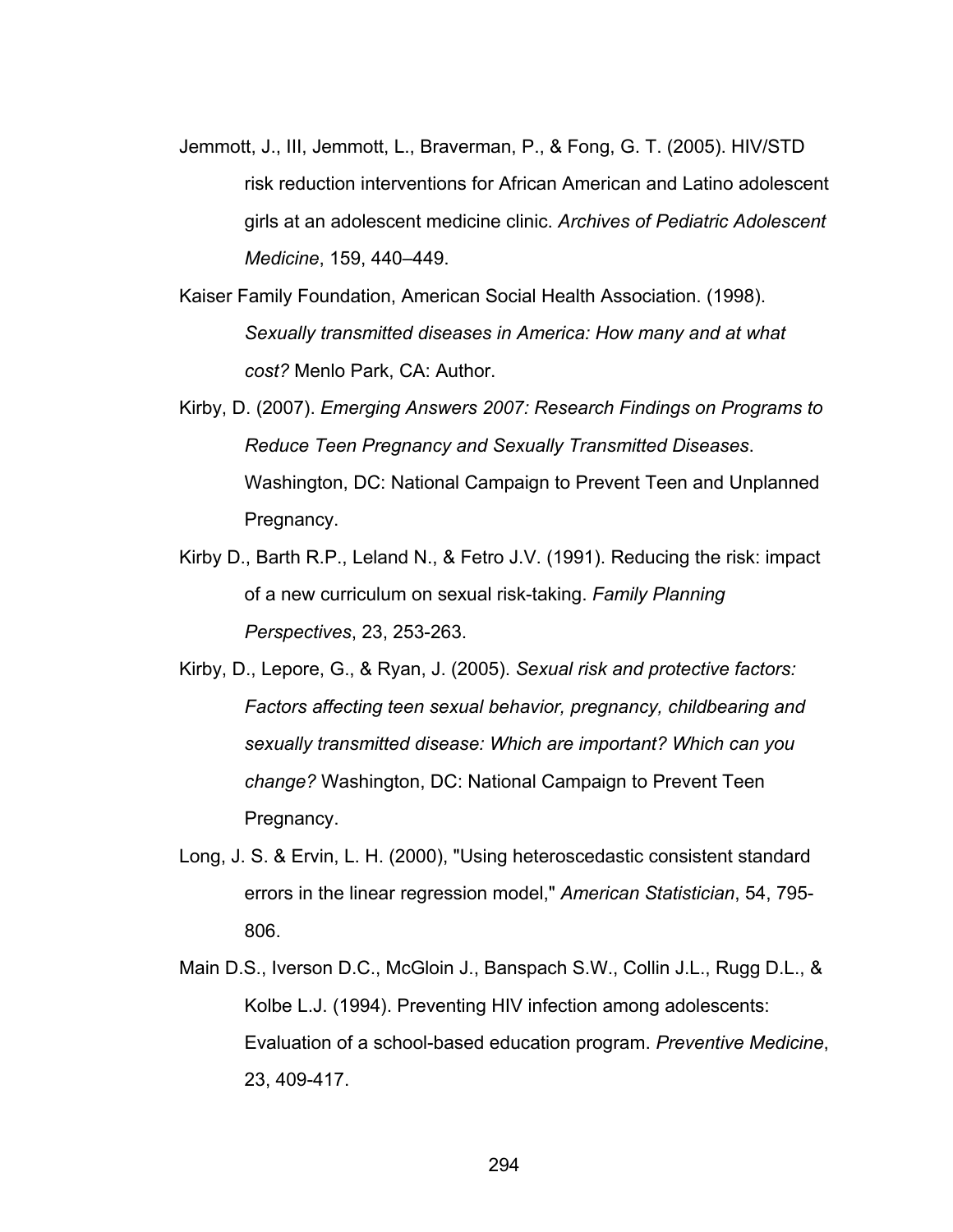Jemmott, J., III, Jemmott, L., Braverman, P., & Fong, G. T. (2005). HIV/STD risk reduction interventions for African American and Latino adolescent girls at an adolescent medicine clinic. *Archives of Pediatric Adolescent Medicine*, 159, 440–449.

Kaiser Family Foundation, American Social Health Association. (1998). *Sexually transmitted diseases in America: How many and at what cost?* Menlo Park, CA: Author.

Kirby, D. (2007). *Emerging Answers 2007: Research Findings on Programs to Reduce Teen Pregnancy and Sexually Transmitted Diseases*. Washington, DC: National Campaign to Prevent Teen and Unplanned Pregnancy.

Kirby D., Barth R.P., Leland N., & Fetro J.V. (1991). Reducing the risk: impact of a new curriculum on sexual risk-taking. *Family Planning Perspectives*, 23, 253-263.

Kirby, D., Lepore, G., & Ryan, J. (2005). *Sexual risk and protective factors: Factors affecting teen sexual behavior, pregnancy, childbearing and sexually transmitted disease: Which are important? Which can you change?* Washington, DC: National Campaign to Prevent Teen Pregnancy.

Long, J. S. & Ervin, L. H. (2000), "Using heteroscedastic consistent standard errors in the linear regression model," *American Statistician*, 54, 795-806.

Main D.S., Iverson D.C., McGloin J., Banspach S.W., Collin J.L., Rugg D.L., & Kolbe L.J. (1994). Preventing HIV infection among adolescents: Evaluation of a school-based education program. *Preventive Medicine*, 23, 409-417.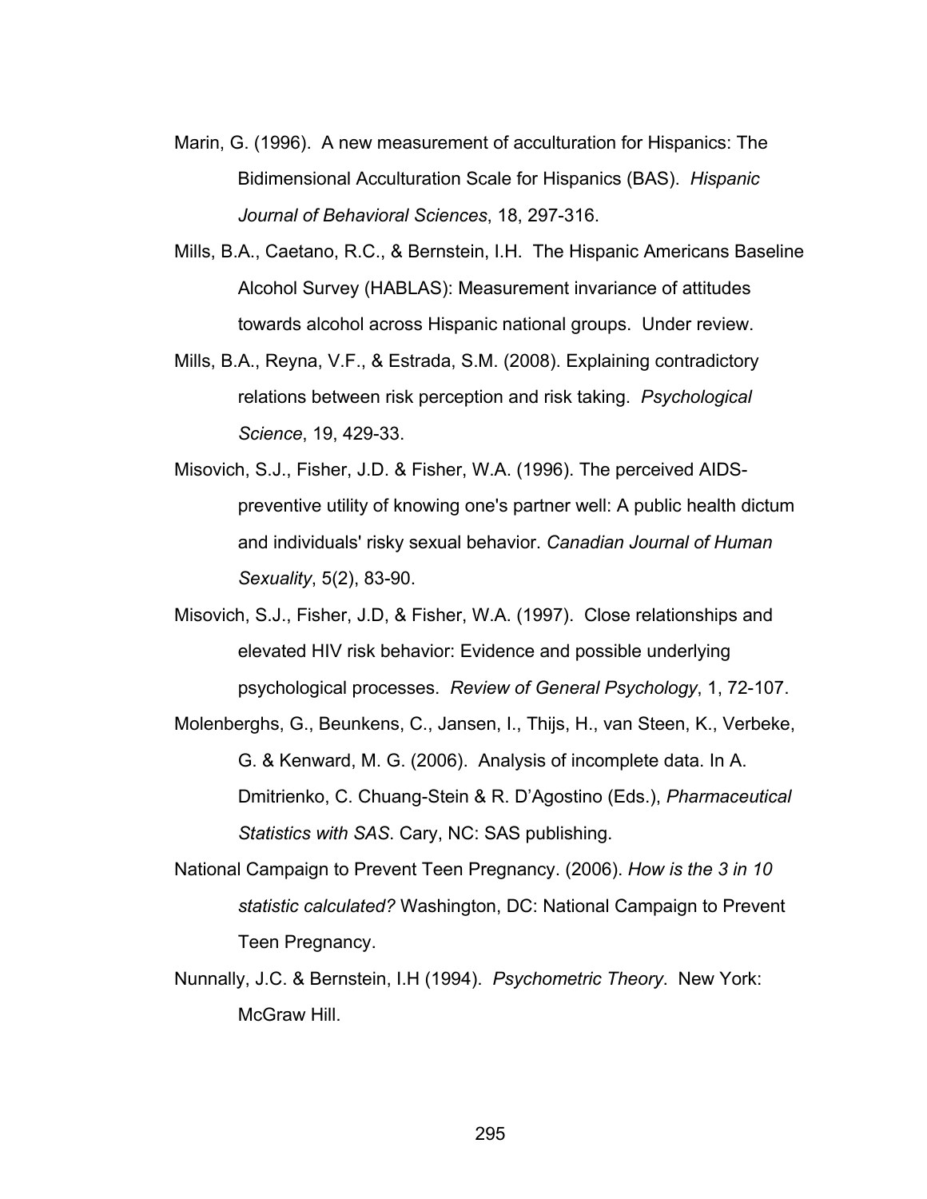Marin, G. (1996). A new measurement of acculturation for Hispanics: The Bidimensional Acculturation Scale for Hispanics (BAS). *Hispanic Journal of Behavioral Sciences*, 18, 297-316.

Mills, B.A., Caetano, R.C., & Bernstein, I.H. The Hispanic Americans Baseline Alcohol Survey (HABLAS): Measurement invariance of attitudes towards alcohol across Hispanic national groups. Under review.

Mills, B.A., Reyna, V.F., & Estrada, S.M. (2008). Explaining contradictory relations between risk perception and risk taking. *Psychological Science*, 19, 429-33.

Misovich, S.J., Fisher, J.D. & Fisher, W.A. (1996). The perceived AIDS-preventive utility of knowing one's partner well: A public health dictum and individuals' risky sexual behavior. *Canadian Journal of Human Sexuality*, 5(2), 83-90.

Misovich, S.J., Fisher, J.D, & Fisher, W.A. (1997). Close relationships and elevated HIV risk behavior: Evidence and possible underlying psychological processes. *Review of General Psychology*, 1, 72-107.

Molenberghs, G., Beunkens, C., Jansen, I., Thijs, H., van Steen, K., Verbeke, G. & Kenward, M. G. (2006). Analysis of incomplete data. In A. Dmitrienko, C. Chuang-Stein & R. D'Agostino (Eds.), *Pharmaceutical Statistics with SAS*. Cary, NC: SAS publishing.

National Campaign to Prevent Teen Pregnancy. (2006). *How is the 3 in 10 statistic calculated?* Washington, DC: National Campaign to Prevent Teen Pregnancy.

Nunnally, J.C. & Bernstein, I.H (1994). *Psychometric Theory*. New York: McGraw Hill.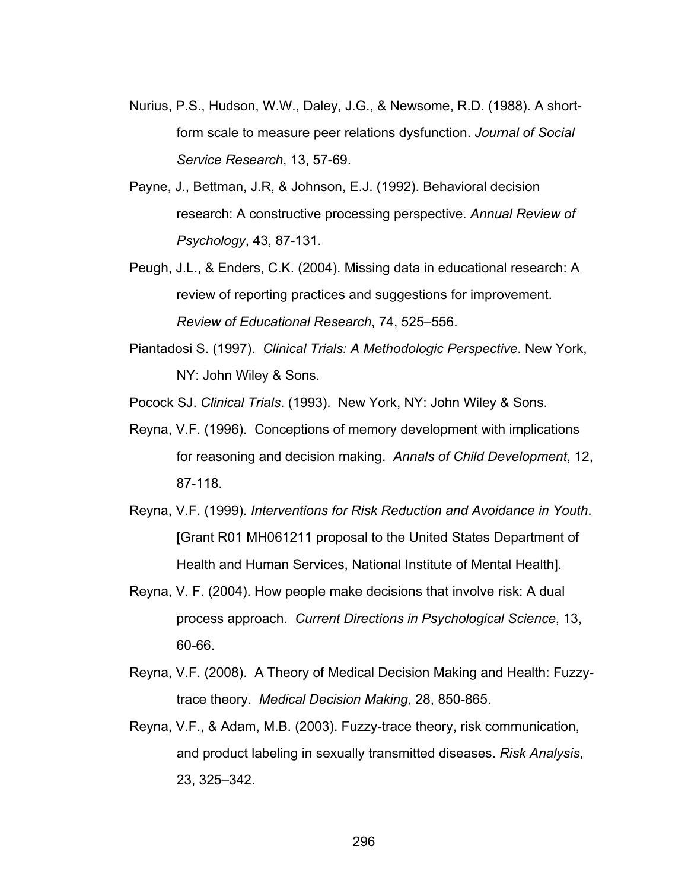Nurius, P.S., Hudson, W.W., Daley, J.G., & Newsome, R.D. (1988). A short-form scale to measure peer relations dysfunction. *Journal of Social Service Research*, 13, 57-69.

Payne, J., Bettman, J.R, & Johnson, E.J. (1992). Behavioral decision research: A constructive processing perspective. *Annual Review of Psychology*, 43, 87-131.

Peugh, J.L., & Enders, C.K. (2004). Missing data in educational research: A review of reporting practices and suggestions for improvement. *Review of Educational Research*, 74, 525–556.

Piantadosi S. (1997). *Clinical Trials: A Methodologic Perspective*. New York, NY: John Wiley & Sons.

Pocock SJ. *Clinical Trials*. (1993). New York, NY: John Wiley & Sons.

Reyna, V.F. (1996). Conceptions of memory development with implications for reasoning and decision making. *Annals of Child Development*, 12, 87-118.

Reyna, V.F. (1999). *Interventions for Risk Reduction and Avoidance in Youth*. [Grant R01 MH061211 proposal to the United States Department of Health and Human Services, National Institute of Mental Health].

Reyna, V. F. (2004). How people make decisions that involve risk: A dual process approach. *Current Directions in Psychological Science*, 13, 60-66.

Reyna, V.F. (2008). A Theory of Medical Decision Making and Health: Fuzzy-trace theory. *Medical Decision Making*, 28, 850-865.

Reyna, V.F., & Adam, M.B. (2003). Fuzzy-trace theory, risk communication, and product labeling in sexually transmitted diseases. *Risk Analysis*, 23, 325–342.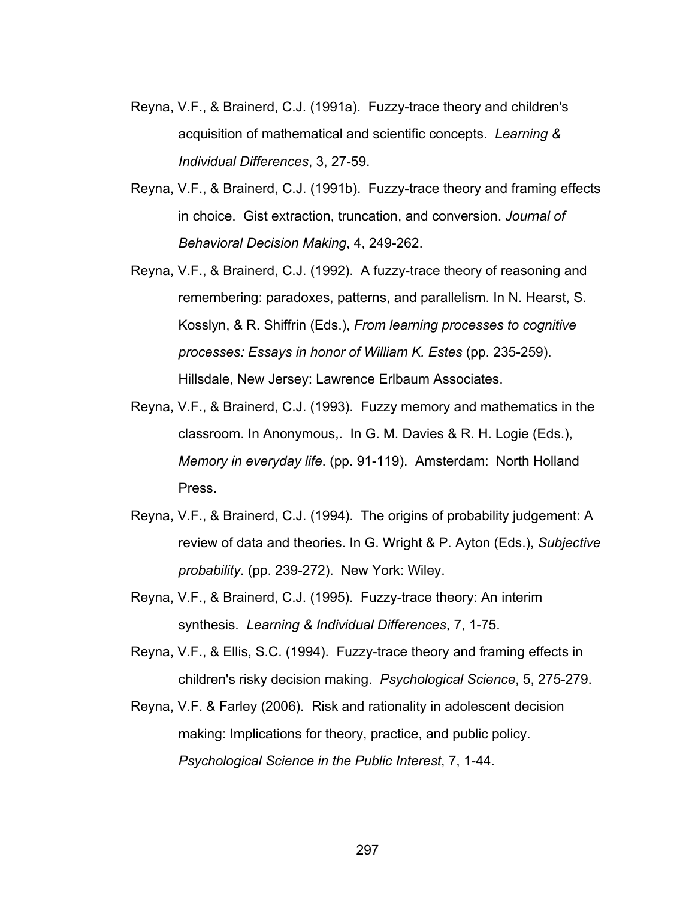Reyna, V.F., & Brainerd, C.J. (1991a). Fuzzy-trace theory and children's acquisition of mathematical and scientific concepts. *Learning & Individual Differences*, 3, 27-59.

Reyna, V.F., & Brainerd, C.J. (1991b). Fuzzy-trace theory and framing effects in choice. Gist extraction, truncation, and conversion. *Journal of Behavioral Decision Making*, 4, 249-262.

Reyna, V.F., & Brainerd, C.J. (1992). A fuzzy-trace theory of reasoning and remembering: paradoxes, patterns, and parallelism. In N. Hearst, S. Kosslyn, & R. Shiffrin (Eds.), *From learning processes to cognitive processes: Essays in honor of William K. Estes* (pp. 235-259). Hillsdale, New Jersey: Lawrence Erlbaum Associates.

Reyna, V.F., & Brainerd, C.J. (1993). Fuzzy memory and mathematics in the classroom. In Anonymous,. In G. M. Davies & R. H. Logie (Eds.), *Memory in everyday life*. (pp. 91-119). Amsterdam: North Holland Press.

Reyna, V.F., & Brainerd, C.J. (1994). The origins of probability judgement: A review of data and theories. In G. Wright & P. Ayton (Eds.), *Subjective probability*. (pp. 239-272). New York: Wiley.

Reyna, V.F., & Brainerd, C.J. (1995). Fuzzy-trace theory: An interim synthesis. *Learning & Individual Differences*, 7, 1-75.

Reyna, V.F., & Ellis, S.C. (1994). Fuzzy-trace theory and framing effects in children's risky decision making. *Psychological Science*, 5, 275-279.

Reyna, V.F. & Farley (2006). Risk and rationality in adolescent decision making: Implications for theory, practice, and public policy. *Psychological Science in the Public Interest*, 7, 1-44.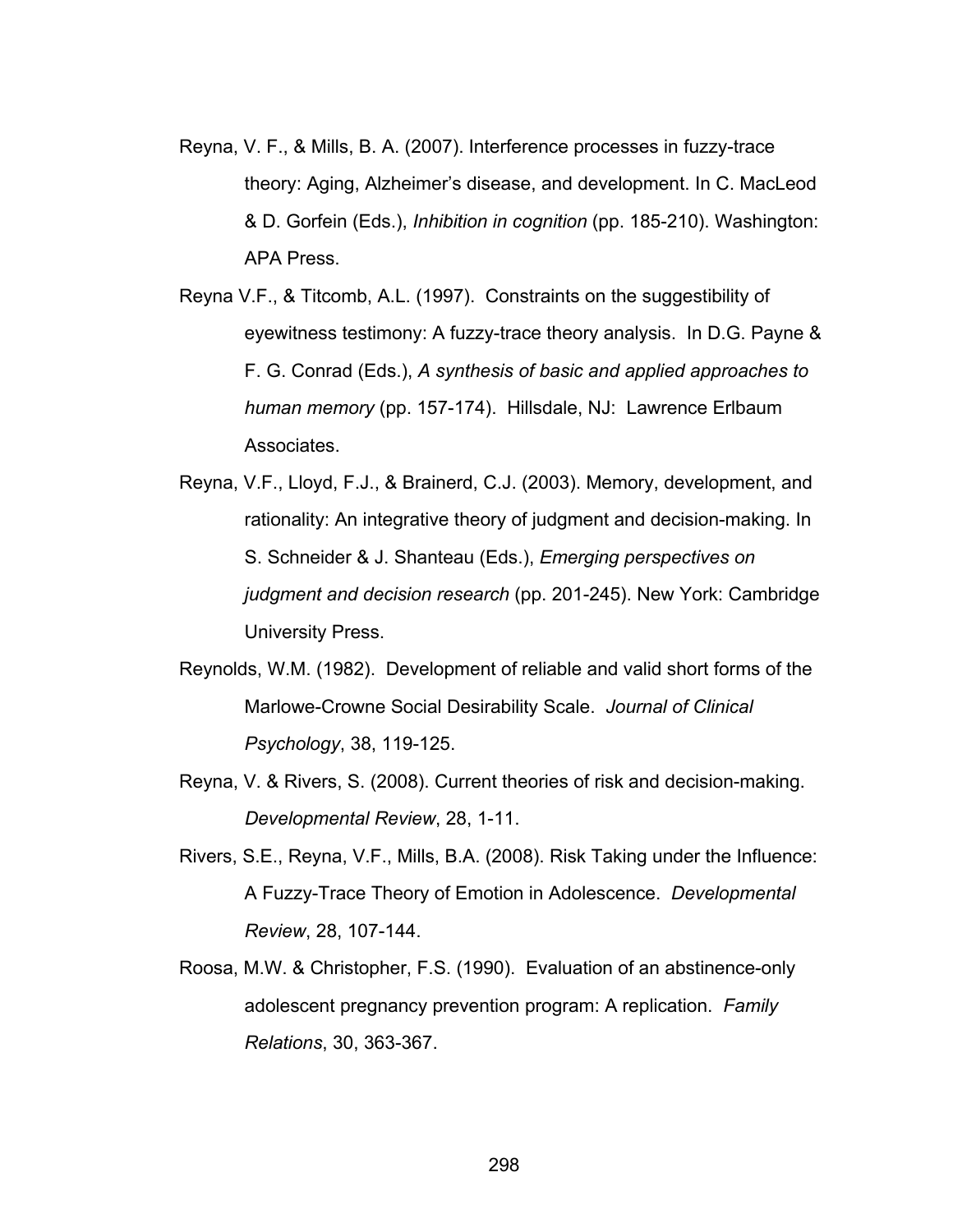Reyna, V. F., & Mills, B. A. (2007). Interference processes in fuzzy-trace theory: Aging, Alzheimer's disease, and development. In C. MacLeod & D. Gorfein (Eds.), *Inhibition in cognition* (pp. 185-210). Washington: APA Press.

Reyna V.F., & Titcomb, A.L. (1997). Constraints on the suggestibility of eyewitness testimony: A fuzzy-trace theory analysis. In D.G. Payne & F. G. Conrad (Eds.), *A synthesis of basic and applied approaches to human memory* (pp. 157-174). Hillsdale, NJ: Lawrence Erlbaum Associates.

Reyna, V.F., Lloyd, F.J., & Brainerd, C.J. (2003). Memory, development, and rationality: An integrative theory of judgment and decision-making. In S. Schneider & J. Shanteau (Eds.), *Emerging perspectives on judgment and decision research* (pp. 201-245). New York: Cambridge University Press.

Reynolds, W.M. (1982). Development of reliable and valid short forms of the Marlowe-Crowne Social Desirability Scale. *Journal of Clinical Psychology*, 38, 119-125.

Reyna, V. & Rivers, S. (2008). Current theories of risk and decision-making. *Developmental Review*, 28, 1-11.

Rivers, S.E., Reyna, V.F., Mills, B.A. (2008). Risk Taking under the Influence: A Fuzzy-Trace Theory of Emotion in Adolescence. *Developmental Review*, 28, 107-144.

Roosa, M.W. & Christopher, F.S. (1990). Evaluation of an abstinence-only adolescent pregnancy prevention program: A replication. *Family Relations*, 30, 363-367.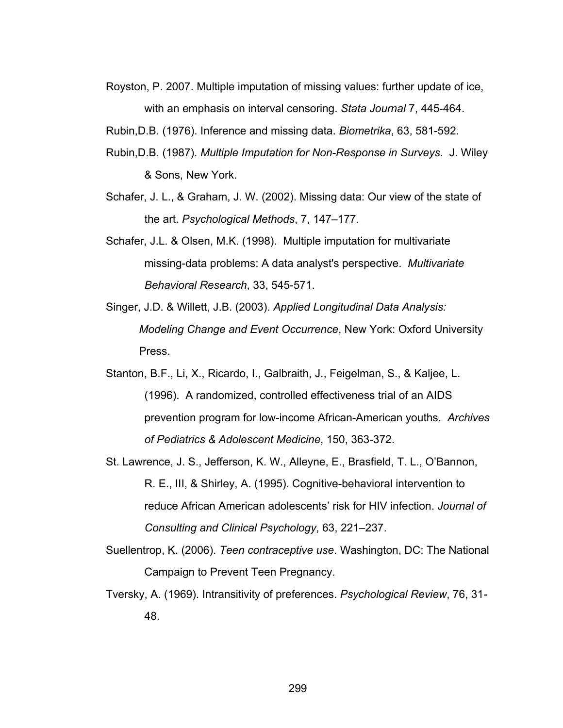Royston, P. 2007. Multiple imputation of missing values: further update of ice, with an emphasis on interval censoring. *Stata Journal* 7, 445-464.

Rubin,D.B. (1976). Inference and missing data. *Biometrika*, 63, 581-592.

Rubin,D.B. (1987). *Multiple Imputation for Non-Response in Surveys*. J. Wiley & Sons, New York.

Schafer, J. L., & Graham, J. W. (2002). Missing data: Our view of the state of the art. *Psychological Methods*, 7, 147–177.

Schafer, J.L. & Olsen, M.K. (1998). Multiple imputation for multivariate missing-data problems: A data analyst's perspective. *Multivariate Behavioral Research*, 33, 545-571.

Singer, J.D. & Willett, J.B. (2003). *Applied Longitudinal Data Analysis: Modeling Change and Event Occurrence*, New York: Oxford University Press.

Stanton, B.F., Li, X., Ricardo, I., Galbraith, J., Feigelman, S., & Kaljee, L. (1996). A randomized, controlled effectiveness trial of an AIDS prevention program for low-income African-American youths. *Archives of Pediatrics & Adolescent Medicine*, 150, 363-372.

St. Lawrence, J. S., Jefferson, K. W., Alleyne, E., Brasfield, T. L., O'Bannon, R. E., III, & Shirley, A. (1995). Cognitive-behavioral intervention to reduce African American adolescents' risk for HIV infection. *Journal of Consulting and Clinical Psychology*, 63, 221–237.

Suellentrop, K. (2006). *Teen contraceptive use*. Washington, DC: The National Campaign to Prevent Teen Pregnancy.

Tversky, A. (1969). Intransitivity of preferences. *Psychological Review*, 76, 31-48.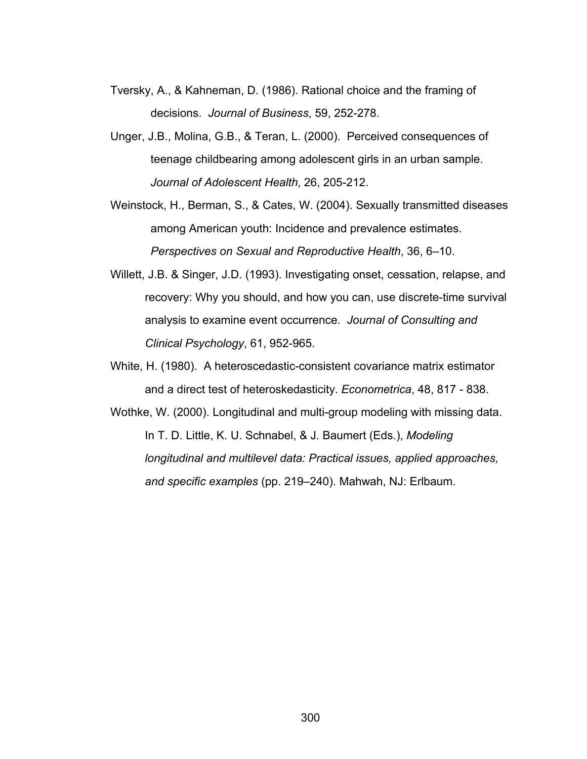Tversky, A., & Kahneman, D. (1986). Rational choice and the framing of decisions. *Journal of Business*, 59, 252-278.

Unger, J.B., Molina, G.B., & Teran, L. (2000). Perceived consequences of teenage childbearing among adolescent girls in an urban sample. *Journal of Adolescent Health*, 26, 205-212.

Weinstock, H., Berman, S., & Cates, W. (2004). Sexually transmitted diseases among American youth: Incidence and prevalence estimates. *Perspectives on Sexual and Reproductive Health*, 36, 6–10.

Willett, J.B. & Singer, J.D. (1993). Investigating onset, cessation, relapse, and recovery: Why you should, and how you can, use discrete-time survival analysis to examine event occurrence. *Journal of Consulting and Clinical Psychology*, 61, 952-965.

White, H. (1980). A heteroscedastic-consistent covariance matrix estimator and a direct test of heteroskedasticity. *Econometrica*, 48, 817 - 838.

Wothke, W. (2000). Longitudinal and multi-group modeling with missing data. In T. D. Little, K. U. Schnabel, & J. Baumert (Eds.), *Modeling longitudinal and multilevel data: Practical issues, applied approaches, and specific examples* (pp. 219–240). Mahwah, NJ: Erlbaum.